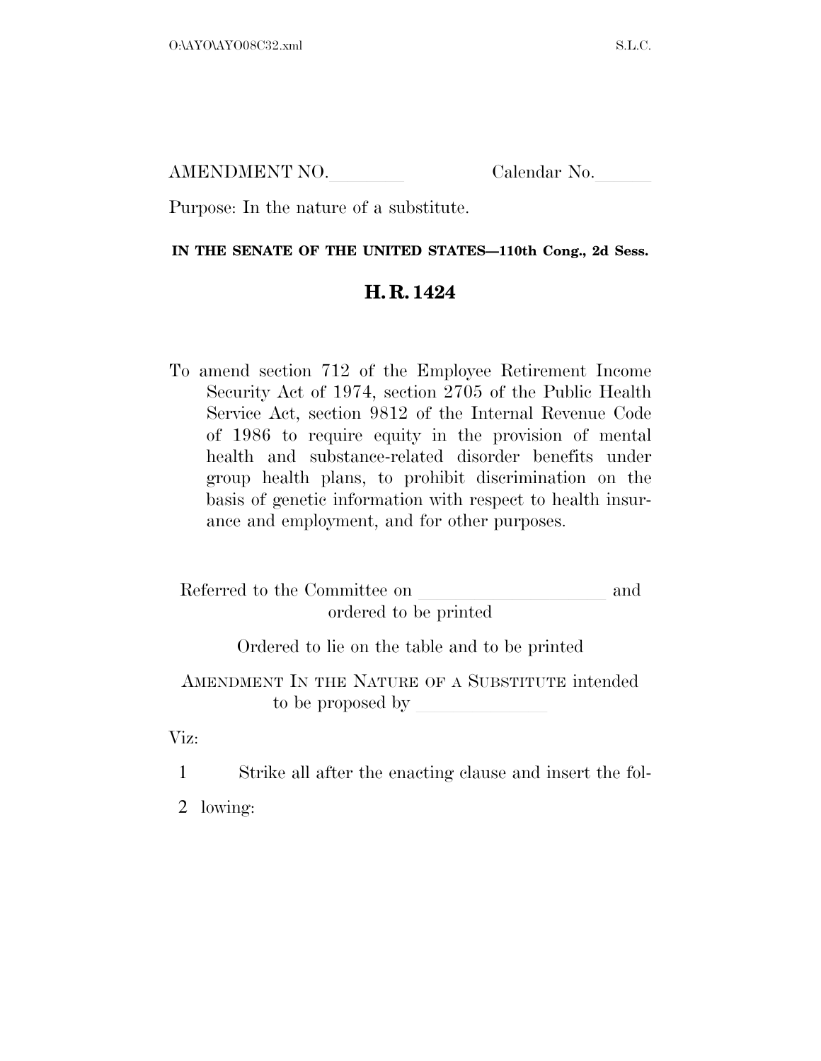AMENDMENT NO.\_\_\_\_\_\_\_\_ Calendar No.\_\_\_\_\_\_

Purpose: In the nature of a substitute.

**IN THE SENATE OF THE UNITED STATES—110th Cong., 2d Sess.**

# H. R. 1424

To amend section 712 of the Employee Retirement Income Security Act of 1974, section 2705 of the Public Health Service Act, section 9812 of the Internal Revenue Code of 1986 to require equity in the provision of mental health and substance-related disorder benefits under group health plans, to prohibit discrimination on the basis of genetic information with respect to health insurance and employment, and for other purposes.

Referred to the Committee on \_\_\_\_\_\_\_\_\_\_\_\_\_\_\_\_\_\_\_\_ and ordered to be printed

Ordered to lie on the table and to be printed

AMENDMENT IN THE NATURE OF A SUBSTITUTE intended to be proposed by \_\_\_\_\_\_\_\_\_\_\_\_\_\_\_\_

Viz:

1 Strike all after the enacting clause and insert the fol-
2 lowing: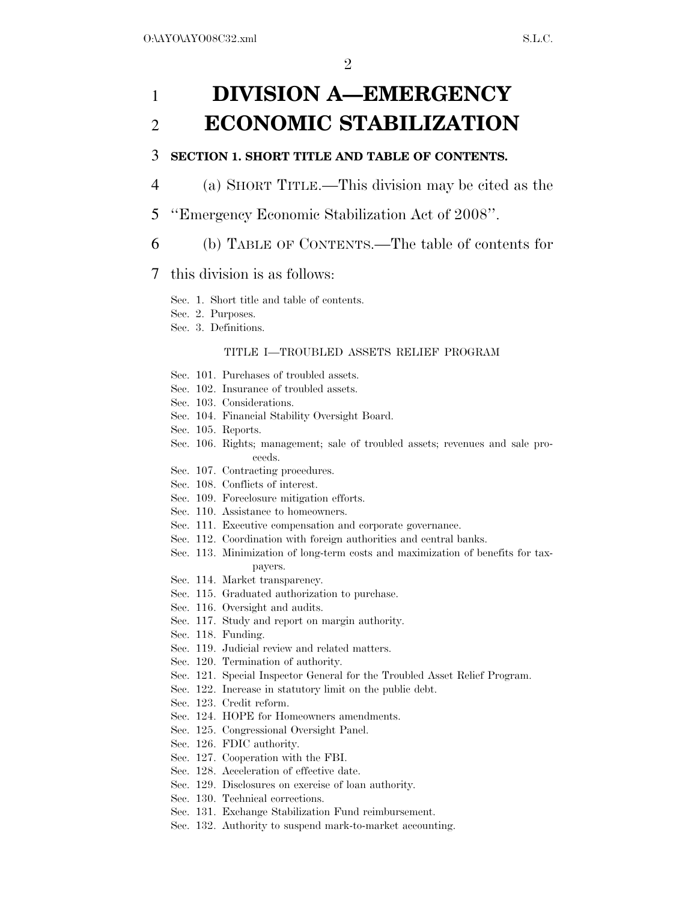# DIVISION A—EMERGENCY ECONOMIC STABILIZATION

**SECTION 1. SHORT TITLE AND TABLE OF CONTENTS.**

(a) SHORT TITLE.—This division may be cited as the ''Emergency Economic Stabilization Act of 2008''.

(b) TABLE OF CONTENTS.—The table of contents for this division is as follows:

Sec. 1. Short title and table of contents.
Sec. 2. Purposes.
Sec. 3. Definitions.

TITLE I—TROUBLED ASSETS RELIEF PROGRAM

Sec. 101. Purchases of troubled assets.
Sec. 102. Insurance of troubled assets.
Sec. 103. Considerations.
Sec. 104. Financial Stability Oversight Board.
Sec. 105. Reports.
Sec. 106. Rights; management; sale of troubled assets; revenues and sale proceeds.
Sec. 107. Contracting procedures.
Sec. 108. Conflicts of interest.
Sec. 109. Foreclosure mitigation efforts.
Sec. 110. Assistance to homeowners.
Sec. 111. Executive compensation and corporate governance.
Sec. 112. Coordination with foreign authorities and central banks.
Sec. 113. Minimization of long-term costs and maximization of benefits for taxpayers.
Sec. 114. Market transparency.
Sec. 115. Graduated authorization to purchase.
Sec. 116. Oversight and audits.
Sec. 117. Study and report on margin authority.
Sec. 118. Funding.
Sec. 119. Judicial review and related matters.
Sec. 120. Termination of authority.
Sec. 121. Special Inspector General for the Troubled Asset Relief Program.
Sec. 122. Increase in statutory limit on the public debt.
Sec. 123. Credit reform.
Sec. 124. HOPE for Homeowners amendments.
Sec. 125. Congressional Oversight Panel.
Sec. 126. FDIC authority.
Sec. 127. Cooperation with the FBI.
Sec. 128. Acceleration of effective date.
Sec. 129. Disclosures on exercise of loan authority.
Sec. 130. Technical corrections.
Sec. 131. Exchange Stabilization Fund reimbursement.
Sec. 132. Authority to suspend mark-to-market accounting.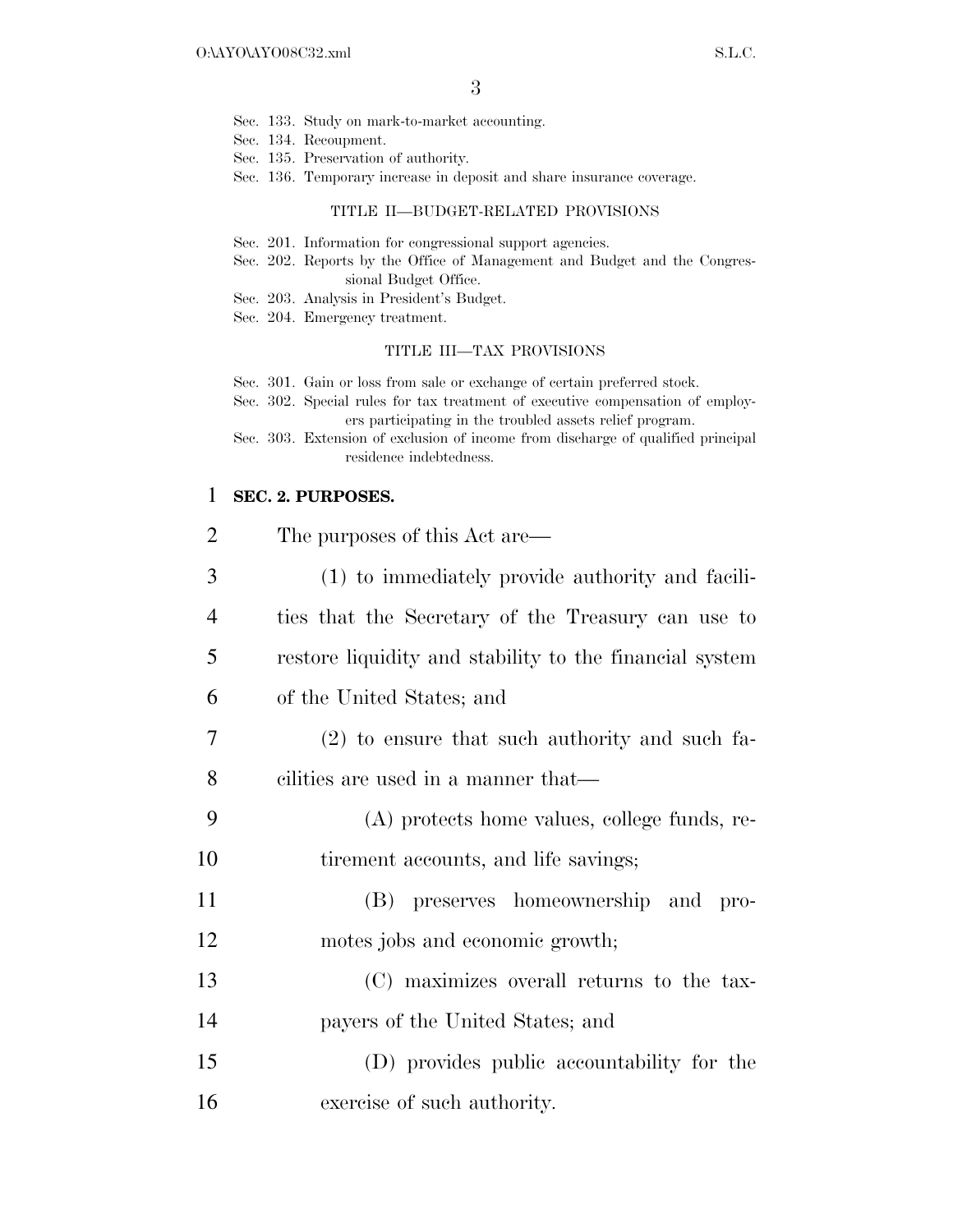Sec. 133. Study on mark-to-market accounting.
Sec. 134. Recoupment.
Sec. 135. Preservation of authority.
Sec. 136. Temporary increase in deposit and share insurance coverage.

TITLE II—BUDGET-RELATED PROVISIONS

Sec. 201. Information for congressional support agencies.
Sec. 202. Reports by the Office of Management and Budget and the Congressional Budget Office.
Sec. 203. Analysis in President's Budget.
Sec. 204. Emergency treatment.

TITLE III—TAX PROVISIONS

Sec. 301. Gain or loss from sale or exchange of certain preferred stock.
Sec. 302. Special rules for tax treatment of executive compensation of employers participating in the troubled assets relief program.
Sec. 303. Extension of exclusion of income from discharge of qualified principal residence indebtedness.

**SEC. 2. PURPOSES.**

The purposes of this Act are—

(1) to immediately provide authority and facilities that the Secretary of the Treasury can use to restore liquidity and stability to the financial system of the United States; and

(2) to ensure that such authority and such facilities are used in a manner that—

(A) protects home values, college funds, retirement accounts, and life savings;

(B) preserves homeownership and promotes jobs and economic growth;

(C) maximizes overall returns to the taxpayers of the United States; and

(D) provides public accountability for the exercise of such authority.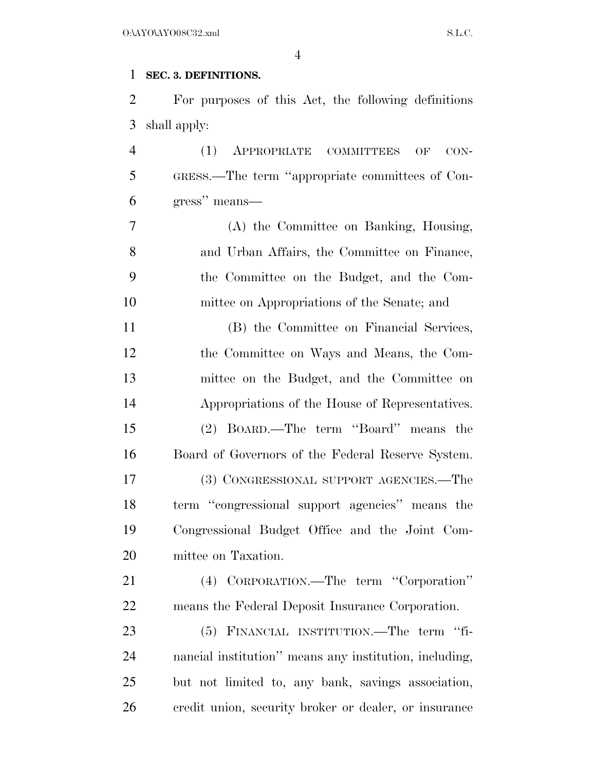**SEC. 3. DEFINITIONS.**

For purposes of this Act, the following definitions shall apply:

(1) APPROPRIATE COMMITTEES OF CONGRESS.—The term ''appropriate committees of Congress'' means—

(A) the Committee on Banking, Housing, and Urban Affairs, the Committee on Finance, the Committee on the Budget, and the Committee on Appropriations of the Senate; and

(B) the Committee on Financial Services, the Committee on Ways and Means, the Committee on the Budget, and the Committee on Appropriations of the House of Representatives.

(2) BOARD.—The term ''Board'' means the Board of Governors of the Federal Reserve System.

(3) CONGRESSIONAL SUPPORT AGENCIES.—The term ''congressional support agencies'' means the Congressional Budget Office and the Joint Committee on Taxation.

(4) CORPORATION.—The term ''Corporation'' means the Federal Deposit Insurance Corporation.

(5) FINANCIAL INSTITUTION.—The term ''financial institution'' means any institution, including, but not limited to, any bank, savings association, credit union, security broker or dealer, or insurance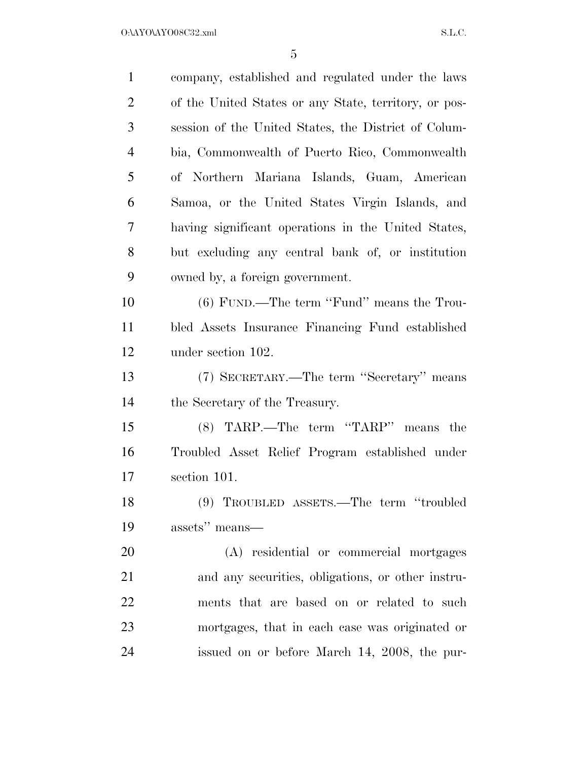company, established and regulated under the laws of the United States or any State, territory, or possession of the United States, the District of Columbia, Commonwealth of Puerto Rico, Commonwealth of Northern Mariana Islands, Guam, American Samoa, or the United States Virgin Islands, and having significant operations in the United States, but excluding any central bank of, or institution owned by, a foreign government.

(6) FUND.—The term ''Fund'' means the Troubled Assets Insurance Financing Fund established under section 102.

(7) SECRETARY.—The term ''Secretary'' means the Secretary of the Treasury.

(8) TARP.—The term ''TARP'' means the Troubled Asset Relief Program established under section 101.

(9) TROUBLED ASSETS.—The term ''troubled assets'' means—

(A) residential or commercial mortgages and any securities, obligations, or other instruments that are based on or related to such mortgages, that in each case was originated or issued on or before March 14, 2008, the pur-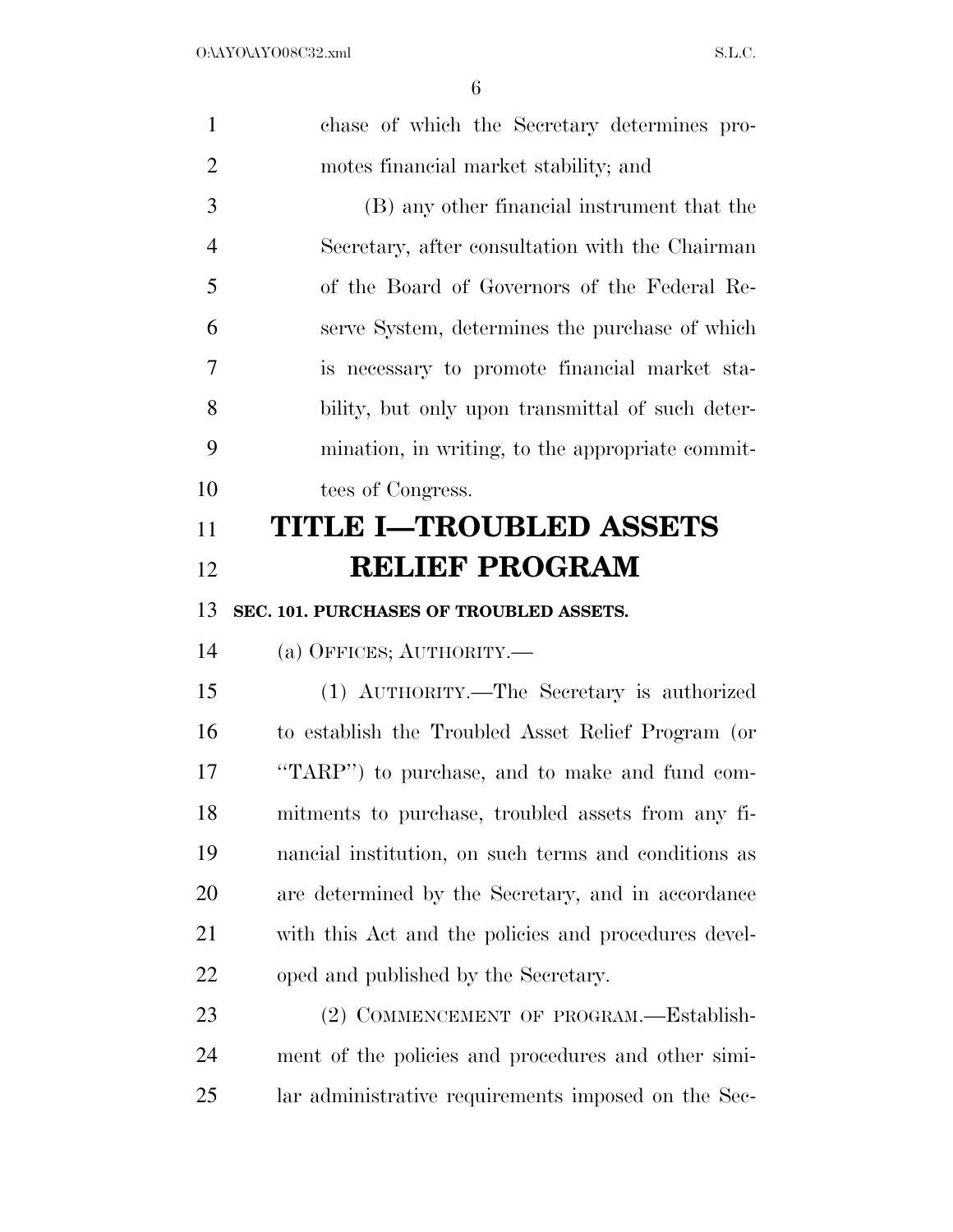chase of which the Secretary determines promotes financial market stability; and

(B) any other financial instrument that the Secretary, after consultation with the Chairman of the Board of Governors of the Federal Reserve System, determines the purchase of which is necessary to promote financial market stability, but only upon transmittal of such determination, in writing, to the appropriate committees of Congress.

# TITLE I—TROUBLED ASSETS RELIEF PROGRAM

### SEC. 101. PURCHASES OF TROUBLED ASSETS.

(a) OFFICES; AUTHORITY.—

(1) AUTHORITY.—The Secretary is authorized to establish the Troubled Asset Relief Program (or "TARP") to purchase, and to make and fund commitments to purchase, troubled assets from any financial institution, on such terms and conditions as are determined by the Secretary, and in accordance with this Act and the policies and procedures developed and published by the Secretary.

(2) COMMENCEMENT OF PROGRAM.—Establishment of the policies and procedures and other similar administrative requirements imposed on the Sec-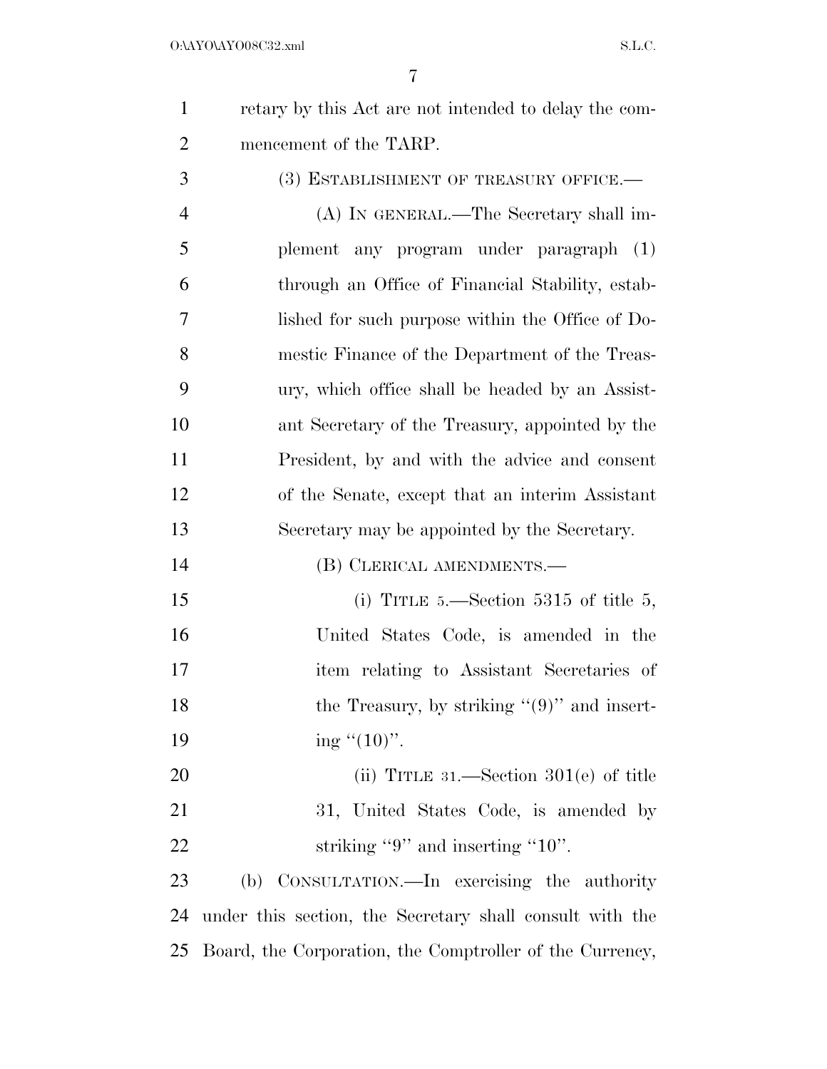retary by this Act are not intended to delay the commencement of the TARP.

(3) ESTABLISHMENT OF TREASURY OFFICE.—

(A) IN GENERAL.—The Secretary shall implement any program under paragraph (1) through an Office of Financial Stability, established for such purpose within the Office of Domestic Finance of the Department of the Treasury, which office shall be headed by an Assistant Secretary of the Treasury, appointed by the President, by and with the advice and consent of the Senate, except that an interim Assistant Secretary may be appointed by the Secretary.

(B) CLERICAL AMENDMENTS.—

(i) TITLE 5.—Section 5315 of title 5, United States Code, is amended in the item relating to Assistant Secretaries of the Treasury, by striking "(9)" and inserting "(10)".

(ii) TITLE 31.—Section 301(e) of title 31, United States Code, is amended by striking "9" and inserting "10".

(b) CONSULTATION.—In exercising the authority under this section, the Secretary shall consult with the Board, the Corporation, the Comptroller of the Currency,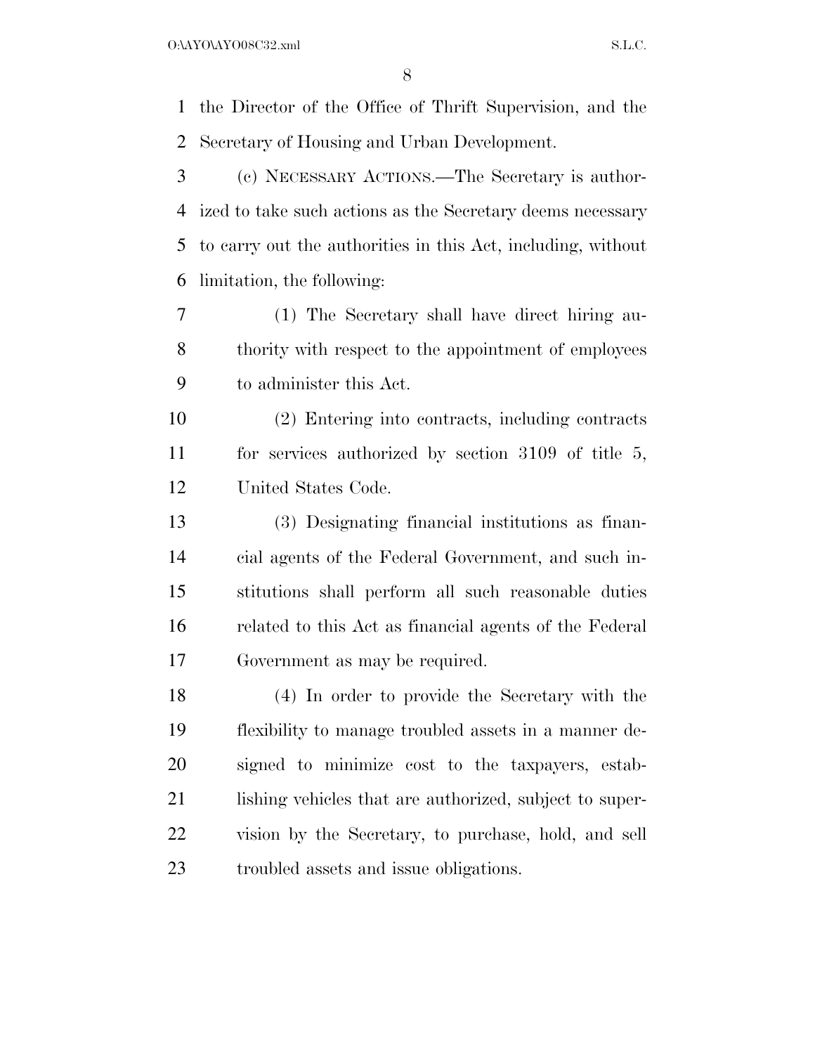the Director of the Office of Thrift Supervision, and the Secretary of Housing and Urban Development.

(c) NECESSARY ACTIONS.—The Secretary is authorized to take such actions as the Secretary deems necessary to carry out the authorities in this Act, including, without limitation, the following:

(1) The Secretary shall have direct hiring authority with respect to the appointment of employees to administer this Act.

(2) Entering into contracts, including contracts for services authorized by section 3109 of title 5, United States Code.

(3) Designating financial institutions as financial agents of the Federal Government, and such institutions shall perform all such reasonable duties related to this Act as financial agents of the Federal Government as may be required.

(4) In order to provide the Secretary with the flexibility to manage troubled assets in a manner designed to minimize cost to the taxpayers, establishing vehicles that are authorized, subject to supervision by the Secretary, to purchase, hold, and sell troubled assets and issue obligations.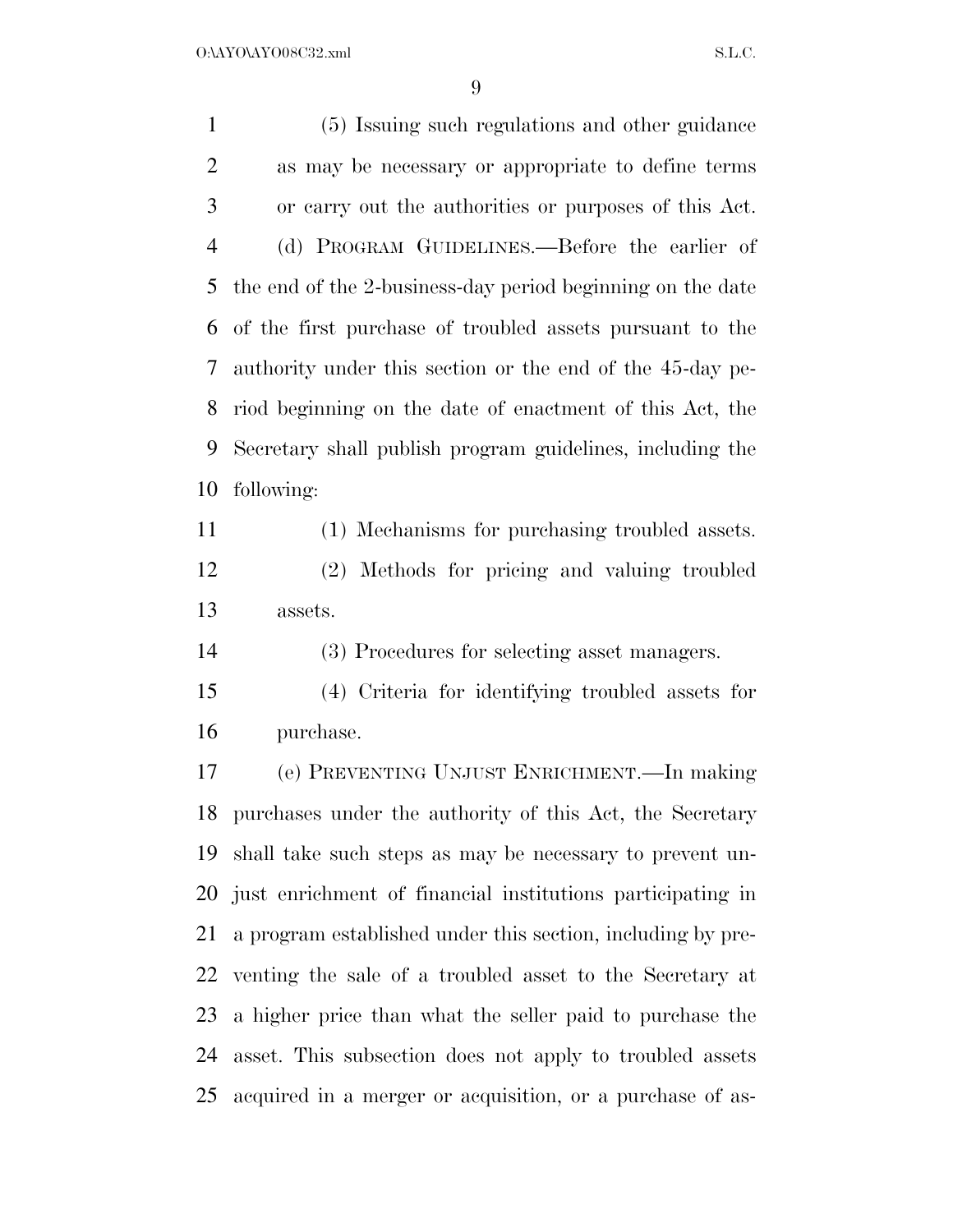(5) Issuing such regulations and other guidance as may be necessary or appropriate to define terms or carry out the authorities or purposes of this Act.

(d) PROGRAM GUIDELINES.—Before the earlier of the end of the 2-business-day period beginning on the date of the first purchase of troubled assets pursuant to the authority under this section or the end of the 45-day period beginning on the date of enactment of this Act, the Secretary shall publish program guidelines, including the following:

(1) Mechanisms for purchasing troubled assets.

(2) Methods for pricing and valuing troubled assets.

(3) Procedures for selecting asset managers.

(4) Criteria for identifying troubled assets for purchase.

(e) PREVENTING UNJUST ENRICHMENT.—In making purchases under the authority of this Act, the Secretary shall take such steps as may be necessary to prevent unjust enrichment of financial institutions participating in a program established under this section, including by preventing the sale of a troubled asset to the Secretary at a higher price than what the seller paid to purchase the asset. This subsection does not apply to troubled assets acquired in a merger or acquisition, or a purchase of as-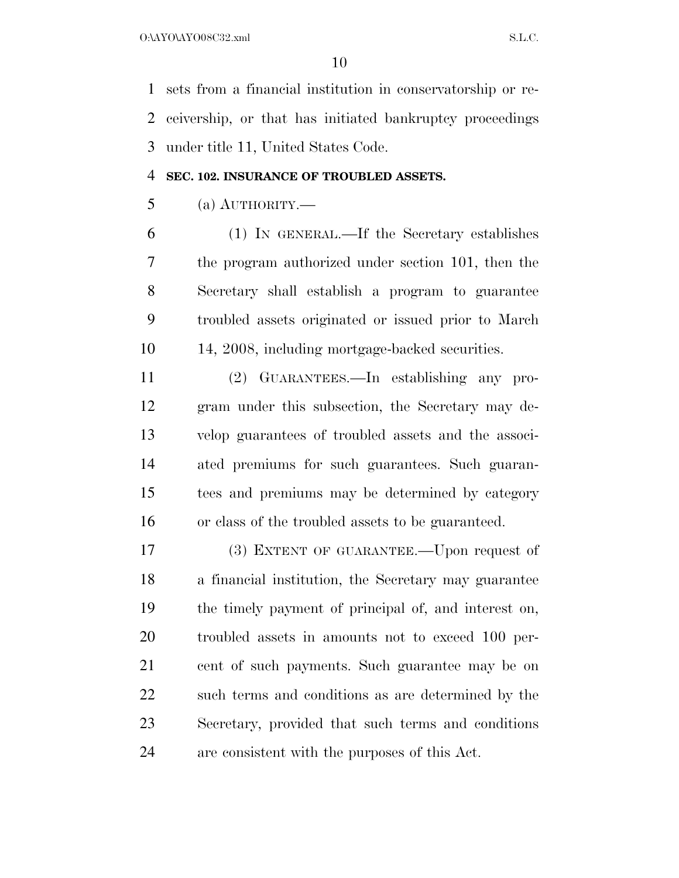sets from a financial institution in conservatorship or receivership, or that has initiated bankruptcy proceedings under title 11, United States Code.

**SEC. 102. INSURANCE OF TROUBLED ASSETS.**

(a) AUTHORITY.—

(1) IN GENERAL.—If the Secretary establishes the program authorized under section 101, then the Secretary shall establish a program to guarantee troubled assets originated or issued prior to March 14, 2008, including mortgage-backed securities.

(2) GUARANTEES.—In establishing any program under this subsection, the Secretary may develop guarantees of troubled assets and the associated premiums for such guarantees. Such guarantees and premiums may be determined by category or class of the troubled assets to be guaranteed.

(3) EXTENT OF GUARANTEE.—Upon request of a financial institution, the Secretary may guarantee the timely payment of principal of, and interest on, troubled assets in amounts not to exceed 100 percent of such payments. Such guarantee may be on such terms and conditions as are determined by the Secretary, provided that such terms and conditions are consistent with the purposes of this Act.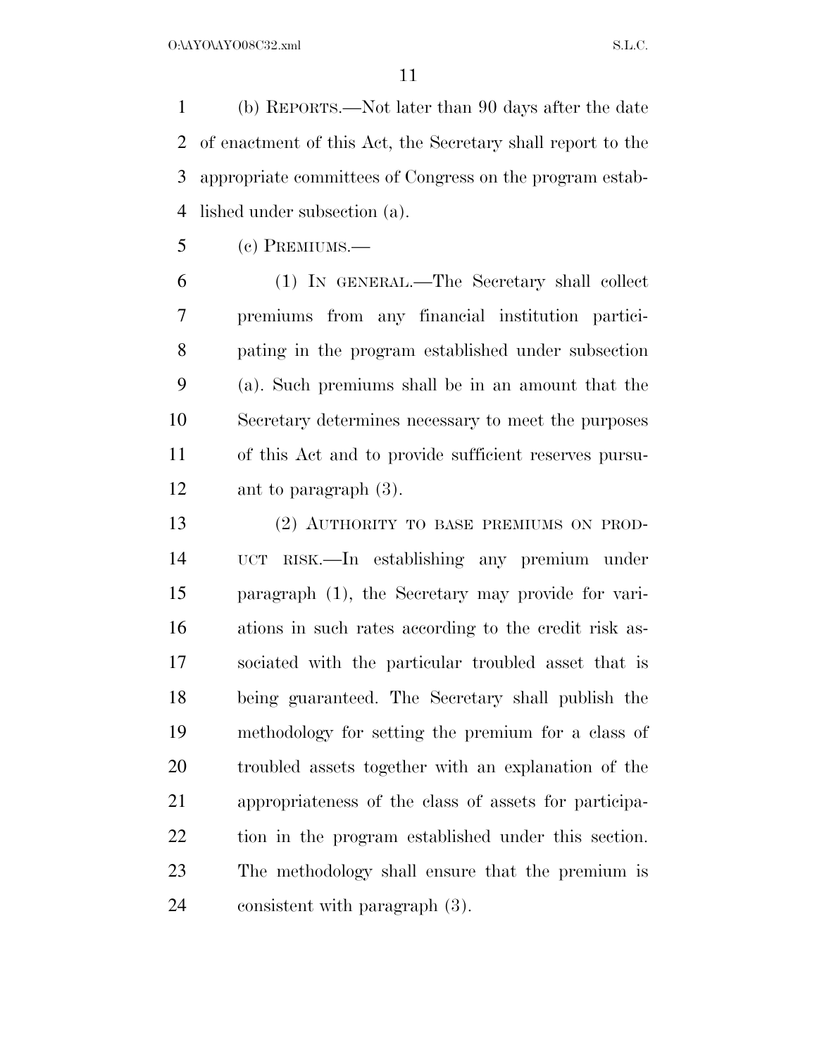(b) REPORTS.—Not later than 90 days after the date of enactment of this Act, the Secretary shall report to the appropriate committees of Congress on the program established under subsection (a).

(c) PREMIUMS.—

(1) IN GENERAL.—The Secretary shall collect premiums from any financial institution participating in the program established under subsection (a). Such premiums shall be in an amount that the Secretary determines necessary to meet the purposes of this Act and to provide sufficient reserves pursuant to paragraph (3).

(2) AUTHORITY TO BASE PREMIUMS ON PRODUCT RISK.—In establishing any premium under paragraph (1), the Secretary may provide for variations in such rates according to the credit risk associated with the particular troubled asset that is being guaranteed. The Secretary shall publish the methodology for setting the premium for a class of troubled assets together with an explanation of the appropriateness of the class of assets for participation in the program established under this section. The methodology shall ensure that the premium is consistent with paragraph (3).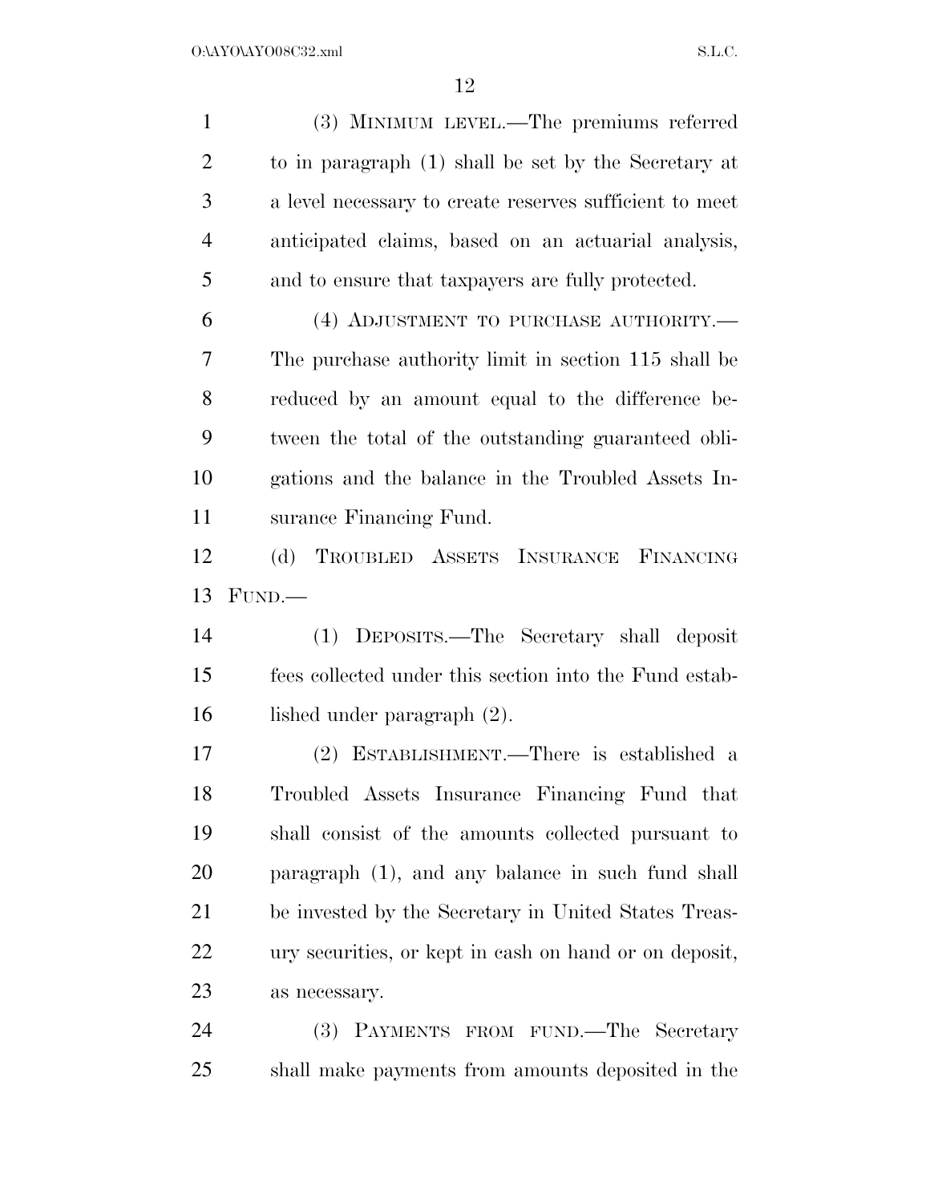(3) MINIMUM LEVEL.—The premiums referred to in paragraph (1) shall be set by the Secretary at a level necessary to create reserves sufficient to meet anticipated claims, based on an actuarial analysis, and to ensure that taxpayers are fully protected.

(4) ADJUSTMENT TO PURCHASE AUTHORITY.—The purchase authority limit in section 115 shall be reduced by an amount equal to the difference between the total of the outstanding guaranteed obligations and the balance in the Troubled Assets Insurance Financing Fund.

(d) TROUBLED ASSETS INSURANCE FINANCING FUND.—

(1) DEPOSITS.—The Secretary shall deposit fees collected under this section into the Fund established under paragraph (2).

(2) ESTABLISHMENT.—There is established a Troubled Assets Insurance Financing Fund that shall consist of the amounts collected pursuant to paragraph (1), and any balance in such fund shall be invested by the Secretary in United States Treasury securities, or kept in cash on hand or on deposit, as necessary.

(3) PAYMENTS FROM FUND.—The Secretary shall make payments from amounts deposited in the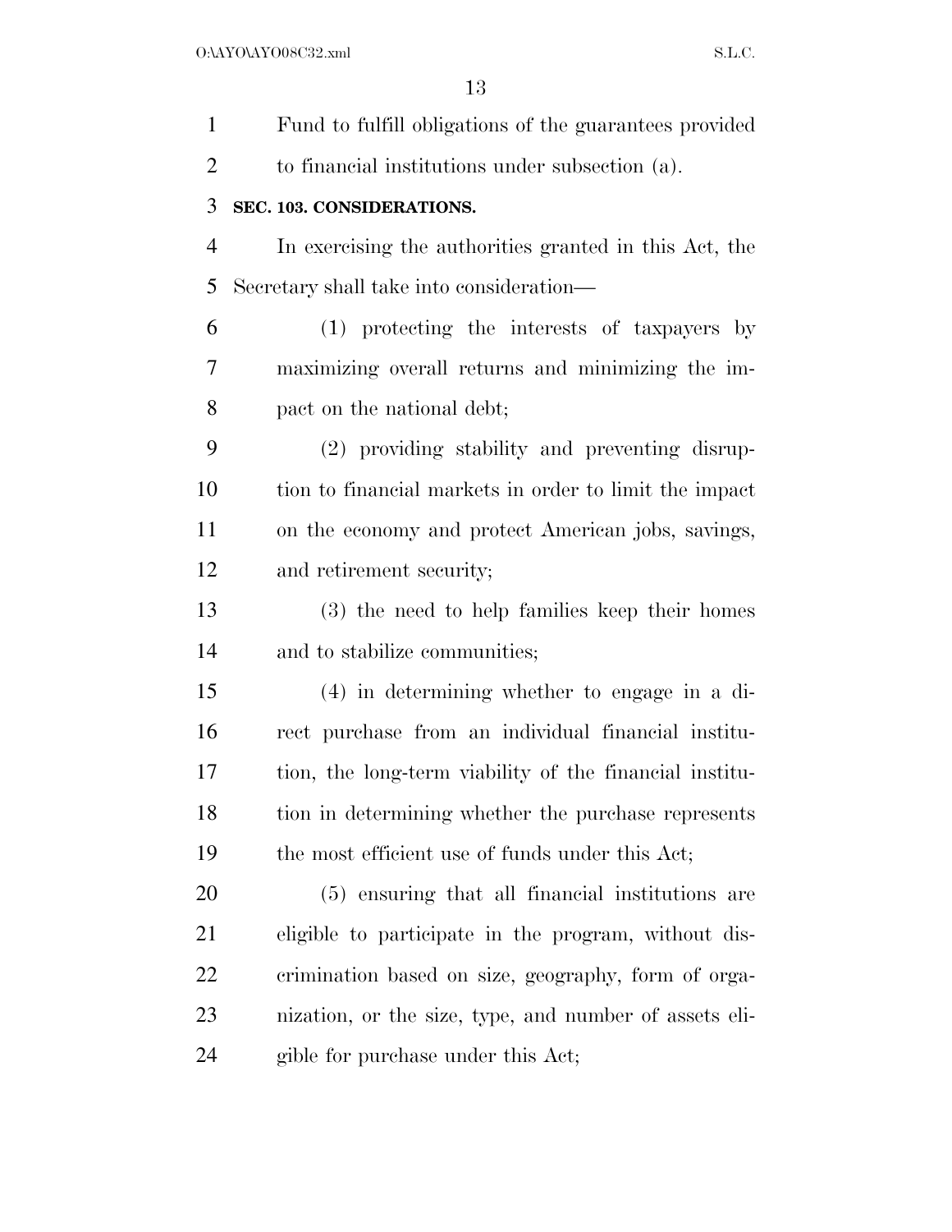Fund to fulfill obligations of the guarantees provided to financial institutions under subsection (a).

**SEC. 103. CONSIDERATIONS.**

In exercising the authorities granted in this Act, the Secretary shall take into consideration—

(1) protecting the interests of taxpayers by maximizing overall returns and minimizing the impact on the national debt;

(2) providing stability and preventing disruption to financial markets in order to limit the impact on the economy and protect American jobs, savings, and retirement security;

(3) the need to help families keep their homes and to stabilize communities;

(4) in determining whether to engage in a direct purchase from an individual financial institution, the long-term viability of the financial institution in determining whether the purchase represents the most efficient use of funds under this Act;

(5) ensuring that all financial institutions are eligible to participate in the program, without discrimination based on size, geography, form of organization, or the size, type, and number of assets eligible for purchase under this Act;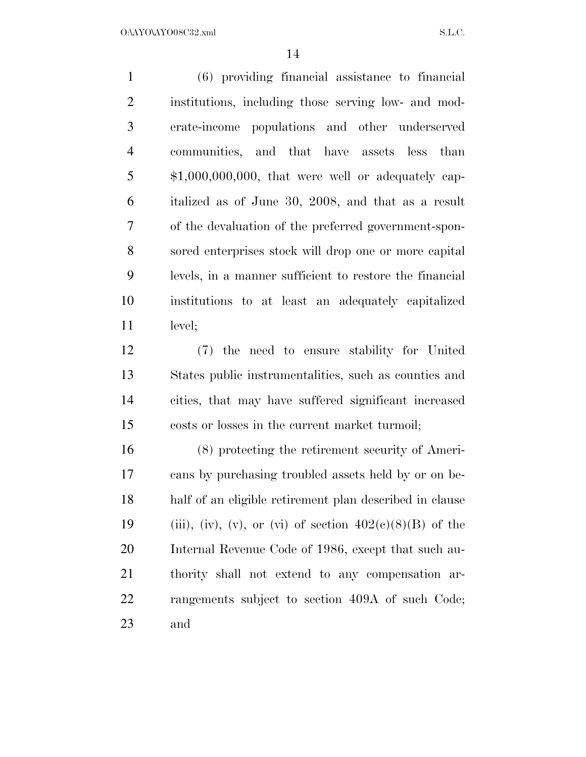(6) providing financial assistance to financial institutions, including those serving low- and moderate-income populations and other underserved communities, and that have assets less than $1,000,000,000, that were well or adequately capitalized as of June 30, 2008, and that as a result of the devaluation of the preferred government-sponsored enterprises stock will drop one or more capital levels, in a manner sufficient to restore the financial institutions to at least an adequately capitalized level;

(7) the need to ensure stability for United States public instrumentalities, such as counties and cities, that may have suffered significant increased costs or losses in the current market turmoil;

(8) protecting the retirement security of Americans by purchasing troubled assets held by or on behalf of an eligible retirement plan described in clause (iii), (iv), (v), or (vi) of section 402(c)(8)(B) of the Internal Revenue Code of 1986, except that such authority shall not extend to any compensation arrangements subject to section 409A of such Code; and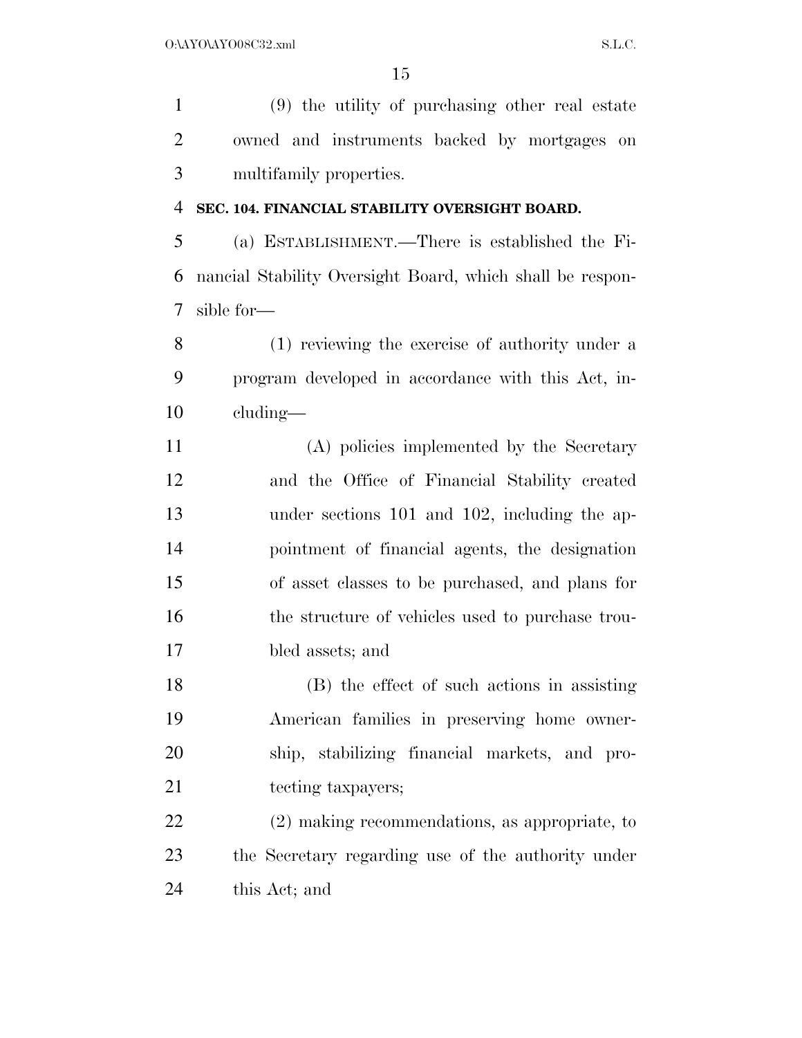(9) the utility of purchasing other real estate owned and instruments backed by mortgages on multifamily properties.

**SEC. 104. FINANCIAL STABILITY OVERSIGHT BOARD.**

(a) ESTABLISHMENT.—There is established the Financial Stability Oversight Board, which shall be responsible for—

(1) reviewing the exercise of authority under a program developed in accordance with this Act, including—

(A) policies implemented by the Secretary and the Office of Financial Stability created under sections 101 and 102, including the appointment of financial agents, the designation of asset classes to be purchased, and plans for the structure of vehicles used to purchase troubled assets; and

(B) the effect of such actions in assisting American families in preserving home ownership, stabilizing financial markets, and protecting taxpayers;

(2) making recommendations, as appropriate, to the Secretary regarding use of the authority under this Act; and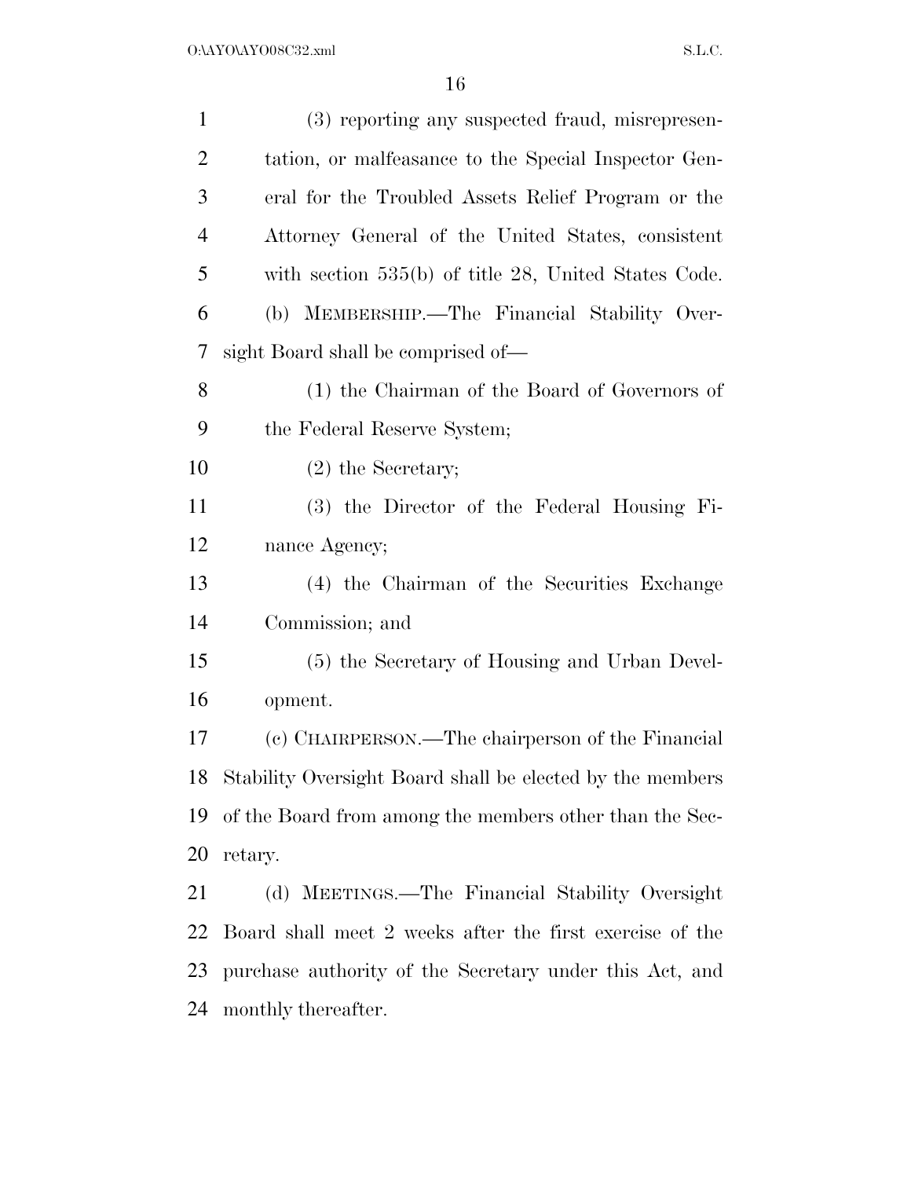(3) reporting any suspected fraud, misrepresentation, or malfeasance to the Special Inspector General for the Troubled Assets Relief Program or the Attorney General of the United States, consistent with section 535(b) of title 28, United States Code.

(b) MEMBERSHIP.—The Financial Stability Oversight Board shall be comprised of—

(1) the Chairman of the Board of Governors of the Federal Reserve System;

(2) the Secretary;

(3) the Director of the Federal Housing Finance Agency;

(4) the Chairman of the Securities Exchange Commission; and

(5) the Secretary of Housing and Urban Development.

(c) CHAIRPERSON.—The chairperson of the Financial Stability Oversight Board shall be elected by the members of the Board from among the members other than the Secretary.

(d) MEETINGS.—The Financial Stability Oversight Board shall meet 2 weeks after the first exercise of the purchase authority of the Secretary under this Act, and monthly thereafter.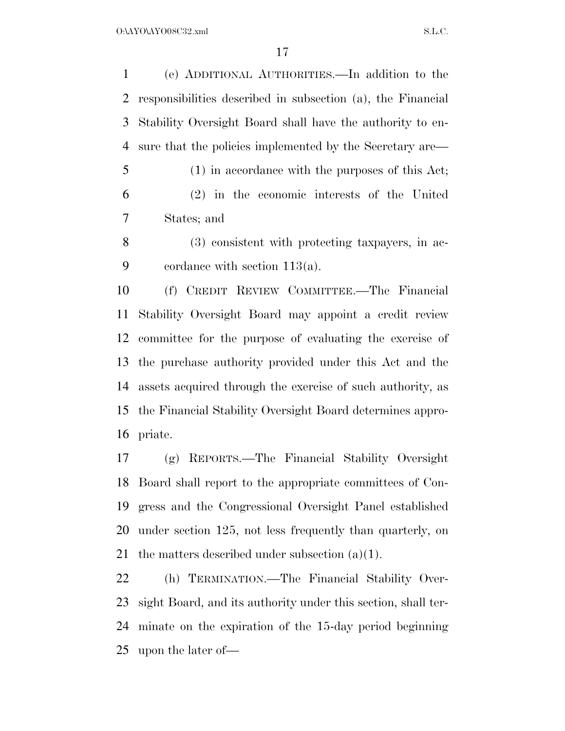(e) ADDITIONAL AUTHORITIES.—In addition to the responsibilities described in subsection (a), the Financial Stability Oversight Board shall have the authority to ensure that the policies implemented by the Secretary are—

(1) in accordance with the purposes of this Act;

(2) in the economic interests of the United States; and

(3) consistent with protecting taxpayers, in accordance with section 113(a).

(f) CREDIT REVIEW COMMITTEE.—The Financial Stability Oversight Board may appoint a credit review committee for the purpose of evaluating the exercise of the purchase authority provided under this Act and the assets acquired through the exercise of such authority, as the Financial Stability Oversight Board determines appropriate.

(g) REPORTS.—The Financial Stability Oversight Board shall report to the appropriate committees of Congress and the Congressional Oversight Panel established under section 125, not less frequently than quarterly, on the matters described under subsection (a)(1).

(h) TERMINATION.—The Financial Stability Oversight Board, and its authority under this section, shall terminate on the expiration of the 15-day period beginning upon the later of—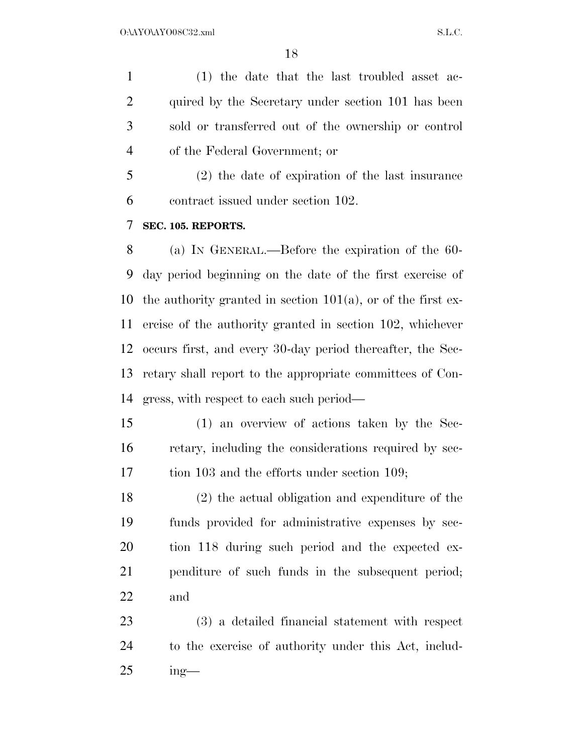(1) the date that the last troubled asset acquired by the Secretary under section 101 has been sold or transferred out of the ownership or control of the Federal Government; or

(2) the date of expiration of the last insurance contract issued under section 102.

**SEC. 105. REPORTS.**

(a) IN GENERAL.—Before the expiration of the 60-day period beginning on the date of the first exercise of the authority granted in section 101(a), or of the first exercise of the authority granted in section 102, whichever occurs first, and every 30-day period thereafter, the Secretary shall report to the appropriate committees of Congress, with respect to each such period—

(1) an overview of actions taken by the Secretary, including the considerations required by section 103 and the efforts under section 109;

(2) the actual obligation and expenditure of the funds provided for administrative expenses by section 118 during such period and the expected expenditure of such funds in the subsequent period; and

(3) a detailed financial statement with respect to the exercise of authority under this Act, including—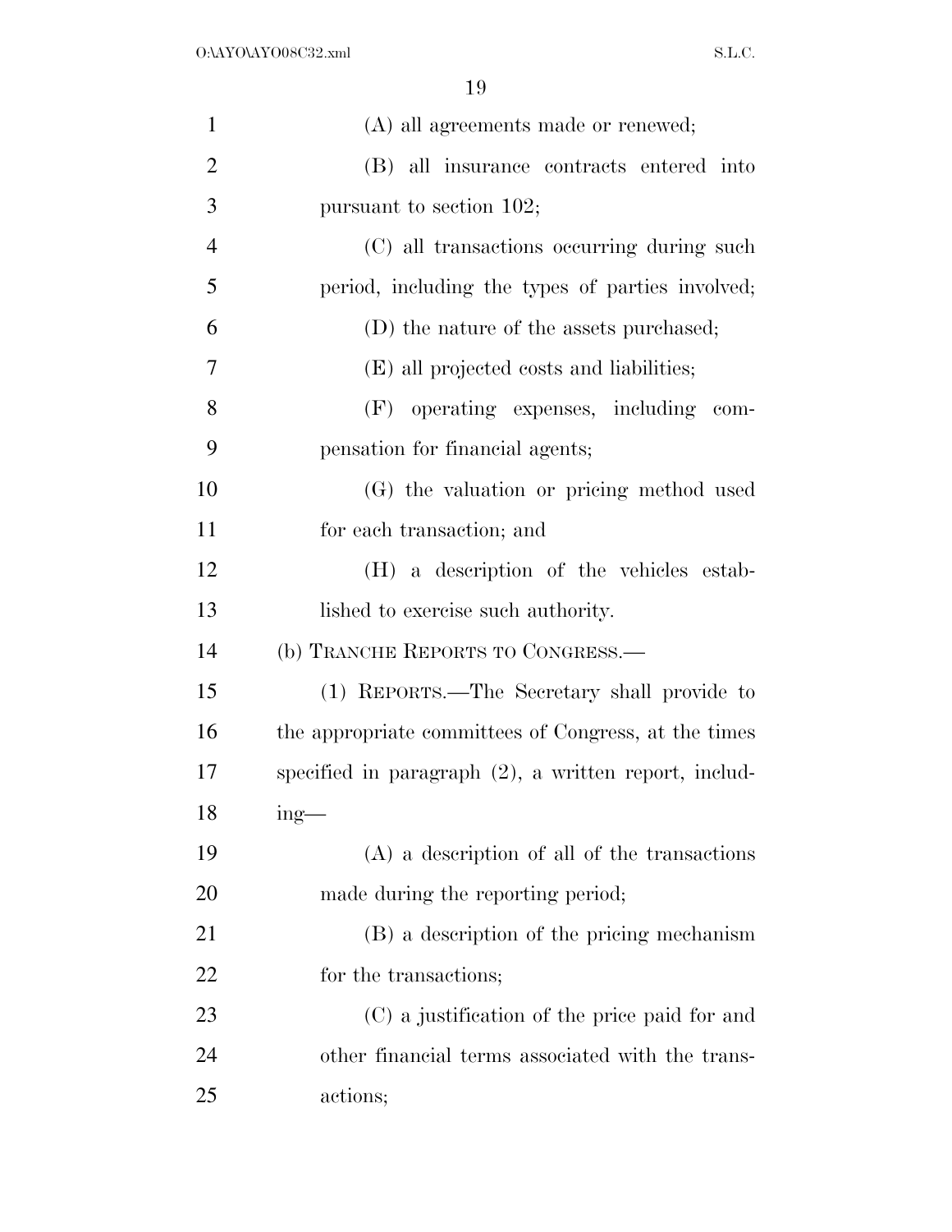(A) all agreements made or renewed;

(B) all insurance contracts entered into pursuant to section 102;

(C) all transactions occurring during such period, including the types of parties involved;

(D) the nature of the assets purchased;

(E) all projected costs and liabilities;

(F) operating expenses, including compensation for financial agents;

(G) the valuation or pricing method used for each transaction; and

(H) a description of the vehicles established to exercise such authority.

(b) TRANCHE REPORTS TO CONGRESS.—

(1) REPORTS.—The Secretary shall provide to the appropriate committees of Congress, at the times specified in paragraph (2), a written report, including—

(A) a description of all of the transactions made during the reporting period;

(B) a description of the pricing mechanism for the transactions;

(C) a justification of the price paid for and other financial terms associated with the transactions;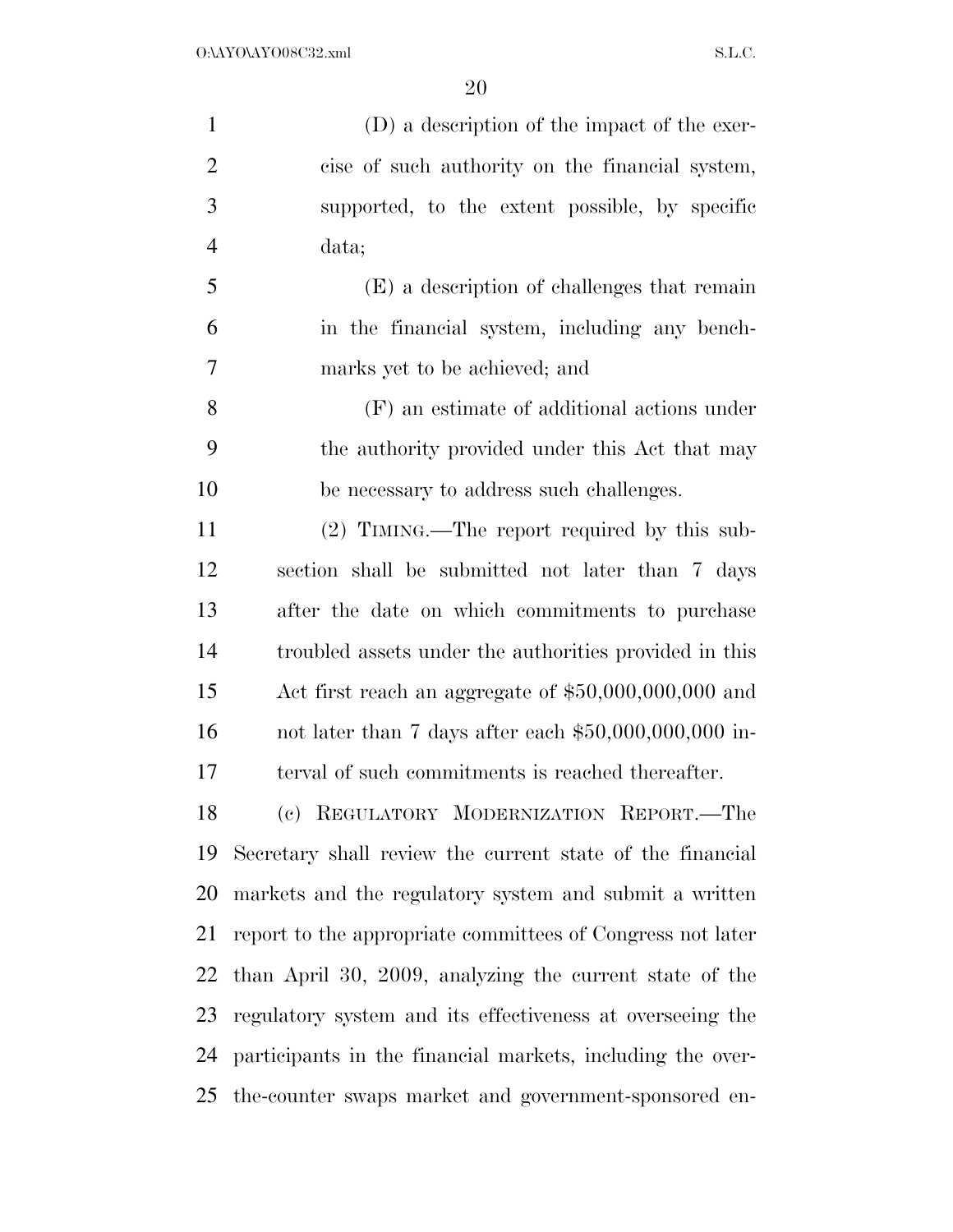(D) a description of the impact of the exercise of such authority on the financial system, supported, to the extent possible, by specific data;

(E) a description of challenges that remain in the financial system, including any benchmarks yet to be achieved; and

(F) an estimate of additional actions under the authority provided under this Act that may be necessary to address such challenges.

(2) TIMING.—The report required by this subsection shall be submitted not later than 7 days after the date on which commitments to purchase troubled assets under the authorities provided in this Act first reach an aggregate of $50,000,000,000 and not later than 7 days after each $50,000,000,000 interval of such commitments is reached thereafter.

(c) REGULATORY MODERNIZATION REPORT.—The Secretary shall review the current state of the financial markets and the regulatory system and submit a written report to the appropriate committees of Congress not later than April 30, 2009, analyzing the current state of the regulatory system and its effectiveness at overseeing the participants in the financial markets, including the over-the-counter swaps market and government-sponsored en-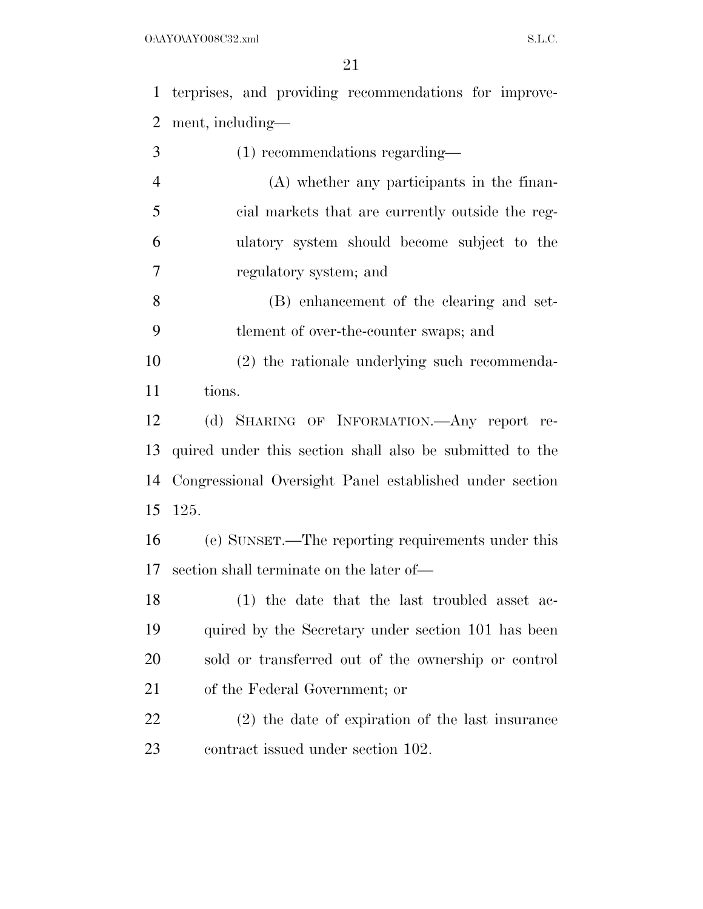terprises, and providing recommendations for improvement, including—

(1) recommendations regarding—

(A) whether any participants in the financial markets that are currently outside the regulatory system should become subject to the regulatory system; and

(B) enhancement of the clearing and settlement of over-the-counter swaps; and

(2) the rationale underlying such recommendations.

(d) SHARING OF INFORMATION.—Any report required under this section shall also be submitted to the Congressional Oversight Panel established under section 125.

(e) SUNSET.—The reporting requirements under this section shall terminate on the later of—

(1) the date that the last troubled asset acquired by the Secretary under section 101 has been sold or transferred out of the ownership or control of the Federal Government; or

(2) the date of expiration of the last insurance contract issued under section 102.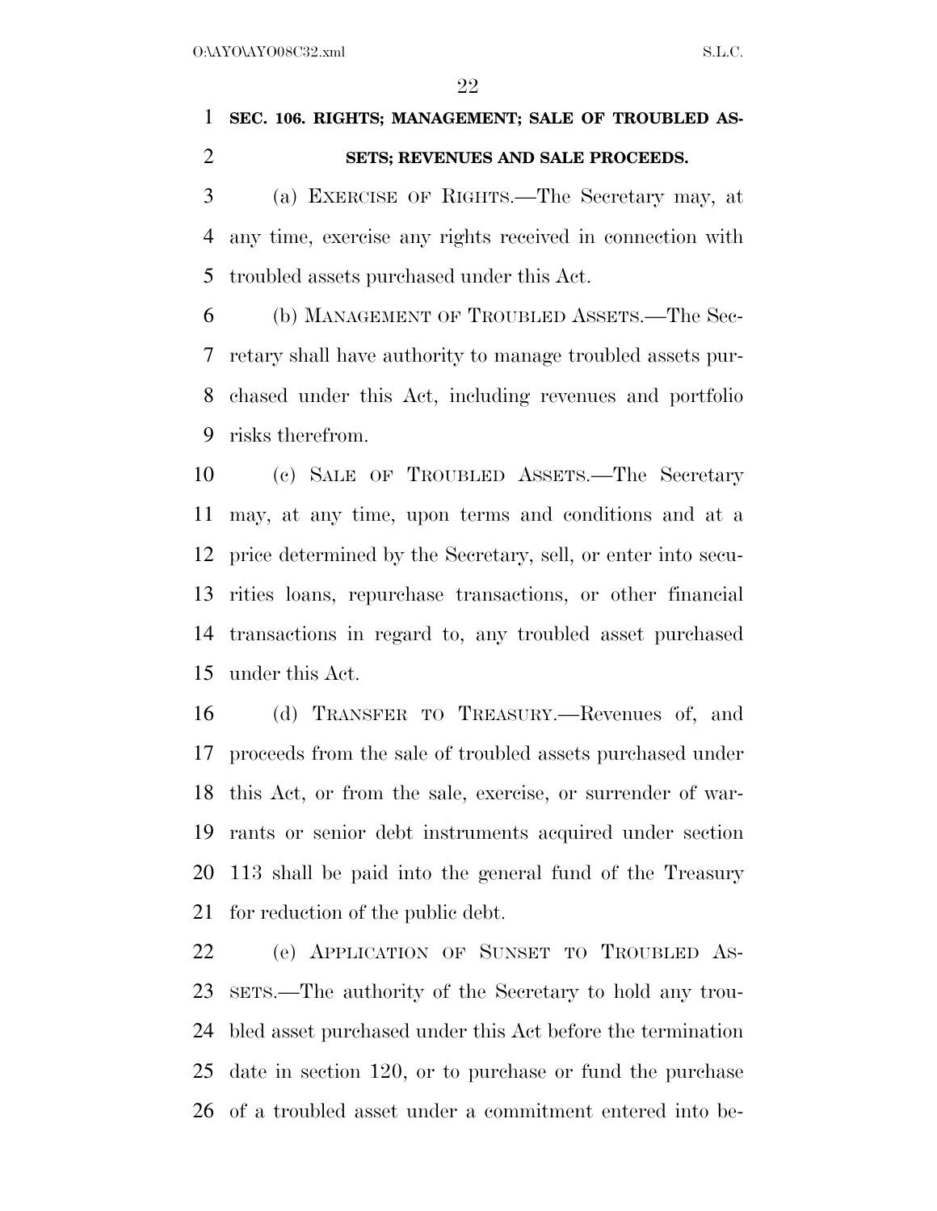## SEC. 106. RIGHTS; MANAGEMENT; SALE OF TROUBLED ASSETS; REVENUES AND SALE PROCEEDS.

(a) EXERCISE OF RIGHTS.—The Secretary may, at any time, exercise any rights received in connection with troubled assets purchased under this Act.

(b) MANAGEMENT OF TROUBLED ASSETS.—The Secretary shall have authority to manage troubled assets purchased under this Act, including revenues and portfolio risks therefrom.

(c) SALE OF TROUBLED ASSETS.—The Secretary may, at any time, upon terms and conditions and at a price determined by the Secretary, sell, or enter into securities loans, repurchase transactions, or other financial transactions in regard to, any troubled asset purchased under this Act.

(d) TRANSFER TO TREASURY.—Revenues of, and proceeds from the sale of troubled assets purchased under this Act, or from the sale, exercise, or surrender of warrants or senior debt instruments acquired under section 113 shall be paid into the general fund of the Treasury for reduction of the public debt.

(e) APPLICATION OF SUNSET TO TROUBLED ASSETS.—The authority of the Secretary to hold any troubled asset purchased under this Act before the termination date in section 120, or to purchase or fund the purchase of a troubled asset under a commitment entered into be-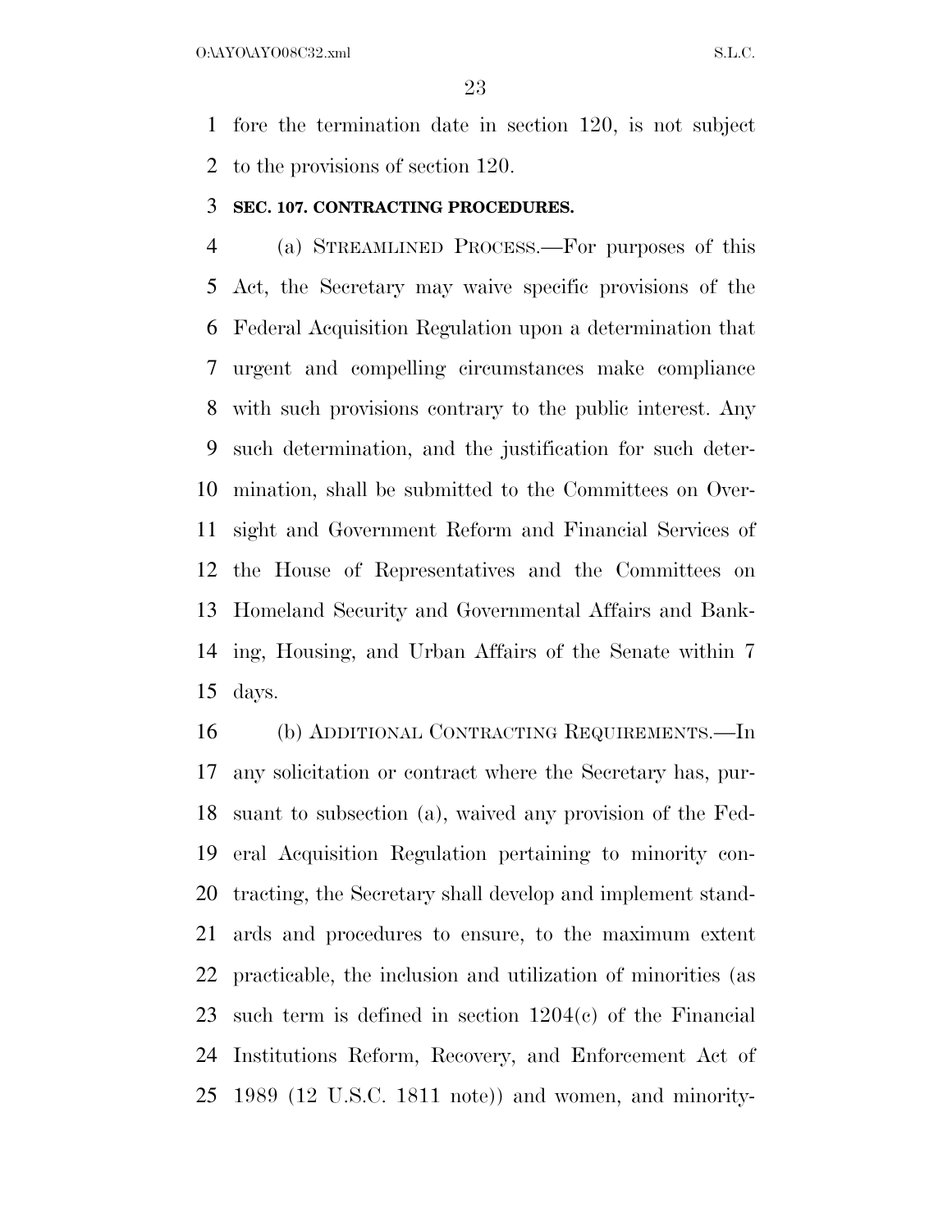fore the termination date in section 120, is not subject to the provisions of section 120.

**SEC. 107. CONTRACTING PROCEDURES.**

(a) STREAMLINED PROCESS.—For purposes of this Act, the Secretary may waive specific provisions of the Federal Acquisition Regulation upon a determination that urgent and compelling circumstances make compliance with such provisions contrary to the public interest. Any such determination, and the justification for such determination, shall be submitted to the Committees on Oversight and Government Reform and Financial Services of the House of Representatives and the Committees on Homeland Security and Governmental Affairs and Banking, Housing, and Urban Affairs of the Senate within 7 days.

(b) ADDITIONAL CONTRACTING REQUIREMENTS.—In any solicitation or contract where the Secretary has, pursuant to subsection (a), waived any provision of the Federal Acquisition Regulation pertaining to minority contracting, the Secretary shall develop and implement standards and procedures to ensure, to the maximum extent practicable, the inclusion and utilization of minorities (as such term is defined in section 1204(c) of the Financial Institutions Reform, Recovery, and Enforcement Act of 1989 (12 U.S.C. 1811 note)) and women, and minority-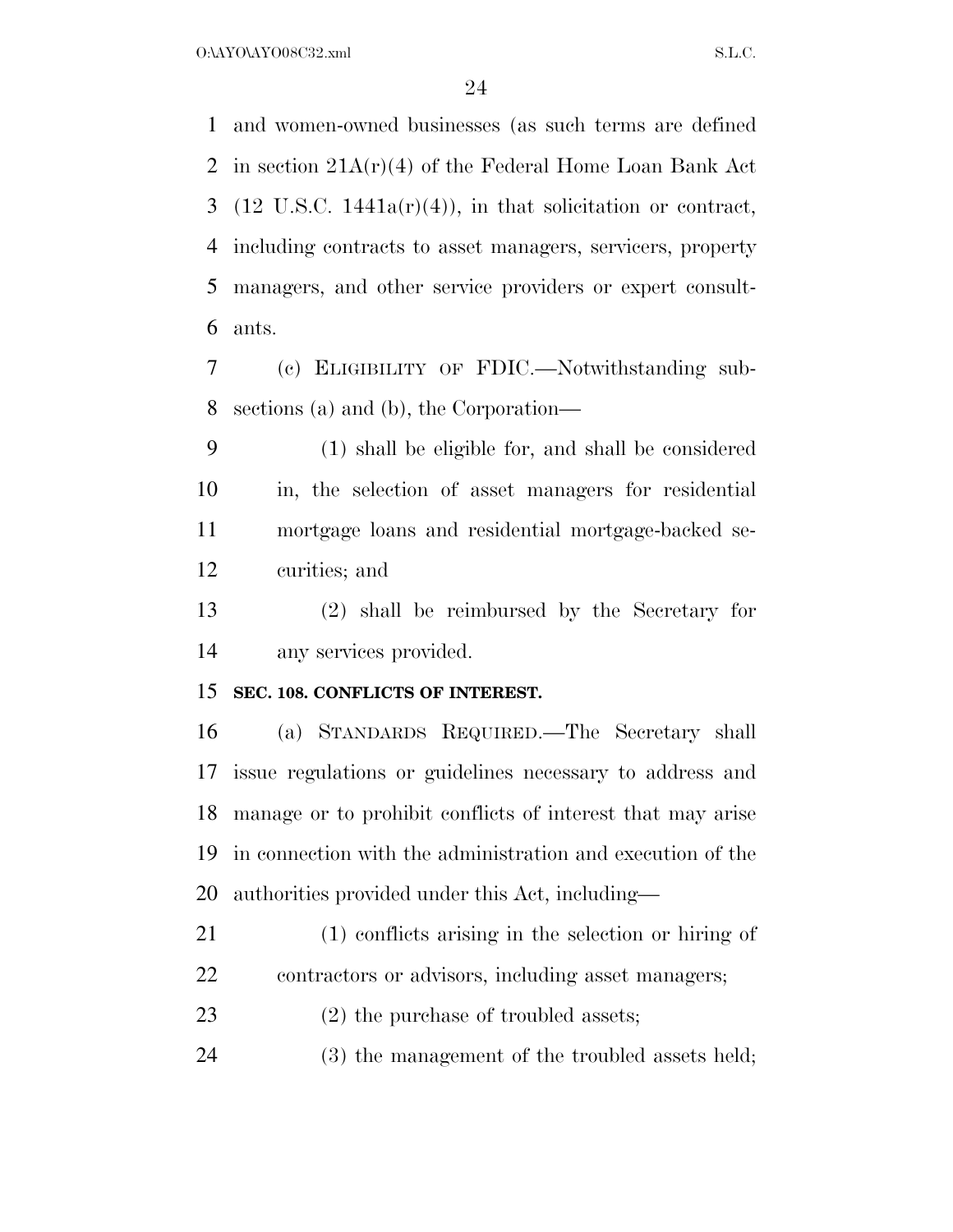and women-owned businesses (as such terms are defined in section 21A(r)(4) of the Federal Home Loan Bank Act (12 U.S.C. 1441a(r)(4)), in that solicitation or contract, including contracts to asset managers, servicers, property managers, and other service providers or expert consultants.

(c) ELIGIBILITY OF FDIC.—Notwithstanding subsections (a) and (b), the Corporation—

(1) shall be eligible for, and shall be considered in, the selection of asset managers for residential mortgage loans and residential mortgage-backed securities; and

(2) shall be reimbursed by the Secretary for any services provided.

**SEC. 108. CONFLICTS OF INTEREST.**

(a) STANDARDS REQUIRED.—The Secretary shall issue regulations or guidelines necessary to address and manage or to prohibit conflicts of interest that may arise in connection with the administration and execution of the authorities provided under this Act, including—

(1) conflicts arising in the selection or hiring of contractors or advisors, including asset managers;

(2) the purchase of troubled assets;

(3) the management of the troubled assets held;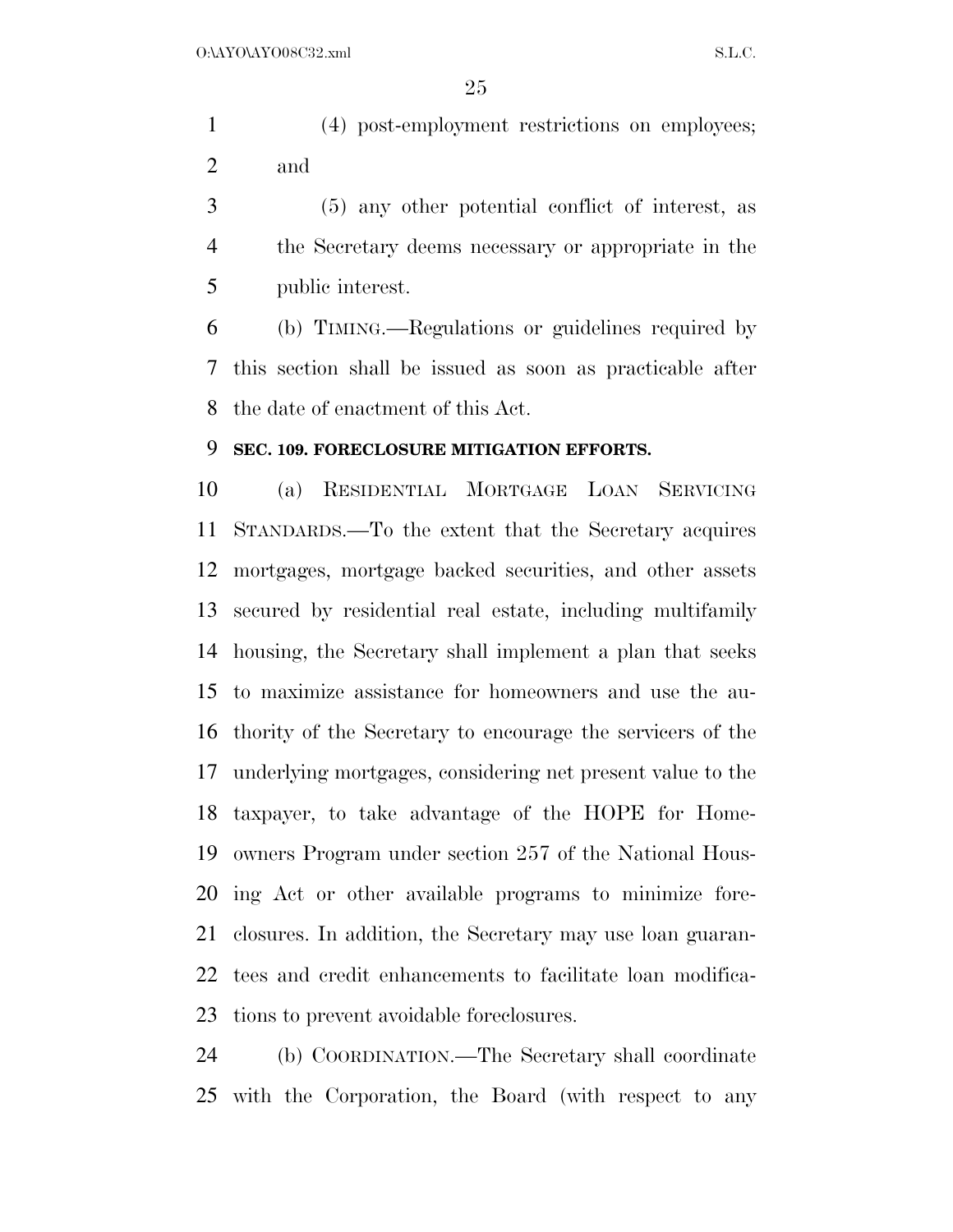(4) post-employment restrictions on employees; and

(5) any other potential conflict of interest, as the Secretary deems necessary or appropriate in the public interest.

(b) TIMING.—Regulations or guidelines required by this section shall be issued as soon as practicable after the date of enactment of this Act.

### SEC. 109. FORECLOSURE MITIGATION EFFORTS.

(a) RESIDENTIAL MORTGAGE LOAN SERVICING STANDARDS.—To the extent that the Secretary acquires mortgages, mortgage backed securities, and other assets secured by residential real estate, including multifamily housing, the Secretary shall implement a plan that seeks to maximize assistance for homeowners and use the authority of the Secretary to encourage the servicers of the underlying mortgages, considering net present value to the taxpayer, to take advantage of the HOPE for Homeowners Program under section 257 of the National Housing Act or other available programs to minimize foreclosures. In addition, the Secretary may use loan guarantees and credit enhancements to facilitate loan modifications to prevent avoidable foreclosures.

(b) COORDINATION.—The Secretary shall coordinate with the Corporation, the Board (with respect to any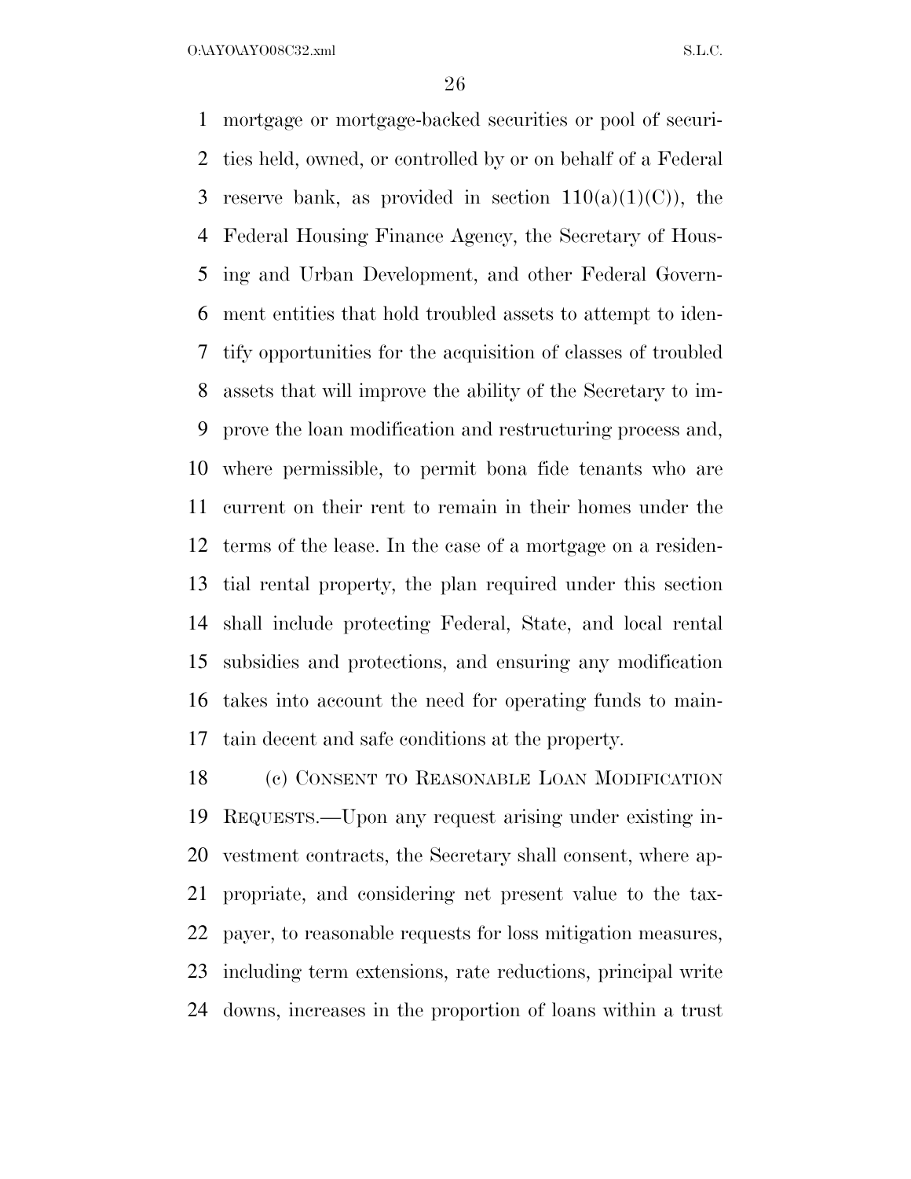mortgage or mortgage-backed securities or pool of securities held, owned, or controlled by or on behalf of a Federal reserve bank, as provided in section 110(a)(1)(C)), the Federal Housing Finance Agency, the Secretary of Housing and Urban Development, and other Federal Government entities that hold troubled assets to attempt to identify opportunities for the acquisition of classes of troubled assets that will improve the ability of the Secretary to improve the loan modification and restructuring process and, where permissible, to permit bona fide tenants who are current on their rent to remain in their homes under the terms of the lease. In the case of a mortgage on a residential rental property, the plan required under this section shall include protecting Federal, State, and local rental subsidies and protections, and ensuring any modification takes into account the need for operating funds to maintain decent and safe conditions at the property.

(c) CONSENT TO REASONABLE LOAN MODIFICATION REQUESTS.—Upon any request arising under existing investment contracts, the Secretary shall consent, where appropriate, and considering net present value to the taxpayer, to reasonable requests for loss mitigation measures, including term extensions, rate reductions, principal write downs, increases in the proportion of loans within a trust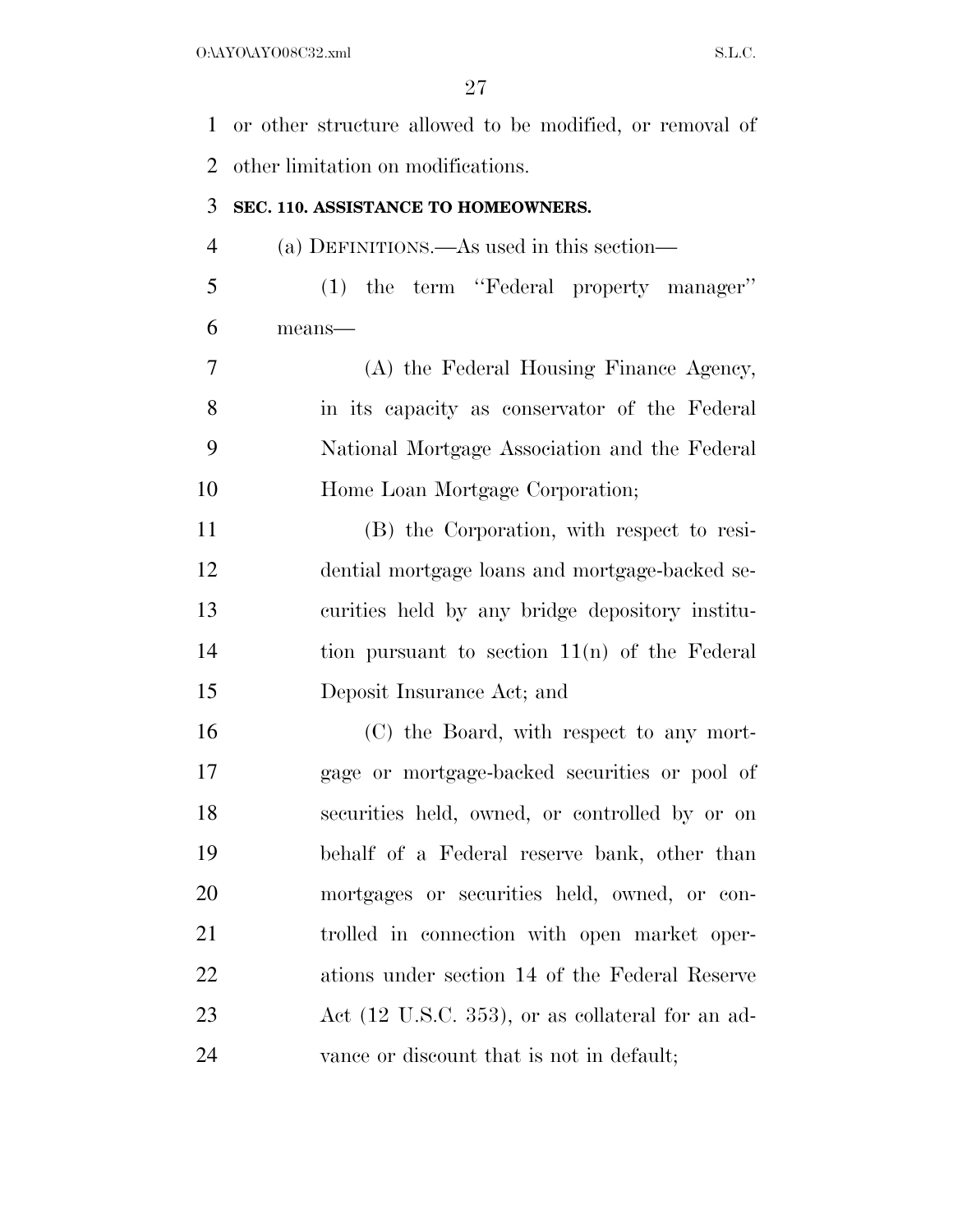or other structure allowed to be modified, or removal of other limitation on modifications.

**SEC. 110. ASSISTANCE TO HOMEOWNERS.**

(a) DEFINITIONS.—As used in this section—

(1) the term ''Federal property manager'' means—

(A) the Federal Housing Finance Agency, in its capacity as conservator of the Federal National Mortgage Association and the Federal Home Loan Mortgage Corporation;

(B) the Corporation, with respect to residential mortgage loans and mortgage-backed securities held by any bridge depository institution pursuant to section 11(n) of the Federal Deposit Insurance Act; and

(C) the Board, with respect to any mortgage or mortgage-backed securities or pool of securities held, owned, or controlled by or on behalf of a Federal reserve bank, other than mortgages or securities held, owned, or controlled in connection with open market operations under section 14 of the Federal Reserve Act (12 U.S.C. 353), or as collateral for an advance or discount that is not in default;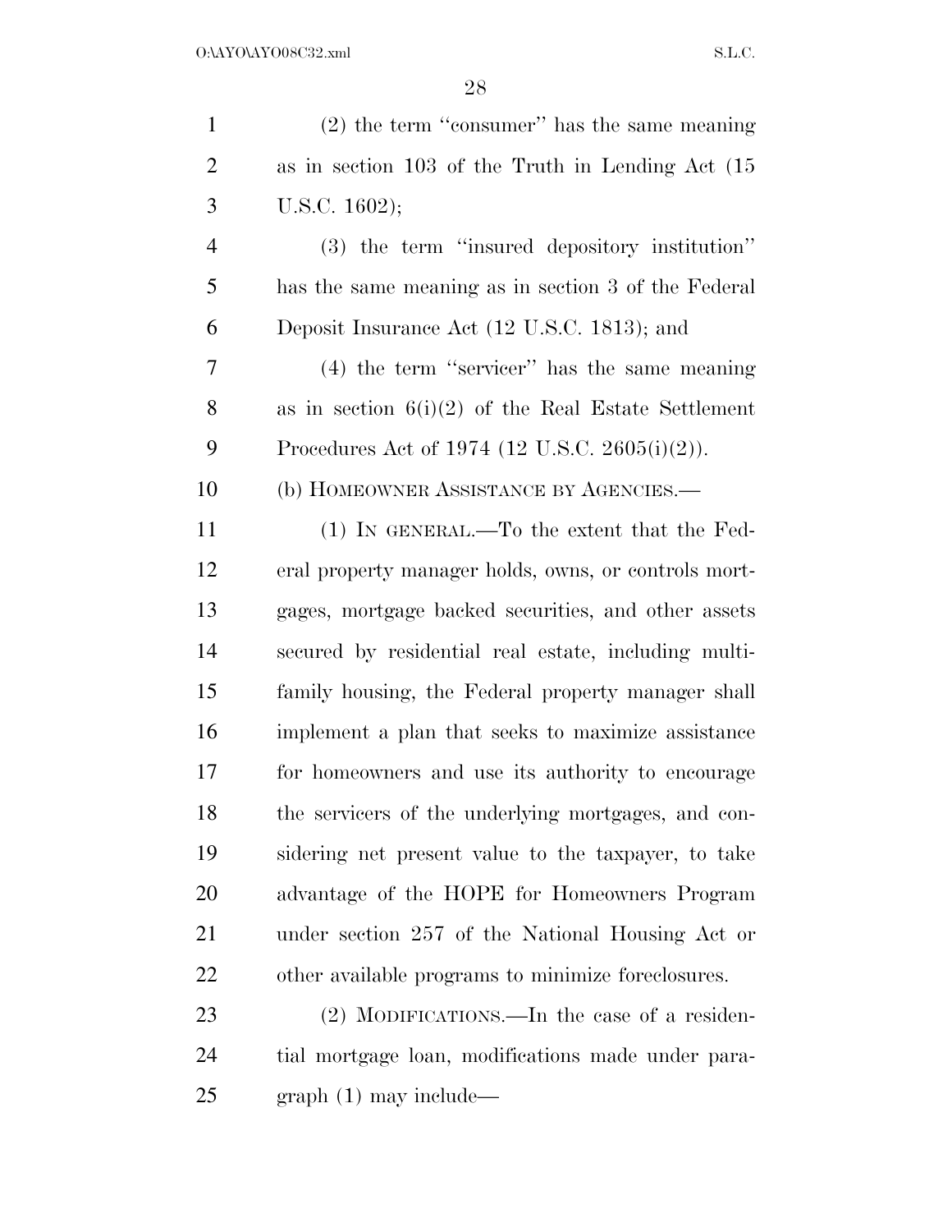(2) the term "consumer" has the same meaning as in section 103 of the Truth in Lending Act (15 U.S.C. 1602);

(3) the term "insured depository institution" has the same meaning as in section 3 of the Federal Deposit Insurance Act (12 U.S.C. 1813); and

(4) the term "servicer" has the same meaning as in section 6(i)(2) of the Real Estate Settlement Procedures Act of 1974 (12 U.S.C. 2605(i)(2)).

(b) HOMEOWNER ASSISTANCE BY AGENCIES.—

(1) IN GENERAL.—To the extent that the Federal property manager holds, owns, or controls mortgages, mortgage backed securities, and other assets secured by residential real estate, including multifamily housing, the Federal property manager shall implement a plan that seeks to maximize assistance for homeowners and use its authority to encourage the servicers of the underlying mortgages, and considering net present value to the taxpayer, to take advantage of the HOPE for Homeowners Program under section 257 of the National Housing Act or other available programs to minimize foreclosures.

(2) MODIFICATIONS.—In the case of a residential mortgage loan, modifications made under paragraph (1) may include—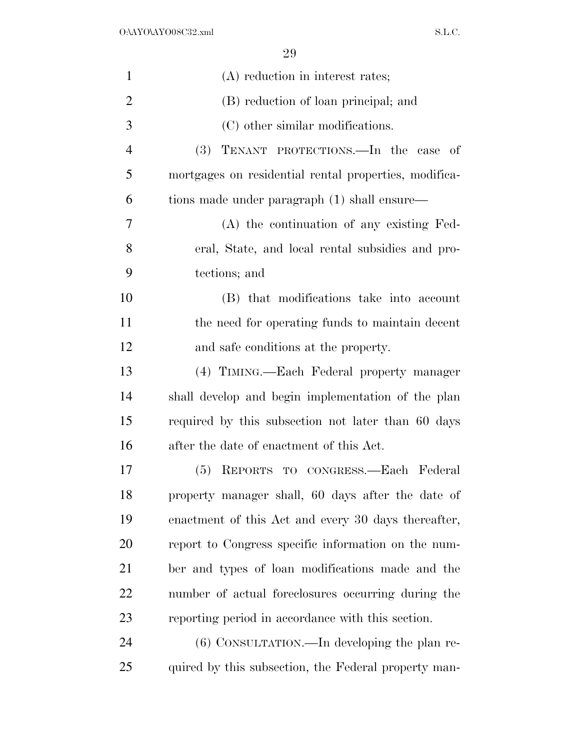(A) reduction in interest rates;

(B) reduction of loan principal; and

(C) other similar modifications.

(3) TENANT PROTECTIONS.—In the case of mortgages on residential rental properties, modifications made under paragraph (1) shall ensure—

(A) the continuation of any existing Federal, State, and local rental subsidies and protections; and

(B) that modifications take into account the need for operating funds to maintain decent and safe conditions at the property.

(4) TIMING.—Each Federal property manager shall develop and begin implementation of the plan required by this subsection not later than 60 days after the date of enactment of this Act.

(5) REPORTS TO CONGRESS.—Each Federal property manager shall, 60 days after the date of enactment of this Act and every 30 days thereafter, report to Congress specific information on the number and types of loan modifications made and the number of actual foreclosures occurring during the reporting period in accordance with this section.

(6) CONSULTATION.—In developing the plan required by this subsection, the Federal property man-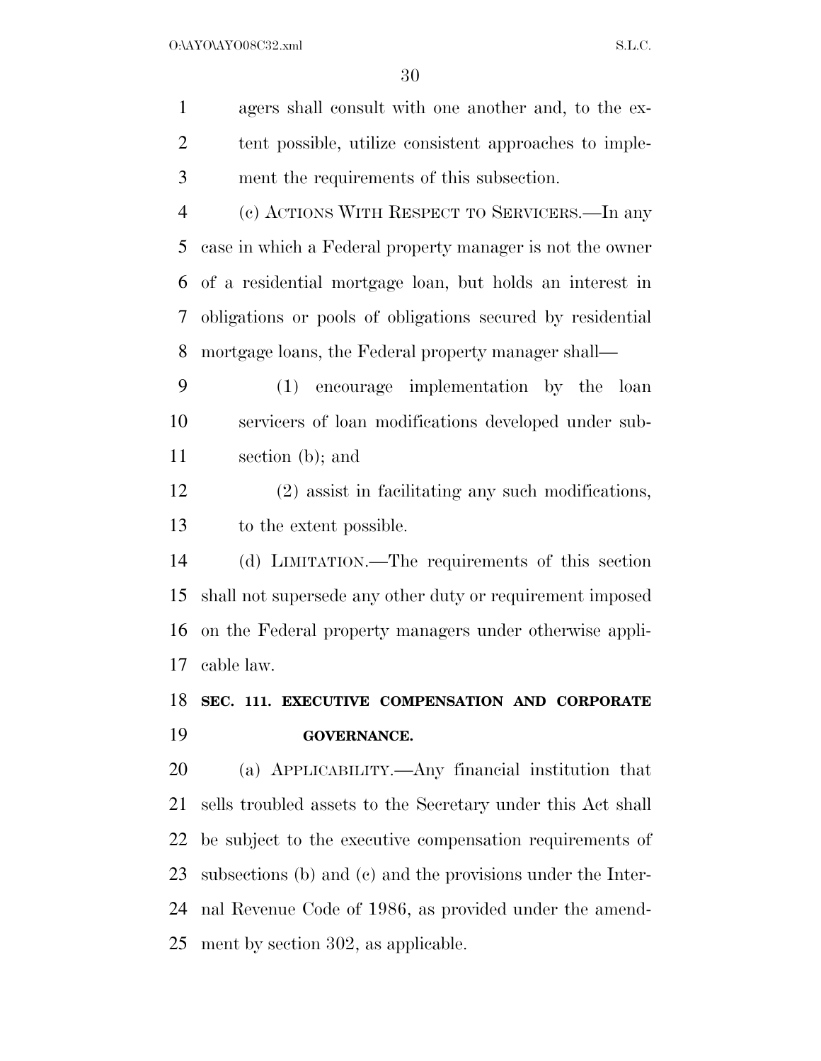agers shall consult with one another and, to the extent possible, utilize consistent approaches to implement the requirements of this subsection.

(c) ACTIONS WITH RESPECT TO SERVICERS.—In any case in which a Federal property manager is not the owner of a residential mortgage loan, but holds an interest in obligations or pools of obligations secured by residential mortgage loans, the Federal property manager shall—

(1) encourage implementation by the loan servicers of loan modifications developed under subsection (b); and

(2) assist in facilitating any such modifications, to the extent possible.

(d) LIMITATION.—The requirements of this section shall not supersede any other duty or requirement imposed on the Federal property managers under otherwise applicable law.

**SEC. 111. EXECUTIVE COMPENSATION AND CORPORATE GOVERNANCE.**

(a) APPLICABILITY.—Any financial institution that sells troubled assets to the Secretary under this Act shall be subject to the executive compensation requirements of subsections (b) and (c) and the provisions under the Internal Revenue Code of 1986, as provided under the amendment by section 302, as applicable.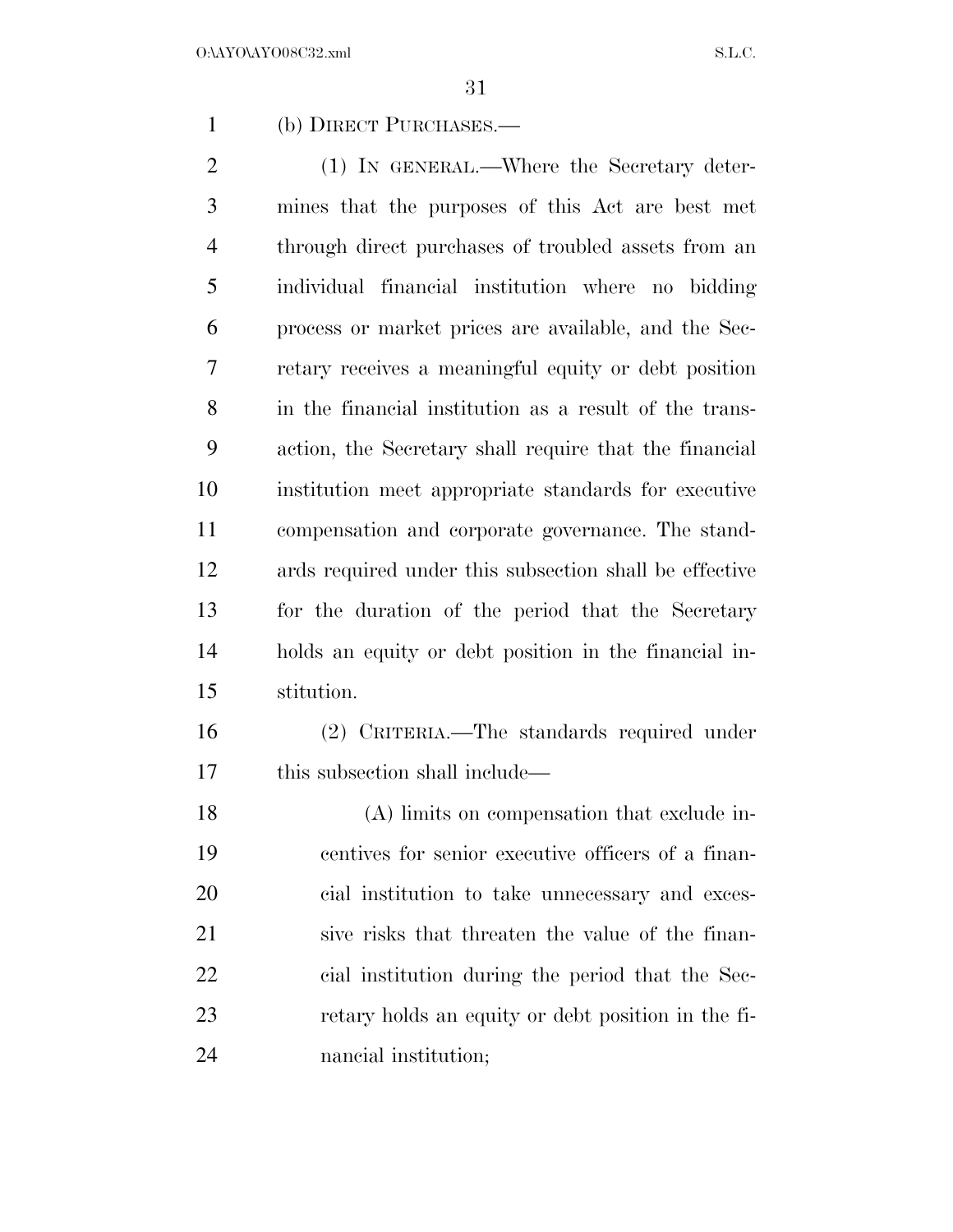(b) DIRECT PURCHASES.—

(1) IN GENERAL.—Where the Secretary determines that the purposes of this Act are best met through direct purchases of troubled assets from an individual financial institution where no bidding process or market prices are available, and the Secretary receives a meaningful equity or debt position in the financial institution as a result of the transaction, the Secretary shall require that the financial institution meet appropriate standards for executive compensation and corporate governance. The standards required under this subsection shall be effective for the duration of the period that the Secretary holds an equity or debt position in the financial institution.

(2) CRITERIA.—The standards required under this subsection shall include—

(A) limits on compensation that exclude incentives for senior executive officers of a financial institution to take unnecessary and excessive risks that threaten the value of the financial institution during the period that the Secretary holds an equity or debt position in the financial institution;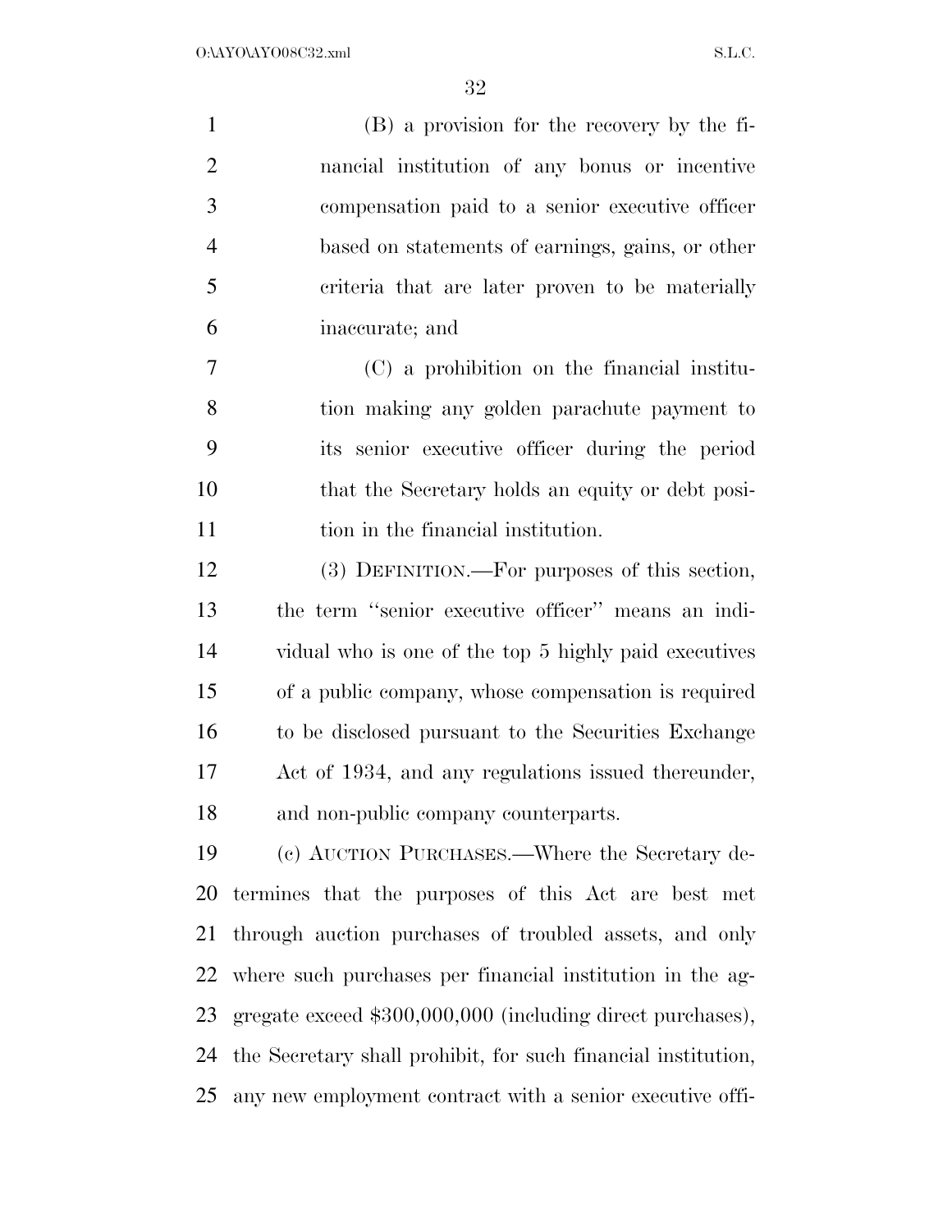(B) a provision for the recovery by the financial institution of any bonus or incentive compensation paid to a senior executive officer based on statements of earnings, gains, or other criteria that are later proven to be materially inaccurate; and

(C) a prohibition on the financial institution making any golden parachute payment to its senior executive officer during the period that the Secretary holds an equity or debt position in the financial institution.

(3) DEFINITION.—For purposes of this section, the term "senior executive officer" means an individual who is one of the top 5 highly paid executives of a public company, whose compensation is required to be disclosed pursuant to the Securities Exchange Act of 1934, and any regulations issued thereunder, and non-public company counterparts.

(c) AUCTION PURCHASES.—Where the Secretary determines that the purposes of this Act are best met through auction purchases of troubled assets, and only where such purchases per financial institution in the aggregate exceed $300,000,000 (including direct purchases), the Secretary shall prohibit, for such financial institution, any new employment contract with a senior executive offi-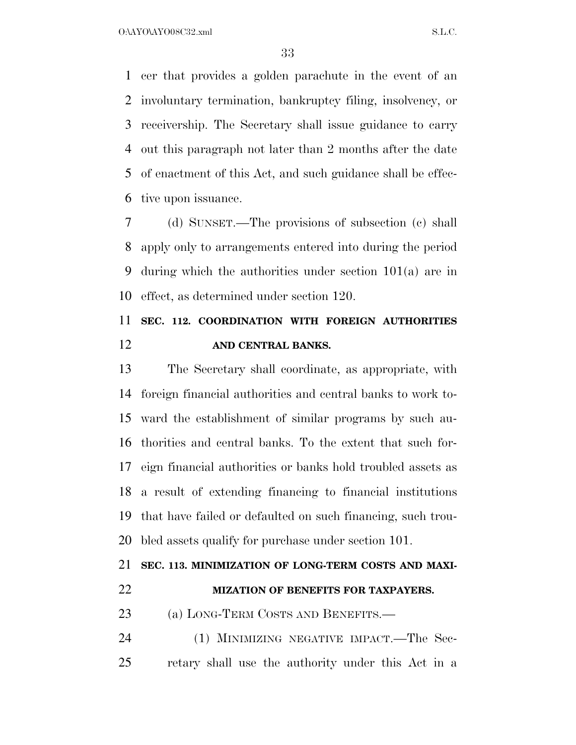cer that provides a golden parachute in the event of an involuntary termination, bankruptcy filing, insolvency, or receivership. The Secretary shall issue guidance to carry out this paragraph not later than 2 months after the date of enactment of this Act, and such guidance shall be effective upon issuance.

(d) SUNSET.—The provisions of subsection (c) shall apply only to arrangements entered into during the period during which the authorities under section 101(a) are in effect, as determined under section 120.

## SEC. 112. COORDINATION WITH FOREIGN AUTHORITIES AND CENTRAL BANKS.

The Secretary shall coordinate, as appropriate, with foreign financial authorities and central banks to work toward the establishment of similar programs by such authorities and central banks. To the extent that such foreign financial authorities or banks hold troubled assets as a result of extending financing to financial institutions that have failed or defaulted on such financing, such troubled assets qualify for purchase under section 101.

## SEC. 113. MINIMIZATION OF LONG-TERM COSTS AND MAXIMIZATION OF BENEFITS FOR TAXPAYERS.

(a) LONG-TERM COSTS AND BENEFITS.—

(1) MINIMIZING NEGATIVE IMPACT.—The Secretary shall use the authority under this Act in a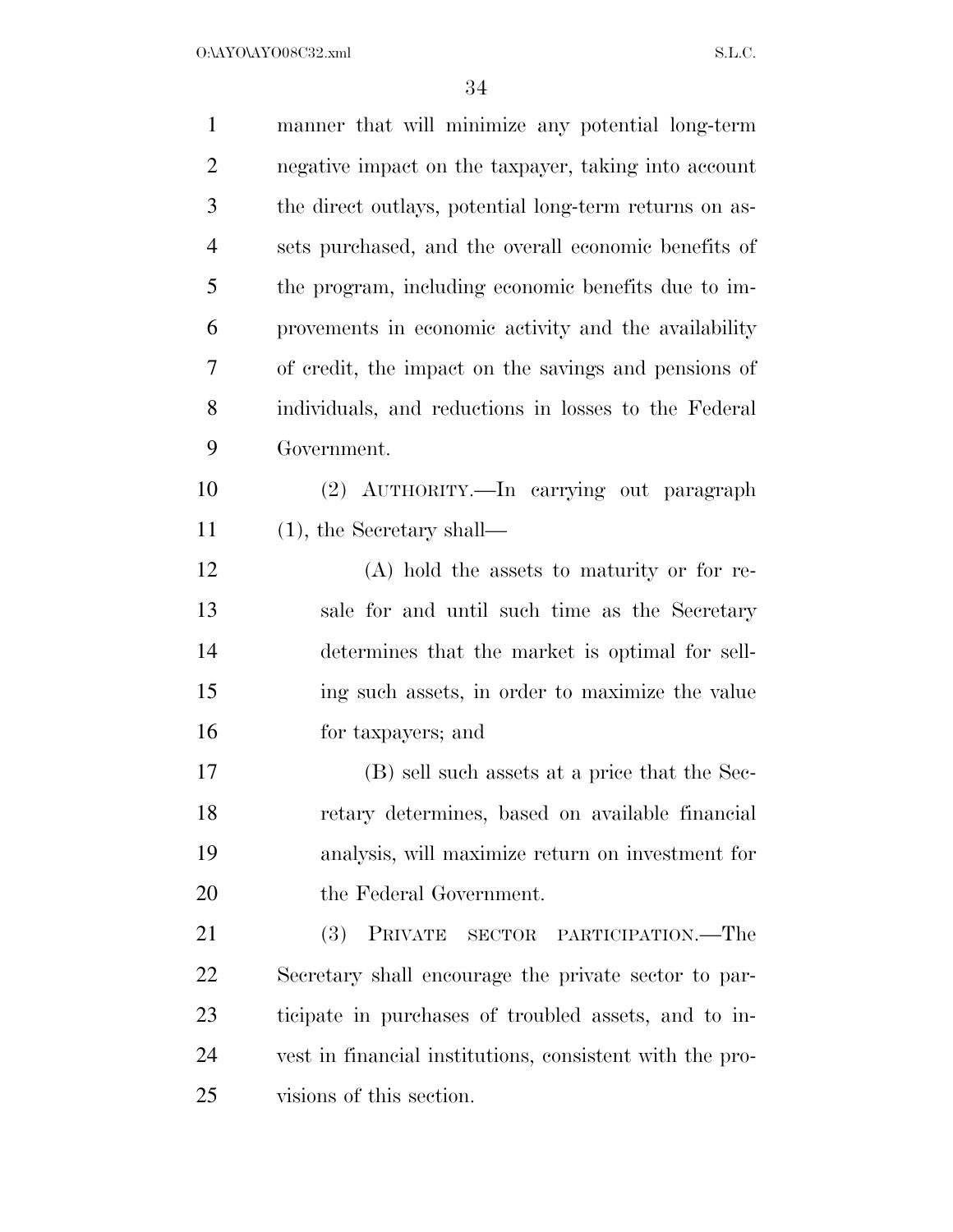manner that will minimize any potential long-term negative impact on the taxpayer, taking into account the direct outlays, potential long-term returns on assets purchased, and the overall economic benefits of the program, including economic benefits due to improvements in economic activity and the availability of credit, the impact on the savings and pensions of individuals, and reductions in losses to the Federal Government.

(2) AUTHORITY.—In carrying out paragraph (1), the Secretary shall—

(A) hold the assets to maturity or for resale for and until such time as the Secretary determines that the market is optimal for selling such assets, in order to maximize the value for taxpayers; and

(B) sell such assets at a price that the Secretary determines, based on available financial analysis, will maximize return on investment for the Federal Government.

(3) PRIVATE SECTOR PARTICIPATION.—The Secretary shall encourage the private sector to participate in purchases of troubled assets, and to invest in financial institutions, consistent with the provisions of this section.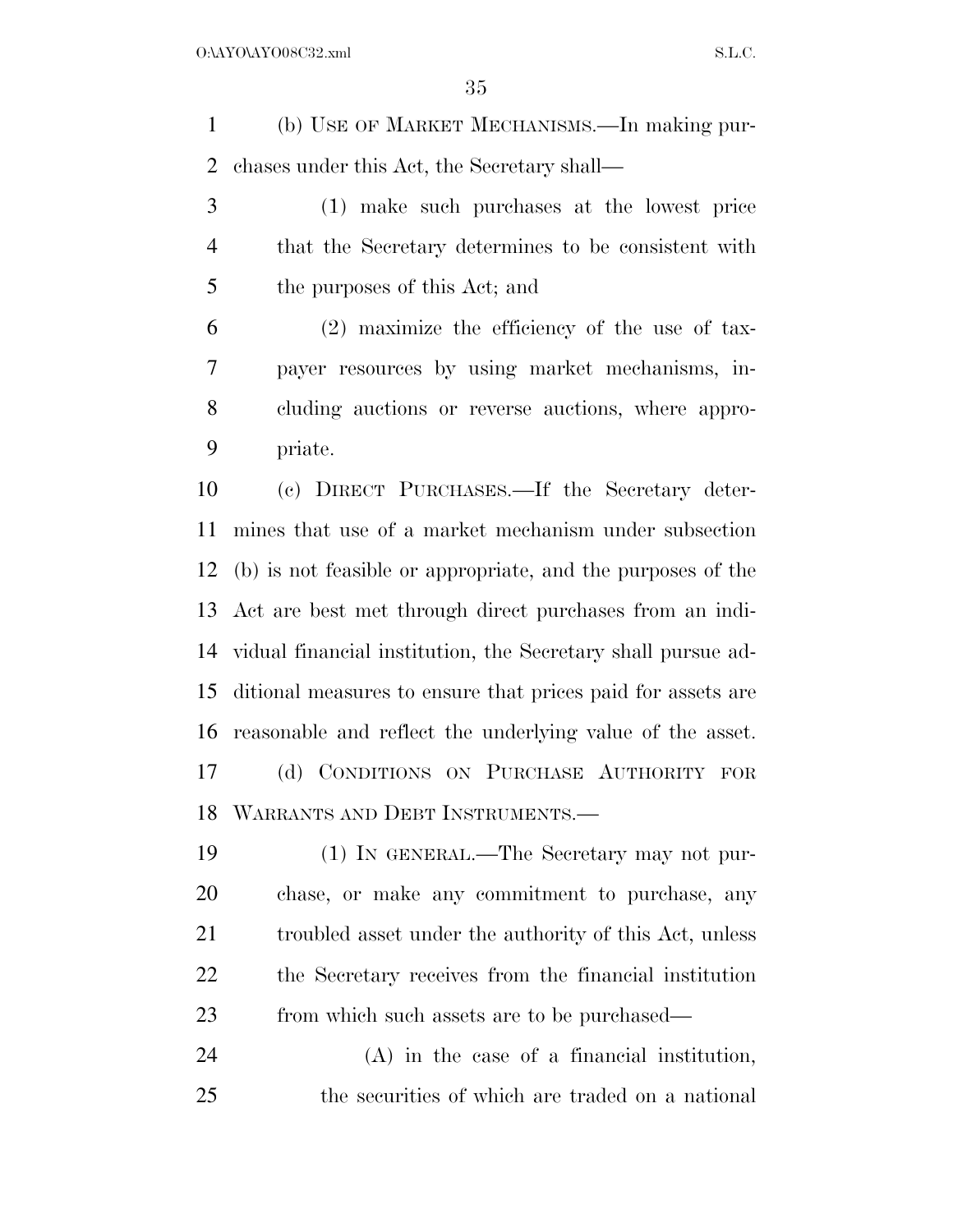(b) USE OF MARKET MECHANISMS.—In making purchases under this Act, the Secretary shall—

(1) make such purchases at the lowest price that the Secretary determines to be consistent with the purposes of this Act; and

(2) maximize the efficiency of the use of taxpayer resources by using market mechanisms, including auctions or reverse auctions, where appropriate.

(c) DIRECT PURCHASES.—If the Secretary determines that use of a market mechanism under subsection (b) is not feasible or appropriate, and the purposes of the Act are best met through direct purchases from an individual financial institution, the Secretary shall pursue additional measures to ensure that prices paid for assets are reasonable and reflect the underlying value of the asset.

(d) CONDITIONS ON PURCHASE AUTHORITY FOR WARRANTS AND DEBT INSTRUMENTS.—

(1) IN GENERAL.—The Secretary may not purchase, or make any commitment to purchase, any troubled asset under the authority of this Act, unless the Secretary receives from the financial institution from which such assets are to be purchased—

(A) in the case of a financial institution, the securities of which are traded on a national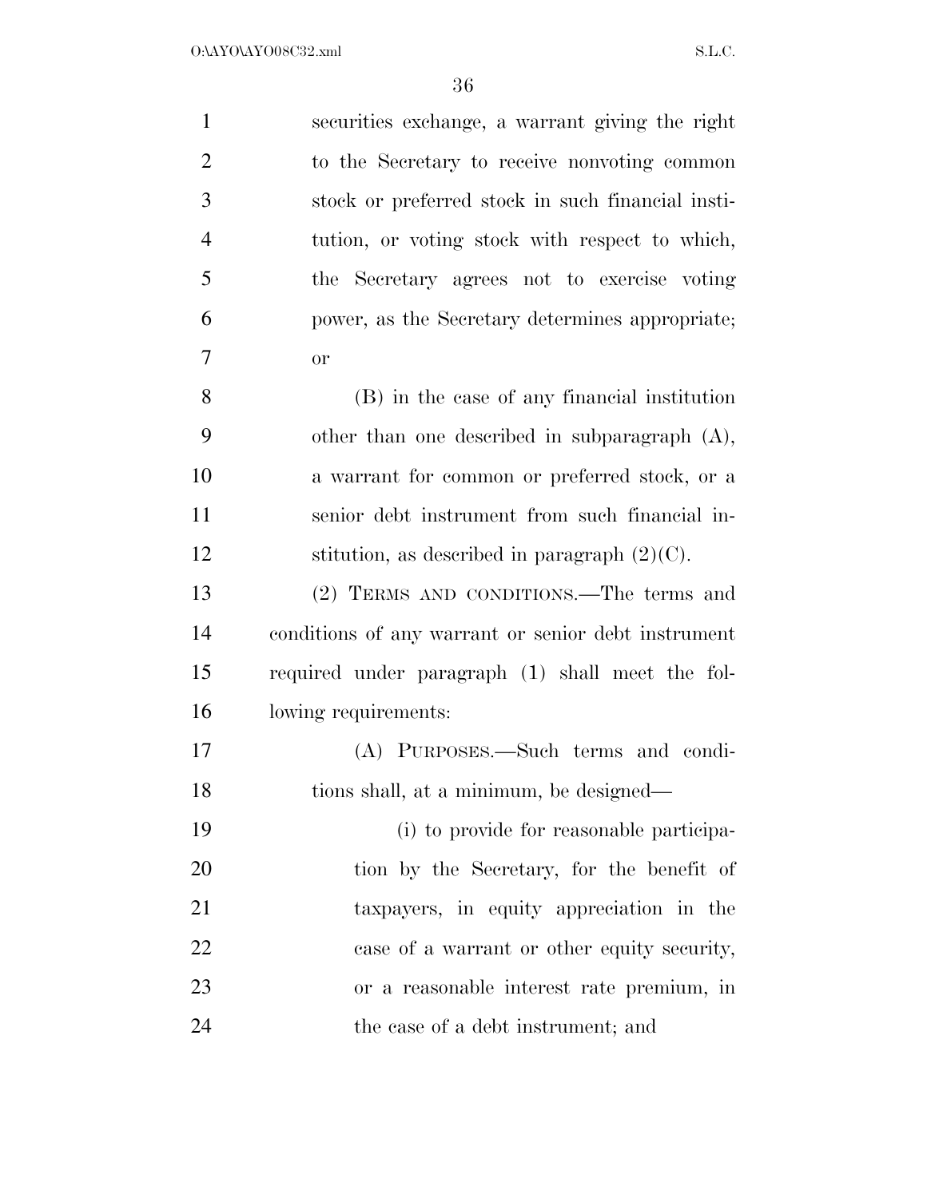securities exchange, a warrant giving the right to the Secretary to receive nonvoting common stock or preferred stock in such financial institution, or voting stock with respect to which, the Secretary agrees not to exercise voting power, as the Secretary determines appropriate; or

(B) in the case of any financial institution other than one described in subparagraph (A), a warrant for common or preferred stock, or a senior debt instrument from such financial institution, as described in paragraph (2)(C).

(2) TERMS AND CONDITIONS.—The terms and conditions of any warrant or senior debt instrument required under paragraph (1) shall meet the following requirements:

(A) PURPOSES.—Such terms and conditions shall, at a minimum, be designed—

(i) to provide for reasonable participation by the Secretary, for the benefit of taxpayers, in equity appreciation in the case of a warrant or other equity security, or a reasonable interest rate premium, in the case of a debt instrument; and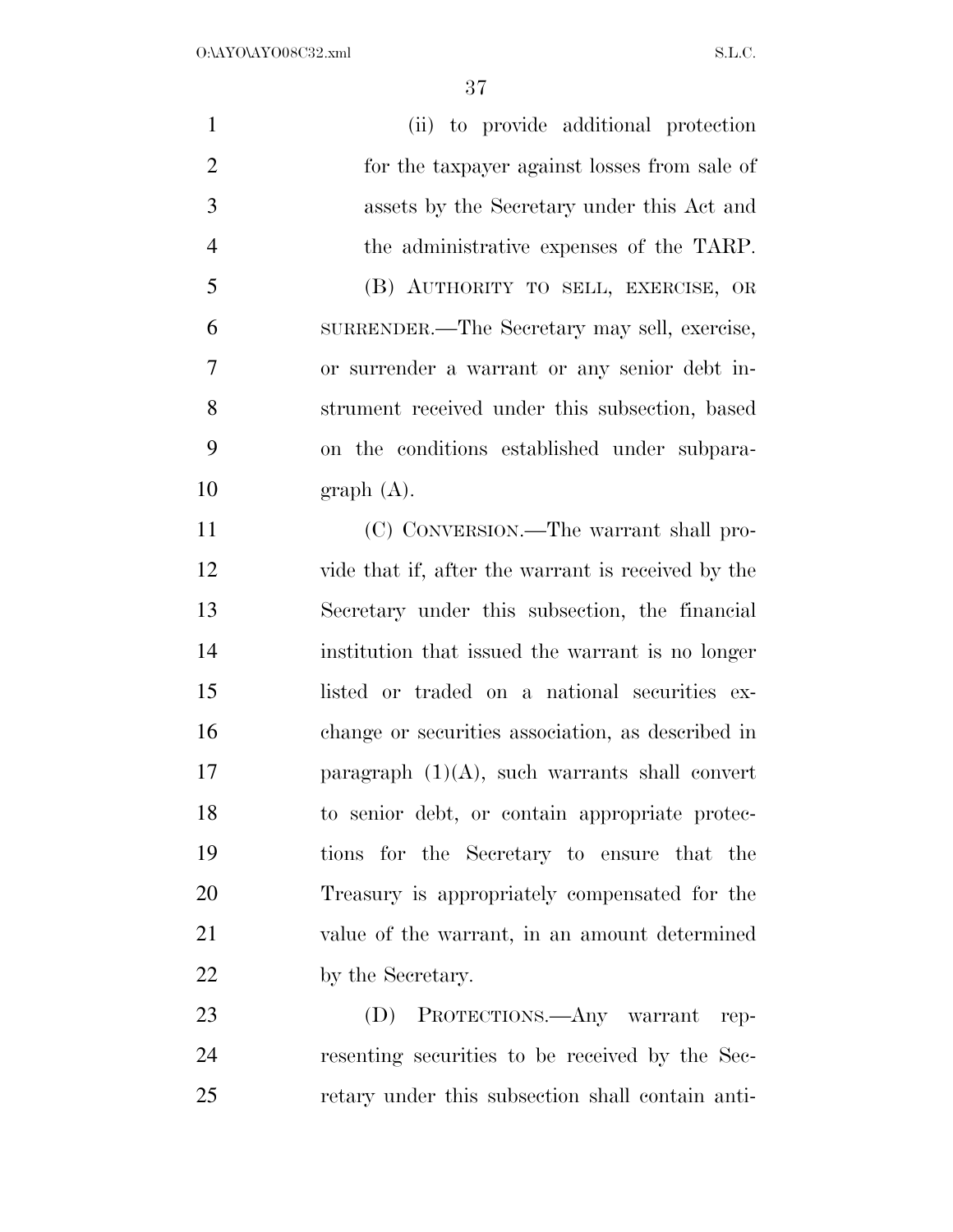(ii) to provide additional protection for the taxpayer against losses from sale of assets by the Secretary under this Act and the administrative expenses of the TARP.

(B) AUTHORITY TO SELL, EXERCISE, OR SURRENDER.—The Secretary may sell, exercise, or surrender a warrant or any senior debt instrument received under this subsection, based on the conditions established under subparagraph (A).

(C) CONVERSION.—The warrant shall provide that if, after the warrant is received by the Secretary under this subsection, the financial institution that issued the warrant is no longer listed or traded on a national securities exchange or securities association, as described in paragraph (1)(A), such warrants shall convert to senior debt, or contain appropriate protections for the Secretary to ensure that the Treasury is appropriately compensated for the value of the warrant, in an amount determined by the Secretary.

(D) PROTECTIONS.—Any warrant representing securities to be received by the Secretary under this subsection shall contain anti-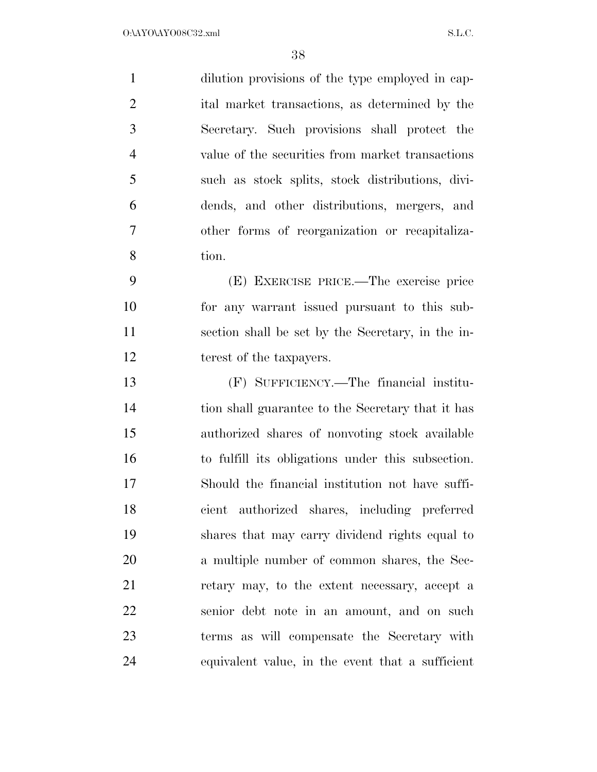dilution provisions of the type employed in capital market transactions, as determined by the Secretary. Such provisions shall protect the value of the securities from market transactions such as stock splits, stock distributions, dividends, and other distributions, mergers, and other forms of reorganization or recapitalization.

(E) EXERCISE PRICE.—The exercise price for any warrant issued pursuant to this subsection shall be set by the Secretary, in the interest of the taxpayers.

(F) SUFFICIENCY.—The financial institution shall guarantee to the Secretary that it has authorized shares of nonvoting stock available to fulfill its obligations under this subsection. Should the financial institution not have sufficient authorized shares, including preferred shares that may carry dividend rights equal to a multiple number of common shares, the Secretary may, to the extent necessary, accept a senior debt note in an amount, and on such terms as will compensate the Secretary with equivalent value, in the event that a sufficient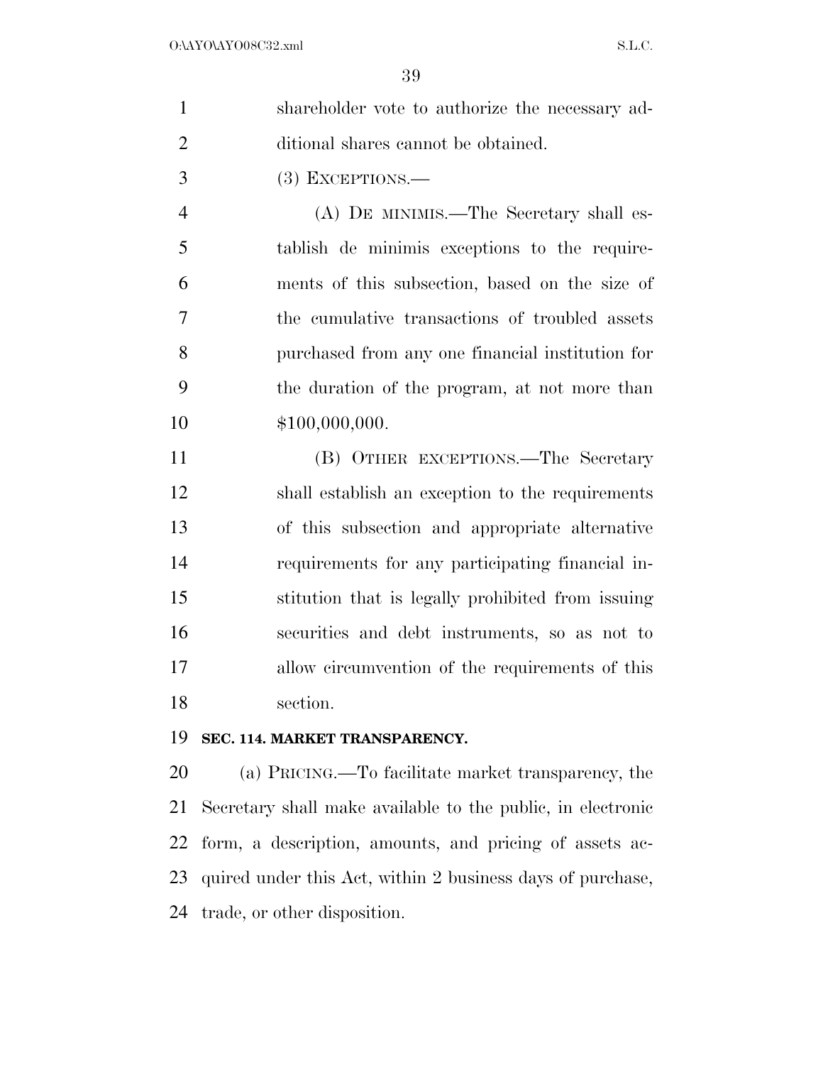shareholder vote to authorize the necessary additional shares cannot be obtained.

(3) EXCEPTIONS.—

(A) DE MINIMIS.—The Secretary shall establish de minimis exceptions to the requirements of this subsection, based on the size of the cumulative transactions of troubled assets purchased from any one financial institution for the duration of the program, at not more than $100,000,000.

(B) OTHER EXCEPTIONS.—The Secretary shall establish an exception to the requirements of this subsection and appropriate alternative requirements for any participating financial institution that is legally prohibited from issuing securities and debt instruments, so as not to allow circumvention of the requirements of this section.

**SEC. 114. MARKET TRANSPARENCY.**

(a) PRICING.—To facilitate market transparency, the Secretary shall make available to the public, in electronic form, a description, amounts, and pricing of assets acquired under this Act, within 2 business days of purchase, trade, or other disposition.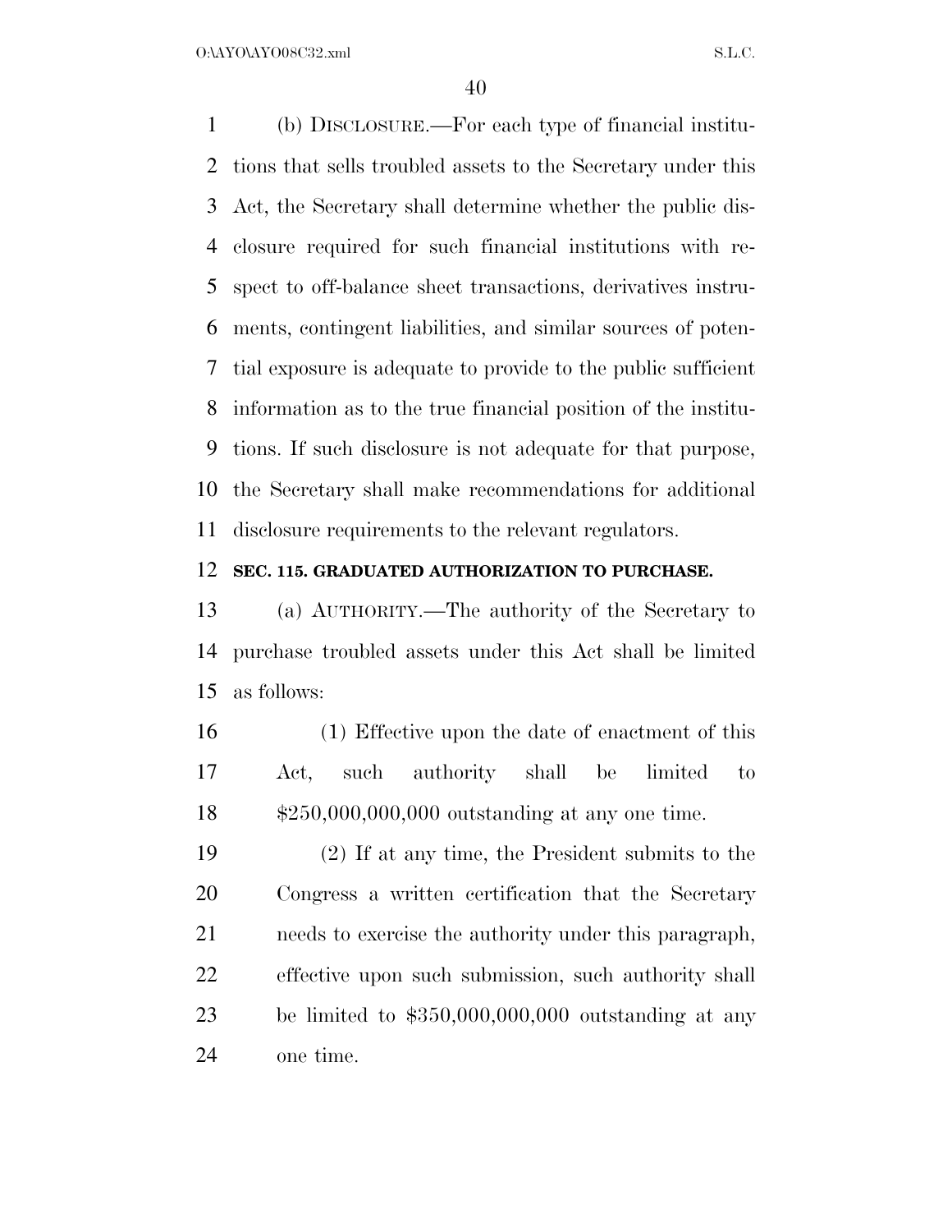(b) DISCLOSURE.—For each type of financial institutions that sells troubled assets to the Secretary under this Act, the Secretary shall determine whether the public disclosure required for such financial institutions with respect to off-balance sheet transactions, derivatives instruments, contingent liabilities, and similar sources of potential exposure is adequate to provide to the public sufficient information as to the true financial position of the institutions. If such disclosure is not adequate for that purpose, the Secretary shall make recommendations for additional disclosure requirements to the relevant regulators.

**SEC. 115. GRADUATED AUTHORIZATION TO PURCHASE.**

(a) AUTHORITY.—The authority of the Secretary to purchase troubled assets under this Act shall be limited as follows:

(1) Effective upon the date of enactment of this Act, such authority shall be limited to $250,000,000,000 outstanding at any one time.

(2) If at any time, the President submits to the Congress a written certification that the Secretary needs to exercise the authority under this paragraph, effective upon such submission, such authority shall be limited to $350,000,000,000 outstanding at any one time.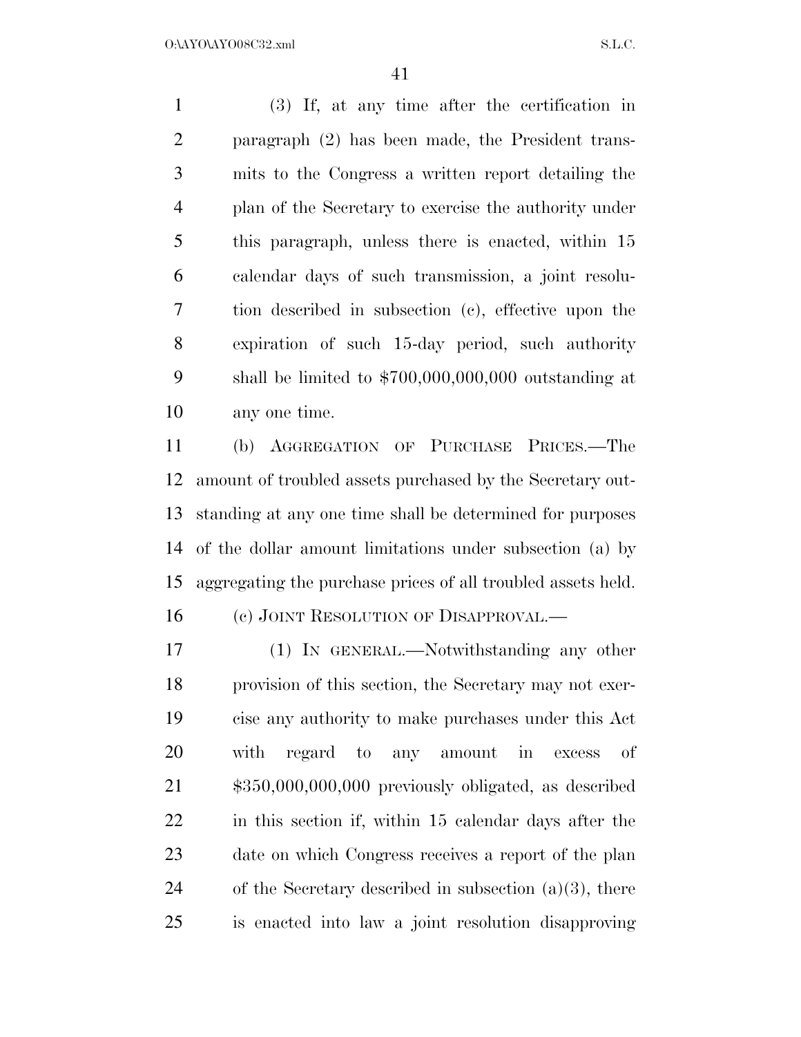(3) If, at any time after the certification in paragraph (2) has been made, the President transmits to the Congress a written report detailing the plan of the Secretary to exercise the authority under this paragraph, unless there is enacted, within 15 calendar days of such transmission, a joint resolution described in subsection (c), effective upon the expiration of such 15-day period, such authority shall be limited to $700,000,000,000 outstanding at any one time.

(b) AGGREGATION OF PURCHASE PRICES.—The amount of troubled assets purchased by the Secretary outstanding at any one time shall be determined for purposes of the dollar amount limitations under subsection (a) by aggregating the purchase prices of all troubled assets held.

(c) JOINT RESOLUTION OF DISAPPROVAL.—

(1) IN GENERAL.—Notwithstanding any other provision of this section, the Secretary may not exercise any authority to make purchases under this Act with regard to any amount in excess of $350,000,000,000 previously obligated, as described in this section if, within 15 calendar days after the date on which Congress receives a report of the plan of the Secretary described in subsection (a)(3), there is enacted into law a joint resolution disapproving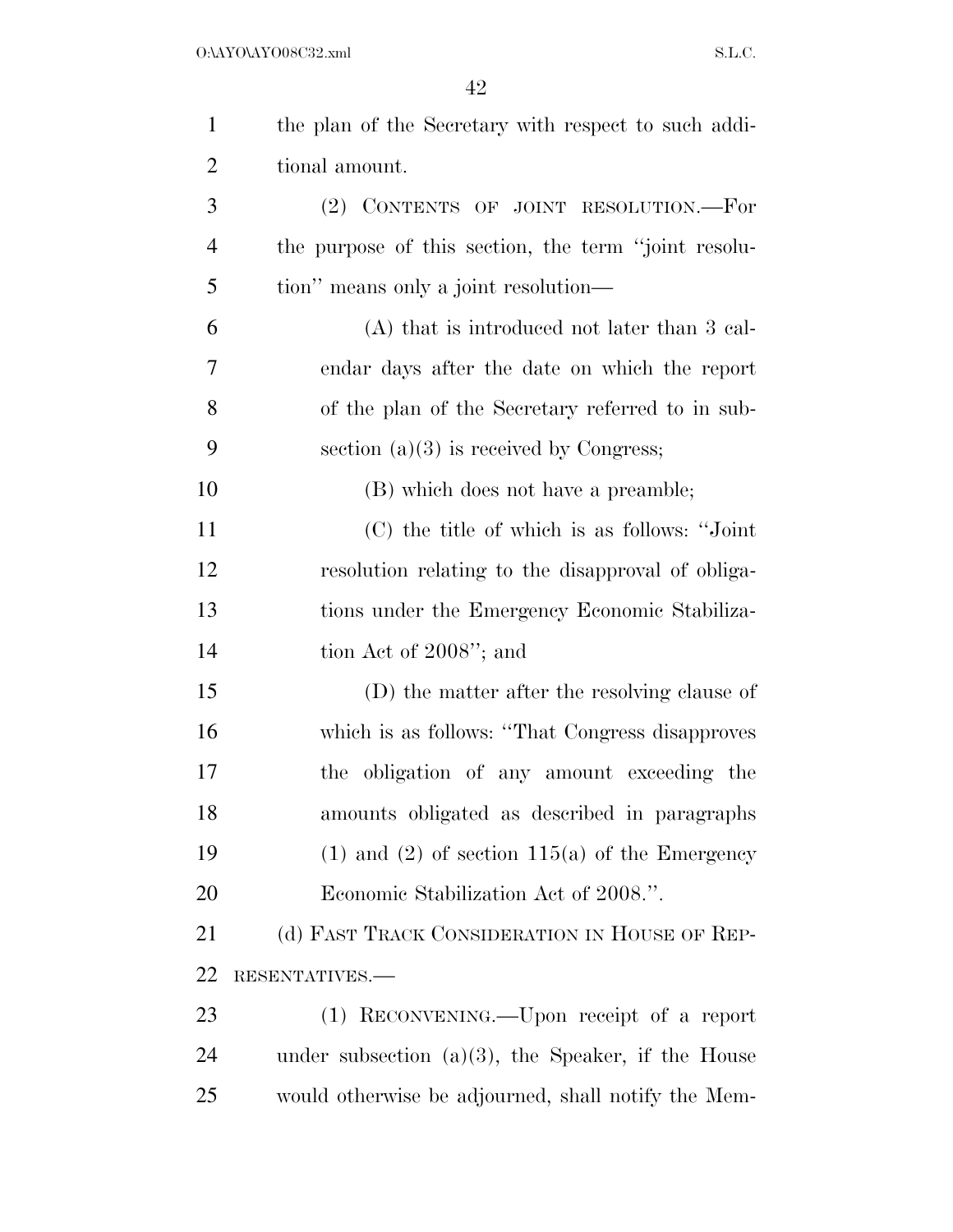the plan of the Secretary with respect to such additional amount.

(2) CONTENTS OF JOINT RESOLUTION.—For the purpose of this section, the term ''joint resolution'' means only a joint resolution—

(A) that is introduced not later than 3 calendar days after the date on which the report of the plan of the Secretary referred to in subsection (a)(3) is received by Congress;

(B) which does not have a preamble;

(C) the title of which is as follows: ''Joint resolution relating to the disapproval of obligations under the Emergency Economic Stabilization Act of 2008''; and

(D) the matter after the resolving clause of which is as follows: ''That Congress disapproves the obligation of any amount exceeding the amounts obligated as described in paragraphs (1) and (2) of section 115(a) of the Emergency Economic Stabilization Act of 2008.''.

(d) FAST TRACK CONSIDERATION IN HOUSE OF REPRESENTATIVES.—

(1) RECONVENING.—Upon receipt of a report under subsection (a)(3), the Speaker, if the House would otherwise be adjourned, shall notify the Mem-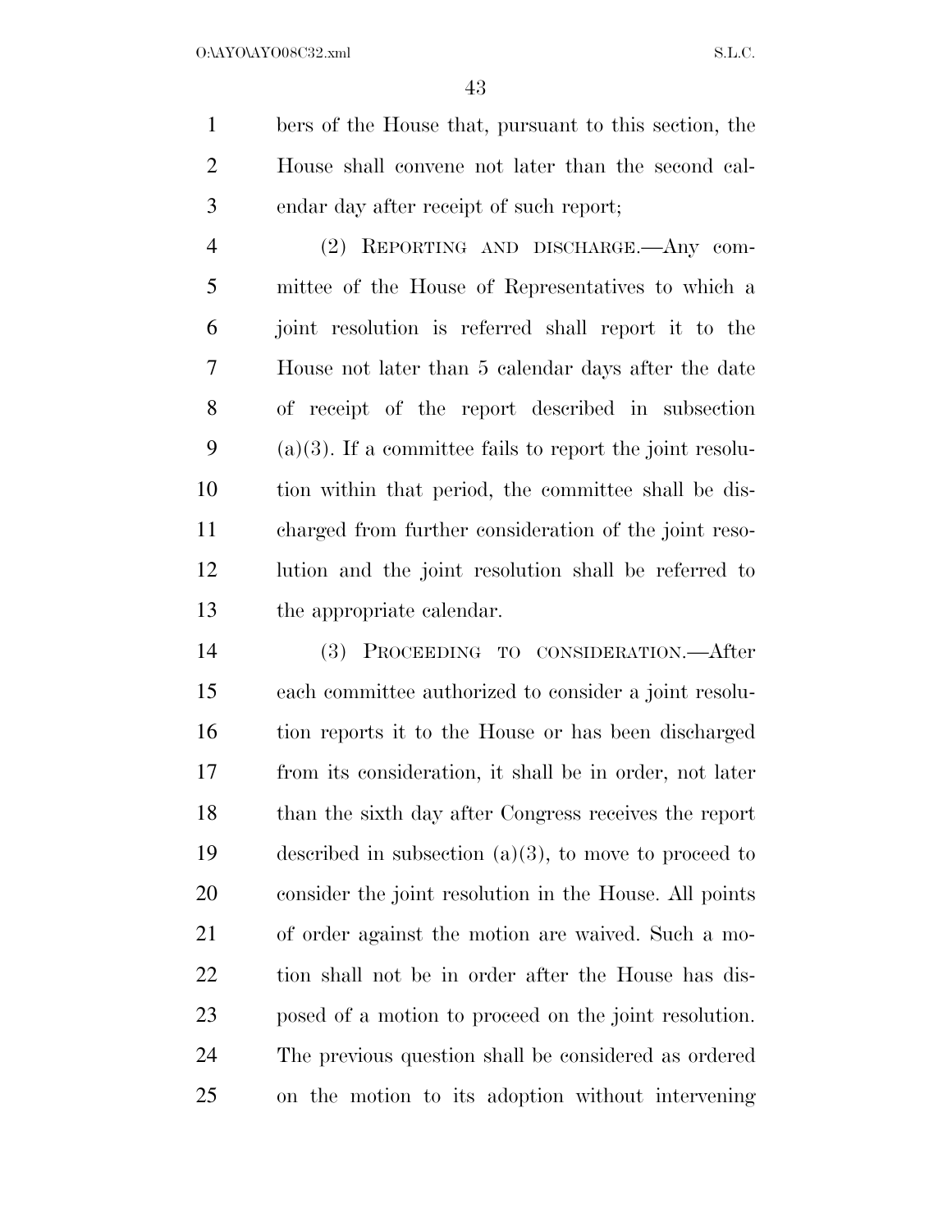bers of the House that, pursuant to this section, the House shall convene not later than the second calendar day after receipt of such report;

(2) REPORTING AND DISCHARGE.—Any committee of the House of Representatives to which a joint resolution is referred shall report it to the House not later than 5 calendar days after the date of receipt of the report described in subsection (a)(3). If a committee fails to report the joint resolution within that period, the committee shall be discharged from further consideration of the joint resolution and the joint resolution shall be referred to the appropriate calendar.

(3) PROCEEDING TO CONSIDERATION.—After each committee authorized to consider a joint resolution reports it to the House or has been discharged from its consideration, it shall be in order, not later than the sixth day after Congress receives the report described in subsection (a)(3), to move to proceed to consider the joint resolution in the House. All points of order against the motion are waived. Such a motion shall not be in order after the House has disposed of a motion to proceed on the joint resolution. The previous question shall be considered as ordered on the motion to its adoption without intervening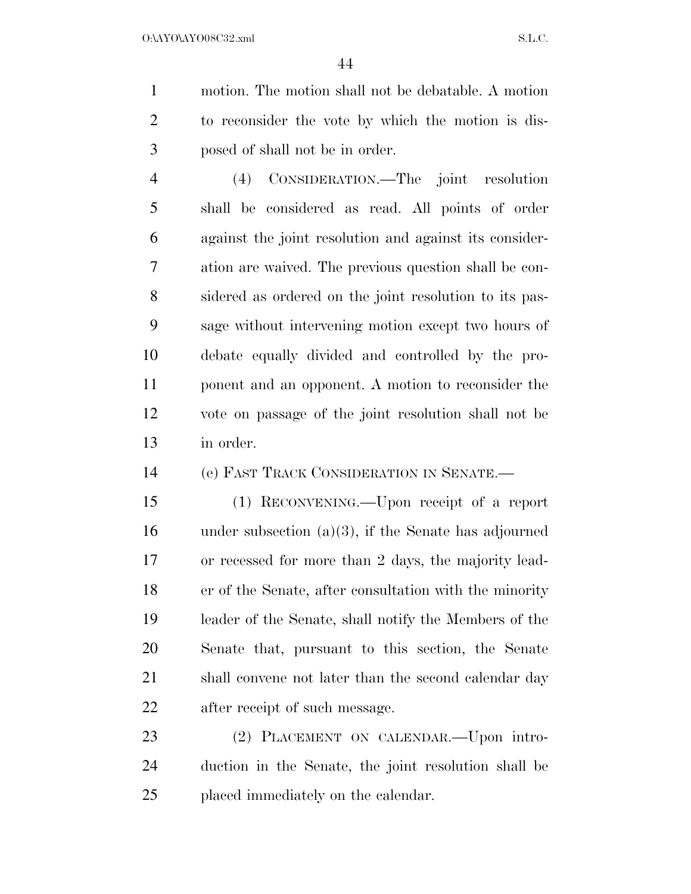motion. The motion shall not be debatable. A motion to reconsider the vote by which the motion is disposed of shall not be in order.

(4) CONSIDERATION.—The joint resolution shall be considered as read. All points of order against the joint resolution and against its consideration are waived. The previous question shall be considered as ordered on the joint resolution to its passage without intervening motion except two hours of debate equally divided and controlled by the proponent and an opponent. A motion to reconsider the vote on passage of the joint resolution shall not be in order.

(e) FAST TRACK CONSIDERATION IN SENATE.—

(1) RECONVENING.—Upon receipt of a report under subsection (a)(3), if the Senate has adjourned or recessed for more than 2 days, the majority leader of the Senate, after consultation with the minority leader of the Senate, shall notify the Members of the Senate that, pursuant to this section, the Senate shall convene not later than the second calendar day after receipt of such message.

(2) PLACEMENT ON CALENDAR.—Upon introduction in the Senate, the joint resolution shall be placed immediately on the calendar.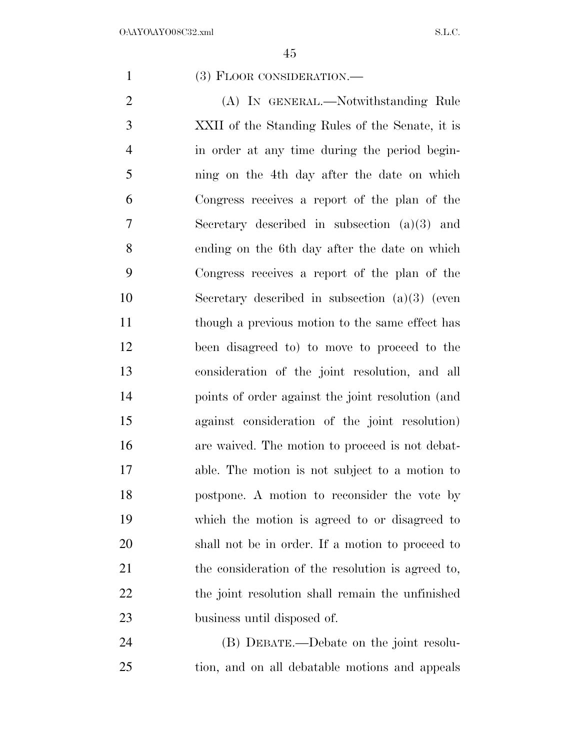(3) FLOOR CONSIDERATION.—

(A) IN GENERAL.—Notwithstanding Rule XXII of the Standing Rules of the Senate, it is in order at any time during the period beginning on the 4th day after the date on which Congress receives a report of the plan of the Secretary described in subsection (a)(3) and ending on the 6th day after the date on which Congress receives a report of the plan of the Secretary described in subsection (a)(3) (even though a previous motion to the same effect has been disagreed to) to move to proceed to the consideration of the joint resolution, and all points of order against the joint resolution (and against consideration of the joint resolution) are waived. The motion to proceed is not debatable. The motion is not subject to a motion to postpone. A motion to reconsider the vote by which the motion is agreed to or disagreed to shall not be in order. If a motion to proceed to the consideration of the resolution is agreed to, the joint resolution shall remain the unfinished business until disposed of.

(B) DEBATE.—Debate on the joint resolution, and on all debatable motions and appeals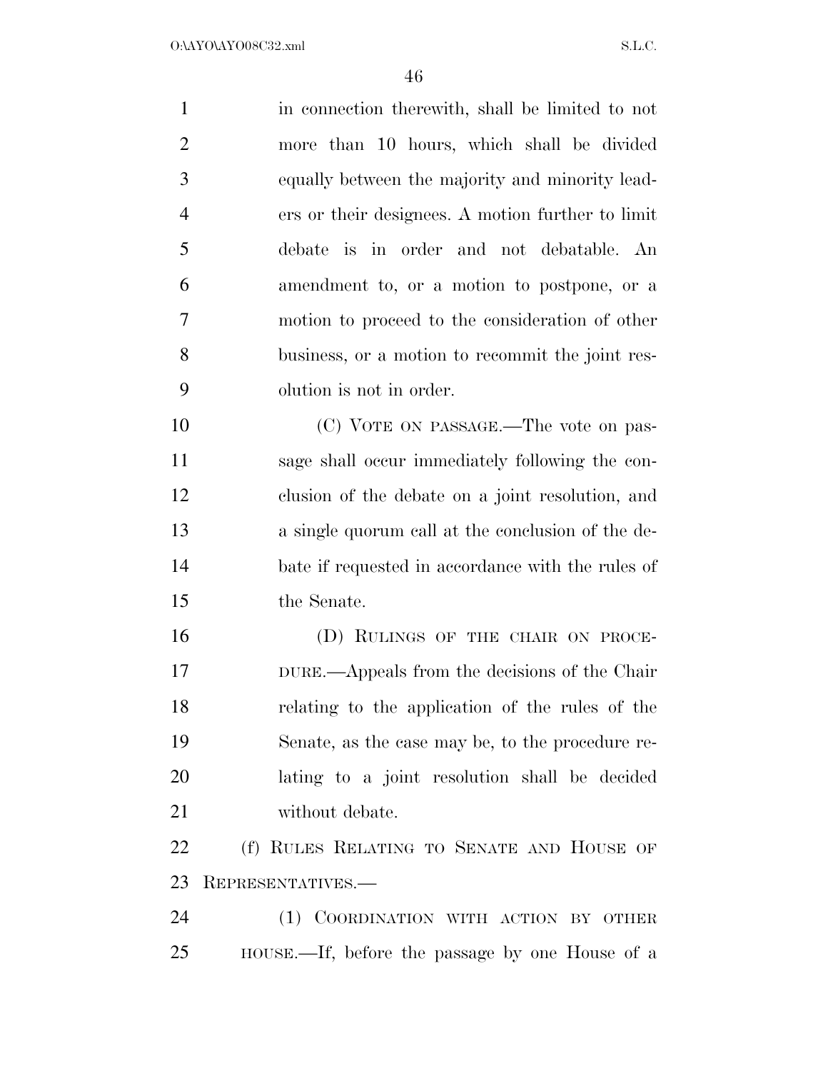in connection therewith, shall be limited to not more than 10 hours, which shall be divided equally between the majority and minority leaders or their designees. A motion further to limit debate is in order and not debatable. An amendment to, or a motion to postpone, or a motion to proceed to the consideration of other business, or a motion to recommit the joint resolution is not in order.

(C) VOTE ON PASSAGE.—The vote on passage shall occur immediately following the conclusion of the debate on a joint resolution, and a single quorum call at the conclusion of the debate if requested in accordance with the rules of the Senate.

(D) RULINGS OF THE CHAIR ON PROCEDURE.—Appeals from the decisions of the Chair relating to the application of the rules of the Senate, as the case may be, to the procedure relating to a joint resolution shall be decided without debate.

(f) RULES RELATING TO SENATE AND HOUSE OF REPRESENTATIVES.—

(1) COORDINATION WITH ACTION BY OTHER HOUSE.—If, before the passage by one House of a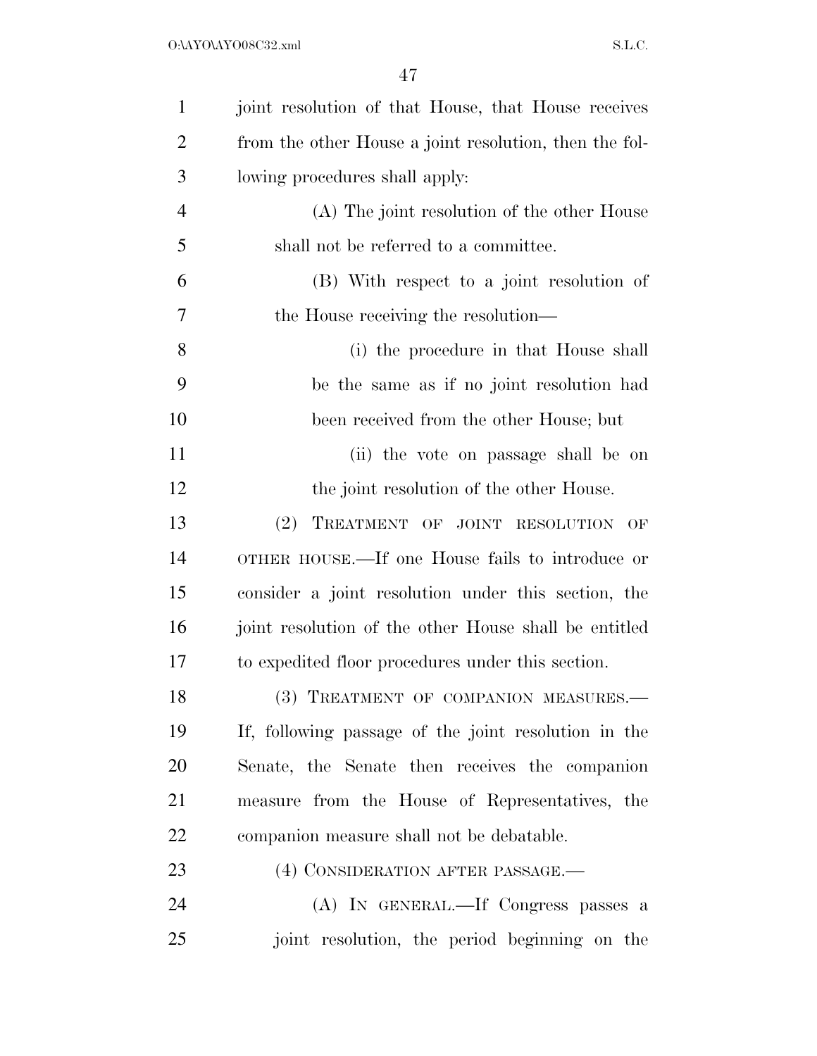joint resolution of that House, that House receives from the other House a joint resolution, then the following procedures shall apply:

(A) The joint resolution of the other House shall not be referred to a committee.

(B) With respect to a joint resolution of the House receiving the resolution—

(i) the procedure in that House shall be the same as if no joint resolution had been received from the other House; but

(ii) the vote on passage shall be on the joint resolution of the other House.

(2) TREATMENT OF JOINT RESOLUTION OF OTHER HOUSE.—If one House fails to introduce or consider a joint resolution under this section, the joint resolution of the other House shall be entitled to expedited floor procedures under this section.

(3) TREATMENT OF COMPANION MEASURES.—If, following passage of the joint resolution in the Senate, the Senate then receives the companion measure from the House of Representatives, the companion measure shall not be debatable.

(4) CONSIDERATION AFTER PASSAGE.—

(A) IN GENERAL.—If Congress passes a joint resolution, the period beginning on the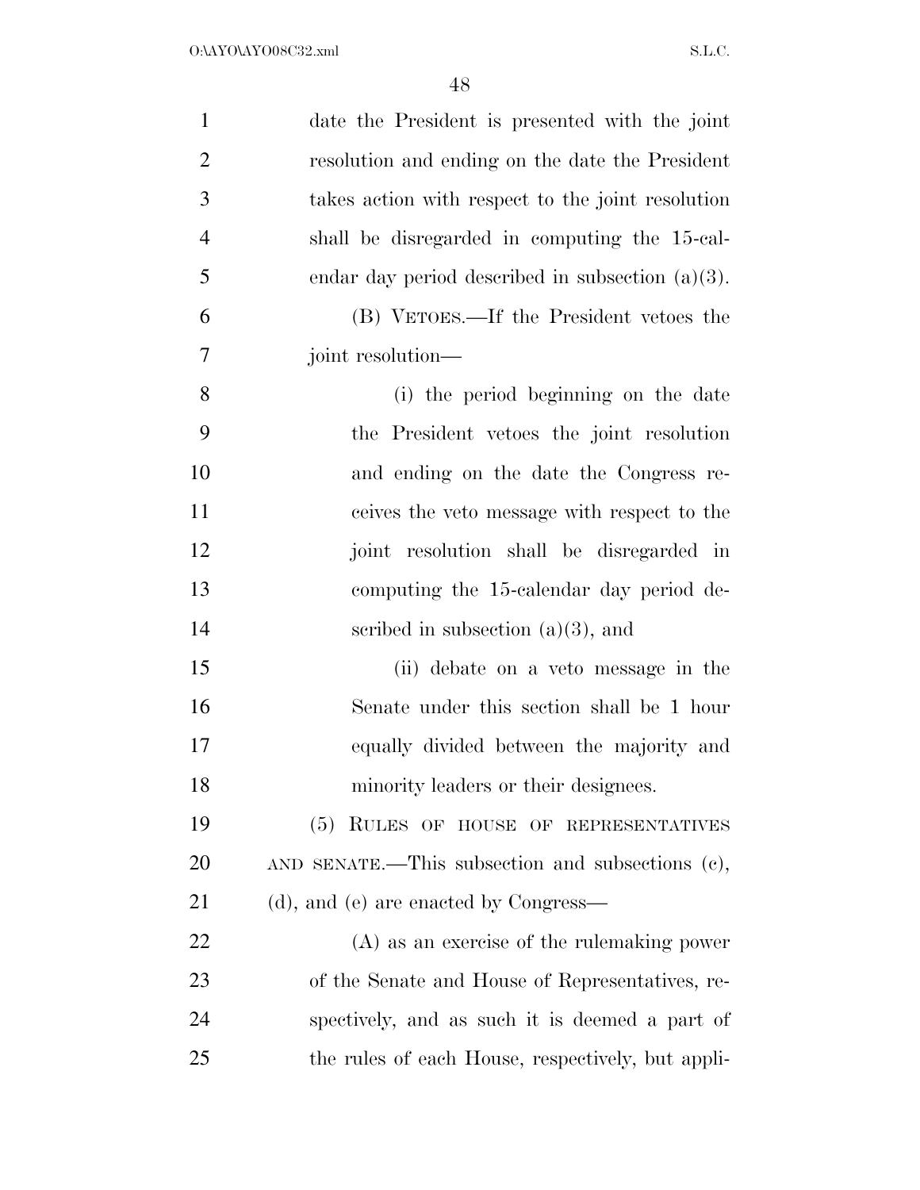date the President is presented with the joint resolution and ending on the date the President takes action with respect to the joint resolution shall be disregarded in computing the 15-calendar day period described in subsection (a)(3).

(B) VETOES.—If the President vetoes the joint resolution—

(i) the period beginning on the date the President vetoes the joint resolution and ending on the date the Congress receives the veto message with respect to the joint resolution shall be disregarded in computing the 15-calendar day period described in subsection (a)(3), and

(ii) debate on a veto message in the Senate under this section shall be 1 hour equally divided between the majority and minority leaders or their designees.

(5) RULES OF HOUSE OF REPRESENTATIVES AND SENATE.—This subsection and subsections (c), (d), and (e) are enacted by Congress—

(A) as an exercise of the rulemaking power of the Senate and House of Representatives, respectively, and as such it is deemed a part of the rules of each House, respectively, but appli-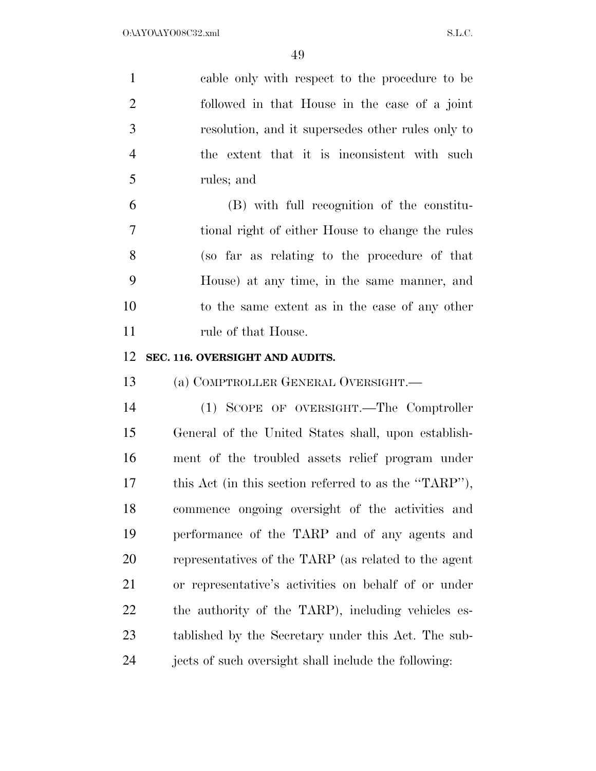cable only with respect to the procedure to be followed in that House in the case of a joint resolution, and it supersedes other rules only to the extent that it is inconsistent with such rules; and

(B) with full recognition of the constitutional right of either House to change the rules (so far as relating to the procedure of that House) at any time, in the same manner, and to the same extent as in the case of any other rule of that House.

**SEC. 116. OVERSIGHT AND AUDITS.**

(a) COMPTROLLER GENERAL OVERSIGHT.—

(1) SCOPE OF OVERSIGHT.—The Comptroller General of the United States shall, upon establishment of the troubled assets relief program under this Act (in this section referred to as the ''TARP''), commence ongoing oversight of the activities and performance of the TARP and of any agents and representatives of the TARP (as related to the agent or representative's activities on behalf of or under the authority of the TARP), including vehicles established by the Secretary under this Act. The subjects of such oversight shall include the following: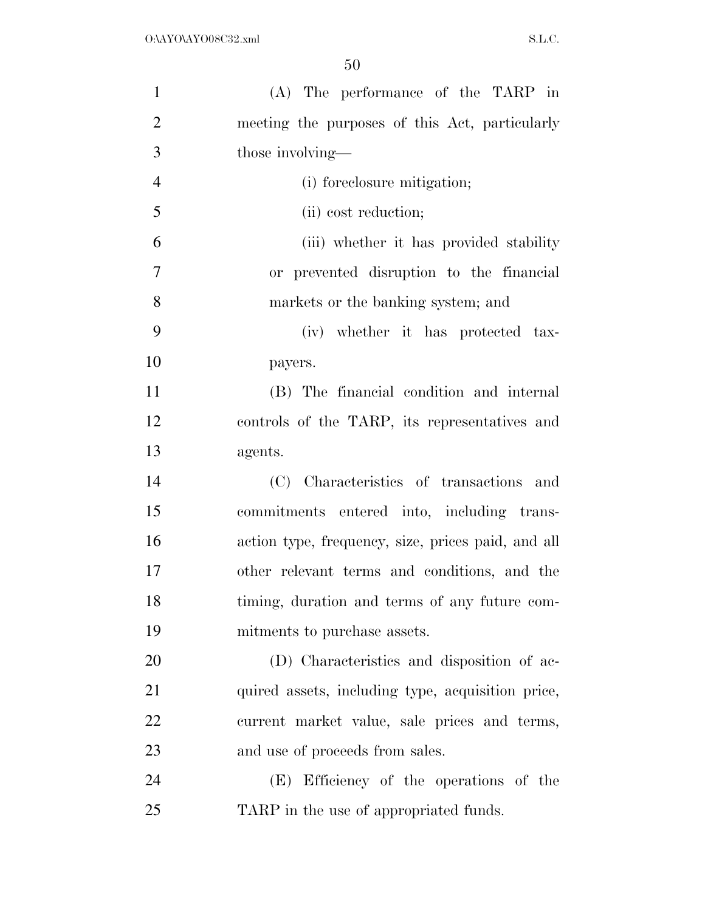(A) The performance of the TARP in meeting the purposes of this Act, particularly those involving—

(i) foreclosure mitigation;

(ii) cost reduction;

(iii) whether it has provided stability or prevented disruption to the financial markets or the banking system; and

(iv) whether it has protected taxpayers.

(B) The financial condition and internal controls of the TARP, its representatives and agents.

(C) Characteristics of transactions and commitments entered into, including transaction type, frequency, size, prices paid, and all other relevant terms and conditions, and the timing, duration and terms of any future commitments to purchase assets.

(D) Characteristics and disposition of acquired assets, including type, acquisition price, current market value, sale prices and terms, and use of proceeds from sales.

(E) Efficiency of the operations of the TARP in the use of appropriated funds.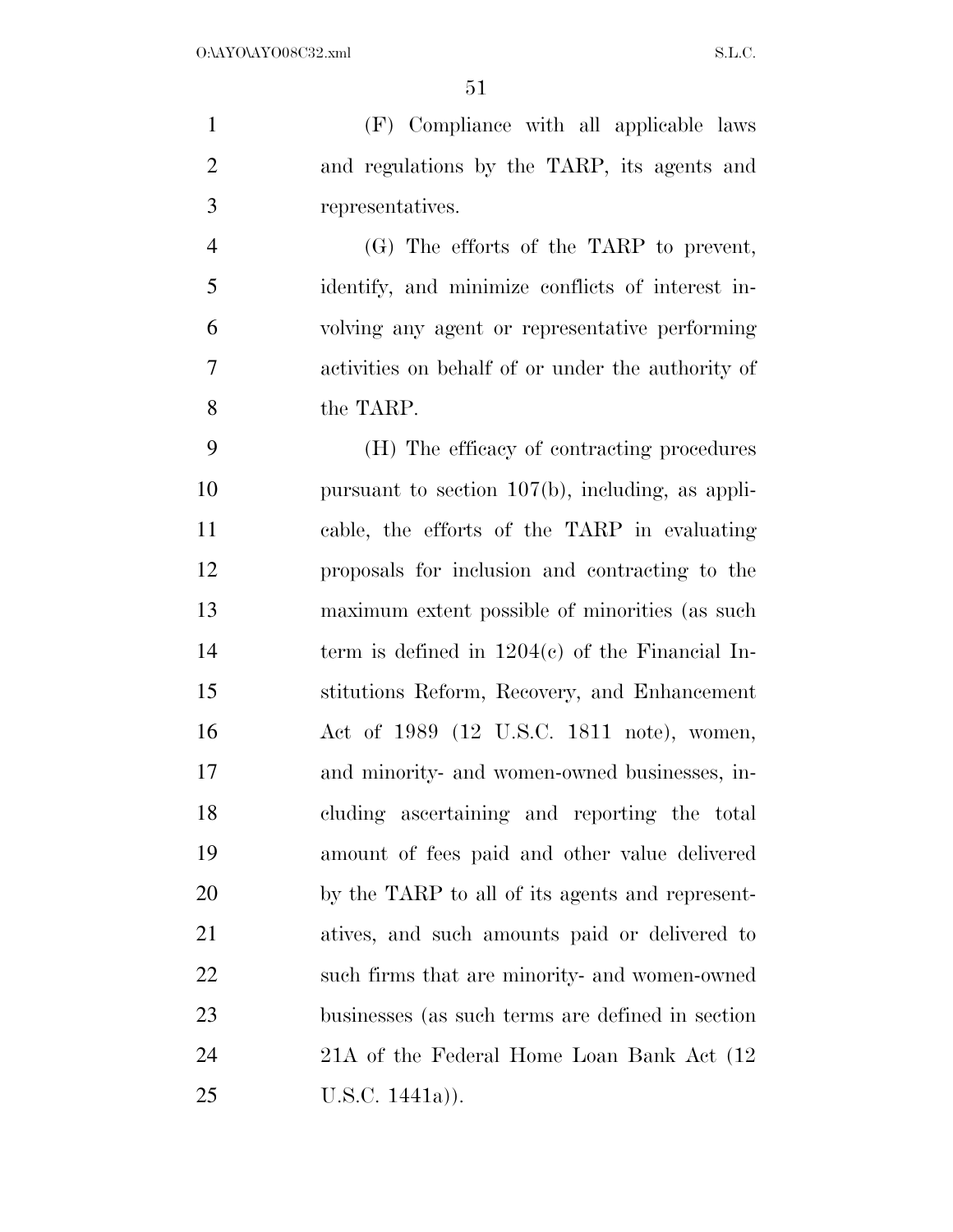(F) Compliance with all applicable laws and regulations by the TARP, its agents and representatives.

(G) The efforts of the TARP to prevent, identify, and minimize conflicts of interest involving any agent or representative performing activities on behalf of or under the authority of the TARP.

(H) The efficacy of contracting procedures pursuant to section 107(b), including, as applicable, the efforts of the TARP in evaluating proposals for inclusion and contracting to the maximum extent possible of minorities (as such term is defined in 1204(c) of the Financial Institutions Reform, Recovery, and Enhancement Act of 1989 (12 U.S.C. 1811 note), women, and minority- and women-owned businesses, including ascertaining and reporting the total amount of fees paid and other value delivered by the TARP to all of its agents and representatives, and such amounts paid or delivered to such firms that are minority- and women-owned businesses (as such terms are defined in section 21A of the Federal Home Loan Bank Act (12 U.S.C. 1441a)).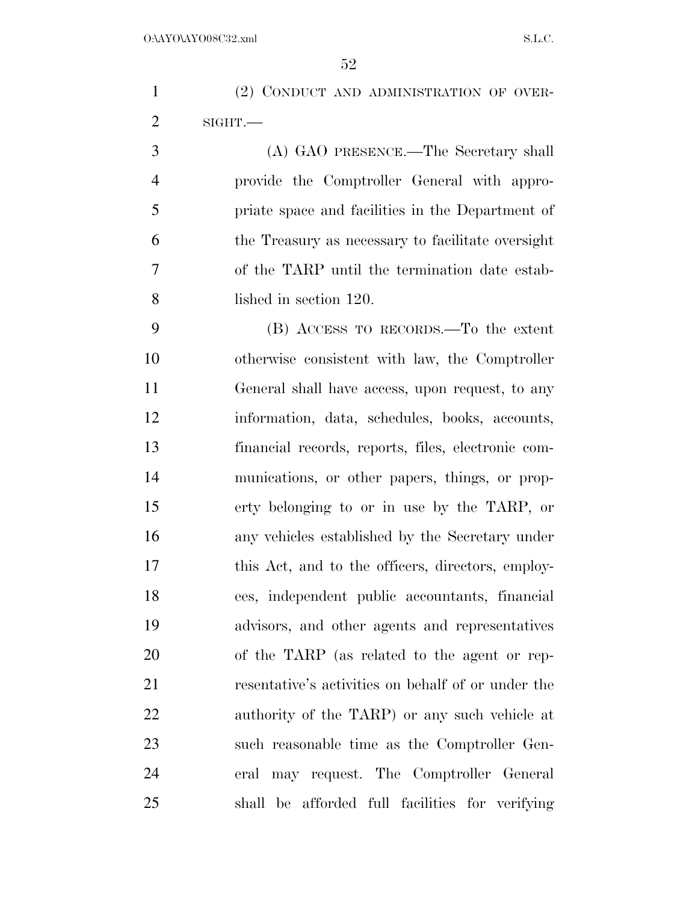(2) CONDUCT AND ADMINISTRATION OF OVERSIGHT.—

(A) GAO PRESENCE.—The Secretary shall provide the Comptroller General with appropriate space and facilities in the Department of the Treasury as necessary to facilitate oversight of the TARP until the termination date established in section 120.

(B) ACCESS TO RECORDS.—To the extent otherwise consistent with law, the Comptroller General shall have access, upon request, to any information, data, schedules, books, accounts, financial records, reports, files, electronic communications, or other papers, things, or property belonging to or in use by the TARP, or any vehicles established by the Secretary under this Act, and to the officers, directors, employees, independent public accountants, financial advisors, and other agents and representatives of the TARP (as related to the agent or representative's activities on behalf of or under the authority of the TARP) or any such vehicle at such reasonable time as the Comptroller General may request. The Comptroller General shall be afforded full facilities for verifying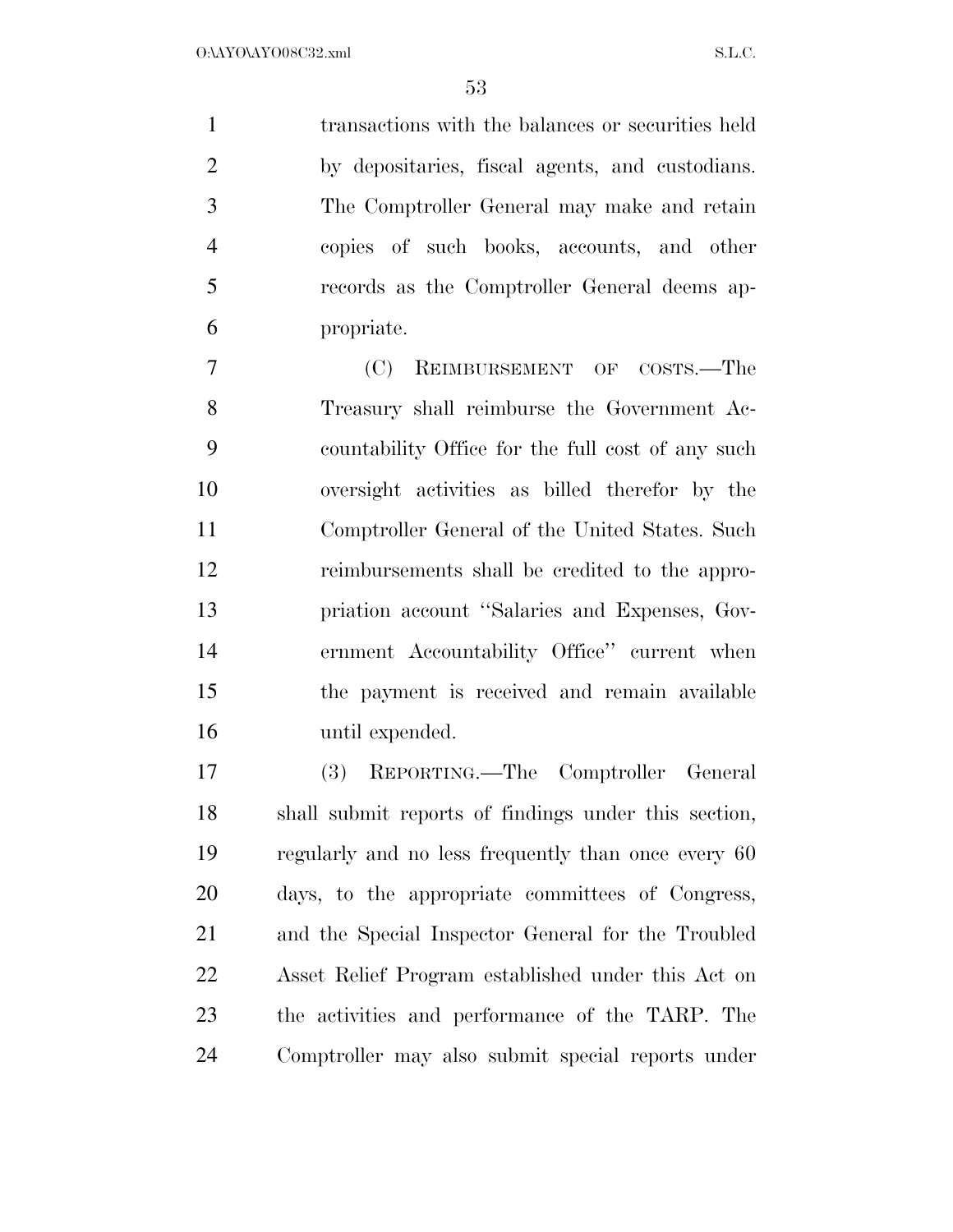transactions with the balances or securities held by depositaries, fiscal agents, and custodians. The Comptroller General may make and retain copies of such books, accounts, and other records as the Comptroller General deems appropriate.

(C) REIMBURSEMENT OF COSTS.—The Treasury shall reimburse the Government Accountability Office for the full cost of any such oversight activities as billed therefor by the Comptroller General of the United States. Such reimbursements shall be credited to the appropriation account ''Salaries and Expenses, Government Accountability Office'' current when the payment is received and remain available until expended.

(3) REPORTING.—The Comptroller General shall submit reports of findings under this section, regularly and no less frequently than once every 60 days, to the appropriate committees of Congress, and the Special Inspector General for the Troubled Asset Relief Program established under this Act on the activities and performance of the TARP. The Comptroller may also submit special reports under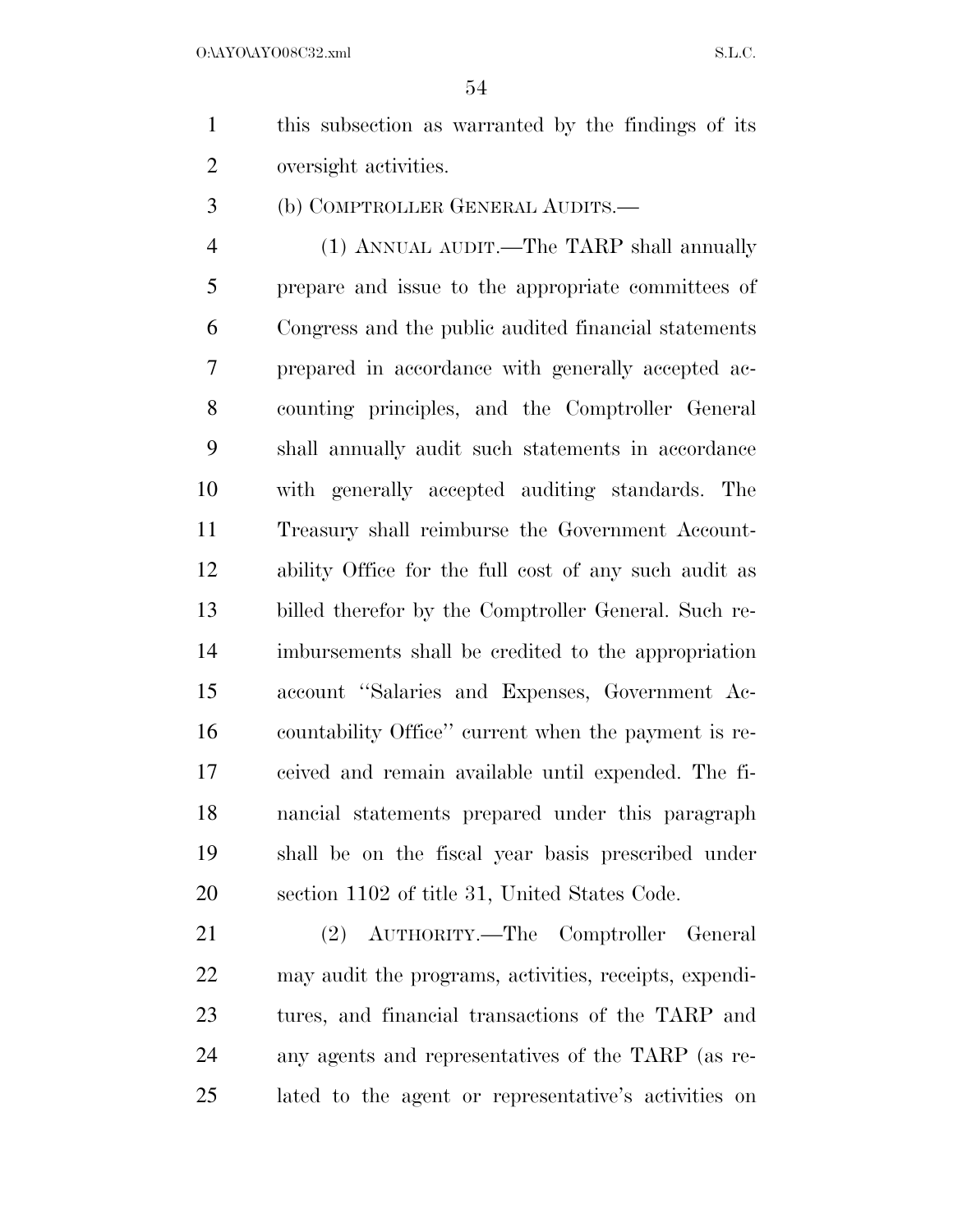this subsection as warranted by the findings of its oversight activities.

(b) COMPTROLLER GENERAL AUDITS.—

(1) ANNUAL AUDIT.—The TARP shall annually prepare and issue to the appropriate committees of Congress and the public audited financial statements prepared in accordance with generally accepted accounting principles, and the Comptroller General shall annually audit such statements in accordance with generally accepted auditing standards. The Treasury shall reimburse the Government Accountability Office for the full cost of any such audit as billed therefor by the Comptroller General. Such reimbursements shall be credited to the appropriation account "Salaries and Expenses, Government Accountability Office" current when the payment is received and remain available until expended. The financial statements prepared under this paragraph shall be on the fiscal year basis prescribed under section 1102 of title 31, United States Code.

(2) AUTHORITY.—The Comptroller General may audit the programs, activities, receipts, expenditures, and financial transactions of the TARP and any agents and representatives of the TARP (as related to the agent or representative's activities on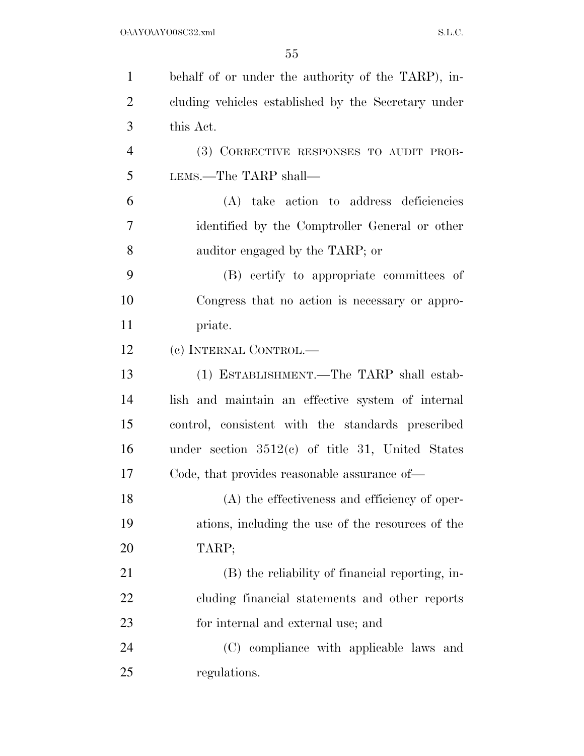behalf of or under the authority of the TARP), including vehicles established by the Secretary under this Act.

(3) CORRECTIVE RESPONSES TO AUDIT PROBLEMS.—The TARP shall—

(A) take action to address deficiencies identified by the Comptroller General or other auditor engaged by the TARP; or

(B) certify to appropriate committees of Congress that no action is necessary or appropriate.

(c) INTERNAL CONTROL.—

(1) ESTABLISHMENT.—The TARP shall establish and maintain an effective system of internal control, consistent with the standards prescribed under section 3512(c) of title 31, United States Code, that provides reasonable assurance of—

(A) the effectiveness and efficiency of operations, including the use of the resources of the TARP;

(B) the reliability of financial reporting, including financial statements and other reports for internal and external use; and

(C) compliance with applicable laws and regulations.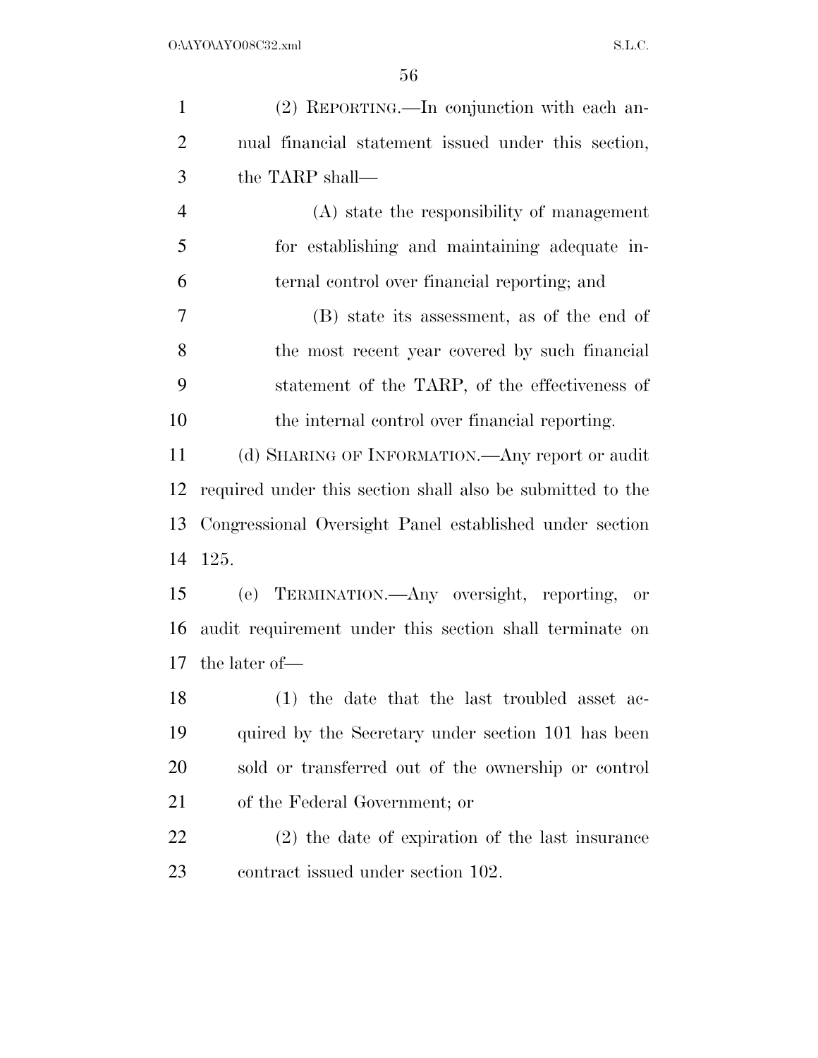(2) REPORTING.—In conjunction with each annual financial statement issued under this section, the TARP shall—

(A) state the responsibility of management for establishing and maintaining adequate internal control over financial reporting; and

(B) state its assessment, as of the end of the most recent year covered by such financial statement of the TARP, of the effectiveness of the internal control over financial reporting.

(d) SHARING OF INFORMATION.—Any report or audit required under this section shall also be submitted to the Congressional Oversight Panel established under section 125.

(e) TERMINATION.—Any oversight, reporting, or audit requirement under this section shall terminate on the later of—

(1) the date that the last troubled asset acquired by the Secretary under section 101 has been sold or transferred out of the ownership or control of the Federal Government; or

(2) the date of expiration of the last insurance contract issued under section 102.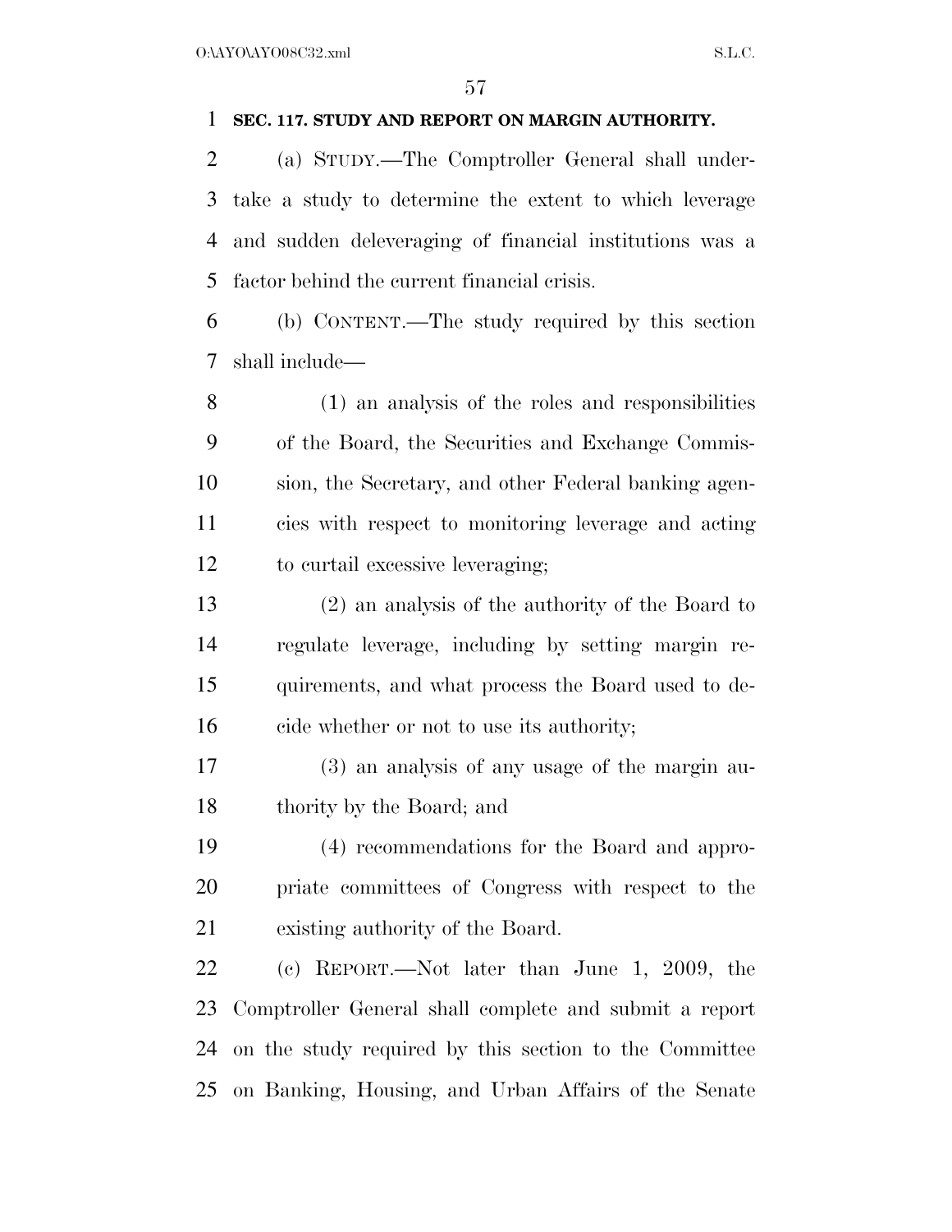**SEC. 117. STUDY AND REPORT ON MARGIN AUTHORITY.**

(a) STUDY.—The Comptroller General shall undertake a study to determine the extent to which leverage and sudden deleveraging of financial institutions was a factor behind the current financial crisis.

(b) CONTENT.—The study required by this section shall include—

(1) an analysis of the roles and responsibilities of the Board, the Securities and Exchange Commission, the Secretary, and other Federal banking agencies with respect to monitoring leverage and acting to curtail excessive leveraging;

(2) an analysis of the authority of the Board to regulate leverage, including by setting margin requirements, and what process the Board used to decide whether or not to use its authority;

(3) an analysis of any usage of the margin authority by the Board; and

(4) recommendations for the Board and appropriate committees of Congress with respect to the existing authority of the Board.

(c) REPORT.—Not later than June 1, 2009, the Comptroller General shall complete and submit a report on the study required by this section to the Committee on Banking, Housing, and Urban Affairs of the Senate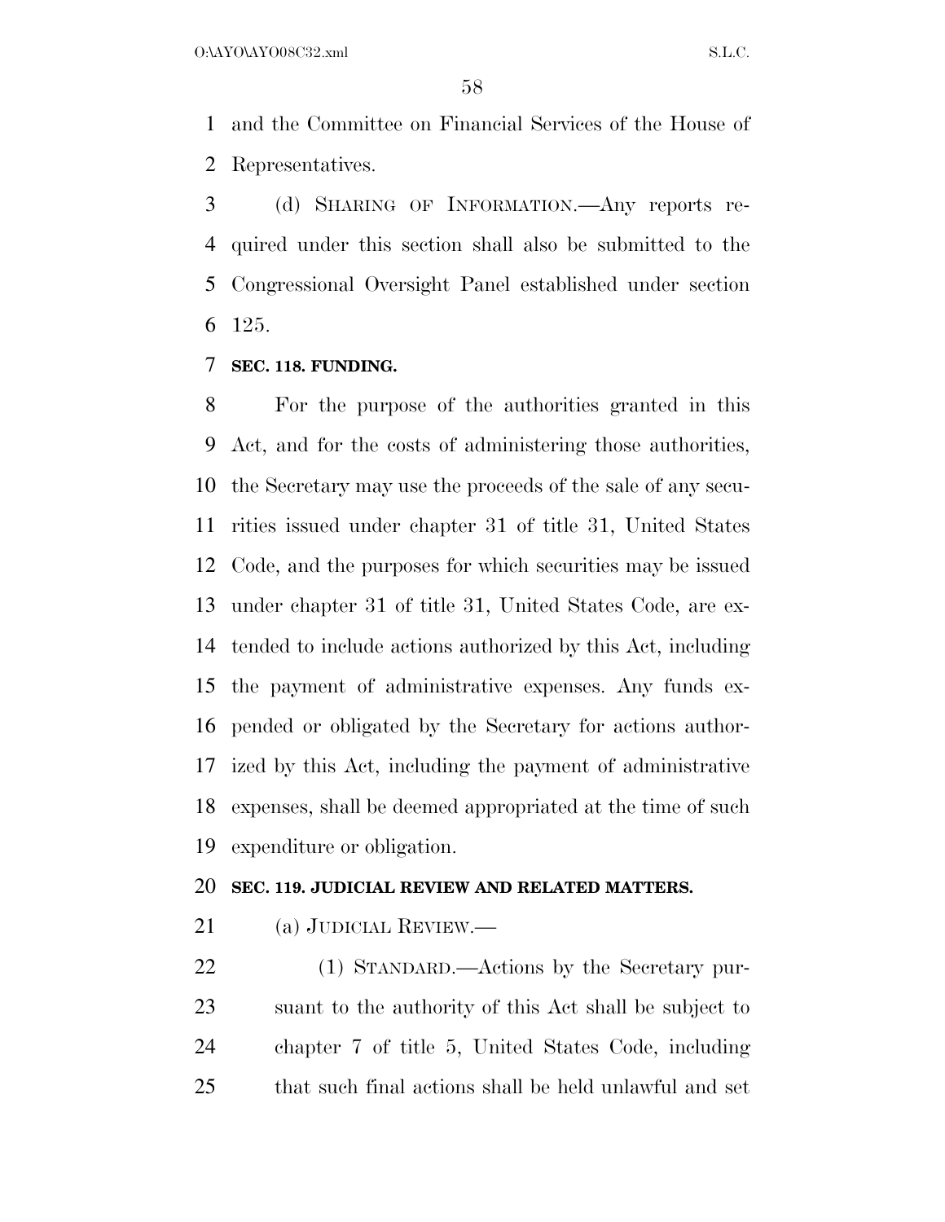and the Committee on Financial Services of the House of Representatives.

(d) SHARING OF INFORMATION.—Any reports required under this section shall also be submitted to the Congressional Oversight Panel established under section 125.

**SEC. 118. FUNDING.**

For the purpose of the authorities granted in this Act, and for the costs of administering those authorities, the Secretary may use the proceeds of the sale of any securities issued under chapter 31 of title 31, United States Code, and the purposes for which securities may be issued under chapter 31 of title 31, United States Code, are extended to include actions authorized by this Act, including the payment of administrative expenses. Any funds expended or obligated by the Secretary for actions authorized by this Act, including the payment of administrative expenses, shall be deemed appropriated at the time of such expenditure or obligation.

**SEC. 119. JUDICIAL REVIEW AND RELATED MATTERS.**

(a) JUDICIAL REVIEW.—

(1) STANDARD.—Actions by the Secretary pursuant to the authority of this Act shall be subject to chapter 7 of title 5, United States Code, including that such final actions shall be held unlawful and set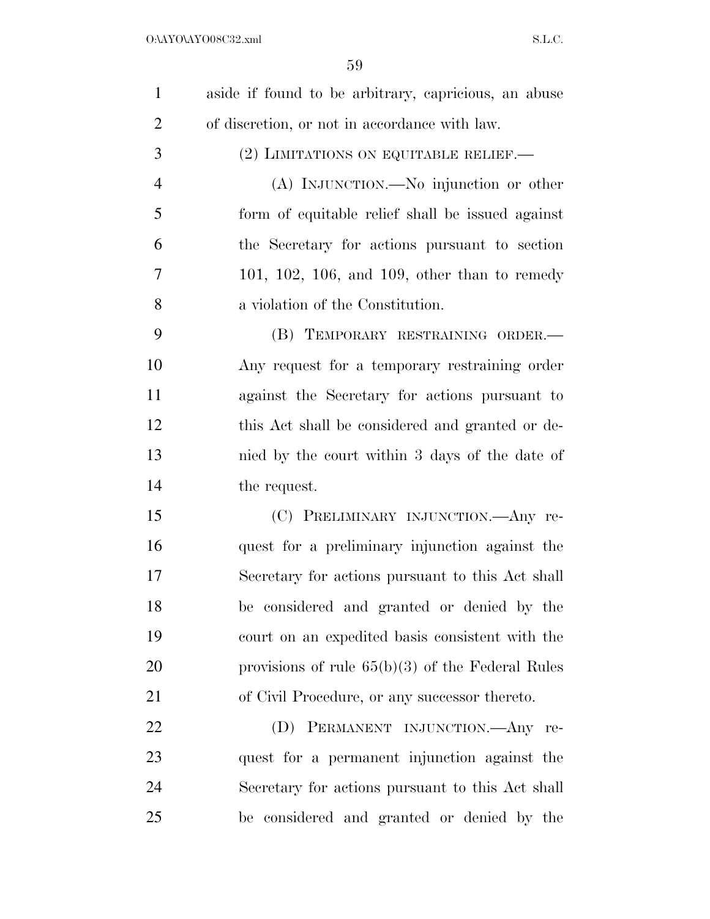aside if found to be arbitrary, capricious, an abuse of discretion, or not in accordance with law.

(2) LIMITATIONS ON EQUITABLE RELIEF.—

(A) INJUNCTION.—No injunction or other form of equitable relief shall be issued against the Secretary for actions pursuant to section 101, 102, 106, and 109, other than to remedy a violation of the Constitution.

(B) TEMPORARY RESTRAINING ORDER.—Any request for a temporary restraining order against the Secretary for actions pursuant to this Act shall be considered and granted or denied by the court within 3 days of the date of the request.

(C) PRELIMINARY INJUNCTION.—Any request for a preliminary injunction against the Secretary for actions pursuant to this Act shall be considered and granted or denied by the court on an expedited basis consistent with the provisions of rule 65(b)(3) of the Federal Rules of Civil Procedure, or any successor thereto.

(D) PERMANENT INJUNCTION.—Any request for a permanent injunction against the Secretary for actions pursuant to this Act shall be considered and granted or denied by the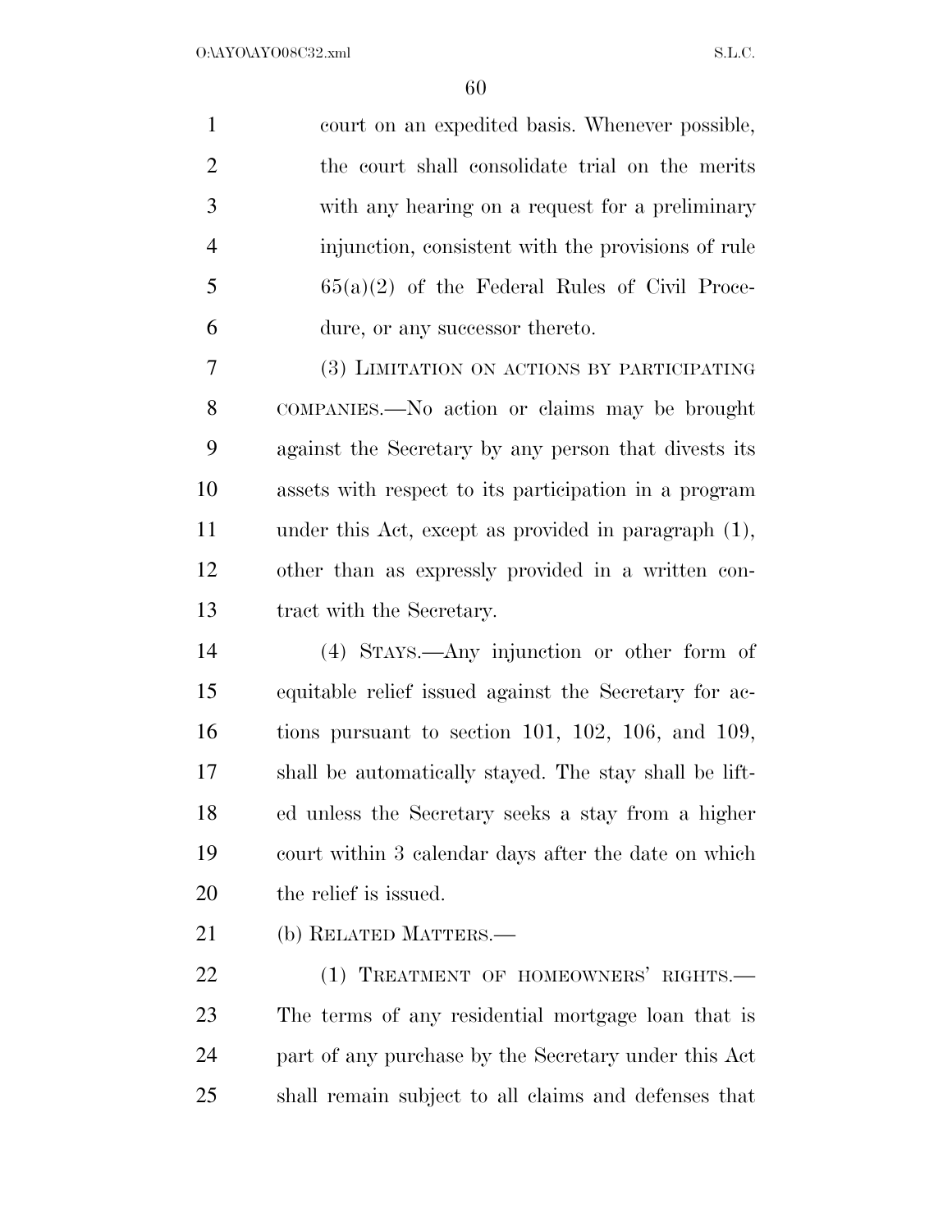court on an expedited basis. Whenever possible, the court shall consolidate trial on the merits with any hearing on a request for a preliminary injunction, consistent with the provisions of rule 65(a)(2) of the Federal Rules of Civil Procedure, or any successor thereto.

(3) LIMITATION ON ACTIONS BY PARTICIPATING COMPANIES.—No action or claims may be brought against the Secretary by any person that divests its assets with respect to its participation in a program under this Act, except as provided in paragraph (1), other than as expressly provided in a written contract with the Secretary.

(4) STAYS.—Any injunction or other form of equitable relief issued against the Secretary for actions pursuant to section 101, 102, 106, and 109, shall be automatically stayed. The stay shall be lifted unless the Secretary seeks a stay from a higher court within 3 calendar days after the date on which the relief is issued.

(b) RELATED MATTERS.—

(1) TREATMENT OF HOMEOWNERS' RIGHTS.—The terms of any residential mortgage loan that is part of any purchase by the Secretary under this Act shall remain subject to all claims and defenses that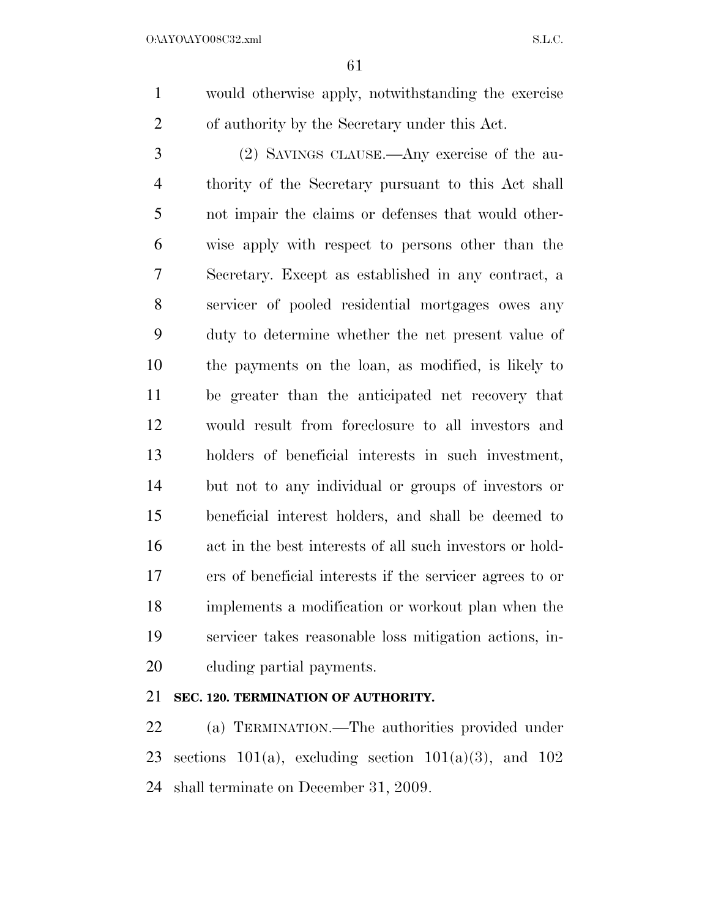would otherwise apply, notwithstanding the exercise of authority by the Secretary under this Act.

(2) SAVINGS CLAUSE.—Any exercise of the authority of the Secretary pursuant to this Act shall not impair the claims or defenses that would otherwise apply with respect to persons other than the Secretary. Except as established in any contract, a servicer of pooled residential mortgages owes any duty to determine whether the net present value of the payments on the loan, as modified, is likely to be greater than the anticipated net recovery that would result from foreclosure to all investors and holders of beneficial interests in such investment, but not to any individual or groups of investors or beneficial interest holders, and shall be deemed to act in the best interests of all such investors or holders of beneficial interests if the servicer agrees to or implements a modification or workout plan when the servicer takes reasonable loss mitigation actions, including partial payments.

**SEC. 120. TERMINATION OF AUTHORITY.**

(a) TERMINATION.—The authorities provided under sections 101(a), excluding section 101(a)(3), and 102 shall terminate on December 31, 2009.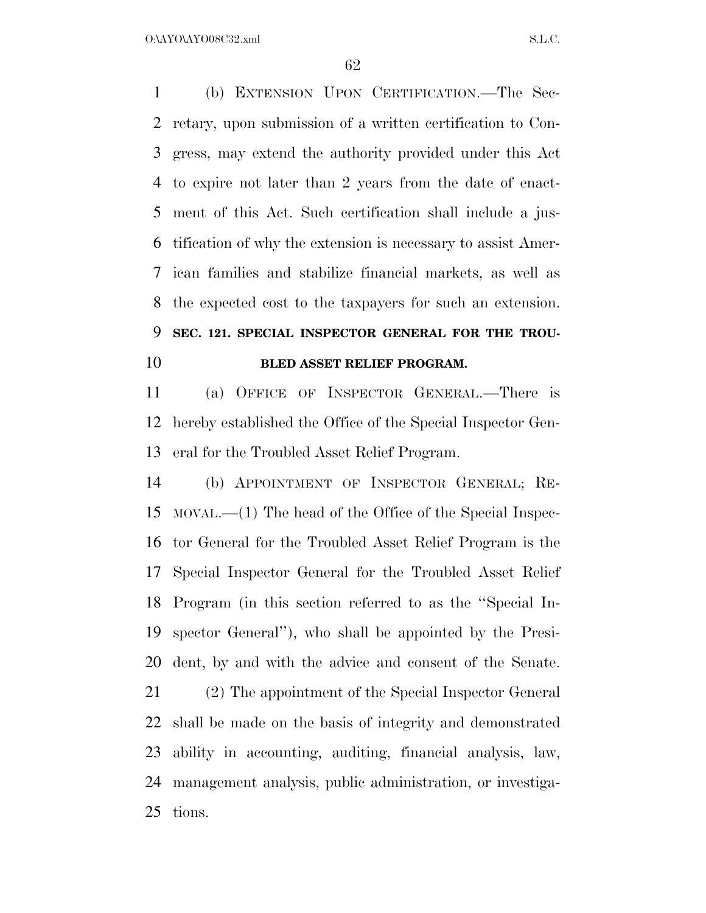(b) EXTENSION UPON CERTIFICATION.—The Secretary, upon submission of a written certification to Congress, may extend the authority provided under this Act to expire not later than 2 years from the date of enactment of this Act. Such certification shall include a justification of why the extension is necessary to assist American families and stabilize financial markets, as well as the expected cost to the taxpayers for such an extension.

**SEC. 121. SPECIAL INSPECTOR GENERAL FOR THE TROUBLED ASSET RELIEF PROGRAM.**

(a) OFFICE OF INSPECTOR GENERAL.—There is hereby established the Office of the Special Inspector General for the Troubled Asset Relief Program.

(b) APPOINTMENT OF INSPECTOR GENERAL; REMOVAL.—(1) The head of the Office of the Special Inspector General for the Troubled Asset Relief Program is the Special Inspector General for the Troubled Asset Relief Program (in this section referred to as the ''Special Inspector General''), who shall be appointed by the President, by and with the advice and consent of the Senate.

(2) The appointment of the Special Inspector General shall be made on the basis of integrity and demonstrated ability in accounting, auditing, financial analysis, law, management analysis, public administration, or investigations.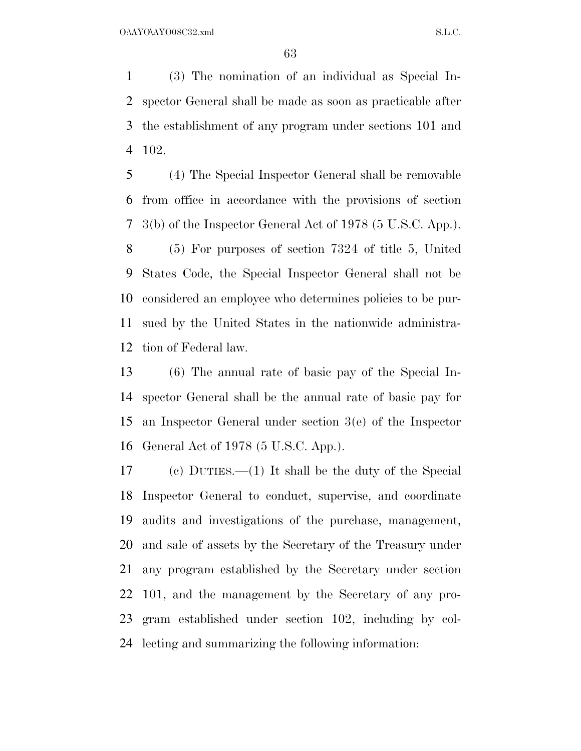(3) The nomination of an individual as Special Inspector General shall be made as soon as practicable after the establishment of any program under sections 101 and 102.

(4) The Special Inspector General shall be removable from office in accordance with the provisions of section 3(b) of the Inspector General Act of 1978 (5 U.S.C. App.).

(5) For purposes of section 7324 of title 5, United States Code, the Special Inspector General shall not be considered an employee who determines policies to be pursued by the United States in the nationwide administration of Federal law.

(6) The annual rate of basic pay of the Special Inspector General shall be the annual rate of basic pay for an Inspector General under section 3(e) of the Inspector General Act of 1978 (5 U.S.C. App.).

(c) DUTIES.—(1) It shall be the duty of the Special Inspector General to conduct, supervise, and coordinate audits and investigations of the purchase, management, and sale of assets by the Secretary of the Treasury under any program established by the Secretary under section 101, and the management by the Secretary of any program established under section 102, including by collecting and summarizing the following information: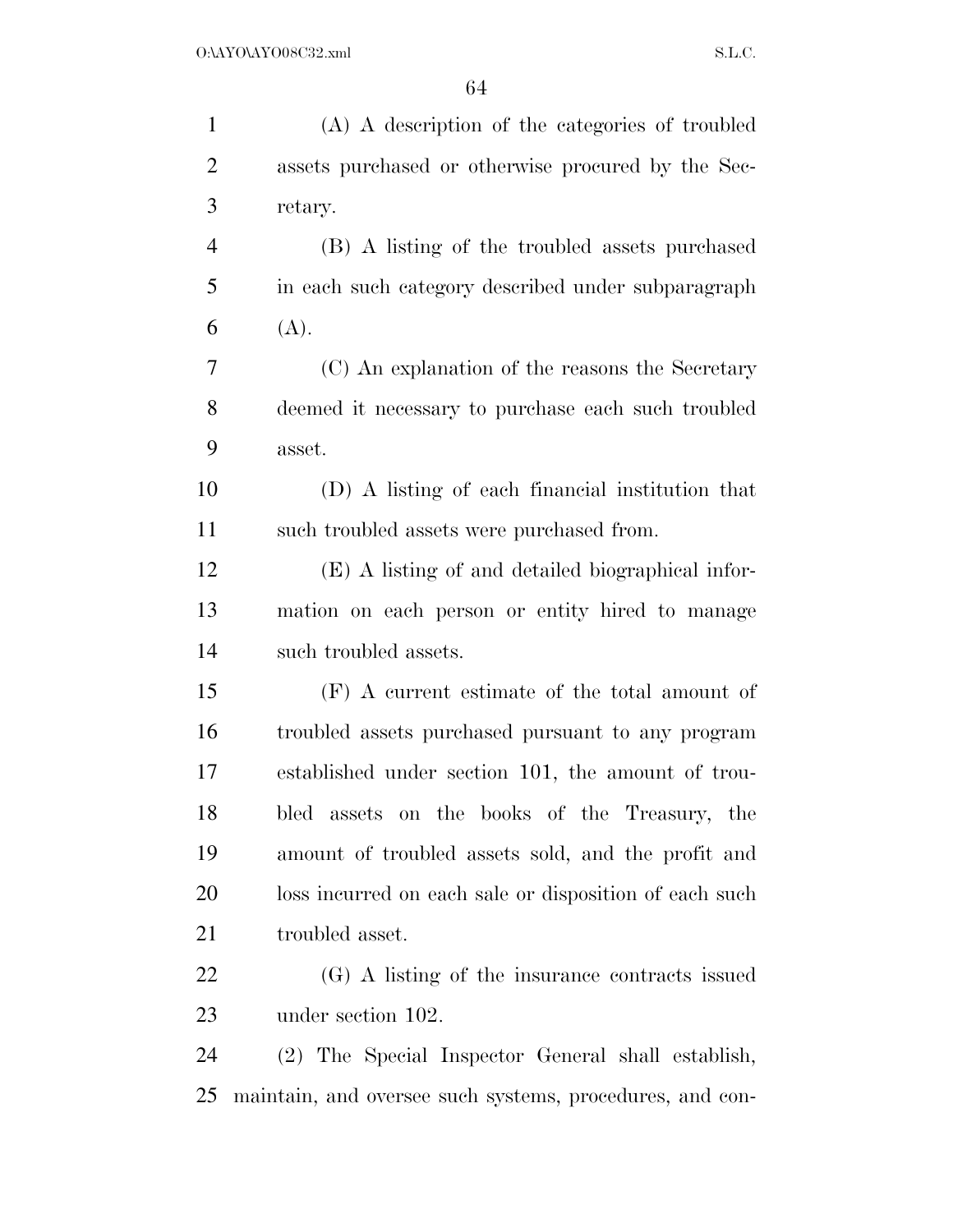(A) A description of the categories of troubled assets purchased or otherwise procured by the Secretary.

(B) A listing of the troubled assets purchased in each such category described under subparagraph (A).

(C) An explanation of the reasons the Secretary deemed it necessary to purchase each such troubled asset.

(D) A listing of each financial institution that such troubled assets were purchased from.

(E) A listing of and detailed biographical information on each person or entity hired to manage such troubled assets.

(F) A current estimate of the total amount of troubled assets purchased pursuant to any program established under section 101, the amount of troubled assets on the books of the Treasury, the amount of troubled assets sold, and the profit and loss incurred on each sale or disposition of each such troubled asset.

(G) A listing of the insurance contracts issued under section 102.

(2) The Special Inspector General shall establish, maintain, and oversee such systems, procedures, and con-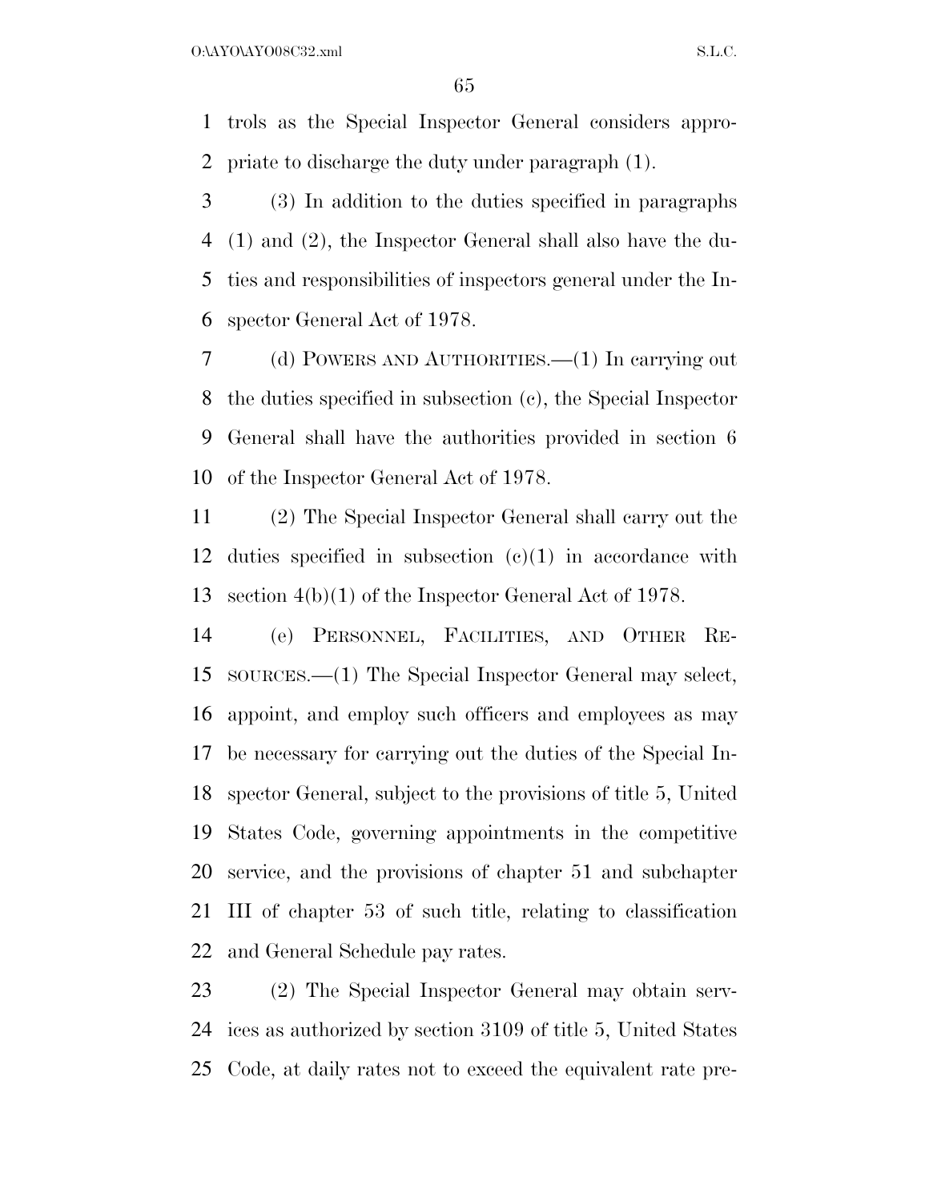trols as the Special Inspector General considers appropriate to discharge the duty under paragraph (1).

(3) In addition to the duties specified in paragraphs (1) and (2), the Inspector General shall also have the duties and responsibilities of inspectors general under the Inspector General Act of 1978.

(d) POWERS AND AUTHORITIES.—(1) In carrying out the duties specified in subsection (c), the Special Inspector General shall have the authorities provided in section 6 of the Inspector General Act of 1978.

(2) The Special Inspector General shall carry out the duties specified in subsection (c)(1) in accordance with section 4(b)(1) of the Inspector General Act of 1978.

(e) PERSONNEL, FACILITIES, AND OTHER RESOURCES.—(1) The Special Inspector General may select, appoint, and employ such officers and employees as may be necessary for carrying out the duties of the Special Inspector General, subject to the provisions of title 5, United States Code, governing appointments in the competitive service, and the provisions of chapter 51 and subchapter III of chapter 53 of such title, relating to classification and General Schedule pay rates.

(2) The Special Inspector General may obtain services as authorized by section 3109 of title 5, United States Code, at daily rates not to exceed the equivalent rate pre-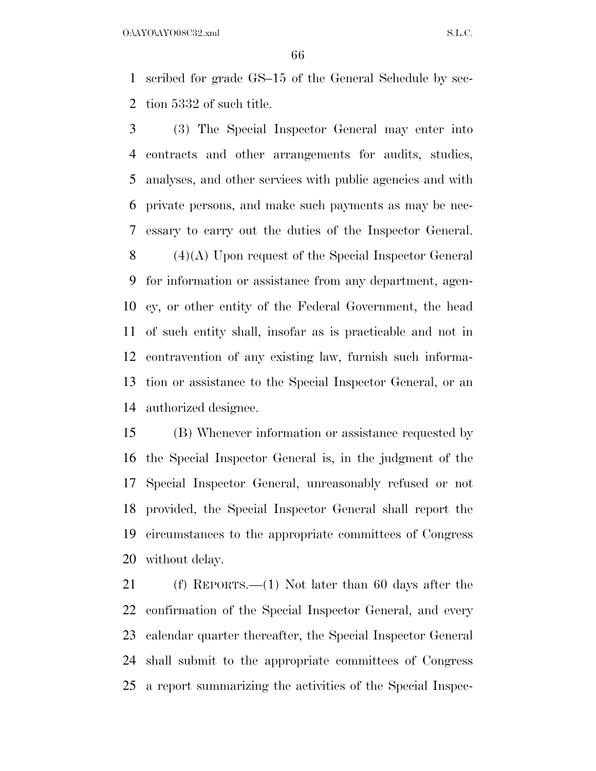scribed for grade GS–15 of the General Schedule by section 5332 of such title.

(3) The Special Inspector General may enter into contracts and other arrangements for audits, studies, analyses, and other services with public agencies and with private persons, and make such payments as may be necessary to carry out the duties of the Inspector General.

(4)(A) Upon request of the Special Inspector General for information or assistance from any department, agency, or other entity of the Federal Government, the head of such entity shall, insofar as is practicable and not in contravention of any existing law, furnish such information or assistance to the Special Inspector General, or an authorized designee.

(B) Whenever information or assistance requested by the Special Inspector General is, in the judgment of the Special Inspector General, unreasonably refused or not provided, the Special Inspector General shall report the circumstances to the appropriate committees of Congress without delay.

(f) REPORTS.—(1) Not later than 60 days after the confirmation of the Special Inspector General, and every calendar quarter thereafter, the Special Inspector General shall submit to the appropriate committees of Congress a report summarizing the activities of the Special Inspec-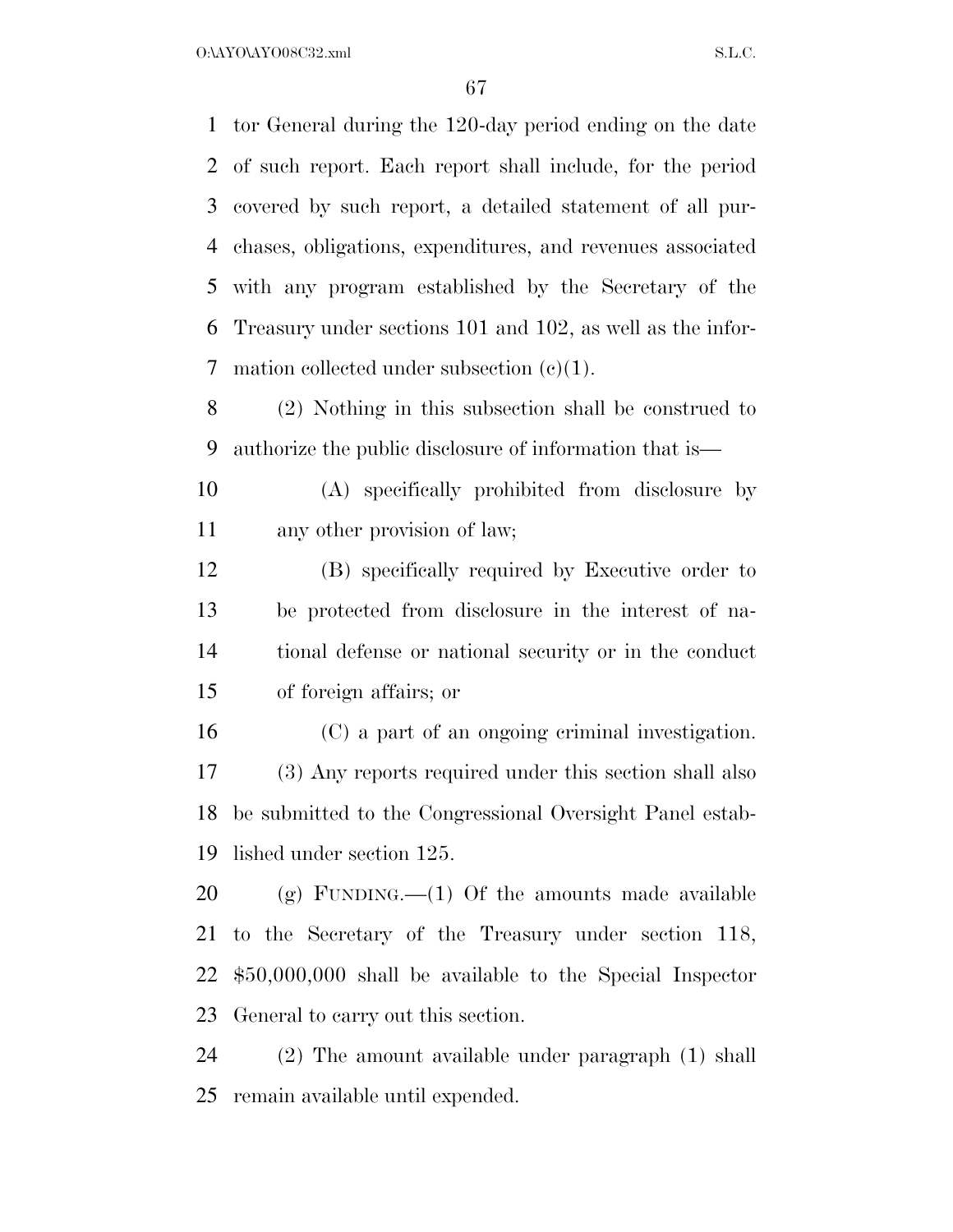tor General during the 120-day period ending on the date of such report. Each report shall include, for the period covered by such report, a detailed statement of all purchases, obligations, expenditures, and revenues associated with any program established by the Secretary of the Treasury under sections 101 and 102, as well as the information collected under subsection (c)(1).

(2) Nothing in this subsection shall be construed to authorize the public disclosure of information that is—

(A) specifically prohibited from disclosure by any other provision of law;

(B) specifically required by Executive order to be protected from disclosure in the interest of national defense or national security or in the conduct of foreign affairs; or

(C) a part of an ongoing criminal investigation.

(3) Any reports required under this section shall also be submitted to the Congressional Oversight Panel established under section 125.

(g) FUNDING.—(1) Of the amounts made available to the Secretary of the Treasury under section 118, $50,000,000 shall be available to the Special Inspector General to carry out this section.

(2) The amount available under paragraph (1) shall remain available until expended.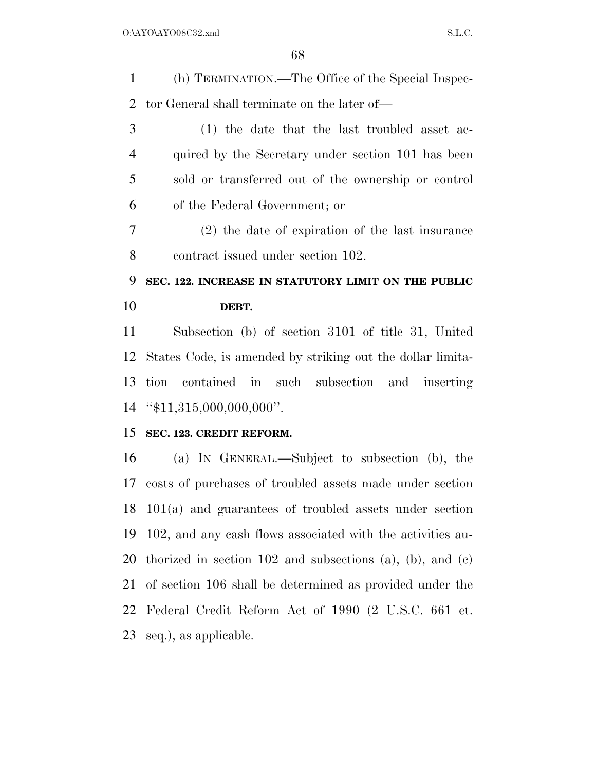(h) TERMINATION.—The Office of the Special Inspector General shall terminate on the later of—

(1) the date that the last troubled asset acquired by the Secretary under section 101 has been sold or transferred out of the ownership or control of the Federal Government; or

(2) the date of expiration of the last insurance contract issued under section 102.

**SEC. 122. INCREASE IN STATUTORY LIMIT ON THE PUBLIC DEBT.**

Subsection (b) of section 3101 of title 31, United States Code, is amended by striking out the dollar limitation contained in such subsection and inserting "$11,315,000,000,000".

**SEC. 123. CREDIT REFORM.**

(a) IN GENERAL.—Subject to subsection (b), the costs of purchases of troubled assets made under section 101(a) and guarantees of troubled assets under section 102, and any cash flows associated with the activities authorized in section 102 and subsections (a), (b), and (c) of section 106 shall be determined as provided under the Federal Credit Reform Act of 1990 (2 U.S.C. 661 et. seq.), as applicable.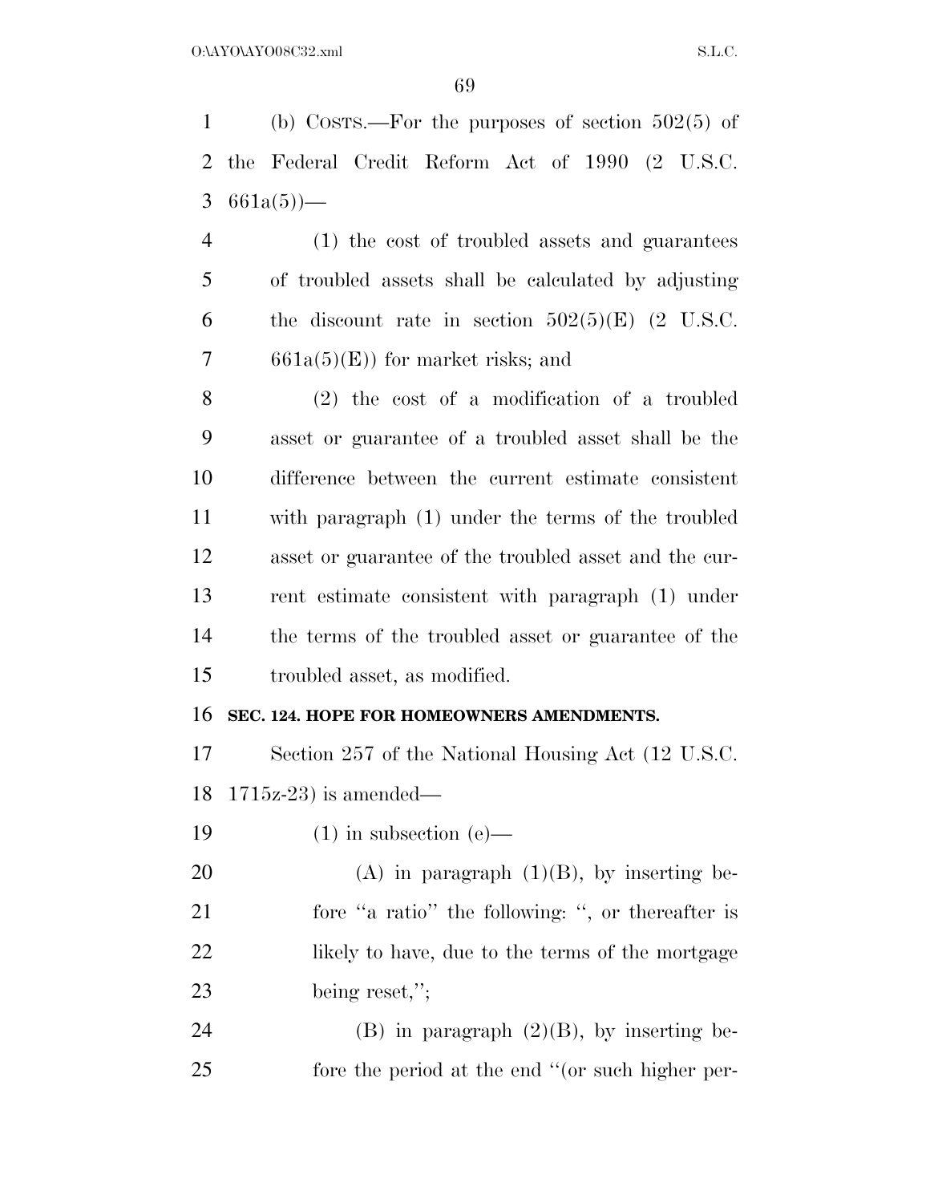(b) COSTS.—For the purposes of section 502(5) of the Federal Credit Reform Act of 1990 (2 U.S.C. 661a(5))—

(1) the cost of troubled assets and guarantees of troubled assets shall be calculated by adjusting the discount rate in section 502(5)(E) (2 U.S.C. 661a(5)(E)) for market risks; and

(2) the cost of a modification of a troubled asset or guarantee of a troubled asset shall be the difference between the current estimate consistent with paragraph (1) under the terms of the troubled asset or guarantee of the troubled asset and the current estimate consistent with paragraph (1) under the terms of the troubled asset or guarantee of the troubled asset, as modified.

**SEC. 124. HOPE FOR HOMEOWNERS AMENDMENTS.**

Section 257 of the National Housing Act (12 U.S.C. 1715z-23) is amended—

(1) in subsection (e)—

(A) in paragraph (1)(B), by inserting before "a ratio" the following: ", or thereafter is likely to have, due to the terms of the mortgage being reset,";

(B) in paragraph (2)(B), by inserting before the period at the end "(or such higher per-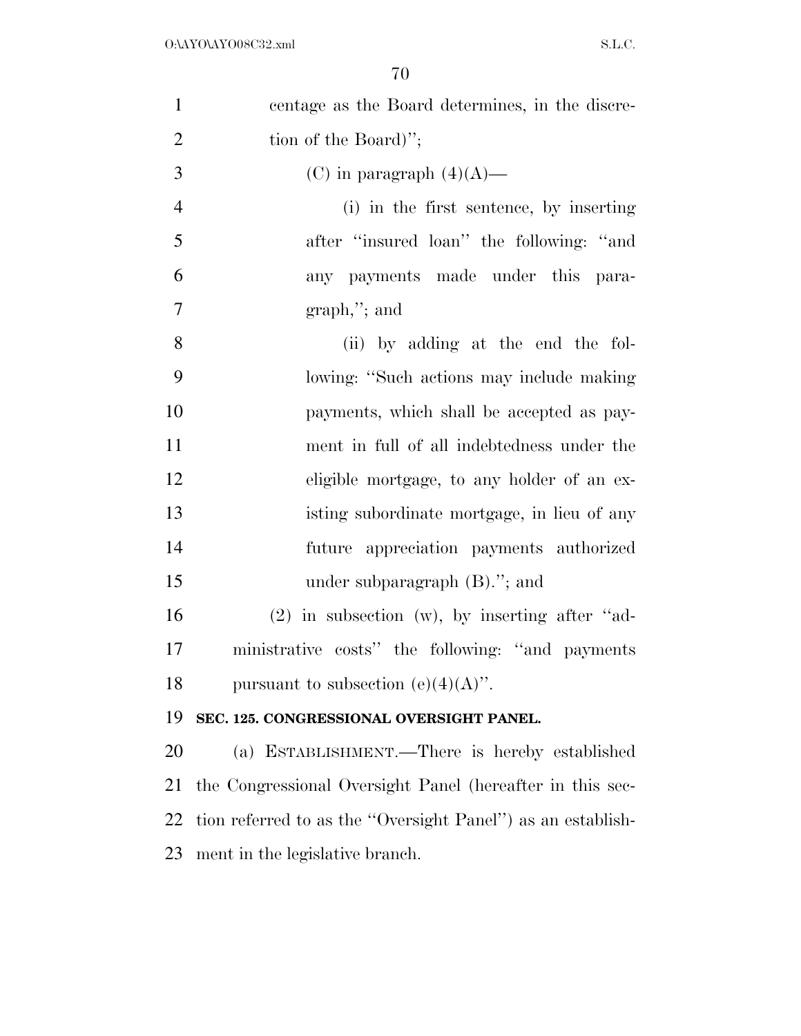centage as the Board determines, in the discretion of the Board)'';

(C) in paragraph (4)(A)—

(i) in the first sentence, by inserting after ''insured loan'' the following: ''and any payments made under this paragraph,''; and

(ii) by adding at the end the following: ''Such actions may include making payments, which shall be accepted as payment in full of all indebtedness under the eligible mortgage, to any holder of an existing subordinate mortgage, in lieu of any future appreciation payments authorized under subparagraph (B).''; and

(2) in subsection (w), by inserting after ''administrative costs'' the following: ''and payments pursuant to subsection (e)(4)(A)''.

**SEC. 125. CONGRESSIONAL OVERSIGHT PANEL.**

(a) ESTABLISHMENT.—There is hereby established the Congressional Oversight Panel (hereafter in this section referred to as the ''Oversight Panel'') as an establishment in the legislative branch.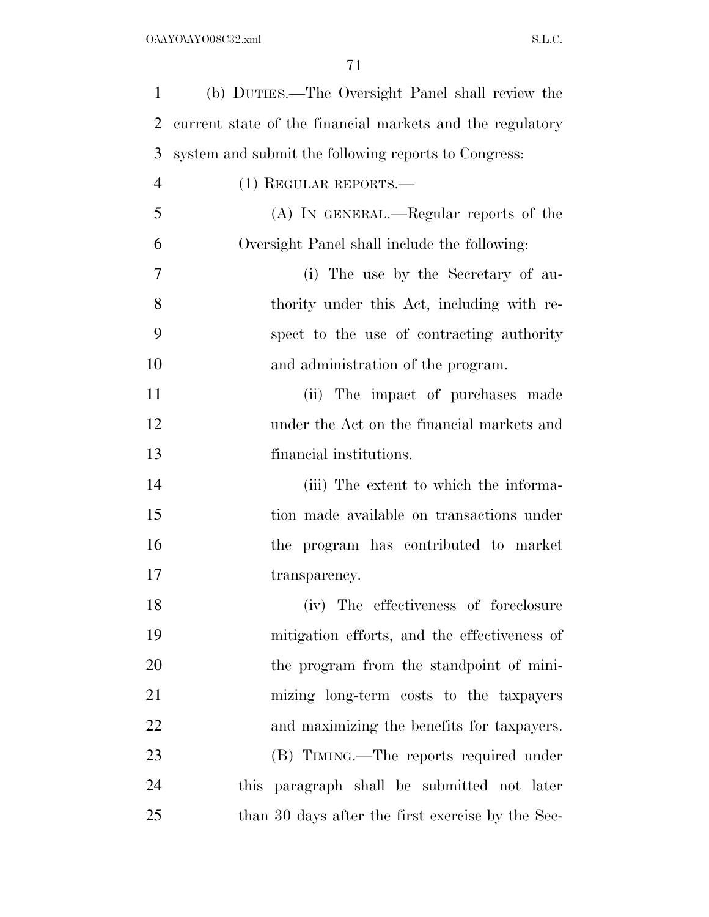(b) DUTIES.—The Oversight Panel shall review the current state of the financial markets and the regulatory system and submit the following reports to Congress:

(1) REGULAR REPORTS.—

(A) IN GENERAL.—Regular reports of the Oversight Panel shall include the following:

(i) The use by the Secretary of authority under this Act, including with respect to the use of contracting authority and administration of the program.

(ii) The impact of purchases made under the Act on the financial markets and financial institutions.

(iii) The extent to which the information made available on transactions under the program has contributed to market transparency.

(iv) The effectiveness of foreclosure mitigation efforts, and the effectiveness of the program from the standpoint of minimizing long-term costs to the taxpayers and maximizing the benefits for taxpayers.

(B) TIMING.—The reports required under this paragraph shall be submitted not later than 30 days after the first exercise by the Sec-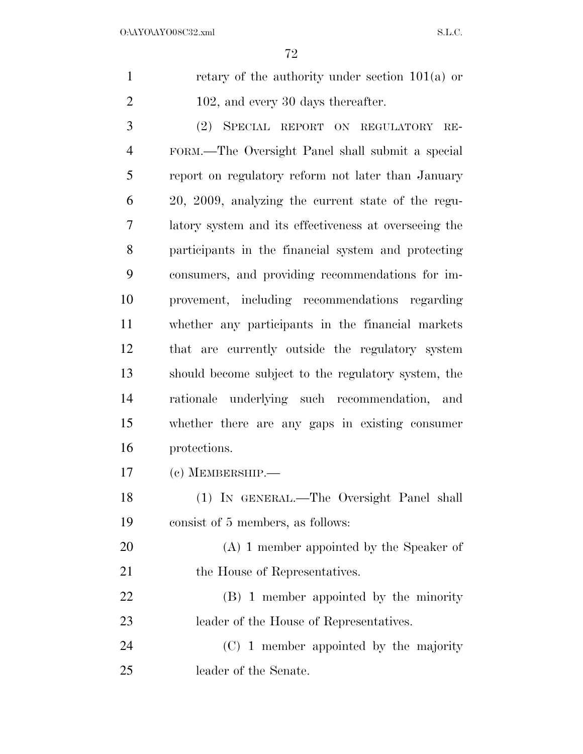retary of the authority under section 101(a) or 102, and every 30 days thereafter.

(2) SPECIAL REPORT ON REGULATORY REFORM.—The Oversight Panel shall submit a special report on regulatory reform not later than January 20, 2009, analyzing the current state of the regulatory system and its effectiveness at overseeing the participants in the financial system and protecting consumers, and providing recommendations for improvement, including recommendations regarding whether any participants in the financial markets that are currently outside the regulatory system should become subject to the regulatory system, the rationale underlying such recommendation, and whether there are any gaps in existing consumer protections.

(c) MEMBERSHIP.—

(1) IN GENERAL.—The Oversight Panel shall consist of 5 members, as follows:

(A) 1 member appointed by the Speaker of the House of Representatives.

(B) 1 member appointed by the minority leader of the House of Representatives.

(C) 1 member appointed by the majority leader of the Senate.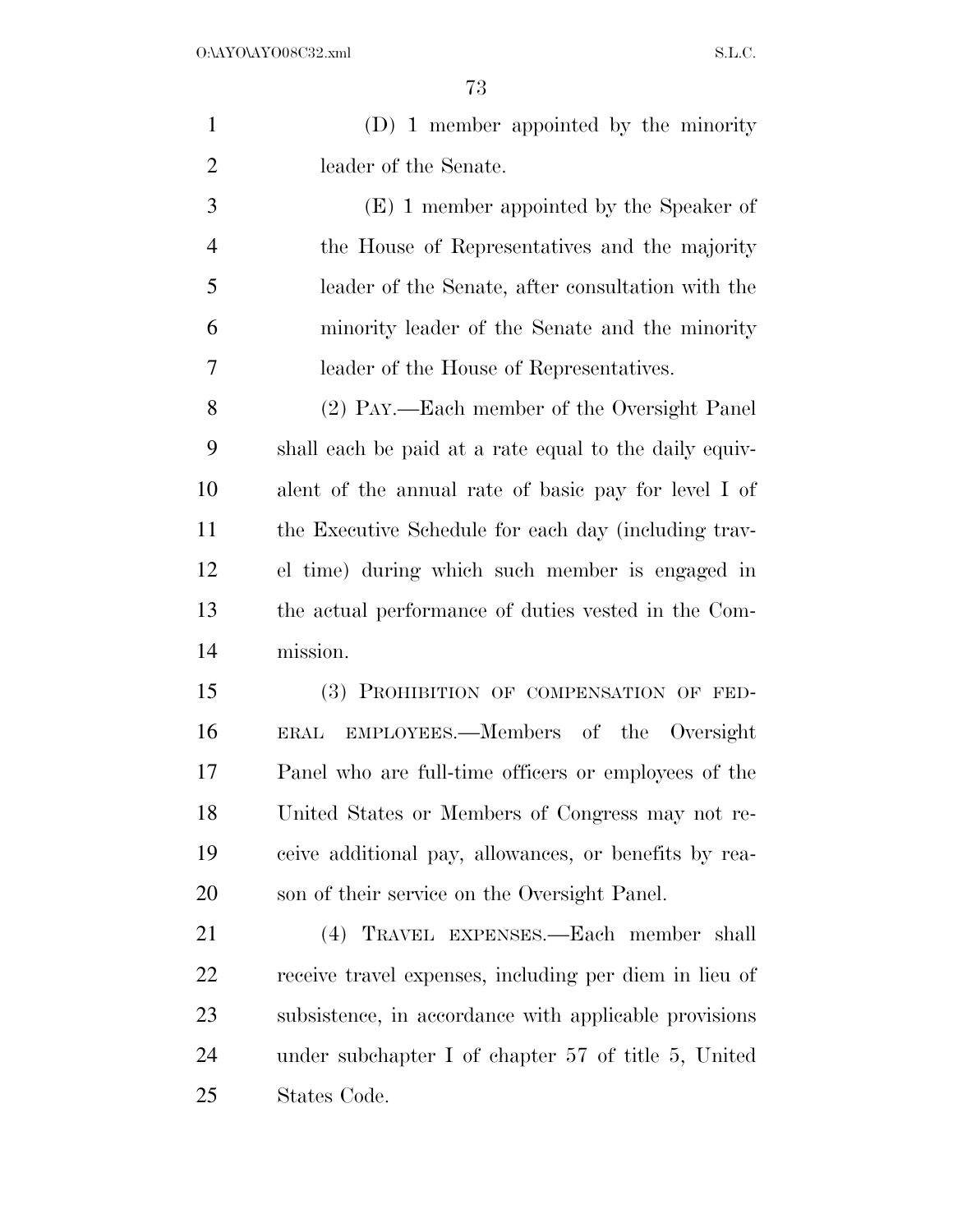(D) 1 member appointed by the minority leader of the Senate.

(E) 1 member appointed by the Speaker of the House of Representatives and the majority leader of the Senate, after consultation with the minority leader of the Senate and the minority leader of the House of Representatives.

(2) PAY.—Each member of the Oversight Panel shall each be paid at a rate equal to the daily equivalent of the annual rate of basic pay for level I of the Executive Schedule for each day (including travel time) during which such member is engaged in the actual performance of duties vested in the Commission.

(3) PROHIBITION OF COMPENSATION OF FEDERAL EMPLOYEES.—Members of the Oversight Panel who are full-time officers or employees of the United States or Members of Congress may not receive additional pay, allowances, or benefits by reason of their service on the Oversight Panel.

(4) TRAVEL EXPENSES.—Each member shall receive travel expenses, including per diem in lieu of subsistence, in accordance with applicable provisions under subchapter I of chapter 57 of title 5, United States Code.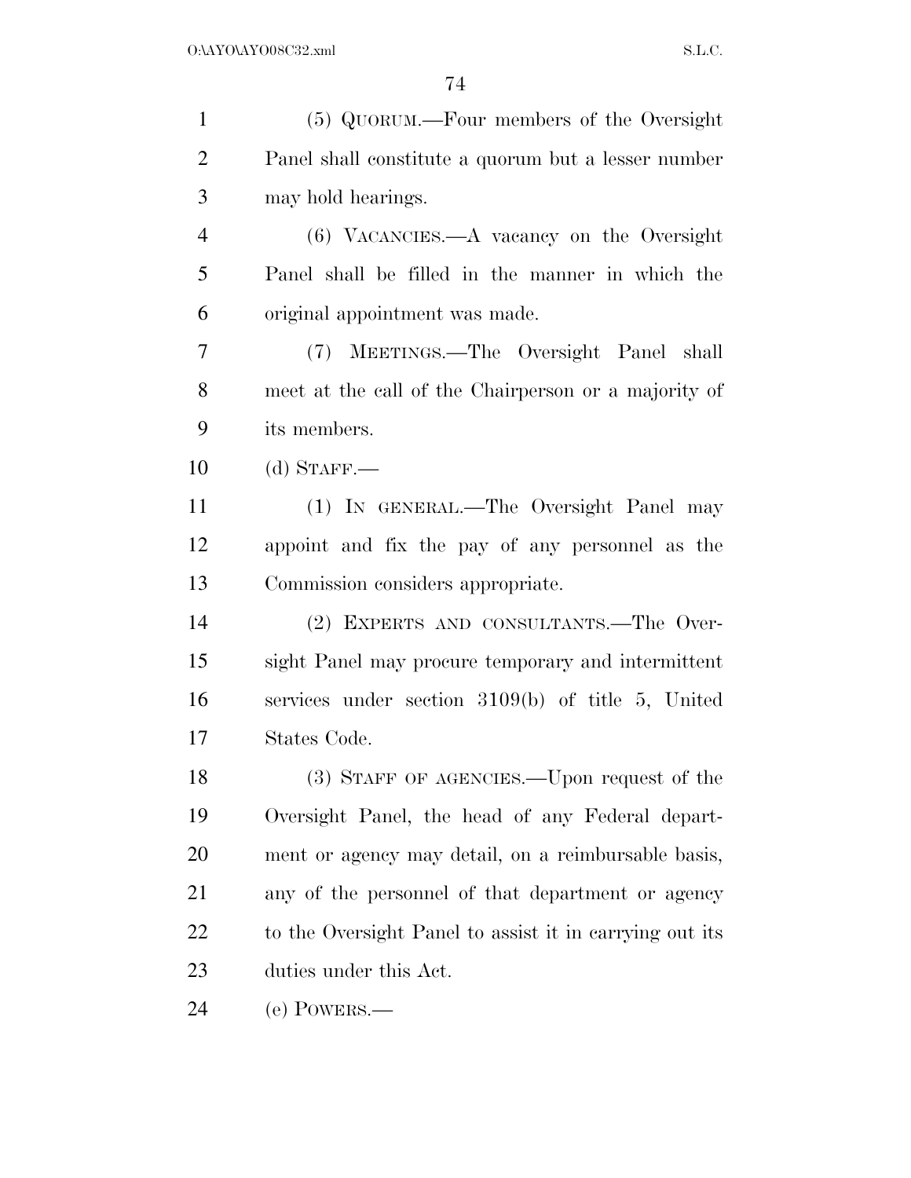(5) QUORUM.—Four members of the Oversight Panel shall constitute a quorum but a lesser number may hold hearings.

(6) VACANCIES.—A vacancy on the Oversight Panel shall be filled in the manner in which the original appointment was made.

(7) MEETINGS.—The Oversight Panel shall meet at the call of the Chairperson or a majority of its members.

(d) STAFF.—

(1) IN GENERAL.—The Oversight Panel may appoint and fix the pay of any personnel as the Commission considers appropriate.

(2) EXPERTS AND CONSULTANTS.—The Oversight Panel may procure temporary and intermittent services under section 3109(b) of title 5, United States Code.

(3) STAFF OF AGENCIES.—Upon request of the Oversight Panel, the head of any Federal department or agency may detail, on a reimbursable basis, any of the personnel of that department or agency to the Oversight Panel to assist it in carrying out its duties under this Act.

(e) POWERS.—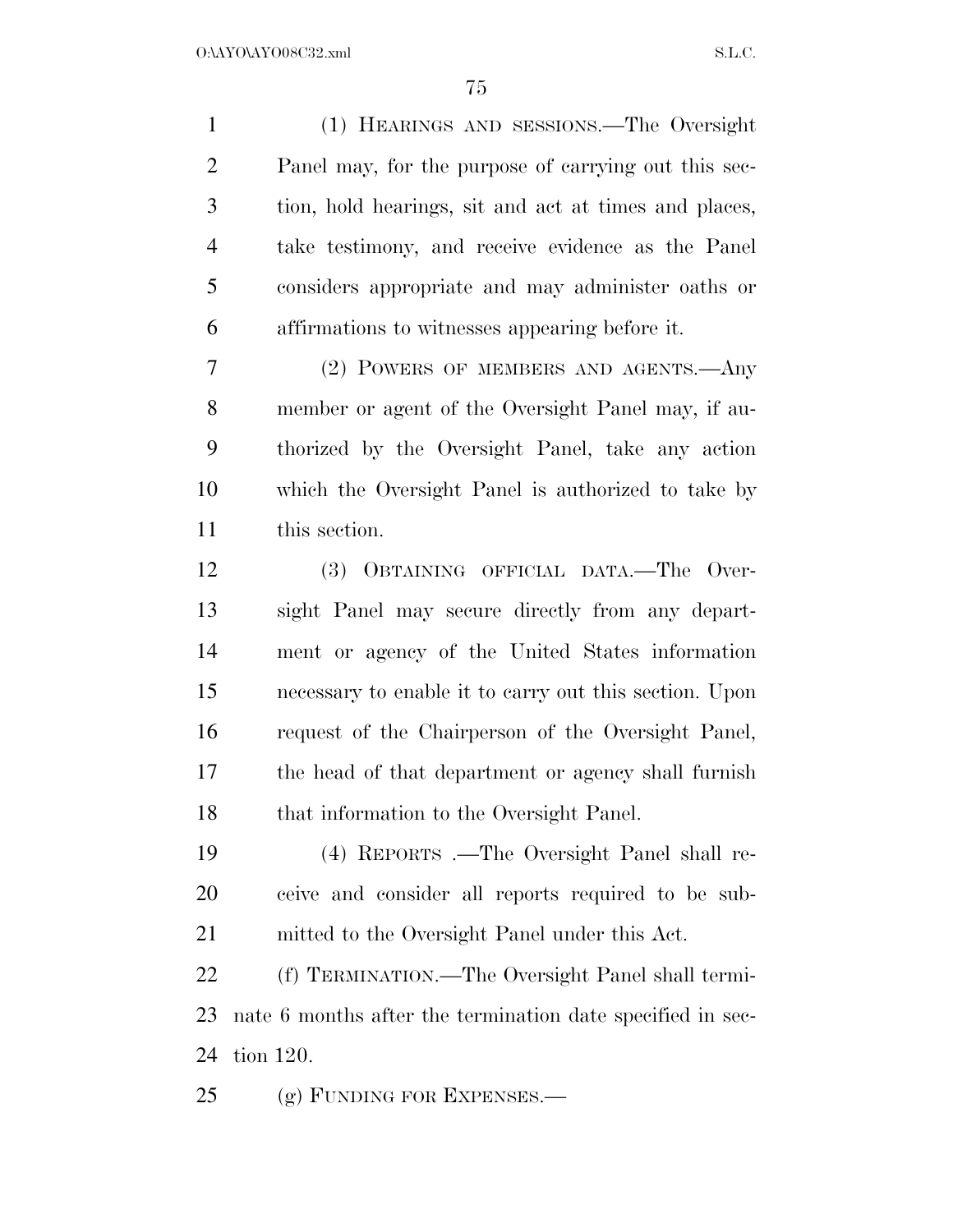(1) HEARINGS AND SESSIONS.—The Oversight Panel may, for the purpose of carrying out this section, hold hearings, sit and act at times and places, take testimony, and receive evidence as the Panel considers appropriate and may administer oaths or affirmations to witnesses appearing before it.

(2) POWERS OF MEMBERS AND AGENTS.—Any member or agent of the Oversight Panel may, if authorized by the Oversight Panel, take any action which the Oversight Panel is authorized to take by this section.

(3) OBTAINING OFFICIAL DATA.—The Oversight Panel may secure directly from any department or agency of the United States information necessary to enable it to carry out this section. Upon request of the Chairperson of the Oversight Panel, the head of that department or agency shall furnish that information to the Oversight Panel.

(4) REPORTS .—The Oversight Panel shall receive and consider all reports required to be submitted to the Oversight Panel under this Act.

(f) TERMINATION.—The Oversight Panel shall terminate 6 months after the termination date specified in section 120.

(g) FUNDING FOR EXPENSES.—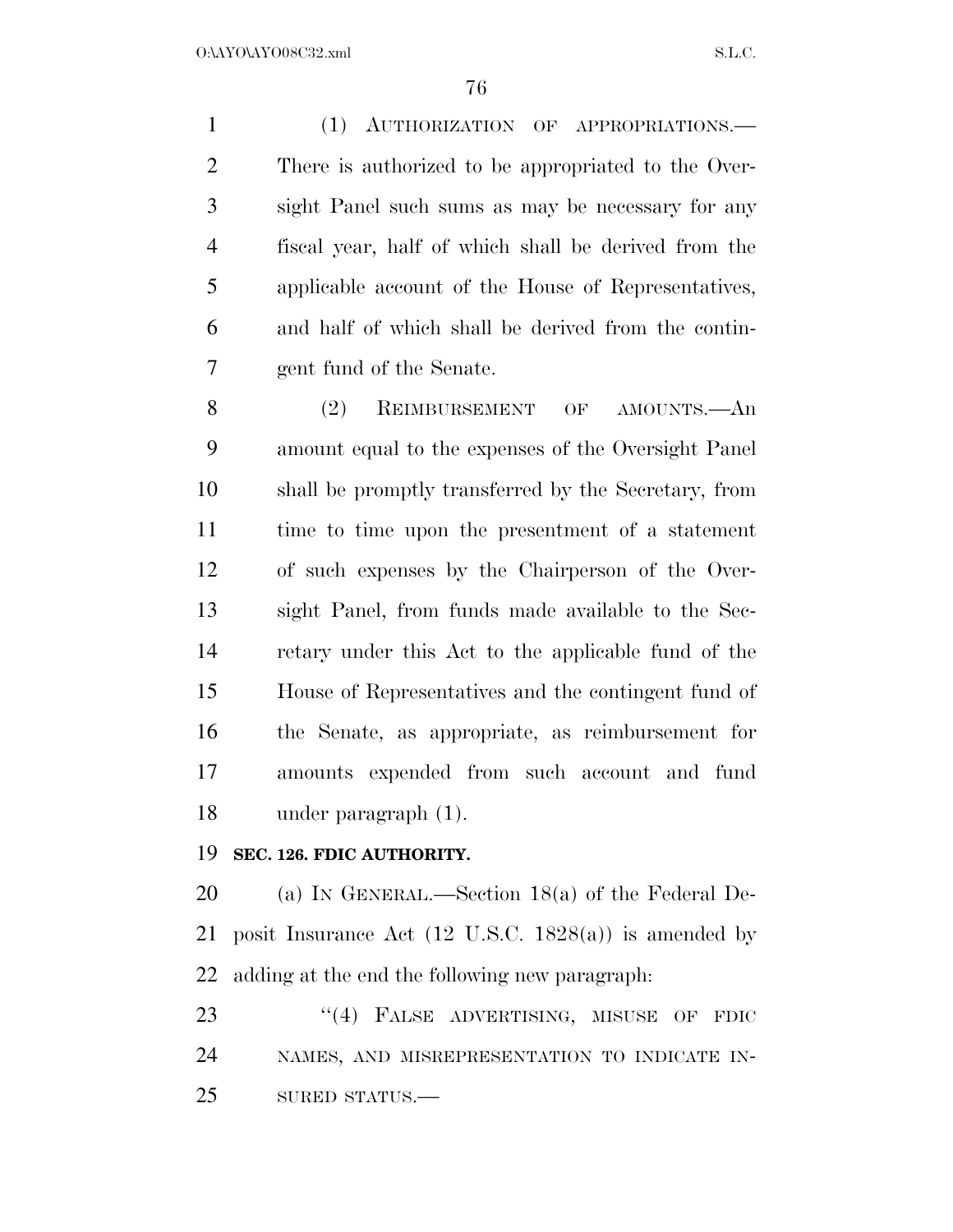(1) AUTHORIZATION OF APPROPRIATIONS.—There is authorized to be appropriated to the Oversight Panel such sums as may be necessary for any fiscal year, half of which shall be derived from the applicable account of the House of Representatives, and half of which shall be derived from the contingent fund of the Senate.

(2) REIMBURSEMENT OF AMOUNTS.—An amount equal to the expenses of the Oversight Panel shall be promptly transferred by the Secretary, from time to time upon the presentment of a statement of such expenses by the Chairperson of the Oversight Panel, from funds made available to the Secretary under this Act to the applicable fund of the House of Representatives and the contingent fund of the Senate, as appropriate, as reimbursement for amounts expended from such account and fund under paragraph (1).

**SEC. 126. FDIC AUTHORITY.**

(a) IN GENERAL.—Section 18(a) of the Federal Deposit Insurance Act (12 U.S.C. 1828(a)) is amended by adding at the end the following new paragraph:

"(4) FALSE ADVERTISING, MISUSE OF FDIC NAMES, AND MISREPRESENTATION TO INDICATE INSURED STATUS.—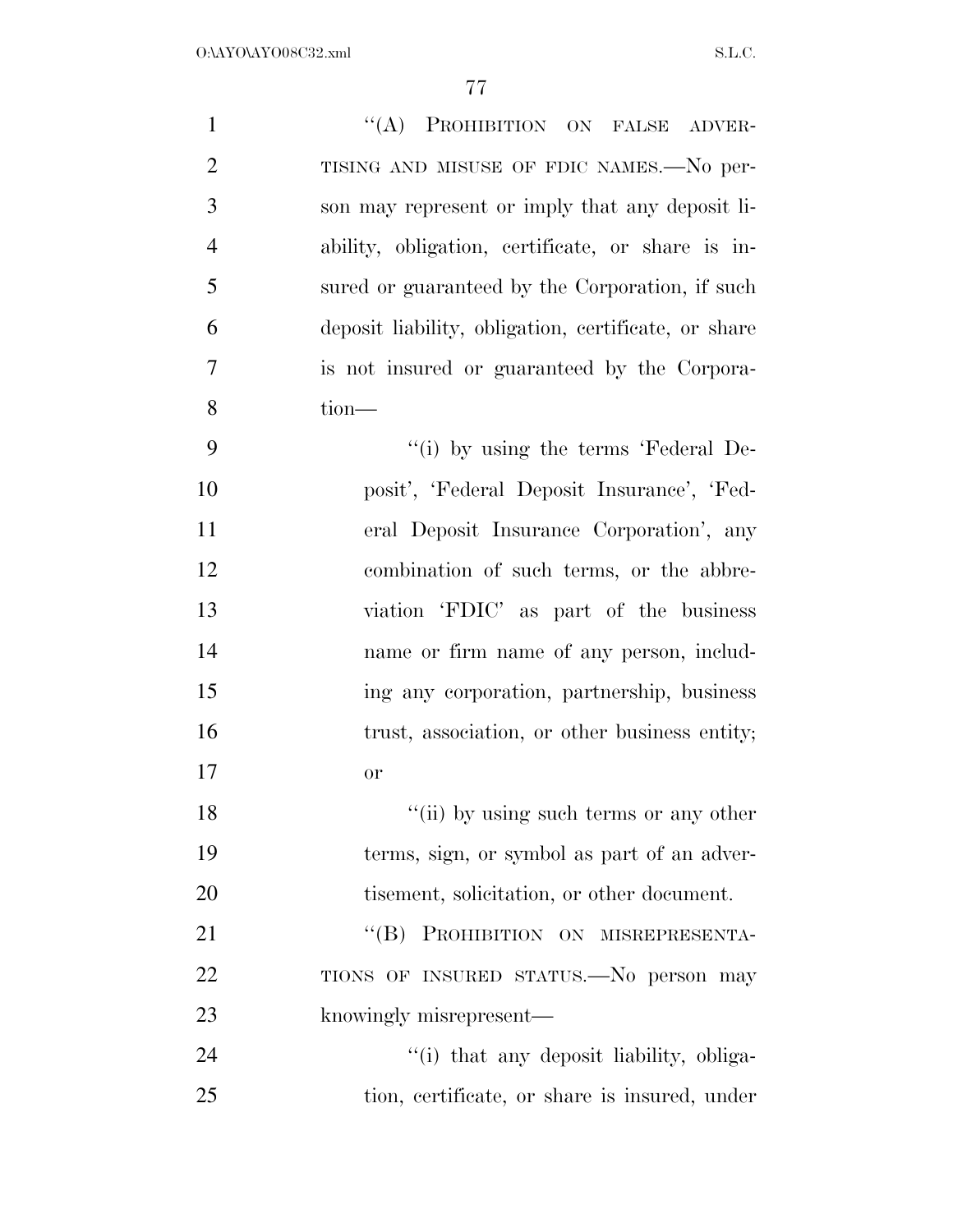"(A) PROHIBITION ON FALSE ADVERTISING AND MISUSE OF FDIC NAMES.—No person may represent or imply that any deposit liability, obligation, certificate, or share is insured or guaranteed by the Corporation, if such deposit liability, obligation, certificate, or share is not insured or guaranteed by the Corporation—

"(i) by using the terms 'Federal Deposit', 'Federal Deposit Insurance', 'Federal Deposit Insurance Corporation', any combination of such terms, or the abbreviation 'FDIC' as part of the business name or firm name of any person, including any corporation, partnership, business trust, association, or other business entity; or

"(ii) by using such terms or any other terms, sign, or symbol as part of an advertisement, solicitation, or other document.

"(B) PROHIBITION ON MISREPRESENTATIONS OF INSURED STATUS.—No person may knowingly misrepresent—

"(i) that any deposit liability, obligation, certificate, or share is insured, under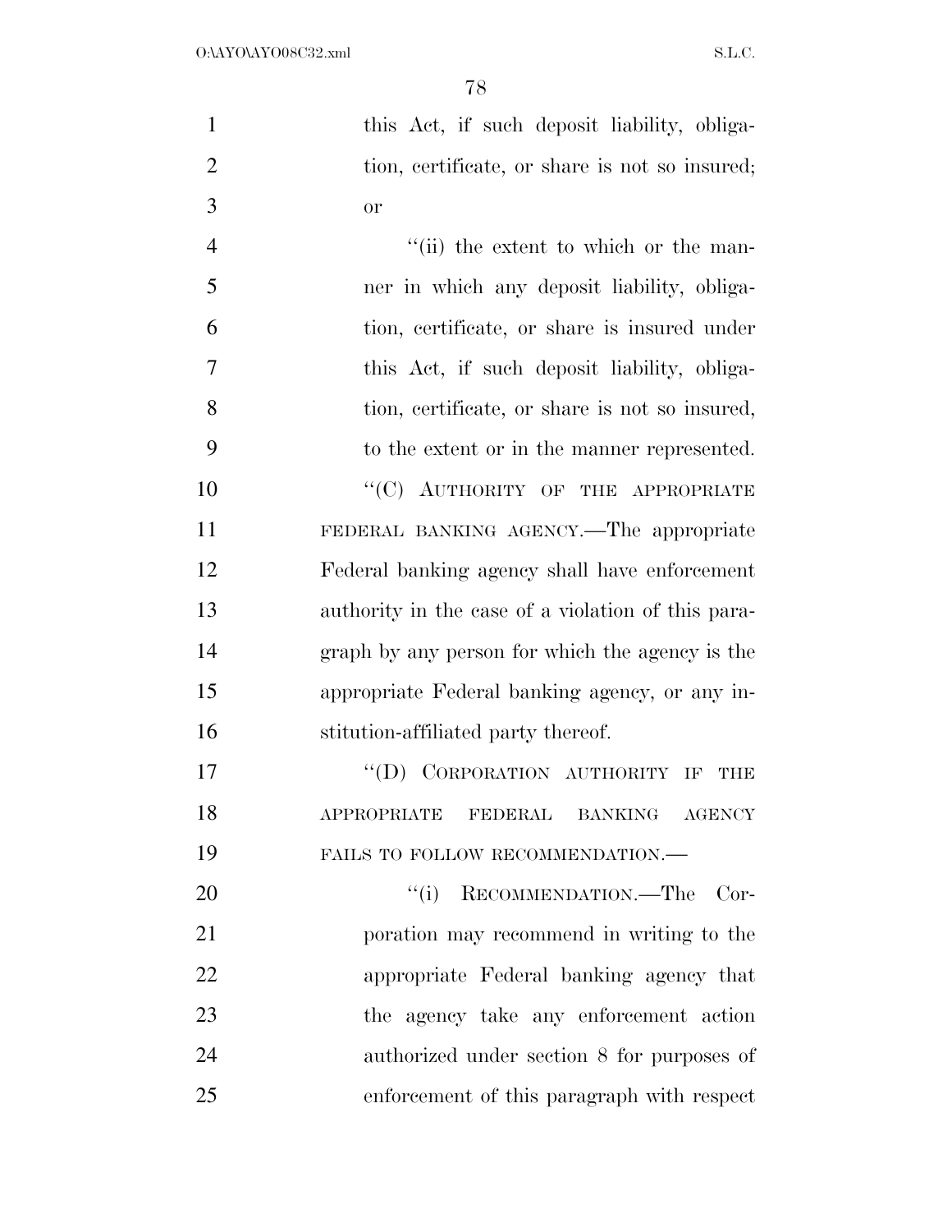this Act, if such deposit liability, obligation, certificate, or share is not so insured; or

''(ii) the extent to which or the manner in which any deposit liability, obligation, certificate, or share is insured under this Act, if such deposit liability, obligation, certificate, or share is not so insured, to the extent or in the manner represented.

''(C) AUTHORITY OF THE APPROPRIATE FEDERAL BANKING AGENCY.—The appropriate Federal banking agency shall have enforcement authority in the case of a violation of this paragraph by any person for which the agency is the appropriate Federal banking agency, or any institution-affiliated party thereof.

''(D) CORPORATION AUTHORITY IF THE APPROPRIATE FEDERAL BANKING AGENCY FAILS TO FOLLOW RECOMMENDATION.—

''(i) RECOMMENDATION.—The Corporation may recommend in writing to the appropriate Federal banking agency that the agency take any enforcement action authorized under section 8 for purposes of enforcement of this paragraph with respect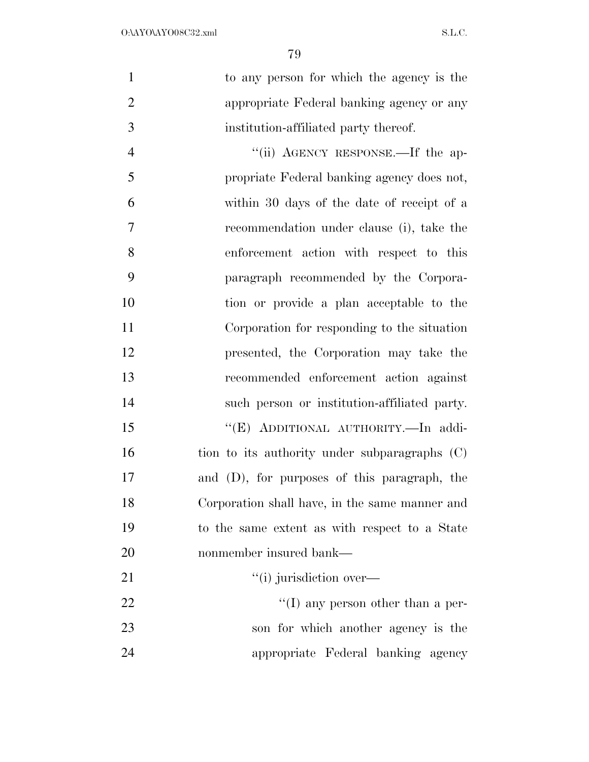to any person for which the agency is the appropriate Federal banking agency or any institution-affiliated party thereof.

"(ii) AGENCY RESPONSE.—If the appropriate Federal banking agency does not, within 30 days of the date of receipt of a recommendation under clause (i), take the enforcement action with respect to this paragraph recommended by the Corporation or provide a plan acceptable to the Corporation for responding to the situation presented, the Corporation may take the recommended enforcement action against such person or institution-affiliated party.

"(E) ADDITIONAL AUTHORITY.—In addition to its authority under subparagraphs (C) and (D), for purposes of this paragraph, the Corporation shall have, in the same manner and to the same extent as with respect to a State nonmember insured bank—

"(i) jurisdiction over—

"(I) any person other than a person for which another agency is the appropriate Federal banking agency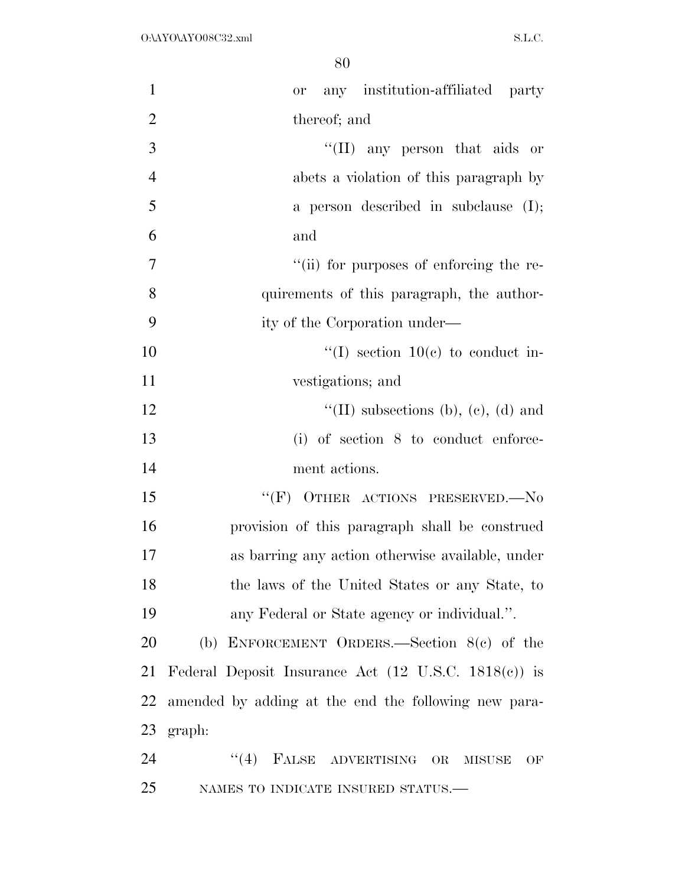or any institution-affiliated party thereof; and

''(II) any person that aids or abets a violation of this paragraph by a person described in subclause (I); and

''(ii) for purposes of enforcing the requirements of this paragraph, the authority of the Corporation under—

''(I) section 10(c) to conduct investigations; and

''(II) subsections (b), (c), (d) and (i) of section 8 to conduct enforcement actions.

''(F) OTHER ACTIONS PRESERVED.—No provision of this paragraph shall be construed as barring any action otherwise available, under the laws of the United States or any State, to any Federal or State agency or individual.''.

(b) ENFORCEMENT ORDERS.—Section 8(c) of the Federal Deposit Insurance Act (12 U.S.C. 1818(c)) is amended by adding at the end the following new paragraph:

''(4) FALSE ADVERTISING OR MISUSE OF NAMES TO INDICATE INSURED STATUS.—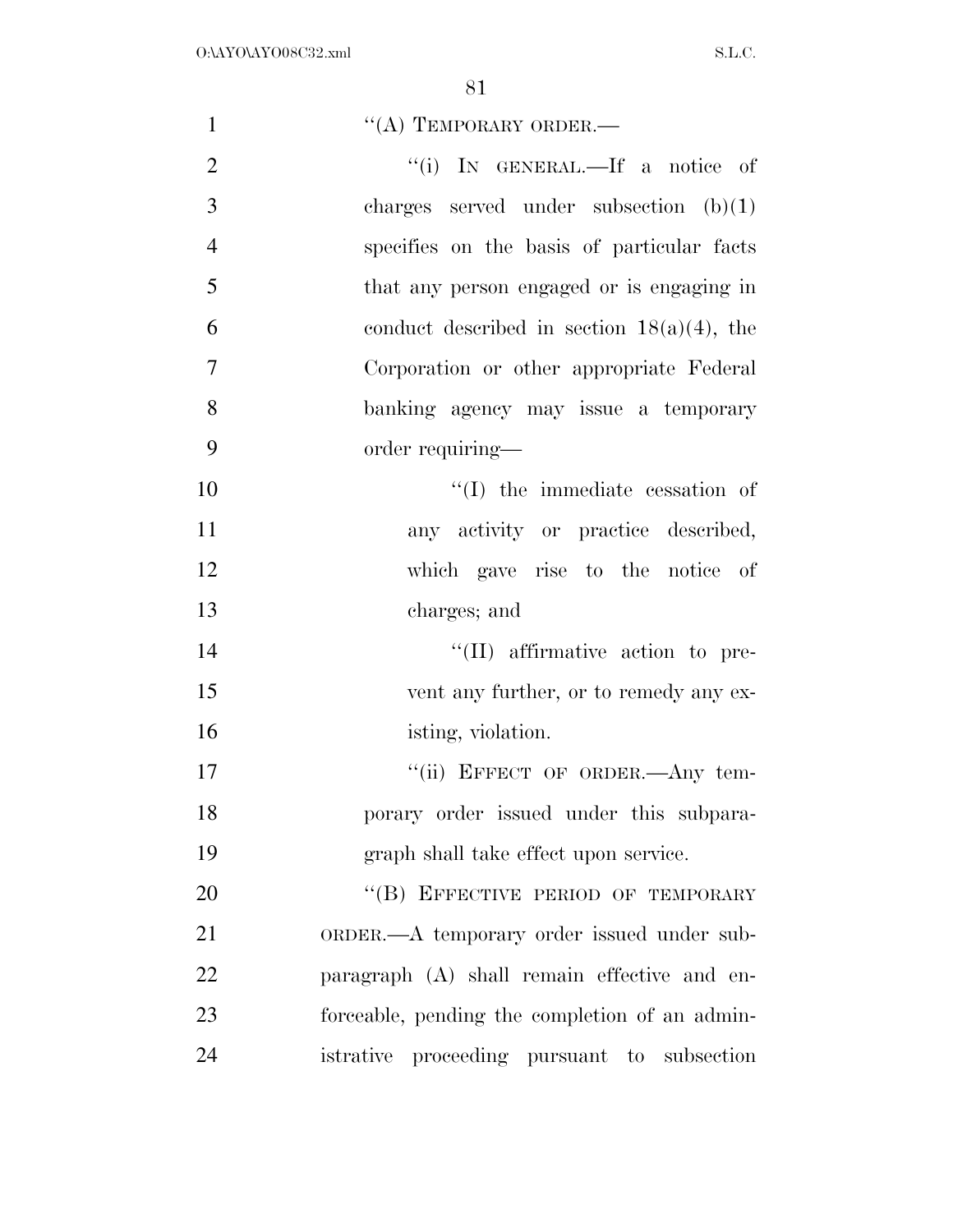"(A) TEMPORARY ORDER.—

"(i) IN GENERAL.—If a notice of charges served under subsection (b)(1) specifies on the basis of particular facts that any person engaged or is engaging in conduct described in section 18(a)(4), the Corporation or other appropriate Federal banking agency may issue a temporary order requiring—

"(I) the immediate cessation of any activity or practice described, which gave rise to the notice of charges; and

"(II) affirmative action to prevent any further, or to remedy any existing, violation.

"(ii) EFFECT OF ORDER.—Any temporary order issued under this subparagraph shall take effect upon service.

"(B) EFFECTIVE PERIOD OF TEMPORARY ORDER.—A temporary order issued under subparagraph (A) shall remain effective and enforceable, pending the completion of an administrative proceeding pursuant to subsection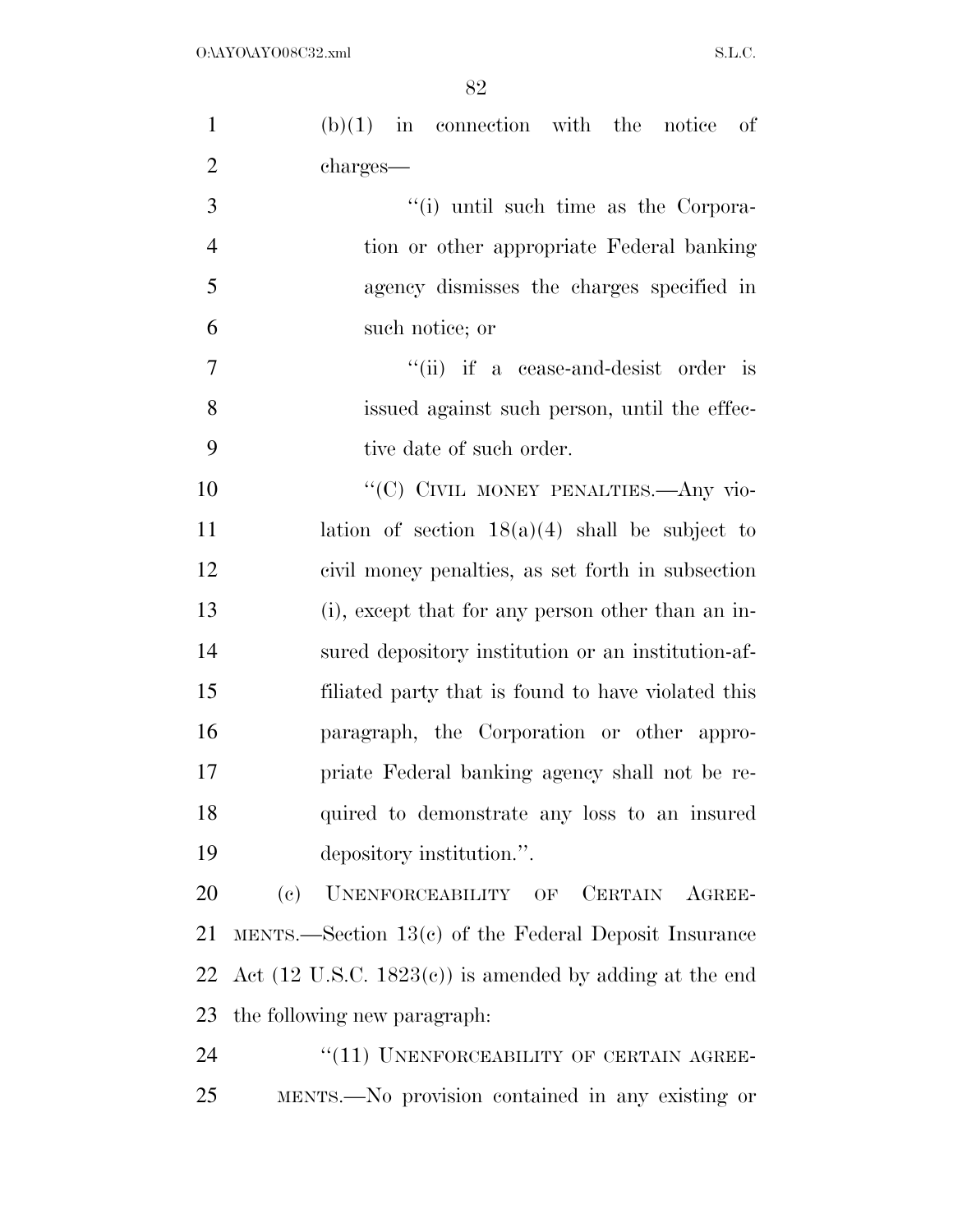(b)(1) in connection with the notice of charges—

"(i) until such time as the Corporation or other appropriate Federal banking agency dismisses the charges specified in such notice; or

"(ii) if a cease-and-desist order is issued against such person, until the effective date of such order.

"(C) CIVIL MONEY PENALTIES.—Any violation of section 18(a)(4) shall be subject to civil money penalties, as set forth in subsection (i), except that for any person other than an insured depository institution or an institution-affiliated party that is found to have violated this paragraph, the Corporation or other appropriate Federal banking agency shall not be required to demonstrate any loss to an insured depository institution.".

(c) UNENFORCEABILITY OF CERTAIN AGREEMENTS.—Section 13(c) of the Federal Deposit Insurance Act (12 U.S.C. 1823(c)) is amended by adding at the end the following new paragraph:

"(11) UNENFORCEABILITY OF CERTAIN AGREEMENTS.—No provision contained in any existing or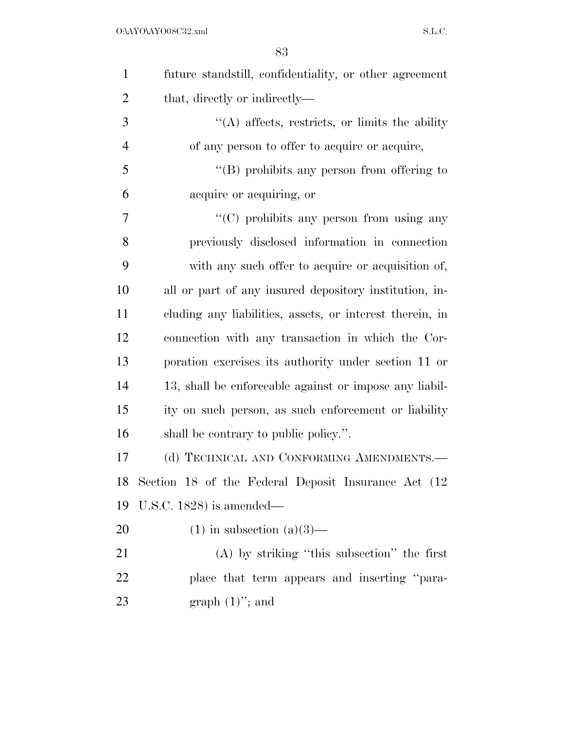future standstill, confidentiality, or other agreement that, directly or indirectly—

''(A) affects, restricts, or limits the ability of any person to offer to acquire or acquire,

''(B) prohibits any person from offering to acquire or acquiring, or

''(C) prohibits any person from using any previously disclosed information in connection with any such offer to acquire or acquisition of,

all or part of any insured depository institution, including any liabilities, assets, or interest therein, in connection with any transaction in which the Corporation exercises its authority under section 11 or 13, shall be enforceable against or impose any liability on such person, as such enforcement or liability shall be contrary to public policy.''.

(d) TECHNICAL AND CONFORMING AMENDMENTS.—Section 18 of the Federal Deposit Insurance Act (12 U.S.C. 1828) is amended—

(1) in subsection (a)(3)—

(A) by striking ''this subsection'' the first place that term appears and inserting ''paragraph (1)''; and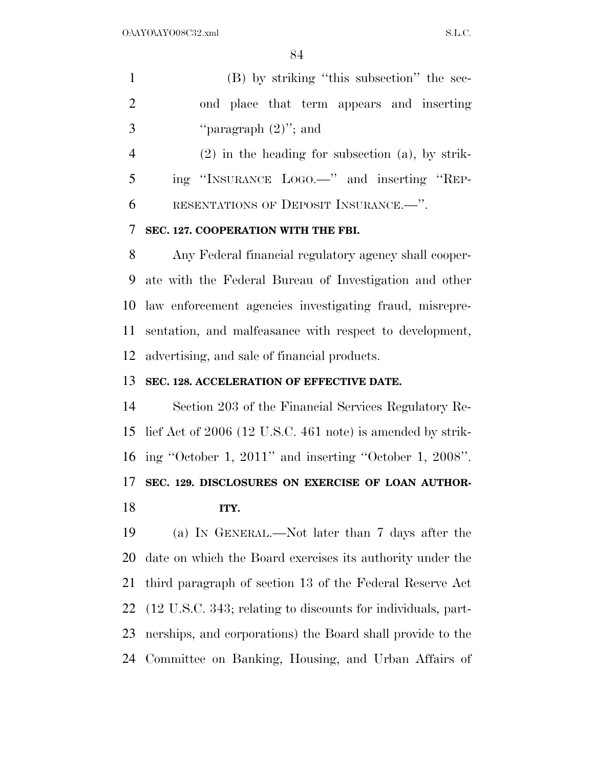(B) by striking "this subsection" the second place that term appears and inserting "paragraph (2)"; and

(2) in the heading for subsection (a), by striking "INSURANCE LOGO.—" and inserting "REPRESENTATIONS OF DEPOSIT INSURANCE.—".

**SEC. 127. COOPERATION WITH THE FBI.**

Any Federal financial regulatory agency shall cooperate with the Federal Bureau of Investigation and other law enforcement agencies investigating fraud, misrepresentation, and malfeasance with respect to development, advertising, and sale of financial products.

**SEC. 128. ACCELERATION OF EFFECTIVE DATE.**

Section 203 of the Financial Services Regulatory Relief Act of 2006 (12 U.S.C. 461 note) is amended by striking "October 1, 2011" and inserting "October 1, 2008".

**SEC. 129. DISCLOSURES ON EXERCISE OF LOAN AUTHORITY.**

(a) IN GENERAL.—Not later than 7 days after the date on which the Board exercises its authority under the third paragraph of section 13 of the Federal Reserve Act (12 U.S.C. 343; relating to discounts for individuals, partnerships, and corporations) the Board shall provide to the Committee on Banking, Housing, and Urban Affairs of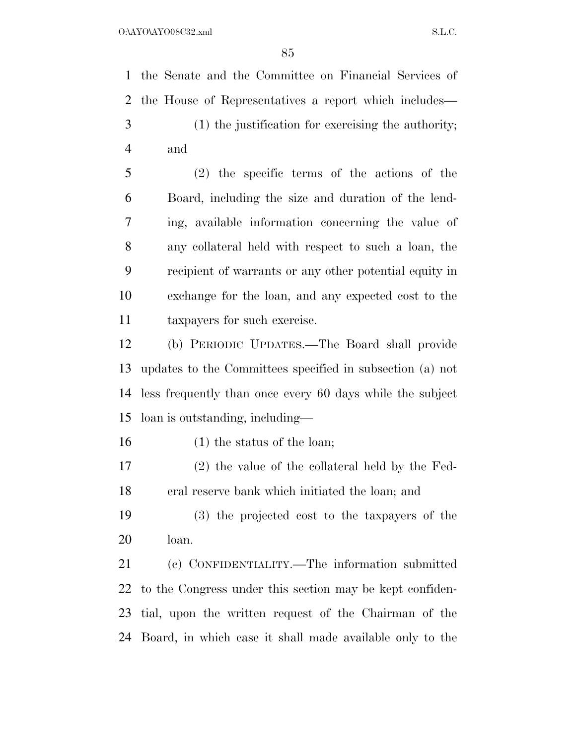the Senate and the Committee on Financial Services of the House of Representatives a report which includes—

(1) the justification for exercising the authority; and

(2) the specific terms of the actions of the Board, including the size and duration of the lending, available information concerning the value of any collateral held with respect to such a loan, the recipient of warrants or any other potential equity in exchange for the loan, and any expected cost to the taxpayers for such exercise.

(b) PERIODIC UPDATES.—The Board shall provide updates to the Committees specified in subsection (a) not less frequently than once every 60 days while the subject loan is outstanding, including—

(1) the status of the loan;

(2) the value of the collateral held by the Federal reserve bank which initiated the loan; and

(3) the projected cost to the taxpayers of the loan.

(c) CONFIDENTIALITY.—The information submitted to the Congress under this section may be kept confidential, upon the written request of the Chairman of the Board, in which case it shall made available only to the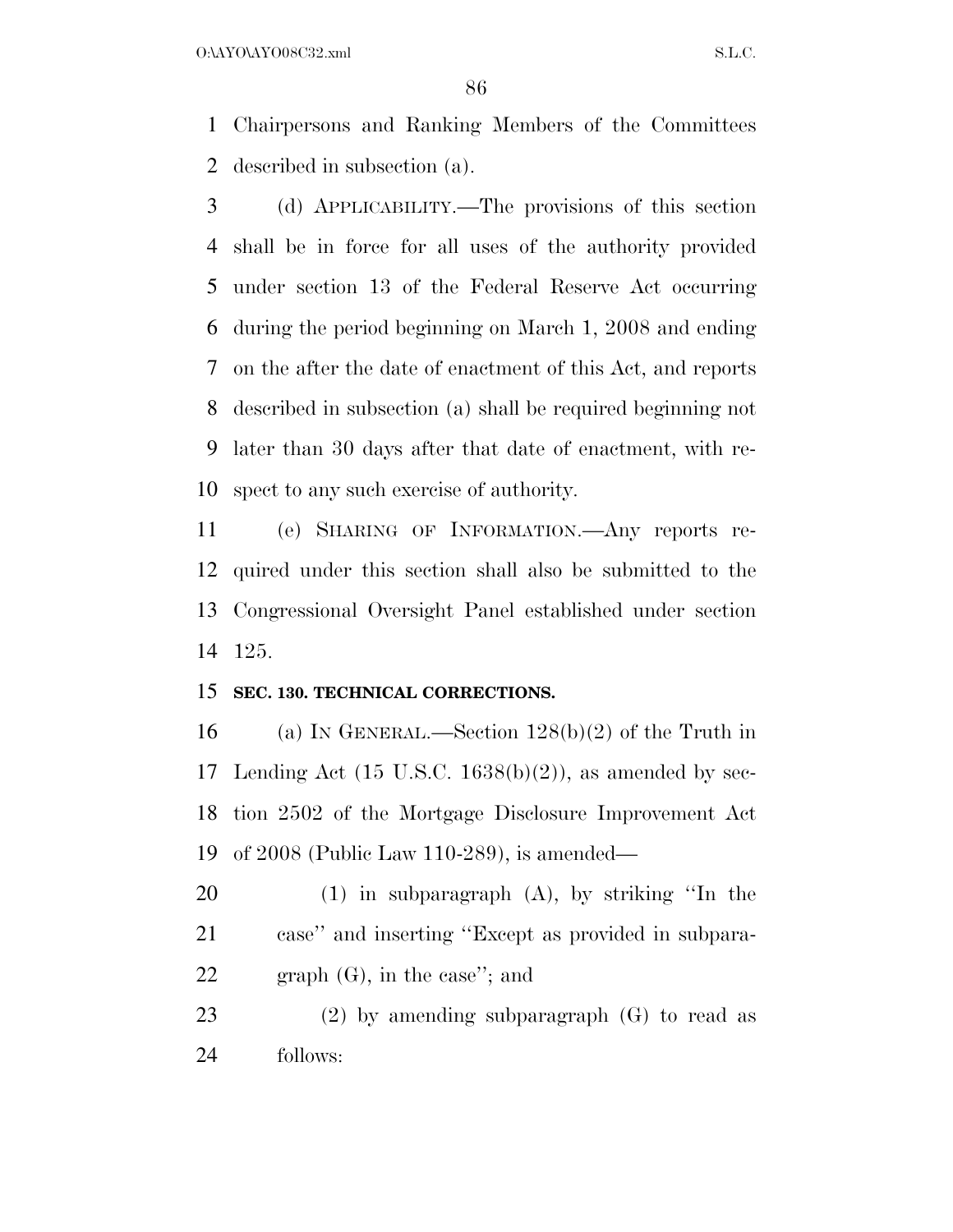Chairpersons and Ranking Members of the Committees described in subsection (a).

(d) APPLICABILITY.—The provisions of this section shall be in force for all uses of the authority provided under section 13 of the Federal Reserve Act occurring during the period beginning on March 1, 2008 and ending on the after the date of enactment of this Act, and reports described in subsection (a) shall be required beginning not later than 30 days after that date of enactment, with respect to any such exercise of authority.

(e) SHARING OF INFORMATION.—Any reports required under this section shall also be submitted to the Congressional Oversight Panel established under section 125.

**SEC. 130. TECHNICAL CORRECTIONS.**

(a) IN GENERAL.—Section 128(b)(2) of the Truth in Lending Act (15 U.S.C. 1638(b)(2)), as amended by section 2502 of the Mortgage Disclosure Improvement Act of 2008 (Public Law 110-289), is amended—

(1) in subparagraph (A), by striking ''In the case'' and inserting ''Except as provided in subparagraph (G), in the case''; and

(2) by amending subparagraph (G) to read as follows: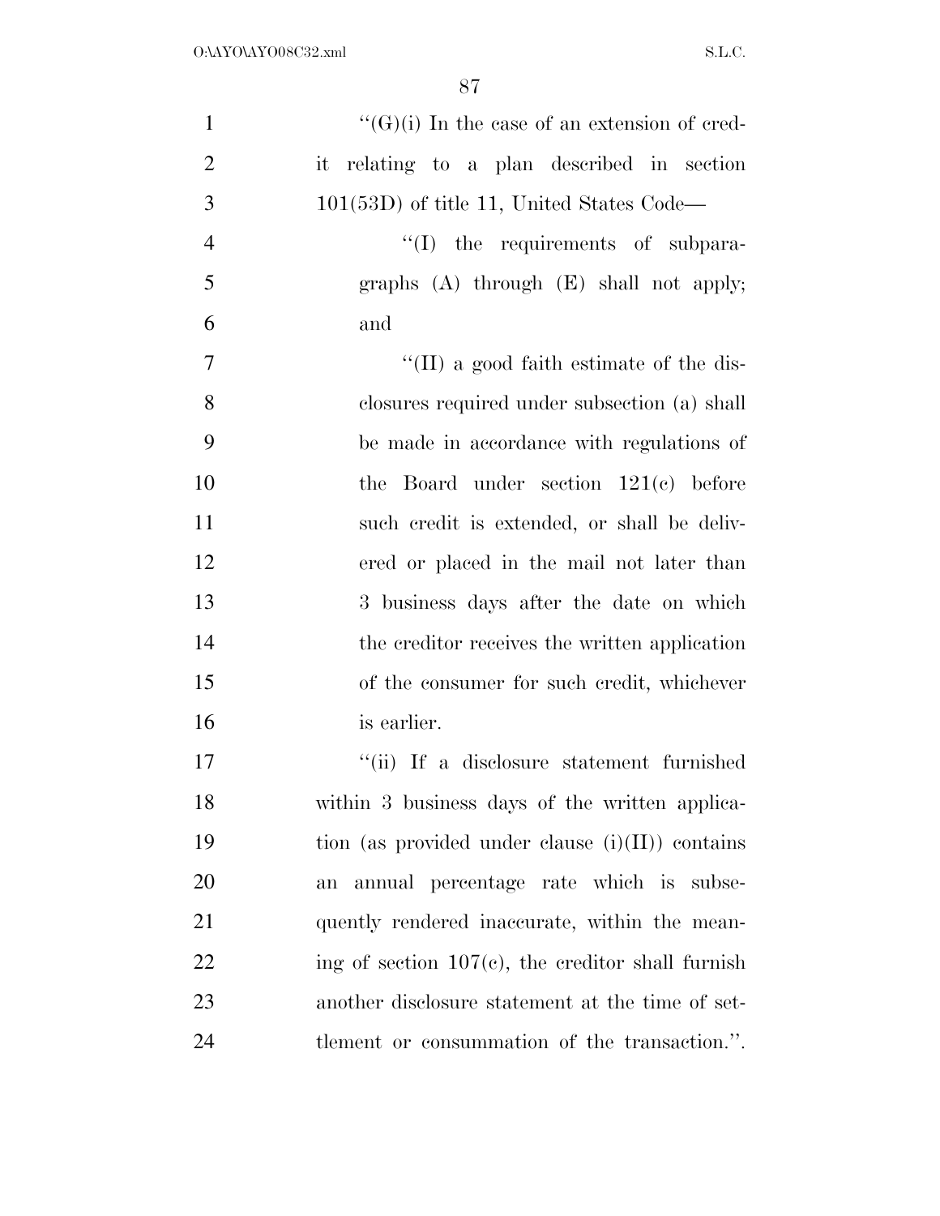"(G)(i) In the case of an extension of credit relating to a plan described in section 101(53D) of title 11, United States Code—

"(I) the requirements of subparagraphs (A) through (E) shall not apply; and

"(II) a good faith estimate of the disclosures required under subsection (a) shall be made in accordance with regulations of the Board under section 121(c) before such credit is extended, or shall be delivered or placed in the mail not later than 3 business days after the date on which the creditor receives the written application of the consumer for such credit, whichever is earlier.

"(ii) If a disclosure statement furnished within 3 business days of the written application (as provided under clause (i)(II)) contains an annual percentage rate which is subsequently rendered inaccurate, within the meaning of section 107(c), the creditor shall furnish another disclosure statement at the time of settlement or consummation of the transaction.".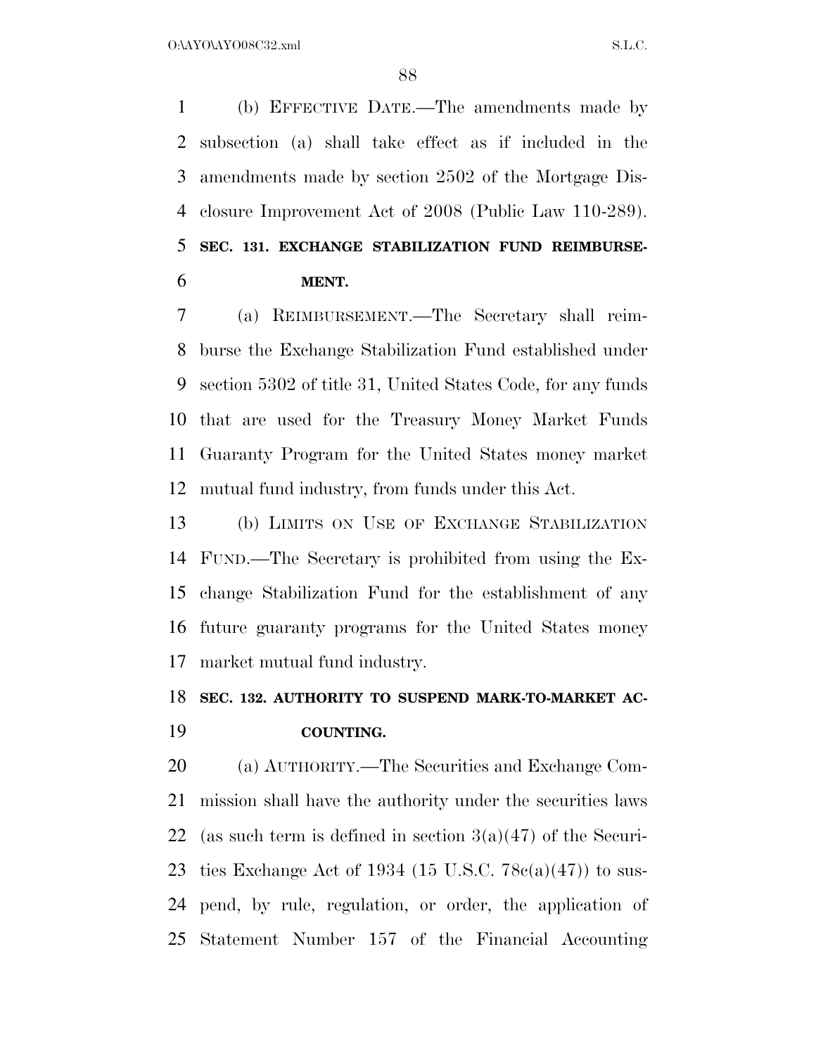(b) EFFECTIVE DATE.—The amendments made by subsection (a) shall take effect as if included in the amendments made by section 2502 of the Mortgage Disclosure Improvement Act of 2008 (Public Law 110-289).

**SEC. 131. EXCHANGE STABILIZATION FUND REIMBURSEMENT.**

(a) REIMBURSEMENT.—The Secretary shall reimburse the Exchange Stabilization Fund established under section 5302 of title 31, United States Code, for any funds that are used for the Treasury Money Market Funds Guaranty Program for the United States money market mutual fund industry, from funds under this Act.

(b) LIMITS ON USE OF EXCHANGE STABILIZATION FUND.—The Secretary is prohibited from using the Exchange Stabilization Fund for the establishment of any future guaranty programs for the United States money market mutual fund industry.

**SEC. 132. AUTHORITY TO SUSPEND MARK-TO-MARKET ACCOUNTING.**

(a) AUTHORITY.—The Securities and Exchange Commission shall have the authority under the securities laws (as such term is defined in section 3(a)(47) of the Securities Exchange Act of 1934 (15 U.S.C. 78c(a)(47)) to suspend, by rule, regulation, or order, the application of Statement Number 157 of the Financial Accounting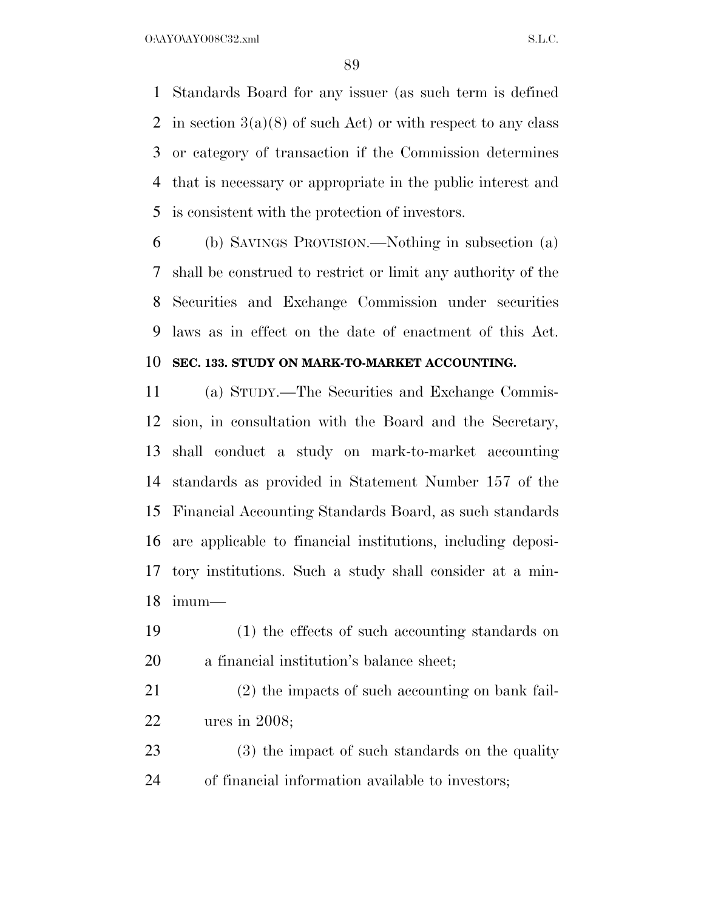Standards Board for any issuer (as such term is defined in section 3(a)(8) of such Act) or with respect to any class or category of transaction if the Commission determines that is necessary or appropriate in the public interest and is consistent with the protection of investors.

(b) SAVINGS PROVISION.—Nothing in subsection (a) shall be construed to restrict or limit any authority of the Securities and Exchange Commission under securities laws as in effect on the date of enactment of this Act.

**SEC. 133. STUDY ON MARK-TO-MARKET ACCOUNTING.**

(a) STUDY.—The Securities and Exchange Commission, in consultation with the Board and the Secretary, shall conduct a study on mark-to-market accounting standards as provided in Statement Number 157 of the Financial Accounting Standards Board, as such standards are applicable to financial institutions, including depository institutions. Such a study shall consider at a minimum—

(1) the effects of such accounting standards on a financial institution's balance sheet;

(2) the impacts of such accounting on bank failures in 2008;

(3) the impact of such standards on the quality of financial information available to investors;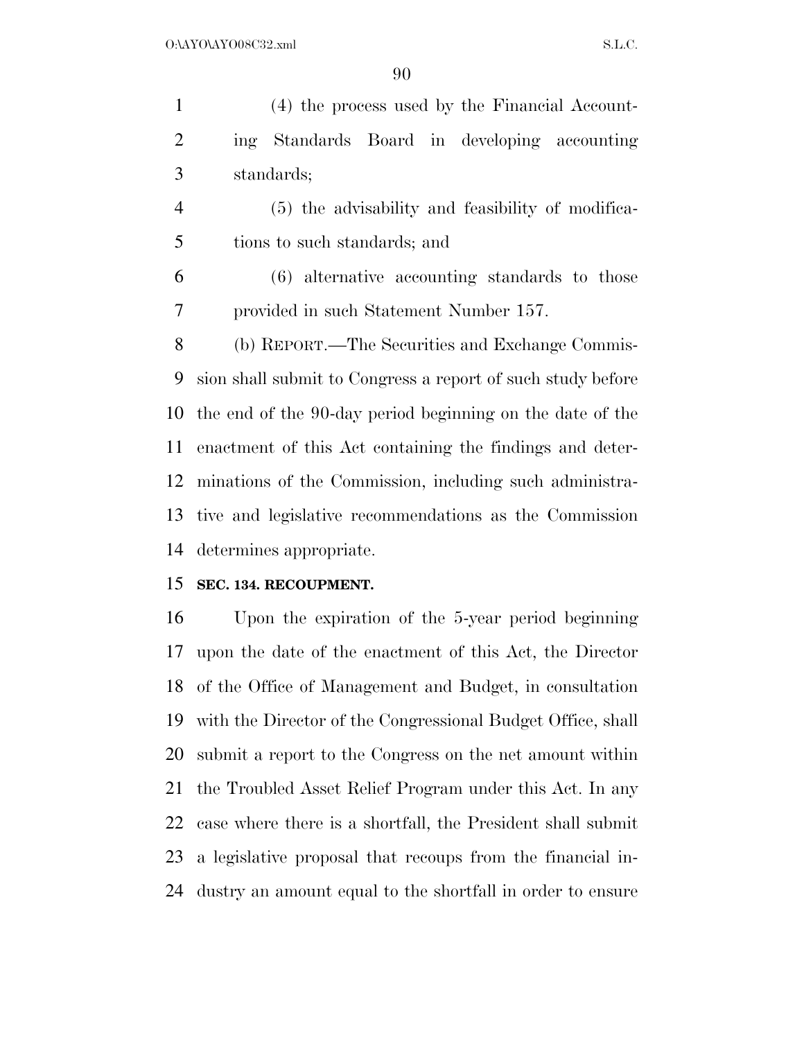(4) the process used by the Financial Accounting Standards Board in developing accounting standards;

(5) the advisability and feasibility of modifications to such standards; and

(6) alternative accounting standards to those provided in such Statement Number 157.

(b) REPORT.—The Securities and Exchange Commission shall submit to Congress a report of such study before the end of the 90-day period beginning on the date of the enactment of this Act containing the findings and determinations of the Commission, including such administrative and legislative recommendations as the Commission determines appropriate.

**SEC. 134. RECOUPMENT.**

Upon the expiration of the 5-year period beginning upon the date of the enactment of this Act, the Director of the Office of Management and Budget, in consultation with the Director of the Congressional Budget Office, shall submit a report to the Congress on the net amount within the Troubled Asset Relief Program under this Act. In any case where there is a shortfall, the President shall submit a legislative proposal that recoups from the financial industry an amount equal to the shortfall in order to ensure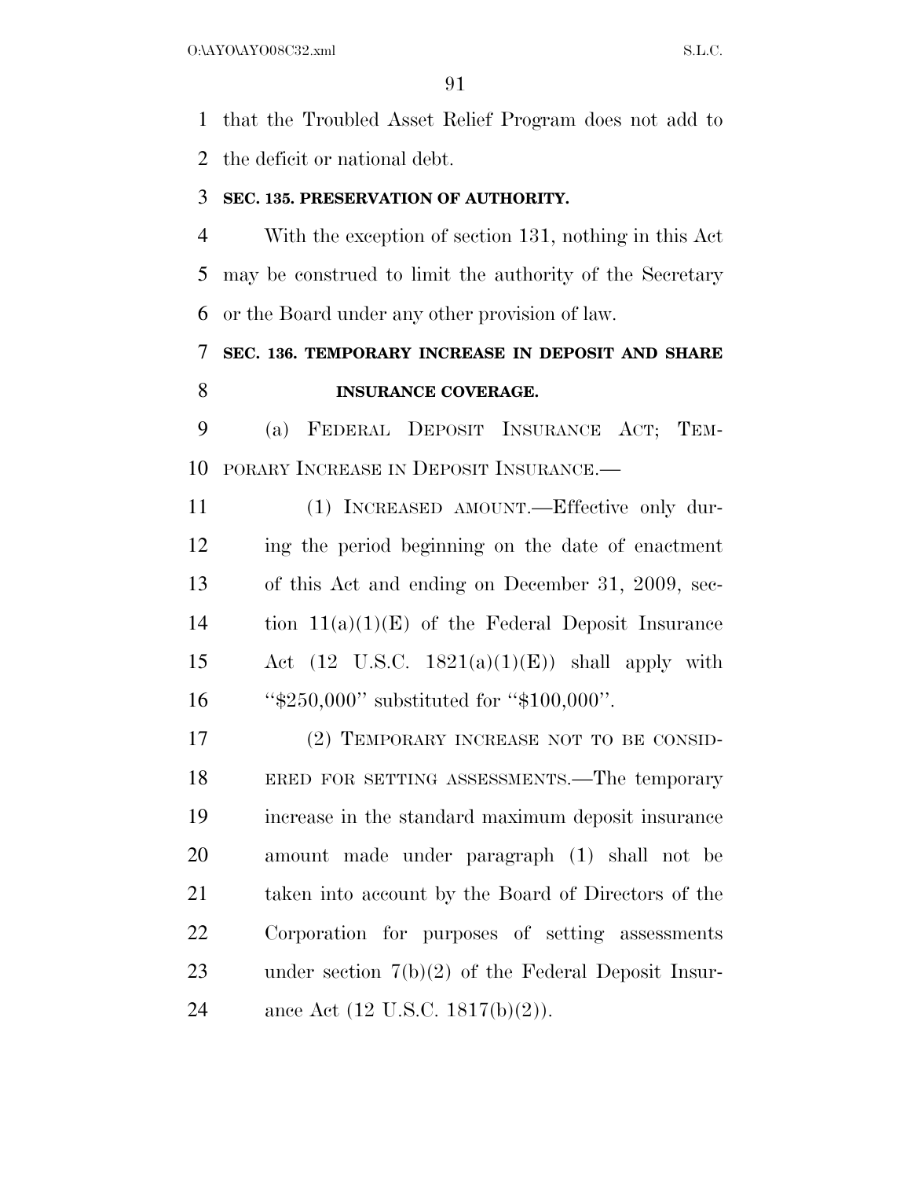that the Troubled Asset Relief Program does not add to the deficit or national debt.

**SEC. 135. PRESERVATION OF AUTHORITY.**

With the exception of section 131, nothing in this Act may be construed to limit the authority of the Secretary or the Board under any other provision of law.

**SEC. 136. TEMPORARY INCREASE IN DEPOSIT AND SHARE INSURANCE COVERAGE.**

(a) FEDERAL DEPOSIT INSURANCE ACT; TEMPORARY INCREASE IN DEPOSIT INSURANCE.—

(1) INCREASED AMOUNT.—Effective only during the period beginning on the date of enactment of this Act and ending on December 31, 2009, section 11(a)(1)(E) of the Federal Deposit Insurance Act (12 U.S.C. 1821(a)(1)(E)) shall apply with ''$250,000'' substituted for ''$100,000''.

(2) TEMPORARY INCREASE NOT TO BE CONSIDERED FOR SETTING ASSESSMENTS.—The temporary increase in the standard maximum deposit insurance amount made under paragraph (1) shall not be taken into account by the Board of Directors of the Corporation for purposes of setting assessments under section 7(b)(2) of the Federal Deposit Insurance Act (12 U.S.C. 1817(b)(2)).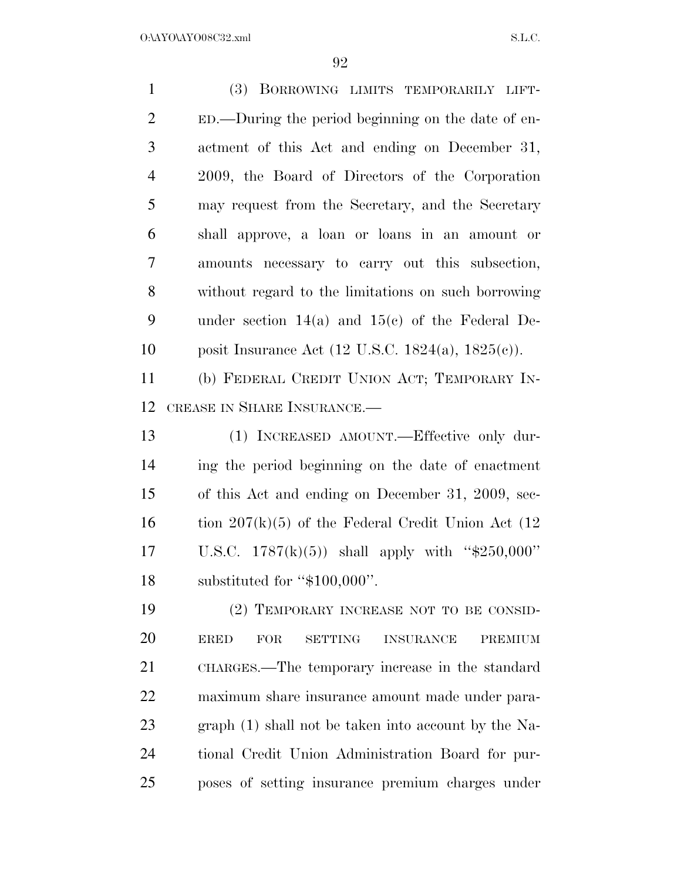(3) BORROWING LIMITS TEMPORARILY LIFTED.—During the period beginning on the date of enactment of this Act and ending on December 31, 2009, the Board of Directors of the Corporation may request from the Secretary, and the Secretary shall approve, a loan or loans in an amount or amounts necessary to carry out this subsection, without regard to the limitations on such borrowing under section 14(a) and 15(c) of the Federal Deposit Insurance Act (12 U.S.C. 1824(a), 1825(c)).

(b) FEDERAL CREDIT UNION ACT; TEMPORARY INCREASE IN SHARE INSURANCE.—

(1) INCREASED AMOUNT.—Effective only during the period beginning on the date of enactment of this Act and ending on December 31, 2009, section 207(k)(5) of the Federal Credit Union Act (12 U.S.C. 1787(k)(5)) shall apply with "$250,000" substituted for "$100,000".

(2) TEMPORARY INCREASE NOT TO BE CONSIDERED FOR SETTING INSURANCE PREMIUM CHARGES.—The temporary increase in the standard maximum share insurance amount made under paragraph (1) shall not be taken into account by the National Credit Union Administration Board for purposes of setting insurance premium charges under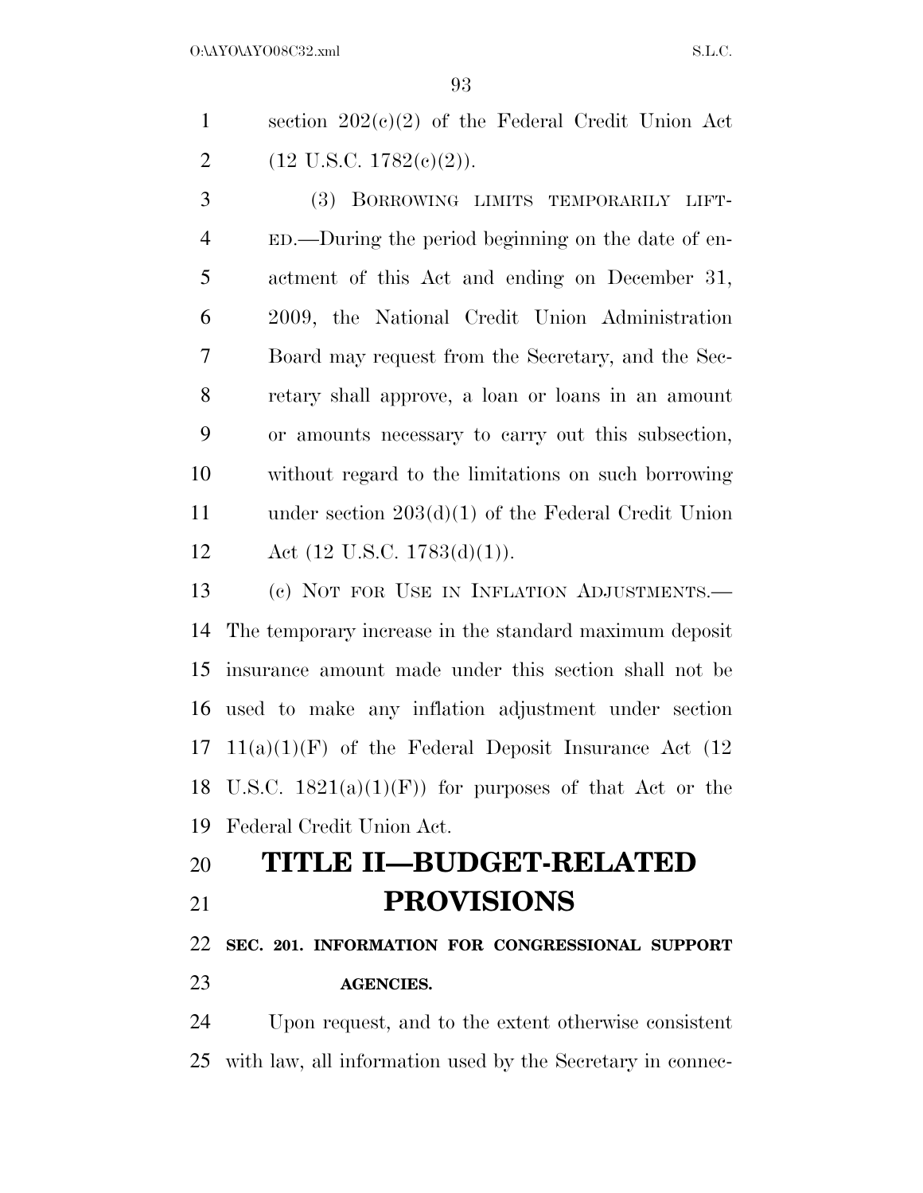section 202(c)(2) of the Federal Credit Union Act (12 U.S.C. 1782(c)(2)).

(3) BORROWING LIMITS TEMPORARILY LIFTED.—During the period beginning on the date of enactment of this Act and ending on December 31, 2009, the National Credit Union Administration Board may request from the Secretary, and the Secretary shall approve, a loan or loans in an amount or amounts necessary to carry out this subsection, without regard to the limitations on such borrowing under section 203(d)(1) of the Federal Credit Union Act (12 U.S.C. 1783(d)(1)).

(c) NOT FOR USE IN INFLATION ADJUSTMENTS.—The temporary increase in the standard maximum deposit insurance amount made under this section shall not be used to make any inflation adjustment under section 11(a)(1)(F) of the Federal Deposit Insurance Act (12 U.S.C. 1821(a)(1)(F)) for purposes of that Act or the Federal Credit Union Act.

# TITLE II—BUDGET-RELATED PROVISIONS

**SEC. 201. INFORMATION FOR CONGRESSIONAL SUPPORT AGENCIES.**

Upon request, and to the extent otherwise consistent with law, all information used by the Secretary in connec-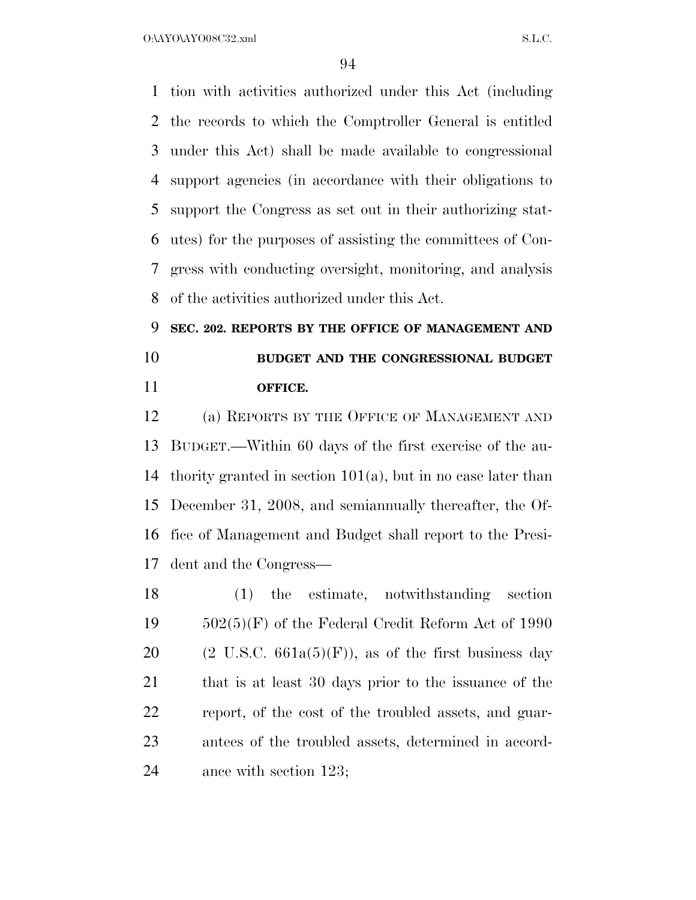tion with activities authorized under this Act (including the records to which the Comptroller General is entitled under this Act) shall be made available to congressional support agencies (in accordance with their obligations to support the Congress as set out in their authorizing statutes) for the purposes of assisting the committees of Congress with conducting oversight, monitoring, and analysis of the activities authorized under this Act.

## SEC. 202. REPORTS BY THE OFFICE OF MANAGEMENT AND BUDGET AND THE CONGRESSIONAL BUDGET OFFICE.

(a) REPORTS BY THE OFFICE OF MANAGEMENT AND BUDGET.—Within 60 days of the first exercise of the authority granted in section 101(a), but in no case later than December 31, 2008, and semiannually thereafter, the Office of Management and Budget shall report to the President and the Congress—

(1) the estimate, notwithstanding section 502(5)(F) of the Federal Credit Reform Act of 1990 (2 U.S.C. 661a(5)(F)), as of the first business day that is at least 30 days prior to the issuance of the report, of the cost of the troubled assets, and guarantees of the troubled assets, determined in accordance with section 123;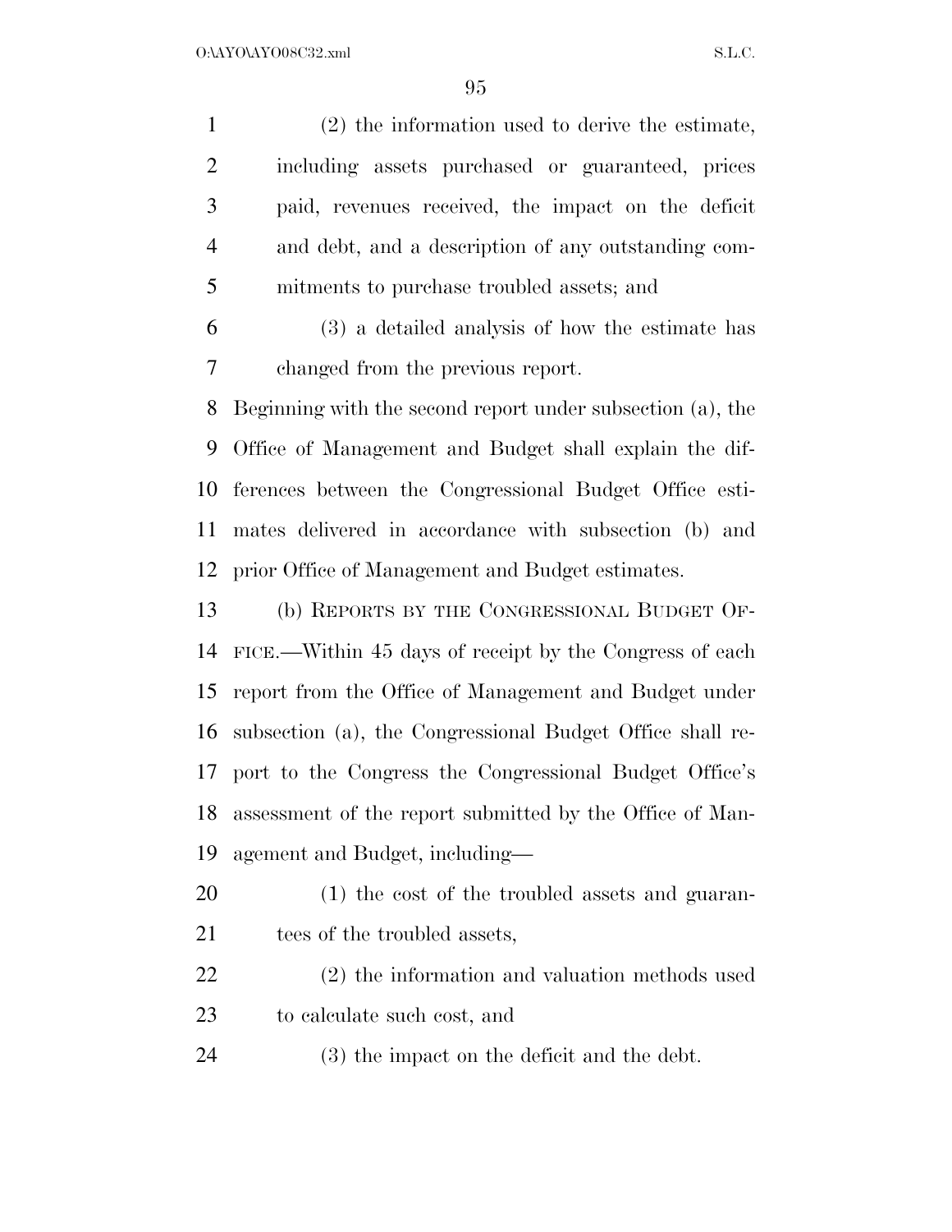(2) the information used to derive the estimate, including assets purchased or guaranteed, prices paid, revenues received, the impact on the deficit and debt, and a description of any outstanding commitments to purchase troubled assets; and

(3) a detailed analysis of how the estimate has changed from the previous report.

Beginning with the second report under subsection (a), the Office of Management and Budget shall explain the differences between the Congressional Budget Office estimates delivered in accordance with subsection (b) and prior Office of Management and Budget estimates.

(b) REPORTS BY THE CONGRESSIONAL BUDGET OFFICE.—Within 45 days of receipt by the Congress of each report from the Office of Management and Budget under subsection (a), the Congressional Budget Office shall report to the Congress the Congressional Budget Office's assessment of the report submitted by the Office of Management and Budget, including—

(1) the cost of the troubled assets and guarantees of the troubled assets,

(2) the information and valuation methods used to calculate such cost, and

(3) the impact on the deficit and the debt.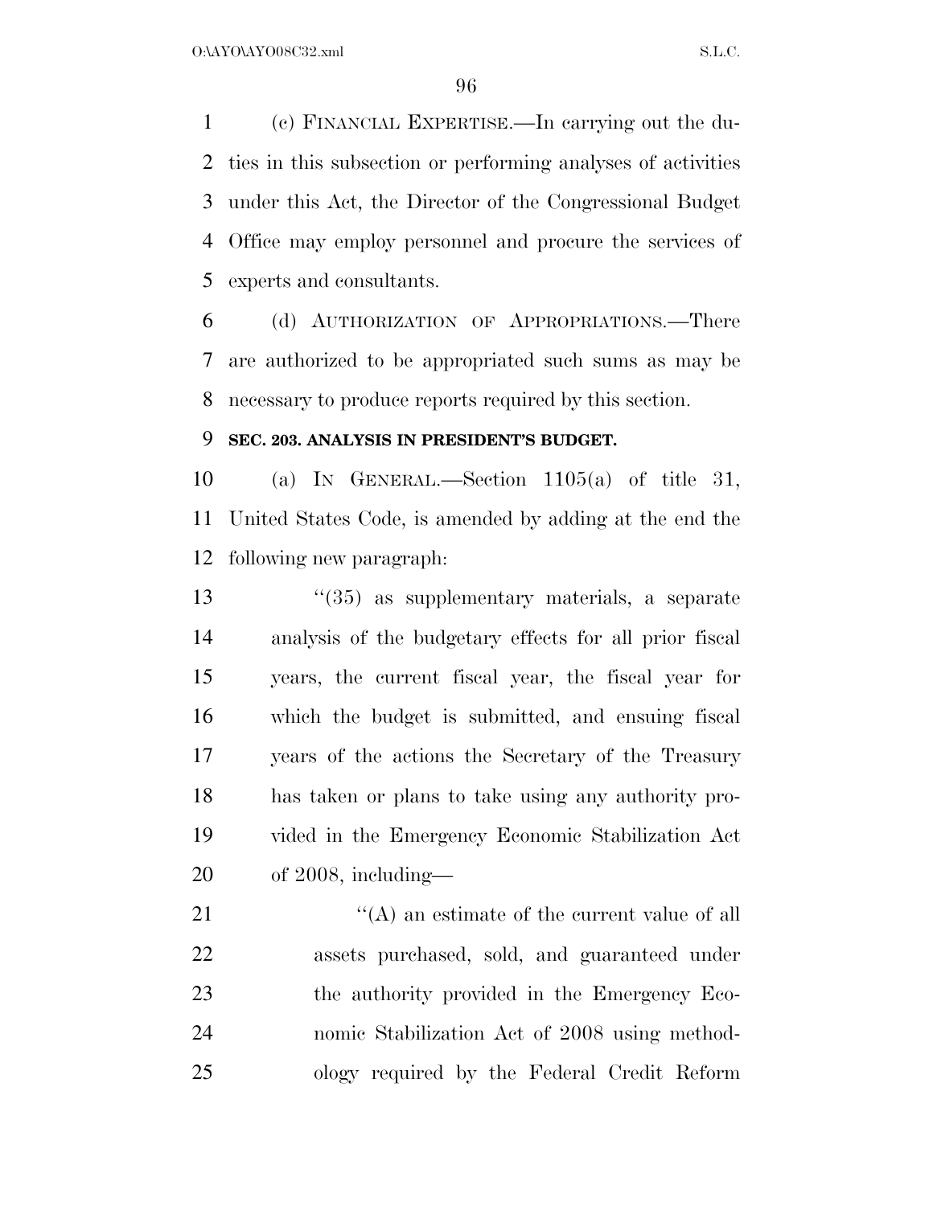(c) FINANCIAL EXPERTISE.—In carrying out the duties in this subsection or performing analyses of activities under this Act, the Director of the Congressional Budget Office may employ personnel and procure the services of experts and consultants.

(d) AUTHORIZATION OF APPROPRIATIONS.—There are authorized to be appropriated such sums as may be necessary to produce reports required by this section.

**SEC. 203. ANALYSIS IN PRESIDENT'S BUDGET.**

(a) IN GENERAL.—Section 1105(a) of title 31, United States Code, is amended by adding at the end the following new paragraph:

> "(35) as supplementary materials, a separate analysis of the budgetary effects for all prior fiscal years, the current fiscal year, the fiscal year for which the budget is submitted, and ensuing fiscal years of the actions the Secretary of the Treasury has taken or plans to take using any authority provided in the Emergency Economic Stabilization Act of 2008, including—
>
> > "(A) an estimate of the current value of all assets purchased, sold, and guaranteed under the authority provided in the Emergency Economic Stabilization Act of 2008 using methodology required by the Federal Credit Reform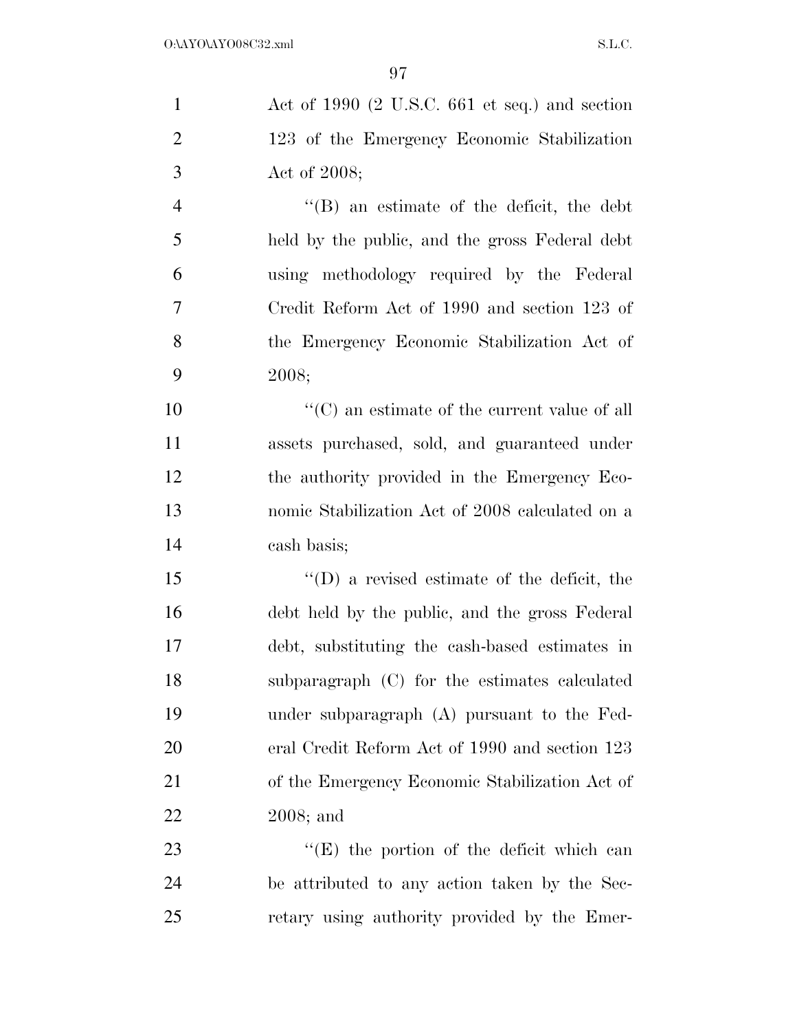Act of 1990 (2 U.S.C. 661 et seq.) and section 123 of the Emergency Economic Stabilization Act of 2008;

"(B) an estimate of the deficit, the debt held by the public, and the gross Federal debt using methodology required by the Federal Credit Reform Act of 1990 and section 123 of the Emergency Economic Stabilization Act of 2008;

"(C) an estimate of the current value of all assets purchased, sold, and guaranteed under the authority provided in the Emergency Economic Stabilization Act of 2008 calculated on a cash basis;

"(D) a revised estimate of the deficit, the debt held by the public, and the gross Federal debt, substituting the cash-based estimates in subparagraph (C) for the estimates calculated under subparagraph (A) pursuant to the Federal Credit Reform Act of 1990 and section 123 of the Emergency Economic Stabilization Act of 2008; and

"(E) the portion of the deficit which can be attributed to any action taken by the Secretary using authority provided by the Emer-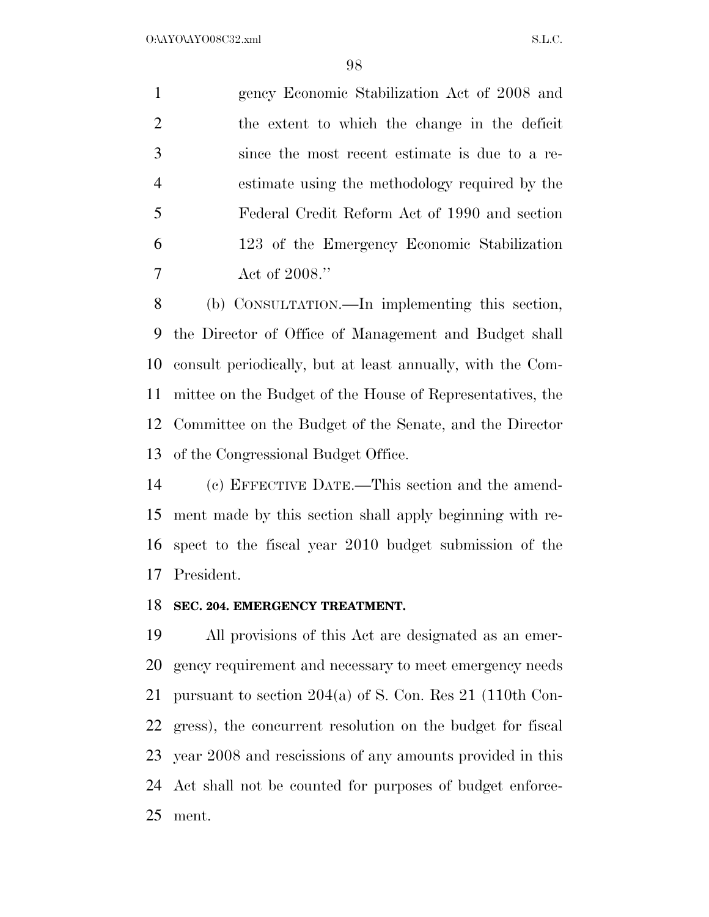gency Economic Stabilization Act of 2008 and the extent to which the change in the deficit since the most recent estimate is due to a reestimate using the methodology required by the Federal Credit Reform Act of 1990 and section 123 of the Emergency Economic Stabilization Act of 2008.''

(b) CONSULTATION.—In implementing this section, the Director of Office of Management and Budget shall consult periodically, but at least annually, with the Committee on the Budget of the House of Representatives, the Committee on the Budget of the Senate, and the Director of the Congressional Budget Office.

(c) EFFECTIVE DATE.—This section and the amendment made by this section shall apply beginning with respect to the fiscal year 2010 budget submission of the President.

**SEC. 204. EMERGENCY TREATMENT.**

All provisions of this Act are designated as an emergency requirement and necessary to meet emergency needs pursuant to section 204(a) of S. Con. Res 21 (110th Congress), the concurrent resolution on the budget for fiscal year 2008 and rescissions of any amounts provided in this Act shall not be counted for purposes of budget enforcement.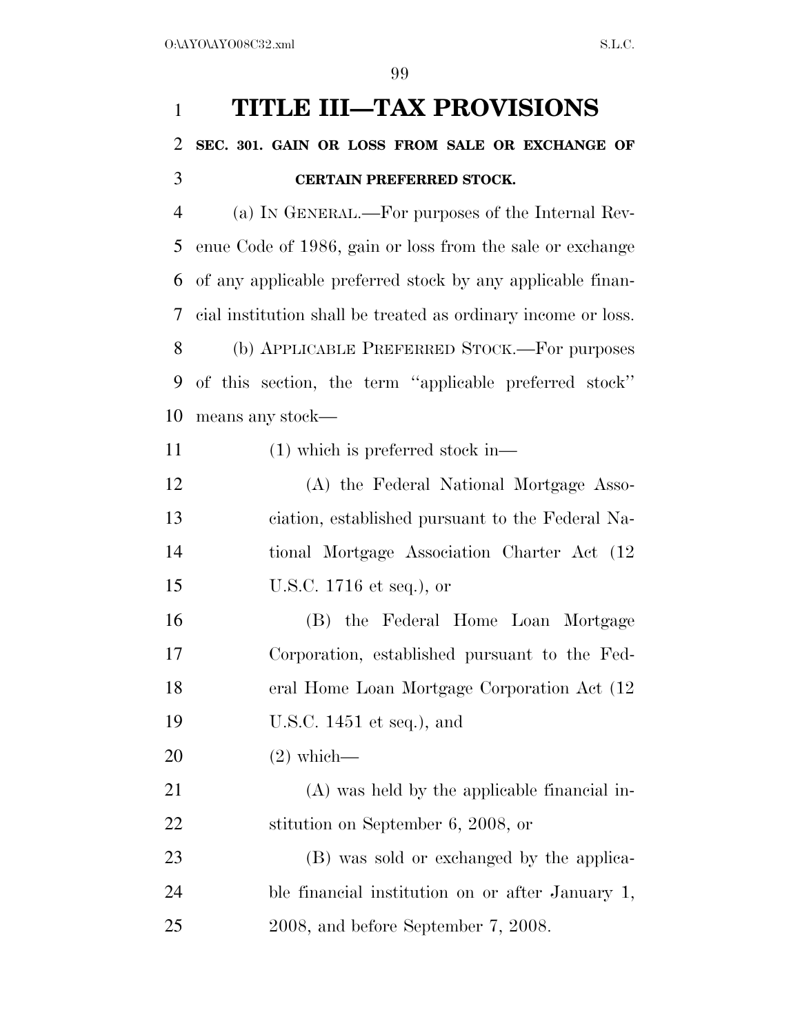# TITLE III—TAX PROVISIONS

## SEC. 301. GAIN OR LOSS FROM SALE OR EXCHANGE OF CERTAIN PREFERRED STOCK.

(a) IN GENERAL.—For purposes of the Internal Revenue Code of 1986, gain or loss from the sale or exchange of any applicable preferred stock by any applicable financial institution shall be treated as ordinary income or loss.

(b) APPLICABLE PREFERRED STOCK.—For purposes of this section, the term ''applicable preferred stock'' means any stock—

(1) which is preferred stock in—

(A) the Federal National Mortgage Association, established pursuant to the Federal National Mortgage Association Charter Act (12 U.S.C. 1716 et seq.), or

(B) the Federal Home Loan Mortgage Corporation, established pursuant to the Federal Home Loan Mortgage Corporation Act (12 U.S.C. 1451 et seq.), and

(2) which—

(A) was held by the applicable financial institution on September 6, 2008, or

(B) was sold or exchanged by the applicable financial institution on or after January 1, 2008, and before September 7, 2008.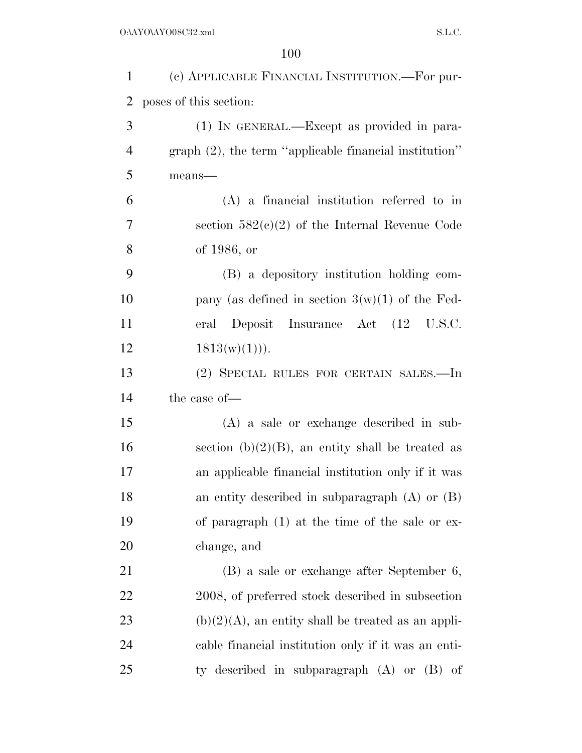(c) APPLICABLE FINANCIAL INSTITUTION.—For purposes of this section:

(1) IN GENERAL.—Except as provided in paragraph (2), the term ''applicable financial institution'' means—

(A) a financial institution referred to in section 582(c)(2) of the Internal Revenue Code of 1986, or

(B) a depository institution holding company (as defined in section 3(w)(1) of the Federal Deposit Insurance Act (12 U.S.C. 1813(w)(1))).

(2) SPECIAL RULES FOR CERTAIN SALES.—In the case of—

(A) a sale or exchange described in subsection (b)(2)(B), an entity shall be treated as an applicable financial institution only if it was an entity described in subparagraph (A) or (B) of paragraph (1) at the time of the sale or exchange, and

(B) a sale or exchange after September 6, 2008, of preferred stock described in subsection (b)(2)(A), an entity shall be treated as an applicable financial institution only if it was an entity described in subparagraph (A) or (B) of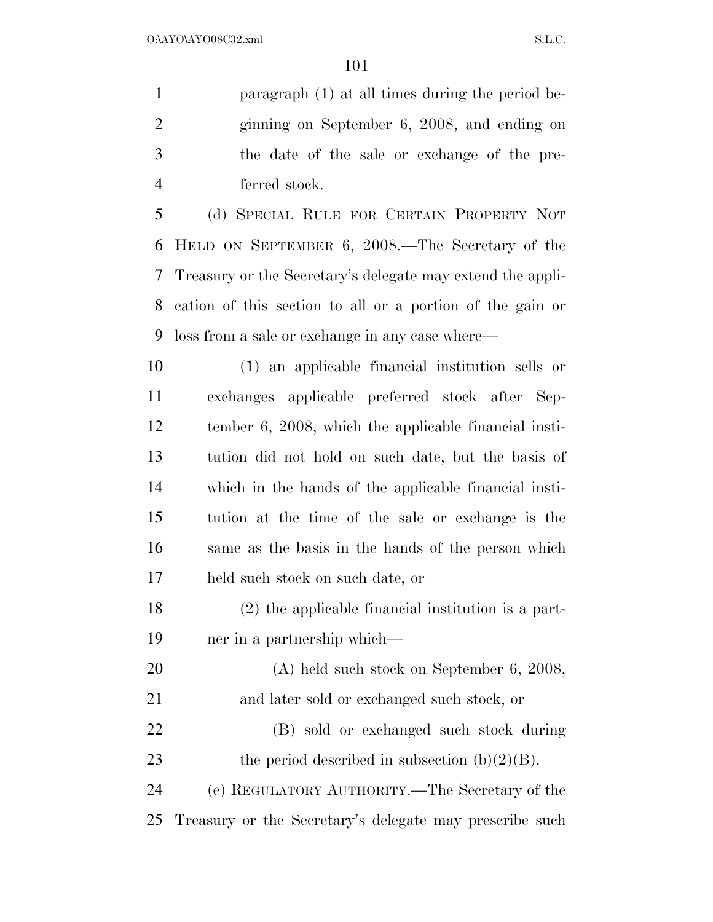paragraph (1) at all times during the period beginning on September 6, 2008, and ending on the date of the sale or exchange of the preferred stock.

(d) SPECIAL RULE FOR CERTAIN PROPERTY NOT HELD ON SEPTEMBER 6, 2008.—The Secretary of the Treasury or the Secretary's delegate may extend the application of this section to all or a portion of the gain or loss from a sale or exchange in any case where—

(1) an applicable financial institution sells or exchanges applicable preferred stock after September 6, 2008, which the applicable financial institution did not hold on such date, but the basis of which in the hands of the applicable financial institution at the time of the sale or exchange is the same as the basis in the hands of the person which held such stock on such date, or

(2) the applicable financial institution is a partner in a partnership which—

(A) held such stock on September 6, 2008, and later sold or exchanged such stock, or

(B) sold or exchanged such stock during the period described in subsection (b)(2)(B).

(e) REGULATORY AUTHORITY.—The Secretary of the Treasury or the Secretary's delegate may prescribe such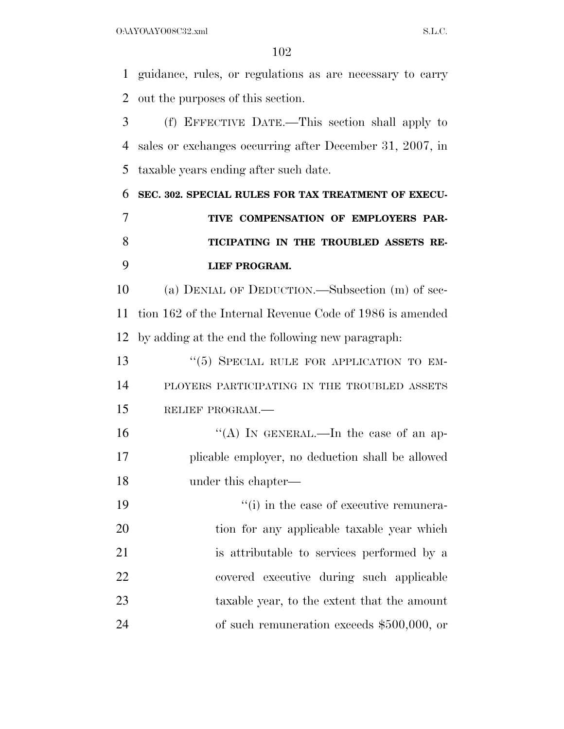guidance, rules, or regulations as are necessary to carry out the purposes of this section.

(f) EFFECTIVE DATE.—This section shall apply to sales or exchanges occurring after December 31, 2007, in taxable years ending after such date.

### SEC. 302. SPECIAL RULES FOR TAX TREATMENT OF EXECUTIVE COMPENSATION OF EMPLOYERS PARTICIPATING IN THE TROUBLED ASSETS RELIEF PROGRAM.

(a) DENIAL OF DEDUCTION.—Subsection (m) of section 162 of the Internal Revenue Code of 1986 is amended by adding at the end the following new paragraph:

"(5) SPECIAL RULE FOR APPLICATION TO EMPLOYERS PARTICIPATING IN THE TROUBLED ASSETS RELIEF PROGRAM.—

"(A) IN GENERAL.—In the case of an applicable employer, no deduction shall be allowed under this chapter—

"(i) in the case of executive remuneration for any applicable taxable year which is attributable to services performed by a covered executive during such applicable taxable year, to the extent that the amount of such remuneration exceeds $500,000, or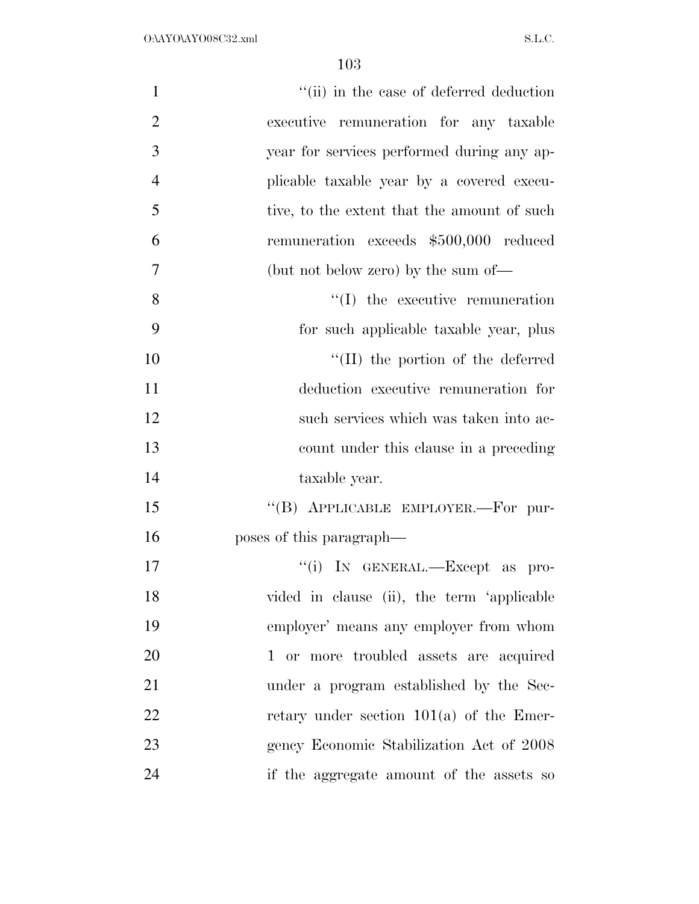''(ii) in the case of deferred deduction executive remuneration for any taxable year for services performed during any applicable taxable year by a covered executive, to the extent that the amount of such remuneration exceeds $500,000 reduced (but not below zero) by the sum of—

''(I) the executive remuneration for such applicable taxable year, plus

''(II) the portion of the deferred deduction executive remuneration for such services which was taken into account under this clause in a preceding taxable year.

''(B) APPLICABLE EMPLOYER.—For purposes of this paragraph—

''(i) IN GENERAL.—Except as provided in clause (ii), the term 'applicable employer' means any employer from whom 1 or more troubled assets are acquired under a program established by the Secretary under section 101(a) of the Emergency Economic Stabilization Act of 2008 if the aggregate amount of the assets so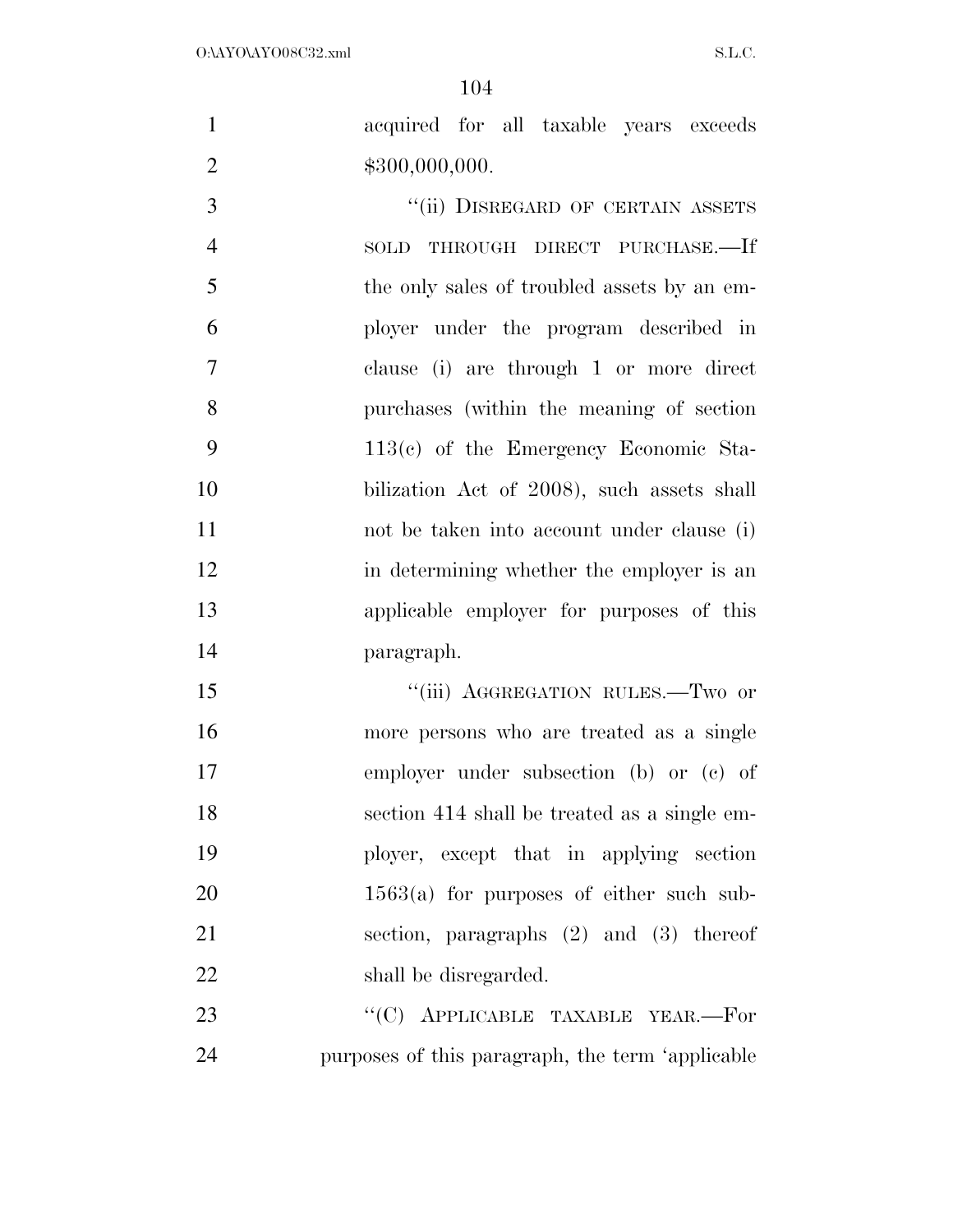acquired for all taxable years exceeds $300,000,000.

''(ii) DISREGARD OF CERTAIN ASSETS SOLD THROUGH DIRECT PURCHASE.—If the only sales of troubled assets by an employer under the program described in clause (i) are through 1 or more direct purchases (within the meaning of section 113(c) of the Emergency Economic Stabilization Act of 2008), such assets shall not be taken into account under clause (i) in determining whether the employer is an applicable employer for purposes of this paragraph.

''(iii) AGGREGATION RULES.—Two or more persons who are treated as a single employer under subsection (b) or (c) of section 414 shall be treated as a single employer, except that in applying section 1563(a) for purposes of either such subsection, paragraphs (2) and (3) thereof shall be disregarded.

''(C) APPLICABLE TAXABLE YEAR.—For purposes of this paragraph, the term 'applicable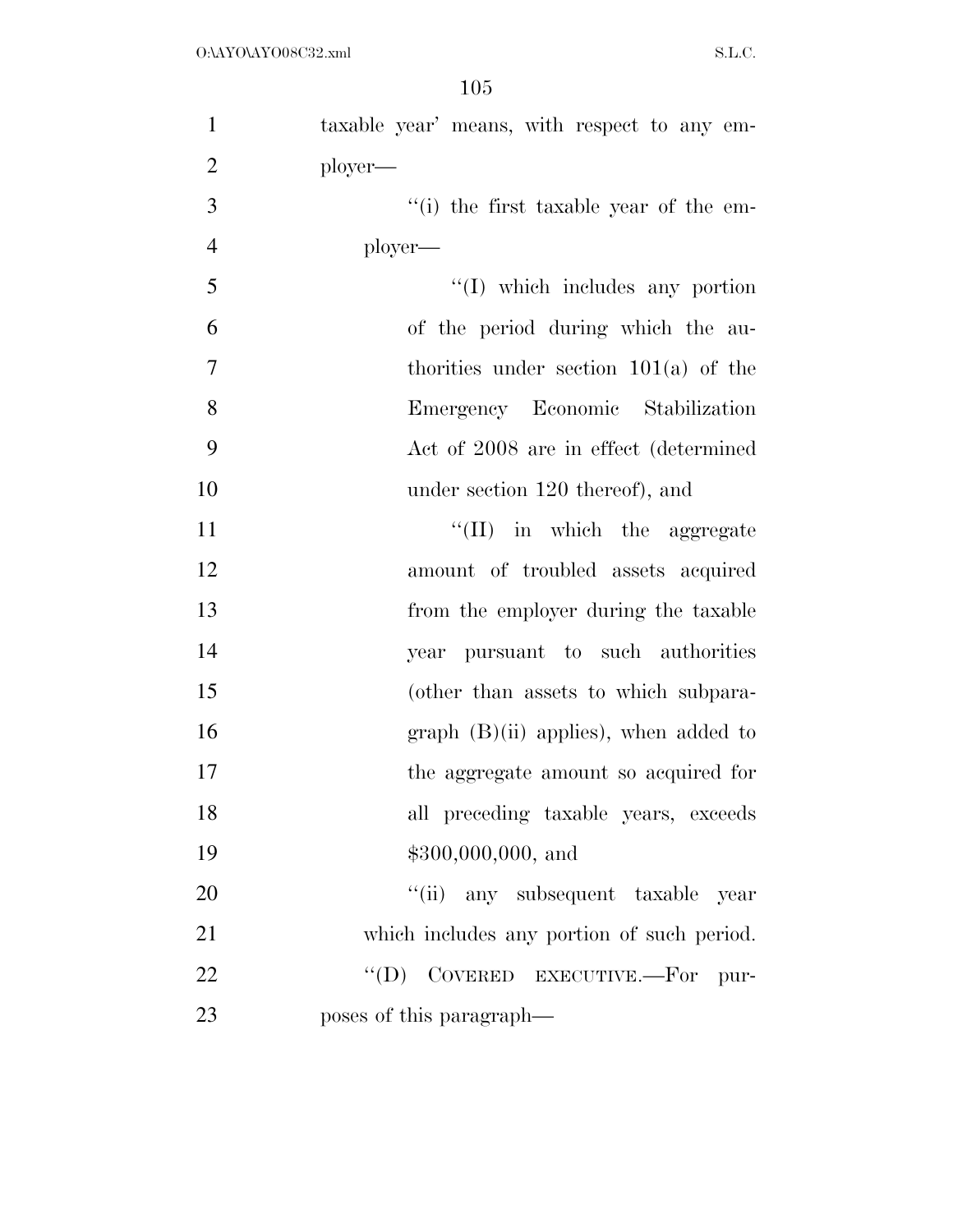taxable year' means, with respect to any employer—

''(i) the first taxable year of the employer—

''(I) which includes any portion of the period during which the authorities under section 101(a) of the Emergency Economic Stabilization Act of 2008 are in effect (determined under section 120 thereof), and

''(II) in which the aggregate amount of troubled assets acquired from the employer during the taxable year pursuant to such authorities (other than assets to which subparagraph (B)(ii) applies), when added to the aggregate amount so acquired for all preceding taxable years, exceeds $300,000,000, and

''(ii) any subsequent taxable year which includes any portion of such period.

''(D) COVERED EXECUTIVE.—For purposes of this paragraph—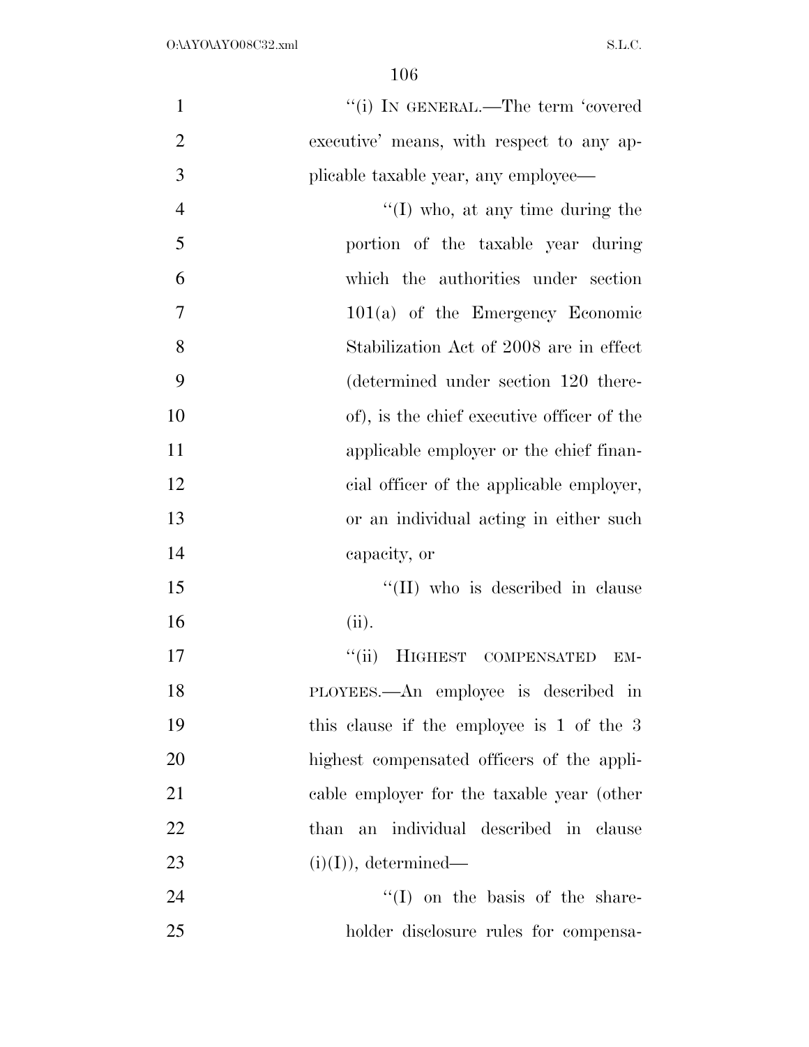"(i) IN GENERAL.—The term 'covered executive' means, with respect to any applicable taxable year, any employee—

"(I) who, at any time during the portion of the taxable year during which the authorities under section 101(a) of the Emergency Economic Stabilization Act of 2008 are in effect (determined under section 120 thereof), is the chief executive officer of the applicable employer or the chief financial officer of the applicable employer, or an individual acting in either such capacity, or

"(II) who is described in clause (ii).

"(ii) HIGHEST COMPENSATED EMPLOYEES.—An employee is described in this clause if the employee is 1 of the 3 highest compensated officers of the applicable employer for the taxable year (other than an individual described in clause (i)(I)), determined—

"(I) on the basis of the shareholder disclosure rules for compensa-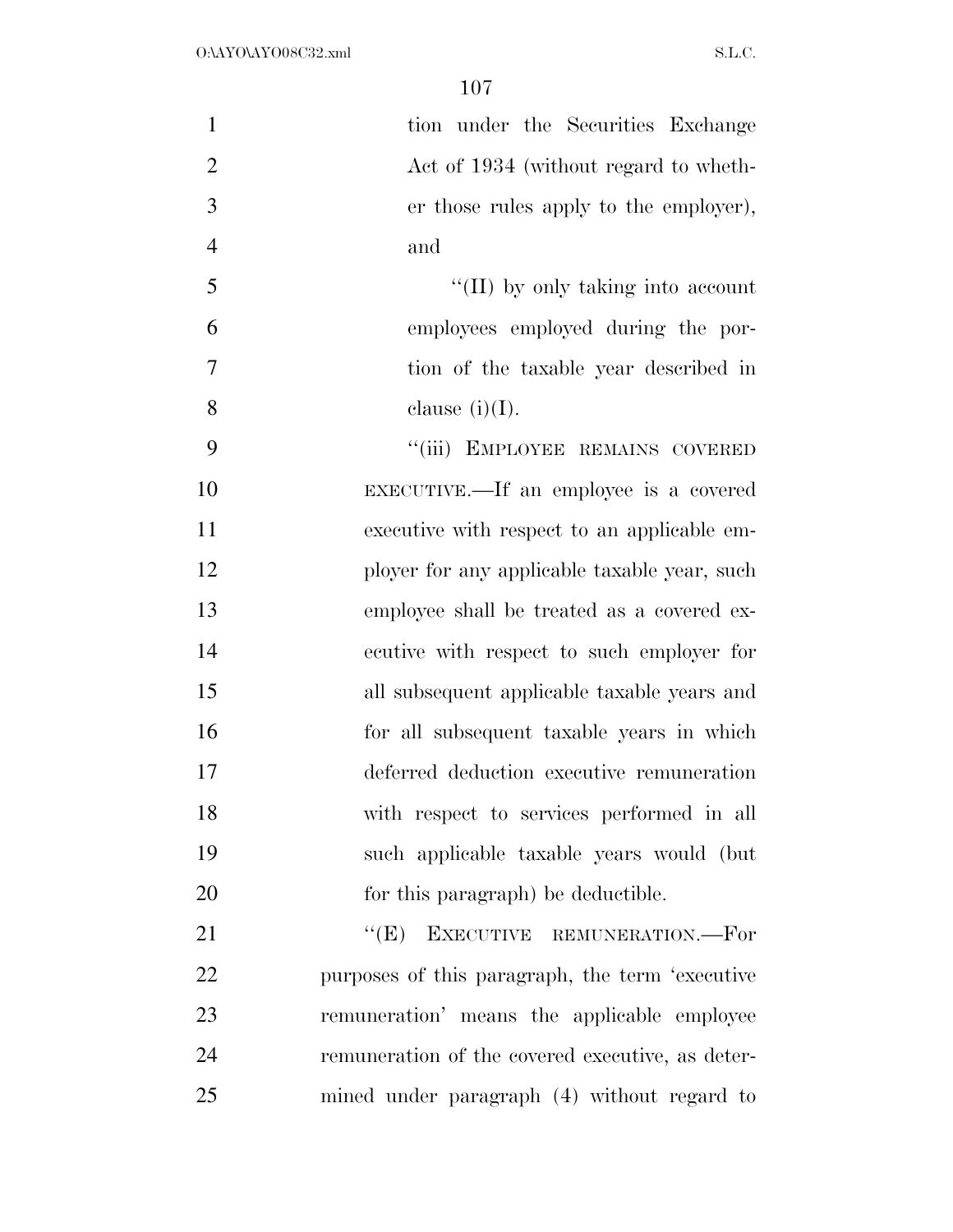tion under the Securities Exchange Act of 1934 (without regard to whether those rules apply to the employer), and

"(II) by only taking into account employees employed during the portion of the taxable year described in clause (i)(I).

"(iii) EMPLOYEE REMAINS COVERED EXECUTIVE.—If an employee is a covered executive with respect to an applicable employer for any applicable taxable year, such employee shall be treated as a covered executive with respect to such employer for all subsequent applicable taxable years and for all subsequent taxable years in which deferred deduction executive remuneration with respect to services performed in all such applicable taxable years would (but for this paragraph) be deductible.

"(E) EXECUTIVE REMUNERATION.—For purposes of this paragraph, the term 'executive remuneration' means the applicable employee remuneration of the covered executive, as determined under paragraph (4) without regard to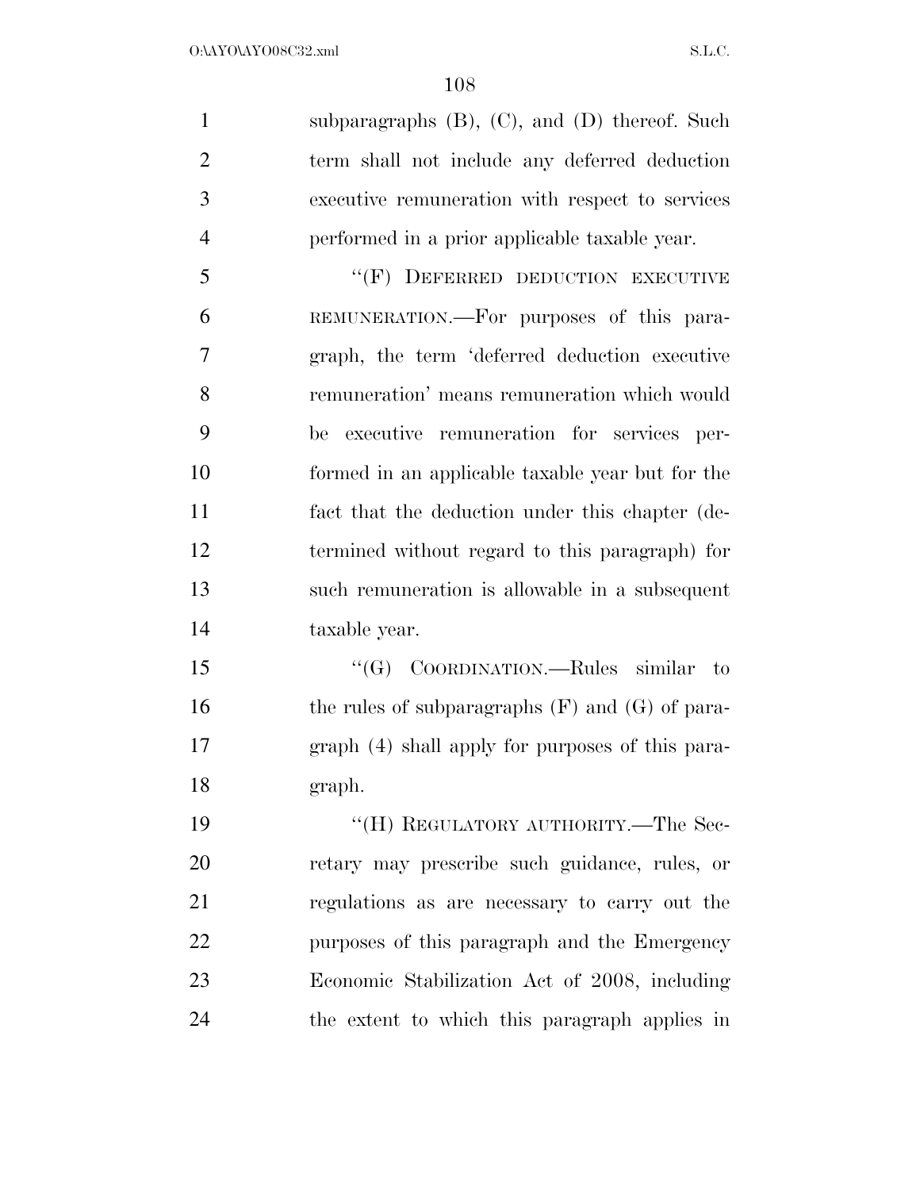subparagraphs (B), (C), and (D) thereof. Such term shall not include any deferred deduction executive remuneration with respect to services performed in a prior applicable taxable year.

"(F) DEFERRED DEDUCTION EXECUTIVE REMUNERATION.—For purposes of this paragraph, the term 'deferred deduction executive remuneration' means remuneration which would be executive remuneration for services performed in an applicable taxable year but for the fact that the deduction under this chapter (determined without regard to this paragraph) for such remuneration is allowable in a subsequent taxable year.

"(G) COORDINATION.—Rules similar to the rules of subparagraphs (F) and (G) of paragraph (4) shall apply for purposes of this paragraph.

"(H) REGULATORY AUTHORITY.—The Secretary may prescribe such guidance, rules, or regulations as are necessary to carry out the purposes of this paragraph and the Emergency Economic Stabilization Act of 2008, including the extent to which this paragraph applies in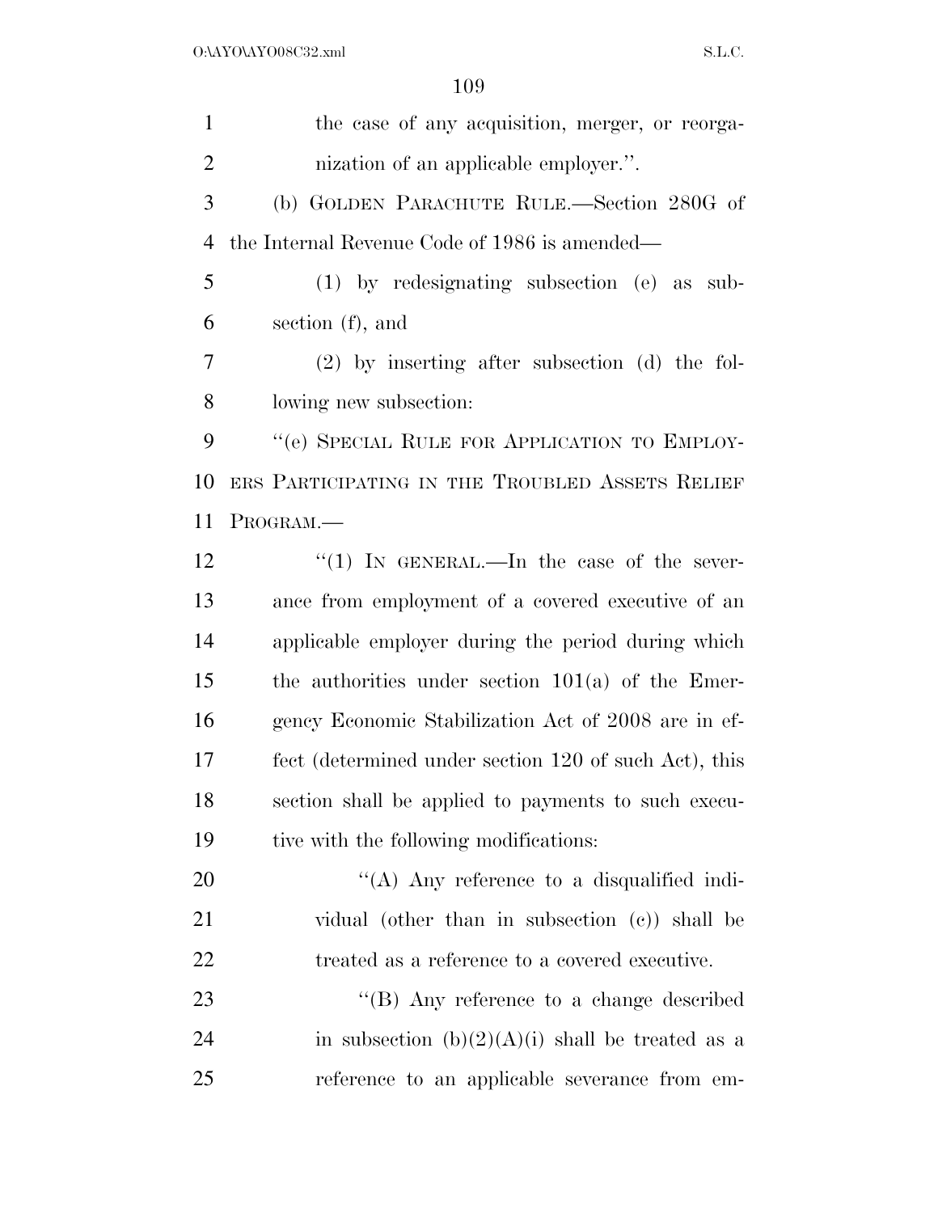the case of any acquisition, merger, or reorganization of an applicable employer.''.

(b) GOLDEN PARACHUTE RULE.—Section 280G of the Internal Revenue Code of 1986 is amended—

(1) by redesignating subsection (e) as subsection (f), and

(2) by inserting after subsection (d) the following new subsection:

''(e) SPECIAL RULE FOR APPLICATION TO EMPLOYERS PARTICIPATING IN THE TROUBLED ASSETS RELIEF PROGRAM.—

''(1) IN GENERAL.—In the case of the severance from employment of a covered executive of an applicable employer during the period during which the authorities under section 101(a) of the Emergency Economic Stabilization Act of 2008 are in effect (determined under section 120 of such Act), this section shall be applied to payments to such executive with the following modifications:

''(A) Any reference to a disqualified individual (other than in subsection (c)) shall be treated as a reference to a covered executive.

''(B) Any reference to a change described in subsection (b)(2)(A)(i) shall be treated as a reference to an applicable severance from em-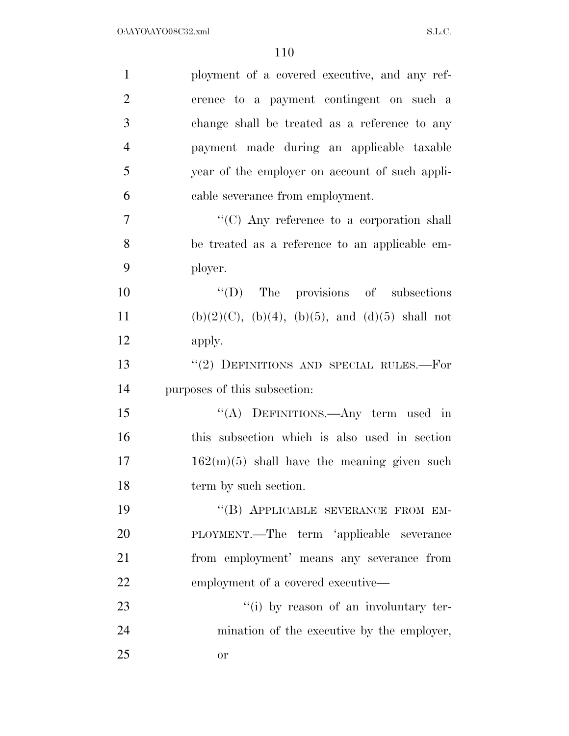ployment of a covered executive, and any reference to a payment contingent on such a change shall be treated as a reference to any payment made during an applicable taxable year of the employer on account of such applicable severance from employment.

"(C) Any reference to a corporation shall be treated as a reference to an applicable employer.

"(D) The provisions of subsections (b)(2)(C), (b)(4), (b)(5), and (d)(5) shall not apply.

"(2) DEFINITIONS AND SPECIAL RULES.—For purposes of this subsection:

"(A) DEFINITIONS.—Any term used in this subsection which is also used in section 162(m)(5) shall have the meaning given such term by such section.

"(B) APPLICABLE SEVERANCE FROM EMPLOYMENT.—The term 'applicable severance from employment' means any severance from employment of a covered executive—

"(i) by reason of an involuntary termination of the executive by the employer, or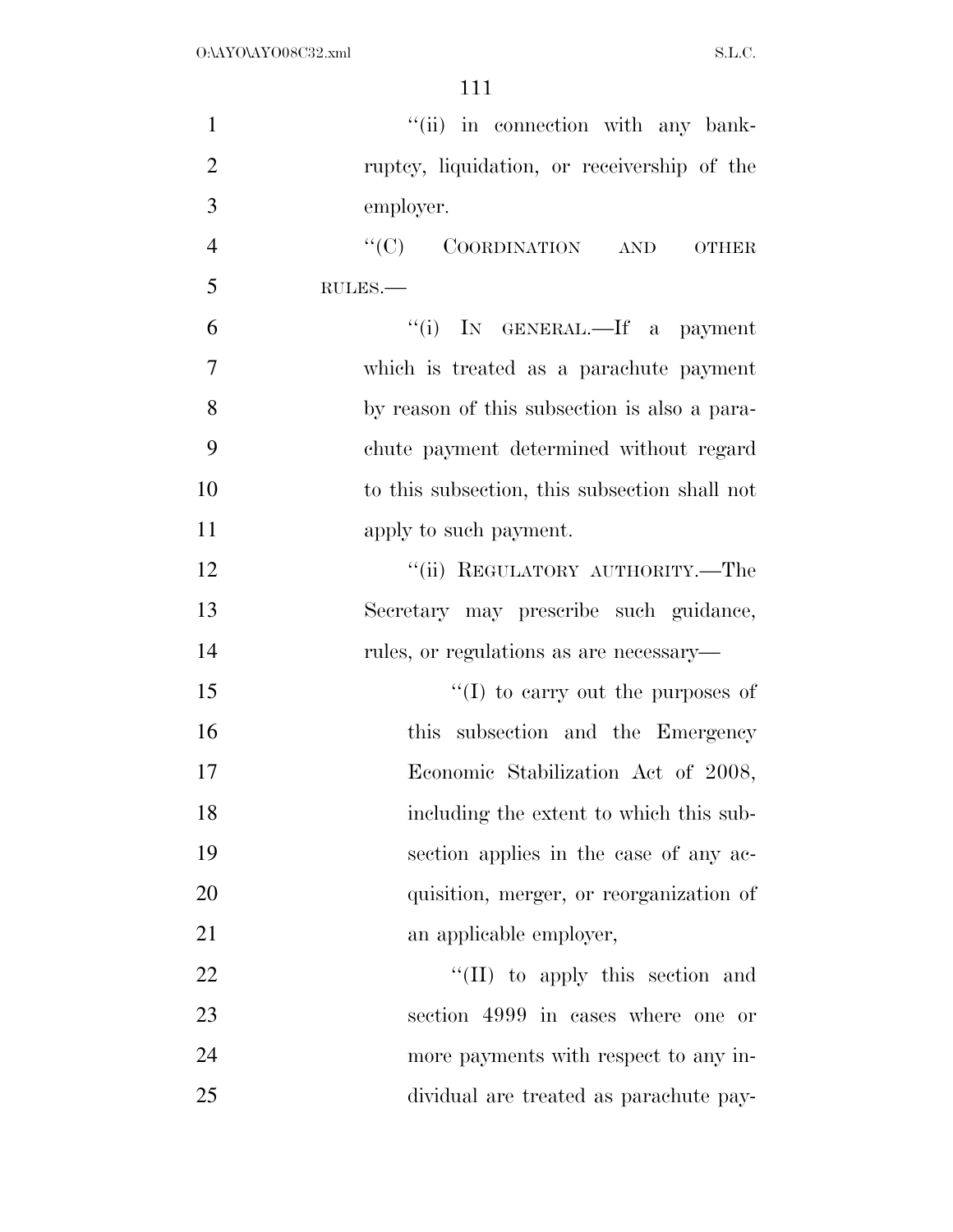"(ii) in connection with any bankruptcy, liquidation, or receivership of the employer.

"(C) COORDINATION AND OTHER RULES.—

"(i) IN GENERAL.—If a payment which is treated as a parachute payment by reason of this subsection is also a parachute payment determined without regard to this subsection, this subsection shall not apply to such payment.

"(ii) REGULATORY AUTHORITY.—The Secretary may prescribe such guidance, rules, or regulations as are necessary—

"(I) to carry out the purposes of this subsection and the Emergency Economic Stabilization Act of 2008, including the extent to which this subsection applies in the case of any acquisition, merger, or reorganization of an applicable employer,

"(II) to apply this section and section 4999 in cases where one or more payments with respect to any individual are treated as parachute pay-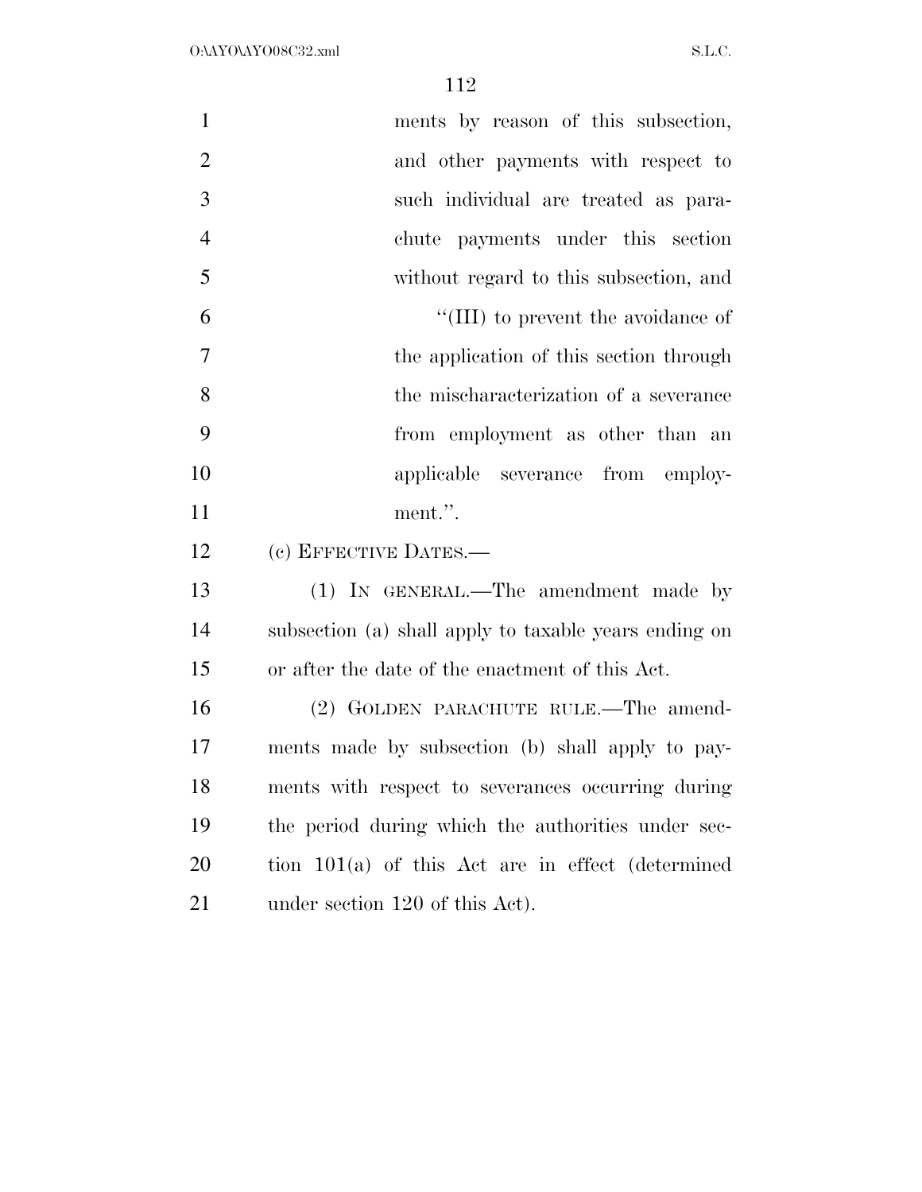ments by reason of this subsection, and other payments with respect to such individual are treated as parachute payments under this section without regard to this subsection, and

"(III) to prevent the avoidance of the application of this section through the mischaracterization of a severance from employment as other than an applicable severance from employment.".

(c) EFFECTIVE DATES.—

(1) IN GENERAL.—The amendment made by subsection (a) shall apply to taxable years ending on or after the date of the enactment of this Act.

(2) GOLDEN PARACHUTE RULE.—The amendments made by subsection (b) shall apply to payments with respect to severances occurring during the period during which the authorities under section 101(a) of this Act are in effect (determined under section 120 of this Act).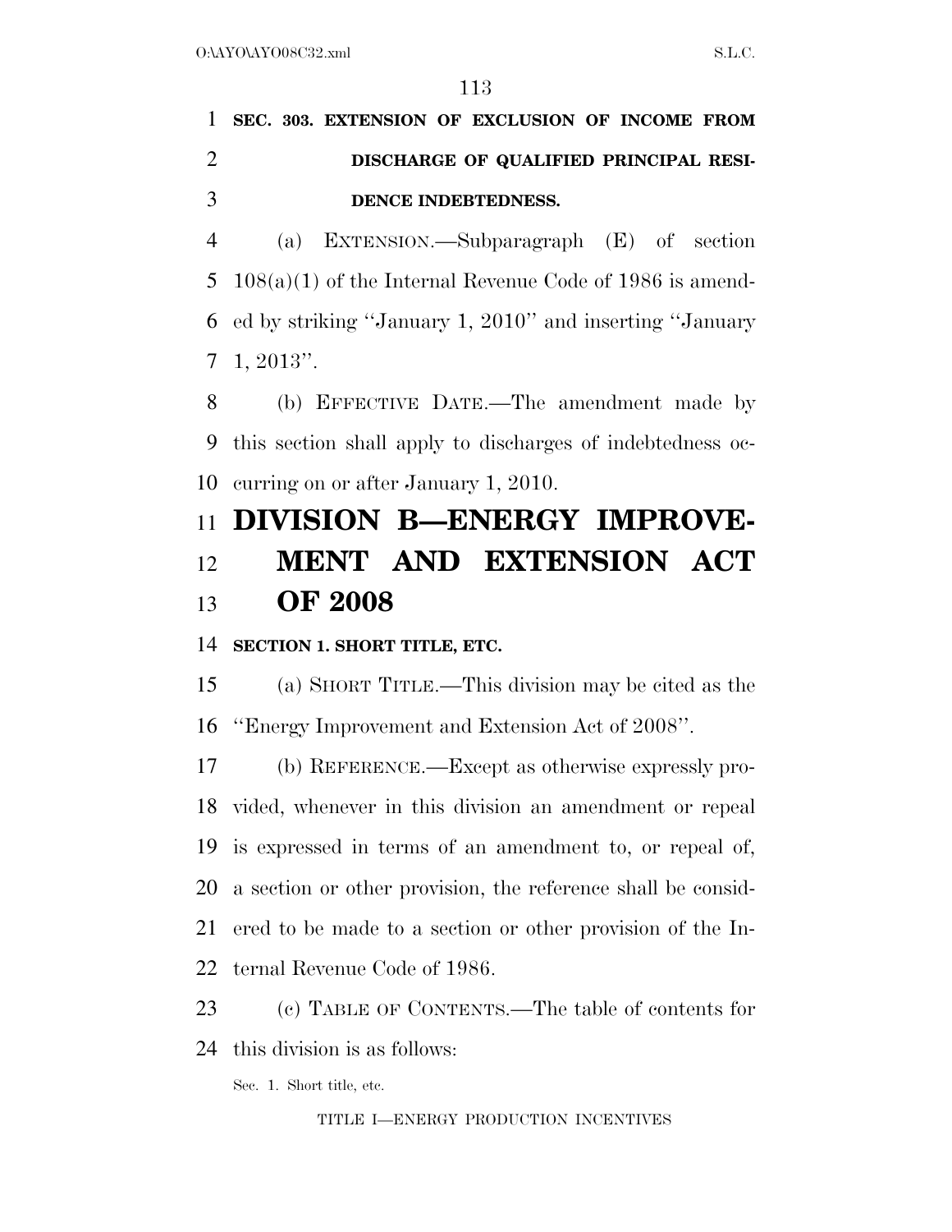**SEC. 303. EXTENSION OF EXCLUSION OF INCOME FROM DISCHARGE OF QUALIFIED PRINCIPAL RESIDENCE INDEBTEDNESS.**

(a) EXTENSION.—Subparagraph (E) of section 108(a)(1) of the Internal Revenue Code of 1986 is amended by striking ''January 1, 2010'' and inserting ''January 1, 2013''.

(b) EFFECTIVE DATE.—The amendment made by this section shall apply to discharges of indebtedness occurring on or after January 1, 2010.

# DIVISION B—ENERGY IMPROVEMENT AND EXTENSION ACT OF 2008

**SECTION 1. SHORT TITLE, ETC.**

(a) SHORT TITLE.—This division may be cited as the ''Energy Improvement and Extension Act of 2008''.

(b) REFERENCE.—Except as otherwise expressly provided, whenever in this division an amendment or repeal is expressed in terms of an amendment to, or repeal of, a section or other provision, the reference shall be considered to be made to a section or other provision of the Internal Revenue Code of 1986.

(c) TABLE OF CONTENTS.—The table of contents for this division is as follows:

Sec. 1. Short title, etc.

TITLE I—ENERGY PRODUCTION INCENTIVES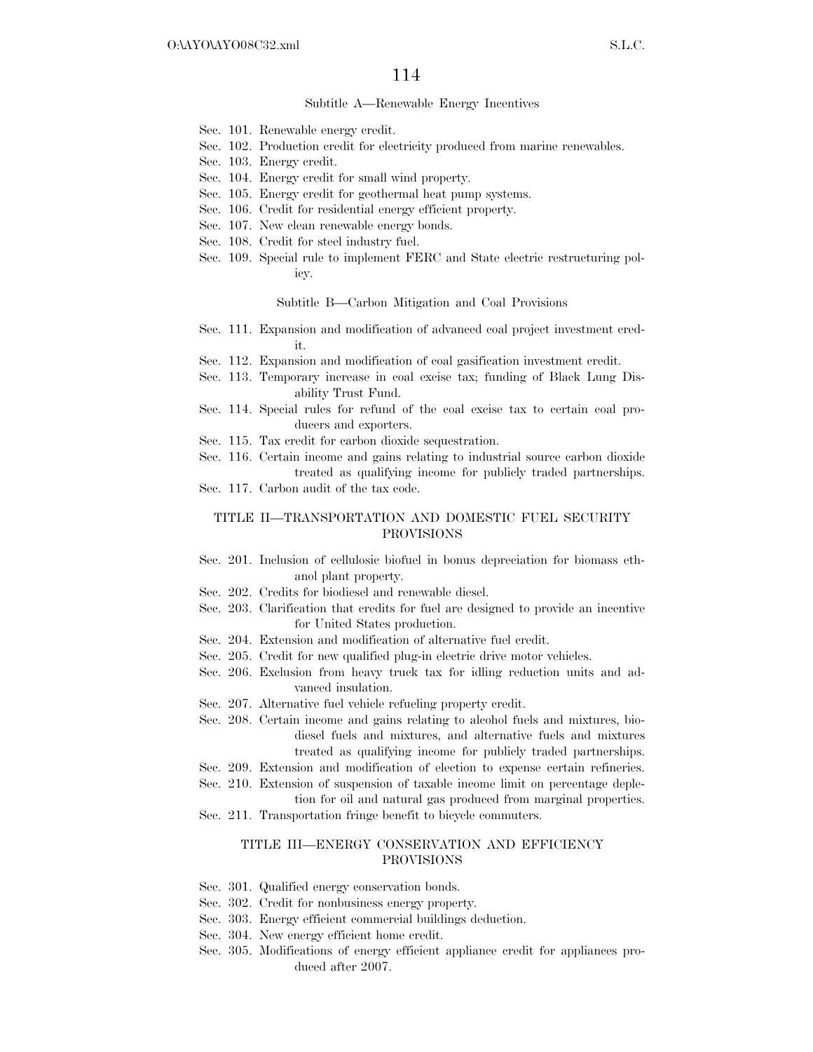### Subtitle A—Renewable Energy Incentives

Sec. 101. Renewable energy credit.
Sec. 102. Production credit for electricity produced from marine renewables.
Sec. 103. Energy credit.
Sec. 104. Energy credit for small wind property.
Sec. 105. Energy credit for geothermal heat pump systems.
Sec. 106. Credit for residential energy efficient property.
Sec. 107. New clean renewable energy bonds.
Sec. 108. Credit for steel industry fuel.
Sec. 109. Special rule to implement FERC and State electric restructuring policy.

### Subtitle B—Carbon Mitigation and Coal Provisions

Sec. 111. Expansion and modification of advanced coal project investment credit.
Sec. 112. Expansion and modification of coal gasification investment credit.
Sec. 113. Temporary increase in coal excise tax; funding of Black Lung Disability Trust Fund.
Sec. 114. Special rules for refund of the coal excise tax to certain coal producers and exporters.
Sec. 115. Tax credit for carbon dioxide sequestration.
Sec. 116. Certain income and gains relating to industrial source carbon dioxide treated as qualifying income for publicly traded partnerships.
Sec. 117. Carbon audit of the tax code.

## TITLE II—TRANSPORTATION AND DOMESTIC FUEL SECURITY PROVISIONS

Sec. 201. Inclusion of cellulosic biofuel in bonus depreciation for biomass ethanol plant property.
Sec. 202. Credits for biodiesel and renewable diesel.
Sec. 203. Clarification that credits for fuel are designed to provide an incentive for United States production.
Sec. 204. Extension and modification of alternative fuel credit.
Sec. 205. Credit for new qualified plug-in electric drive motor vehicles.
Sec. 206. Exclusion from heavy truck tax for idling reduction units and advanced insulation.
Sec. 207. Alternative fuel vehicle refueling property credit.
Sec. 208. Certain income and gains relating to alcohol fuels and mixtures, biodiesel fuels and mixtures, and alternative fuels and mixtures treated as qualifying income for publicly traded partnerships.
Sec. 209. Extension and modification of election to expense certain refineries.
Sec. 210. Extension of suspension of taxable income limit on percentage depletion for oil and natural gas produced from marginal properties.
Sec. 211. Transportation fringe benefit to bicycle commuters.

## TITLE III—ENERGY CONSERVATION AND EFFICIENCY PROVISIONS

Sec. 301. Qualified energy conservation bonds.
Sec. 302. Credit for nonbusiness energy property.
Sec. 303. Energy efficient commercial buildings deduction.
Sec. 304. New energy efficient home credit.
Sec. 305. Modifications of energy efficient appliance credit for appliances produced after 2007.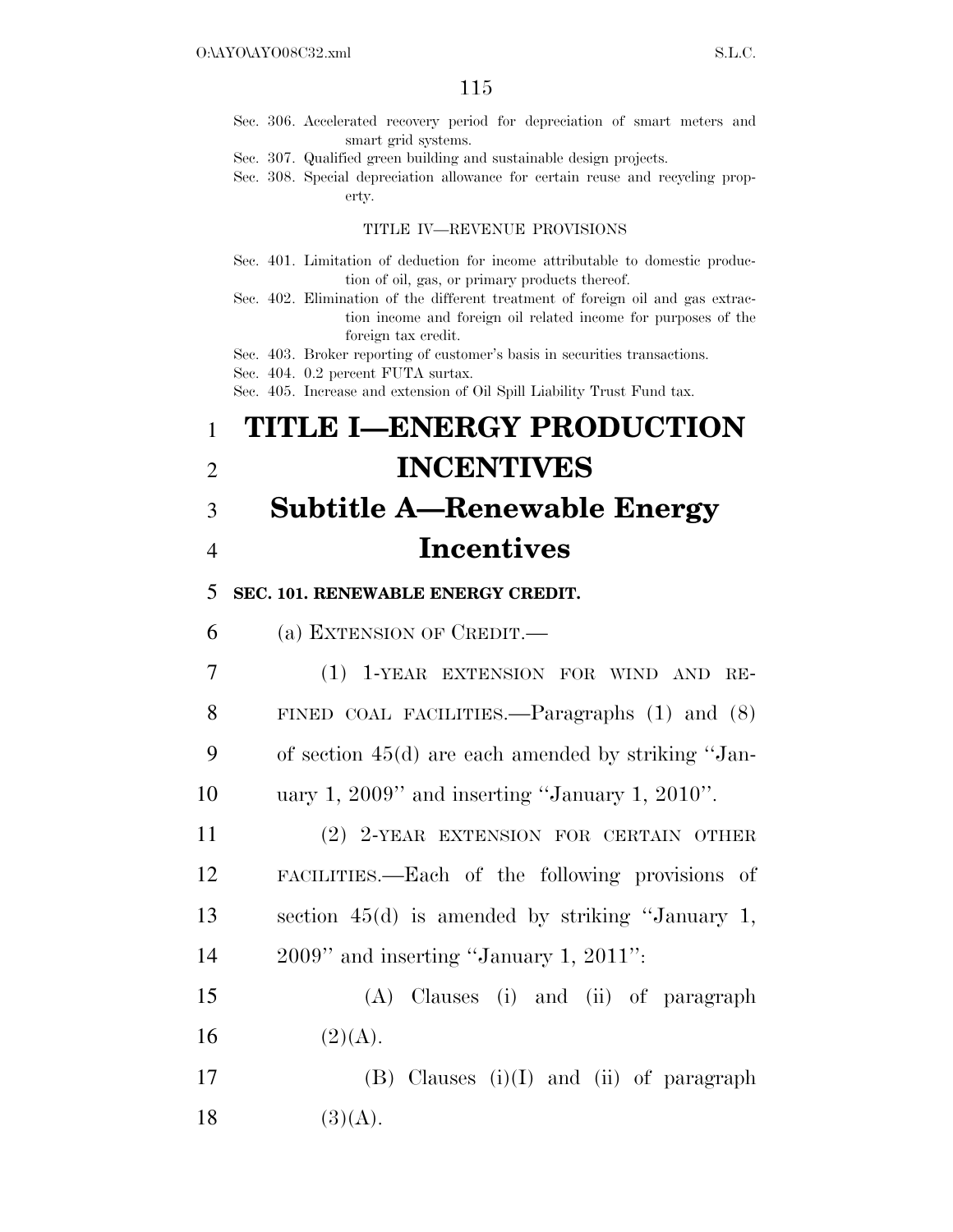Sec. 306. Accelerated recovery period for depreciation of smart meters and smart grid systems.
Sec. 307. Qualified green building and sustainable design projects.
Sec. 308. Special depreciation allowance for certain reuse and recycling property.

TITLE IV—REVENUE PROVISIONS

Sec. 401. Limitation of deduction for income attributable to domestic production of oil, gas, or primary products thereof.
Sec. 402. Elimination of the different treatment of foreign oil and gas extraction income and foreign oil related income for purposes of the foreign tax credit.
Sec. 403. Broker reporting of customer's basis in securities transactions.
Sec. 404. 0.2 percent FUTA surtax.
Sec. 405. Increase and extension of Oil Spill Liability Trust Fund tax.

# TITLE I—ENERGY PRODUCTION INCENTIVES

## Subtitle A—Renewable Energy Incentives

### SEC. 101. RENEWABLE ENERGY CREDIT.

(a) EXTENSION OF CREDIT.—

(1) 1-YEAR EXTENSION FOR WIND AND REFINED COAL FACILITIES.—Paragraphs (1) and (8) of section 45(d) are each amended by striking ''January 1, 2009'' and inserting ''January 1, 2010''.

(2) 2-YEAR EXTENSION FOR CERTAIN OTHER FACILITIES.—Each of the following provisions of section 45(d) is amended by striking ''January 1, 2009'' and inserting ''January 1, 2011'':

(A) Clauses (i) and (ii) of paragraph (2)(A).

(B) Clauses (i)(I) and (ii) of paragraph (3)(A).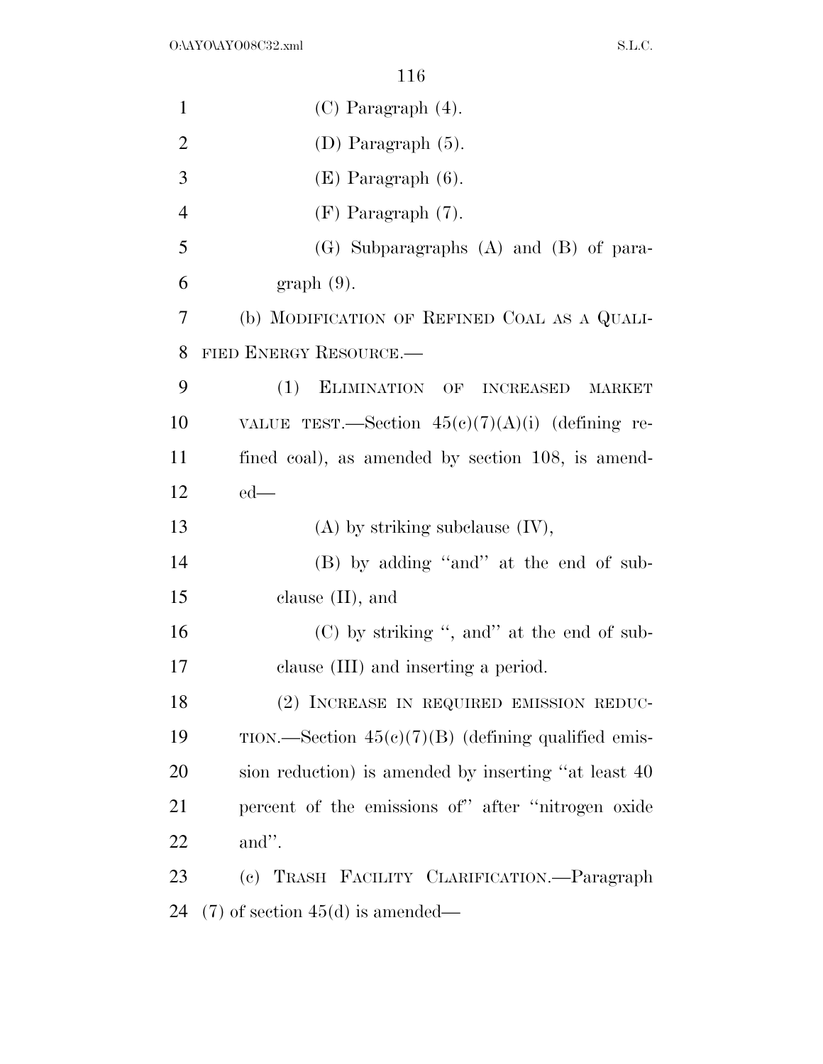(C) Paragraph (4).

(D) Paragraph (5).

(E) Paragraph (6).

(F) Paragraph (7).

(G) Subparagraphs (A) and (B) of paragraph (9).

(b) MODIFICATION OF REFINED COAL AS A QUALIFIED ENERGY RESOURCE.—

(1) ELIMINATION OF INCREASED MARKET VALUE TEST.—Section 45(c)(7)(A)(i) (defining refined coal), as amended by section 108, is amended—

(A) by striking subclause (IV),

(B) by adding ''and'' at the end of subclause (II), and

(C) by striking '', and'' at the end of subclause (III) and inserting a period.

(2) INCREASE IN REQUIRED EMISSION REDUCTION.—Section 45(c)(7)(B) (defining qualified emission reduction) is amended by inserting ''at least 40 percent of the emissions of'' after ''nitrogen oxide and''.

(c) TRASH FACILITY CLARIFICATION.—Paragraph (7) of section 45(d) is amended—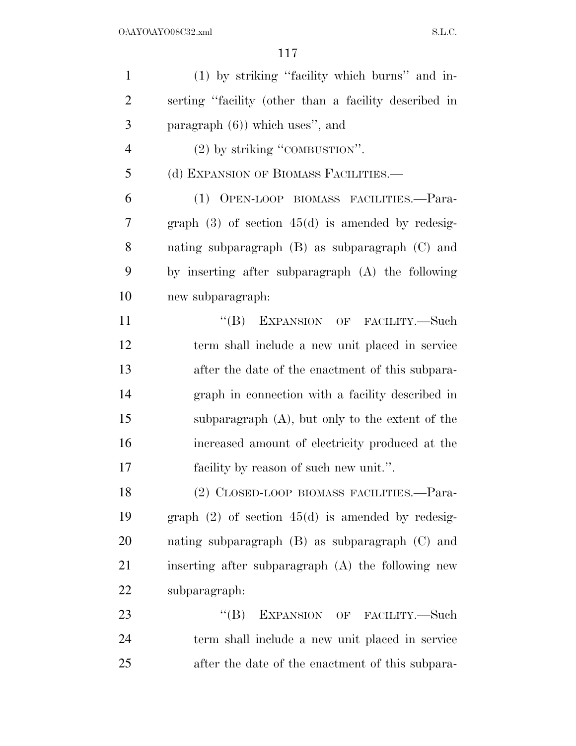(1) by striking "facility which burns" and inserting "facility (other than a facility described in paragraph (6)) which uses", and

(2) by striking "COMBUSTION".

(d) EXPANSION OF BIOMASS FACILITIES.—

(1) OPEN-LOOP BIOMASS FACILITIES.—Paragraph (3) of section 45(d) is amended by redesignating subparagraph (B) as subparagraph (C) and by inserting after subparagraph (A) the following new subparagraph:

"(B) EXPANSION OF FACILITY.—Such term shall include a new unit placed in service after the date of the enactment of this subparagraph in connection with a facility described in subparagraph (A), but only to the extent of the increased amount of electricity produced at the facility by reason of such new unit.".

(2) CLOSED-LOOP BIOMASS FACILITIES.—Paragraph (2) of section 45(d) is amended by redesignating subparagraph (B) as subparagraph (C) and inserting after subparagraph (A) the following new subparagraph:

"(B) EXPANSION OF FACILITY.—Such term shall include a new unit placed in service after the date of the enactment of this subpara-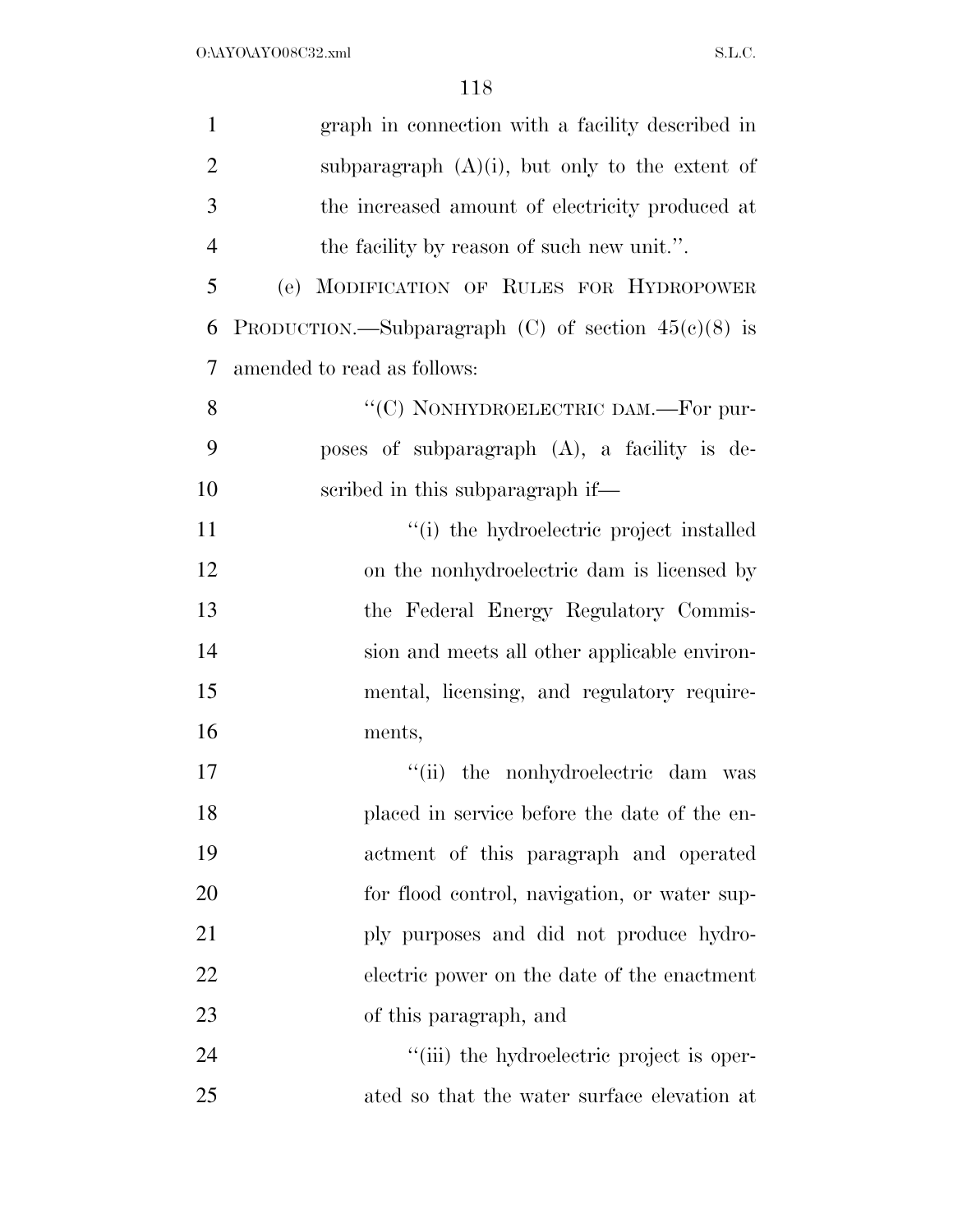graph in connection with a facility described in subparagraph (A)(i), but only to the extent of the increased amount of electricity produced at the facility by reason of such new unit.''.

(e) MODIFICATION OF RULES FOR HYDROPOWER PRODUCTION.—Subparagraph (C) of section 45(c)(8) is amended to read as follows:

> ''(C) NONHYDROELECTRIC DAM.—For purposes of subparagraph (A), a facility is described in this subparagraph if—
>
> > ''(i) the hydroelectric project installed on the nonhydroelectric dam is licensed by the Federal Energy Regulatory Commission and meets all other applicable environmental, licensing, and regulatory requirements,
> >
> > ''(ii) the nonhydroelectric dam was placed in service before the date of the enactment of this paragraph and operated for flood control, navigation, or water supply purposes and did not produce hydroelectric power on the date of the enactment of this paragraph, and
> >
> > ''(iii) the hydroelectric project is operated so that the water surface elevation at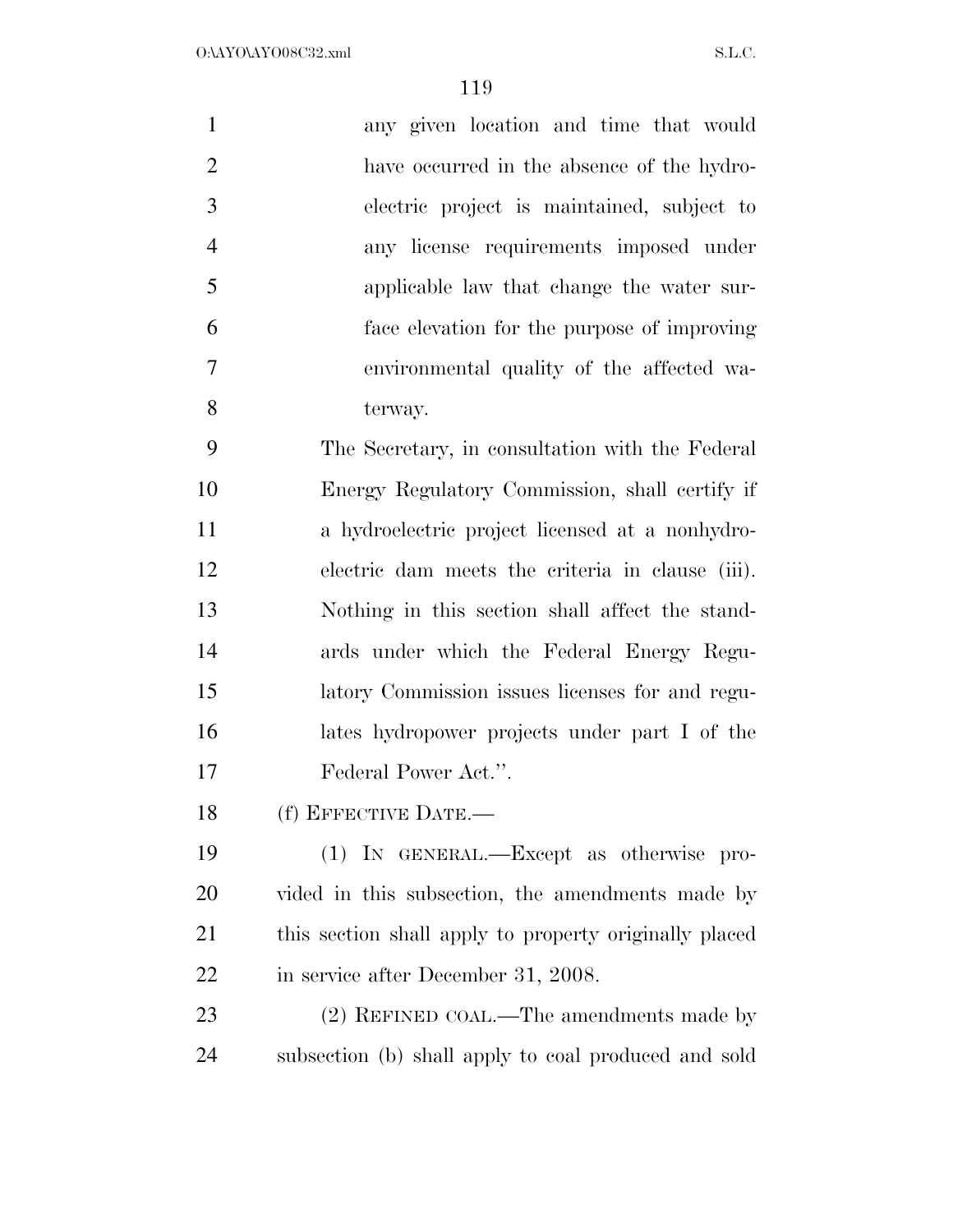any given location and time that would have occurred in the absence of the hydroelectric project is maintained, subject to any license requirements imposed under applicable law that change the water surface elevation for the purpose of improving environmental quality of the affected waterway.

The Secretary, in consultation with the Federal Energy Regulatory Commission, shall certify if a hydroelectric project licensed at a nonhydroelectric dam meets the criteria in clause (iii). Nothing in this section shall affect the standards under which the Federal Energy Regulatory Commission issues licenses for and regulates hydropower projects under part I of the Federal Power Act.''.

(f) EFFECTIVE DATE.—

(1) IN GENERAL.—Except as otherwise provided in this subsection, the amendments made by this section shall apply to property originally placed in service after December 31, 2008.

(2) REFINED COAL.—The amendments made by subsection (b) shall apply to coal produced and sold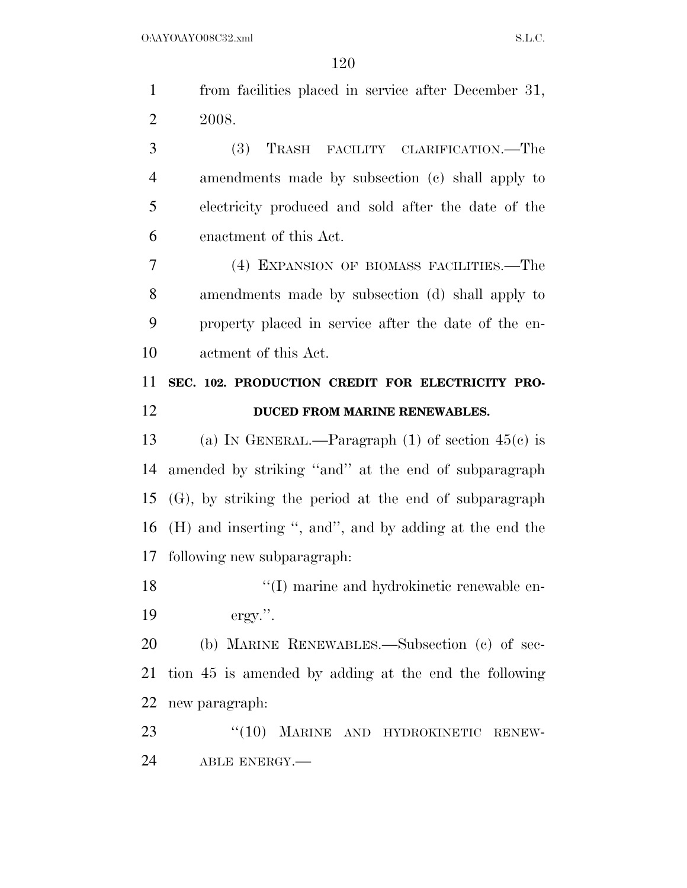from facilities placed in service after December 31, 2008.

(3) TRASH FACILITY CLARIFICATION.—The amendments made by subsection (c) shall apply to electricity produced and sold after the date of the enactment of this Act.

(4) EXPANSION OF BIOMASS FACILITIES.—The amendments made by subsection (d) shall apply to property placed in service after the date of the enactment of this Act.

**SEC. 102. PRODUCTION CREDIT FOR ELECTRICITY PRODUCED FROM MARINE RENEWABLES.**

(a) IN GENERAL.—Paragraph (1) of section 45(c) is amended by striking ''and'' at the end of subparagraph (G), by striking the period at the end of subparagraph (H) and inserting '', and'', and by adding at the end the following new subparagraph:

''(I) marine and hydrokinetic renewable energy.''.

(b) MARINE RENEWABLES.—Subsection (c) of section 45 is amended by adding at the end the following new paragraph:

''(10) MARINE AND HYDROKINETIC RENEWABLE ENERGY.—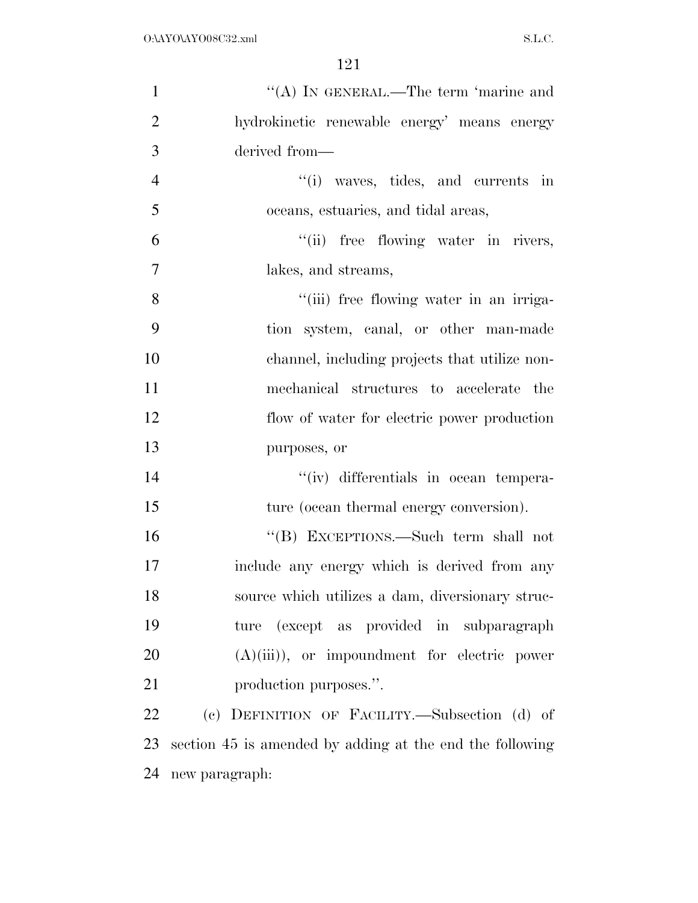"(A) IN GENERAL.—The term 'marine and hydrokinetic renewable energy' means energy derived from—

"(i) waves, tides, and currents in oceans, estuaries, and tidal areas,

"(ii) free flowing water in rivers, lakes, and streams,

"(iii) free flowing water in an irrigation system, canal, or other man-made channel, including projects that utilize non-mechanical structures to accelerate the flow of water for electric power production purposes, or

"(iv) differentials in ocean temperature (ocean thermal energy conversion).

"(B) EXCEPTIONS.—Such term shall not include any energy which is derived from any source which utilizes a dam, diversionary structure (except as provided in subparagraph (A)(iii)), or impoundment for electric power production purposes.".

(c) DEFINITION OF FACILITY.—Subsection (d) of section 45 is amended by adding at the end the following new paragraph: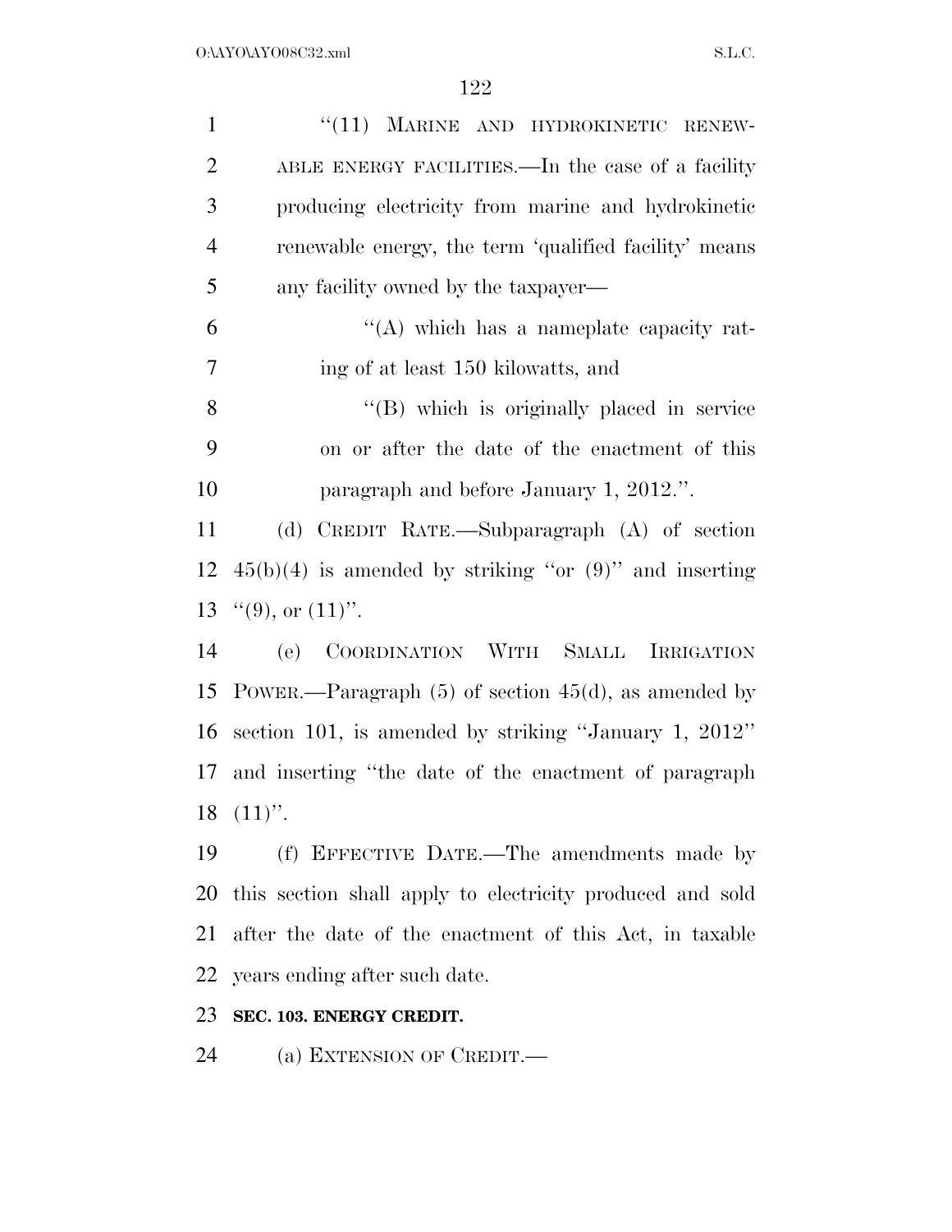"(11) MARINE AND HYDROKINETIC RENEWABLE ENERGY FACILITIES.—In the case of a facility producing electricity from marine and hydrokinetic renewable energy, the term 'qualified facility' means any facility owned by the taxpayer—

"(A) which has a nameplate capacity rating of at least 150 kilowatts, and

"(B) which is originally placed in service on or after the date of the enactment of this paragraph and before January 1, 2012.".

(d) CREDIT RATE.—Subparagraph (A) of section 45(b)(4) is amended by striking "or (9)" and inserting "(9), or (11)".

(e) COORDINATION WITH SMALL IRRIGATION POWER.—Paragraph (5) of section 45(d), as amended by section 101, is amended by striking "January 1, 2012" and inserting "the date of the enactment of paragraph (11)".

(f) EFFECTIVE DATE.—The amendments made by this section shall apply to electricity produced and sold after the date of the enactment of this Act, in taxable years ending after such date.

**SEC. 103. ENERGY CREDIT.**

(a) EXTENSION OF CREDIT.—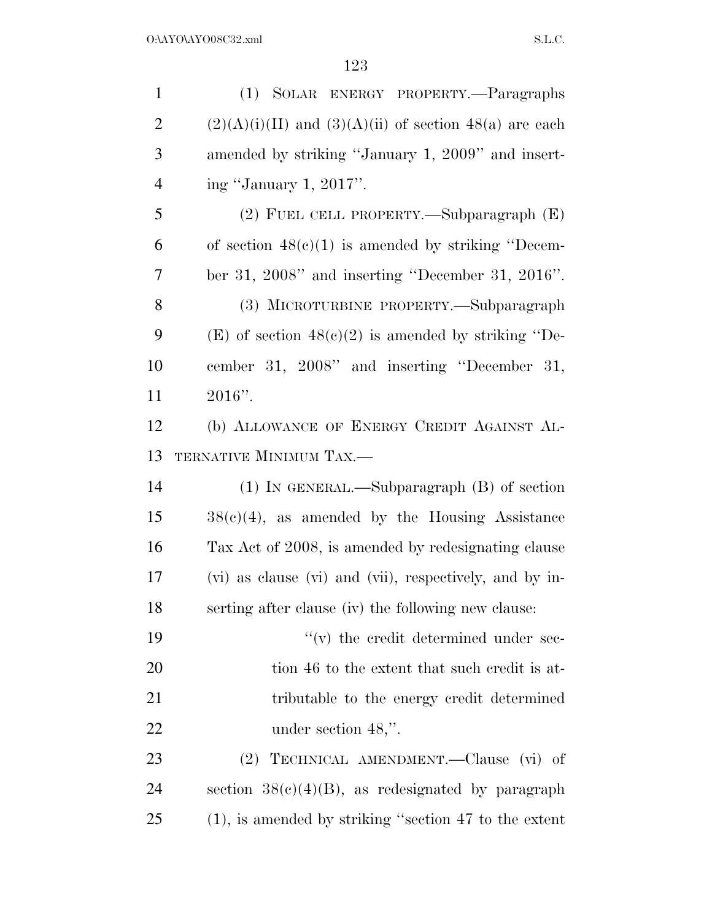(1) SOLAR ENERGY PROPERTY.—Paragraphs (2)(A)(i)(II) and (3)(A)(ii) of section 48(a) are each amended by striking ''January 1, 2009'' and inserting ''January 1, 2017''.

(2) FUEL CELL PROPERTY.—Subparagraph (E) of section 48(c)(1) is amended by striking ''December 31, 2008'' and inserting ''December 31, 2016''.

(3) MICROTURBINE PROPERTY.—Subparagraph (E) of section 48(c)(2) is amended by striking ''December 31, 2008'' and inserting ''December 31, 2016''.

(b) ALLOWANCE OF ENERGY CREDIT AGAINST ALTERNATIVE MINIMUM TAX.—

(1) IN GENERAL.—Subparagraph (B) of section 38(c)(4), as amended by the Housing Assistance Tax Act of 2008, is amended by redesignating clause (vi) as clause (vi) and (vii), respectively, and by inserting after clause (iv) the following new clause:

''(v) the credit determined under section 46 to the extent that such credit is attributable to the energy credit determined under section 48,''.

(2) TECHNICAL AMENDMENT.—Clause (vi) of section 38(c)(4)(B), as redesignated by paragraph (1), is amended by striking ''section 47 to the extent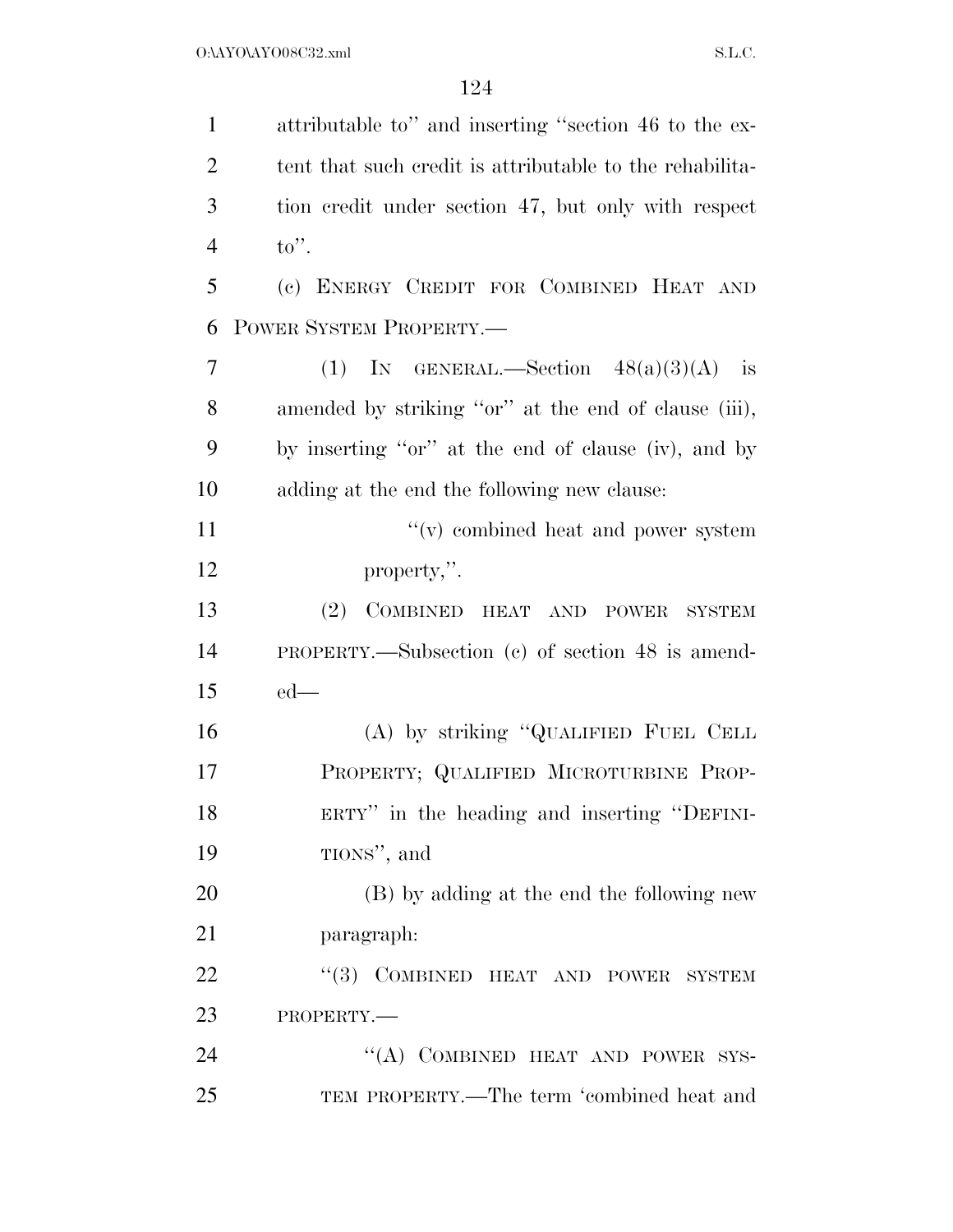attributable to'' and inserting ''section 46 to the extent that such credit is attributable to the rehabilitation credit under section 47, but only with respect to''.

(c) ENERGY CREDIT FOR COMBINED HEAT AND POWER SYSTEM PROPERTY.—

(1) IN GENERAL.—Section 48(a)(3)(A) is amended by striking ''or'' at the end of clause (iii), by inserting ''or'' at the end of clause (iv), and by adding at the end the following new clause:

''(v) combined heat and power system property,''.

(2) COMBINED HEAT AND POWER SYSTEM PROPERTY.—Subsection (c) of section 48 is amended—

(A) by striking ''QUALIFIED FUEL CELL PROPERTY; QUALIFIED MICROTURBINE PROPERTY'' in the heading and inserting ''DEFINITIONS'', and

(B) by adding at the end the following new paragraph:

''(3) COMBINED HEAT AND POWER SYSTEM PROPERTY.—

''(A) COMBINED HEAT AND POWER SYSTEM PROPERTY.—The term 'combined heat and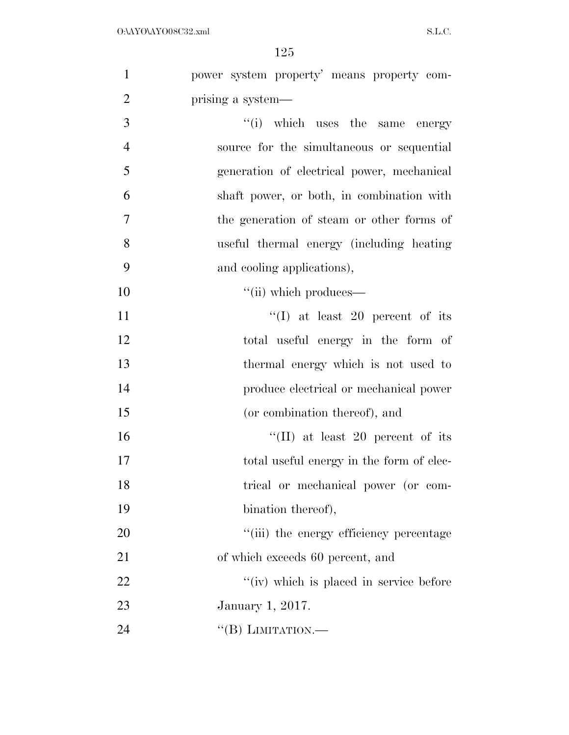power system property' means property comprising a system—

''(i) which uses the same energy source for the simultaneous or sequential generation of electrical power, mechanical shaft power, or both, in combination with the generation of steam or other forms of useful thermal energy (including heating and cooling applications),

''(ii) which produces—

''(I) at least 20 percent of its total useful energy in the form of thermal energy which is not used to produce electrical or mechanical power (or combination thereof), and

''(II) at least 20 percent of its total useful energy in the form of electrical or mechanical power (or combination thereof),

''(iii) the energy efficiency percentage of which exceeds 60 percent, and

''(iv) which is placed in service before January 1, 2017.

''(B) LIMITATION.—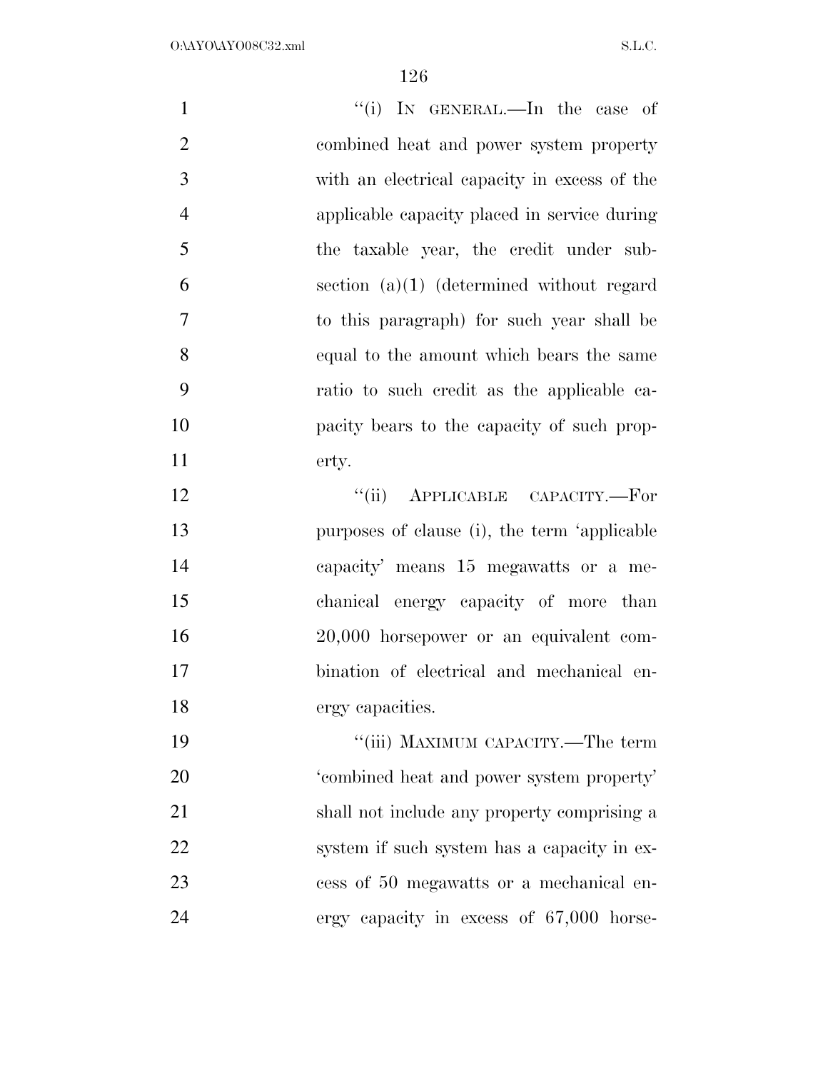"(i) IN GENERAL.—In the case of combined heat and power system property with an electrical capacity in excess of the applicable capacity placed in service during the taxable year, the credit under subsection (a)(1) (determined without regard to this paragraph) for such year shall be equal to the amount which bears the same ratio to such credit as the applicable capacity bears to the capacity of such property.

"(ii) APPLICABLE CAPACITY.—For purposes of clause (i), the term 'applicable capacity' means 15 megawatts or a mechanical energy capacity of more than 20,000 horsepower or an equivalent combination of electrical and mechanical energy capacities.

"(iii) MAXIMUM CAPACITY.—The term 'combined heat and power system property' shall not include any property comprising a system if such system has a capacity in excess of 50 megawatts or a mechanical energy capacity in excess of 67,000 horse-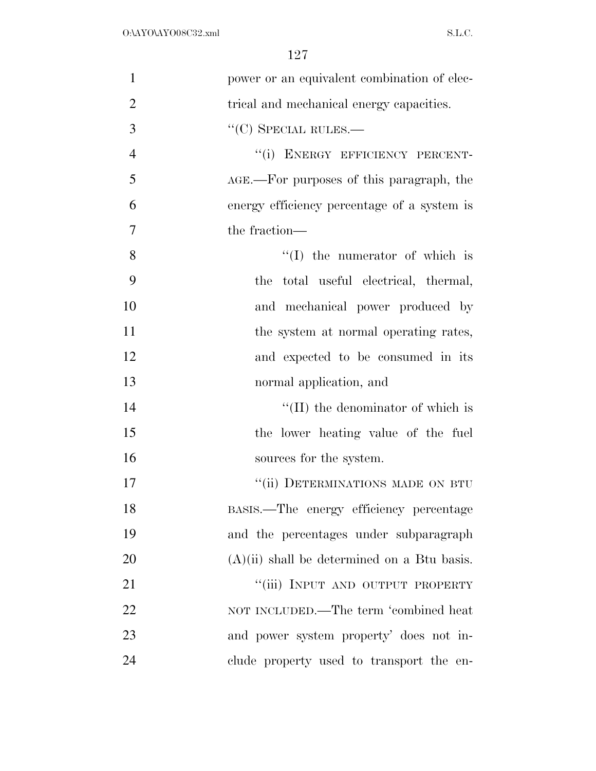power or an equivalent combination of electrical and mechanical energy capacities.

‘‘(C) SPECIAL RULES.—

‘‘(i) ENERGY EFFICIENCY PERCENTAGE.—For purposes of this paragraph, the energy efficiency percentage of a system is the fraction—

‘‘(I) the numerator of which is the total useful electrical, thermal, and mechanical power produced by the system at normal operating rates, and expected to be consumed in its normal application, and

‘‘(II) the denominator of which is the lower heating value of the fuel sources for the system.

‘‘(ii) DETERMINATIONS MADE ON BTU BASIS.—The energy efficiency percentage and the percentages under subparagraph (A)(ii) shall be determined on a Btu basis.

‘‘(iii) INPUT AND OUTPUT PROPERTY NOT INCLUDED.—The term ‘combined heat and power system property’ does not include property used to transport the en-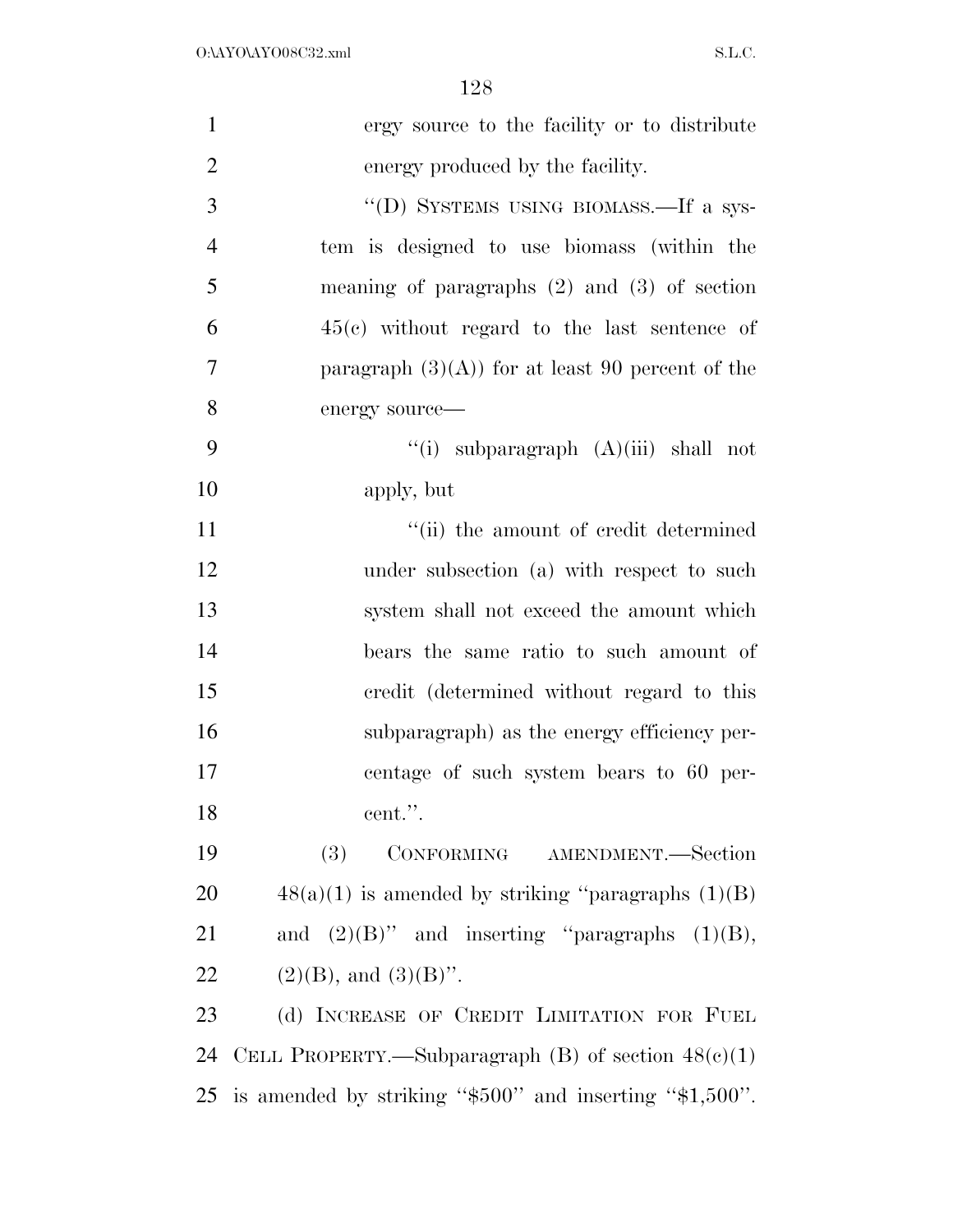ergy source to the facility or to distribute energy produced by the facility.

"(D) SYSTEMS USING BIOMASS.—If a system is designed to use biomass (within the meaning of paragraphs (2) and (3) of section 45(c) without regard to the last sentence of paragraph (3)(A)) for at least 90 percent of the energy source—

"(i) subparagraph (A)(iii) shall not apply, but

"(ii) the amount of credit determined under subsection (a) with respect to such system shall not exceed the amount which bears the same ratio to such amount of credit (determined without regard to this subparagraph) as the energy efficiency percentage of such system bears to 60 percent.".

(3) CONFORMING AMENDMENT.—Section 48(a)(1) is amended by striking "paragraphs (1)(B) and (2)(B)" and inserting "paragraphs (1)(B), (2)(B), and (3)(B)".

(d) INCREASE OF CREDIT LIMITATION FOR FUEL CELL PROPERTY.—Subparagraph (B) of section 48(c)(1) is amended by striking "$500" and inserting "$1,500".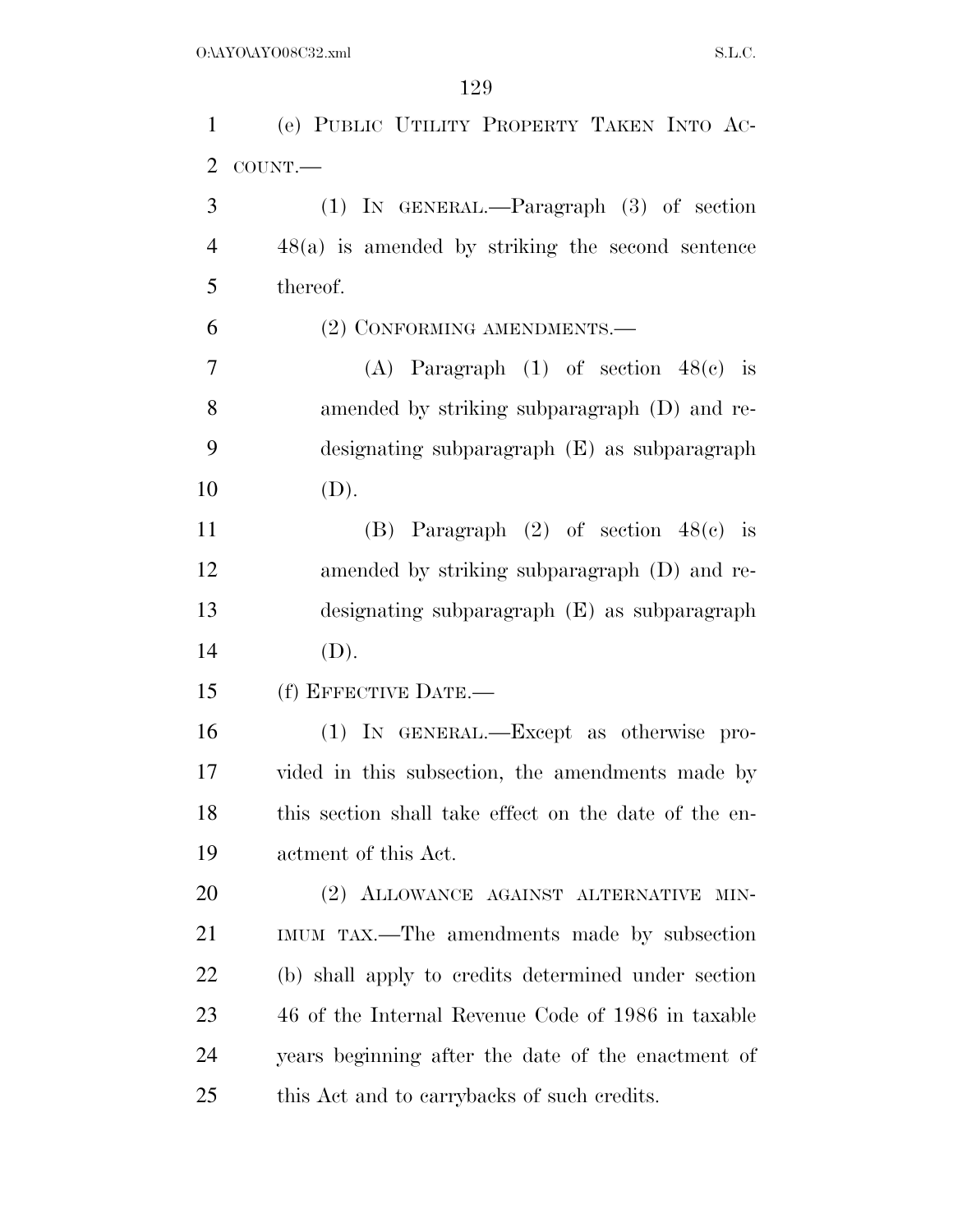(e) PUBLIC UTILITY PROPERTY TAKEN INTO ACCOUNT.—

(1) IN GENERAL.—Paragraph (3) of section 48(a) is amended by striking the second sentence thereof.

(2) CONFORMING AMENDMENTS.—

(A) Paragraph (1) of section 48(c) is amended by striking subparagraph (D) and redesignating subparagraph (E) as subparagraph (D).

(B) Paragraph (2) of section 48(c) is amended by striking subparagraph (D) and redesignating subparagraph (E) as subparagraph (D).

(f) EFFECTIVE DATE.—

(1) IN GENERAL.—Except as otherwise provided in this subsection, the amendments made by this section shall take effect on the date of the enactment of this Act.

(2) ALLOWANCE AGAINST ALTERNATIVE MINIMUM TAX.—The amendments made by subsection (b) shall apply to credits determined under section 46 of the Internal Revenue Code of 1986 in taxable years beginning after the date of the enactment of this Act and to carrybacks of such credits.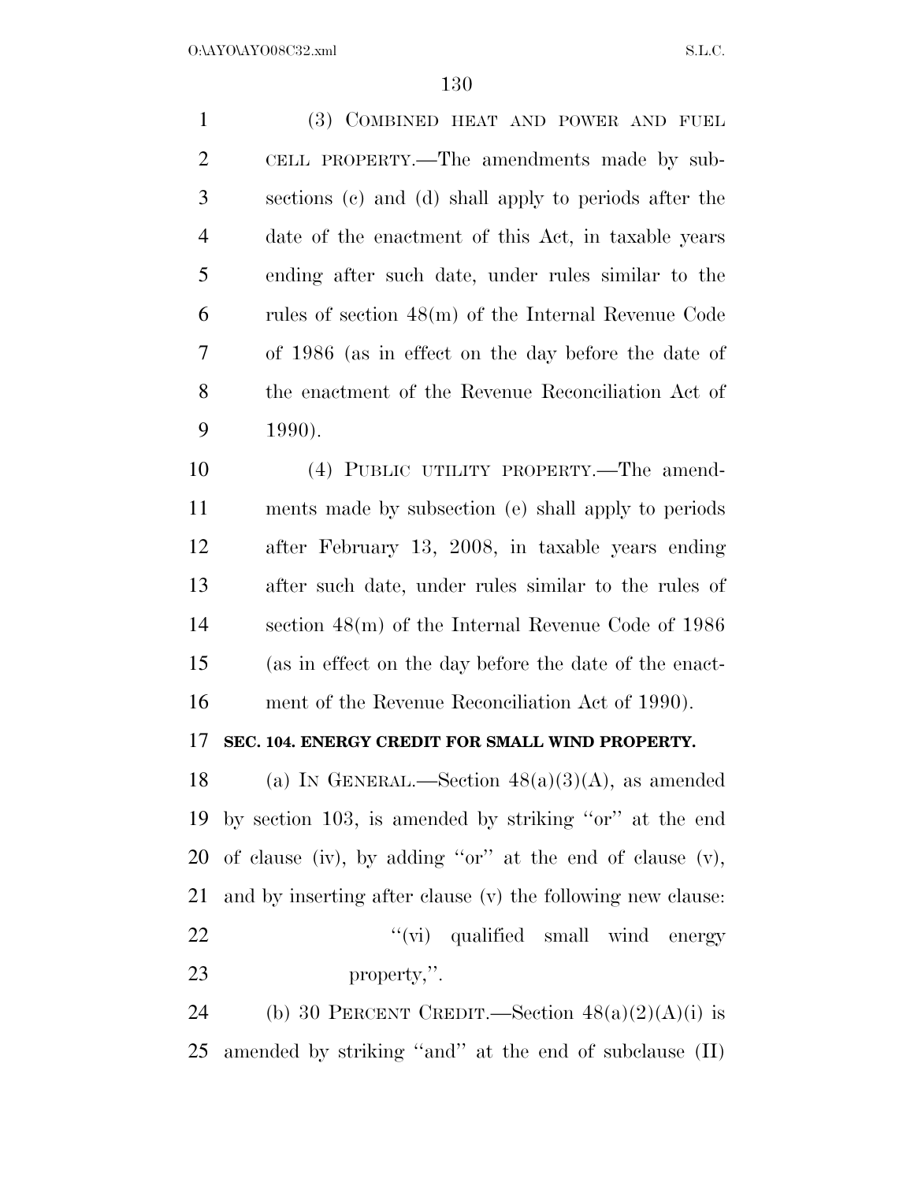(3) COMBINED HEAT AND POWER AND FUEL CELL PROPERTY.—The amendments made by subsections (c) and (d) shall apply to periods after the date of the enactment of this Act, in taxable years ending after such date, under rules similar to the rules of section 48(m) of the Internal Revenue Code of 1986 (as in effect on the day before the date of the enactment of the Revenue Reconciliation Act of 1990).

(4) PUBLIC UTILITY PROPERTY.—The amendments made by subsection (e) shall apply to periods after February 13, 2008, in taxable years ending after such date, under rules similar to the rules of section 48(m) of the Internal Revenue Code of 1986 (as in effect on the day before the date of the enactment of the Revenue Reconciliation Act of 1990).

**SEC. 104. ENERGY CREDIT FOR SMALL WIND PROPERTY.**

(a) IN GENERAL.—Section 48(a)(3)(A), as amended by section 103, is amended by striking ''or'' at the end of clause (iv), by adding ''or'' at the end of clause (v), and by inserting after clause (v) the following new clause:

''(vi) qualified small wind energy property,''.

(b) 30 PERCENT CREDIT.—Section 48(a)(2)(A)(i) is amended by striking ''and'' at the end of subclause (II)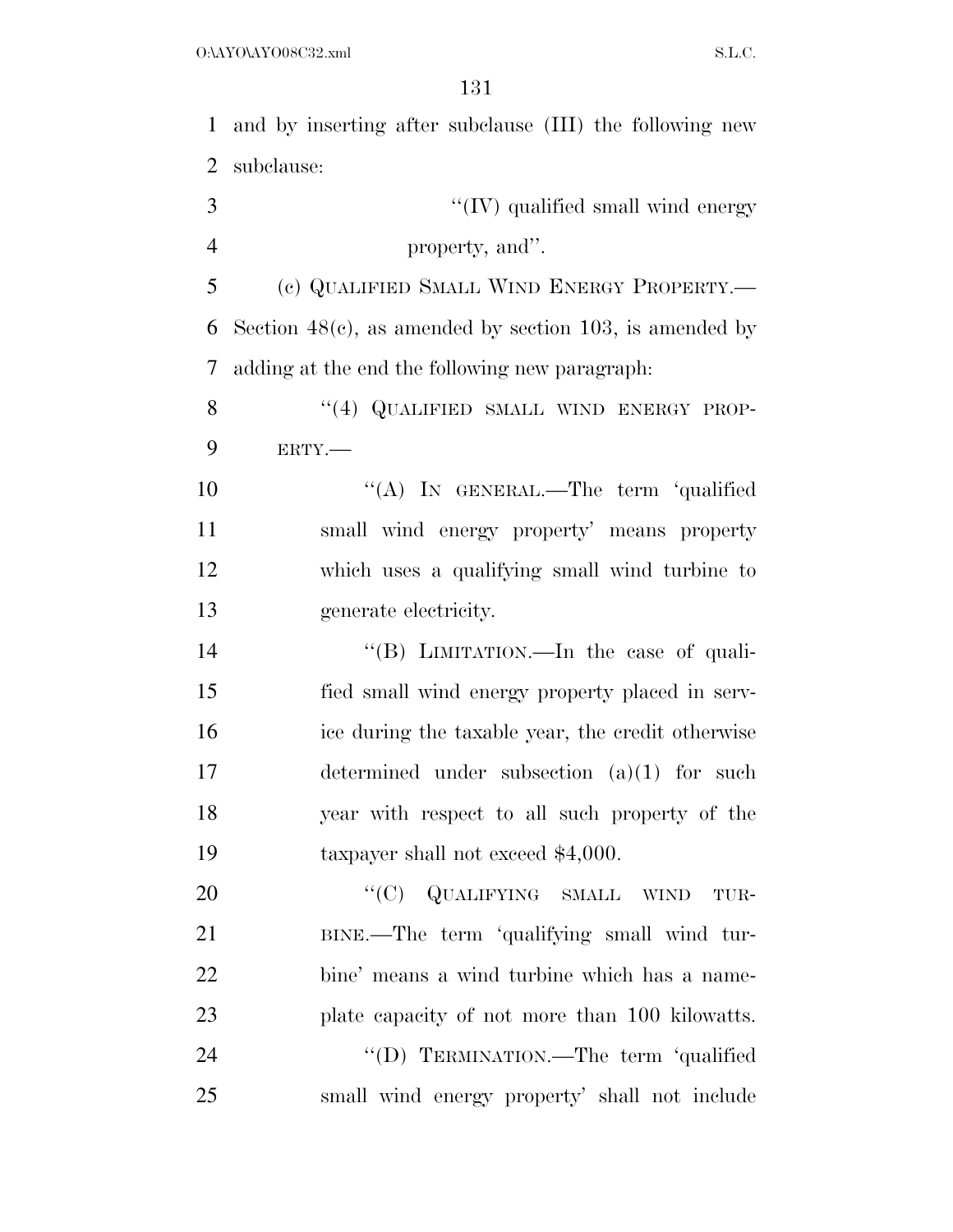and by inserting after subclause (III) the following new subclause:

"(IV) qualified small wind energy property, and".

(c) QUALIFIED SMALL WIND ENERGY PROPERTY.—Section 48(c), as amended by section 103, is amended by adding at the end the following new paragraph:

"(4) QUALIFIED SMALL WIND ENERGY PROPERTY.—

"(A) IN GENERAL.—The term 'qualified small wind energy property' means property which uses a qualifying small wind turbine to generate electricity.

"(B) LIMITATION.—In the case of qualified small wind energy property placed in service during the taxable year, the credit otherwise determined under subsection (a)(1) for such year with respect to all such property of the taxpayer shall not exceed $4,000.

"(C) QUALIFYING SMALL WIND TURBINE.—The term 'qualifying small wind turbine' means a wind turbine which has a nameplate capacity of not more than 100 kilowatts.

"(D) TERMINATION.—The term 'qualified small wind energy property' shall not include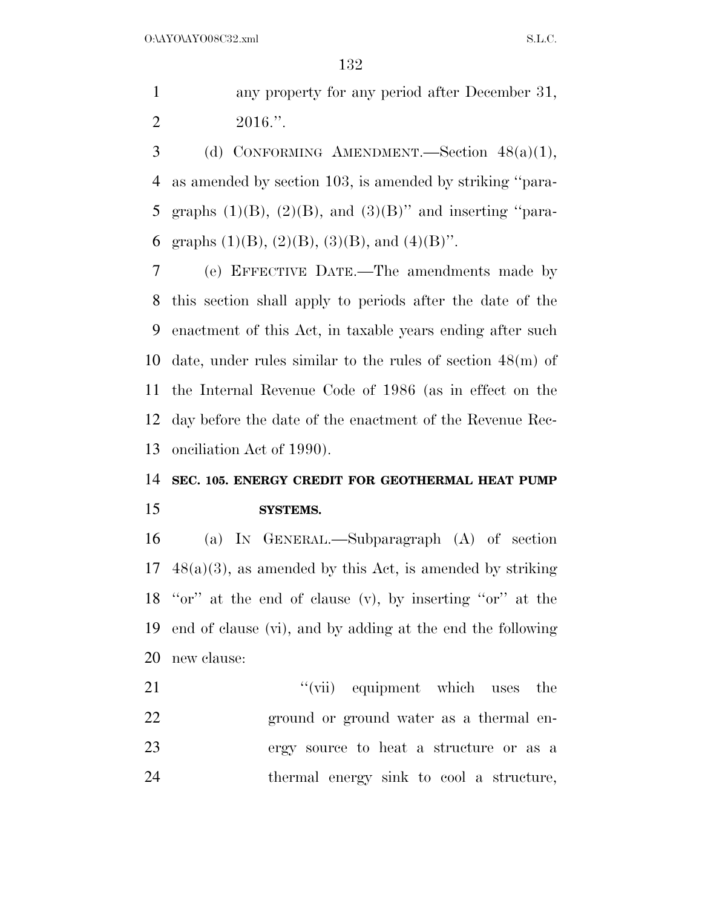any property for any period after December 31, 2016.''.

(d) CONFORMING AMENDMENT.—Section 48(a)(1), as amended by section 103, is amended by striking ''paragraphs (1)(B), (2)(B), and (3)(B)'' and inserting ''paragraphs (1)(B), (2)(B), (3)(B), and (4)(B)''.

(e) EFFECTIVE DATE.—The amendments made by this section shall apply to periods after the date of the enactment of this Act, in taxable years ending after such date, under rules similar to the rules of section 48(m) of the Internal Revenue Code of 1986 (as in effect on the day before the date of the enactment of the Revenue Reconciliation Act of 1990).

**SEC. 105. ENERGY CREDIT FOR GEOTHERMAL HEAT PUMP SYSTEMS.**

(a) IN GENERAL.—Subparagraph (A) of section 48(a)(3), as amended by this Act, is amended by striking ''or'' at the end of clause (v), by inserting ''or'' at the end of clause (vi), and by adding at the end the following new clause:

''(vii) equipment which uses the ground or ground water as a thermal energy source to heat a structure or as a thermal energy sink to cool a structure,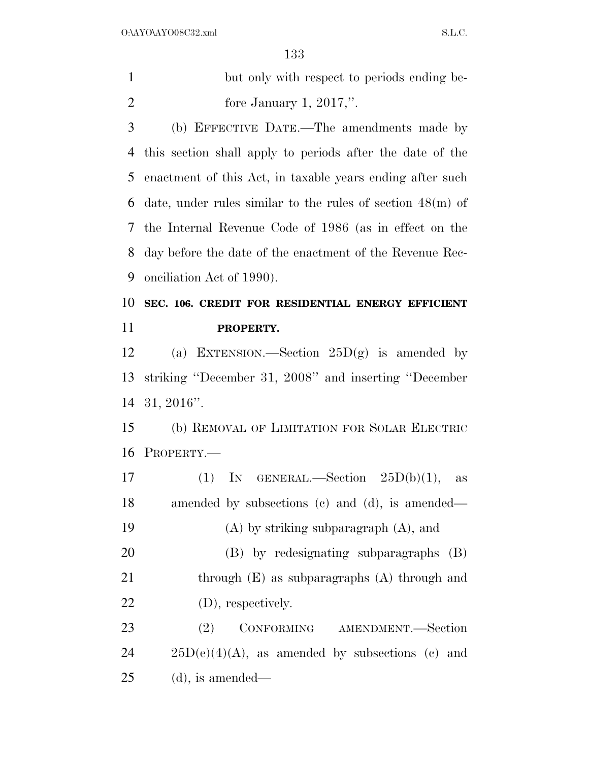but only with respect to periods ending before January 1, 2017,''.

(b) EFFECTIVE DATE.—The amendments made by this section shall apply to periods after the date of the enactment of this Act, in taxable years ending after such date, under rules similar to the rules of section 48(m) of the Internal Revenue Code of 1986 (as in effect on the day before the date of the enactment of the Revenue Reconciliation Act of 1990).

**SEC. 106. CREDIT FOR RESIDENTIAL ENERGY EFFICIENT PROPERTY.**

(a) EXTENSION.—Section 25D(g) is amended by striking ''December 31, 2008'' and inserting ''December 31, 2016''.

(b) REMOVAL OF LIMITATION FOR SOLAR ELECTRIC PROPERTY.—

(1) IN GENERAL.—Section 25D(b)(1), as amended by subsections (c) and (d), is amended—

(A) by striking subparagraph (A), and

(B) by redesignating subparagraphs (B) through (E) as subparagraphs (A) through and (D), respectively.

(2) CONFORMING AMENDMENT.—Section 25D(e)(4)(A), as amended by subsections (c) and (d), is amended—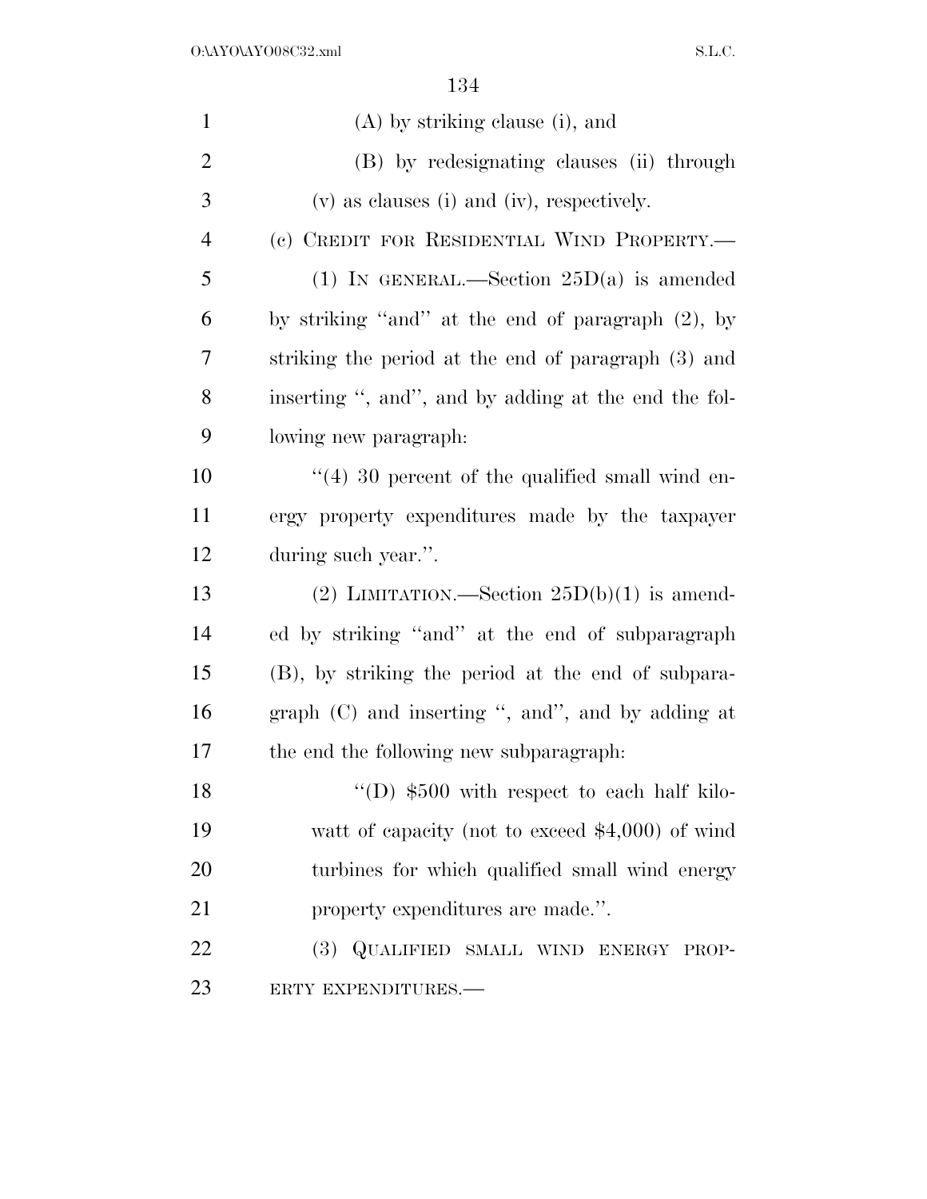(A) by striking clause (i), and

(B) by redesignating clauses (ii) through (v) as clauses (i) and (iv), respectively.

(c) CREDIT FOR RESIDENTIAL WIND PROPERTY.—

(1) IN GENERAL.—Section 25D(a) is amended by striking ''and'' at the end of paragraph (2), by striking the period at the end of paragraph (3) and inserting '', and'', and by adding at the end the following new paragraph:

''(4) 30 percent of the qualified small wind energy property expenditures made by the taxpayer during such year.''.

(2) LIMITATION.—Section 25D(b)(1) is amended by striking ''and'' at the end of subparagraph (B), by striking the period at the end of subparagraph (C) and inserting '', and'', and by adding at the end the following new subparagraph:

''(D) $500 with respect to each half kilowatt of capacity (not to exceed $4,000) of wind turbines for which qualified small wind energy property expenditures are made.''.

(3) QUALIFIED SMALL WIND ENERGY PROPERTY EXPENDITURES.—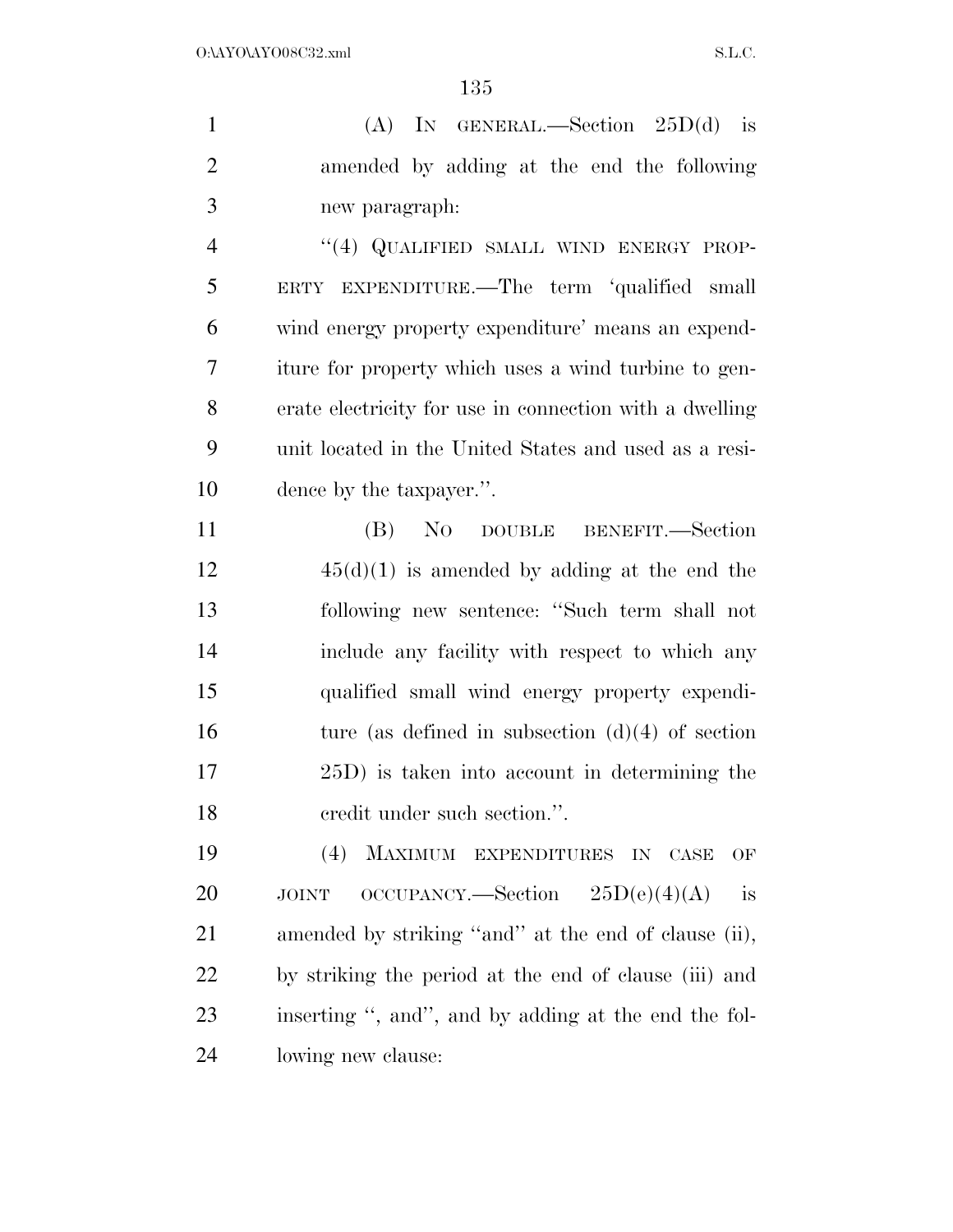(A) IN GENERAL.—Section 25D(d) is amended by adding at the end the following new paragraph:

"(4) QUALIFIED SMALL WIND ENERGY PROPERTY EXPENDITURE.—The term 'qualified small wind energy property expenditure' means an expenditure for property which uses a wind turbine to generate electricity for use in connection with a dwelling unit located in the United States and used as a residence by the taxpayer.".

(B) NO DOUBLE BENEFIT.—Section 45(d)(1) is amended by adding at the end the following new sentence: "Such term shall not include any facility with respect to which any qualified small wind energy property expenditure (as defined in subsection (d)(4) of section 25D) is taken into account in determining the credit under such section.".

(4) MAXIMUM EXPENDITURES IN CASE OF JOINT OCCUPANCY.—Section 25D(e)(4)(A) is amended by striking "and" at the end of clause (ii), by striking the period at the end of clause (iii) and inserting ", and", and by adding at the end the following new clause: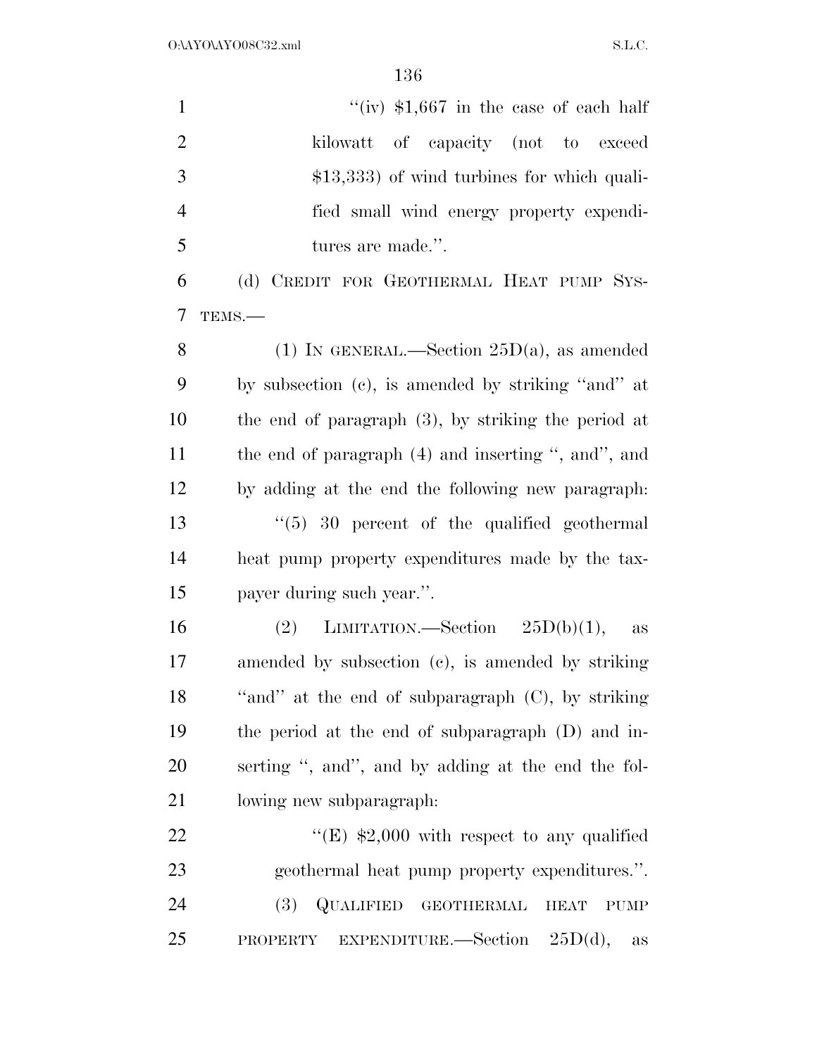"(iv) $1,667 in the case of each half kilowatt of capacity (not to exceed $13,333) of wind turbines for which qualified small wind energy property expenditures are made.".

(d) CREDIT FOR GEOTHERMAL HEAT PUMP SYSTEMS.—

(1) IN GENERAL.—Section 25D(a), as amended by subsection (c), is amended by striking "and" at the end of paragraph (3), by striking the period at the end of paragraph (4) and inserting ", and", and by adding at the end the following new paragraph:

"(5) 30 percent of the qualified geothermal heat pump property expenditures made by the taxpayer during such year.".

(2) LIMITATION.—Section 25D(b)(1), as amended by subsection (c), is amended by striking "and" at the end of subparagraph (C), by striking the period at the end of subparagraph (D) and inserting ", and", and by adding at the end the following new subparagraph:

"(E) $2,000 with respect to any qualified geothermal heat pump property expenditures.".

(3) QUALIFIED GEOTHERMAL HEAT PUMP PROPERTY EXPENDITURE.—Section 25D(d), as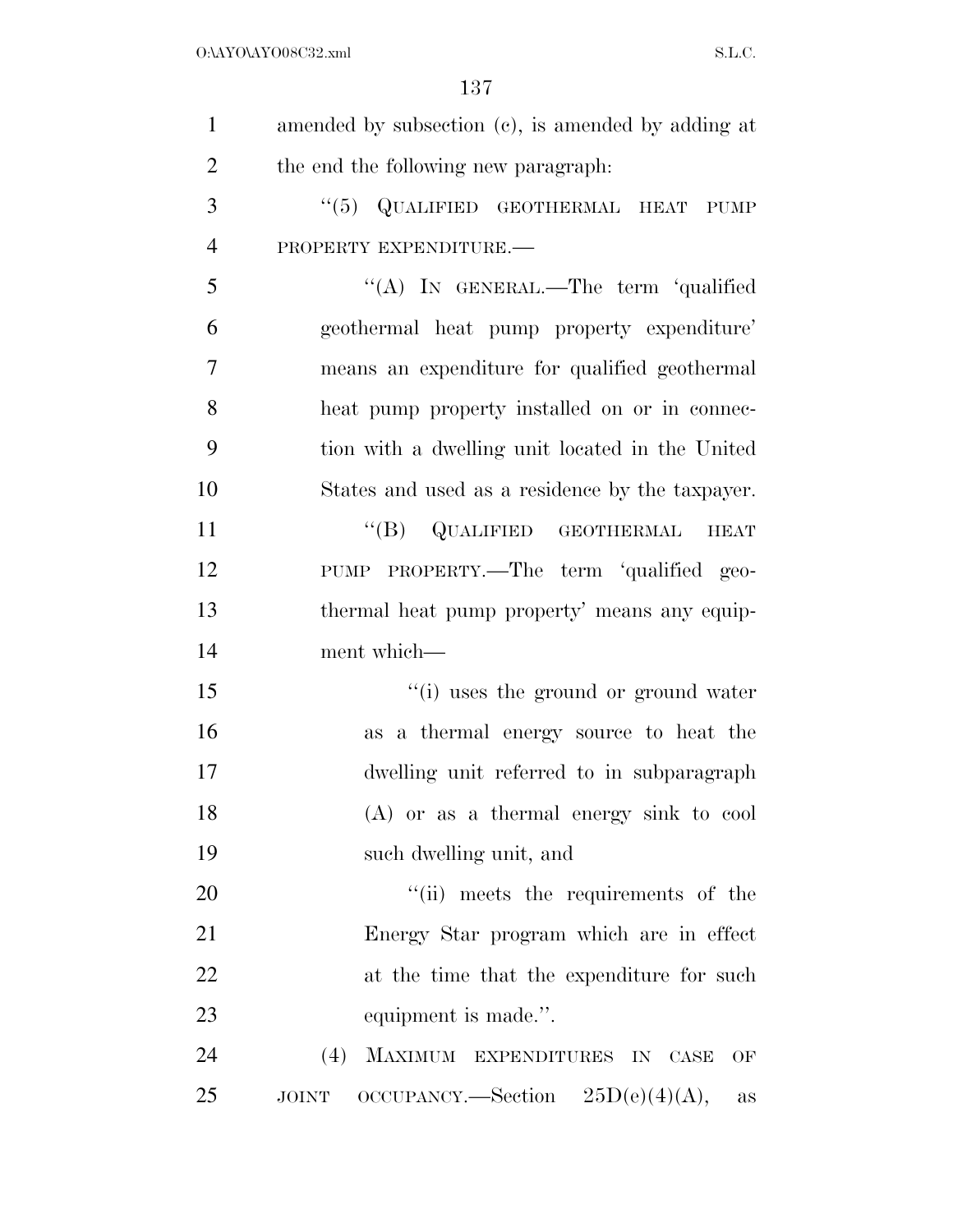amended by subsection (c), is amended by adding at the end the following new paragraph:

"(5) QUALIFIED GEOTHERMAL HEAT PUMP PROPERTY EXPENDITURE.—

"(A) IN GENERAL.—The term 'qualified geothermal heat pump property expenditure' means an expenditure for qualified geothermal heat pump property installed on or in connection with a dwelling unit located in the United States and used as a residence by the taxpayer.

"(B) QUALIFIED GEOTHERMAL HEAT PUMP PROPERTY.—The term 'qualified geothermal heat pump property' means any equipment which—

"(i) uses the ground or ground water as a thermal energy source to heat the dwelling unit referred to in subparagraph (A) or as a thermal energy sink to cool such dwelling unit, and

"(ii) meets the requirements of the Energy Star program which are in effect at the time that the expenditure for such equipment is made.".

(4) MAXIMUM EXPENDITURES IN CASE OF JOINT OCCUPANCY.—Section 25D(e)(4)(A), as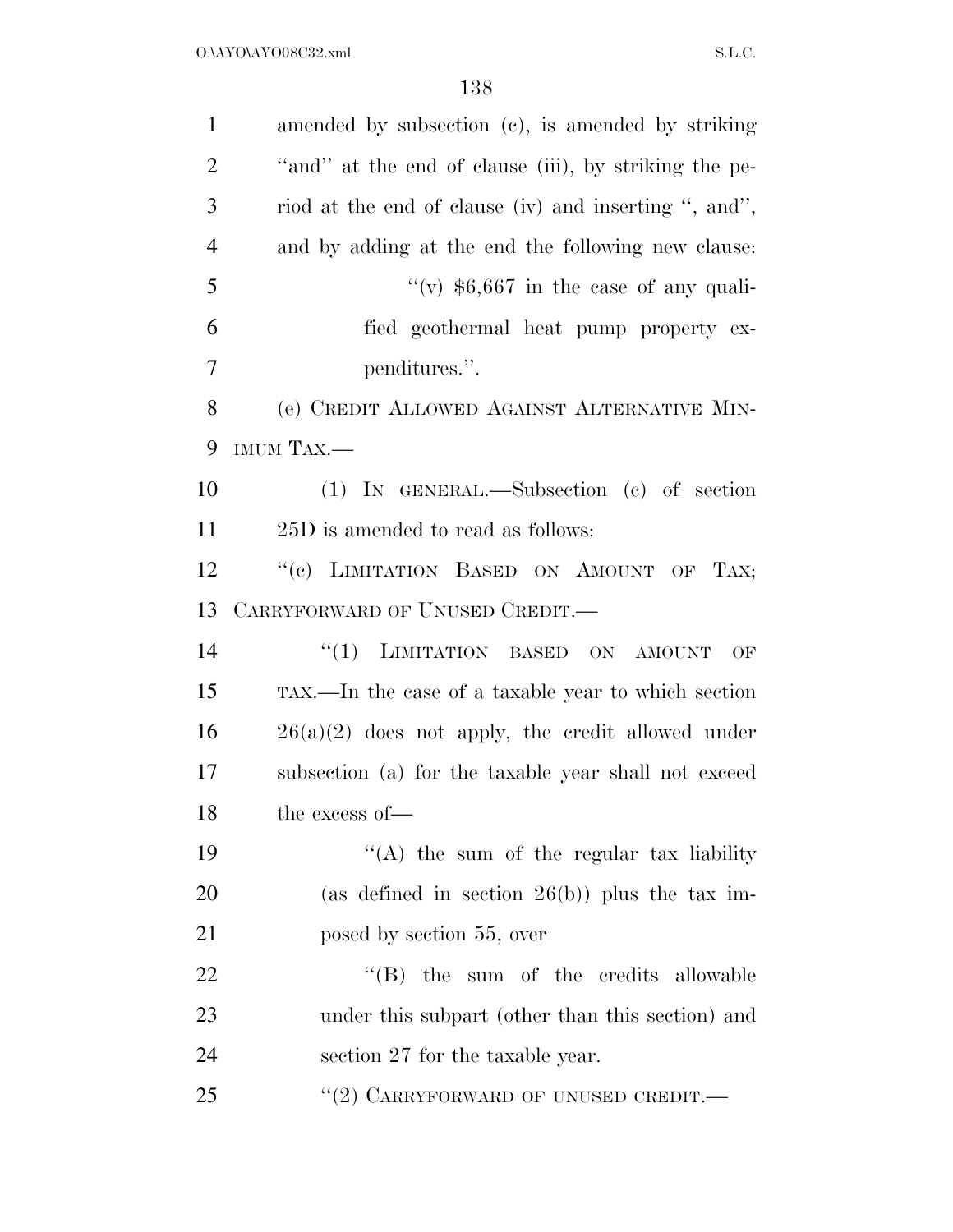amended by subsection (c), is amended by striking ''and'' at the end of clause (iii), by striking the period at the end of clause (iv) and inserting '', and'', and by adding at the end the following new clause:

''(v) $6,667 in the case of any qualified geothermal heat pump property expenditures.''.

(e) CREDIT ALLOWED AGAINST ALTERNATIVE MINIMUM TAX.—

(1) IN GENERAL.—Subsection (c) of section 25D is amended to read as follows:

''(c) LIMITATION BASED ON AMOUNT OF TAX; CARRYFORWARD OF UNUSED CREDIT.—

''(1) LIMITATION BASED ON AMOUNT OF TAX.—In the case of a taxable year to which section 26(a)(2) does not apply, the credit allowed under subsection (a) for the taxable year shall not exceed the excess of—

''(A) the sum of the regular tax liability (as defined in section 26(b)) plus the tax imposed by section 55, over

''(B) the sum of the credits allowable under this subpart (other than this section) and section 27 for the taxable year.

''(2) CARRYFORWARD OF UNUSED CREDIT.—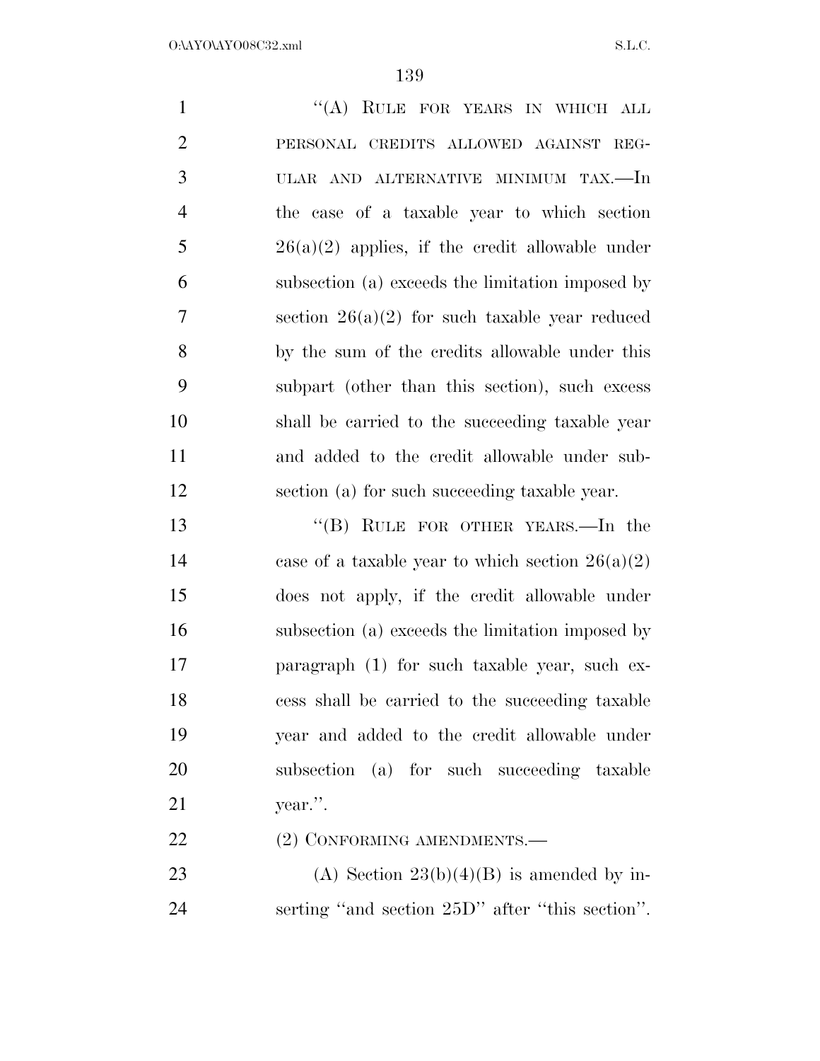"(A) RULE FOR YEARS IN WHICH ALL PERSONAL CREDITS ALLOWED AGAINST REGULAR AND ALTERNATIVE MINIMUM TAX.—In the case of a taxable year to which section 26(a)(2) applies, if the credit allowable under subsection (a) exceeds the limitation imposed by section 26(a)(2) for such taxable year reduced by the sum of the credits allowable under this subpart (other than this section), such excess shall be carried to the succeeding taxable year and added to the credit allowable under subsection (a) for such succeeding taxable year.

"(B) RULE FOR OTHER YEARS.—In the case of a taxable year to which section 26(a)(2) does not apply, if the credit allowable under subsection (a) exceeds the limitation imposed by paragraph (1) for such taxable year, such excess shall be carried to the succeeding taxable year and added to the credit allowable under subsection (a) for such succeeding taxable year.".

(2) CONFORMING AMENDMENTS.—

(A) Section 23(b)(4)(B) is amended by inserting "and section 25D" after "this section".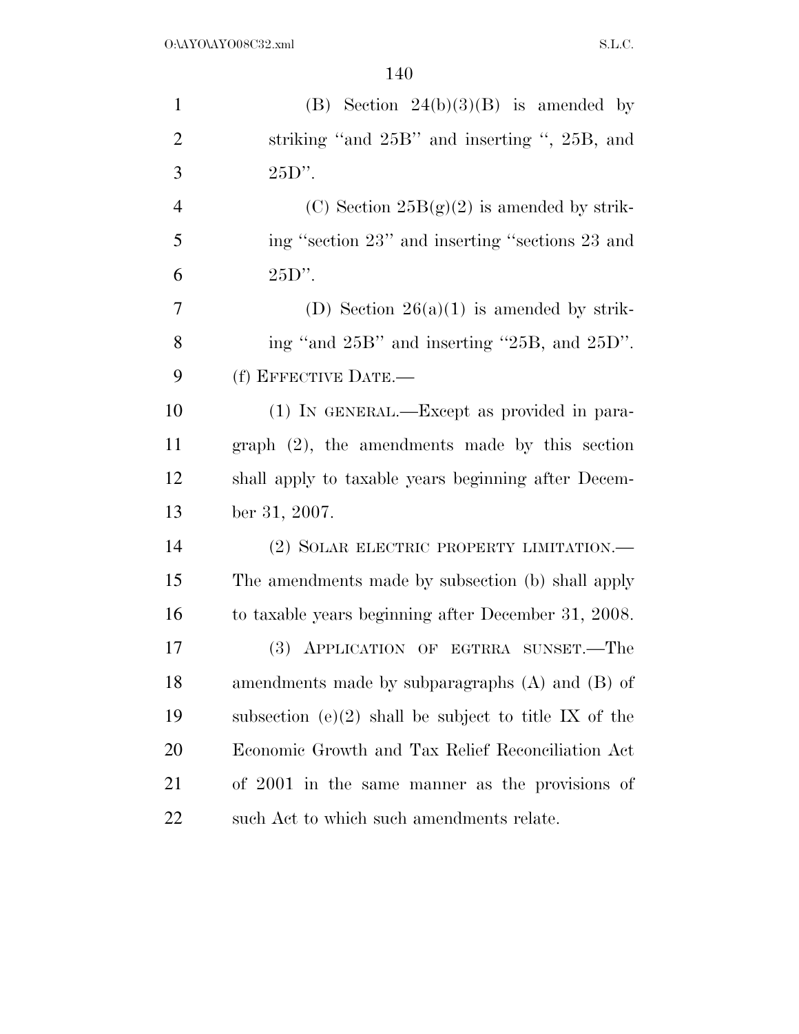(B) Section 24(b)(3)(B) is amended by striking ''and 25B'' and inserting '', 25B, and 25D''.

(C) Section 25B(g)(2) is amended by striking ''section 23'' and inserting ''sections 23 and 25D''.

(D) Section 26(a)(1) is amended by striking ''and 25B'' and inserting ''25B, and 25D''.

(f) EFFECTIVE DATE.—

(1) IN GENERAL.—Except as provided in paragraph (2), the amendments made by this section shall apply to taxable years beginning after December 31, 2007.

(2) SOLAR ELECTRIC PROPERTY LIMITATION.—The amendments made by subsection (b) shall apply to taxable years beginning after December 31, 2008.

(3) APPLICATION OF EGTRRA SUNSET.—The amendments made by subparagraphs (A) and (B) of subsection (e)(2) shall be subject to title IX of the Economic Growth and Tax Relief Reconciliation Act of 2001 in the same manner as the provisions of such Act to which such amendments relate.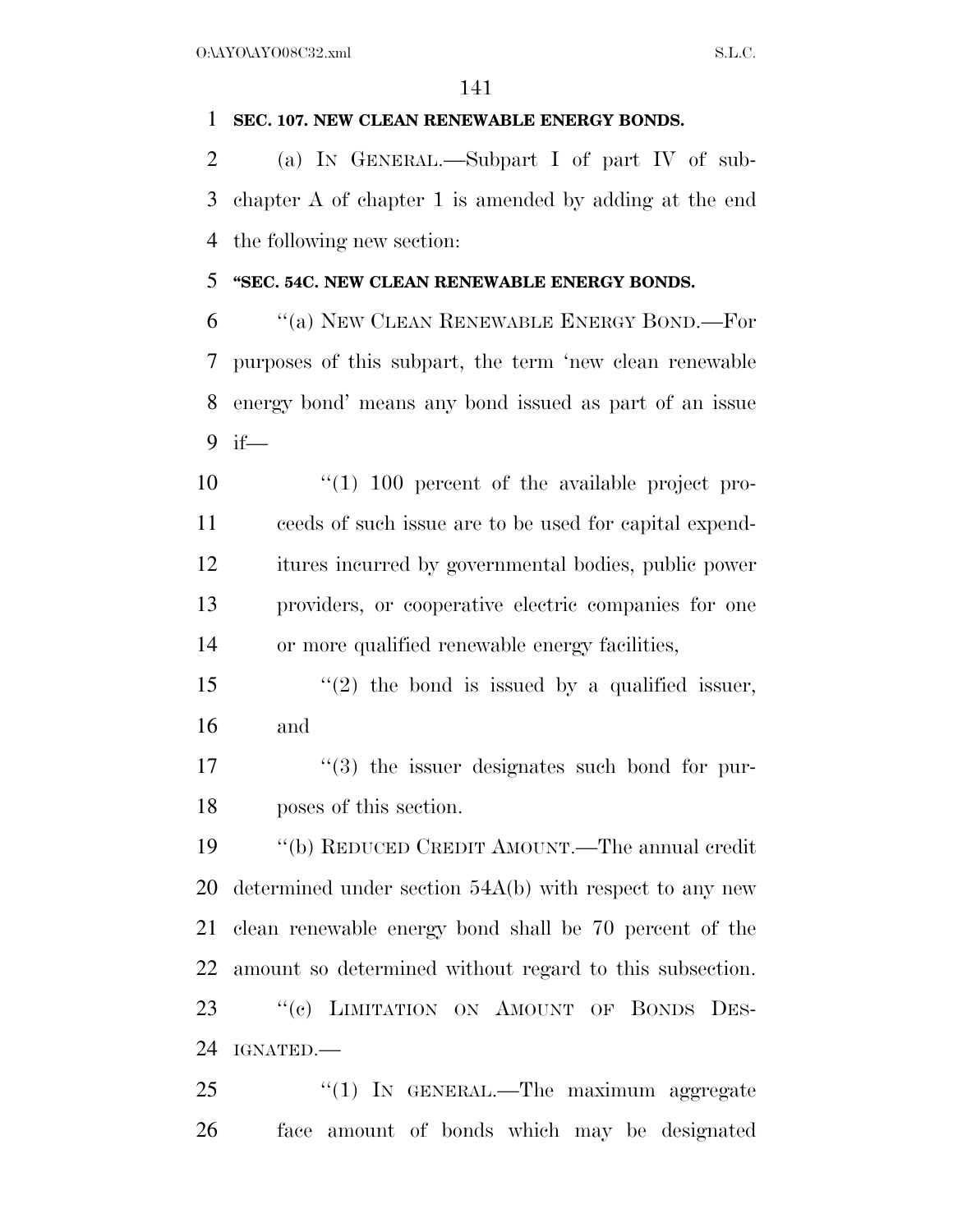**SEC. 107. NEW CLEAN RENEWABLE ENERGY BONDS.**

(a) IN GENERAL.—Subpart I of part IV of subchapter A of chapter 1 is amended by adding at the end the following new section:

**"SEC. 54C. NEW CLEAN RENEWABLE ENERGY BONDS.**

"(a) NEW CLEAN RENEWABLE ENERGY BOND.—For purposes of this subpart, the term 'new clean renewable energy bond' means any bond issued as part of an issue if—

"(1) 100 percent of the available project proceeds of such issue are to be used for capital expenditures incurred by governmental bodies, public power providers, or cooperative electric companies for one or more qualified renewable energy facilities,

"(2) the bond is issued by a qualified issuer, and

"(3) the issuer designates such bond for purposes of this section.

"(b) REDUCED CREDIT AMOUNT.—The annual credit determined under section 54A(b) with respect to any new clean renewable energy bond shall be 70 percent of the amount so determined without regard to this subsection.

"(c) LIMITATION ON AMOUNT OF BONDS DESIGNATED.—

"(1) IN GENERAL.—The maximum aggregate face amount of bonds which may be designated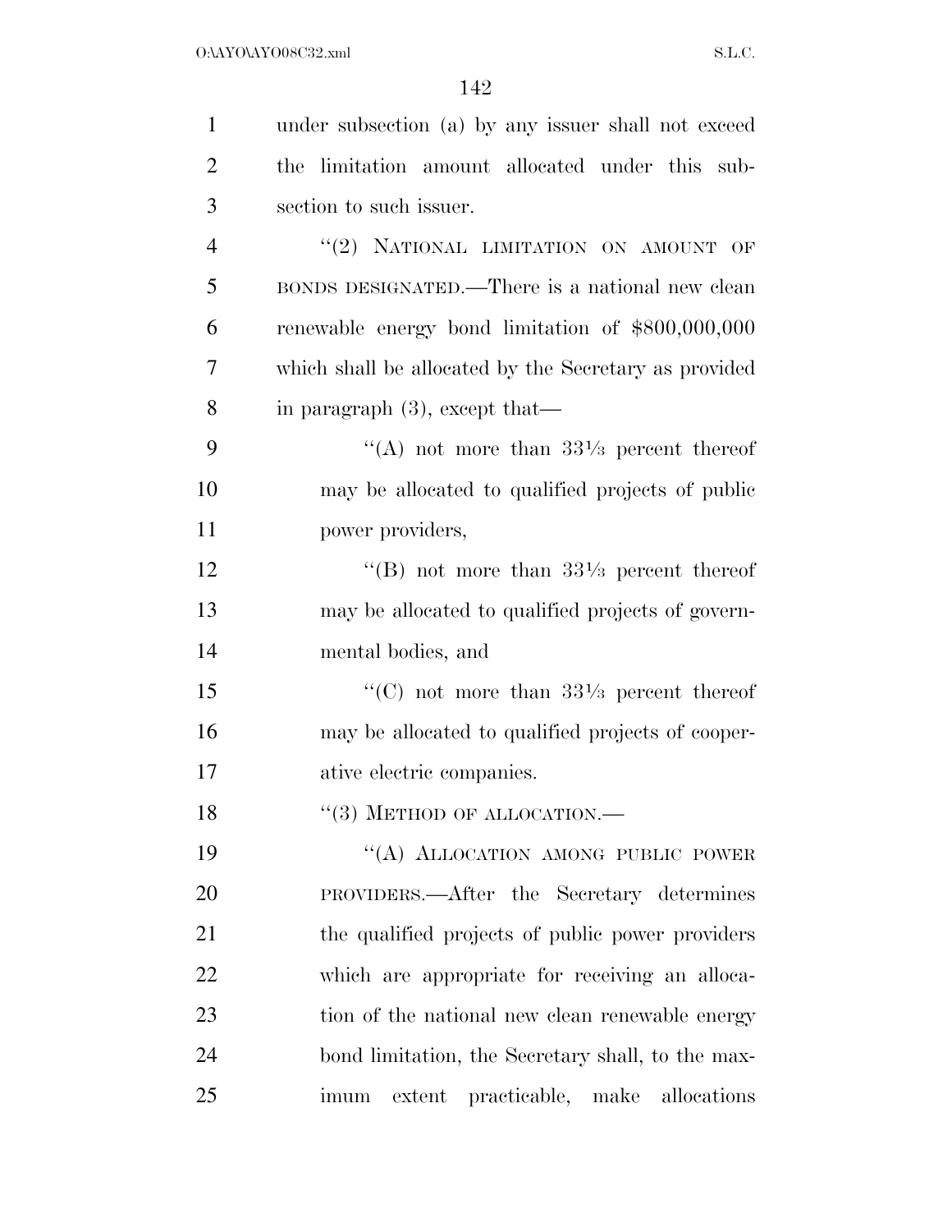under subsection (a) by any issuer shall not exceed the limitation amount allocated under this subsection to such issuer.

"(2) NATIONAL LIMITATION ON AMOUNT OF BONDS DESIGNATED.—There is a national new clean renewable energy bond limitation of $800,000,000 which shall be allocated by the Secretary as provided in paragraph (3), except that—

"(A) not more than 33⅓ percent thereof may be allocated to qualified projects of public power providers,

"(B) not more than 33⅓ percent thereof may be allocated to qualified projects of governmental bodies, and

"(C) not more than 33⅓ percent thereof may be allocated to qualified projects of cooperative electric companies.

"(3) METHOD OF ALLOCATION.—

"(A) ALLOCATION AMONG PUBLIC POWER PROVIDERS.—After the Secretary determines the qualified projects of public power providers which are appropriate for receiving an allocation of the national new clean renewable energy bond limitation, the Secretary shall, to the maximum extent practicable, make allocations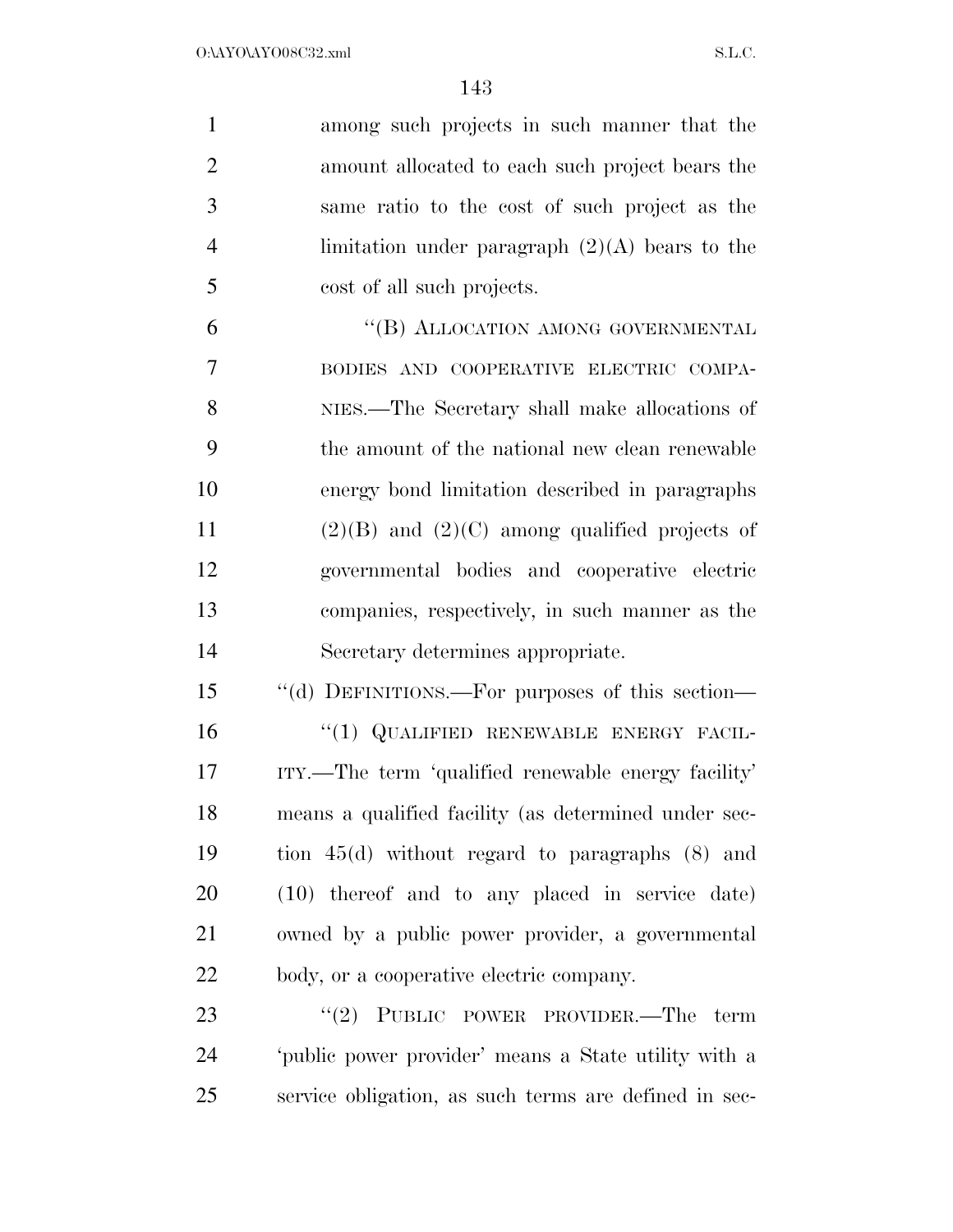among such projects in such manner that the amount allocated to each such project bears the same ratio to the cost of such project as the limitation under paragraph (2)(A) bears to the cost of all such projects.

"(B) ALLOCATION AMONG GOVERNMENTAL BODIES AND COOPERATIVE ELECTRIC COMPANIES.—The Secretary shall make allocations of the amount of the national new clean renewable energy bond limitation described in paragraphs (2)(B) and (2)(C) among qualified projects of governmental bodies and cooperative electric companies, respectively, in such manner as the Secretary determines appropriate.

"(d) DEFINITIONS.—For purposes of this section—

"(1) QUALIFIED RENEWABLE ENERGY FACILITY.—The term 'qualified renewable energy facility' means a qualified facility (as determined under section 45(d) without regard to paragraphs (8) and (10) thereof and to any placed in service date) owned by a public power provider, a governmental body, or a cooperative electric company.

"(2) PUBLIC POWER PROVIDER.—The term 'public power provider' means a State utility with a service obligation, as such terms are defined in sec-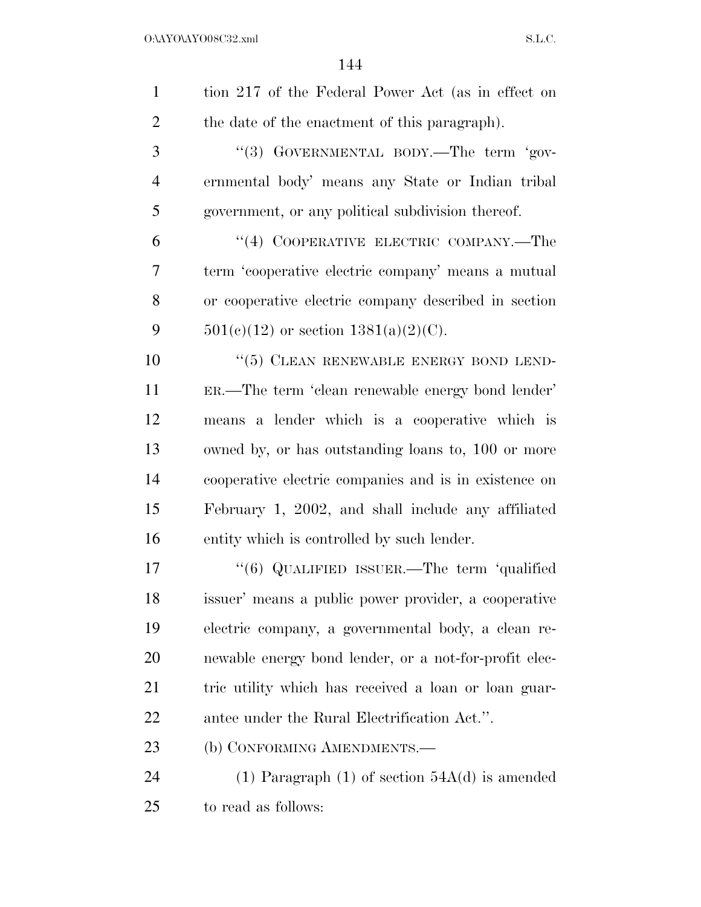tion 217 of the Federal Power Act (as in effect on the date of the enactment of this paragraph).

"(3) GOVERNMENTAL BODY.—The term 'governmental body' means any State or Indian tribal government, or any political subdivision thereof.

"(4) COOPERATIVE ELECTRIC COMPANY.—The term 'cooperative electric company' means a mutual or cooperative electric company described in section 501(c)(12) or section 1381(a)(2)(C).

"(5) CLEAN RENEWABLE ENERGY BOND LENDER.—The term 'clean renewable energy bond lender' means a lender which is a cooperative which is owned by, or has outstanding loans to, 100 or more cooperative electric companies and is in existence on February 1, 2002, and shall include any affiliated entity which is controlled by such lender.

"(6) QUALIFIED ISSUER.—The term 'qualified issuer' means a public power provider, a cooperative electric company, a governmental body, a clean renewable energy bond lender, or a not-for-profit electric utility which has received a loan or loan guarantee under the Rural Electrification Act.".

(b) CONFORMING AMENDMENTS.—

(1) Paragraph (1) of section 54A(d) is amended to read as follows: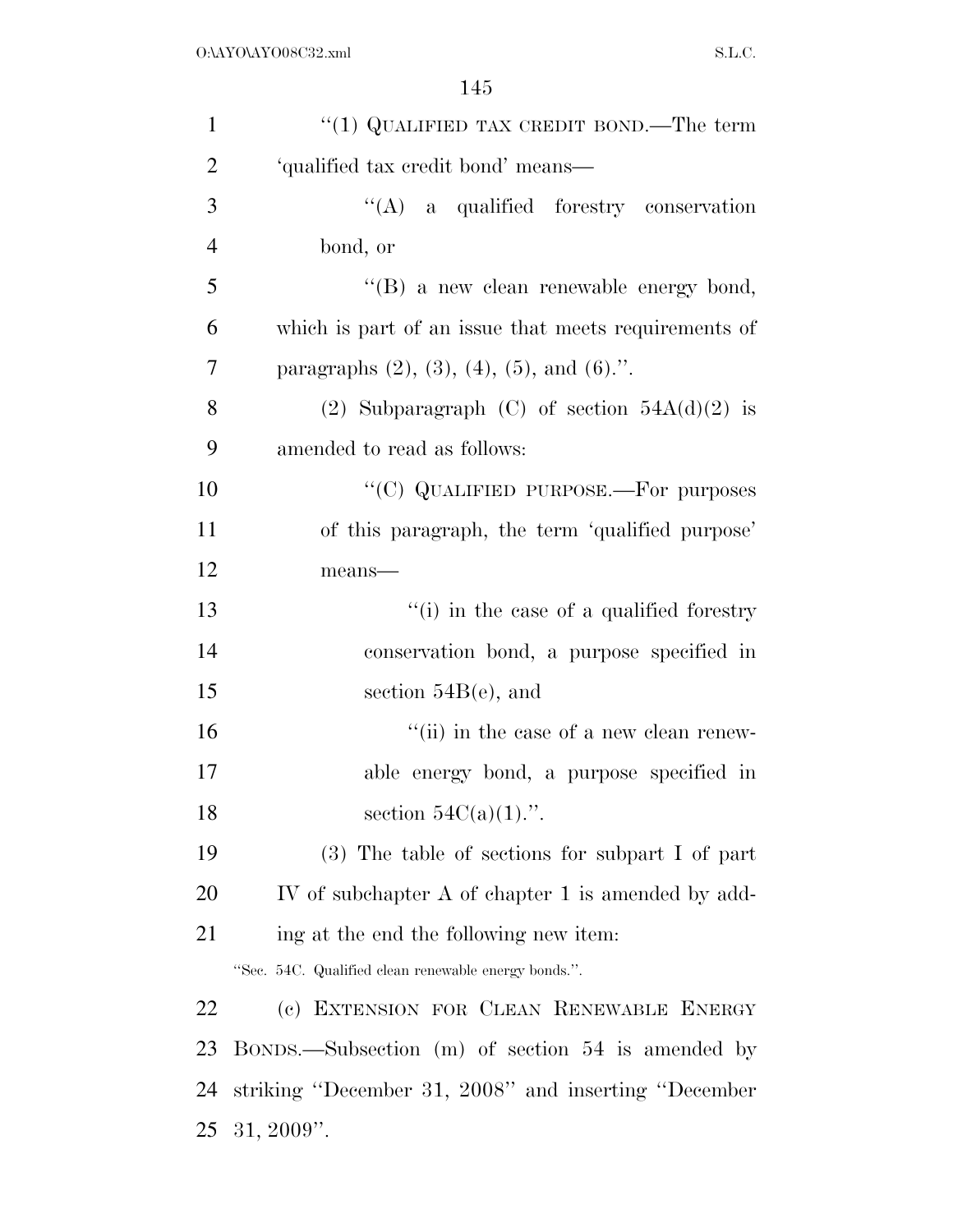"(1) QUALIFIED TAX CREDIT BOND.—The term 'qualified tax credit bond' means—

"(A) a qualified forestry conservation bond, or

"(B) a new clean renewable energy bond, which is part of an issue that meets requirements of paragraphs (2), (3), (4), (5), and (6).".

(2) Subparagraph (C) of section 54A(d)(2) is amended to read as follows:

"(C) QUALIFIED PURPOSE.—For purposes of this paragraph, the term 'qualified purpose' means—

"(i) in the case of a qualified forestry conservation bond, a purpose specified in section 54B(e), and

"(ii) in the case of a new clean renewable energy bond, a purpose specified in section 54C(a)(1).".

(3) The table of sections for subpart I of part IV of subchapter A of chapter 1 is amended by adding at the end the following new item:

"Sec. 54C. Qualified clean renewable energy bonds.".

(c) EXTENSION FOR CLEAN RENEWABLE ENERGY BONDS.—Subsection (m) of section 54 is amended by striking "December 31, 2008" and inserting "December 31, 2009".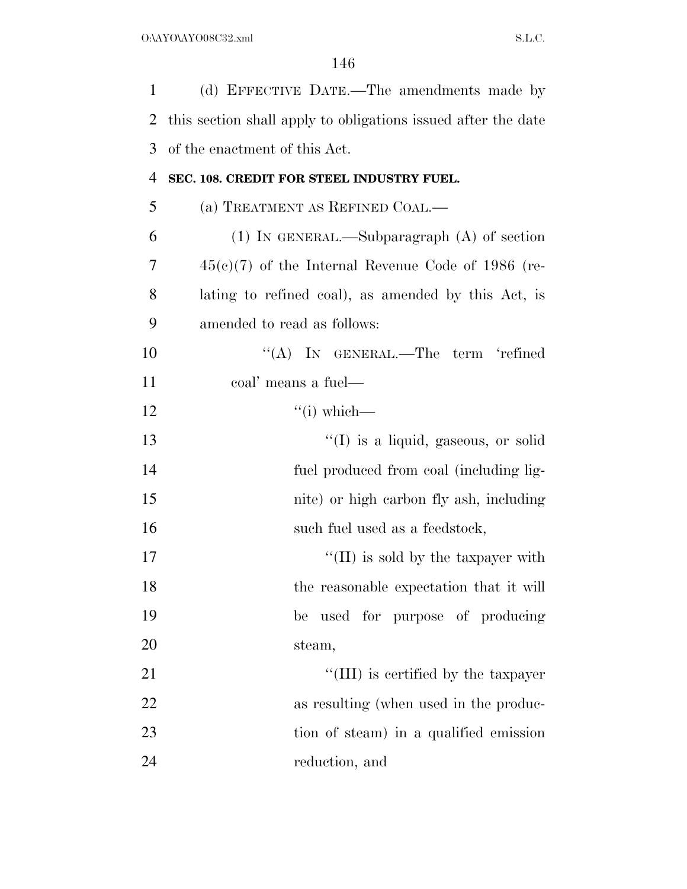(d) EFFECTIVE DATE.—The amendments made by this section shall apply to obligations issued after the date of the enactment of this Act.

**SEC. 108. CREDIT FOR STEEL INDUSTRY FUEL.**

(a) TREATMENT AS REFINED COAL.—

(1) IN GENERAL.—Subparagraph (A) of section 45(c)(7) of the Internal Revenue Code of 1986 (relating to refined coal), as amended by this Act, is amended to read as follows:

"(A) IN GENERAL.—The term 'refined coal' means a fuel—

"(i) which—

"(I) is a liquid, gaseous, or solid fuel produced from coal (including lignite) or high carbon fly ash, including such fuel used as a feedstock,

"(II) is sold by the taxpayer with the reasonable expectation that it will be used for purpose of producing steam,

"(III) is certified by the taxpayer as resulting (when used in the production of steam) in a qualified emission reduction, and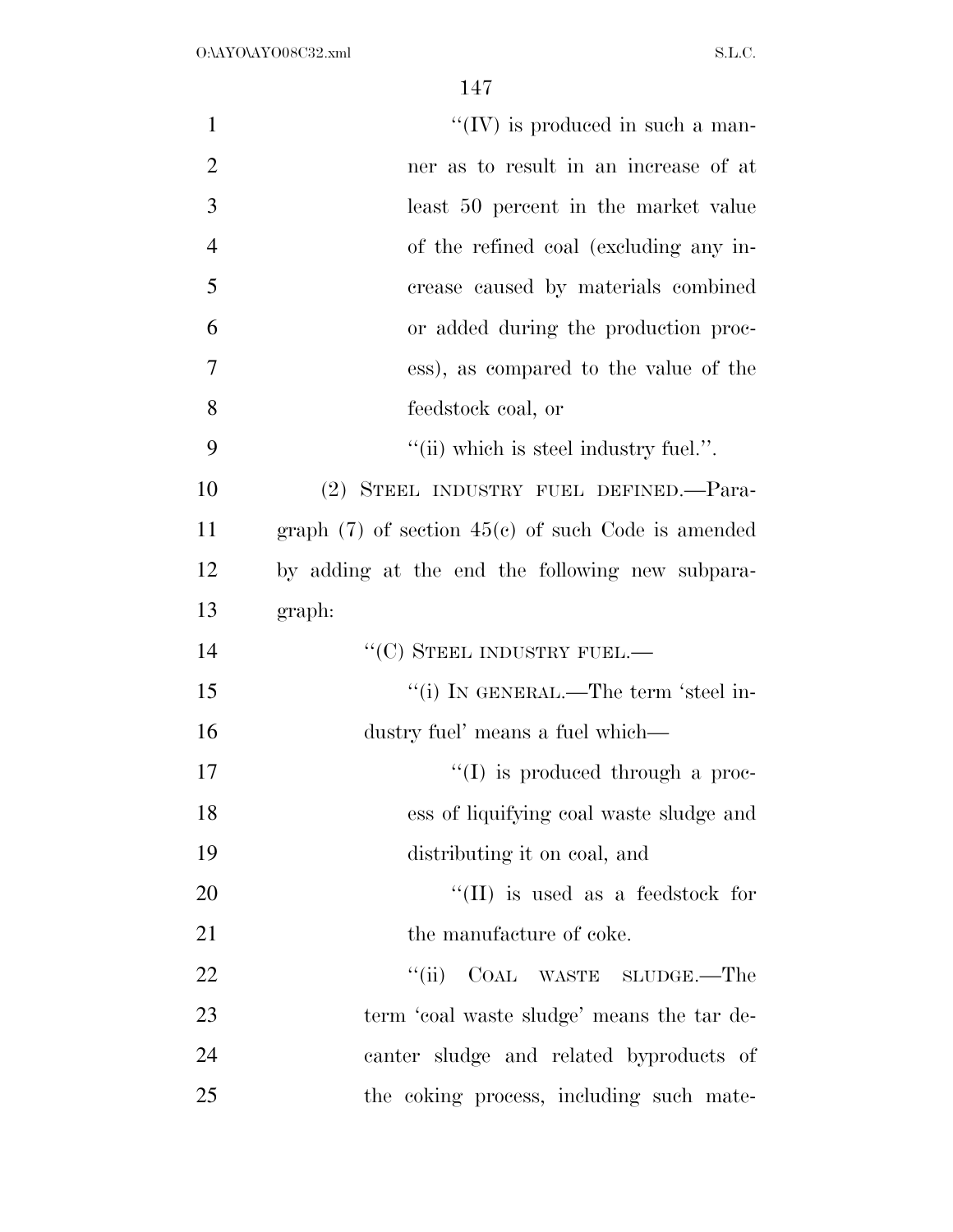"(IV) is produced in such a manner as to result in an increase of at least 50 percent in the market value of the refined coal (excluding any increase caused by materials combined or added during the production process), as compared to the value of the feedstock coal, or

"(ii) which is steel industry fuel.".

(2) STEEL INDUSTRY FUEL DEFINED.—Paragraph (7) of section 45(c) of such Code is amended by adding at the end the following new subparagraph:

"(C) STEEL INDUSTRY FUEL.—

"(i) IN GENERAL.—The term 'steel industry fuel' means a fuel which—

"(I) is produced through a process of liquifying coal waste sludge and distributing it on coal, and

"(II) is used as a feedstock for the manufacture of coke.

"(ii) COAL WASTE SLUDGE.—The term 'coal waste sludge' means the tar decanter sludge and related byproducts of the coking process, including such mate-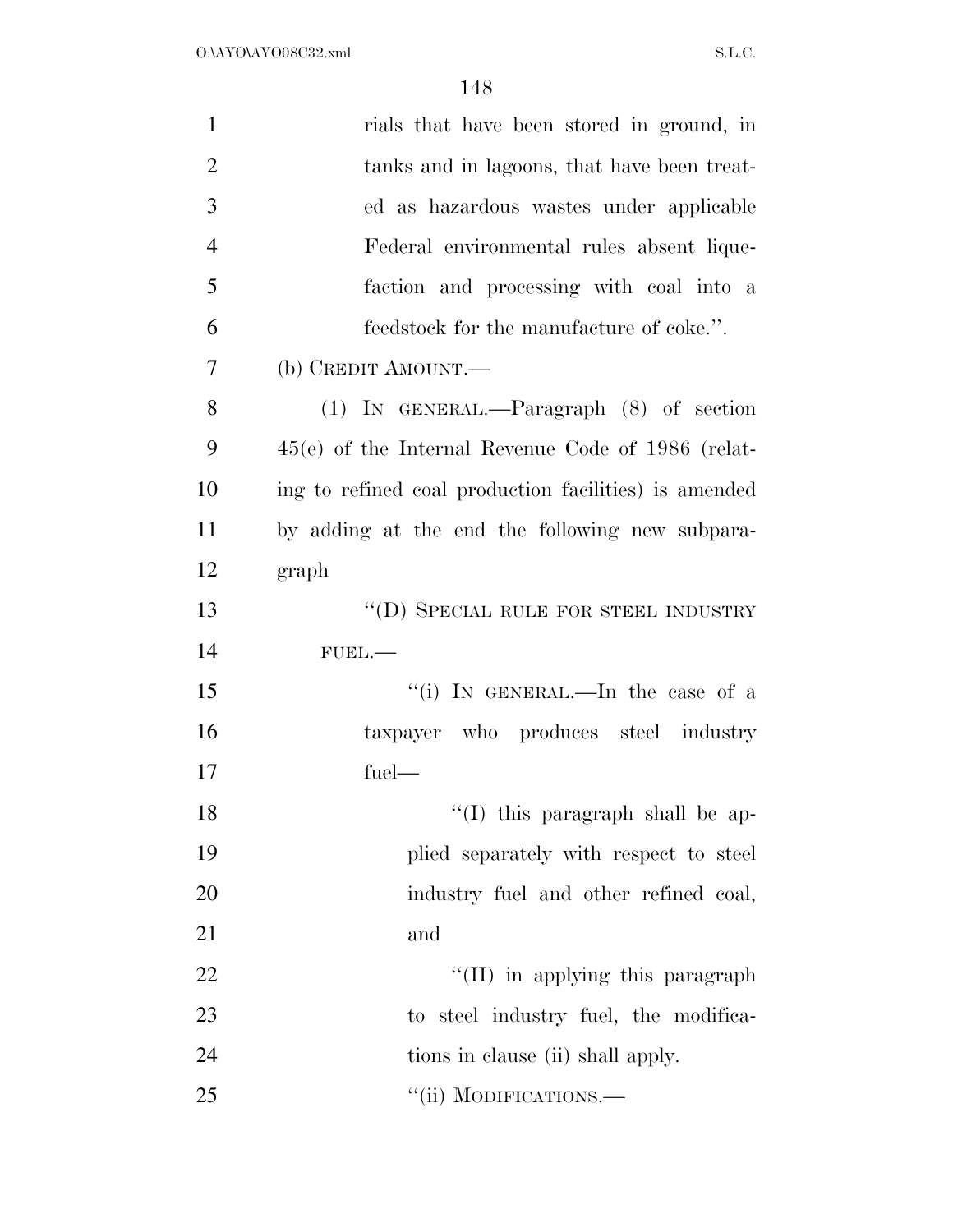rials that have been stored in ground, in tanks and in lagoons, that have been treated as hazardous wastes under applicable Federal environmental rules absent liquefaction and processing with coal into a feedstock for the manufacture of coke.''.

(b) CREDIT AMOUNT.—

(1) IN GENERAL.—Paragraph (8) of section 45(e) of the Internal Revenue Code of 1986 (relating to refined coal production facilities) is amended by adding at the end the following new subparagraph

''(D) SPECIAL RULE FOR STEEL INDUSTRY FUEL.—

''(i) IN GENERAL.—In the case of a taxpayer who produces steel industry fuel—

''(I) this paragraph shall be applied separately with respect to steel industry fuel and other refined coal, and

''(II) in applying this paragraph to steel industry fuel, the modifications in clause (ii) shall apply.

''(ii) MODIFICATIONS.—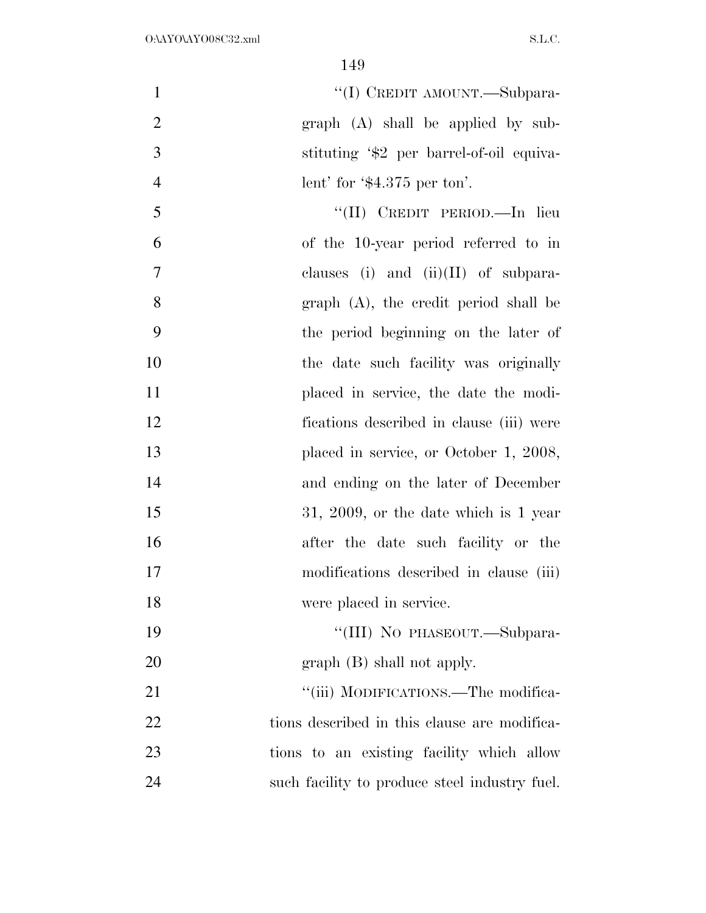"(I) CREDIT AMOUNT.—Subparagraph (A) shall be applied by substituting '$2 per barrel-of-oil equivalent' for '$4.375 per ton'.

"(II) CREDIT PERIOD.—In lieu of the 10-year period referred to in clauses (i) and (ii)(II) of subparagraph (A), the credit period shall be the period beginning on the later of the date such facility was originally placed in service, the date the modifications described in clause (iii) were placed in service, or October 1, 2008, and ending on the later of December 31, 2009, or the date which is 1 year after the date such facility or the modifications described in clause (iii) were placed in service.

"(III) NO PHASEOUT.—Subparagraph (B) shall not apply.

"(iii) MODIFICATIONS.—The modifications described in this clause are modifications to an existing facility which allow such facility to produce steel industry fuel.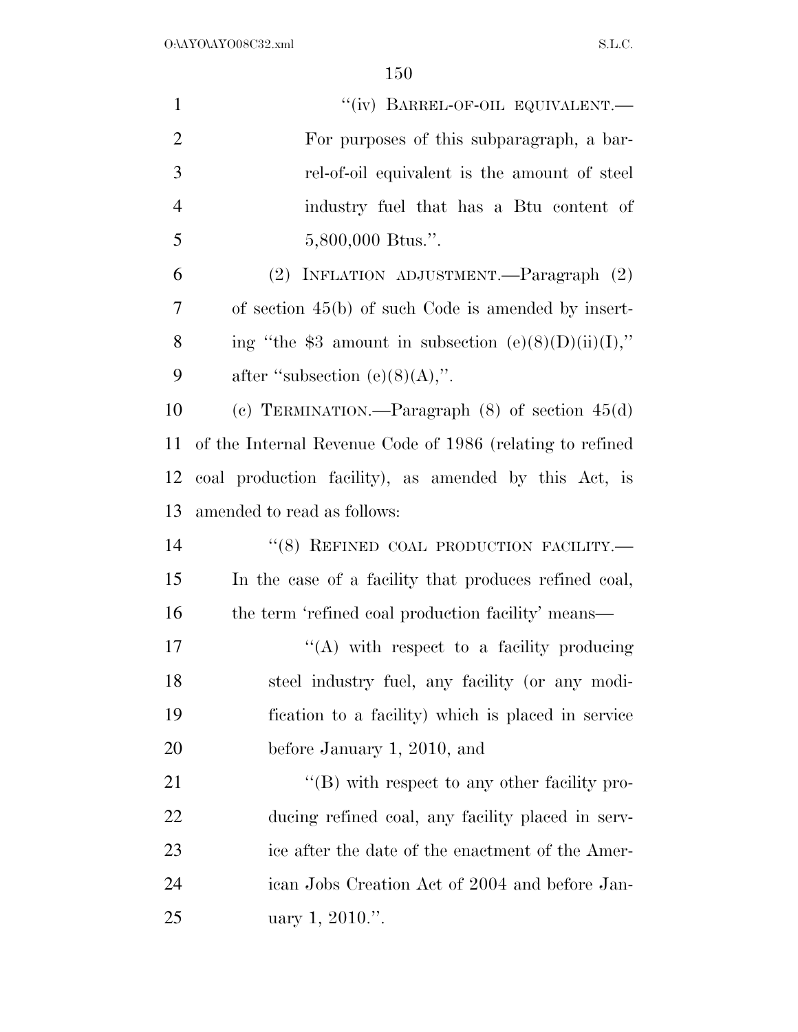"(iv) BARREL-OF-OIL EQUIVALENT.— For purposes of this subparagraph, a barrel-of-oil equivalent is the amount of steel industry fuel that has a Btu content of 5,800,000 Btus.".

(2) INFLATION ADJUSTMENT.—Paragraph (2) of section 45(b) of such Code is amended by inserting "the $3 amount in subsection (e)(8)(D)(ii)(I)," after "subsection (e)(8)(A),".

(c) TERMINATION.—Paragraph (8) of section 45(d) of the Internal Revenue Code of 1986 (relating to refined coal production facility), as amended by this Act, is amended to read as follows:

"(8) REFINED COAL PRODUCTION FACILITY.— In the case of a facility that produces refined coal, the term 'refined coal production facility' means—

"(A) with respect to a facility producing steel industry fuel, any facility (or any modification to a facility) which is placed in service before January 1, 2010, and

"(B) with respect to any other facility producing refined coal, any facility placed in service after the date of the enactment of the American Jobs Creation Act of 2004 and before January 1, 2010.".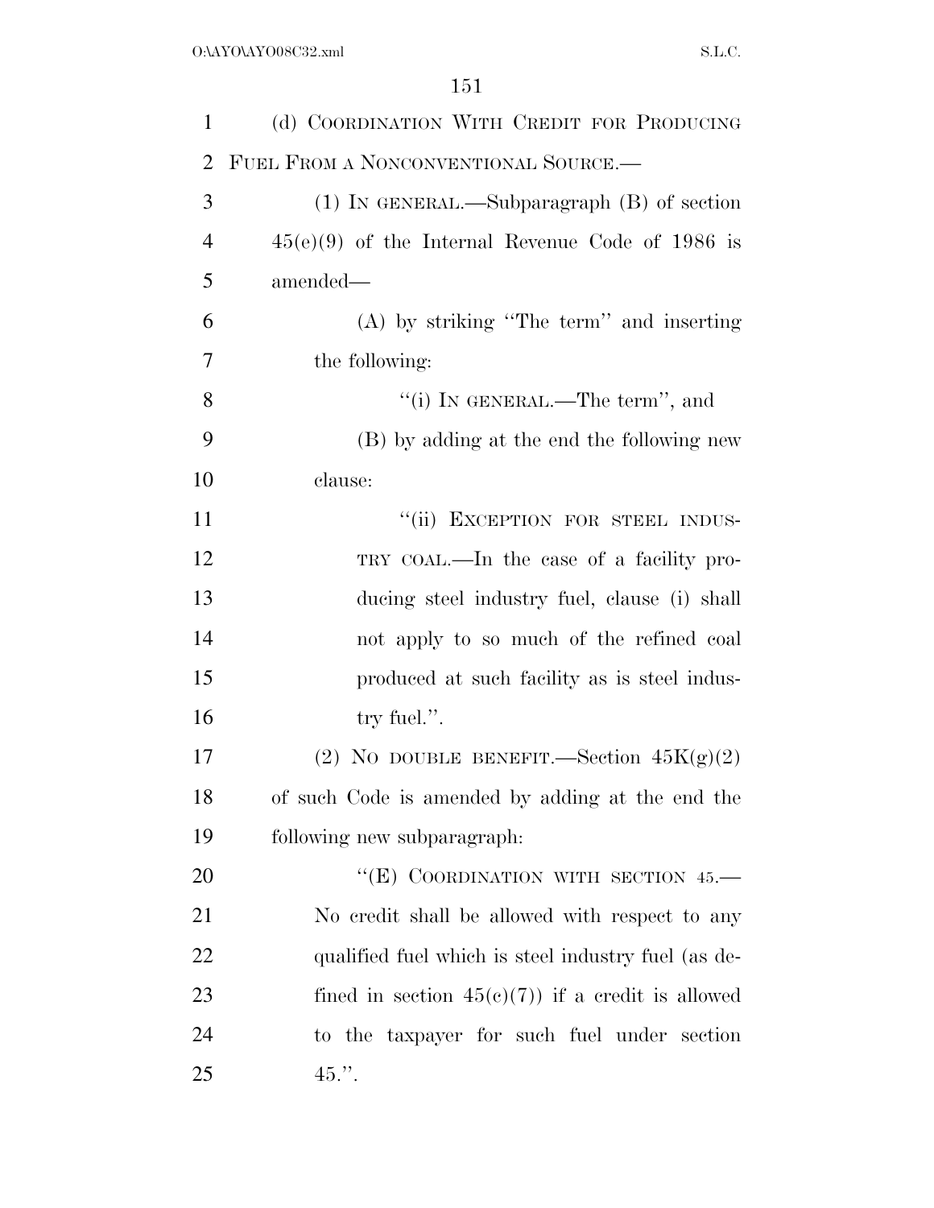(d) COORDINATION WITH CREDIT FOR PRODUCING FUEL FROM A NONCONVENTIONAL SOURCE.—

(1) IN GENERAL.—Subparagraph (B) of section 45(c)(9) of the Internal Revenue Code of 1986 is amended—

(A) by striking "The term" and inserting the following:

"(i) IN GENERAL.—The term", and

(B) by adding at the end the following new clause:

"(ii) EXCEPTION FOR STEEL INDUSTRY COAL.—In the case of a facility producing steel industry fuel, clause (i) shall not apply to so much of the refined coal produced at such facility as is steel industry fuel.".

(2) NO DOUBLE BENEFIT.—Section 45K(g)(2) of such Code is amended by adding at the end the following new subparagraph:

"(E) COORDINATION WITH SECTION 45.—No credit shall be allowed with respect to any qualified fuel which is steel industry fuel (as defined in section 45(c)(7)) if a credit is allowed to the taxpayer for such fuel under section 45.".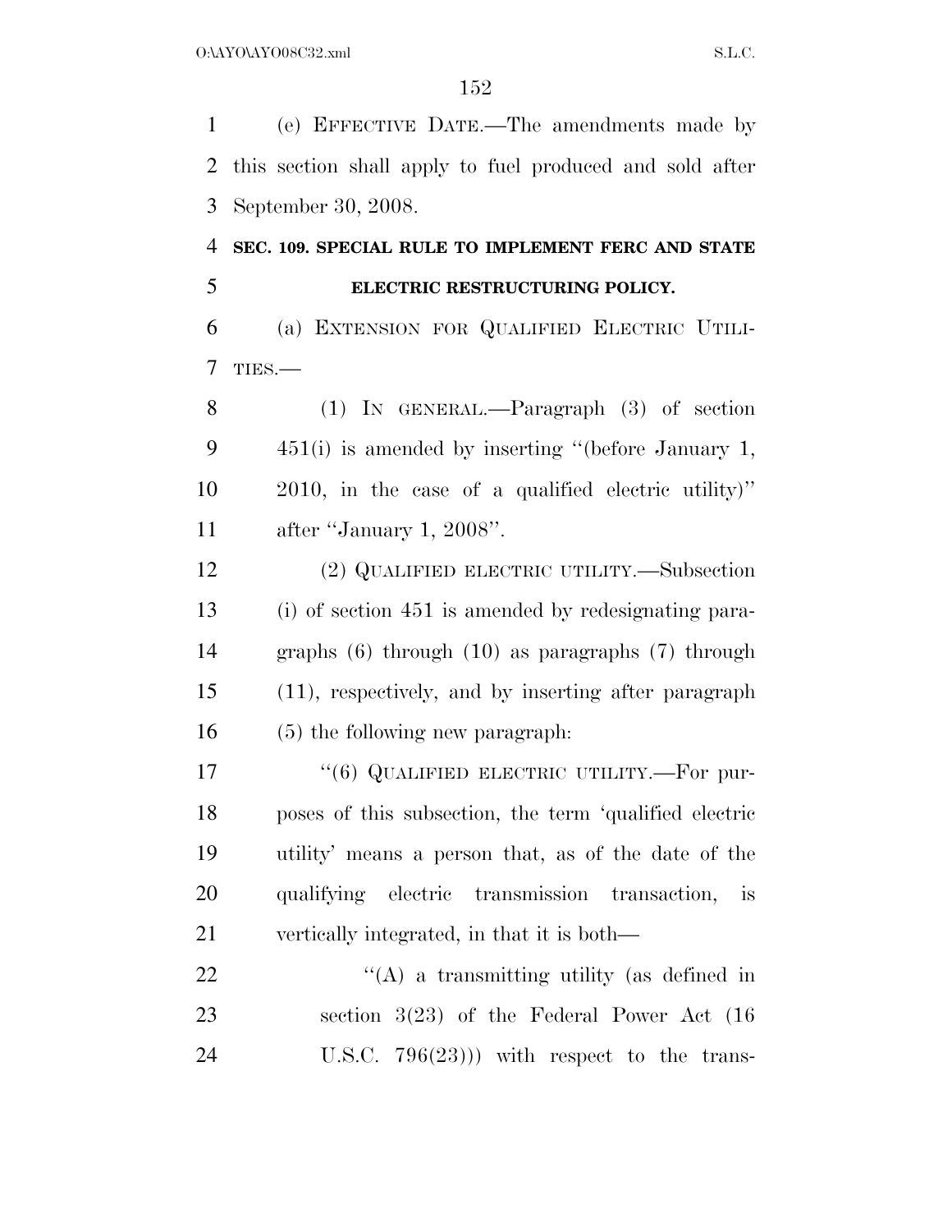(e) EFFECTIVE DATE.—The amendments made by this section shall apply to fuel produced and sold after September 30, 2008.

**SEC. 109. SPECIAL RULE TO IMPLEMENT FERC AND STATE ELECTRIC RESTRUCTURING POLICY.**

(a) EXTENSION FOR QUALIFIED ELECTRIC UTILITIES.—

(1) IN GENERAL.—Paragraph (3) of section 451(i) is amended by inserting "(before January 1, 2010, in the case of a qualified electric utility)" after "January 1, 2008".

(2) QUALIFIED ELECTRIC UTILITY.—Subsection (i) of section 451 is amended by redesignating paragraphs (6) through (10) as paragraphs (7) through (11), respectively, and by inserting after paragraph (5) the following new paragraph:

"(6) QUALIFIED ELECTRIC UTILITY.—For purposes of this subsection, the term 'qualified electric utility' means a person that, as of the date of the qualifying electric transmission transaction, is vertically integrated, in that it is both—

"(A) a transmitting utility (as defined in section 3(23) of the Federal Power Act (16 U.S.C. 796(23))) with respect to the trans-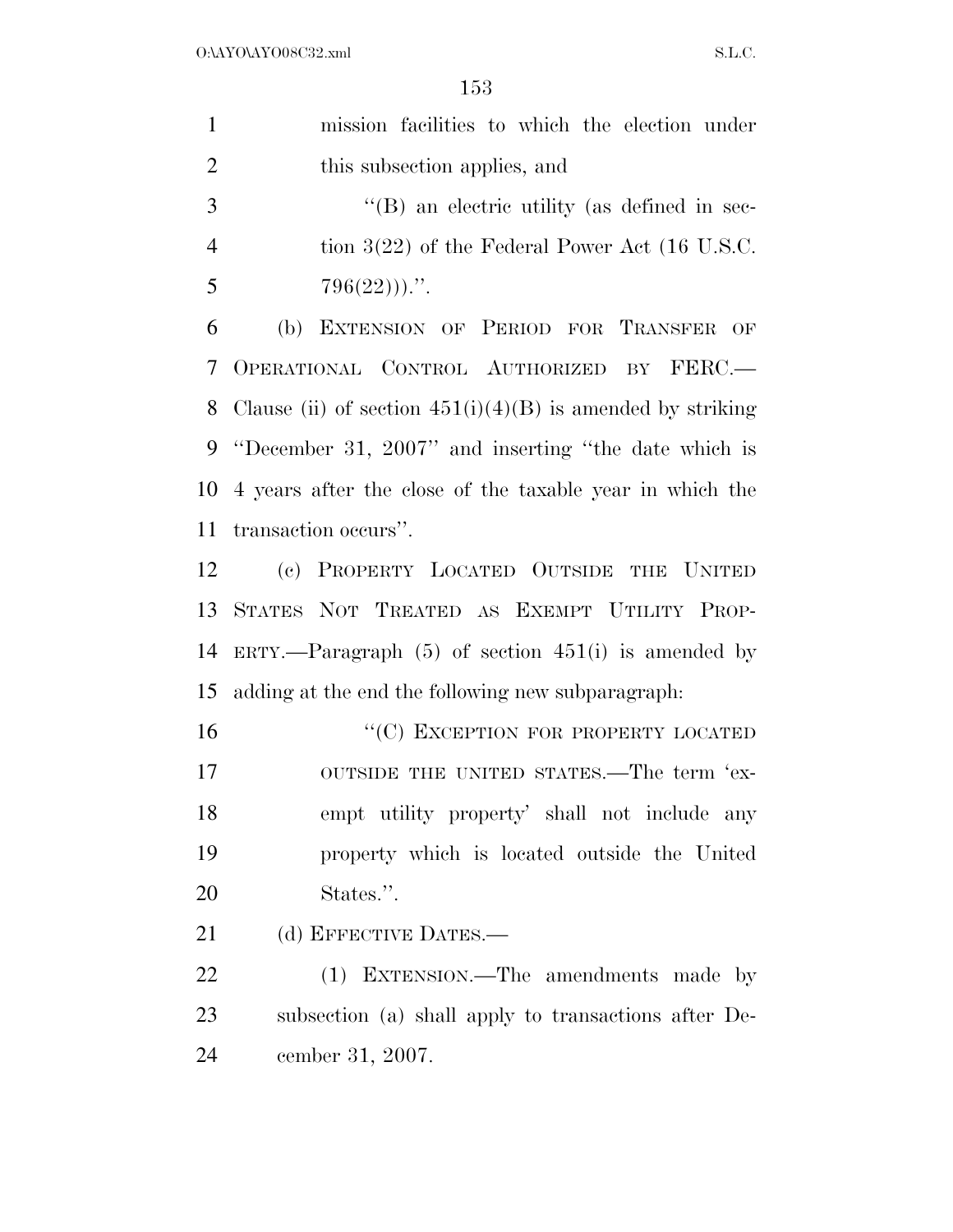mission facilities to which the election under this subsection applies, and

"(B) an electric utility (as defined in section 3(22) of the Federal Power Act (16 U.S.C. 796(22)))."

(b) EXTENSION OF PERIOD FOR TRANSFER OF OPERATIONAL CONTROL AUTHORIZED BY FERC.—Clause (ii) of section 451(i)(4)(B) is amended by striking "December 31, 2007" and inserting "the date which is 4 years after the close of the taxable year in which the transaction occurs".

(c) PROPERTY LOCATED OUTSIDE THE UNITED STATES NOT TREATED AS EXEMPT UTILITY PROPERTY.—Paragraph (5) of section 451(i) is amended by adding at the end the following new subparagraph:

"(C) EXCEPTION FOR PROPERTY LOCATED OUTSIDE THE UNITED STATES.—The term 'exempt utility property' shall not include any property which is located outside the United States.".

(d) EFFECTIVE DATES.—

(1) EXTENSION.—The amendments made by subsection (a) shall apply to transactions after December 31, 2007.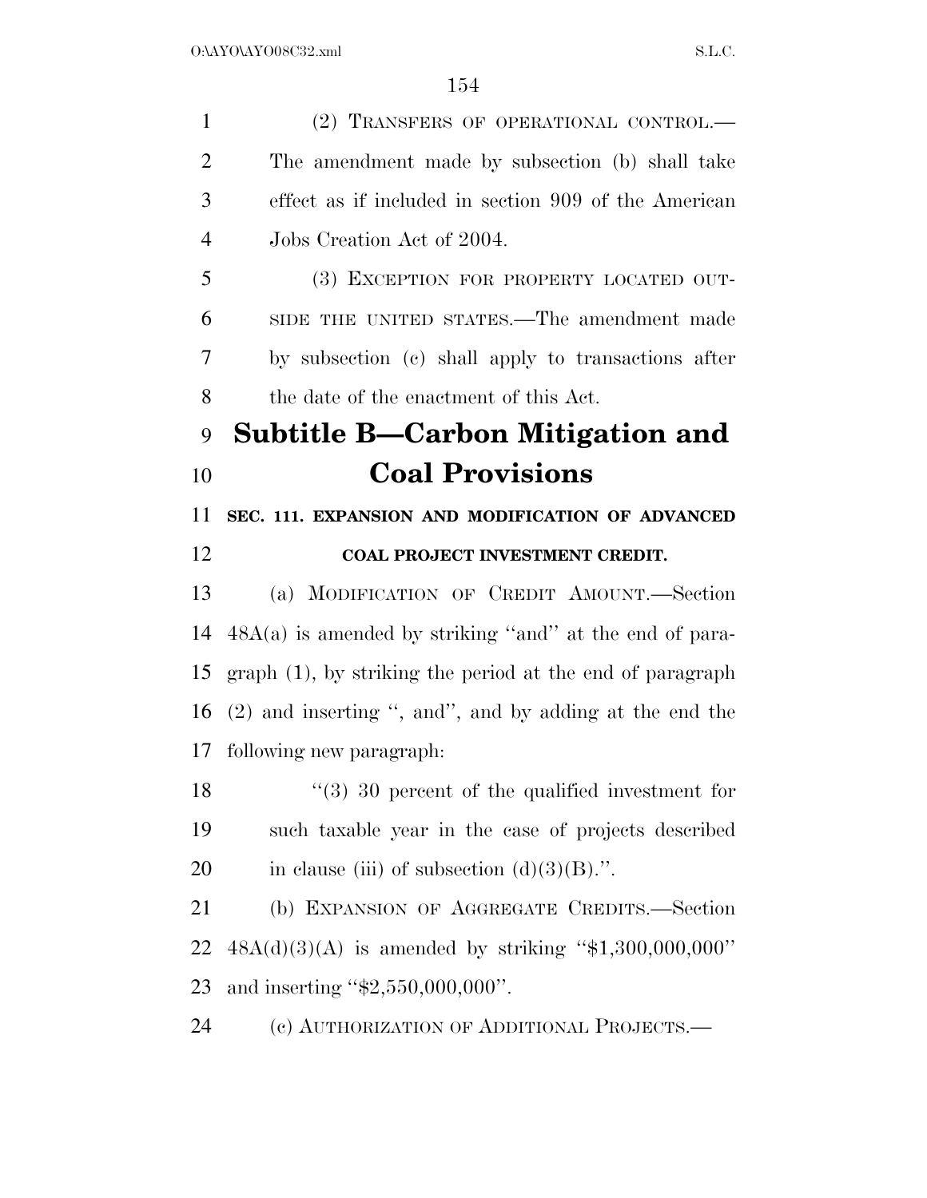(2) TRANSFERS OF OPERATIONAL CONTROL.—The amendment made by subsection (b) shall take effect as if included in section 909 of the American Jobs Creation Act of 2004.

(3) EXCEPTION FOR PROPERTY LOCATED OUTSIDE THE UNITED STATES.—The amendment made by subsection (c) shall apply to transactions after the date of the enactment of this Act.

# Subtitle B—Carbon Mitigation and Coal Provisions

## SEC. 111. EXPANSION AND MODIFICATION OF ADVANCED COAL PROJECT INVESTMENT CREDIT.

(a) MODIFICATION OF CREDIT AMOUNT.—Section 48A(a) is amended by striking ''and'' at the end of paragraph (1), by striking the period at the end of paragraph (2) and inserting '', and'', and by adding at the end the following new paragraph:

''(3) 30 percent of the qualified investment for such taxable year in the case of projects described in clause (iii) of subsection (d)(3)(B).''.

(b) EXPANSION OF AGGREGATE CREDITS.—Section 48A(d)(3)(A) is amended by striking ''$1,300,000,000'' and inserting ''$2,550,000,000''.

(c) AUTHORIZATION OF ADDITIONAL PROJECTS.—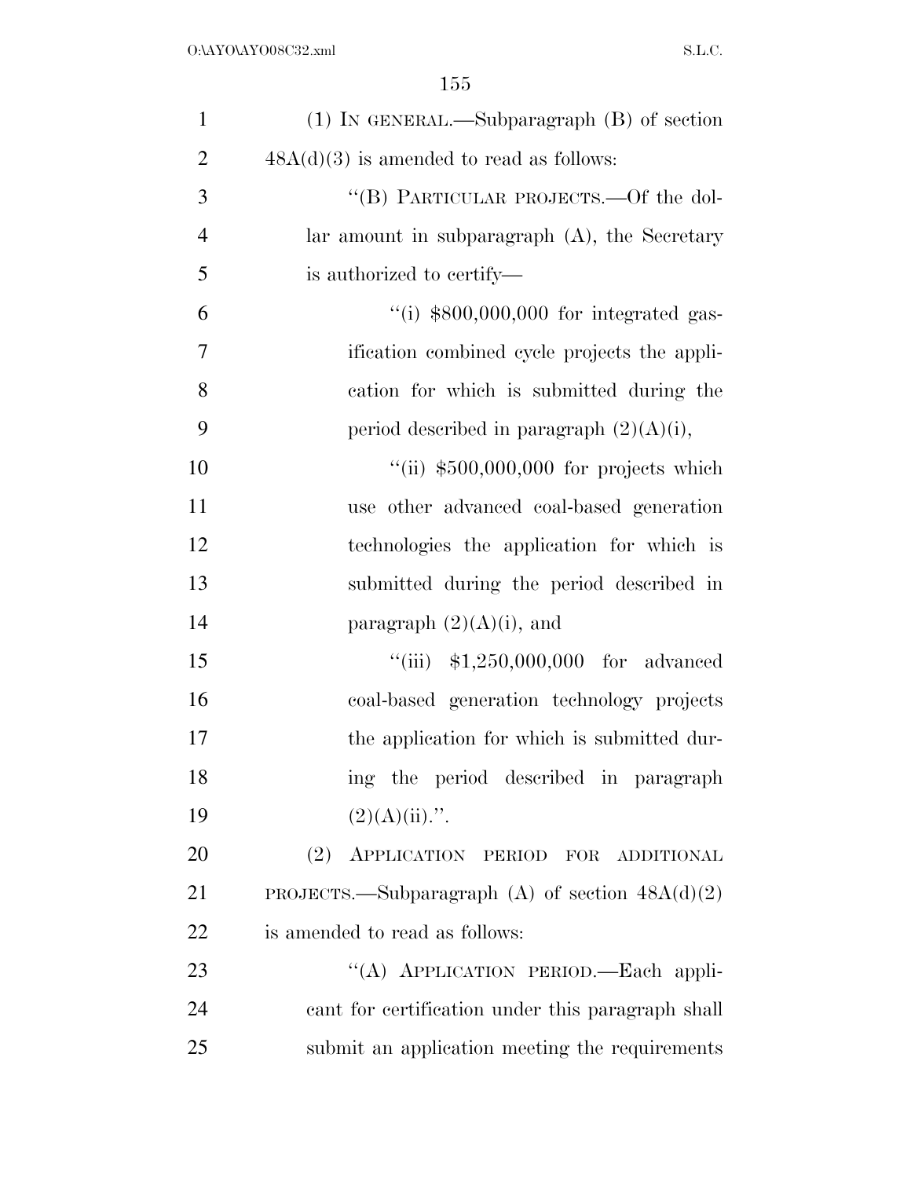(1) IN GENERAL.—Subparagraph (B) of section 48A(d)(3) is amended to read as follows:

"(B) PARTICULAR PROJECTS.—Of the dollar amount in subparagraph (A), the Secretary is authorized to certify—

"(i) $800,000,000 for integrated gasification combined cycle projects the application for which is submitted during the period described in paragraph (2)(A)(i),

"(ii) $500,000,000 for projects which use other advanced coal-based generation technologies the application for which is submitted during the period described in paragraph (2)(A)(i), and

"(iii) $1,250,000,000 for advanced coal-based generation technology projects the application for which is submitted during the period described in paragraph (2)(A)(ii).".

(2) APPLICATION PERIOD FOR ADDITIONAL PROJECTS.—Subparagraph (A) of section 48A(d)(2) is amended to read as follows:

"(A) APPLICATION PERIOD.—Each applicant for certification under this paragraph shall submit an application meeting the requirements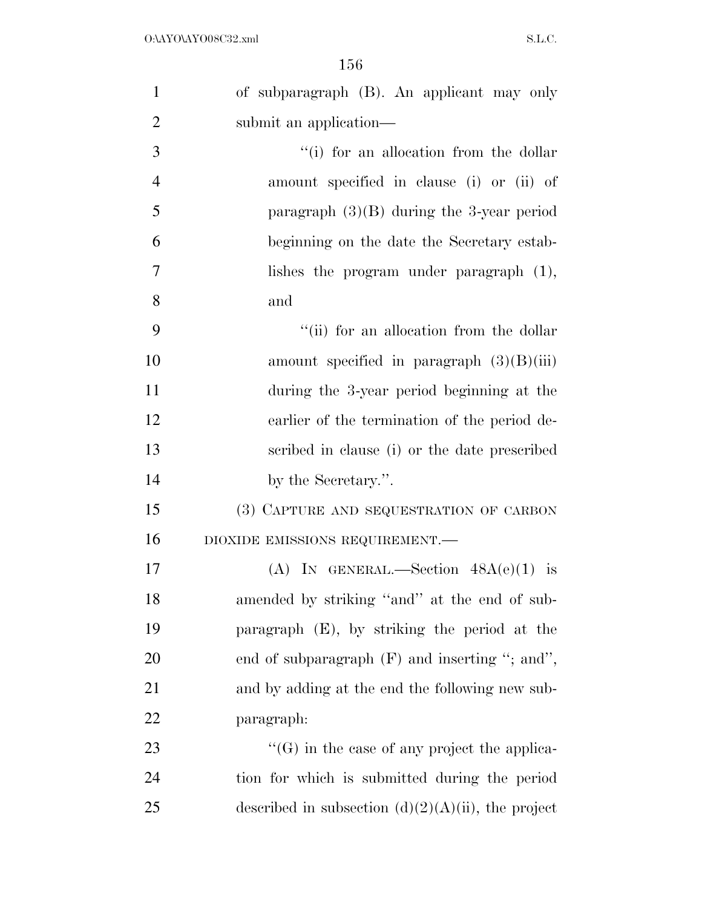of subparagraph (B). An applicant may only submit an application—

"(i) for an allocation from the dollar amount specified in clause (i) or (ii) of paragraph (3)(B) during the 3-year period beginning on the date the Secretary establishes the program under paragraph (1), and

"(ii) for an allocation from the dollar amount specified in paragraph (3)(B)(iii) during the 3-year period beginning at the earlier of the termination of the period described in clause (i) or the date prescribed by the Secretary.".

(3) CAPTURE AND SEQUESTRATION OF CARBON DIOXIDE EMISSIONS REQUIREMENT.—

(A) IN GENERAL.—Section 48A(e)(1) is amended by striking "and" at the end of subparagraph (E), by striking the period at the end of subparagraph (F) and inserting "; and", and by adding at the end the following new subparagraph:

"(G) in the case of any project the application for which is submitted during the period described in subsection (d)(2)(A)(ii), the project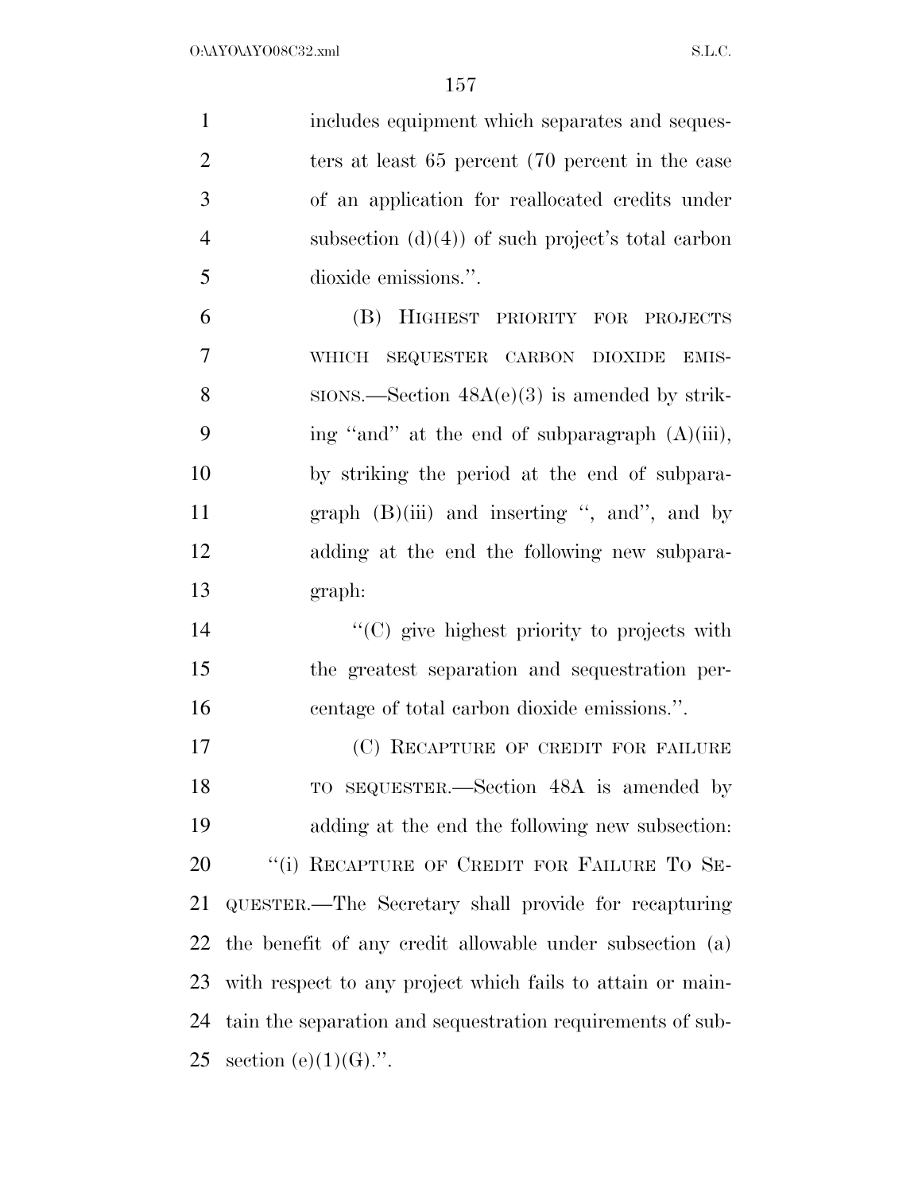includes equipment which separates and sequesters at least 65 percent (70 percent in the case of an application for reallocated credits under subsection (d)(4)) of such project's total carbon dioxide emissions.''.

(B) HIGHEST PRIORITY FOR PROJECTS WHICH SEQUESTER CARBON DIOXIDE EMISSIONS.—Section 48A(e)(3) is amended by striking ''and'' at the end of subparagraph (A)(iii), by striking the period at the end of subparagraph (B)(iii) and inserting '', and'', and by adding at the end the following new subparagraph:

''(C) give highest priority to projects with the greatest separation and sequestration percentage of total carbon dioxide emissions.''.

(C) RECAPTURE OF CREDIT FOR FAILURE TO SEQUESTER.—Section 48A is amended by adding at the end the following new subsection:

''(i) RECAPTURE OF CREDIT FOR FAILURE TO SEQUESTER.—The Secretary shall provide for recapturing the benefit of any credit allowable under subsection (a) with respect to any project which fails to attain or maintain the separation and sequestration requirements of subsection (e)(1)(G).''.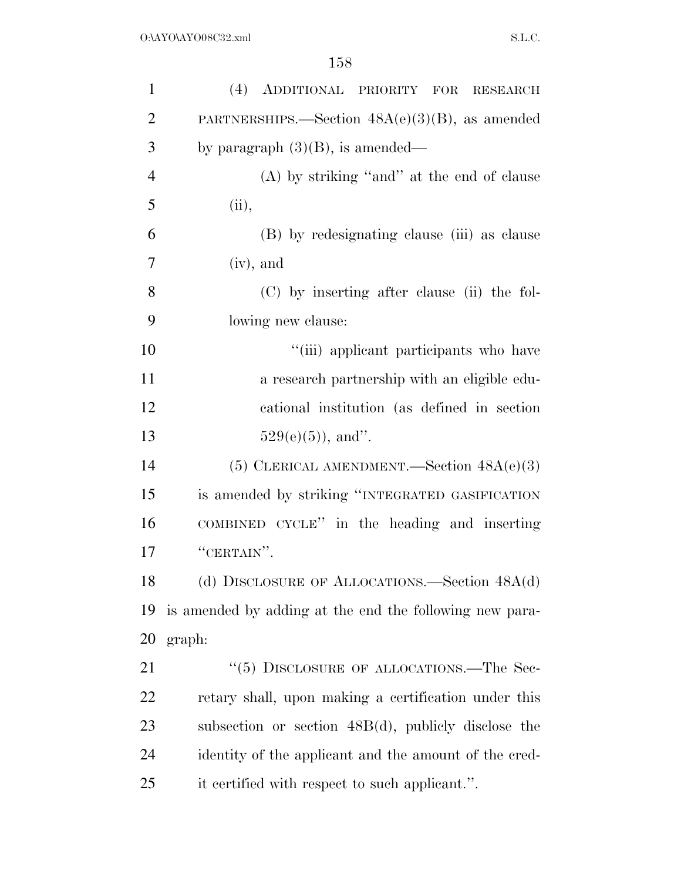(4) ADDITIONAL PRIORITY FOR RESEARCH PARTNERSHIPS.—Section 48A(e)(3)(B), as amended by paragraph (3)(B), is amended—

(A) by striking "and" at the end of clause (ii),

(B) by redesignating clause (iii) as clause (iv), and

(C) by inserting after clause (ii) the following new clause:

"(iii) applicant participants who have a research partnership with an eligible educational institution (as defined in section 529(e)(5)), and".

(5) CLERICAL AMENDMENT.—Section 48A(e)(3) is amended by striking "INTEGRATED GASIFICATION COMBINED CYCLE" in the heading and inserting "CERTAIN".

(d) DISCLOSURE OF ALLOCATIONS.—Section 48A(d) is amended by adding at the end the following new paragraph:

"(5) DISCLOSURE OF ALLOCATIONS.—The Secretary shall, upon making a certification under this subsection or section 48B(d), publicly disclose the identity of the applicant and the amount of the credit certified with respect to such applicant.".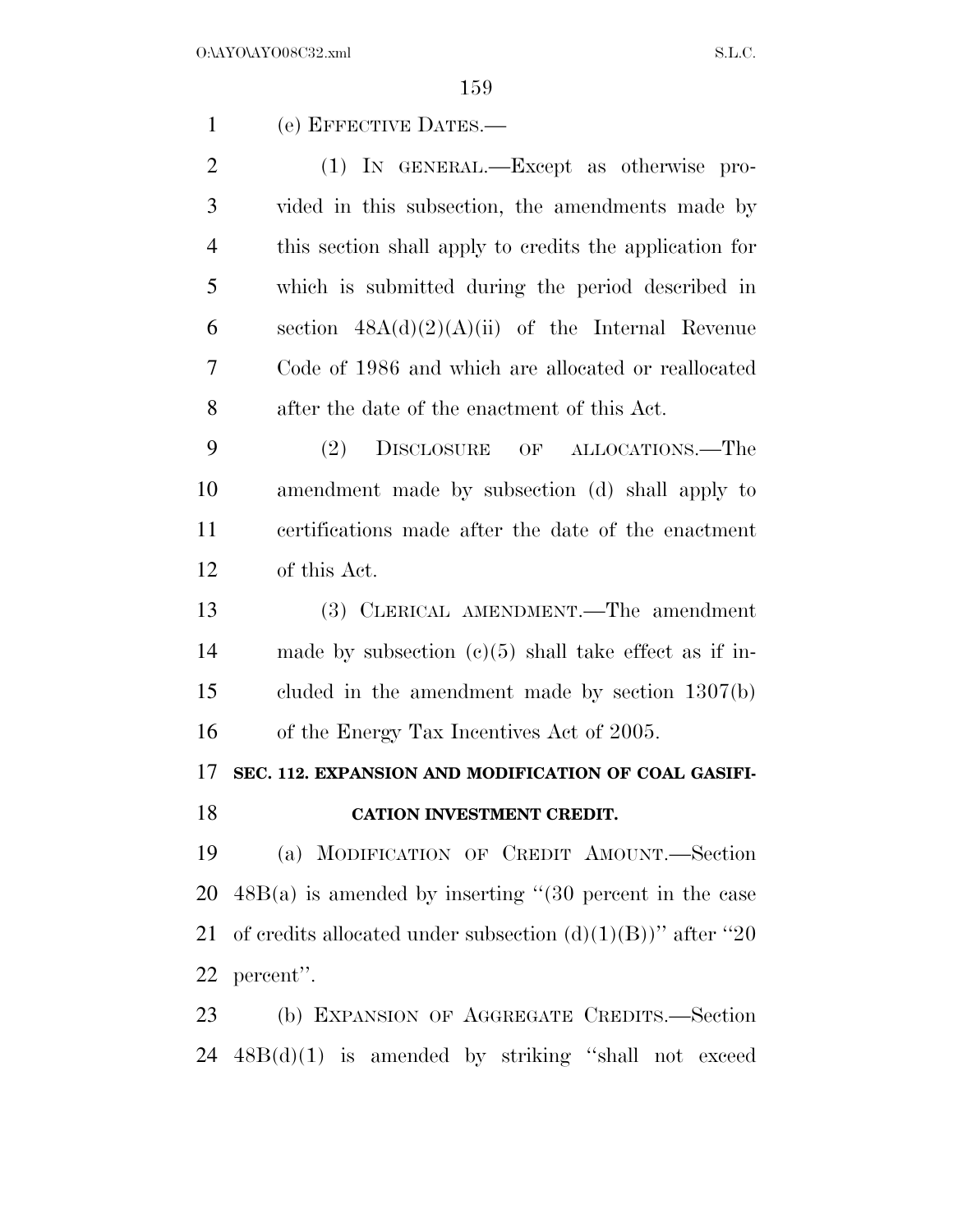(e) EFFECTIVE DATES.—

(1) IN GENERAL.—Except as otherwise provided in this subsection, the amendments made by this section shall apply to credits the application for which is submitted during the period described in section 48A(d)(2)(A)(ii) of the Internal Revenue Code of 1986 and which are allocated or reallocated after the date of the enactment of this Act.

(2) DISCLOSURE OF ALLOCATIONS.—The amendment made by subsection (d) shall apply to certifications made after the date of the enactment of this Act.

(3) CLERICAL AMENDMENT.—The amendment made by subsection (c)(5) shall take effect as if included in the amendment made by section 1307(b) of the Energy Tax Incentives Act of 2005.

**SEC. 112. EXPANSION AND MODIFICATION OF COAL GASIFICATION INVESTMENT CREDIT.**

(a) MODIFICATION OF CREDIT AMOUNT.—Section 48B(a) is amended by inserting "(30 percent in the case of credits allocated under subsection (d)(1)(B))" after "20 percent".

(b) EXPANSION OF AGGREGATE CREDITS.—Section 48B(d)(1) is amended by striking "shall not exceed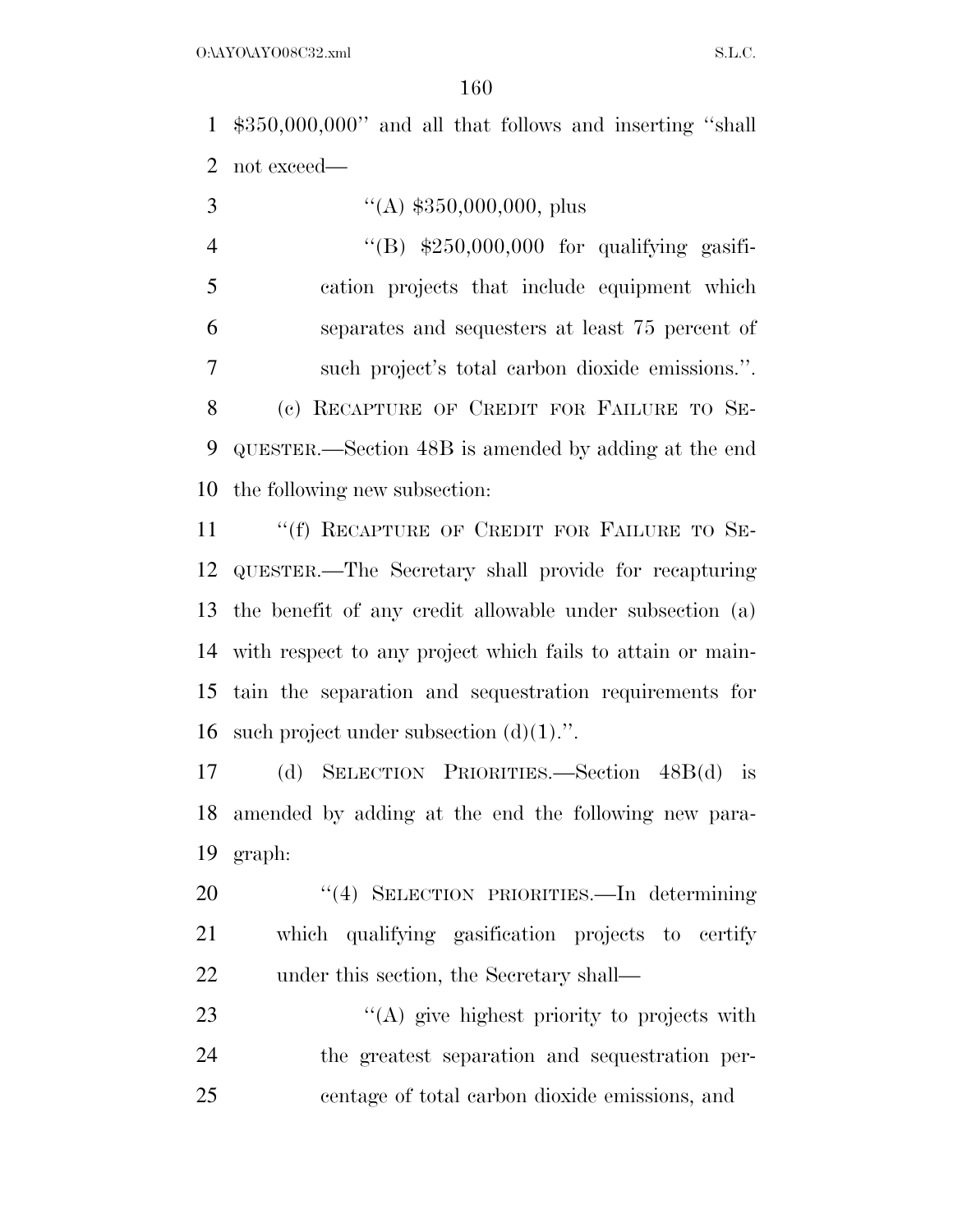$350,000,000'' and all that follows and inserting ''shall not exceed—

''(A) $350,000,000, plus

''(B) $250,000,000 for qualifying gasification projects that include equipment which separates and sequesters at least 75 percent of such project's total carbon dioxide emissions.''.

(c) RECAPTURE OF CREDIT FOR FAILURE TO SEQUESTER.—Section 48B is amended by adding at the end the following new subsection:

''(f) RECAPTURE OF CREDIT FOR FAILURE TO SEQUESTER.—The Secretary shall provide for recapturing the benefit of any credit allowable under subsection (a) with respect to any project which fails to attain or maintain the separation and sequestration requirements for such project under subsection (d)(1).''.

(d) SELECTION PRIORITIES.—Section 48B(d) is amended by adding at the end the following new paragraph:

''(4) SELECTION PRIORITIES.—In determining which qualifying gasification projects to certify under this section, the Secretary shall—

''(A) give highest priority to projects with the greatest separation and sequestration percentage of total carbon dioxide emissions, and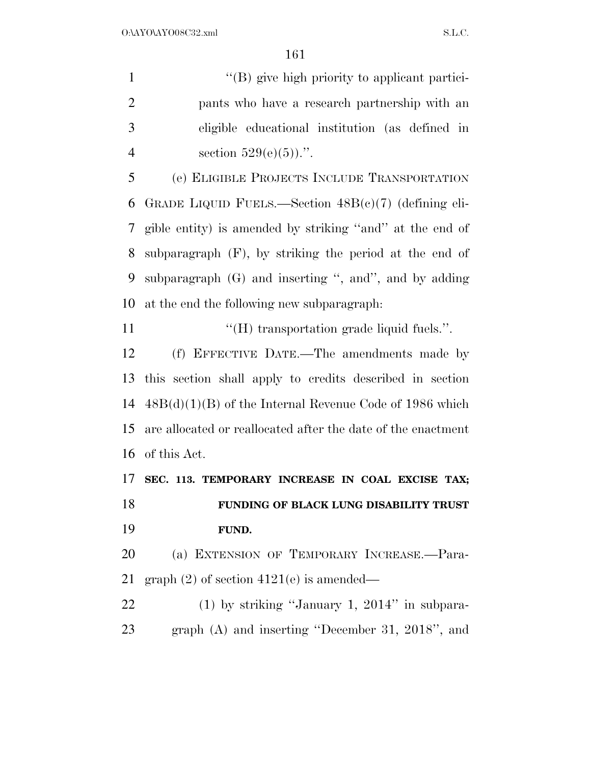''(B) give high priority to applicant participants who have a research partnership with an eligible educational institution (as defined in section 529(e)(5)).''.

(e) ELIGIBLE PROJECTS INCLUDE TRANSPORTATION GRADE LIQUID FUELS.—Section 48B(c)(7) (defining eligible entity) is amended by striking ''and'' at the end of subparagraph (F), by striking the period at the end of subparagraph (G) and inserting '', and'', and by adding at the end the following new subparagraph:

''(H) transportation grade liquid fuels.''.

(f) EFFECTIVE DATE.—The amendments made by this section shall apply to credits described in section 48B(d)(1)(B) of the Internal Revenue Code of 1986 which are allocated or reallocated after the date of the enactment of this Act.

**SEC. 113. TEMPORARY INCREASE IN COAL EXCISE TAX; FUNDING OF BLACK LUNG DISABILITY TRUST FUND.**

(a) EXTENSION OF TEMPORARY INCREASE.—Paragraph (2) of section 4121(e) is amended—

(1) by striking ''January 1, 2014'' in subparagraph (A) and inserting ''December 31, 2018'', and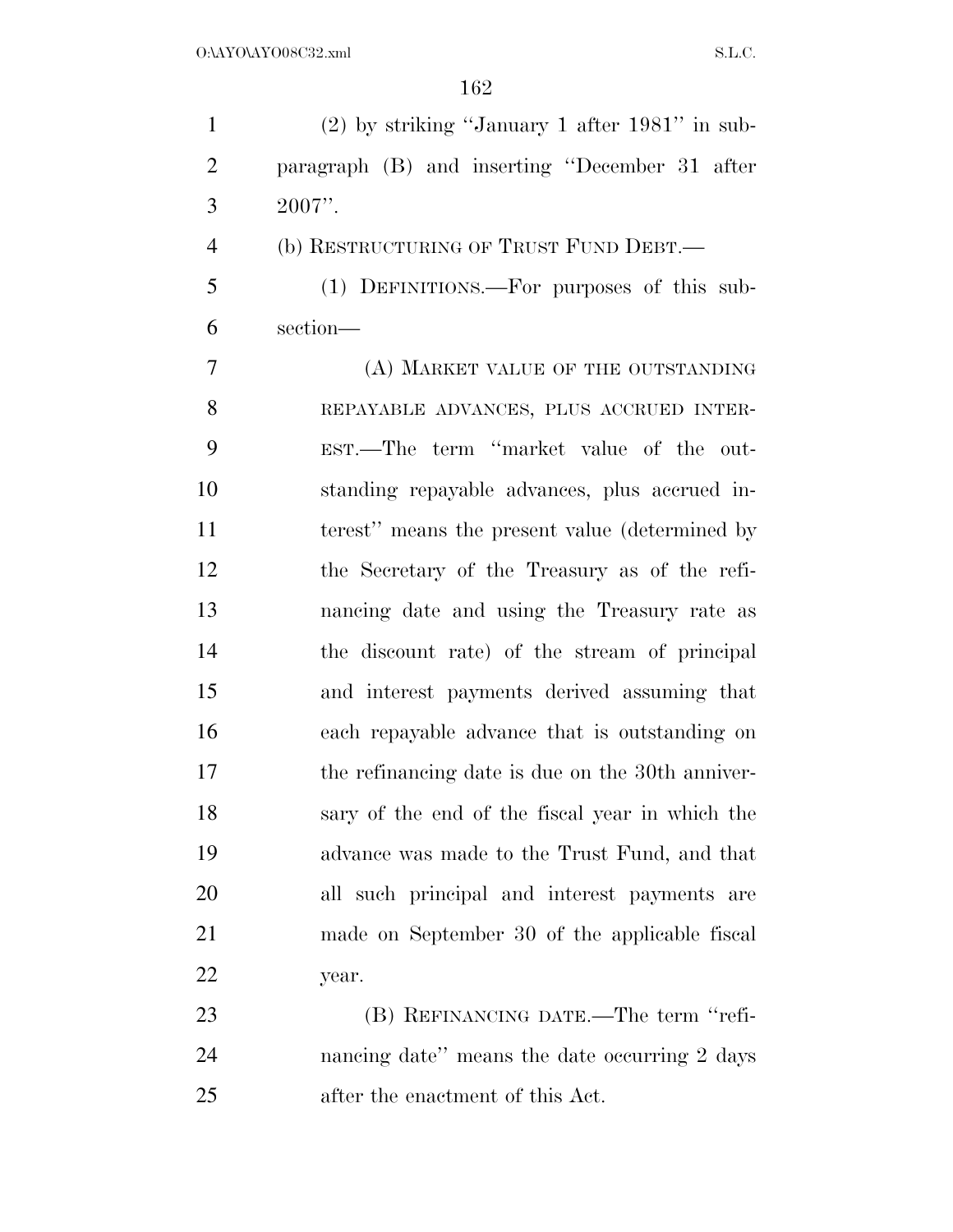(2) by striking "January 1 after 1981" in subparagraph (B) and inserting "December 31 after 2007".

(b) RESTRUCTURING OF TRUST FUND DEBT.—

(1) DEFINITIONS.—For purposes of this subsection—

(A) MARKET VALUE OF THE OUTSTANDING REPAYABLE ADVANCES, PLUS ACCRUED INTEREST.—The term "market value of the outstanding repayable advances, plus accrued interest" means the present value (determined by the Secretary of the Treasury as of the refinancing date and using the Treasury rate as the discount rate) of the stream of principal and interest payments derived assuming that each repayable advance that is outstanding on the refinancing date is due on the 30th anniversary of the end of the fiscal year in which the advance was made to the Trust Fund, and that all such principal and interest payments are made on September 30 of the applicable fiscal year.

(B) REFINANCING DATE.—The term "refinancing date" means the date occurring 2 days after the enactment of this Act.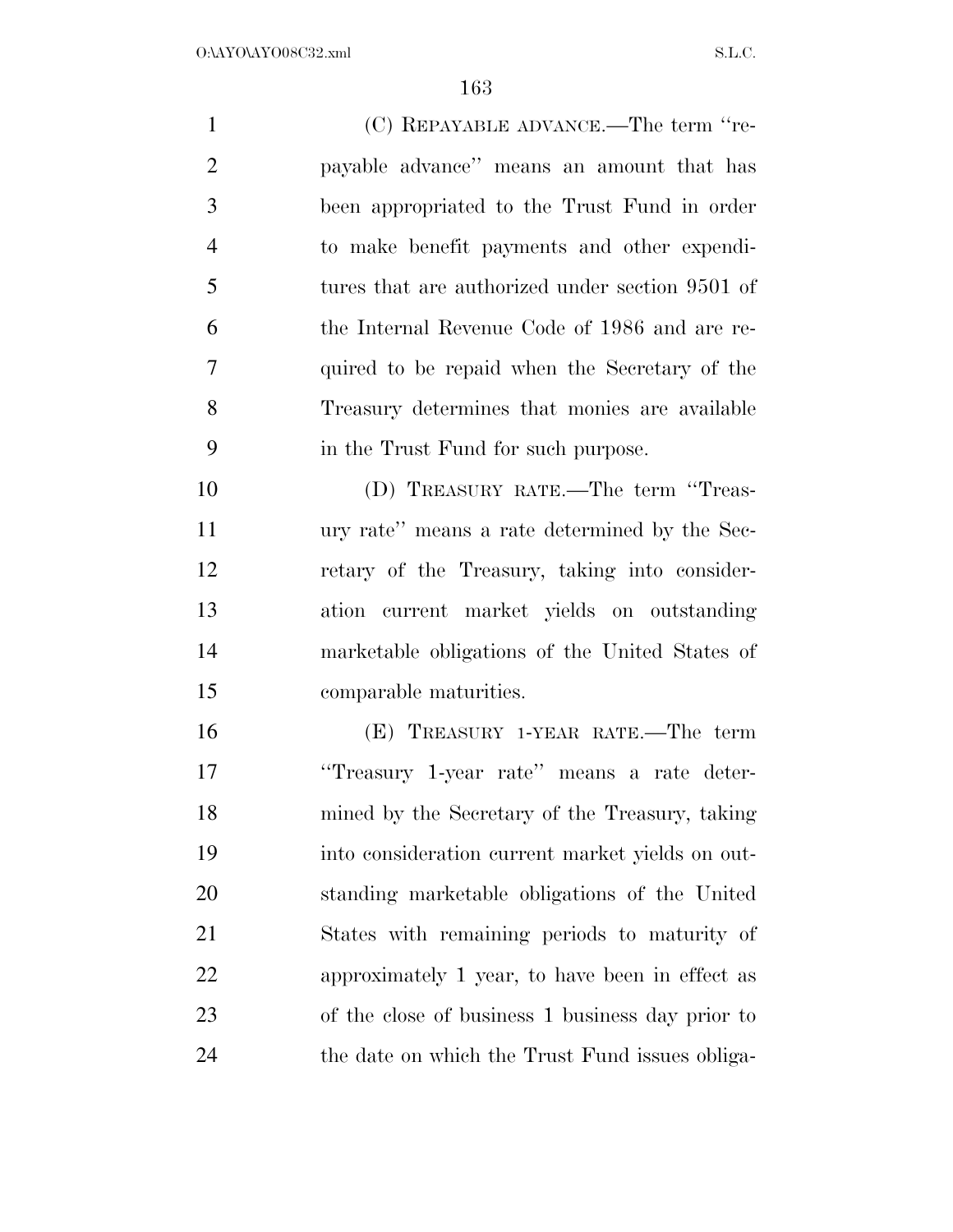(C) REPAYABLE ADVANCE.—The term ''repayable advance'' means an amount that has been appropriated to the Trust Fund in order to make benefit payments and other expenditures that are authorized under section 9501 of the Internal Revenue Code of 1986 and are required to be repaid when the Secretary of the Treasury determines that monies are available in the Trust Fund for such purpose.

(D) TREASURY RATE.—The term ''Treasury rate'' means a rate determined by the Secretary of the Treasury, taking into consideration current market yields on outstanding marketable obligations of the United States of comparable maturities.

(E) TREASURY 1-YEAR RATE.—The term ''Treasury 1-year rate'' means a rate determined by the Secretary of the Treasury, taking into consideration current market yields on outstanding marketable obligations of the United States with remaining periods to maturity of approximately 1 year, to have been in effect as of the close of business 1 business day prior to the date on which the Trust Fund issues obliga-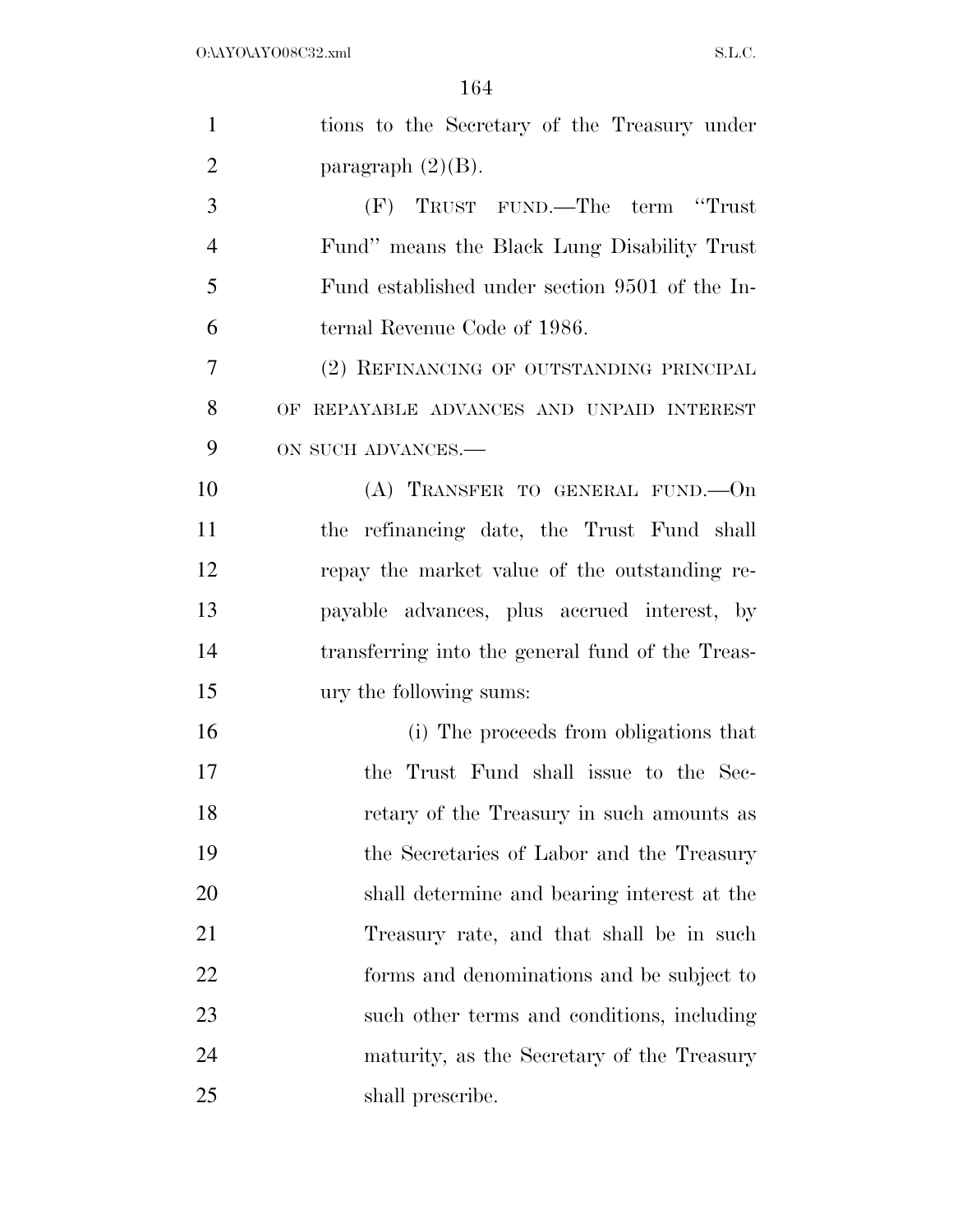tions to the Secretary of the Treasury under paragraph (2)(B).

(F) TRUST FUND.—The term "Trust Fund" means the Black Lung Disability Trust Fund established under section 9501 of the Internal Revenue Code of 1986.

(2) REFINANCING OF OUTSTANDING PRINCIPAL OF REPAYABLE ADVANCES AND UNPAID INTEREST ON SUCH ADVANCES.—

(A) TRANSFER TO GENERAL FUND.—On the refinancing date, the Trust Fund shall repay the market value of the outstanding repayable advances, plus accrued interest, by transferring into the general fund of the Treasury the following sums:

(i) The proceeds from obligations that the Trust Fund shall issue to the Secretary of the Treasury in such amounts as the Secretaries of Labor and the Treasury shall determine and bearing interest at the Treasury rate, and that shall be in such forms and denominations and be subject to such other terms and conditions, including maturity, as the Secretary of the Treasury shall prescribe.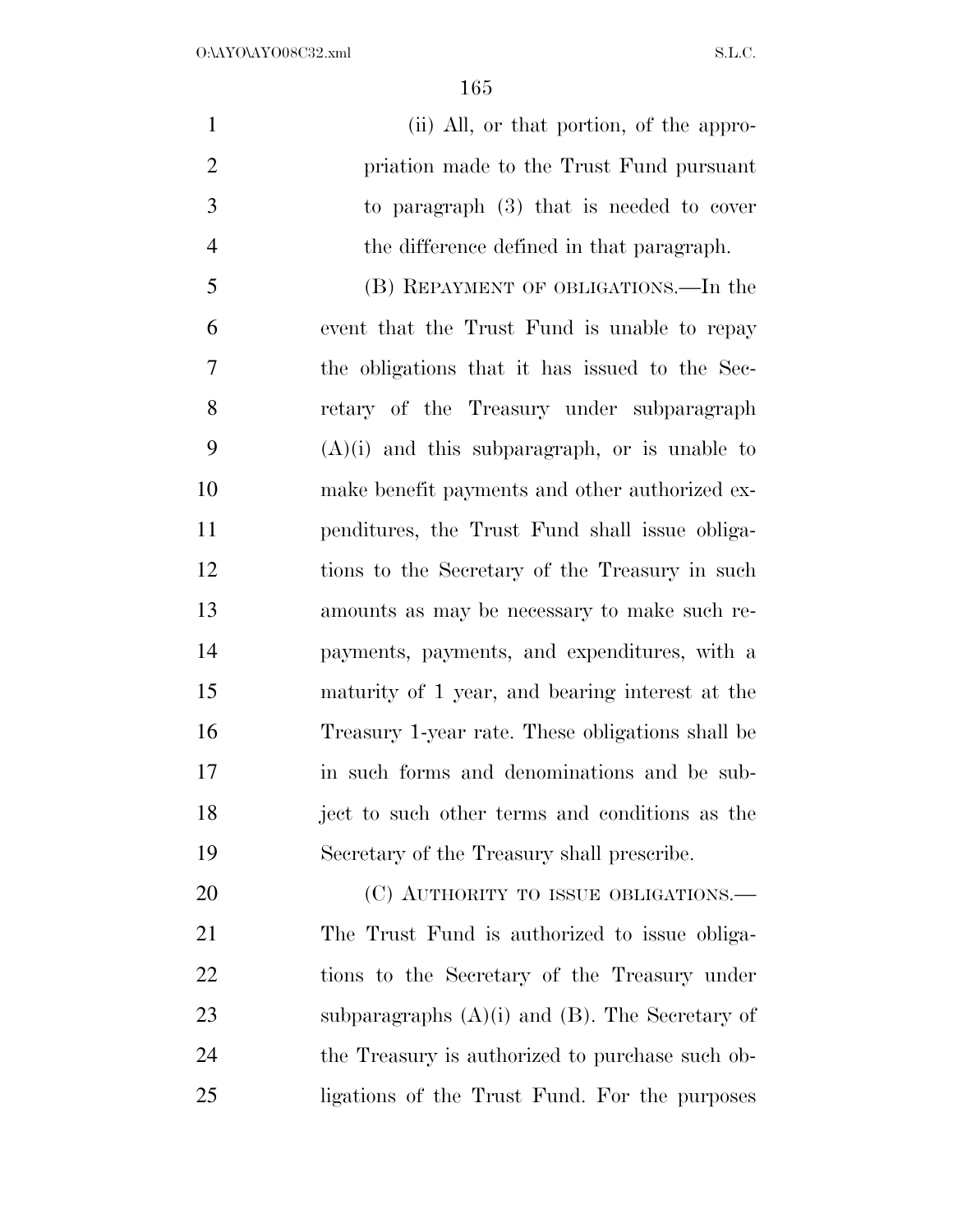(ii) All, or that portion, of the appropriation made to the Trust Fund pursuant to paragraph (3) that is needed to cover the difference defined in that paragraph.

(B) REPAYMENT OF OBLIGATIONS.—In the event that the Trust Fund is unable to repay the obligations that it has issued to the Secretary of the Treasury under subparagraph (A)(i) and this subparagraph, or is unable to make benefit payments and other authorized expenditures, the Trust Fund shall issue obligations to the Secretary of the Treasury in such amounts as may be necessary to make such repayments, payments, and expenditures, with a maturity of 1 year, and bearing interest at the Treasury 1-year rate. These obligations shall be in such forms and denominations and be subject to such other terms and conditions as the Secretary of the Treasury shall prescribe.

(C) AUTHORITY TO ISSUE OBLIGATIONS.—The Trust Fund is authorized to issue obligations to the Secretary of the Treasury under subparagraphs (A)(i) and (B). The Secretary of the Treasury is authorized to purchase such obligations of the Trust Fund. For the purposes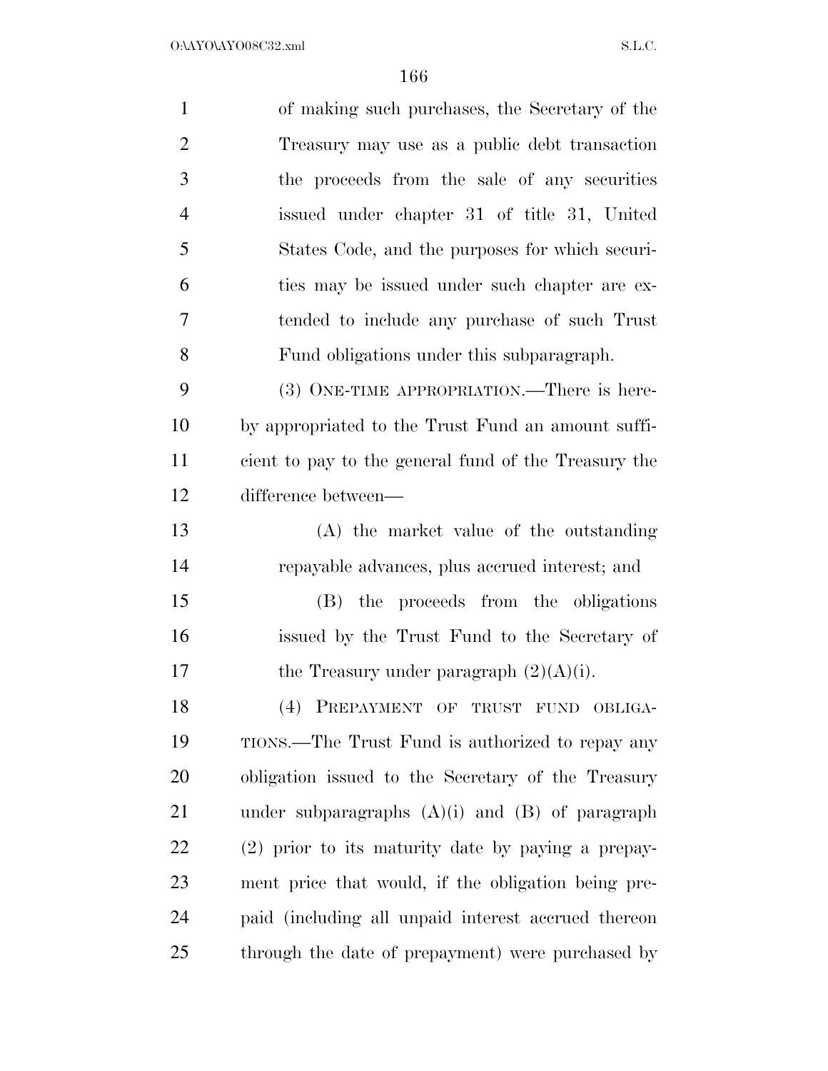of making such purchases, the Secretary of the Treasury may use as a public debt transaction the proceeds from the sale of any securities issued under chapter 31 of title 31, United States Code, and the purposes for which securities may be issued under such chapter are extended to include any purchase of such Trust Fund obligations under this subparagraph.

(3) ONE-TIME APPROPRIATION.—There is hereby appropriated to the Trust Fund an amount sufficient to pay to the general fund of the Treasury the difference between—

(A) the market value of the outstanding repayable advances, plus accrued interest; and

(B) the proceeds from the obligations issued by the Trust Fund to the Secretary of the Treasury under paragraph (2)(A)(i).

(4) PREPAYMENT OF TRUST FUND OBLIGATIONS.—The Trust Fund is authorized to repay any obligation issued to the Secretary of the Treasury under subparagraphs (A)(i) and (B) of paragraph (2) prior to its maturity date by paying a prepayment price that would, if the obligation being prepaid (including all unpaid interest accrued thereon through the date of prepayment) were purchased by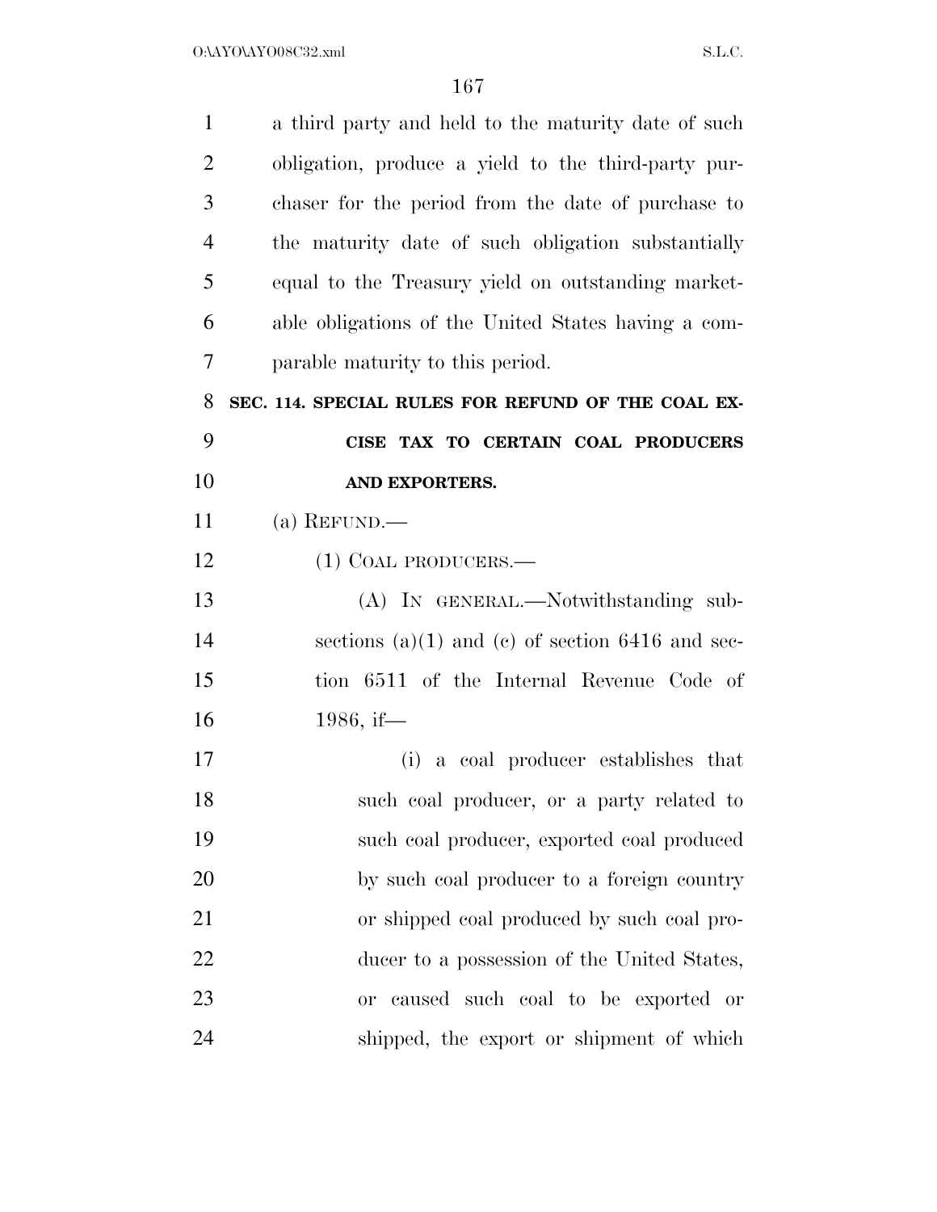a third party and held to the maturity date of such obligation, produce a yield to the third-party purchaser for the period from the date of purchase to the maturity date of such obligation substantially equal to the Treasury yield on outstanding marketable obligations of the United States having a comparable maturity to this period.

**SEC. 114. SPECIAL RULES FOR REFUND OF THE COAL EXCISE TAX TO CERTAIN COAL PRODUCERS AND EXPORTERS.**

(a) REFUND.—

(1) COAL PRODUCERS.—

(A) IN GENERAL.—Notwithstanding subsections (a)(1) and (c) of section 6416 and section 6511 of the Internal Revenue Code of 1986, if—

(i) a coal producer establishes that such coal producer, or a party related to such coal producer, exported coal produced by such coal producer to a foreign country or shipped coal produced by such coal producer to a possession of the United States, or caused such coal to be exported or shipped, the export or shipment of which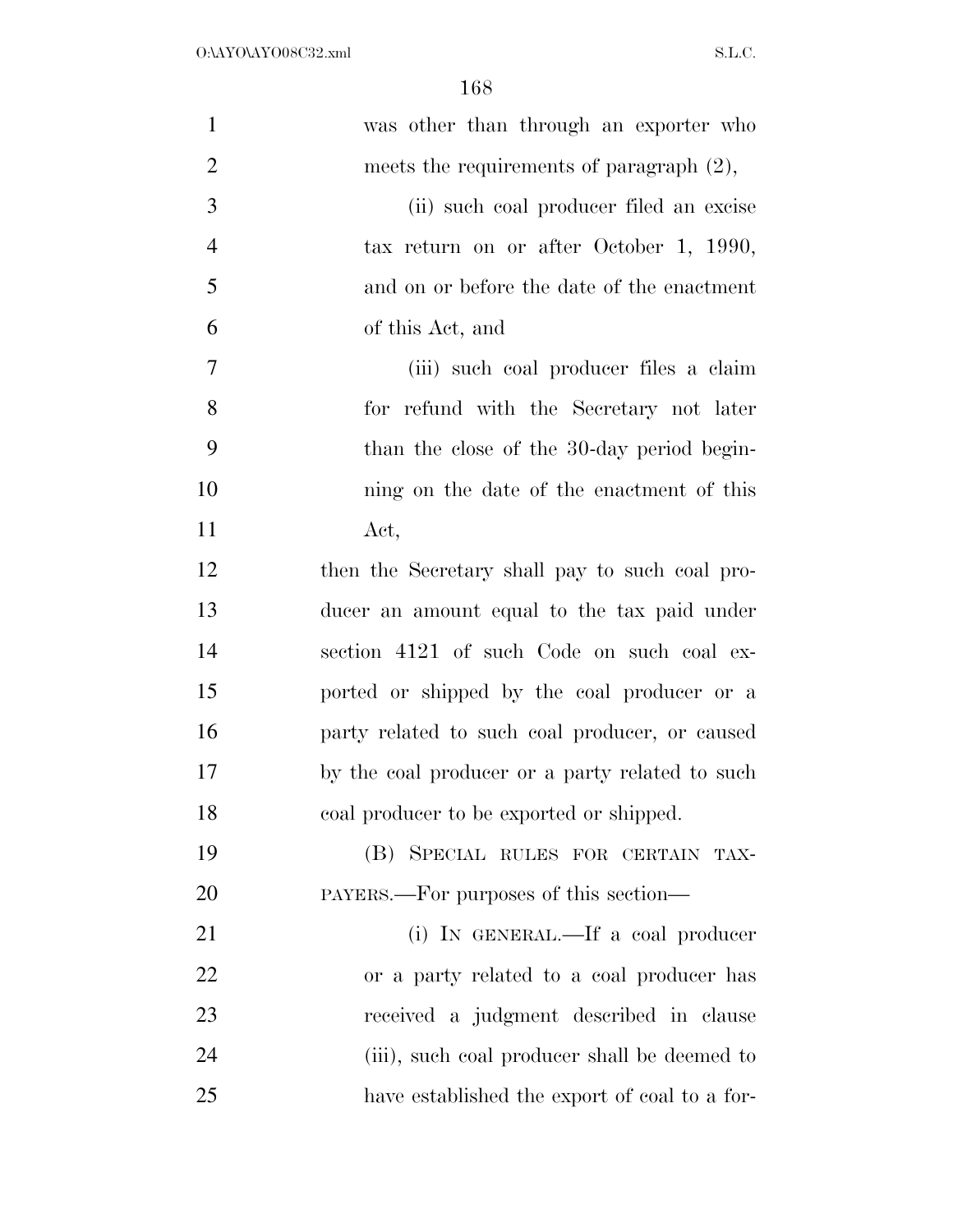was other than through an exporter who meets the requirements of paragraph (2),

(ii) such coal producer filed an excise tax return on or after October 1, 1990, and on or before the date of the enactment of this Act, and

(iii) such coal producer files a claim for refund with the Secretary not later than the close of the 30-day period beginning on the date of the enactment of this Act,

then the Secretary shall pay to such coal producer an amount equal to the tax paid under section 4121 of such Code on such coal exported or shipped by the coal producer or a party related to such coal producer, or caused by the coal producer or a party related to such coal producer to be exported or shipped.

(B) SPECIAL RULES FOR CERTAIN TAXPAYERS.—For purposes of this section—

(i) IN GENERAL.—If a coal producer or a party related to a coal producer has received a judgment described in clause (iii), such coal producer shall be deemed to have established the export of coal to a for-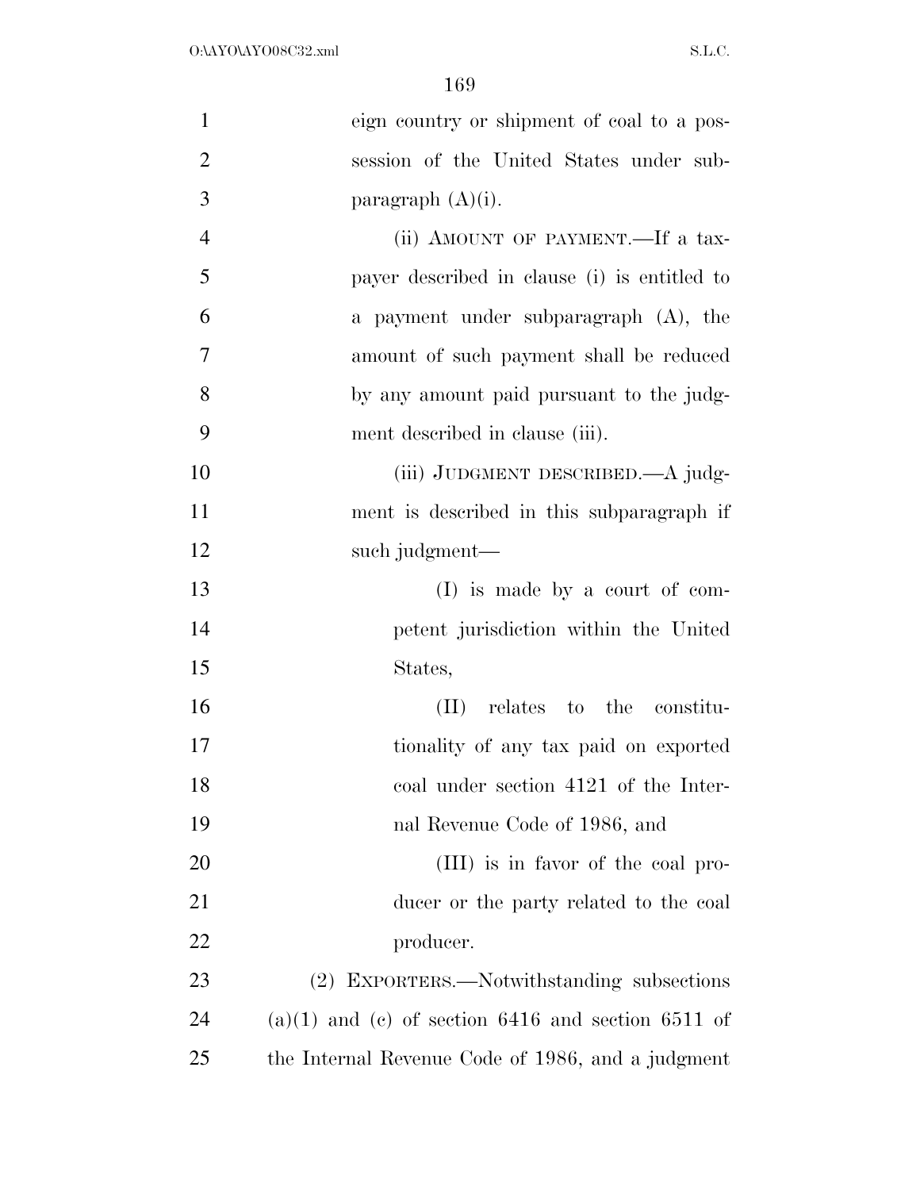eign country or shipment of coal to a possession of the United States under subparagraph (A)(i).

(ii) AMOUNT OF PAYMENT.—If a taxpayer described in clause (i) is entitled to a payment under subparagraph (A), the amount of such payment shall be reduced by any amount paid pursuant to the judgment described in clause (iii).

(iii) JUDGMENT DESCRIBED.—A judgment is described in this subparagraph if such judgment—

(I) is made by a court of competent jurisdiction within the United States,

(II) relates to the constitutionality of any tax paid on exported coal under section 4121 of the Internal Revenue Code of 1986, and

(III) is in favor of the coal producer or the party related to the coal producer.

(2) EXPORTERS.—Notwithstanding subsections (a)(1) and (c) of section 6416 and section 6511 of the Internal Revenue Code of 1986, and a judgment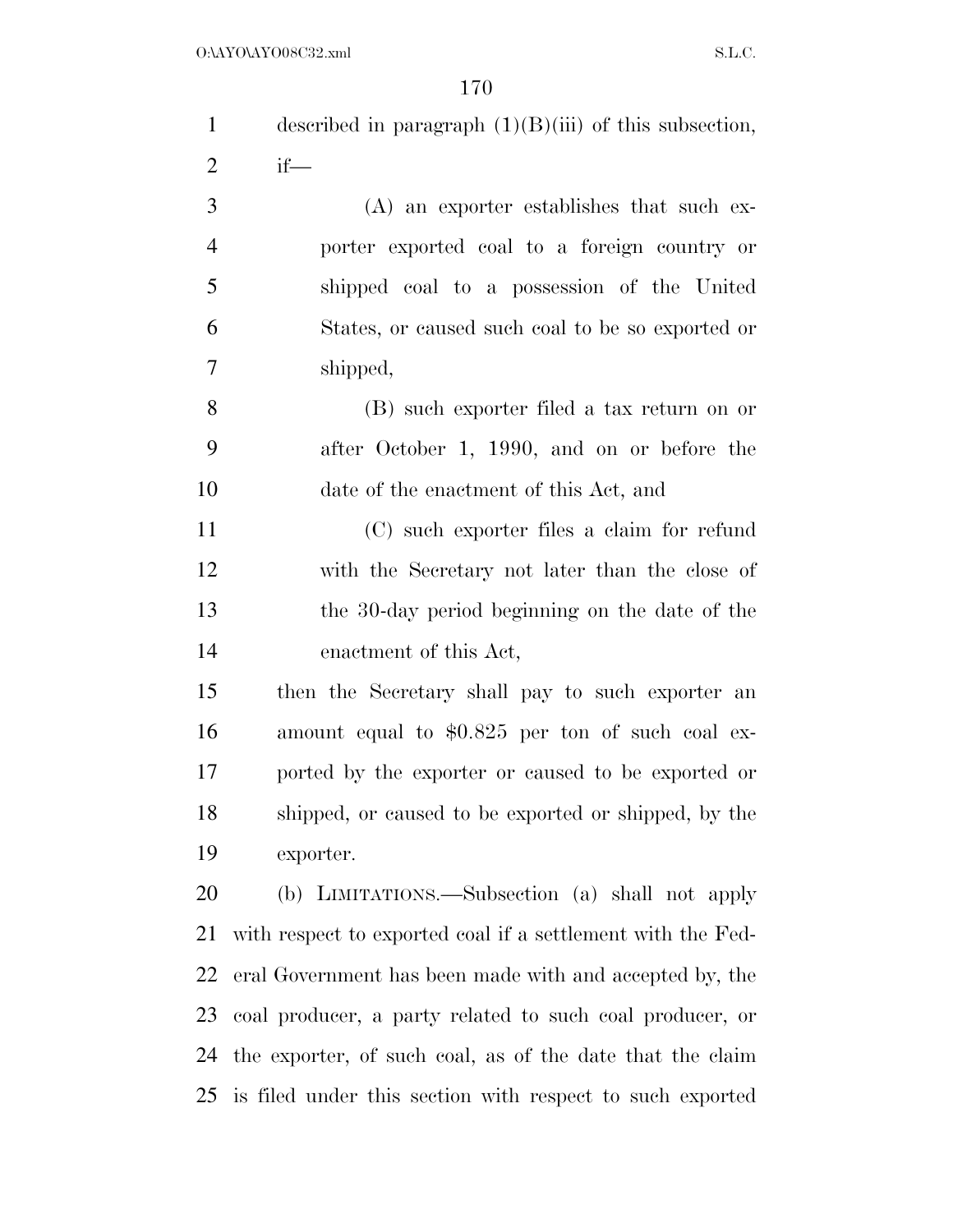described in paragraph (1)(B)(iii) of this subsection, if—

(A) an exporter establishes that such exporter exported coal to a foreign country or shipped coal to a possession of the United States, or caused such coal to be so exported or shipped,

(B) such exporter filed a tax return on or after October 1, 1990, and on or before the date of the enactment of this Act, and

(C) such exporter files a claim for refund with the Secretary not later than the close of the 30-day period beginning on the date of the enactment of this Act,

then the Secretary shall pay to such exporter an amount equal to $0.825 per ton of such coal exported by the exporter or caused to be exported or shipped, or caused to be exported or shipped, by the exporter.

(b) LIMITATIONS.—Subsection (a) shall not apply with respect to exported coal if a settlement with the Federal Government has been made with and accepted by, the coal producer, a party related to such coal producer, or the exporter, of such coal, as of the date that the claim is filed under this section with respect to such exported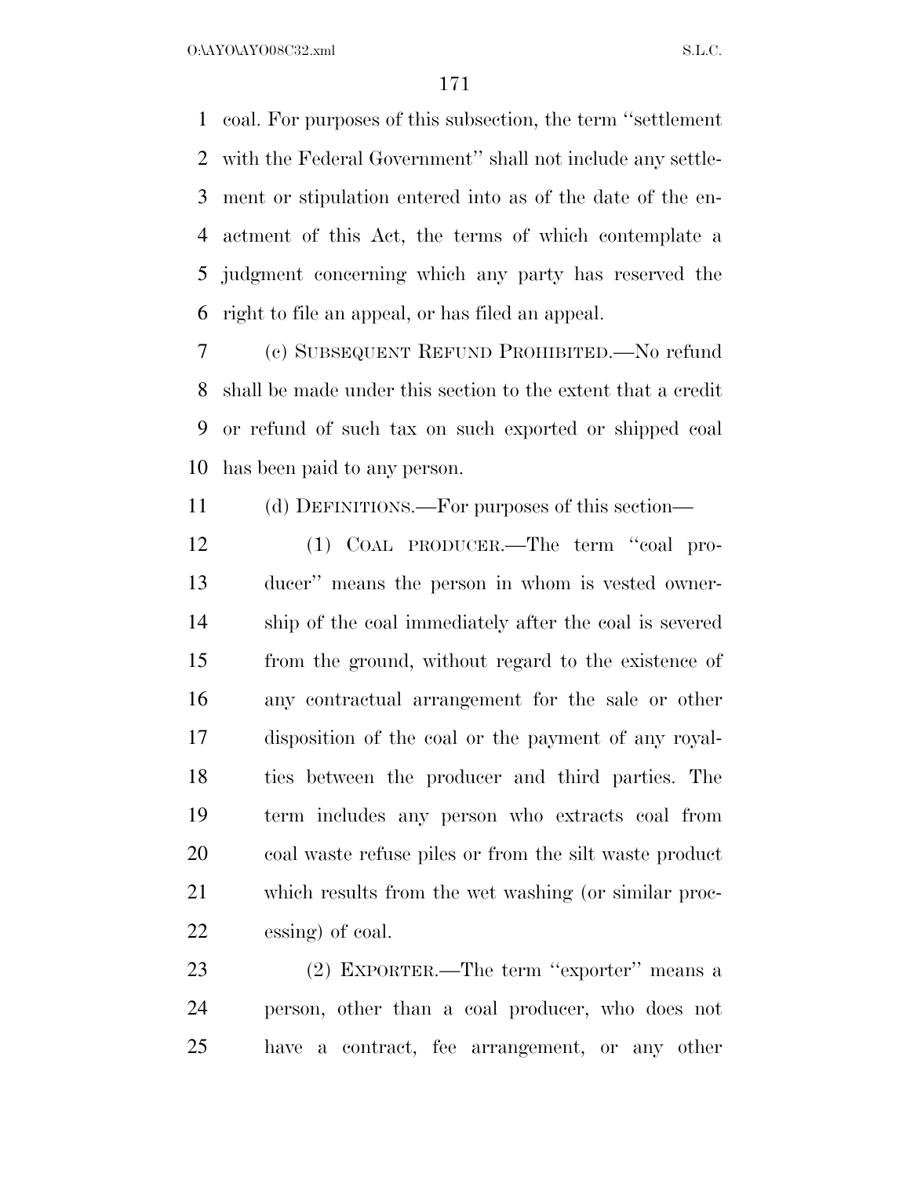coal. For purposes of this subsection, the term ''settlement with the Federal Government'' shall not include any settlement or stipulation entered into as of the date of the enactment of this Act, the terms of which contemplate a judgment concerning which any party has reserved the right to file an appeal, or has filed an appeal.

(c) SUBSEQUENT REFUND PROHIBITED.—No refund shall be made under this section to the extent that a credit or refund of such tax on such exported or shipped coal has been paid to any person.

(d) DEFINITIONS.—For purposes of this section—

(1) COAL PRODUCER.—The term ''coal producer'' means the person in whom is vested ownership of the coal immediately after the coal is severed from the ground, without regard to the existence of any contractual arrangement for the sale or other disposition of the coal or the payment of any royalties between the producer and third parties. The term includes any person who extracts coal from coal waste refuse piles or from the silt waste product which results from the wet washing (or similar processing) of coal.

(2) EXPORTER.—The term ''exporter'' means a person, other than a coal producer, who does not have a contract, fee arrangement, or any other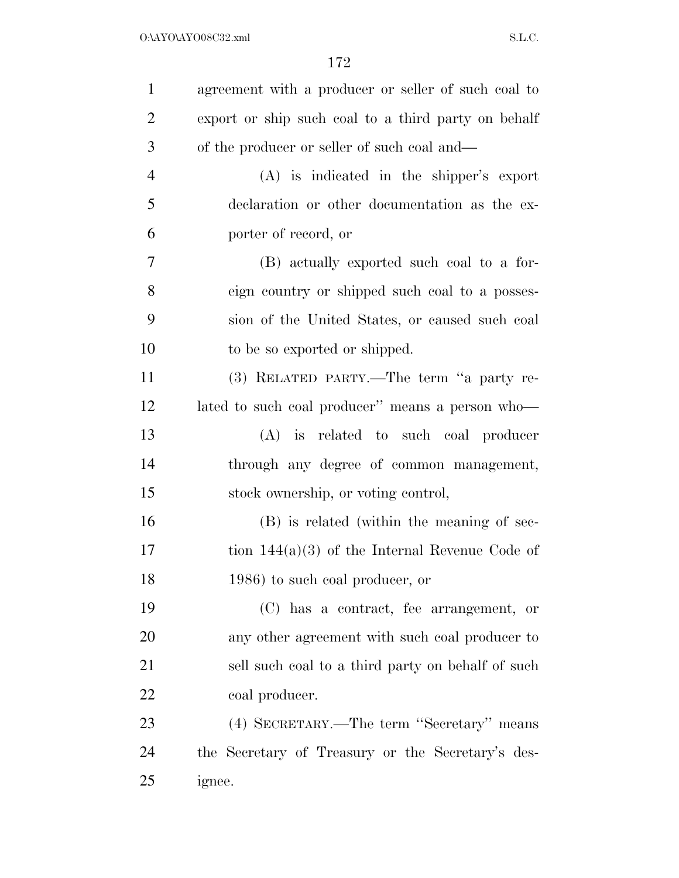agreement with a producer or seller of such coal to export or ship such coal to a third party on behalf of the producer or seller of such coal and—

(A) is indicated in the shipper's export declaration or other documentation as the exporter of record, or

(B) actually exported such coal to a foreign country or shipped such coal to a possession of the United States, or caused such coal to be so exported or shipped.

(3) RELATED PARTY.—The term "a party related to such coal producer" means a person who—

(A) is related to such coal producer through any degree of common management, stock ownership, or voting control,

(B) is related (within the meaning of section 144(a)(3) of the Internal Revenue Code of 1986) to such coal producer, or

(C) has a contract, fee arrangement, or any other agreement with such coal producer to sell such coal to a third party on behalf of such coal producer.

(4) SECRETARY.—The term "Secretary" means the Secretary of Treasury or the Secretary's designee.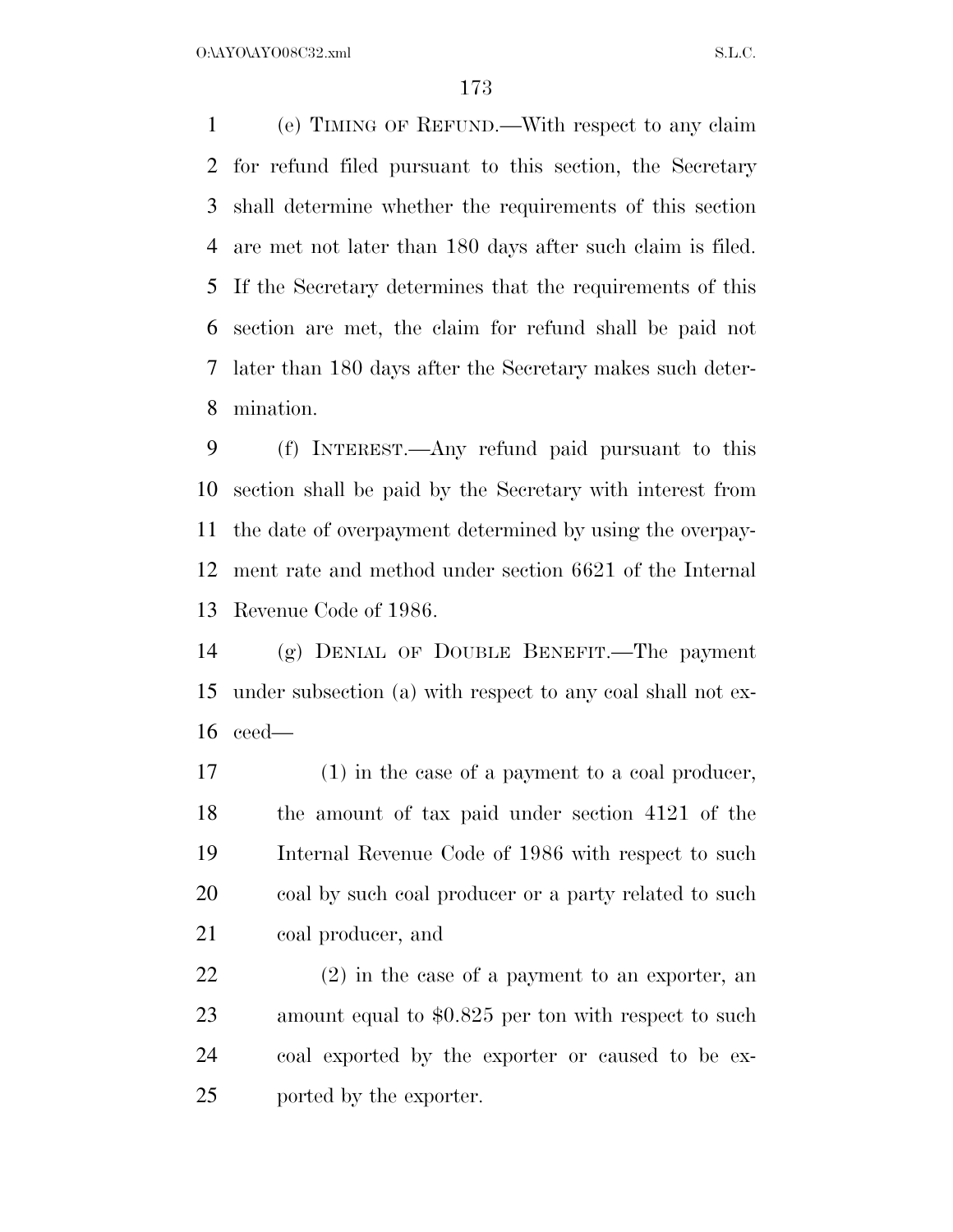(e) TIMING OF REFUND.—With respect to any claim for refund filed pursuant to this section, the Secretary shall determine whether the requirements of this section are met not later than 180 days after such claim is filed. If the Secretary determines that the requirements of this section are met, the claim for refund shall be paid not later than 180 days after the Secretary makes such determination.

(f) INTEREST.—Any refund paid pursuant to this section shall be paid by the Secretary with interest from the date of overpayment determined by using the overpayment rate and method under section 6621 of the Internal Revenue Code of 1986.

(g) DENIAL OF DOUBLE BENEFIT.—The payment under subsection (a) with respect to any coal shall not exceed—

(1) in the case of a payment to a coal producer, the amount of tax paid under section 4121 of the Internal Revenue Code of 1986 with respect to such coal by such coal producer or a party related to such coal producer, and

(2) in the case of a payment to an exporter, an amount equal to $0.825 per ton with respect to such coal exported by the exporter or caused to be exported by the exporter.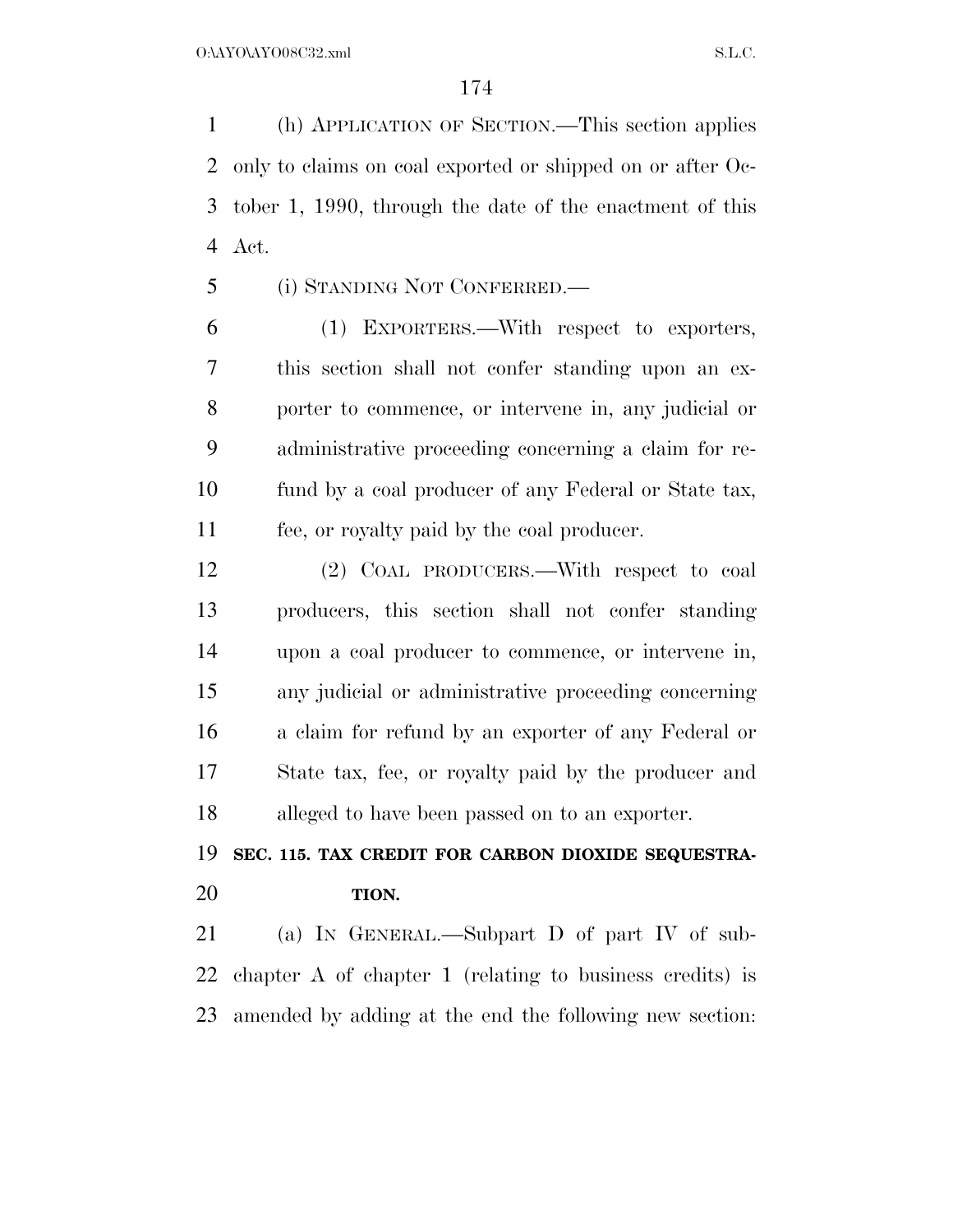(h) APPLICATION OF SECTION.—This section applies only to claims on coal exported or shipped on or after October 1, 1990, through the date of the enactment of this Act.

(i) STANDING NOT CONFERRED.—

(1) EXPORTERS.—With respect to exporters, this section shall not confer standing upon an exporter to commence, or intervene in, any judicial or administrative proceeding concerning a claim for refund by a coal producer of any Federal or State tax, fee, or royalty paid by the coal producer.

(2) COAL PRODUCERS.—With respect to coal producers, this section shall not confer standing upon a coal producer to commence, or intervene in, any judicial or administrative proceeding concerning a claim for refund by an exporter of any Federal or State tax, fee, or royalty paid by the producer and alleged to have been passed on to an exporter.

**SEC. 115. TAX CREDIT FOR CARBON DIOXIDE SEQUESTRATION.**

(a) IN GENERAL.—Subpart D of part IV of subchapter A of chapter 1 (relating to business credits) is amended by adding at the end the following new section: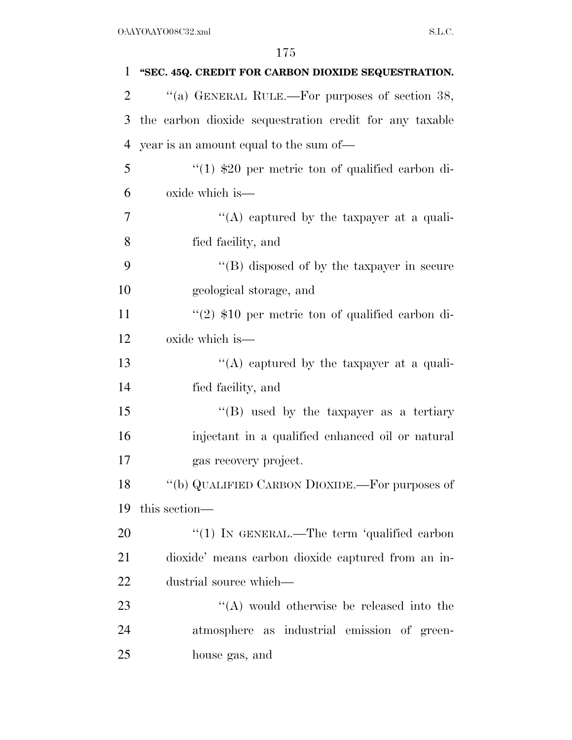**"SEC. 45Q. CREDIT FOR CARBON DIOXIDE SEQUESTRATION.**

"(a) GENERAL RULE.—For purposes of section 38, the carbon dioxide sequestration credit for any taxable year is an amount equal to the sum of—

"(1) $20 per metric ton of qualified carbon dioxide which is—

"(A) captured by the taxpayer at a qualified facility, and

"(B) disposed of by the taxpayer in secure geological storage, and

"(2) $10 per metric ton of qualified carbon dioxide which is—

"(A) captured by the taxpayer at a qualified facility, and

"(B) used by the taxpayer as a tertiary injectant in a qualified enhanced oil or natural gas recovery project.

"(b) QUALIFIED CARBON DIOXIDE.—For purposes of this section—

"(1) IN GENERAL.—The term 'qualified carbon dioxide' means carbon dioxide captured from an industrial source which—

"(A) would otherwise be released into the atmosphere as industrial emission of greenhouse gas, and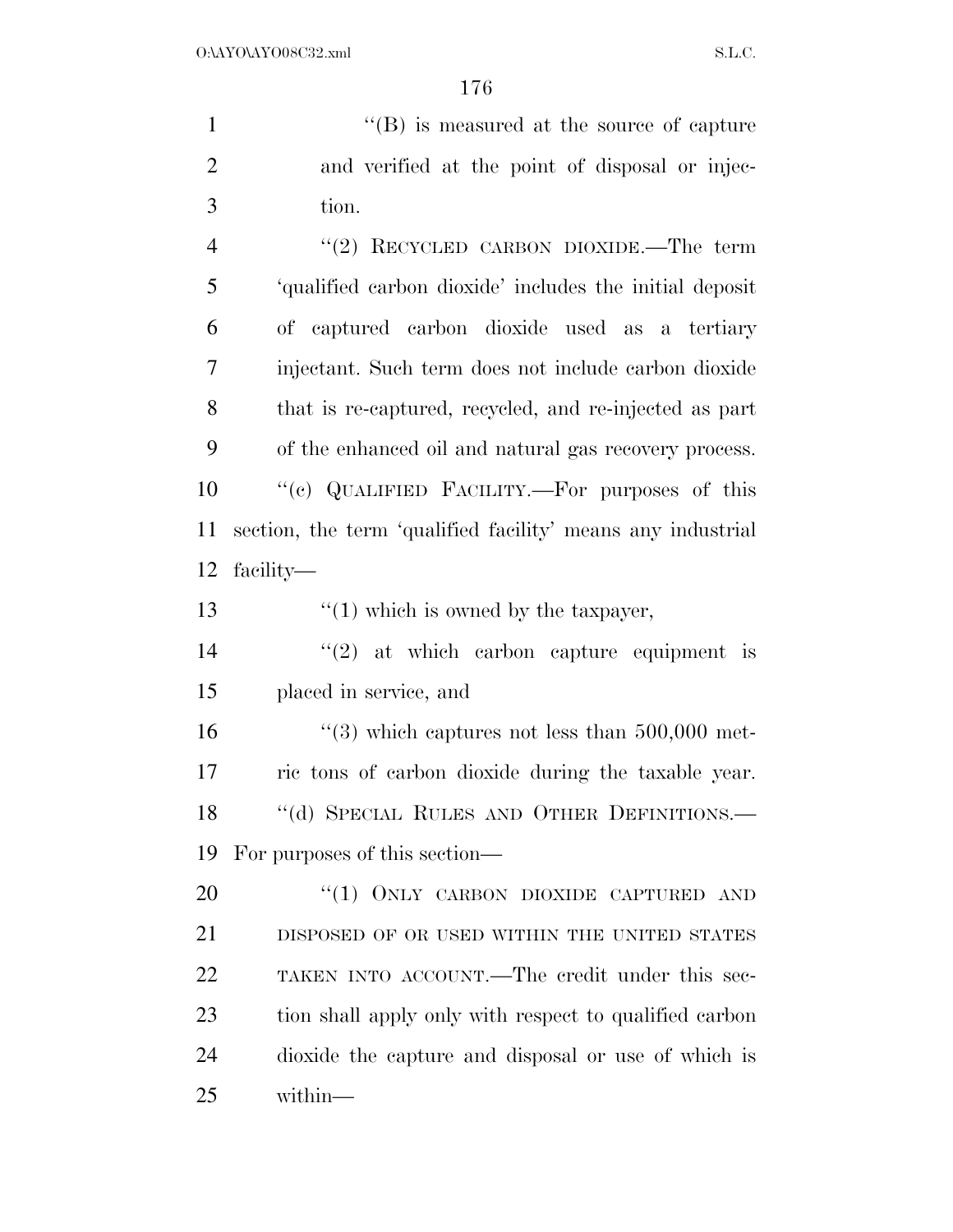''(B) is measured at the source of capture and verified at the point of disposal or injection.

''(2) RECYCLED CARBON DIOXIDE.—The term 'qualified carbon dioxide' includes the initial deposit of captured carbon dioxide used as a tertiary injectant. Such term does not include carbon dioxide that is re-captured, recycled, and re-injected as part of the enhanced oil and natural gas recovery process.

''(c) QUALIFIED FACILITY.—For purposes of this section, the term 'qualified facility' means any industrial facility—

''(1) which is owned by the taxpayer,

''(2) at which carbon capture equipment is placed in service, and

''(3) which captures not less than 500,000 metric tons of carbon dioxide during the taxable year.

''(d) SPECIAL RULES AND OTHER DEFINITIONS.—For purposes of this section—

''(1) ONLY CARBON DIOXIDE CAPTURED AND DISPOSED OF OR USED WITHIN THE UNITED STATES TAKEN INTO ACCOUNT.—The credit under this section shall apply only with respect to qualified carbon dioxide the capture and disposal or use of which is within—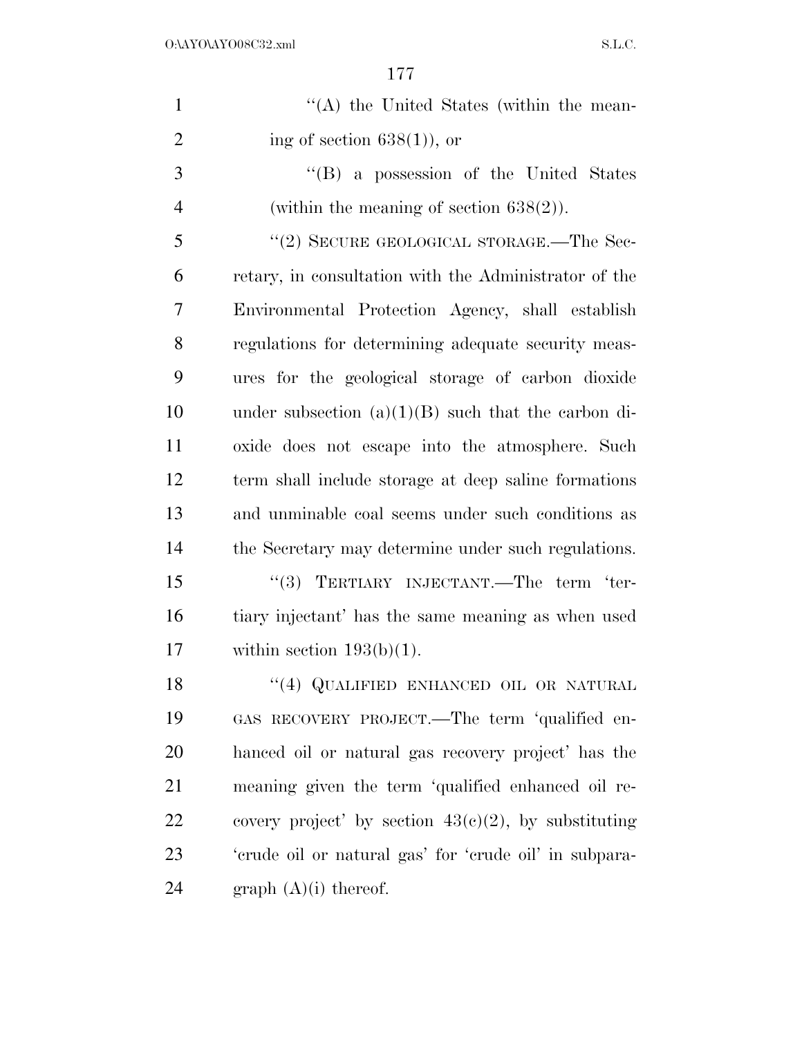''(A) the United States (within the meaning of section 638(1)), or

''(B) a possession of the United States (within the meaning of section 638(2)).

''(2) SECURE GEOLOGICAL STORAGE.—The Secretary, in consultation with the Administrator of the Environmental Protection Agency, shall establish regulations for determining adequate security measures for the geological storage of carbon dioxide under subsection (a)(1)(B) such that the carbon dioxide does not escape into the atmosphere. Such term shall include storage at deep saline formations and unminable coal seems under such conditions as the Secretary may determine under such regulations.

''(3) TERTIARY INJECTANT.—The term 'tertiary injectant' has the same meaning as when used within section 193(b)(1).

''(4) QUALIFIED ENHANCED OIL OR NATURAL GAS RECOVERY PROJECT.—The term 'qualified enhanced oil or natural gas recovery project' has the meaning given the term 'qualified enhanced oil recovery project' by section 43(c)(2), by substituting 'crude oil or natural gas' for 'crude oil' in subparagraph (A)(i) thereof.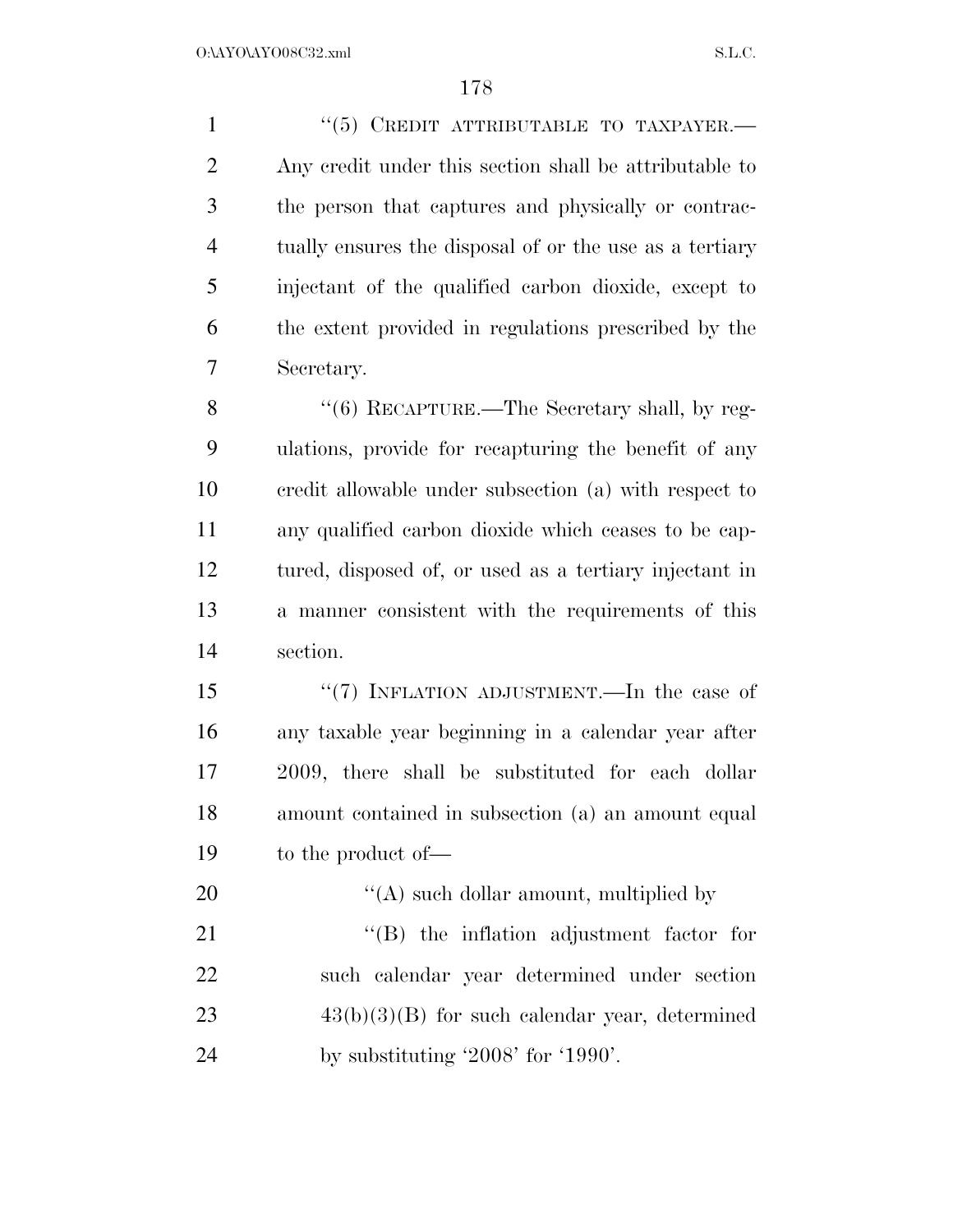"(5) CREDIT ATTRIBUTABLE TO TAXPAYER.—Any credit under this section shall be attributable to the person that captures and physically or contractually ensures the disposal of or the use as a tertiary injectant of the qualified carbon dioxide, except to the extent provided in regulations prescribed by the Secretary.

"(6) RECAPTURE.—The Secretary shall, by regulations, provide for recapturing the benefit of any credit allowable under subsection (a) with respect to any qualified carbon dioxide which ceases to be captured, disposed of, or used as a tertiary injectant in a manner consistent with the requirements of this section.

"(7) INFLATION ADJUSTMENT.—In the case of any taxable year beginning in a calendar year after 2009, there shall be substituted for each dollar amount contained in subsection (a) an amount equal to the product of—

"(A) such dollar amount, multiplied by

"(B) the inflation adjustment factor for such calendar year determined under section 43(b)(3)(B) for such calendar year, determined by substituting '2008' for '1990'.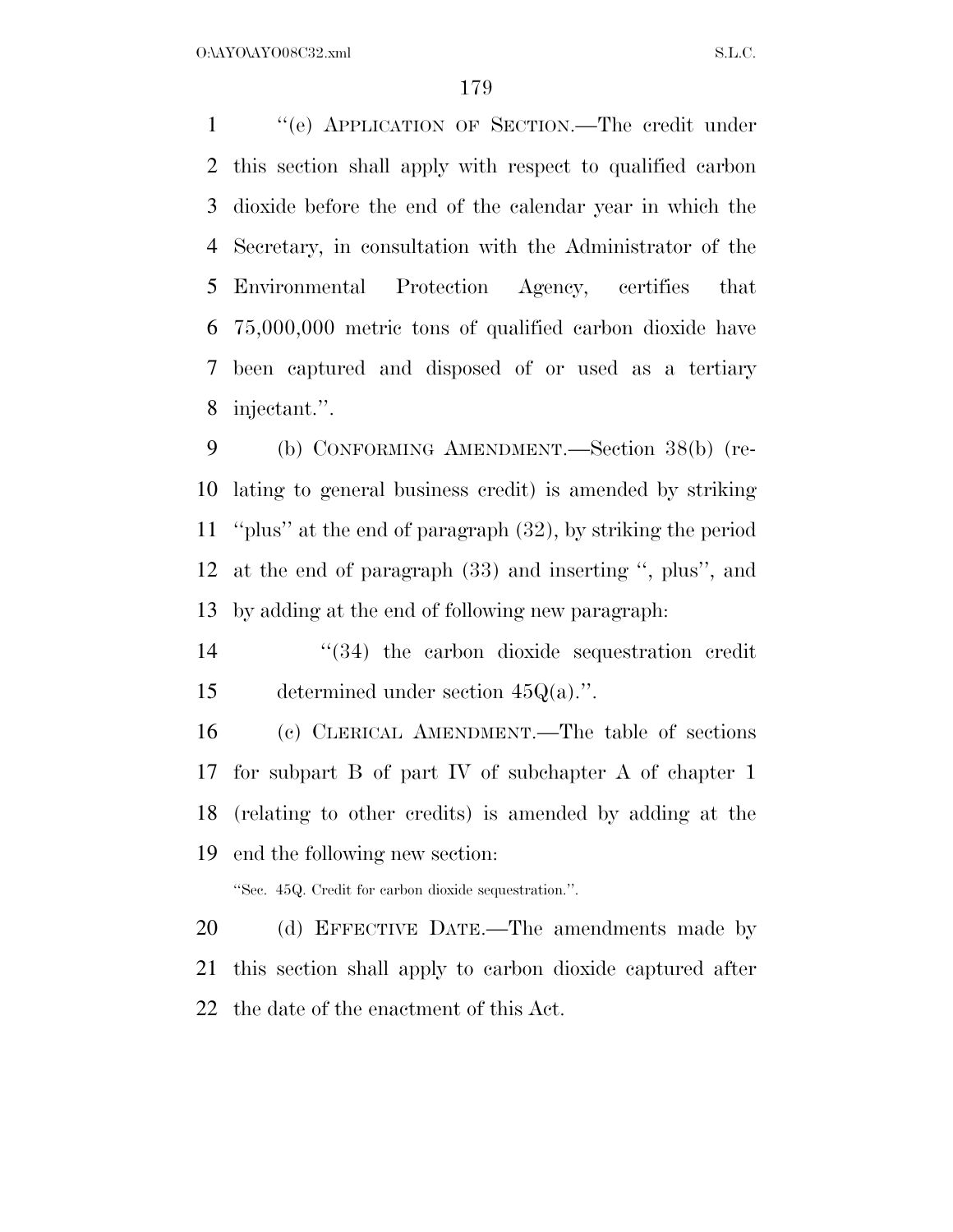"(e) APPLICATION OF SECTION.—The credit under this section shall apply with respect to qualified carbon dioxide before the end of the calendar year in which the Secretary, in consultation with the Administrator of the Environmental Protection Agency, certifies that 75,000,000 metric tons of qualified carbon dioxide have been captured and disposed of or used as a tertiary injectant.".

(b) CONFORMING AMENDMENT.—Section 38(b) (relating to general business credit) is amended by striking "plus" at the end of paragraph (32), by striking the period at the end of paragraph (33) and inserting ", plus", and by adding at the end of following new paragraph:

"(34) the carbon dioxide sequestration credit determined under section 45Q(a).".

(c) CLERICAL AMENDMENT.—The table of sections for subpart B of part IV of subchapter A of chapter 1 (relating to other credits) is amended by adding at the end the following new section:

"Sec. 45Q. Credit for carbon dioxide sequestration.".

(d) EFFECTIVE DATE.—The amendments made by this section shall apply to carbon dioxide captured after the date of the enactment of this Act.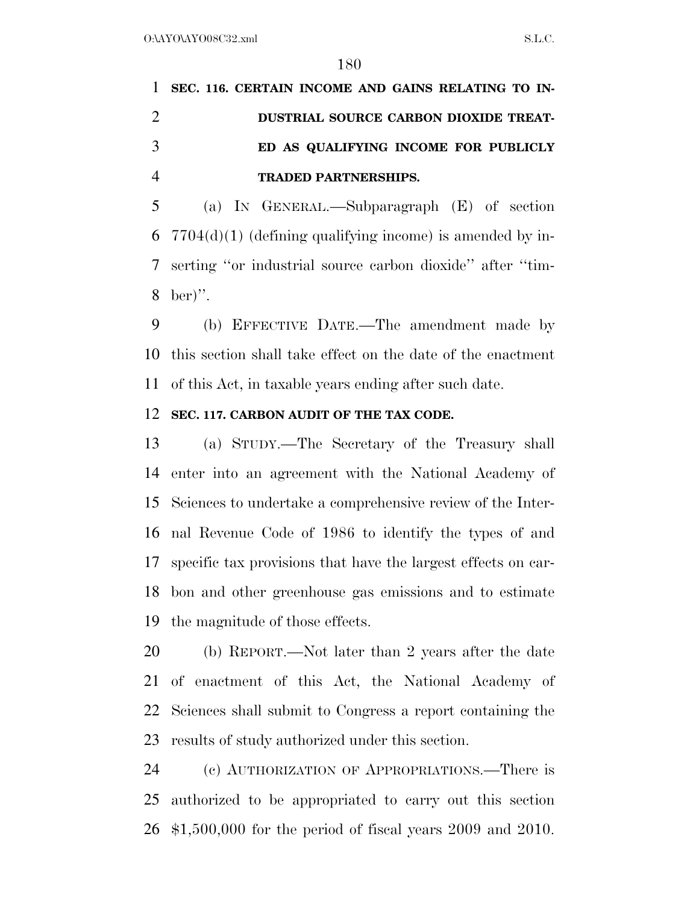**SEC. 116. CERTAIN INCOME AND GAINS RELATING TO INDUSTRIAL SOURCE CARBON DIOXIDE TREATED AS QUALIFYING INCOME FOR PUBLICLY TRADED PARTNERSHIPS.**

(a) IN GENERAL.—Subparagraph (E) of section 7704(d)(1) (defining qualifying income) is amended by inserting ''or industrial source carbon dioxide'' after ''timber)''.

(b) EFFECTIVE DATE.—The amendment made by this section shall take effect on the date of the enactment of this Act, in taxable years ending after such date.

**SEC. 117. CARBON AUDIT OF THE TAX CODE.**

(a) STUDY.—The Secretary of the Treasury shall enter into an agreement with the National Academy of Sciences to undertake a comprehensive review of the Internal Revenue Code of 1986 to identify the types of and specific tax provisions that have the largest effects on carbon and other greenhouse gas emissions and to estimate the magnitude of those effects.

(b) REPORT.—Not later than 2 years after the date of enactment of this Act, the National Academy of Sciences shall submit to Congress a report containing the results of study authorized under this section.

(c) AUTHORIZATION OF APPROPRIATIONS.—There is authorized to be appropriated to carry out this section $1,500,000 for the period of fiscal years 2009 and 2010.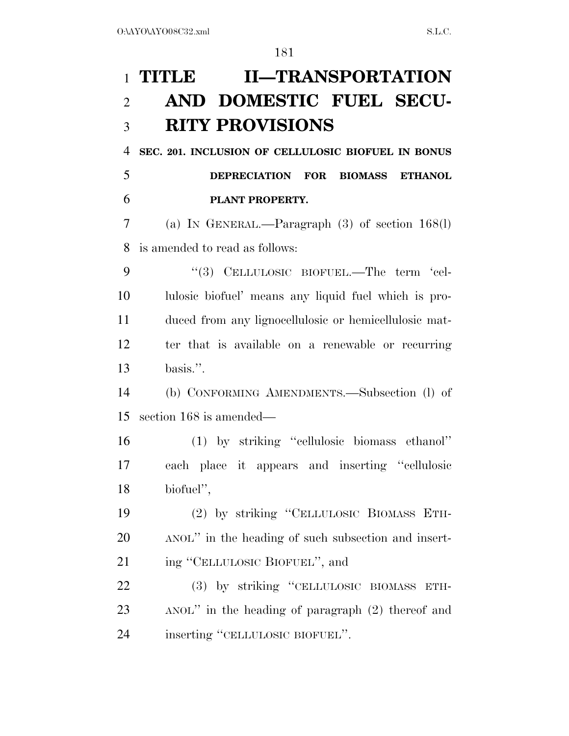# TITLE II—TRANSPORTATION AND DOMESTIC FUEL SECURITY PROVISIONS

## SEC. 201. INCLUSION OF CELLULOSIC BIOFUEL IN BONUS DEPRECIATION FOR BIOMASS ETHANOL PLANT PROPERTY.

(a) IN GENERAL.—Paragraph (3) of section 168(l) is amended to read as follows:

"(3) CELLULOSIC BIOFUEL.—The term 'cellulosic biofuel' means any liquid fuel which is produced from any lignocellulosic or hemicellulosic matter that is available on a renewable or recurring basis.".

(b) CONFORMING AMENDMENTS.—Subsection (l) of section 168 is amended—

(1) by striking "cellulosic biomass ethanol" each place it appears and inserting "cellulosic biofuel",

(2) by striking "CELLULOSIC BIOMASS ETHANOL" in the heading of such subsection and inserting "CELLULOSIC BIOFUEL", and

(3) by striking "CELLULOSIC BIOMASS ETHANOL" in the heading of paragraph (2) thereof and inserting "CELLULOSIC BIOFUEL".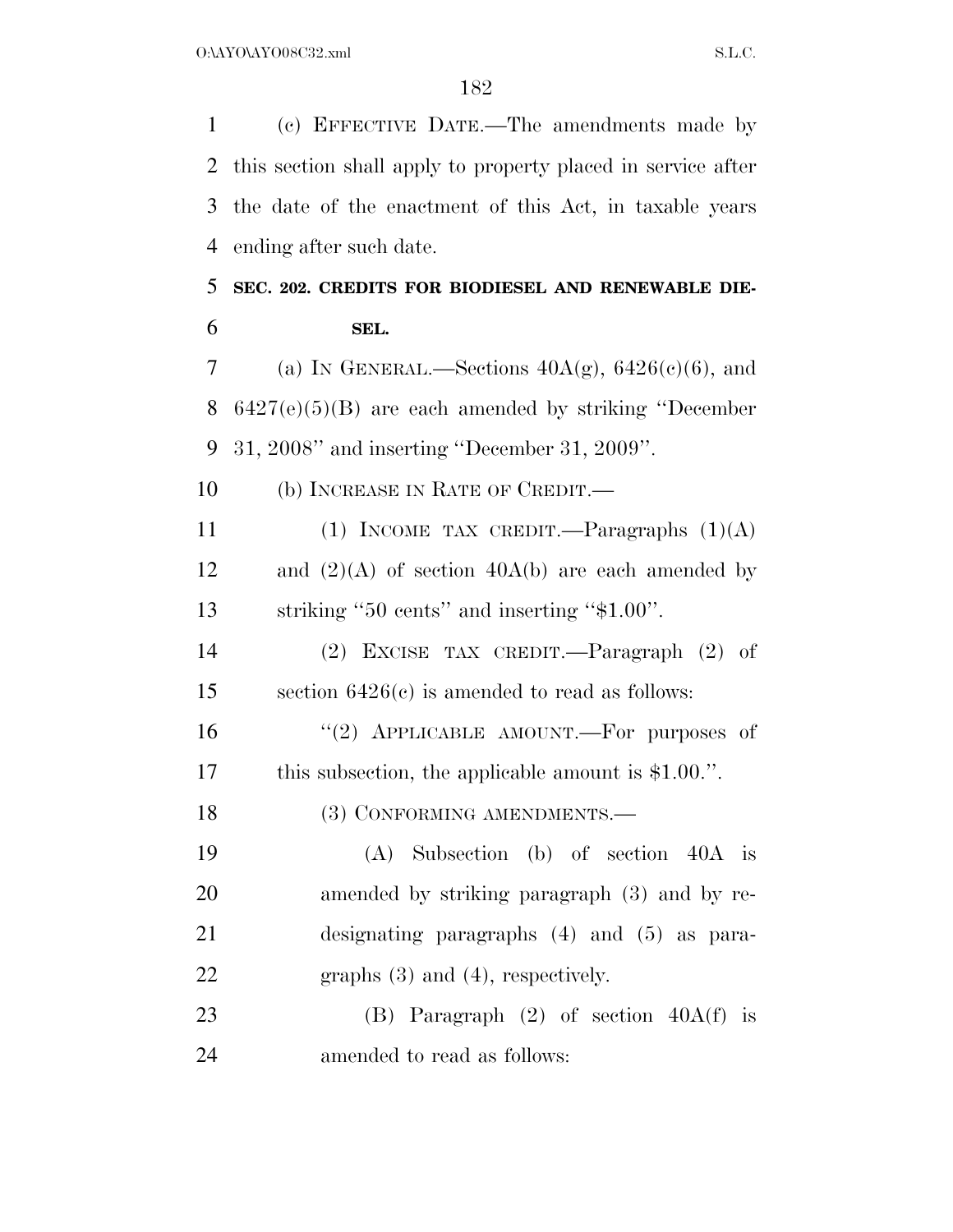(c) EFFECTIVE DATE.—The amendments made by this section shall apply to property placed in service after the date of the enactment of this Act, in taxable years ending after such date.

**SEC. 202. CREDITS FOR BIODIESEL AND RENEWABLE DIESEL.**

(a) IN GENERAL.—Sections 40A(g), 6426(c)(6), and 6427(e)(5)(B) are each amended by striking ''December 31, 2008'' and inserting ''December 31, 2009''.

(b) INCREASE IN RATE OF CREDIT.—

(1) INCOME TAX CREDIT.—Paragraphs (1)(A) and (2)(A) of section 40A(b) are each amended by striking ''50 cents'' and inserting ''$1.00''.

(2) EXCISE TAX CREDIT.—Paragraph (2) of section 6426(c) is amended to read as follows:

''(2) APPLICABLE AMOUNT.—For purposes of this subsection, the applicable amount is $1.00.''.

(3) CONFORMING AMENDMENTS.—

(A) Subsection (b) of section 40A is amended by striking paragraph (3) and by redesignating paragraphs (4) and (5) as paragraphs (3) and (4), respectively.

(B) Paragraph (2) of section 40A(f) is amended to read as follows: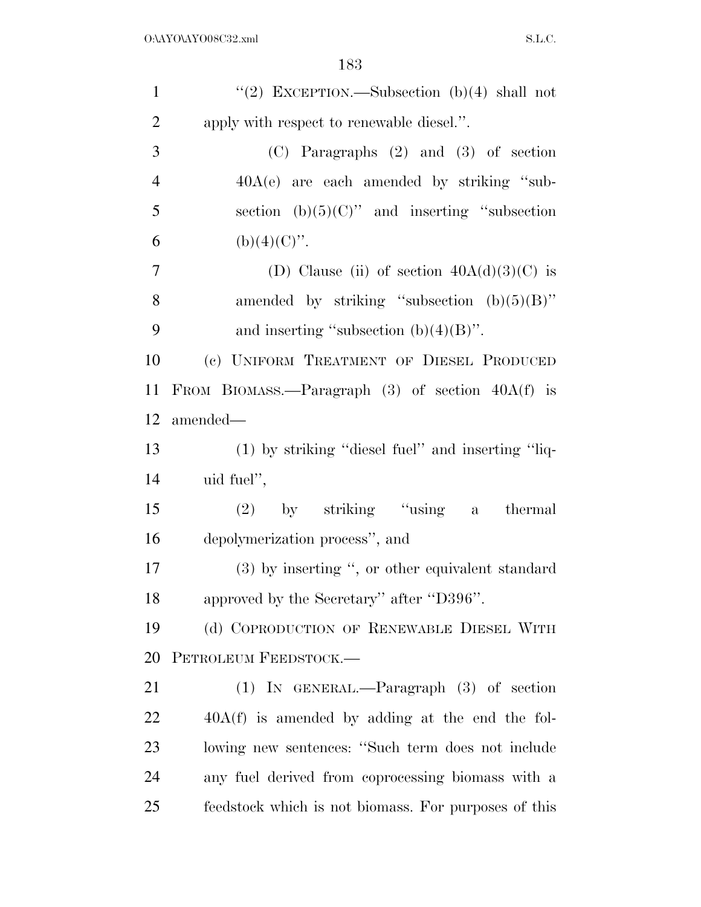"(2) EXCEPTION.—Subsection (b)(4) shall not apply with respect to renewable diesel.".

(C) Paragraphs (2) and (3) of section 40A(e) are each amended by striking "subsection (b)(5)(C)" and inserting "subsection (b)(4)(C)".

(D) Clause (ii) of section 40A(d)(3)(C) is amended by striking "subsection (b)(5)(B)" and inserting "subsection (b)(4)(B)".

(c) UNIFORM TREATMENT OF DIESEL PRODUCED FROM BIOMASS.—Paragraph (3) of section 40A(f) is amended—

(1) by striking "diesel fuel" and inserting "liquid fuel",

(2) by striking "using a thermal depolymerization process", and

(3) by inserting ", or other equivalent standard approved by the Secretary" after "D396".

(d) COPRODUCTION OF RENEWABLE DIESEL WITH PETROLEUM FEEDSTOCK.—

(1) IN GENERAL.—Paragraph (3) of section 40A(f) is amended by adding at the end the following new sentences: "Such term does not include any fuel derived from coprocessing biomass with a feedstock which is not biomass. For purposes of this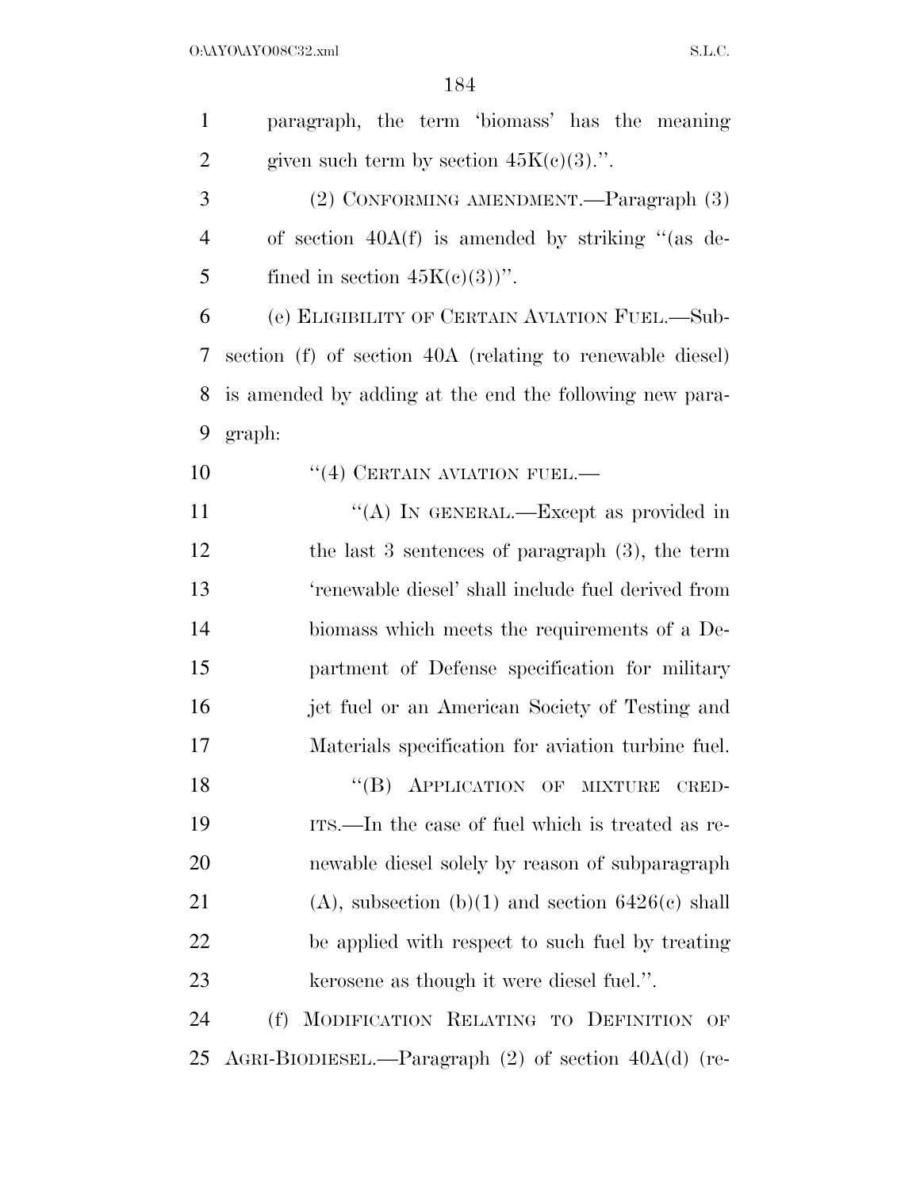paragraph, the term 'biomass' has the meaning given such term by section 45K(c)(3).''.

(2) CONFORMING AMENDMENT.—Paragraph (3) of section 40A(f) is amended by striking ''(as defined in section 45K(c)(3))''.

(e) ELIGIBILITY OF CERTAIN AVIATION FUEL.—Subsection (f) of section 40A (relating to renewable diesel) is amended by adding at the end the following new paragraph:

''(4) CERTAIN AVIATION FUEL.—

''(A) IN GENERAL.—Except as provided in the last 3 sentences of paragraph (3), the term 'renewable diesel' shall include fuel derived from biomass which meets the requirements of a Department of Defense specification for military jet fuel or an American Society of Testing and Materials specification for aviation turbine fuel.

''(B) APPLICATION OF MIXTURE CREDITS.—In the case of fuel which is treated as renewable diesel solely by reason of subparagraph (A), subsection (b)(1) and section 6426(c) shall be applied with respect to such fuel by treating kerosene as though it were diesel fuel.''.

(f) MODIFICATION RELATING TO DEFINITION OF AGRI-BIODIESEL.—Paragraph (2) of section 40A(d) (re-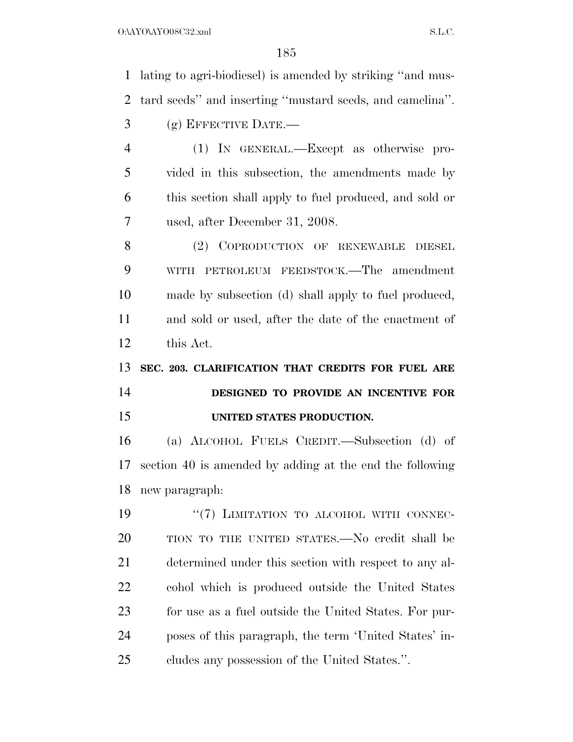lating to agri-biodiesel) is amended by striking ''and mustard seeds'' and inserting ''mustard seeds, and camelina''.

(g) EFFECTIVE DATE.—

(1) IN GENERAL.—Except as otherwise provided in this subsection, the amendments made by this section shall apply to fuel produced, and sold or used, after December 31, 2008.

(2) COPRODUCTION OF RENEWABLE DIESEL WITH PETROLEUM FEEDSTOCK.—The amendment made by subsection (d) shall apply to fuel produced, and sold or used, after the date of the enactment of this Act.

**SEC. 203. CLARIFICATION THAT CREDITS FOR FUEL ARE DESIGNED TO PROVIDE AN INCENTIVE FOR UNITED STATES PRODUCTION.**

(a) ALCOHOL FUELS CREDIT.—Subsection (d) of section 40 is amended by adding at the end the following new paragraph:

''(7) LIMITATION TO ALCOHOL WITH CONNECTION TO THE UNITED STATES.—No credit shall be determined under this section with respect to any alcohol which is produced outside the United States for use as a fuel outside the United States. For purposes of this paragraph, the term 'United States' includes any possession of the United States.''.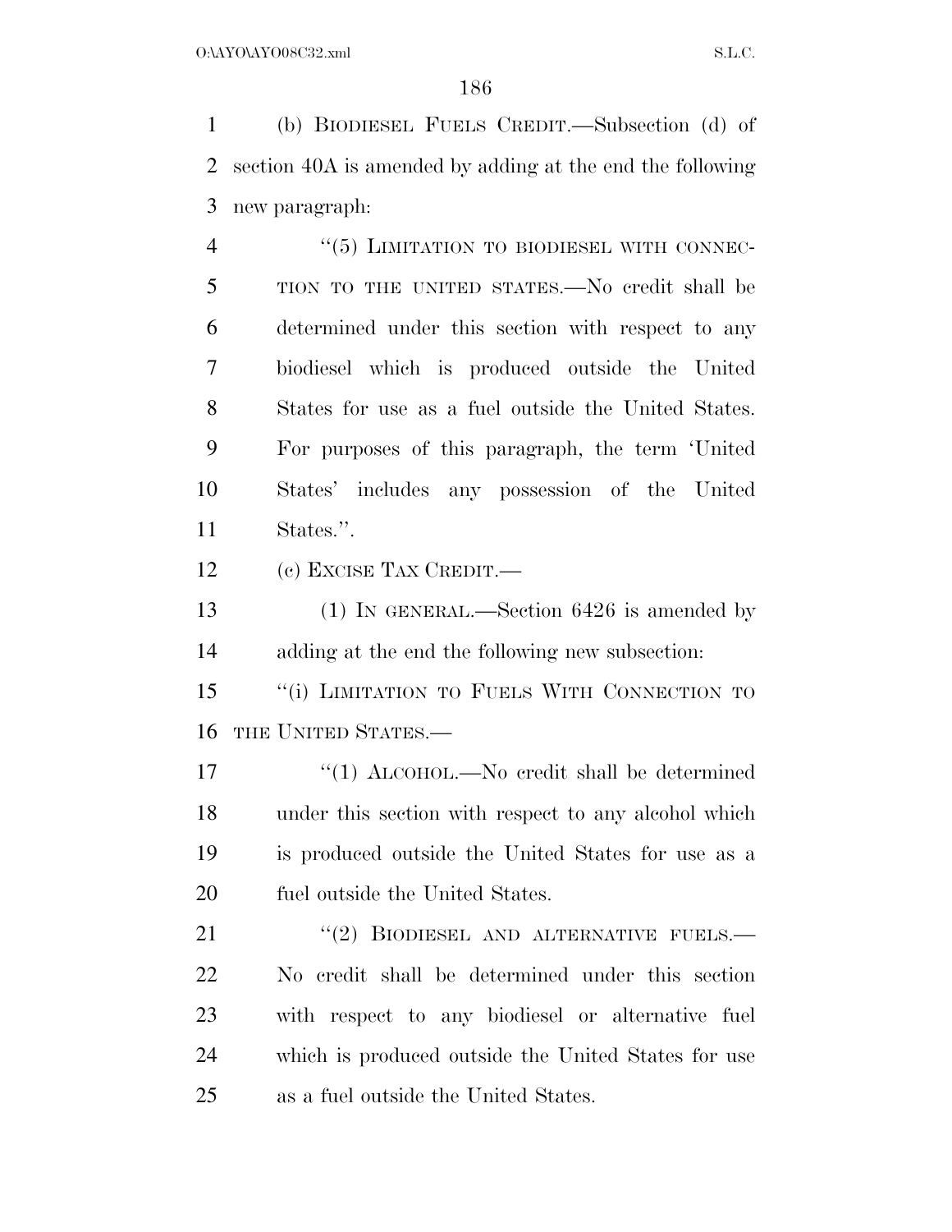(b) BIODIESEL FUELS CREDIT.—Subsection (d) of section 40A is amended by adding at the end the following new paragraph:

"(5) LIMITATION TO BIODIESEL WITH CONNECTION TO THE UNITED STATES.—No credit shall be determined under this section with respect to any biodiesel which is produced outside the United States for use as a fuel outside the United States. For purposes of this paragraph, the term 'United States' includes any possession of the United States.".

(c) EXCISE TAX CREDIT.—

(1) IN GENERAL.—Section 6426 is amended by adding at the end the following new subsection:

"(i) LIMITATION TO FUELS WITH CONNECTION TO THE UNITED STATES.—

"(1) ALCOHOL.—No credit shall be determined under this section with respect to any alcohol which is produced outside the United States for use as a fuel outside the United States.

"(2) BIODIESEL AND ALTERNATIVE FUELS.—No credit shall be determined under this section with respect to any biodiesel or alternative fuel which is produced outside the United States for use as a fuel outside the United States.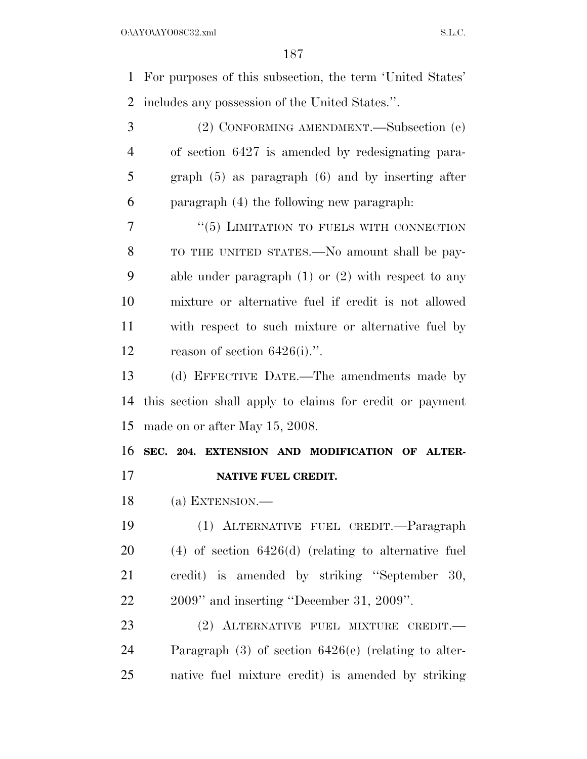For purposes of this subsection, the term 'United States' includes any possession of the United States.''.

(2) CONFORMING AMENDMENT.—Subsection (e) of section 6427 is amended by redesignating paragraph (5) as paragraph (6) and by inserting after paragraph (4) the following new paragraph:

''(5) LIMITATION TO FUELS WITH CONNECTION TO THE UNITED STATES.—No amount shall be payable under paragraph (1) or (2) with respect to any mixture or alternative fuel if credit is not allowed with respect to such mixture or alternative fuel by reason of section 6426(i).''.

(d) EFFECTIVE DATE.—The amendments made by this section shall apply to claims for credit or payment made on or after May 15, 2008.

**SEC. 204. EXTENSION AND MODIFICATION OF ALTERNATIVE FUEL CREDIT.**

(a) EXTENSION.—

(1) ALTERNATIVE FUEL CREDIT.—Paragraph (4) of section 6426(d) (relating to alternative fuel credit) is amended by striking ''September 30, 2009'' and inserting ''December 31, 2009''.

(2) ALTERNATIVE FUEL MIXTURE CREDIT.—Paragraph (3) of section 6426(e) (relating to alternative fuel mixture credit) is amended by striking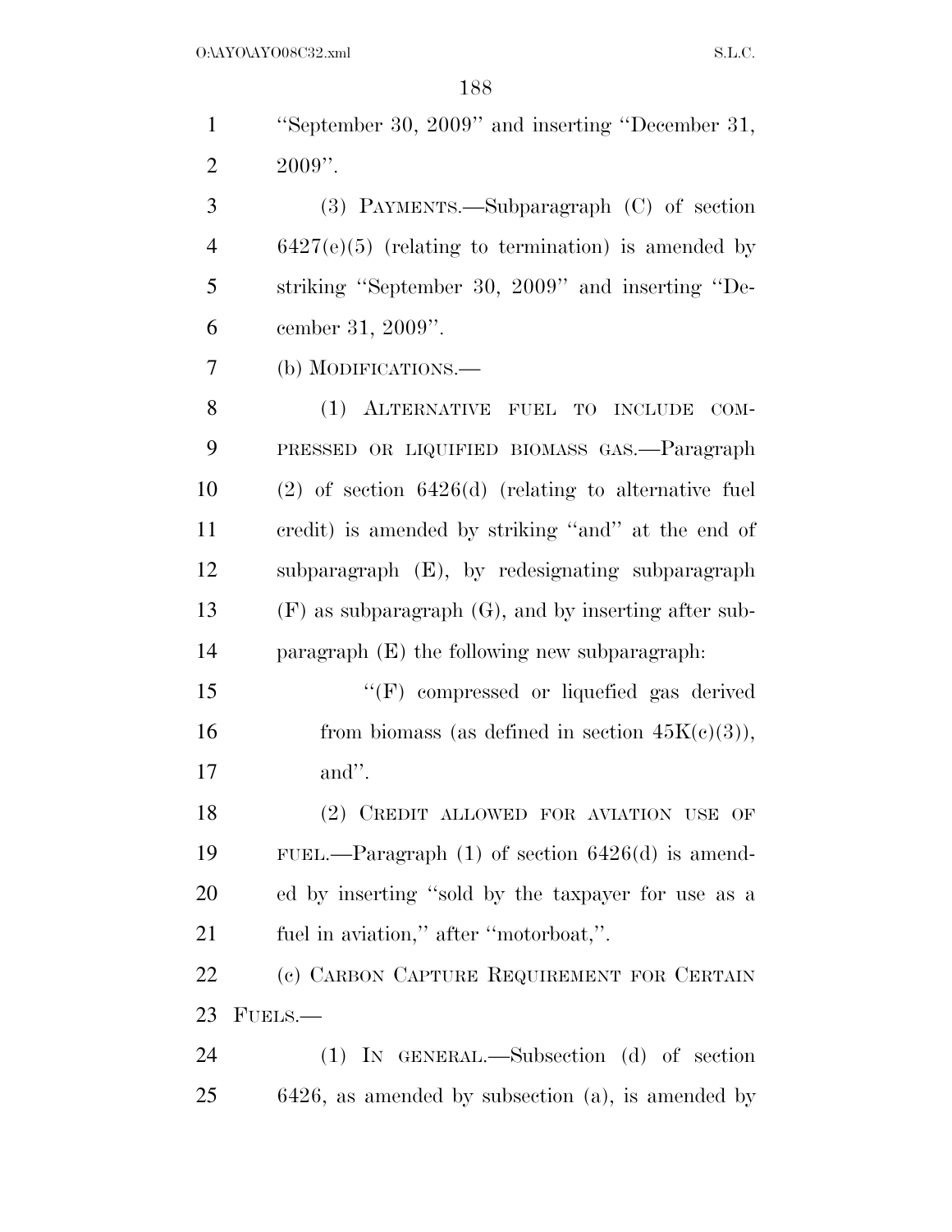"September 30, 2009" and inserting "December 31, 2009".

(3) PAYMENTS.—Subparagraph (C) of section 6427(e)(5) (relating to termination) is amended by striking "September 30, 2009" and inserting "December 31, 2009".

(b) MODIFICATIONS.—

(1) ALTERNATIVE FUEL TO INCLUDE COMPRESSED OR LIQUIFIED BIOMASS GAS.—Paragraph (2) of section 6426(d) (relating to alternative fuel credit) is amended by striking "and" at the end of subparagraph (E), by redesignating subparagraph (F) as subparagraph (G), and by inserting after subparagraph (E) the following new subparagraph:

"(F) compressed or liquefied gas derived from biomass (as defined in section 45K(c)(3)), and".

(2) CREDIT ALLOWED FOR AVIATION USE OF FUEL.—Paragraph (1) of section 6426(d) is amended by inserting "sold by the taxpayer for use as a fuel in aviation," after "motorboat,".

(c) CARBON CAPTURE REQUIREMENT FOR CERTAIN FUELS.—

(1) IN GENERAL.—Subsection (d) of section 6426, as amended by subsection (a), is amended by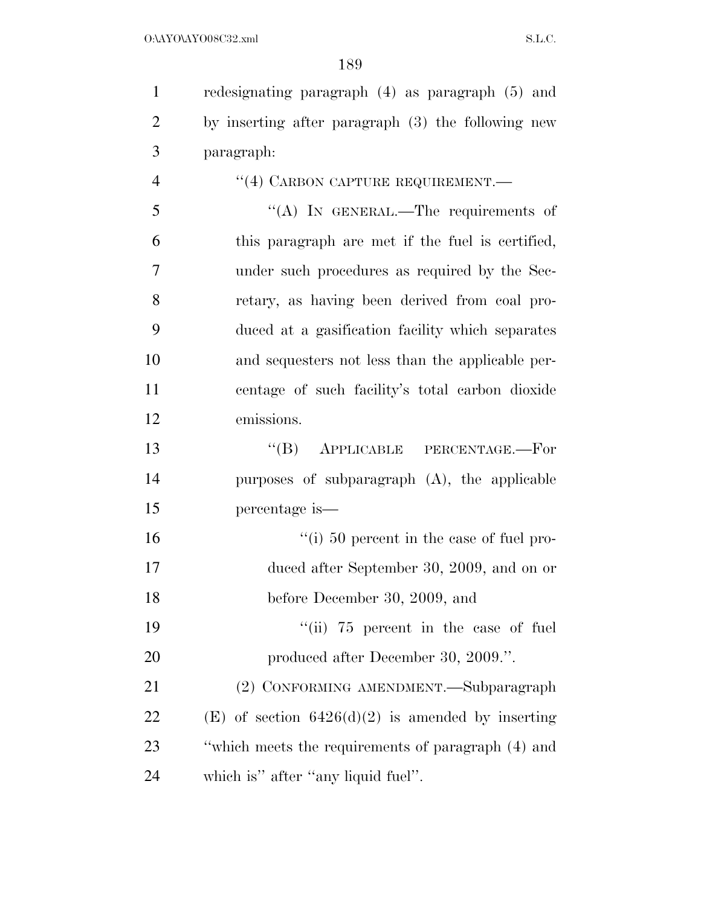redesignating paragraph (4) as paragraph (5) and by inserting after paragraph (3) the following new paragraph:

"(4) CARBON CAPTURE REQUIREMENT.—

"(A) IN GENERAL.—The requirements of this paragraph are met if the fuel is certified, under such procedures as required by the Secretary, as having been derived from coal produced at a gasification facility which separates and sequesters not less than the applicable percentage of such facility's total carbon dioxide emissions.

"(B) APPLICABLE PERCENTAGE.—For purposes of subparagraph (A), the applicable percentage is—

"(i) 50 percent in the case of fuel produced after September 30, 2009, and on or before December 30, 2009, and

"(ii) 75 percent in the case of fuel produced after December 30, 2009.".

(2) CONFORMING AMENDMENT.—Subparagraph (E) of section 6426(d)(2) is amended by inserting "which meets the requirements of paragraph (4) and which is" after "any liquid fuel".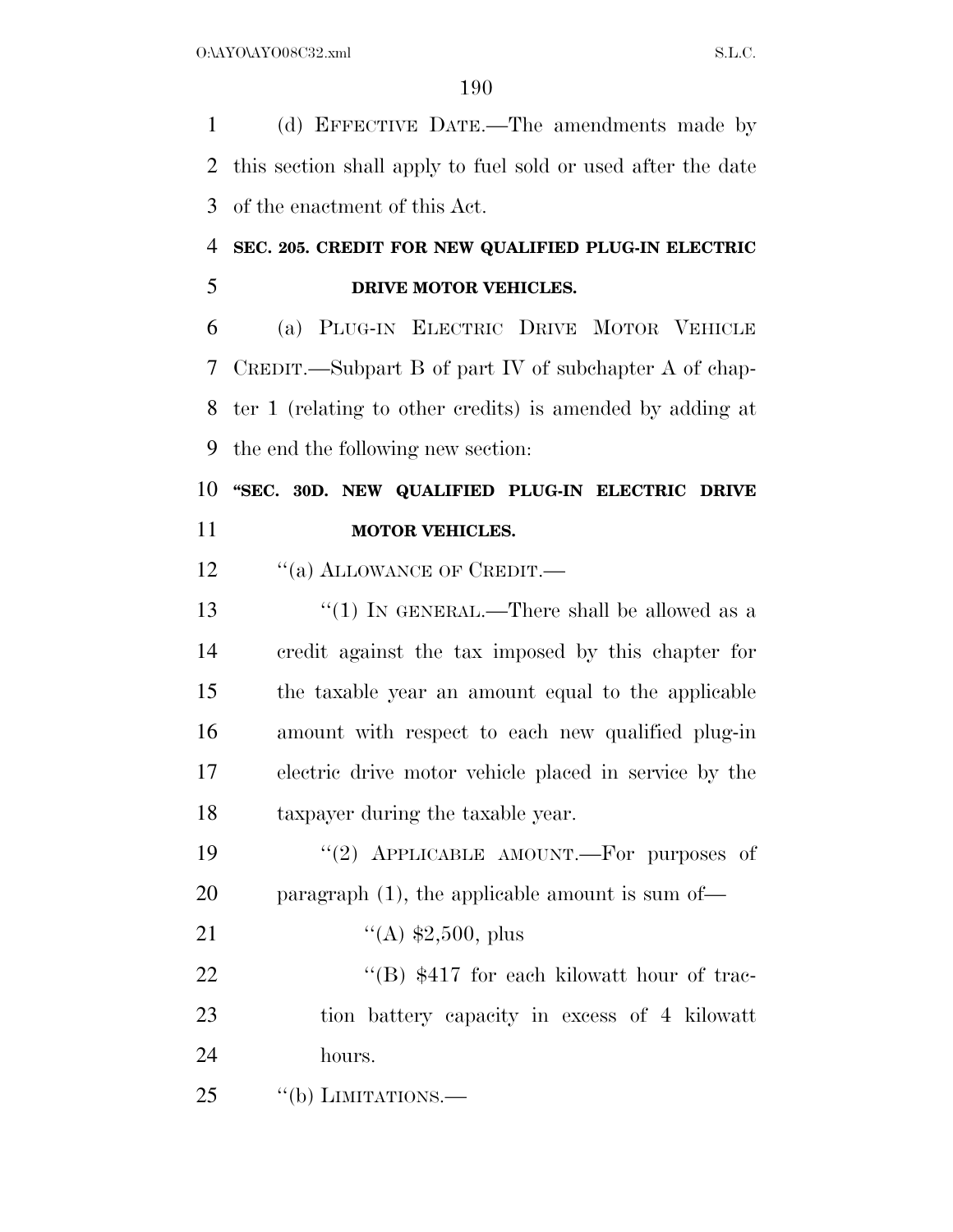(d) EFFECTIVE DATE.—The amendments made by this section shall apply to fuel sold or used after the date of the enactment of this Act.

## SEC. 205. CREDIT FOR NEW QUALIFIED PLUG-IN ELECTRIC DRIVE MOTOR VEHICLES.

(a) PLUG-IN ELECTRIC DRIVE MOTOR VEHICLE CREDIT.—Subpart B of part IV of subchapter A of chapter 1 (relating to other credits) is amended by adding at the end the following new section:

### "SEC. 30D. NEW QUALIFIED PLUG-IN ELECTRIC DRIVE MOTOR VEHICLES.

"(a) ALLOWANCE OF CREDIT.—

"(1) IN GENERAL.—There shall be allowed as a credit against the tax imposed by this chapter for the taxable year an amount equal to the applicable amount with respect to each new qualified plug-in electric drive motor vehicle placed in service by the taxpayer during the taxable year.

"(2) APPLICABLE AMOUNT.—For purposes of paragraph (1), the applicable amount is sum of—

"(A) $2,500, plus

"(B) $417 for each kilowatt hour of traction battery capacity in excess of 4 kilowatt hours.

"(b) LIMITATIONS.—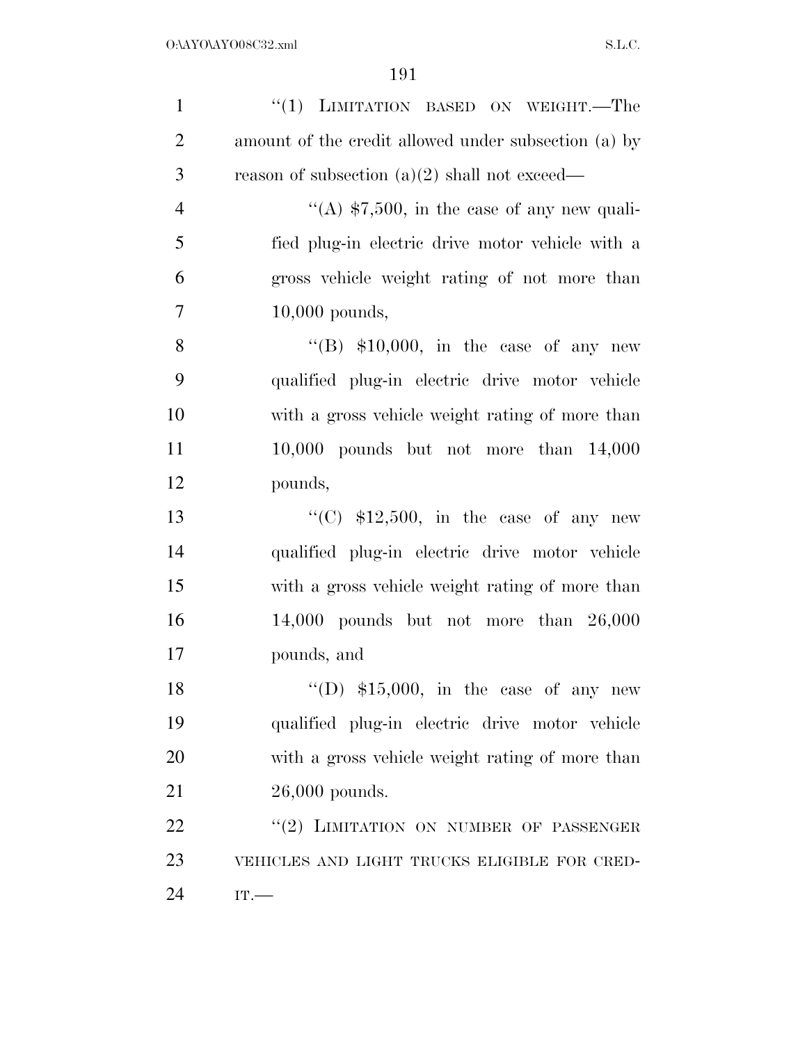''(1) LIMITATION BASED ON WEIGHT.—The amount of the credit allowed under subsection (a) by reason of subsection (a)(2) shall not exceed—

''(A) $7,500, in the case of any new qualified plug-in electric drive motor vehicle with a gross vehicle weight rating of not more than 10,000 pounds,

''(B) $10,000, in the case of any new qualified plug-in electric drive motor vehicle with a gross vehicle weight rating of more than 10,000 pounds but not more than 14,000 pounds,

''(C) $12,500, in the case of any new qualified plug-in electric drive motor vehicle with a gross vehicle weight rating of more than 14,000 pounds but not more than 26,000 pounds, and

''(D) $15,000, in the case of any new qualified plug-in electric drive motor vehicle with a gross vehicle weight rating of more than 26,000 pounds.

''(2) LIMITATION ON NUMBER OF PASSENGER VEHICLES AND LIGHT TRUCKS ELIGIBLE FOR CREDIT.—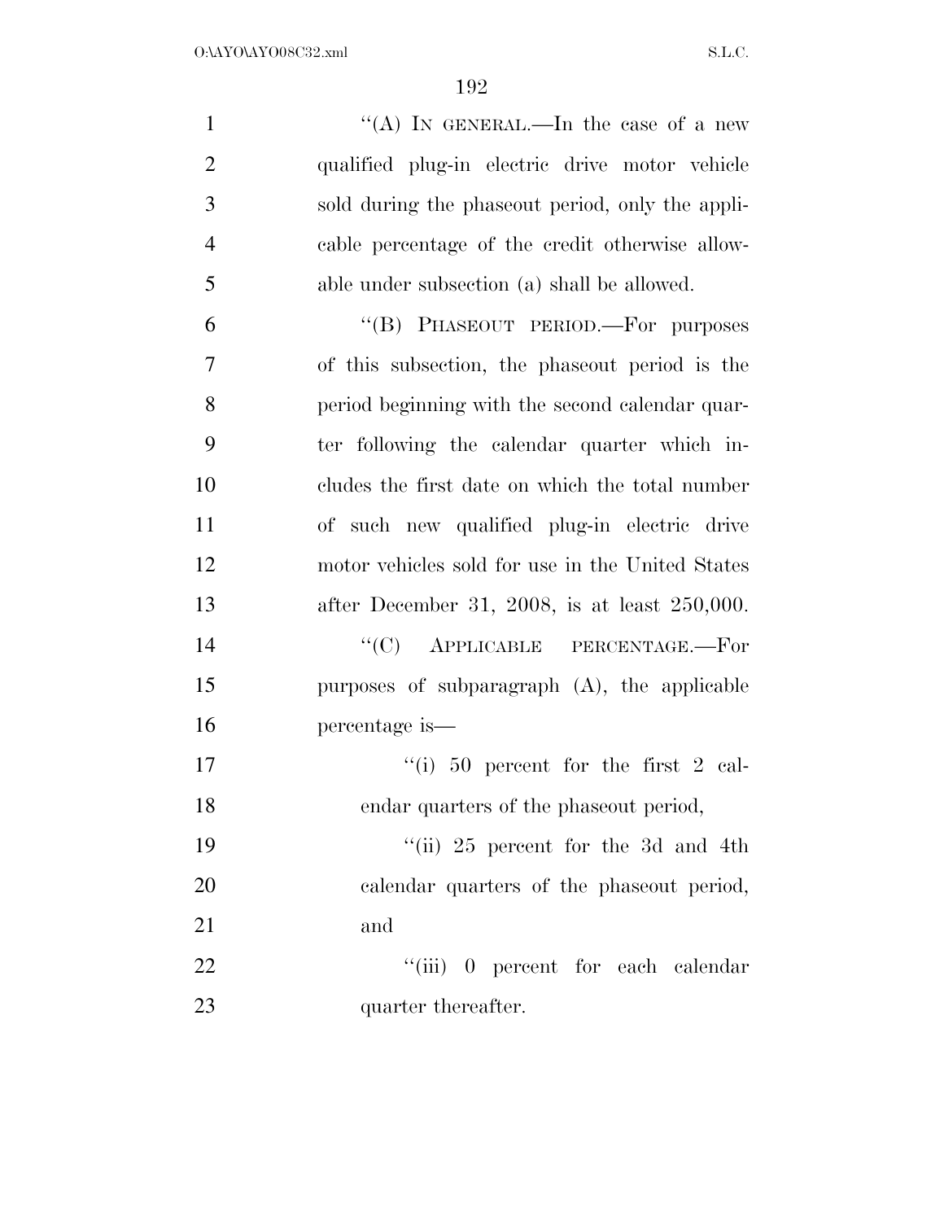''(A) IN GENERAL.—In the case of a new qualified plug-in electric drive motor vehicle sold during the phaseout period, only the applicable percentage of the credit otherwise allowable under subsection (a) shall be allowed.

''(B) PHASEOUT PERIOD.—For purposes of this subsection, the phaseout period is the period beginning with the second calendar quarter following the calendar quarter which includes the first date on which the total number of such new qualified plug-in electric drive motor vehicles sold for use in the United States after December 31, 2008, is at least 250,000.

''(C) APPLICABLE PERCENTAGE.—For purposes of subparagraph (A), the applicable percentage is—

''(i) 50 percent for the first 2 calendar quarters of the phaseout period,

''(ii) 25 percent for the 3d and 4th calendar quarters of the phaseout period, and

''(iii) 0 percent for each calendar quarter thereafter.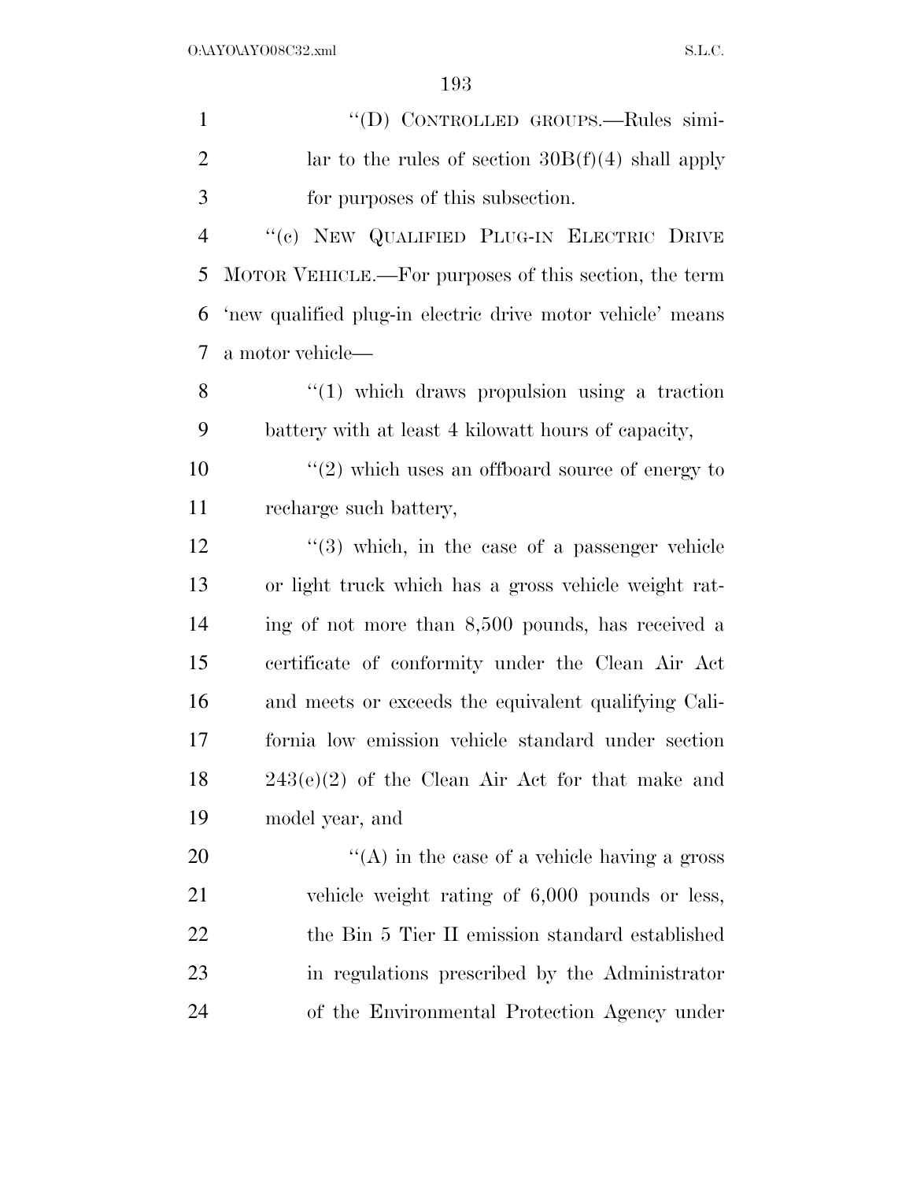"(D) CONTROLLED GROUPS.—Rules similar to the rules of section 30B(f)(4) shall apply for purposes of this subsection.

"(c) NEW QUALIFIED PLUG-IN ELECTRIC DRIVE MOTOR VEHICLE.—For purposes of this section, the term 'new qualified plug-in electric drive motor vehicle' means a motor vehicle—

"(1) which draws propulsion using a traction battery with at least 4 kilowatt hours of capacity,

"(2) which uses an offboard source of energy to recharge such battery,

"(3) which, in the case of a passenger vehicle or light truck which has a gross vehicle weight rating of not more than 8,500 pounds, has received a certificate of conformity under the Clean Air Act and meets or exceeds the equivalent qualifying California low emission vehicle standard under section 243(e)(2) of the Clean Air Act for that make and model year, and

"(A) in the case of a vehicle having a gross vehicle weight rating of 6,000 pounds or less, the Bin 5 Tier II emission standard established in regulations prescribed by the Administrator of the Environmental Protection Agency under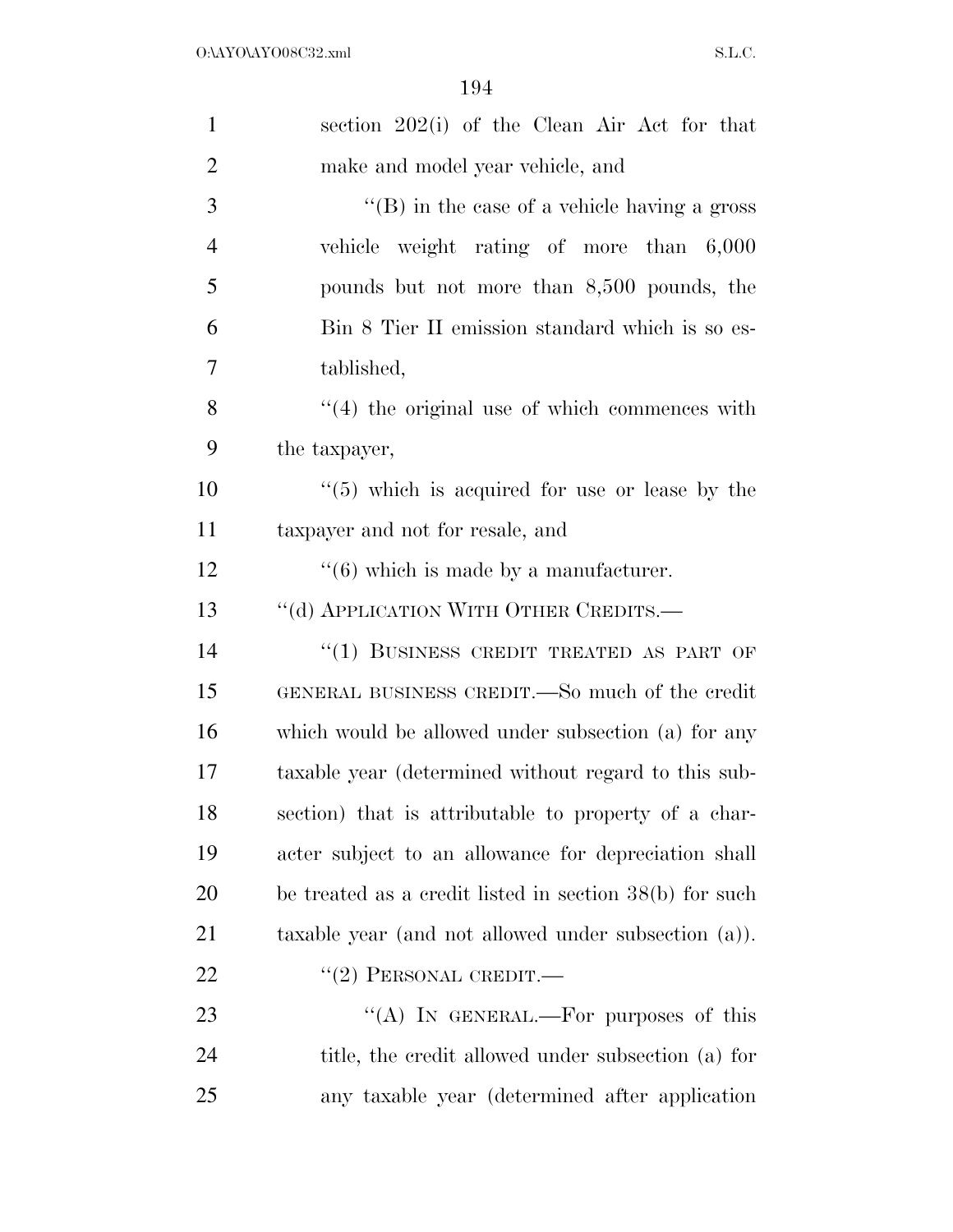section 202(i) of the Clean Air Act for that make and model year vehicle, and

''(B) in the case of a vehicle having a gross vehicle weight rating of more than 6,000 pounds but not more than 8,500 pounds, the Bin 8 Tier II emission standard which is so established,

''(4) the original use of which commences with the taxpayer,

''(5) which is acquired for use or lease by the taxpayer and not for resale, and

''(6) which is made by a manufacturer.

''(d) APPLICATION WITH OTHER CREDITS.—

''(1) BUSINESS CREDIT TREATED AS PART OF GENERAL BUSINESS CREDIT.—So much of the credit which would be allowed under subsection (a) for any taxable year (determined without regard to this subsection) that is attributable to property of a character subject to an allowance for depreciation shall be treated as a credit listed in section 38(b) for such taxable year (and not allowed under subsection (a)).

''(2) PERSONAL CREDIT.—

''(A) IN GENERAL.—For purposes of this title, the credit allowed under subsection (a) for any taxable year (determined after application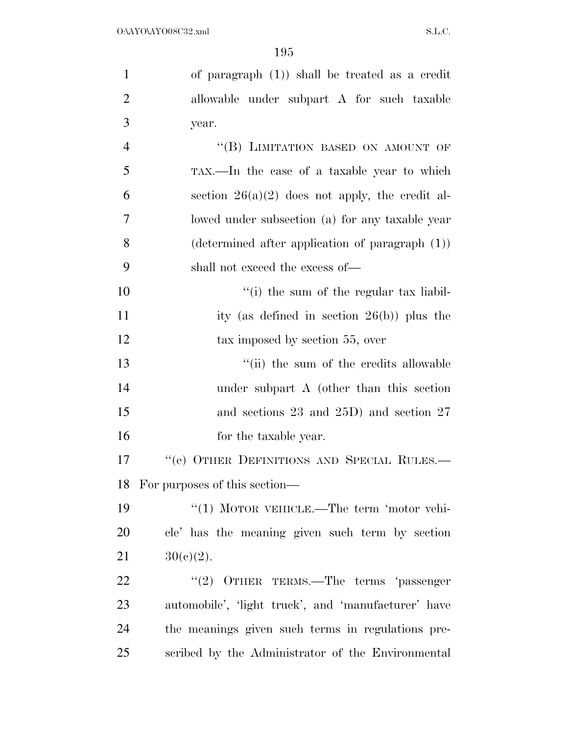of paragraph (1)) shall be treated as a credit allowable under subpart A for such taxable year.

"(B) LIMITATION BASED ON AMOUNT OF TAX.—In the case of a taxable year to which section 26(a)(2) does not apply, the credit allowed under subsection (a) for any taxable year (determined after application of paragraph (1)) shall not exceed the excess of—

"(i) the sum of the regular tax liability (as defined in section 26(b)) plus the tax imposed by section 55, over

"(ii) the sum of the credits allowable under subpart A (other than this section and sections 23 and 25D) and section 27 for the taxable year.

"(e) OTHER DEFINITIONS AND SPECIAL RULES.—For purposes of this section—

"(1) MOTOR VEHICLE.—The term 'motor vehicle' has the meaning given such term by section 30(c)(2).

"(2) OTHER TERMS.—The terms 'passenger automobile', 'light truck', and 'manufacturer' have the meanings given such terms in regulations prescribed by the Administrator of the Environmental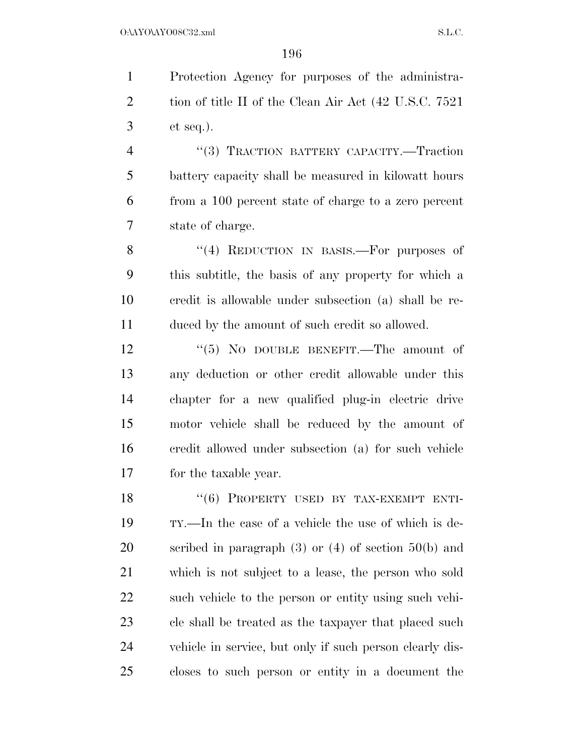Protection Agency for purposes of the administration of title II of the Clean Air Act (42 U.S.C. 7521 et seq.).

''(3) TRACTION BATTERY CAPACITY.—Traction battery capacity shall be measured in kilowatt hours from a 100 percent state of charge to a zero percent state of charge.

''(4) REDUCTION IN BASIS.—For purposes of this subtitle, the basis of any property for which a credit is allowable under subsection (a) shall be reduced by the amount of such credit so allowed.

''(5) NO DOUBLE BENEFIT.—The amount of any deduction or other credit allowable under this chapter for a new qualified plug-in electric drive motor vehicle shall be reduced by the amount of credit allowed under subsection (a) for such vehicle for the taxable year.

''(6) PROPERTY USED BY TAX-EXEMPT ENTITY.—In the case of a vehicle the use of which is described in paragraph (3) or (4) of section 50(b) and which is not subject to a lease, the person who sold such vehicle to the person or entity using such vehicle shall be treated as the taxpayer that placed such vehicle in service, but only if such person clearly discloses to such person or entity in a document the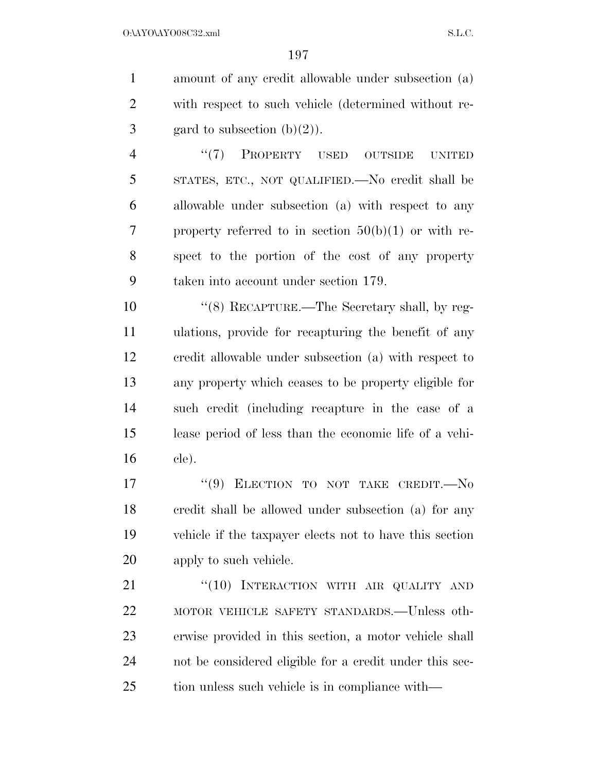amount of any credit allowable under subsection (a) with respect to such vehicle (determined without regard to subsection (b)(2)).

''(7) PROPERTY USED OUTSIDE UNITED STATES, ETC., NOT QUALIFIED.—No credit shall be allowable under subsection (a) with respect to any property referred to in section 50(b)(1) or with respect to the portion of the cost of any property taken into account under section 179.

''(8) RECAPTURE.—The Secretary shall, by regulations, provide for recapturing the benefit of any credit allowable under subsection (a) with respect to any property which ceases to be property eligible for such credit (including recapture in the case of a lease period of less than the economic life of a vehicle).

''(9) ELECTION TO NOT TAKE CREDIT.—No credit shall be allowed under subsection (a) for any vehicle if the taxpayer elects not to have this section apply to such vehicle.

''(10) INTERACTION WITH AIR QUALITY AND MOTOR VEHICLE SAFETY STANDARDS.—Unless otherwise provided in this section, a motor vehicle shall not be considered eligible for a credit under this section unless such vehicle is in compliance with—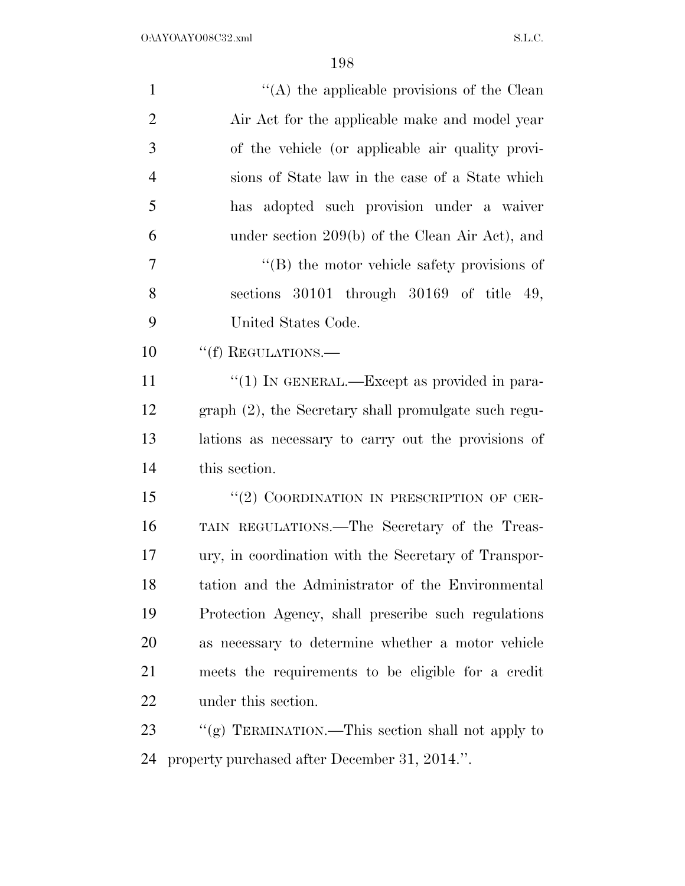''(A) the applicable provisions of the Clean Air Act for the applicable make and model year of the vehicle (or applicable air quality provisions of State law in the case of a State which has adopted such provision under a waiver under section 209(b) of the Clean Air Act), and

''(B) the motor vehicle safety provisions of sections 30101 through 30169 of title 49, United States Code.

''(f) REGULATIONS.—

''(1) IN GENERAL.—Except as provided in paragraph (2), the Secretary shall promulgate such regulations as necessary to carry out the provisions of this section.

''(2) COORDINATION IN PRESCRIPTION OF CERTAIN REGULATIONS.—The Secretary of the Treasury, in coordination with the Secretary of Transportation and the Administrator of the Environmental Protection Agency, shall prescribe such regulations as necessary to determine whether a motor vehicle meets the requirements to be eligible for a credit under this section.

''(g) TERMINATION.—This section shall not apply to property purchased after December 31, 2014.''.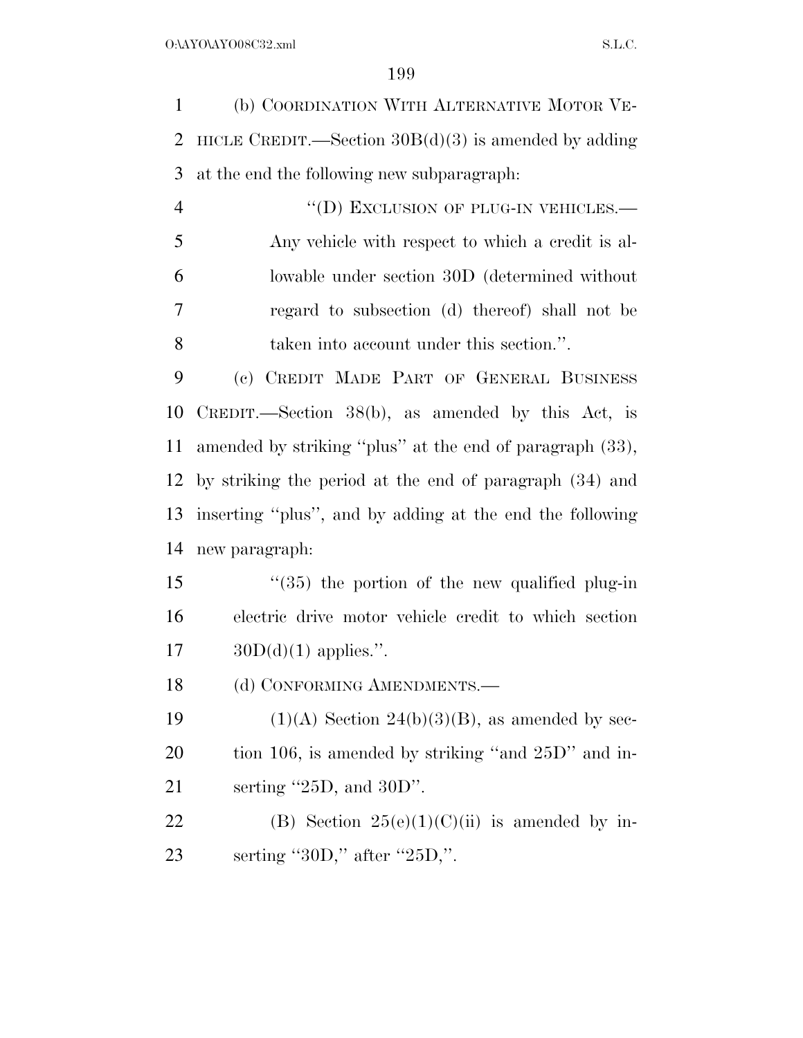(b) COORDINATION WITH ALTERNATIVE MOTOR VEHICLE CREDIT.—Section 30B(d)(3) is amended by adding at the end the following new subparagraph:

> "(D) EXCLUSION OF PLUG-IN VEHICLES.—Any vehicle with respect to which a credit is allowable under section 30D (determined without regard to subsection (d) thereof) shall not be taken into account under this section.".

(c) CREDIT MADE PART OF GENERAL BUSINESS CREDIT.—Section 38(b), as amended by this Act, is amended by striking "plus" at the end of paragraph (33), by striking the period at the end of paragraph (34) and inserting "plus", and by adding at the end the following new paragraph:

> "(35) the portion of the new qualified plug-in electric drive motor vehicle credit to which section 30D(d)(1) applies.".

(d) CONFORMING AMENDMENTS.—

(1)(A) Section 24(b)(3)(B), as amended by section 106, is amended by striking "and 25D" and inserting "25D, and 30D".

(B) Section 25(e)(1)(C)(ii) is amended by inserting "30D," after "25D,".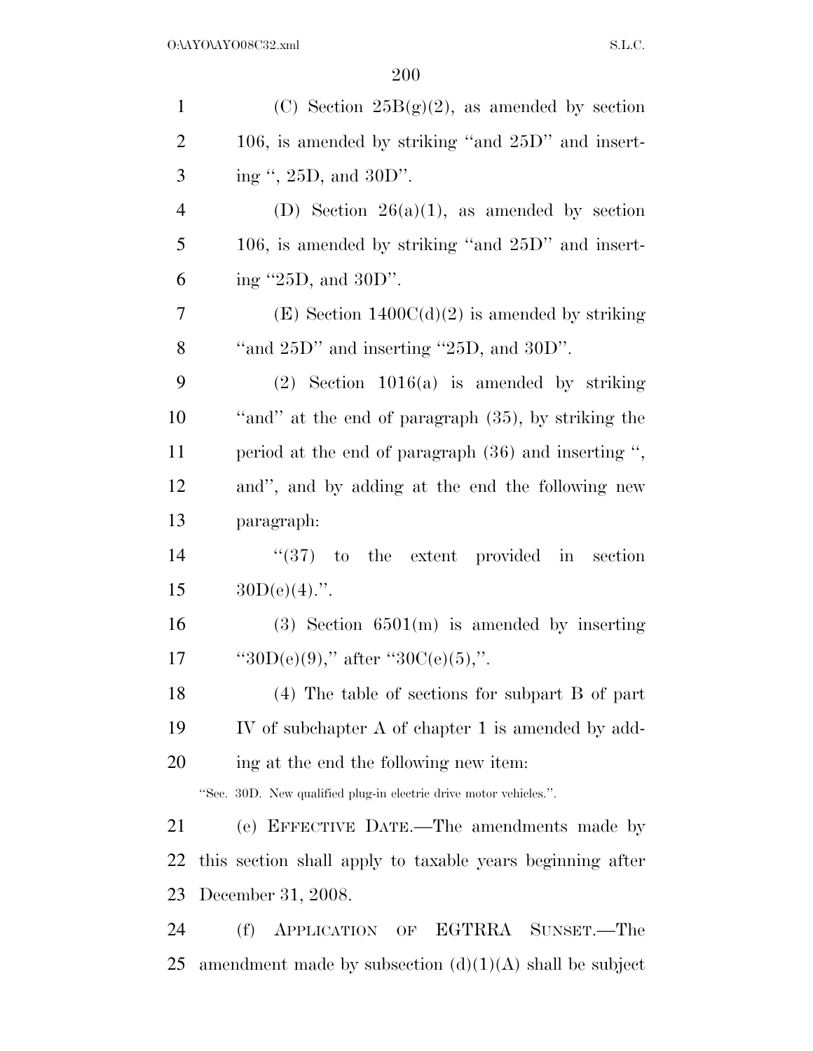(C) Section 25B(g)(2), as amended by section 106, is amended by striking ''and 25D'' and inserting '', 25D, and 30D''.

(D) Section 26(a)(1), as amended by section 106, is amended by striking ''and 25D'' and inserting ''25D, and 30D''.

(E) Section 1400C(d)(2) is amended by striking ''and 25D'' and inserting ''25D, and 30D''.

(2) Section 1016(a) is amended by striking ''and'' at the end of paragraph (35), by striking the period at the end of paragraph (36) and inserting '', and'', and by adding at the end the following new paragraph:

''(37) to the extent provided in section 30D(e)(4).''.

(3) Section 6501(m) is amended by inserting ''30D(e)(9),'' after ''30C(e)(5),''.

(4) The table of sections for subpart B of part IV of subchapter A of chapter 1 is amended by adding at the end the following new item:

''Sec. 30D. New qualified plug-in electric drive motor vehicles.''.

(e) EFFECTIVE DATE.—The amendments made by this section shall apply to taxable years beginning after December 31, 2008.

(f) APPLICATION OF EGTRRA SUNSET.—The amendment made by subsection (d)(1)(A) shall be subject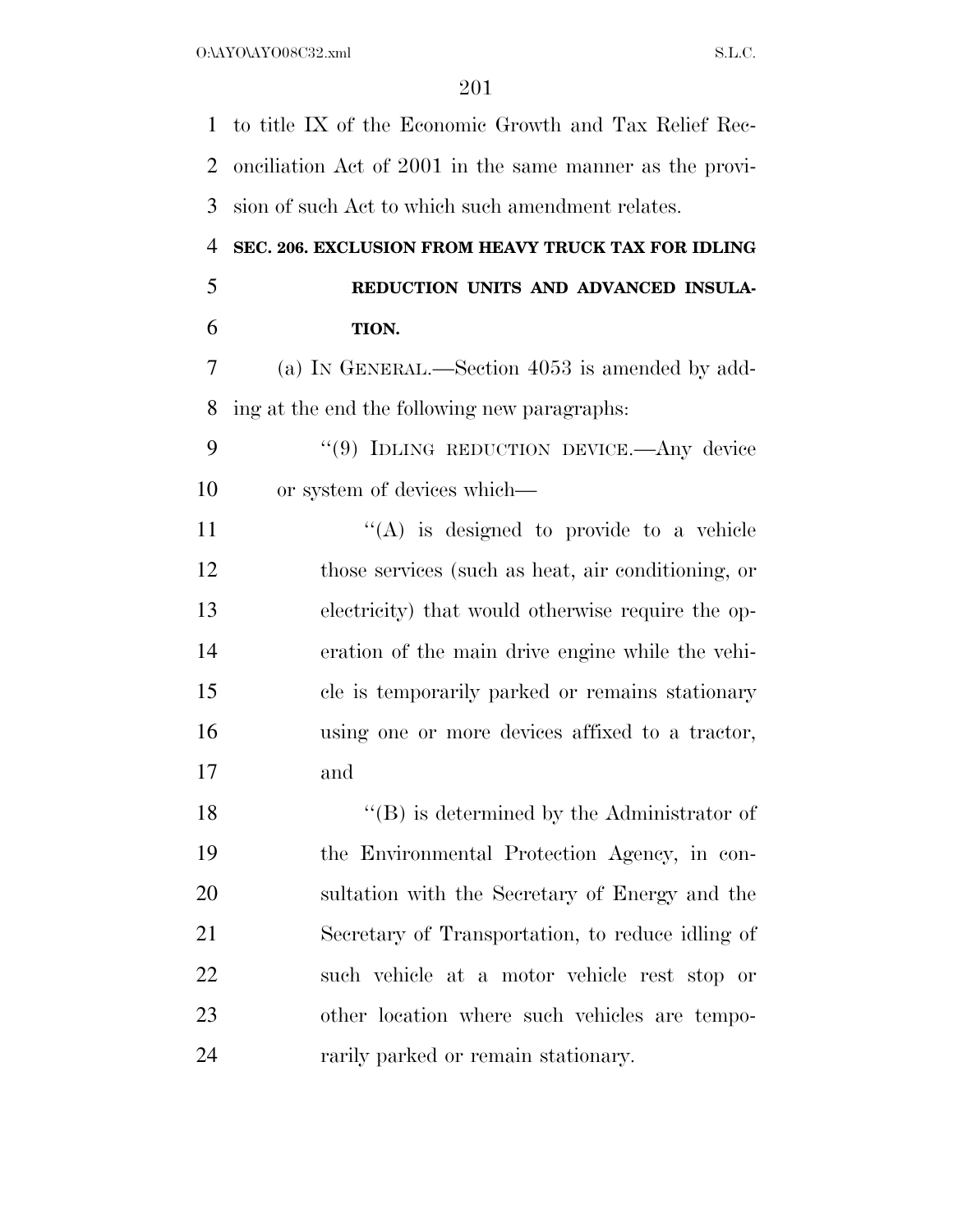to title IX of the Economic Growth and Tax Relief Reconciliation Act of 2001 in the same manner as the provision of such Act to which such amendment relates.

**SEC. 206. EXCLUSION FROM HEAVY TRUCK TAX FOR IDLING REDUCTION UNITS AND ADVANCED INSULATION.**

(a) IN GENERAL.—Section 4053 is amended by adding at the end the following new paragraphs:

"(9) IDLING REDUCTION DEVICE.—Any device or system of devices which—

"(A) is designed to provide to a vehicle those services (such as heat, air conditioning, or electricity) that would otherwise require the operation of the main drive engine while the vehicle is temporarily parked or remains stationary using one or more devices affixed to a tractor, and

"(B) is determined by the Administrator of the Environmental Protection Agency, in consultation with the Secretary of Energy and the Secretary of Transportation, to reduce idling of such vehicle at a motor vehicle rest stop or other location where such vehicles are temporarily parked or remain stationary.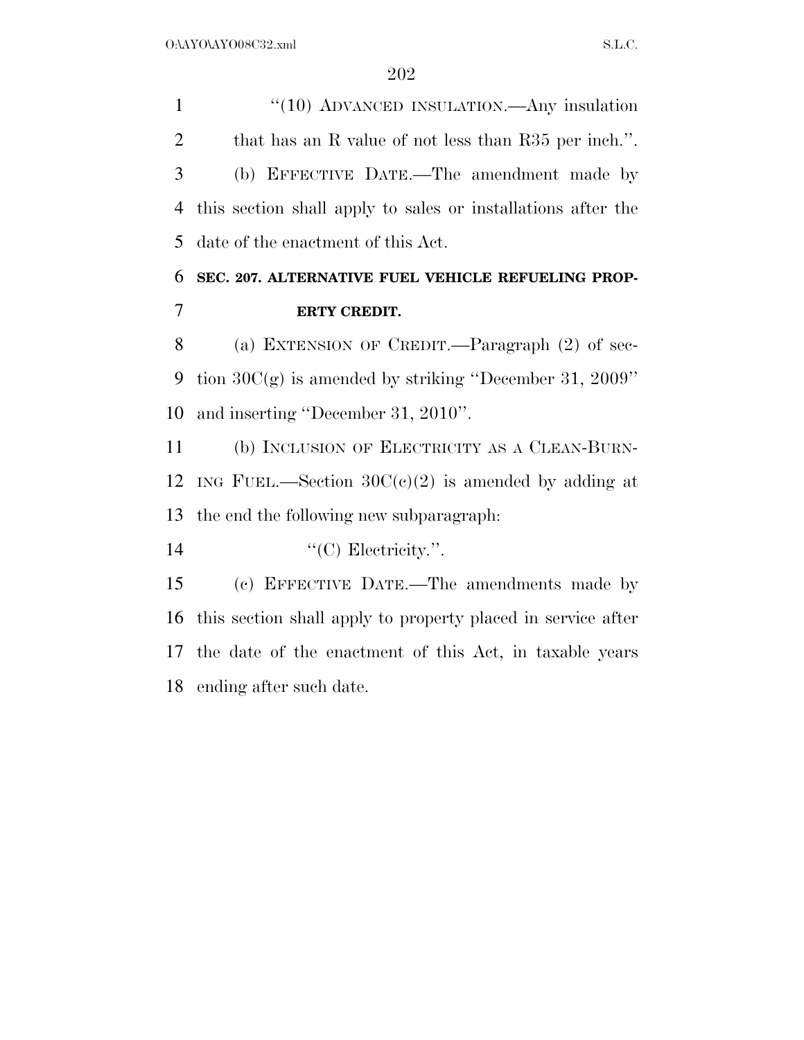"(10) ADVANCED INSULATION.—Any insulation that has an R value of not less than R35 per inch.".

(b) EFFECTIVE DATE.—The amendment made by this section shall apply to sales or installations after the date of the enactment of this Act.

**SEC. 207. ALTERNATIVE FUEL VEHICLE REFUELING PROPERTY CREDIT.**

(a) EXTENSION OF CREDIT.—Paragraph (2) of section 30C(g) is amended by striking "December 31, 2009" and inserting "December 31, 2010".

(b) INCLUSION OF ELECTRICITY AS A CLEAN-BURNING FUEL.—Section 30C(c)(2) is amended by adding at the end the following new subparagraph:

"(C) Electricity.".

(c) EFFECTIVE DATE.—The amendments made by this section shall apply to property placed in service after the date of the enactment of this Act, in taxable years ending after such date.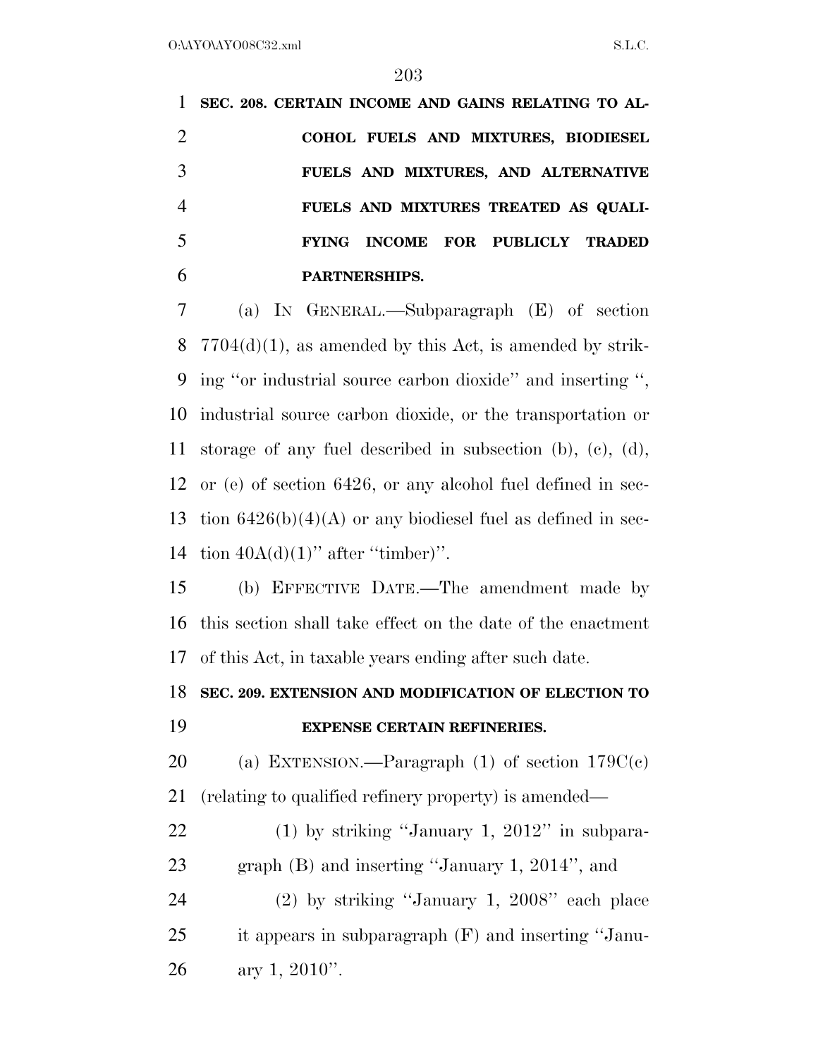**SEC. 208. CERTAIN INCOME AND GAINS RELATING TO ALCOHOL FUELS AND MIXTURES, BIODIESEL FUELS AND MIXTURES, AND ALTERNATIVE FUELS AND MIXTURES TREATED AS QUALIFYING INCOME FOR PUBLICLY TRADED PARTNERSHIPS.**

(a) IN GENERAL.—Subparagraph (E) of section 7704(d)(1), as amended by this Act, is amended by striking "or industrial source carbon dioxide" and inserting ", industrial source carbon dioxide, or the transportation or storage of any fuel described in subsection (b), (c), (d), or (e) of section 6426, or any alcohol fuel defined in section 6426(b)(4)(A) or any biodiesel fuel as defined in section 40A(d)(1)" after "timber)".

(b) EFFECTIVE DATE.—The amendment made by this section shall take effect on the date of the enactment of this Act, in taxable years ending after such date.

**SEC. 209. EXTENSION AND MODIFICATION OF ELECTION TO EXPENSE CERTAIN REFINERIES.**

(a) EXTENSION.—Paragraph (1) of section 179C(c) (relating to qualified refinery property) is amended—

(1) by striking "January 1, 2012" in subparagraph (B) and inserting "January 1, 2014", and

(2) by striking "January 1, 2008" each place it appears in subparagraph (F) and inserting "January 1, 2010".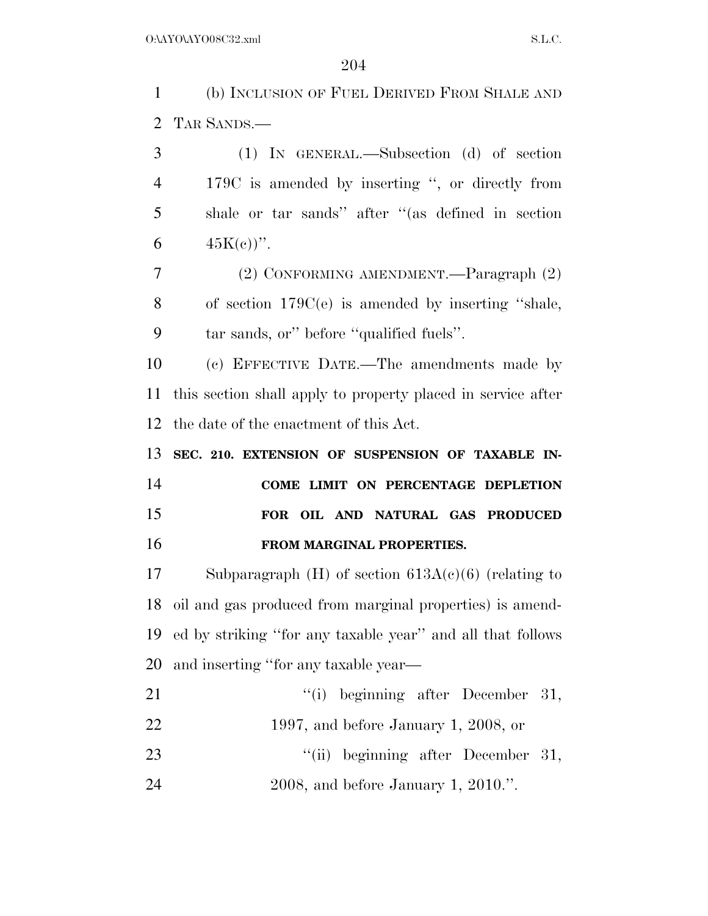(b) INCLUSION OF FUEL DERIVED FROM SHALE AND TAR SANDS.—

(1) IN GENERAL.—Subsection (d) of section 179C is amended by inserting ", or directly from shale or tar sands" after "(as defined in section 45K(c))".

(2) CONFORMING AMENDMENT.—Paragraph (2) of section 179C(e) is amended by inserting "shale, tar sands, or" before "qualified fuels".

(c) EFFECTIVE DATE.—The amendments made by this section shall apply to property placed in service after the date of the enactment of this Act.

**SEC. 210. EXTENSION OF SUSPENSION OF TAXABLE INCOME LIMIT ON PERCENTAGE DEPLETION FOR OIL AND NATURAL GAS PRODUCED FROM MARGINAL PROPERTIES.**

Subparagraph (H) of section 613A(c)(6) (relating to oil and gas produced from marginal properties) is amended by striking "for any taxable year" and all that follows and inserting "for any taxable year—

"(i) beginning after December 31, 1997, and before January 1, 2008, or

"(ii) beginning after December 31, 2008, and before January 1, 2010.".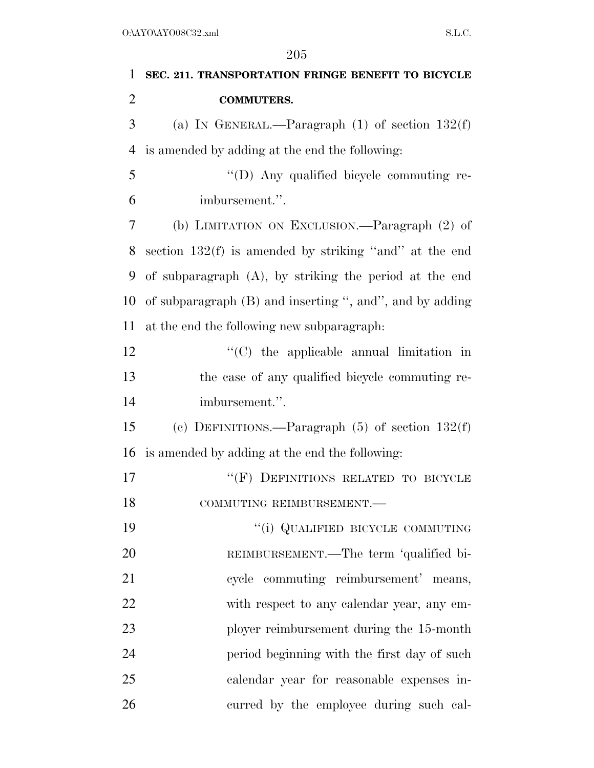**SEC. 211. TRANSPORTATION FRINGE BENEFIT TO BICYCLE COMMUTERS.**

(a) IN GENERAL.—Paragraph (1) of section 132(f) is amended by adding at the end the following:

"(D) Any qualified bicycle commuting reimbursement.".

(b) LIMITATION ON EXCLUSION.—Paragraph (2) of section 132(f) is amended by striking "and" at the end of subparagraph (A), by striking the period at the end of subparagraph (B) and inserting ", and", and by adding at the end the following new subparagraph:

"(C) the applicable annual limitation in the case of any qualified bicycle commuting reimbursement.".

(c) DEFINITIONS.—Paragraph (5) of section 132(f) is amended by adding at the end the following:

"(F) DEFINITIONS RELATED TO BICYCLE COMMUTING REIMBURSEMENT.—

"(i) QUALIFIED BICYCLE COMMUTING REIMBURSEMENT.—The term 'qualified bicycle commuting reimbursement' means, with respect to any calendar year, any employer reimbursement during the 15-month period beginning with the first day of such calendar year for reasonable expenses incurred by the employee during such cal-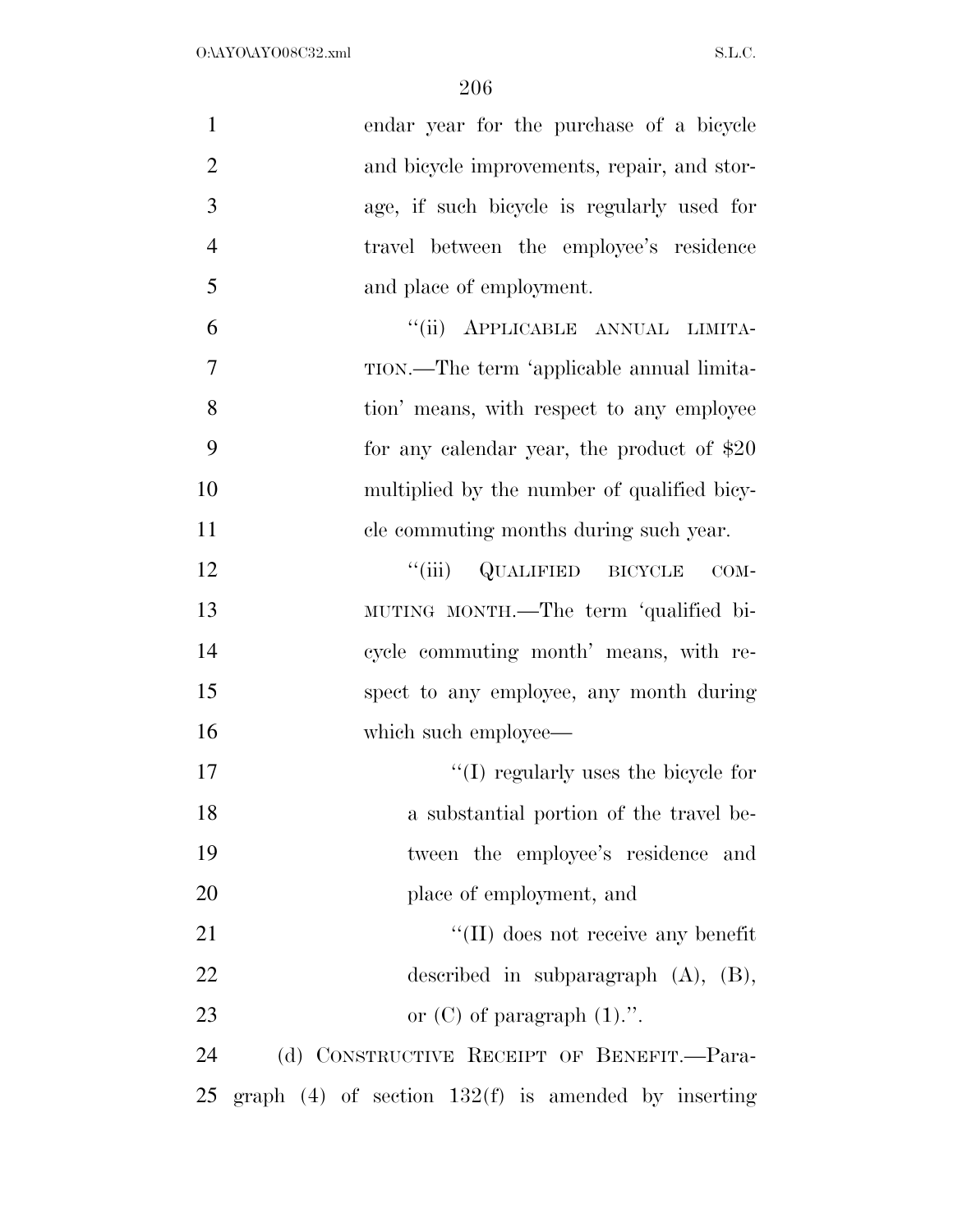endar year for the purchase of a bicycle and bicycle improvements, repair, and storage, if such bicycle is regularly used for travel between the employee's residence and place of employment.

"(ii) APPLICABLE ANNUAL LIMITATION.—The term 'applicable annual limitation' means, with respect to any employee for any calendar year, the product of $20 multiplied by the number of qualified bicycle commuting months during such year.

"(iii) QUALIFIED BICYCLE COMMUTING MONTH.—The term 'qualified bicycle commuting month' means, with respect to any employee, any month during which such employee—

"(I) regularly uses the bicycle for a substantial portion of the travel between the employee's residence and place of employment, and

"(II) does not receive any benefit described in subparagraph (A), (B), or (C) of paragraph (1).".

(d) CONSTRUCTIVE RECEIPT OF BENEFIT.—Paragraph (4) of section 132(f) is amended by inserting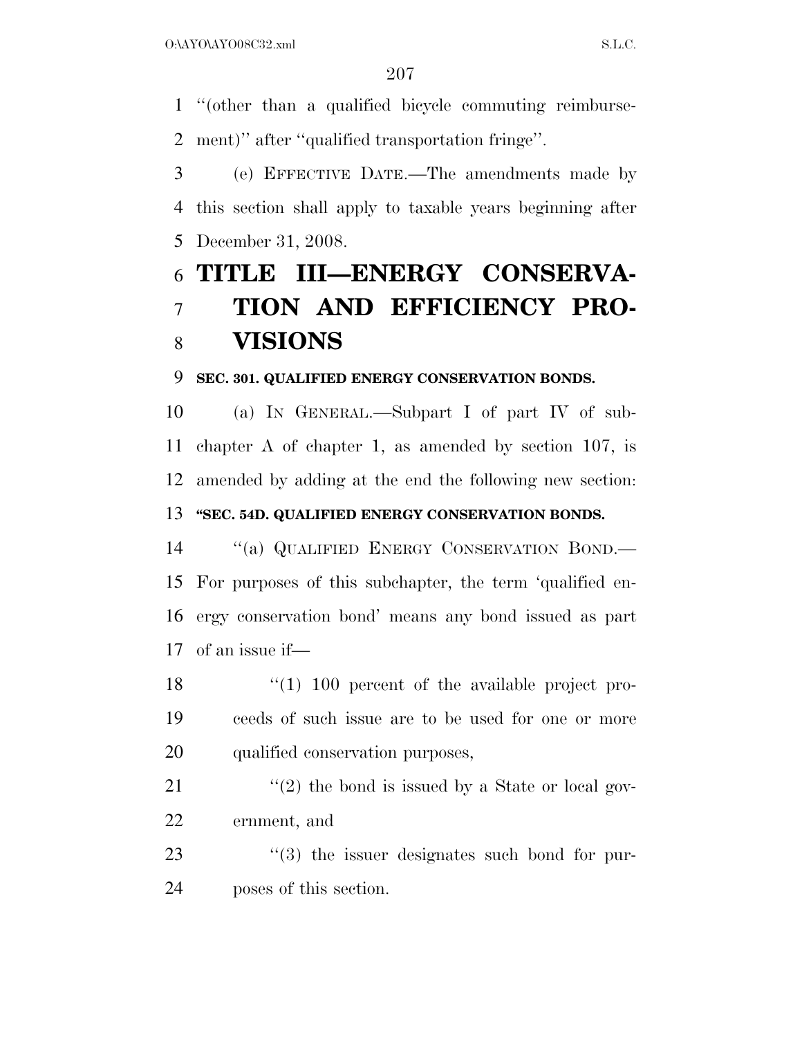"(other than a qualified bicycle commuting reimbursement)" after "qualified transportation fringe".

(e) EFFECTIVE DATE.—The amendments made by this section shall apply to taxable years beginning after December 31, 2008.

# TITLE III—ENERGY CONSERVATION AND EFFICIENCY PROVISIONS

### SEC. 301. QUALIFIED ENERGY CONSERVATION BONDS.

(a) IN GENERAL.—Subpart I of part IV of subchapter A of chapter 1, as amended by section 107, is amended by adding at the end the following new section:

### "SEC. 54D. QUALIFIED ENERGY CONSERVATION BONDS.

"(a) QUALIFIED ENERGY CONSERVATION BOND.—For purposes of this subchapter, the term 'qualified energy conservation bond' means any bond issued as part of an issue if—

"(1) 100 percent of the available project proceeds of such issue are to be used for one or more qualified conservation purposes,

"(2) the bond is issued by a State or local government, and

"(3) the issuer designates such bond for purposes of this section.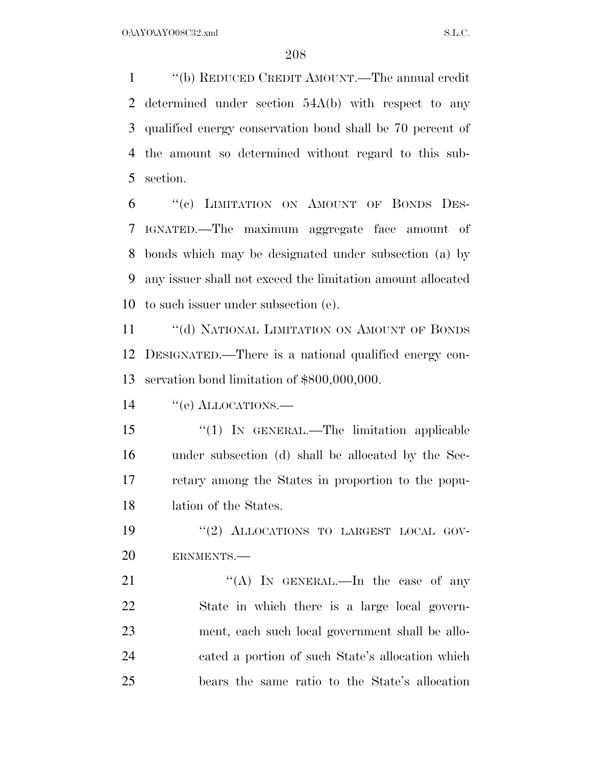"(b) REDUCED CREDIT AMOUNT.—The annual credit determined under section 54A(b) with respect to any qualified energy conservation bond shall be 70 percent of the amount so determined without regard to this subsection.

"(c) LIMITATION ON AMOUNT OF BONDS DESIGNATED.—The maximum aggregate face amount of bonds which may be designated under subsection (a) by any issuer shall not exceed the limitation amount allocated to such issuer under subsection (e).

"(d) NATIONAL LIMITATION ON AMOUNT OF BONDS DESIGNATED.—There is a national qualified energy conservation bond limitation of $800,000,000.

"(e) ALLOCATIONS.—

"(1) IN GENERAL.—The limitation applicable under subsection (d) shall be allocated by the Secretary among the States in proportion to the population of the States.

"(2) ALLOCATIONS TO LARGEST LOCAL GOVERNMENTS.—

"(A) IN GENERAL.—In the case of any State in which there is a large local government, each such local government shall be allocated a portion of such State's allocation which bears the same ratio to the State's allocation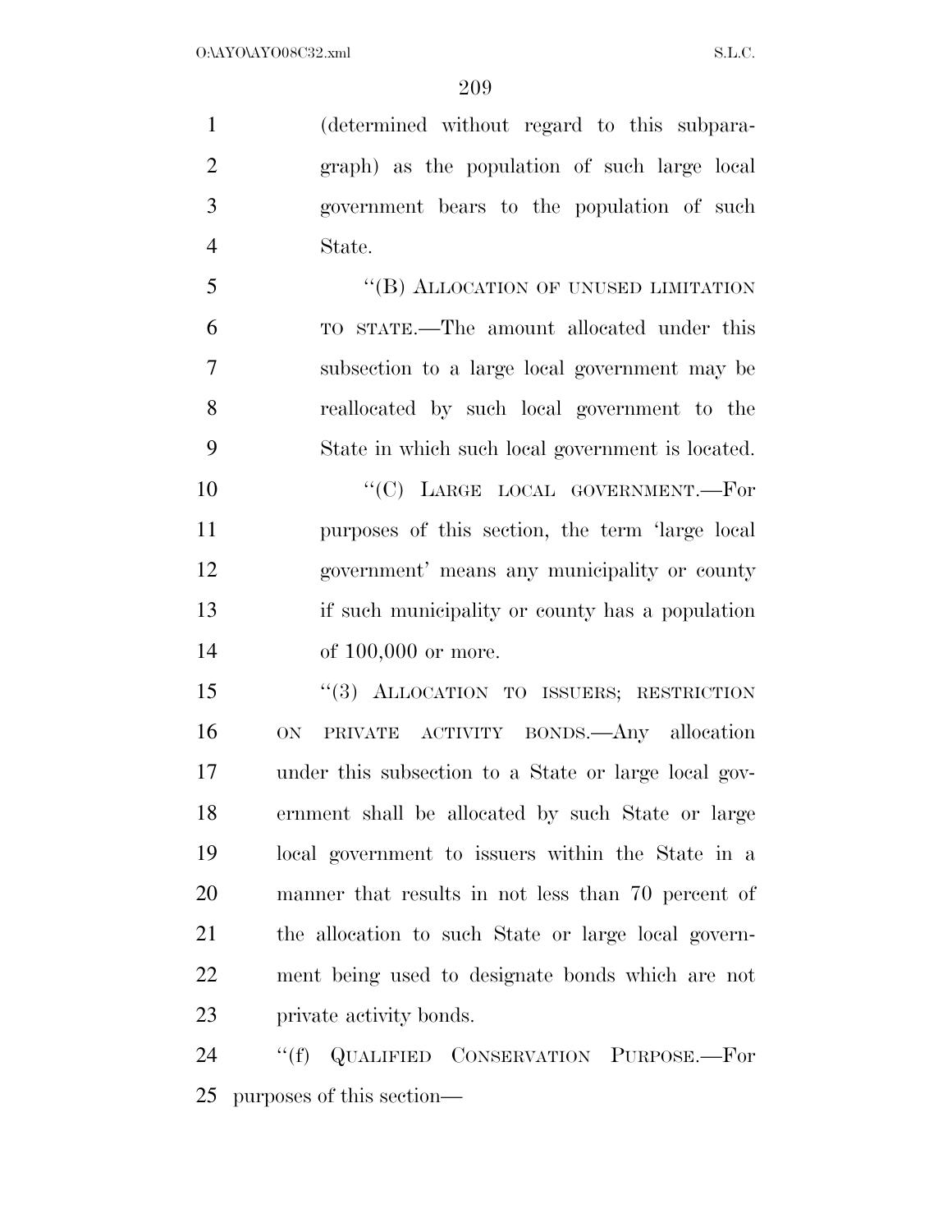(determined without regard to this subparagraph) as the population of such large local government bears to the population of such State.

''(B) ALLOCATION OF UNUSED LIMITATION TO STATE.—The amount allocated under this subsection to a large local government may be reallocated by such local government to the State in which such local government is located.

''(C) LARGE LOCAL GOVERNMENT.—For purposes of this section, the term 'large local government' means any municipality or county if such municipality or county has a population of 100,000 or more.

''(3) ALLOCATION TO ISSUERS; RESTRICTION ON PRIVATE ACTIVITY BONDS.—Any allocation under this subsection to a State or large local government shall be allocated by such State or large local government to issuers within the State in a manner that results in not less than 70 percent of the allocation to such State or large local government being used to designate bonds which are not private activity bonds.

''(f) QUALIFIED CONSERVATION PURPOSE.—For purposes of this section—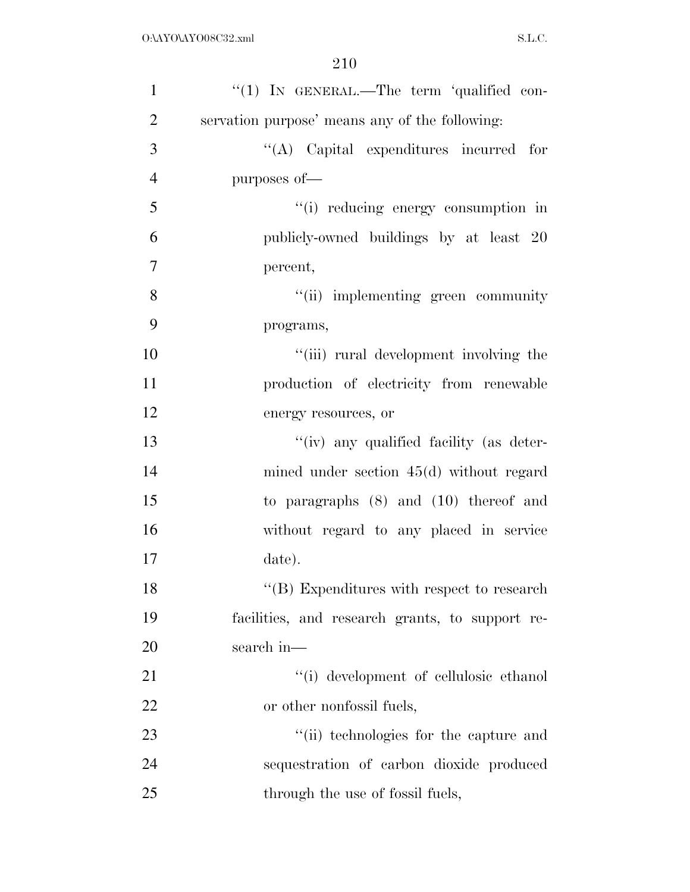"(1) IN GENERAL.—The term 'qualified conservation purpose' means any of the following:

"(A) Capital expenditures incurred for purposes of—

"(i) reducing energy consumption in publicly-owned buildings by at least 20 percent,

"(ii) implementing green community programs,

"(iii) rural development involving the production of electricity from renewable energy resources, or

"(iv) any qualified facility (as determined under section 45(d) without regard to paragraphs (8) and (10) thereof and without regard to any placed in service date).

"(B) Expenditures with respect to research facilities, and research grants, to support research in—

"(i) development of cellulosic ethanol or other nonfossil fuels,

"(ii) technologies for the capture and sequestration of carbon dioxide produced through the use of fossil fuels,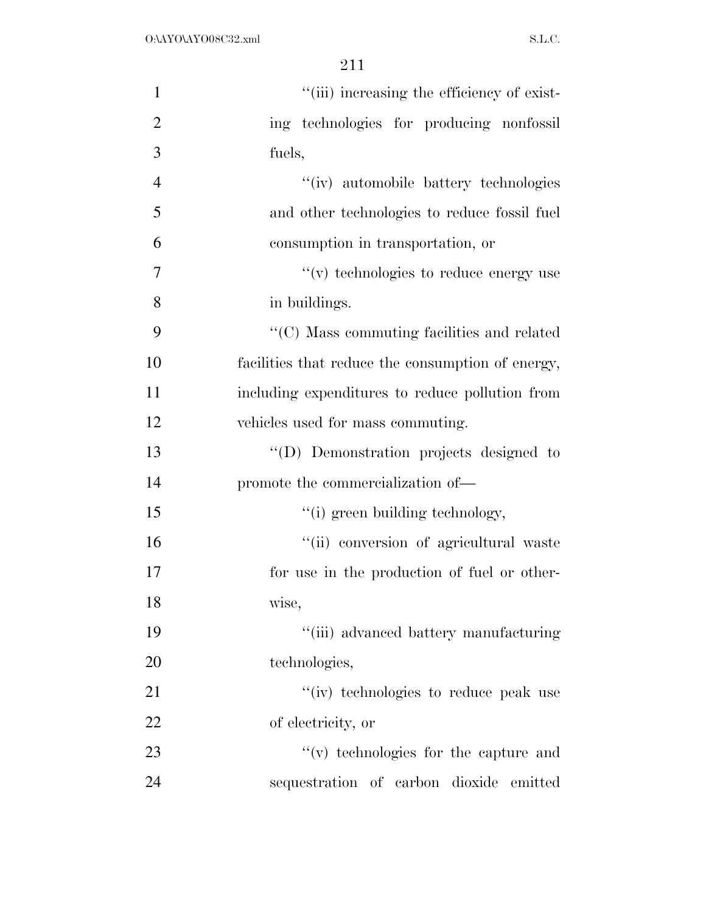''(iii) increasing the efficiency of existing technologies for producing nonfossil fuels,

''(iv) automobile battery technologies and other technologies to reduce fossil fuel consumption in transportation, or

''(v) technologies to reduce energy use in buildings.

''(C) Mass commuting facilities and related facilities that reduce the consumption of energy, including expenditures to reduce pollution from vehicles used for mass commuting.

''(D) Demonstration projects designed to promote the commercialization of—

''(i) green building technology,

''(ii) conversion of agricultural waste for use in the production of fuel or otherwise,

''(iii) advanced battery manufacturing technologies,

''(iv) technologies to reduce peak use of electricity, or

''(v) technologies for the capture and sequestration of carbon dioxide emitted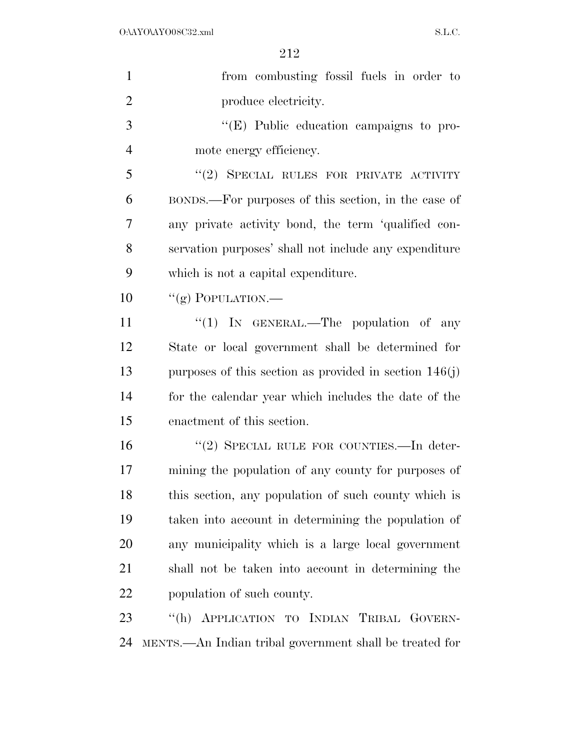from combusting fossil fuels in order to produce electricity.

"(E) Public education campaigns to promote energy efficiency.

"(2) SPECIAL RULES FOR PRIVATE ACTIVITY BONDS.—For purposes of this section, in the case of any private activity bond, the term 'qualified conservation purposes' shall not include any expenditure which is not a capital expenditure.

"(g) POPULATION.—

"(1) IN GENERAL.—The population of any State or local government shall be determined for purposes of this section as provided in section 146(j) for the calendar year which includes the date of the enactment of this section.

"(2) SPECIAL RULE FOR COUNTIES.—In determining the population of any county for purposes of this section, any population of such county which is taken into account in determining the population of any municipality which is a large local government shall not be taken into account in determining the population of such county.

"(h) APPLICATION TO INDIAN TRIBAL GOVERNMENTS.—An Indian tribal government shall be treated for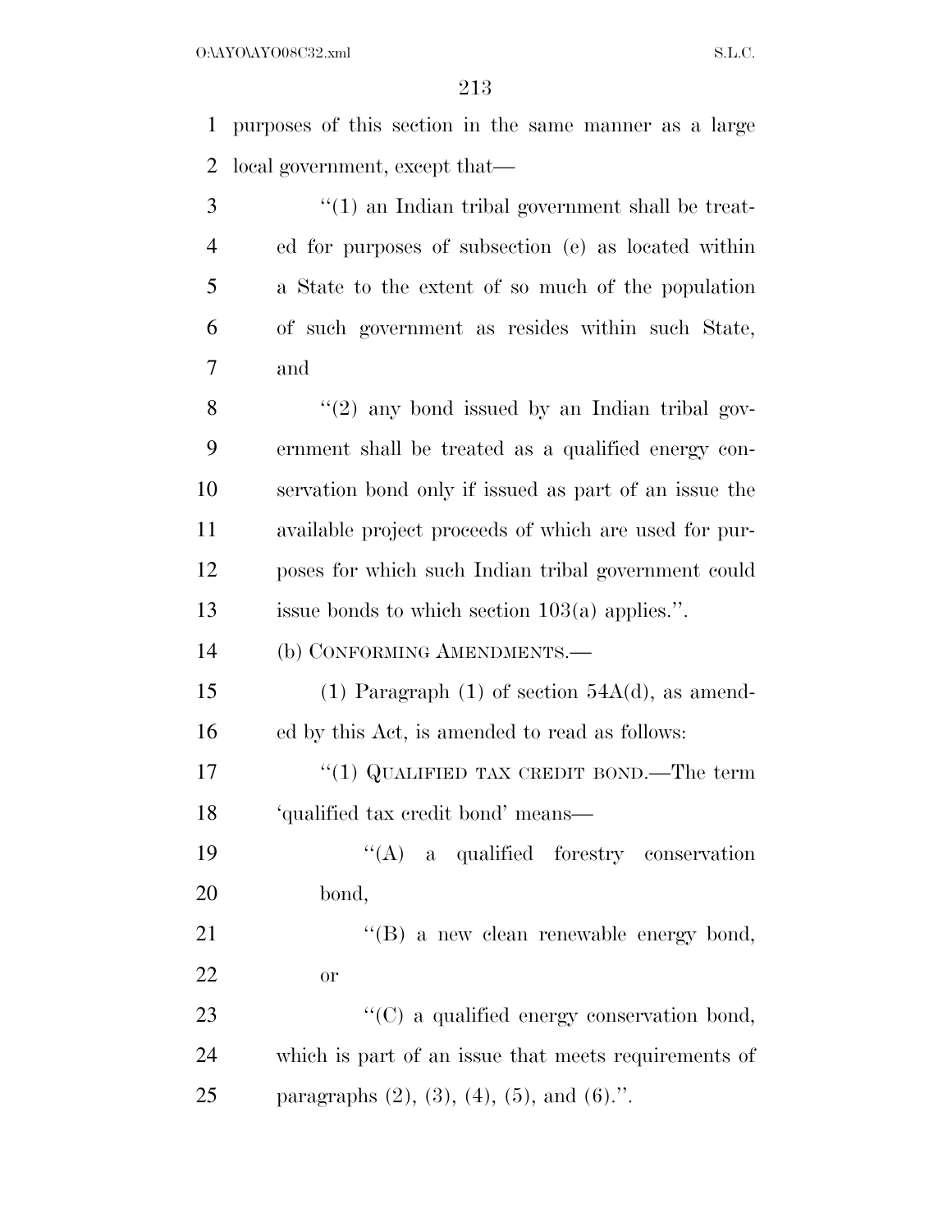purposes of this section in the same manner as a large local government, except that—

"(1) an Indian tribal government shall be treated for purposes of subsection (e) as located within a State to the extent of so much of the population of such government as resides within such State, and

"(2) any bond issued by an Indian tribal government shall be treated as a qualified energy conservation bond only if issued as part of an issue the available project proceeds of which are used for purposes for which such Indian tribal government could issue bonds to which section 103(a) applies.".

(b) CONFORMING AMENDMENTS.—

(1) Paragraph (1) of section 54A(d), as amended by this Act, is amended to read as follows:

"(1) QUALIFIED TAX CREDIT BOND.—The term 'qualified tax credit bond' means—

"(A) a qualified forestry conservation bond,

"(B) a new clean renewable energy bond, or

"(C) a qualified energy conservation bond,

which is part of an issue that meets requirements of paragraphs (2), (3), (4), (5), and (6).".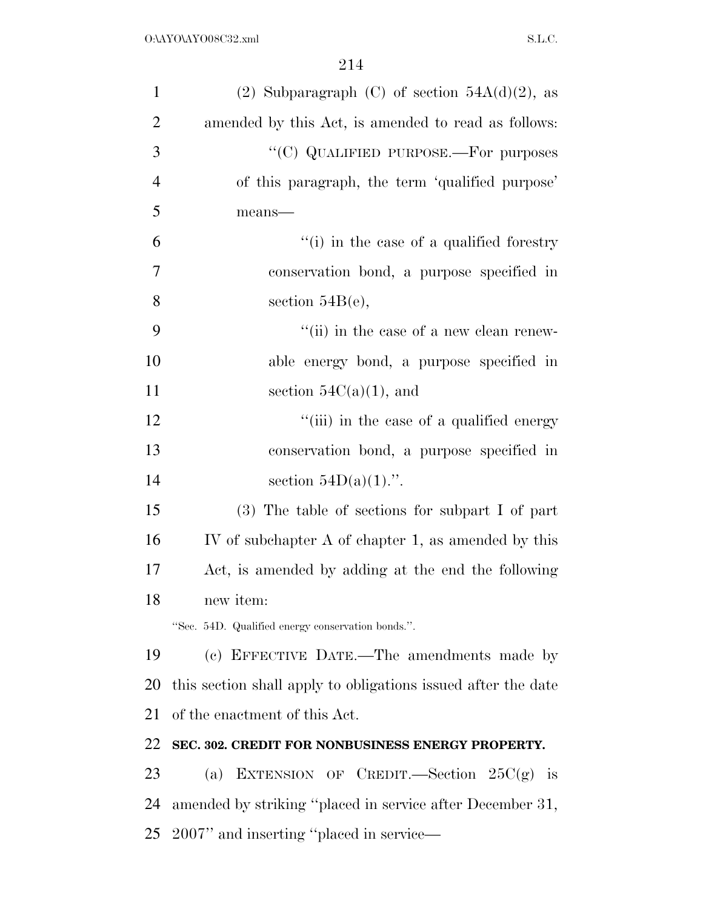(2) Subparagraph (C) of section 54A(d)(2), as amended by this Act, is amended to read as follows:

"(C) QUALIFIED PURPOSE.—For purposes of this paragraph, the term 'qualified purpose' means—

"(i) in the case of a qualified forestry conservation bond, a purpose specified in section 54B(e),

"(ii) in the case of a new clean renewable energy bond, a purpose specified in section 54C(a)(1), and

"(iii) in the case of a qualified energy conservation bond, a purpose specified in section 54D(a)(1).".

(3) The table of sections for subpart I of part IV of subchapter A of chapter 1, as amended by this Act, is amended by adding at the end the following new item:

"Sec. 54D. Qualified energy conservation bonds.".

(c) EFFECTIVE DATE.—The amendments made by this section shall apply to obligations issued after the date of the enactment of this Act.

**SEC. 302. CREDIT FOR NONBUSINESS ENERGY PROPERTY.**

(a) EXTENSION OF CREDIT.—Section 25C(g) is amended by striking "placed in service after December 31, 2007" and inserting "placed in service—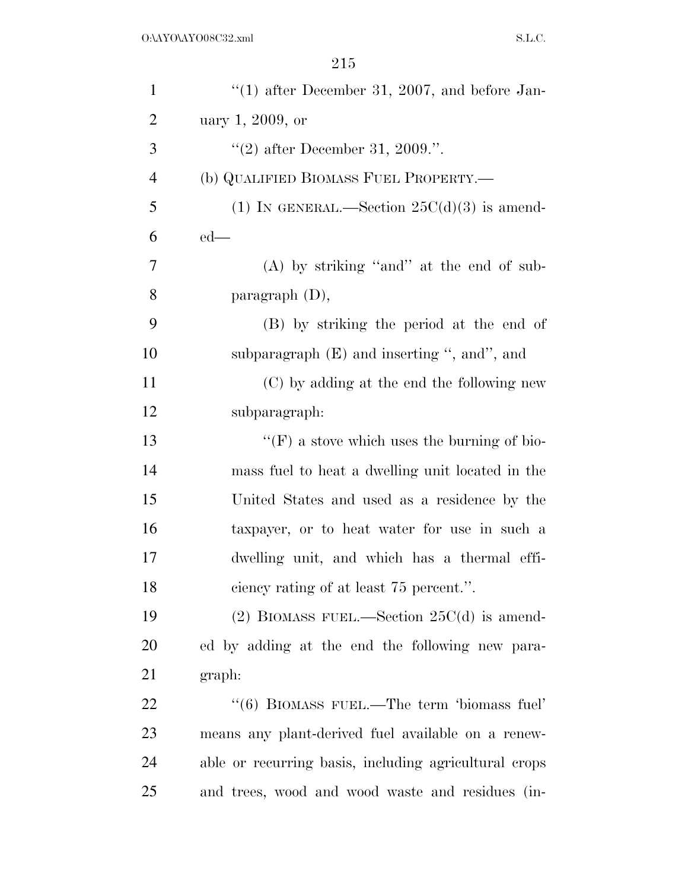"(1) after December 31, 2007, and before January 1, 2009, or

"(2) after December 31, 2009.".

(b) QUALIFIED BIOMASS FUEL PROPERTY.—

(1) IN GENERAL.—Section 25C(d)(3) is amended—

(A) by striking "and" at the end of subparagraph (D),

(B) by striking the period at the end of subparagraph (E) and inserting ", and", and

(C) by adding at the end the following new subparagraph:

"(F) a stove which uses the burning of biomass fuel to heat a dwelling unit located in the United States and used as a residence by the taxpayer, or to heat water for use in such a dwelling unit, and which has a thermal efficiency rating of at least 75 percent.".

(2) BIOMASS FUEL.—Section 25C(d) is amended by adding at the end the following new paragraph:

"(6) BIOMASS FUEL.—The term 'biomass fuel' means any plant-derived fuel available on a renewable or recurring basis, including agricultural crops and trees, wood and wood waste and residues (in-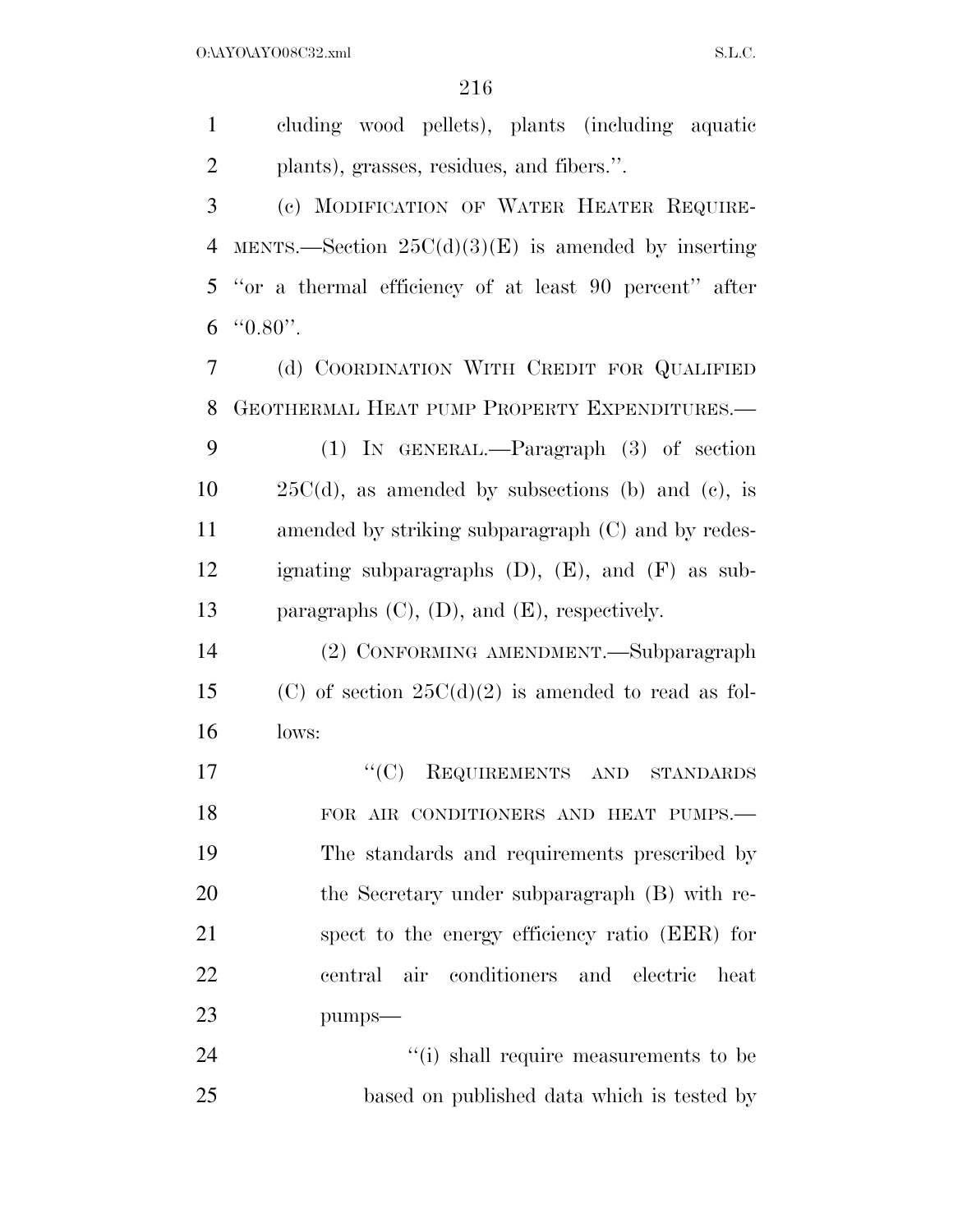cluding wood pellets), plants (including aquatic plants), grasses, residues, and fibers.''.

(c) MODIFICATION OF WATER HEATER REQUIREMENTS.—Section 25C(d)(3)(E) is amended by inserting ''or a thermal efficiency of at least 90 percent'' after ''0.80''.

(d) COORDINATION WITH CREDIT FOR QUALIFIED GEOTHERMAL HEAT PUMP PROPERTY EXPENDITURES.—

(1) IN GENERAL.—Paragraph (3) of section 25C(d), as amended by subsections (b) and (c), is amended by striking subparagraph (C) and by redesignating subparagraphs (D), (E), and (F) as subparagraphs (C), (D), and (E), respectively.

(2) CONFORMING AMENDMENT.—Subparagraph (C) of section 25C(d)(2) is amended to read as follows:

''(C) REQUIREMENTS AND STANDARDS FOR AIR CONDITIONERS AND HEAT PUMPS.—The standards and requirements prescribed by the Secretary under subparagraph (B) with respect to the energy efficiency ratio (EER) for central air conditioners and electric heat pumps—

''(i) shall require measurements to be based on published data which is tested by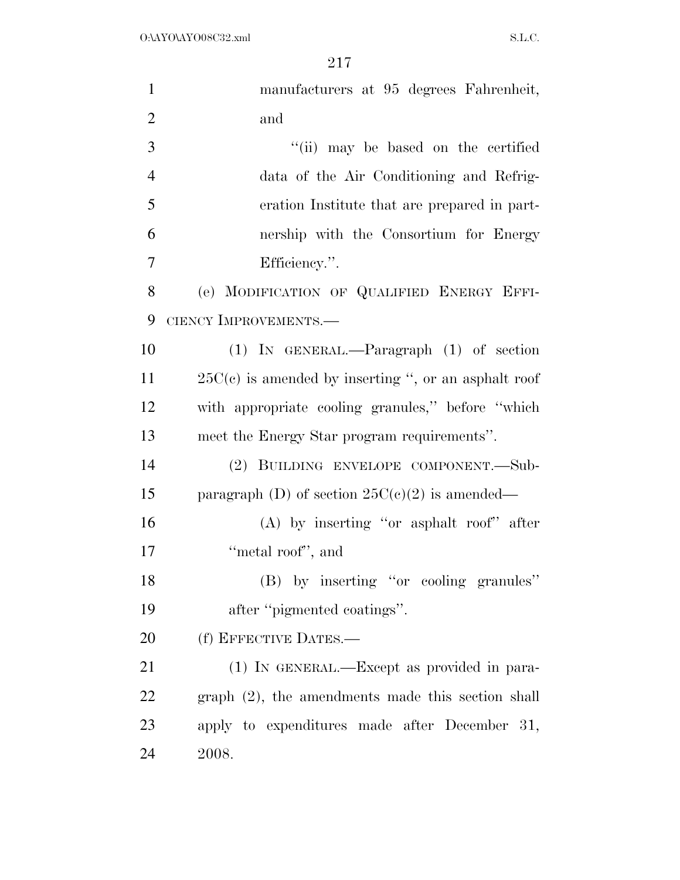manufacturers at 95 degrees Fahrenheit, and

''(ii) may be based on the certified data of the Air Conditioning and Refrigeration Institute that are prepared in partnership with the Consortium for Energy Efficiency.''.

(e) MODIFICATION OF QUALIFIED ENERGY EFFICIENCY IMPROVEMENTS.—

(1) IN GENERAL.—Paragraph (1) of section 25C(c) is amended by inserting '', or an asphalt roof with appropriate cooling granules,'' before ''which meet the Energy Star program requirements''.

(2) BUILDING ENVELOPE COMPONENT.—Subparagraph (D) of section 25C(c)(2) is amended—

(A) by inserting ''or asphalt roof'' after ''metal roof'', and

(B) by inserting ''or cooling granules'' after ''pigmented coatings''.

(f) EFFECTIVE DATES.—

(1) IN GENERAL.—Except as provided in paragraph (2), the amendments made this section shall apply to expenditures made after December 31, 2008.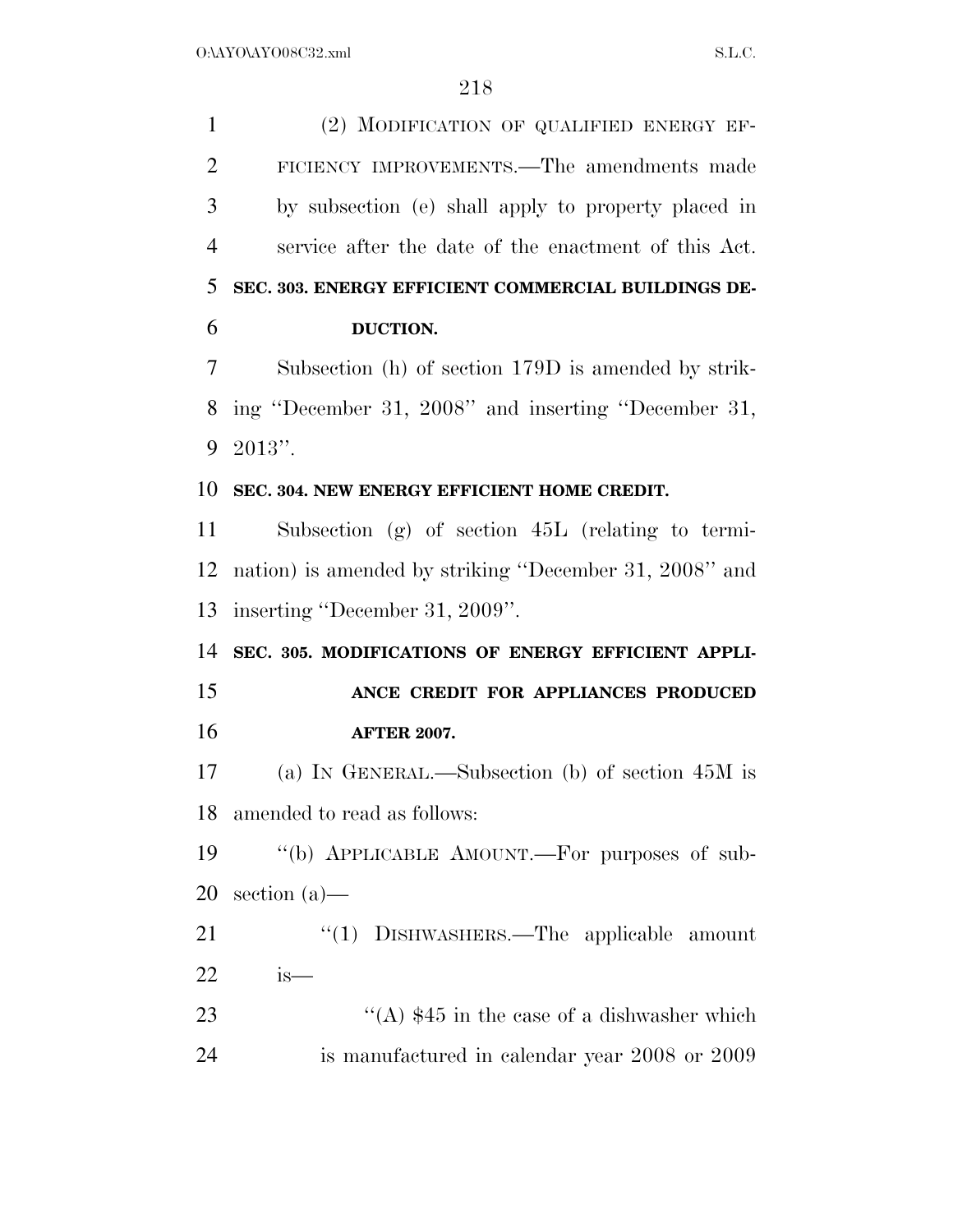(2) MODIFICATION OF QUALIFIED ENERGY EFFICIENCY IMPROVEMENTS.—The amendments made by subsection (e) shall apply to property placed in service after the date of the enactment of this Act.

**SEC. 303. ENERGY EFFICIENT COMMERCIAL BUILDINGS DEDUCTION.**

Subsection (h) of section 179D is amended by striking "December 31, 2008" and inserting "December 31, 2013".

**SEC. 304. NEW ENERGY EFFICIENT HOME CREDIT.**

Subsection (g) of section 45L (relating to termination) is amended by striking "December 31, 2008" and inserting "December 31, 2009".

**SEC. 305. MODIFICATIONS OF ENERGY EFFICIENT APPLIANCE CREDIT FOR APPLIANCES PRODUCED AFTER 2007.**

(a) IN GENERAL.—Subsection (b) of section 45M is amended to read as follows:

"(b) APPLICABLE AMOUNT.—For purposes of subsection (a)—

"(1) DISHWASHERS.—The applicable amount is—

"(A) $45 in the case of a dishwasher which is manufactured in calendar year 2008 or 2009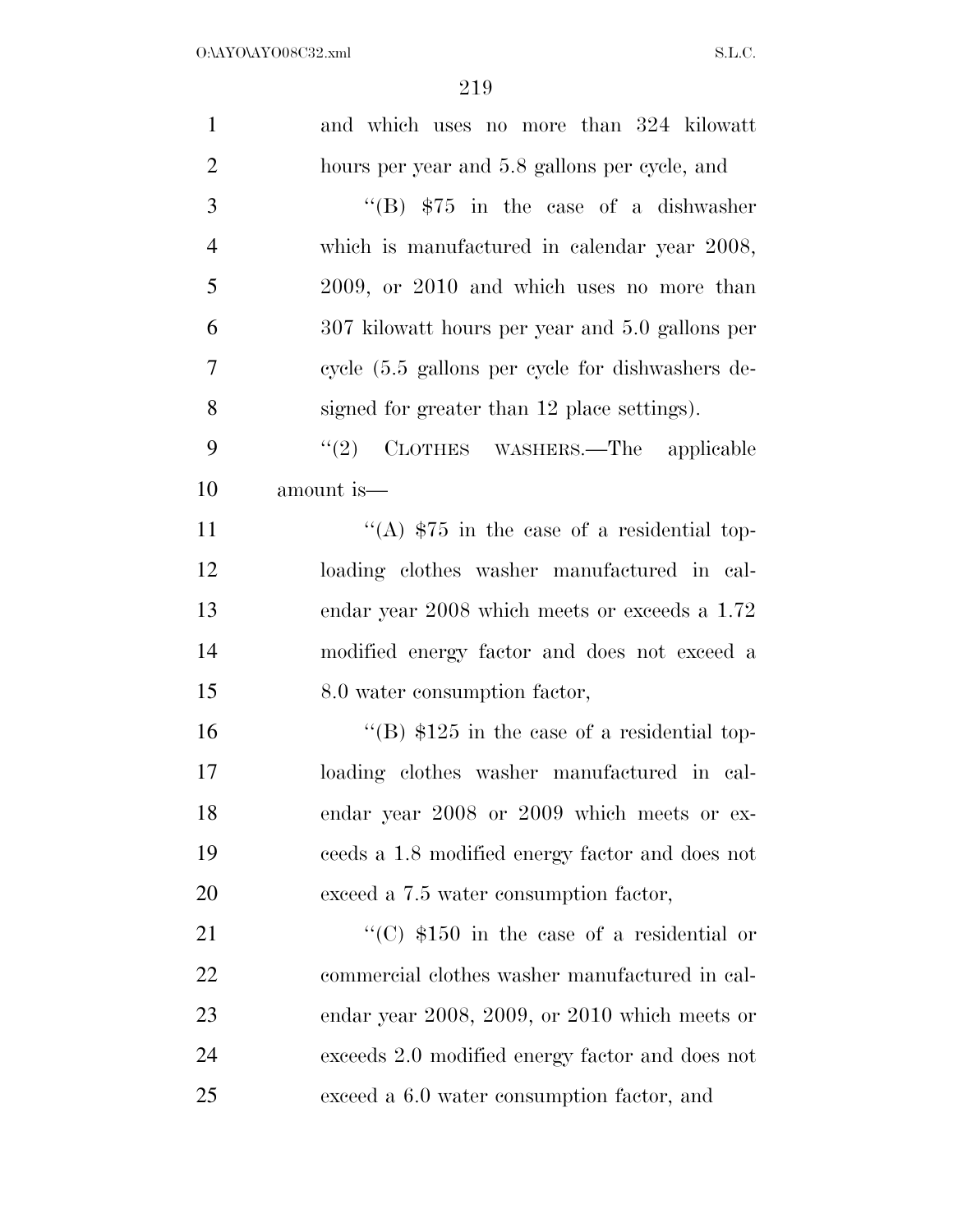and which uses no more than 324 kilowatt hours per year and 5.8 gallons per cycle, and

"(B) $75 in the case of a dishwasher which is manufactured in calendar year 2008, 2009, or 2010 and which uses no more than 307 kilowatt hours per year and 5.0 gallons per cycle (5.5 gallons per cycle for dishwashers designed for greater than 12 place settings).

"(2) CLOTHES WASHERS.—The applicable amount is—

"(A) $75 in the case of a residential top-loading clothes washer manufactured in calendar year 2008 which meets or exceeds a 1.72 modified energy factor and does not exceed a 8.0 water consumption factor,

"(B) $125 in the case of a residential top-loading clothes washer manufactured in calendar year 2008 or 2009 which meets or exceeds a 1.8 modified energy factor and does not exceed a 7.5 water consumption factor,

"(C) $150 in the case of a residential or commercial clothes washer manufactured in calendar year 2008, 2009, or 2010 which meets or exceeds 2.0 modified energy factor and does not exceed a 6.0 water consumption factor, and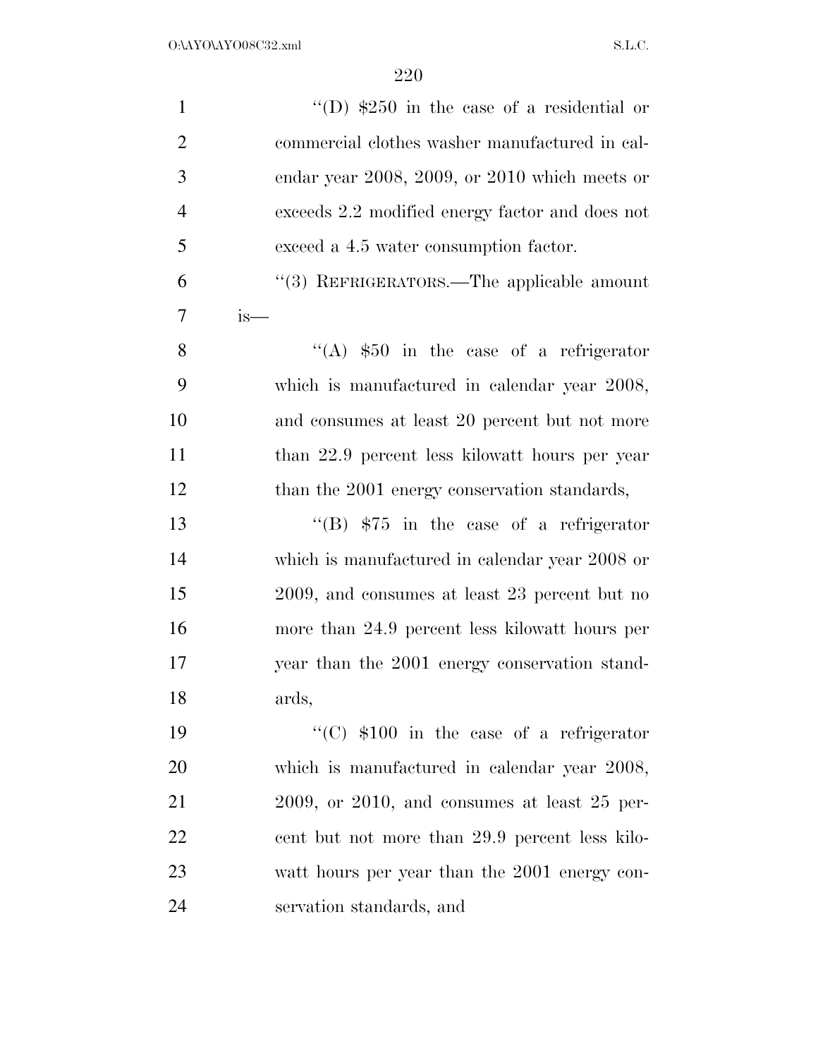"(D) $250 in the case of a residential or commercial clothes washer manufactured in calendar year 2008, 2009, or 2010 which meets or exceeds 2.2 modified energy factor and does not exceed a 4.5 water consumption factor.

"(3) REFRIGERATORS.—The applicable amount is—

"(A) $50 in the case of a refrigerator which is manufactured in calendar year 2008, and consumes at least 20 percent but not more than 22.9 percent less kilowatt hours per year than the 2001 energy conservation standards,

"(B) $75 in the case of a refrigerator which is manufactured in calendar year 2008 or 2009, and consumes at least 23 percent but no more than 24.9 percent less kilowatt hours per year than the 2001 energy conservation standards,

"(C) $100 in the case of a refrigerator which is manufactured in calendar year 2008, 2009, or 2010, and consumes at least 25 percent but not more than 29.9 percent less kilowatt hours per year than the 2001 energy conservation standards, and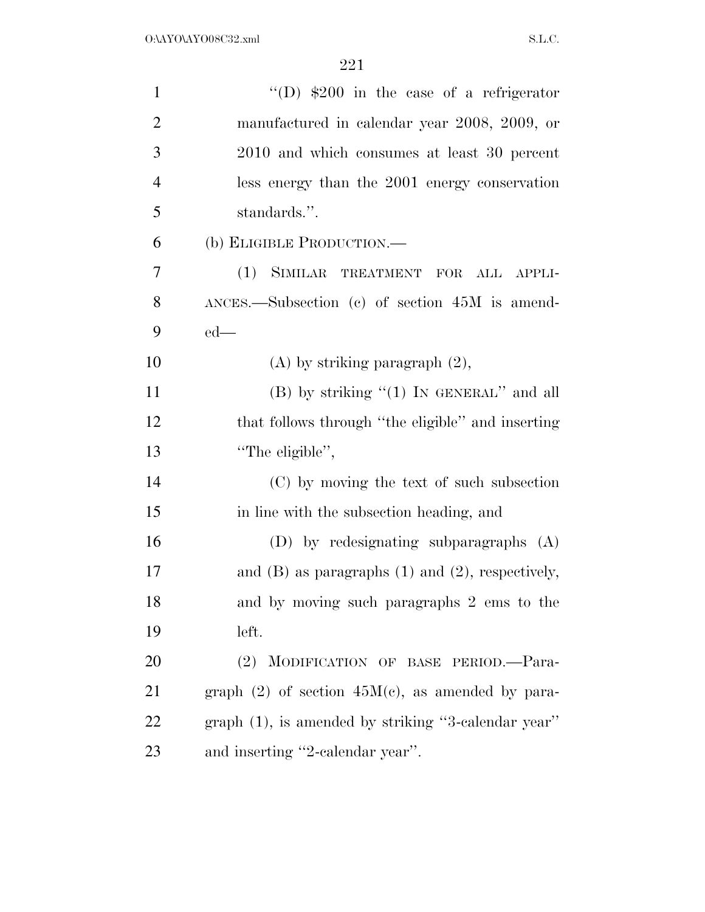''(D) $200 in the case of a refrigerator manufactured in calendar year 2008, 2009, or 2010 and which consumes at least 30 percent less energy than the 2001 energy conservation standards.''.

(b) ELIGIBLE PRODUCTION.—

(1) SIMILAR TREATMENT FOR ALL APPLIANCES.—Subsection (c) of section 45M is amended—

(A) by striking paragraph (2),

(B) by striking ''(1) IN GENERAL'' and all that follows through ''the eligible'' and inserting ''The eligible'',

(C) by moving the text of such subsection in line with the subsection heading, and

(D) by redesignating subparagraphs (A) and (B) as paragraphs (1) and (2), respectively, and by moving such paragraphs 2 ems to the left.

(2) MODIFICATION OF BASE PERIOD.—Paragraph (2) of section 45M(c), as amended by paragraph (1), is amended by striking ''3-calendar year'' and inserting ''2-calendar year''.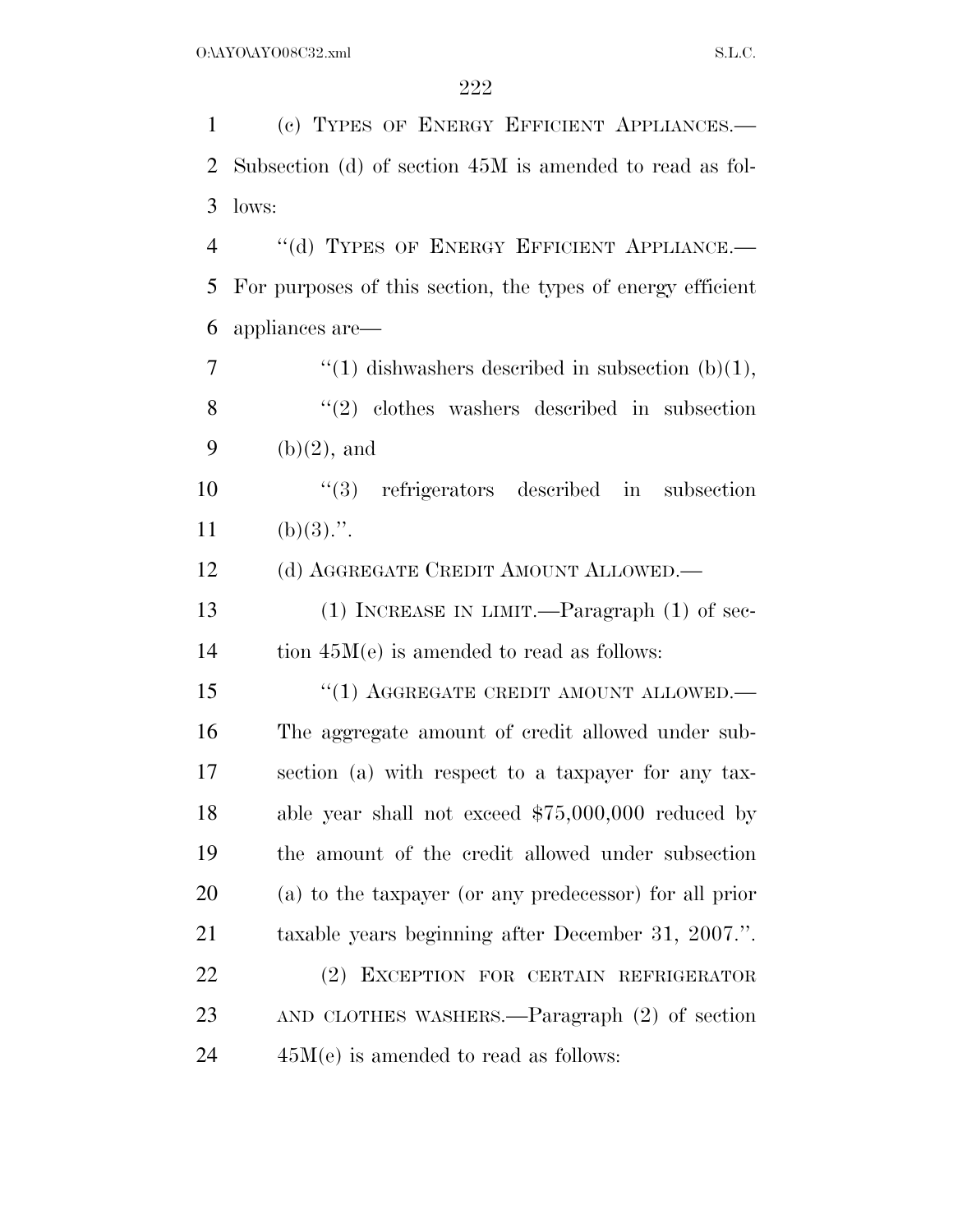(c) TYPES OF ENERGY EFFICIENT APPLIANCES.—Subsection (d) of section 45M is amended to read as follows:

"(d) TYPES OF ENERGY EFFICIENT APPLIANCE.—For purposes of this section, the types of energy efficient appliances are—

"(1) dishwashers described in subsection (b)(1),

"(2) clothes washers described in subsection (b)(2), and

"(3) refrigerators described in subsection (b)(3).".

(d) AGGREGATE CREDIT AMOUNT ALLOWED.—

(1) INCREASE IN LIMIT.—Paragraph (1) of section 45M(e) is amended to read as follows:

"(1) AGGREGATE CREDIT AMOUNT ALLOWED.—The aggregate amount of credit allowed under subsection (a) with respect to a taxpayer for any taxable year shall not exceed $75,000,000 reduced by the amount of the credit allowed under subsection (a) to the taxpayer (or any predecessor) for all prior taxable years beginning after December 31, 2007.".

(2) EXCEPTION FOR CERTAIN REFRIGERATOR AND CLOTHES WASHERS.—Paragraph (2) of section 45M(e) is amended to read as follows: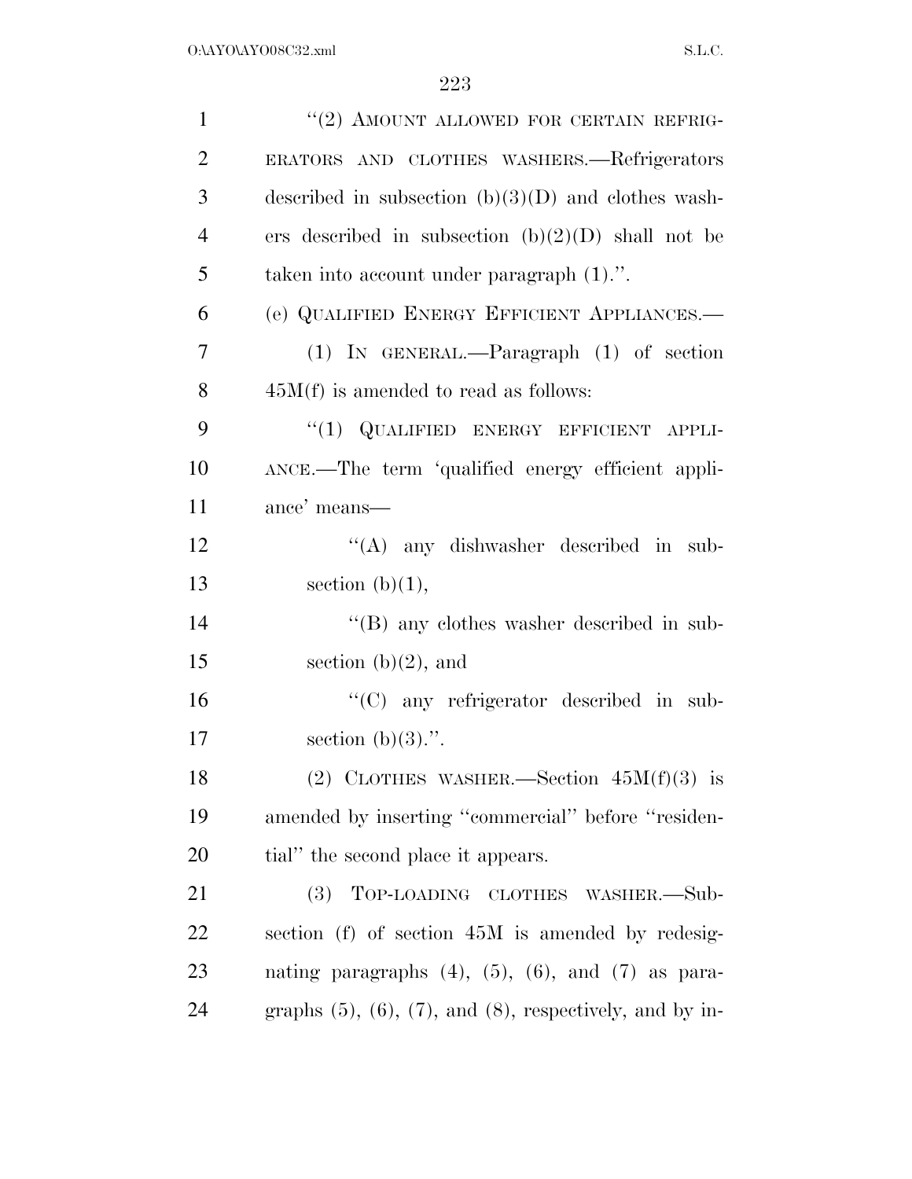"(2) AMOUNT ALLOWED FOR CERTAIN REFRIGERATORS AND CLOTHES WASHERS.—Refrigerators described in subsection (b)(3)(D) and clothes washers described in subsection (b)(2)(D) shall not be taken into account under paragraph (1).".

(e) QUALIFIED ENERGY EFFICIENT APPLIANCES.—

(1) IN GENERAL.—Paragraph (1) of section 45M(f) is amended to read as follows:

"(1) QUALIFIED ENERGY EFFICIENT APPLIANCE.—The term 'qualified energy efficient appliance' means—

"(A) any dishwasher described in subsection (b)(1),

"(B) any clothes washer described in subsection (b)(2), and

"(C) any refrigerator described in subsection (b)(3).".

(2) CLOTHES WASHER.—Section 45M(f)(3) is amended by inserting "commercial" before "residential" the second place it appears.

(3) TOP-LOADING CLOTHES WASHER.—Subsection (f) of section 45M is amended by redesignating paragraphs (4), (5), (6), and (7) as paragraphs (5), (6), (7), and (8), respectively, and by in-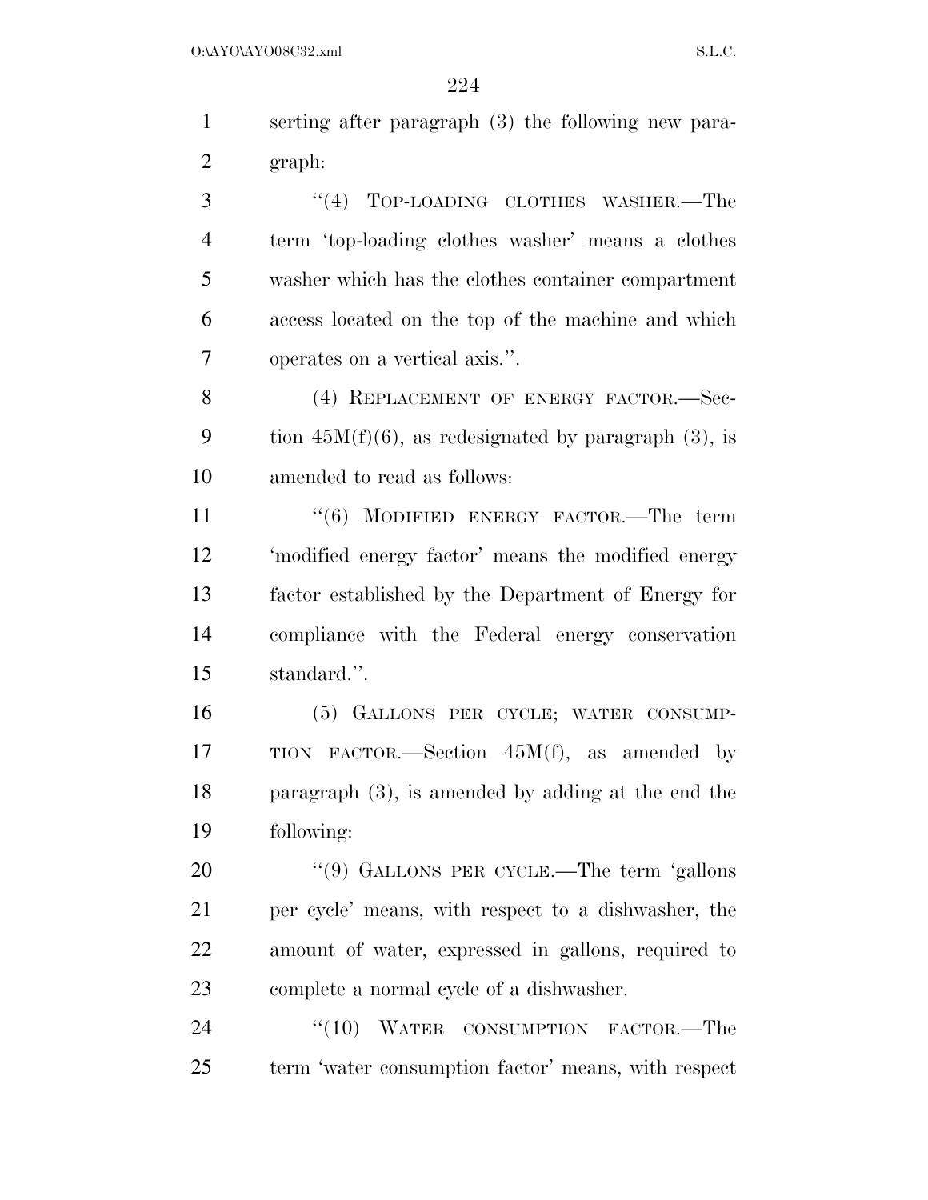serting after paragraph (3) the following new paragraph:

"(4) TOP-LOADING CLOTHES WASHER.—The term 'top-loading clothes washer' means a clothes washer which has the clothes container compartment access located on the top of the machine and which operates on a vertical axis.".

(4) REPLACEMENT OF ENERGY FACTOR.—Section 45M(f)(6), as redesignated by paragraph (3), is amended to read as follows:

"(6) MODIFIED ENERGY FACTOR.—The term 'modified energy factor' means the modified energy factor established by the Department of Energy for compliance with the Federal energy conservation standard.".

(5) GALLONS PER CYCLE; WATER CONSUMPTION FACTOR.—Section 45M(f), as amended by paragraph (3), is amended by adding at the end the following:

"(9) GALLONS PER CYCLE.—The term 'gallons per cycle' means, with respect to a dishwasher, the amount of water, expressed in gallons, required to complete a normal cycle of a dishwasher.

"(10) WATER CONSUMPTION FACTOR.—The term 'water consumption factor' means, with respect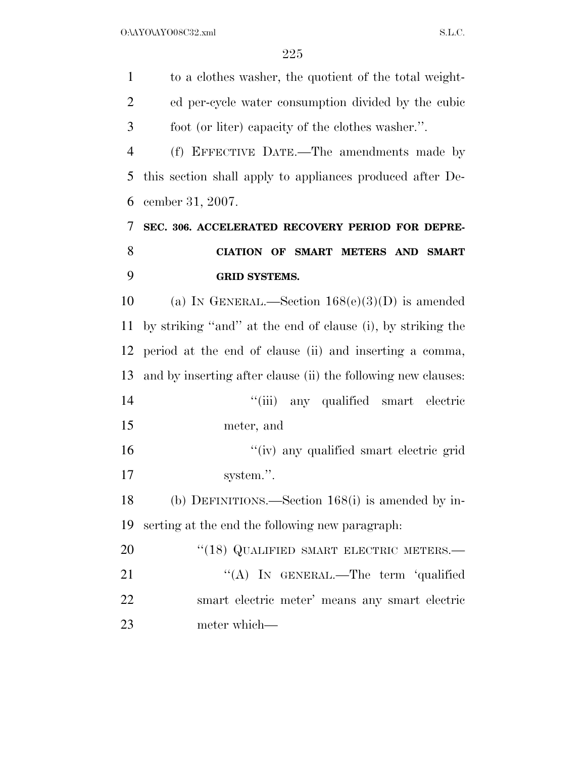to a clothes washer, the quotient of the total weighted per-cycle water consumption divided by the cubic foot (or liter) capacity of the clothes washer.''.

(f) EFFECTIVE DATE.—The amendments made by this section shall apply to appliances produced after December 31, 2007.

**SEC. 306. ACCELERATED RECOVERY PERIOD FOR DEPRECIATION OF SMART METERS AND SMART GRID SYSTEMS.**

(a) IN GENERAL.—Section 168(e)(3)(D) is amended by striking ''and'' at the end of clause (i), by striking the period at the end of clause (ii) and inserting a comma, and by inserting after clause (ii) the following new clauses:

''(iii) any qualified smart electric meter, and

''(iv) any qualified smart electric grid system.''.

(b) DEFINITIONS.—Section 168(i) is amended by inserting at the end the following new paragraph:

''(18) QUALIFIED SMART ELECTRIC METERS.—

''(A) IN GENERAL.—The term 'qualified smart electric meter' means any smart electric meter which—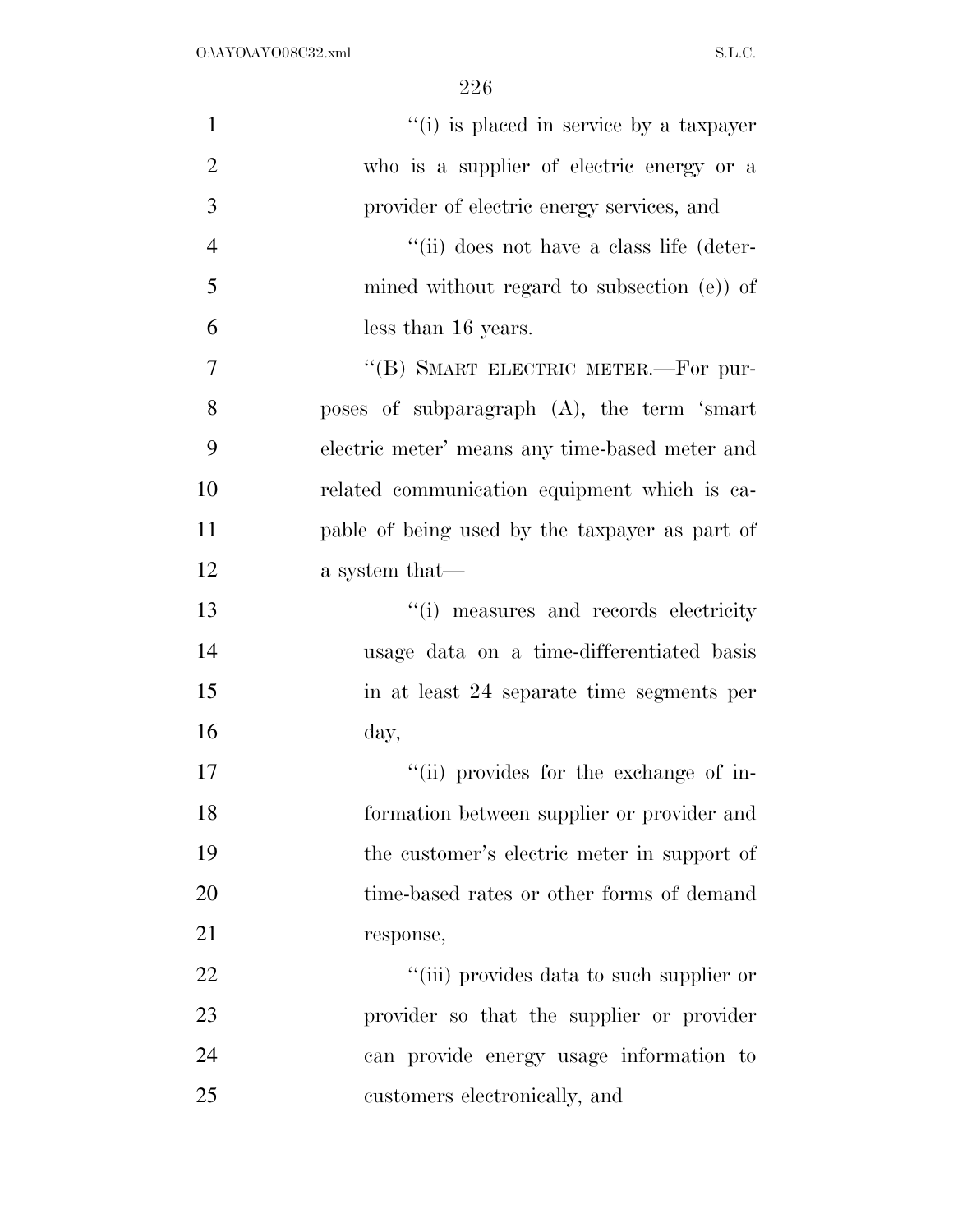"(i) is placed in service by a taxpayer who is a supplier of electric energy or a provider of electric energy services, and

"(ii) does not have a class life (determined without regard to subsection (e)) of less than 16 years.

"(B) SMART ELECTRIC METER.—For purposes of subparagraph (A), the term 'smart electric meter' means any time-based meter and related communication equipment which is capable of being used by the taxpayer as part of a system that—

"(i) measures and records electricity usage data on a time-differentiated basis in at least 24 separate time segments per day,

"(ii) provides for the exchange of information between supplier or provider and the customer's electric meter in support of time-based rates or other forms of demand response,

"(iii) provides data to such supplier or provider so that the supplier or provider can provide energy usage information to customers electronically, and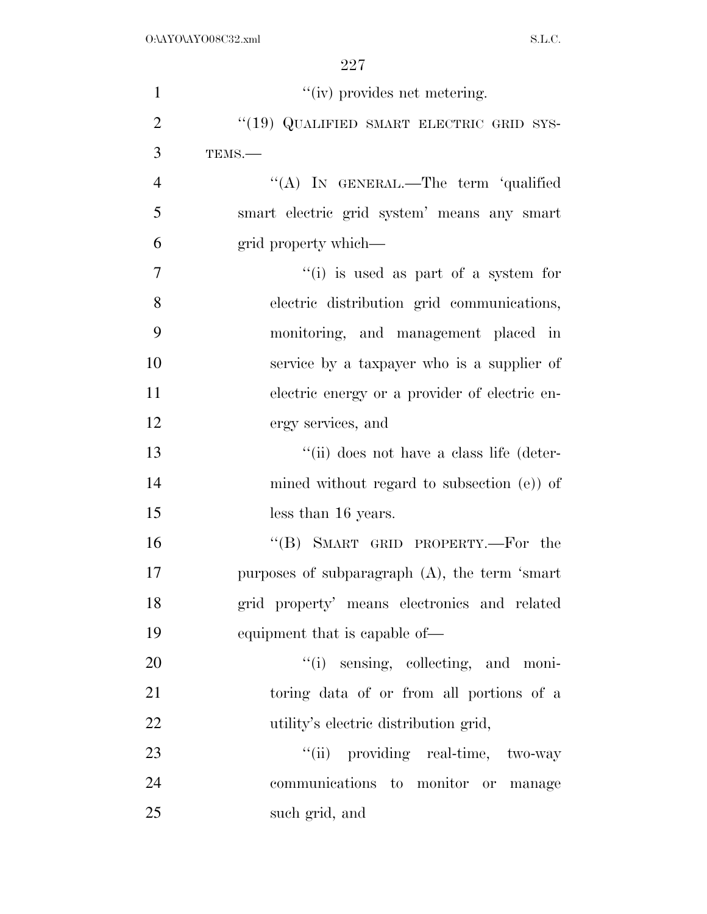''(iv) provides net metering.

''(19) QUALIFIED SMART ELECTRIC GRID SYSTEMS.—

''(A) IN GENERAL.—The term 'qualified smart electric grid system' means any smart grid property which—

''(i) is used as part of a system for electric distribution grid communications, monitoring, and management placed in service by a taxpayer who is a supplier of electric energy or a provider of electric energy services, and

''(ii) does not have a class life (determined without regard to subsection (e)) of less than 16 years.

''(B) SMART GRID PROPERTY.—For the purposes of subparagraph (A), the term 'smart grid property' means electronics and related equipment that is capable of—

''(i) sensing, collecting, and monitoring data of or from all portions of a utility's electric distribution grid,

''(ii) providing real-time, two-way communications to monitor or manage such grid, and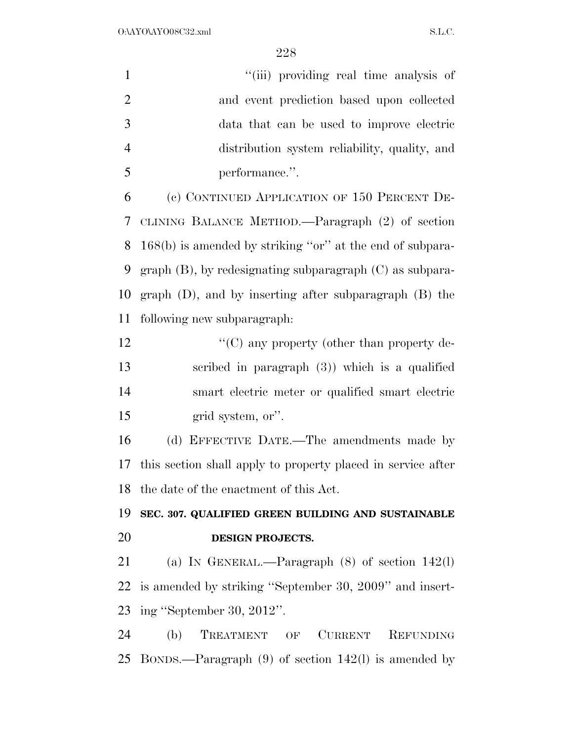"(iii) providing real time analysis of and event prediction based upon collected data that can be used to improve electric distribution system reliability, quality, and performance.".

(c) CONTINUED APPLICATION OF 150 PERCENT DECLINING BALANCE METHOD.—Paragraph (2) of section 168(b) is amended by striking "or" at the end of subparagraph (B), by redesignating subparagraph (C) as subparagraph (D), and by inserting after subparagraph (B) the following new subparagraph:

"(C) any property (other than property described in paragraph (3)) which is a qualified smart electric meter or qualified smart electric grid system, or".

(d) EFFECTIVE DATE.—The amendments made by this section shall apply to property placed in service after the date of the enactment of this Act.

**SEC. 307. QUALIFIED GREEN BUILDING AND SUSTAINABLE DESIGN PROJECTS.**

(a) IN GENERAL.—Paragraph (8) of section 142(l) is amended by striking "September 30, 2009" and inserting "September 30, 2012".

(b) TREATMENT OF CURRENT REFUNDING BONDS.—Paragraph (9) of section 142(l) is amended by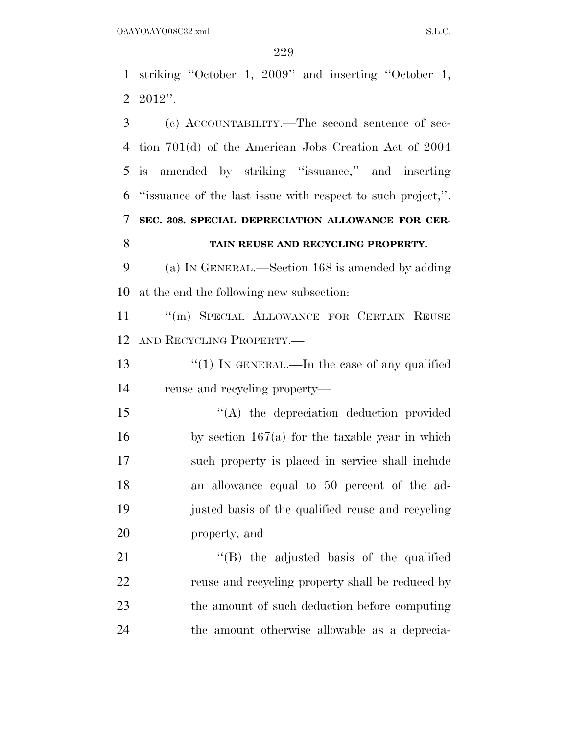striking ''October 1, 2009'' and inserting ''October 1, 2012''.

(c) ACCOUNTABILITY.—The second sentence of section 701(d) of the American Jobs Creation Act of 2004 is amended by striking ''issuance,'' and inserting ''issuance of the last issue with respect to such project,''.

**SEC. 308. SPECIAL DEPRECIATION ALLOWANCE FOR CERTAIN REUSE AND RECYCLING PROPERTY.**

(a) IN GENERAL.—Section 168 is amended by adding at the end the following new subsection:

''(m) SPECIAL ALLOWANCE FOR CERTAIN REUSE AND RECYCLING PROPERTY.—

''(1) IN GENERAL.—In the case of any qualified reuse and recycling property—

''(A) the depreciation deduction provided by section 167(a) for the taxable year in which such property is placed in service shall include an allowance equal to 50 percent of the adjusted basis of the qualified reuse and recycling property, and

''(B) the adjusted basis of the qualified reuse and recycling property shall be reduced by the amount of such deduction before computing the amount otherwise allowable as a deprecia-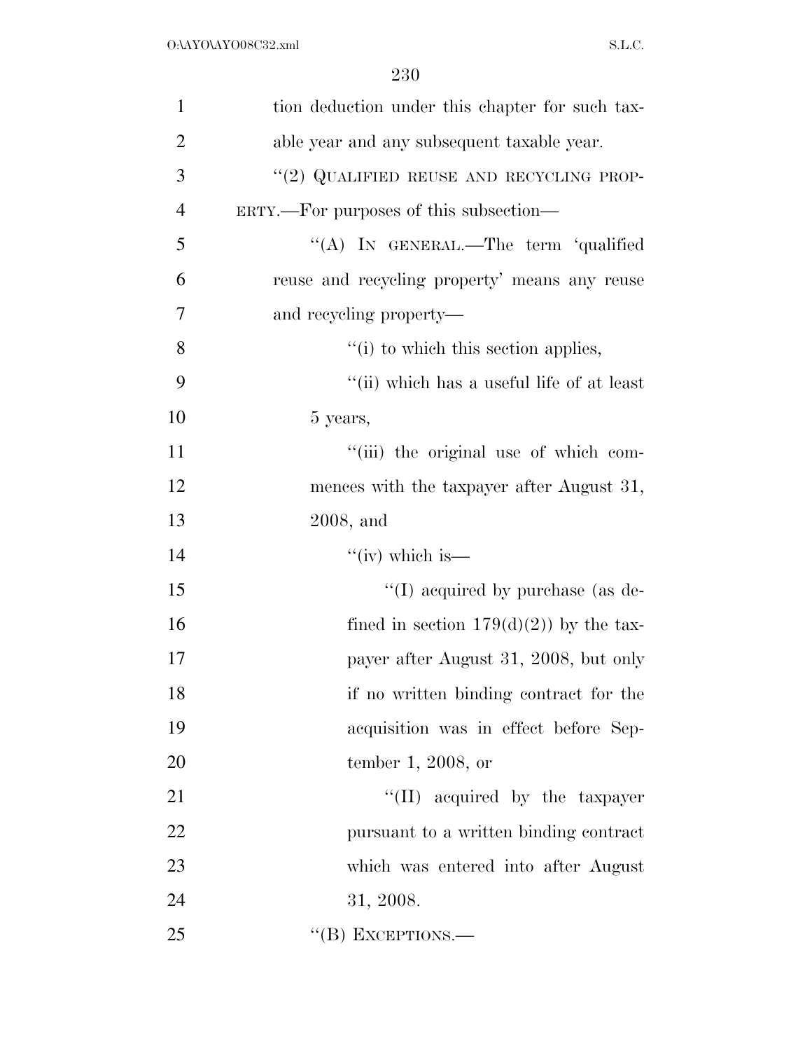tion deduction under this chapter for such taxable year and any subsequent taxable year.

"(2) QUALIFIED REUSE AND RECYCLING PROPERTY.—For purposes of this subsection—

"(A) IN GENERAL.—The term 'qualified reuse and recycling property' means any reuse and recycling property—

"(i) to which this section applies,

"(ii) which has a useful life of at least 5 years,

"(iii) the original use of which commences with the taxpayer after August 31, 2008, and

"(iv) which is—

"(I) acquired by purchase (as defined in section 179(d)(2)) by the taxpayer after August 31, 2008, but only if no written binding contract for the acquisition was in effect before September 1, 2008, or

"(II) acquired by the taxpayer pursuant to a written binding contract which was entered into after August 31, 2008.

"(B) EXCEPTIONS.—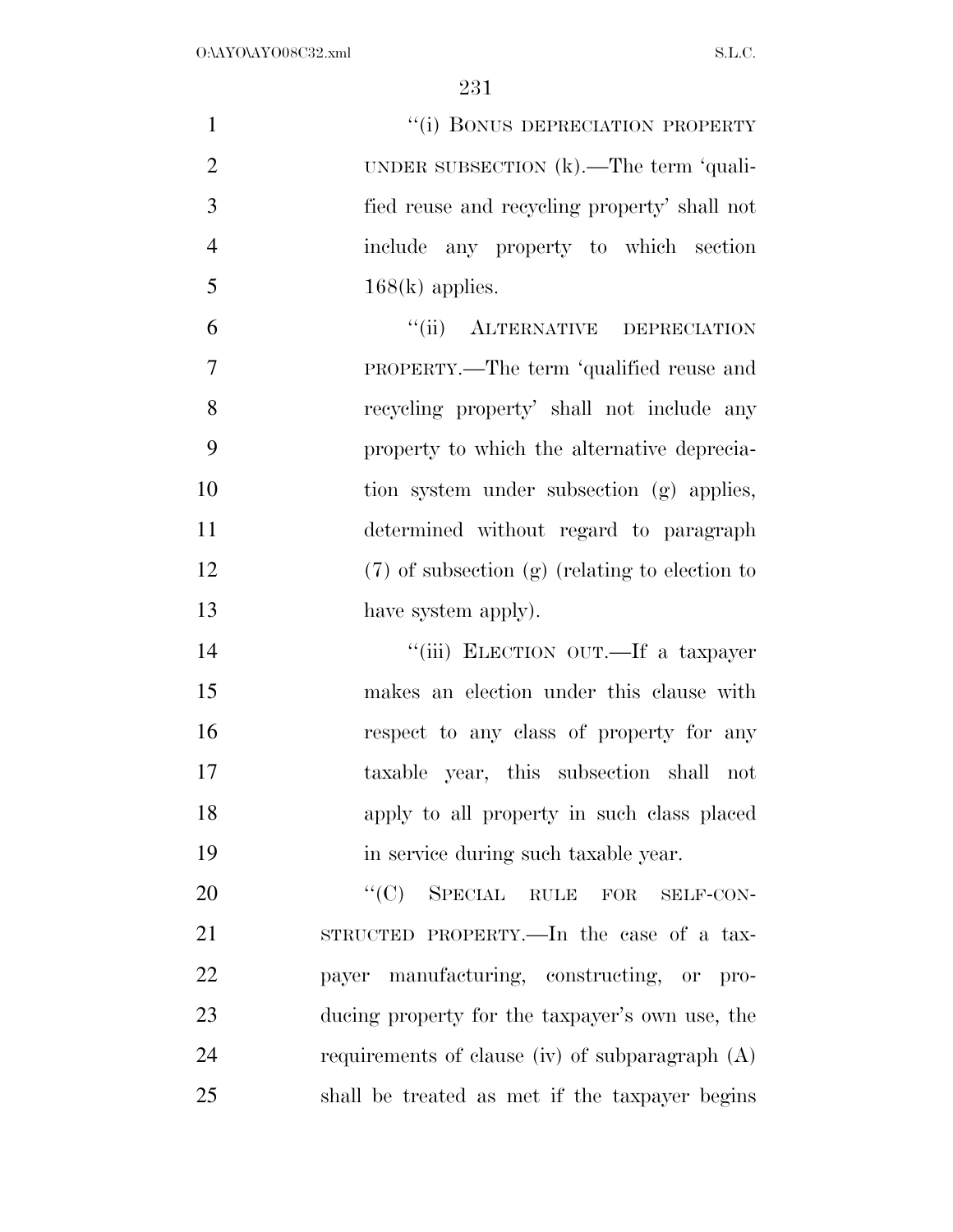"(i) BONUS DEPRECIATION PROPERTY UNDER SUBSECTION (k).—The term 'qualified reuse and recycling property' shall not include any property to which section 168(k) applies.

"(ii) ALTERNATIVE DEPRECIATION PROPERTY.—The term 'qualified reuse and recycling property' shall not include any property to which the alternative depreciation system under subsection (g) applies, determined without regard to paragraph (7) of subsection (g) (relating to election to have system apply).

"(iii) ELECTION OUT.—If a taxpayer makes an election under this clause with respect to any class of property for any taxable year, this subsection shall not apply to all property in such class placed in service during such taxable year.

"(C) SPECIAL RULE FOR SELF-CONSTRUCTED PROPERTY.—In the case of a taxpayer manufacturing, constructing, or producing property for the taxpayer's own use, the requirements of clause (iv) of subparagraph (A) shall be treated as met if the taxpayer begins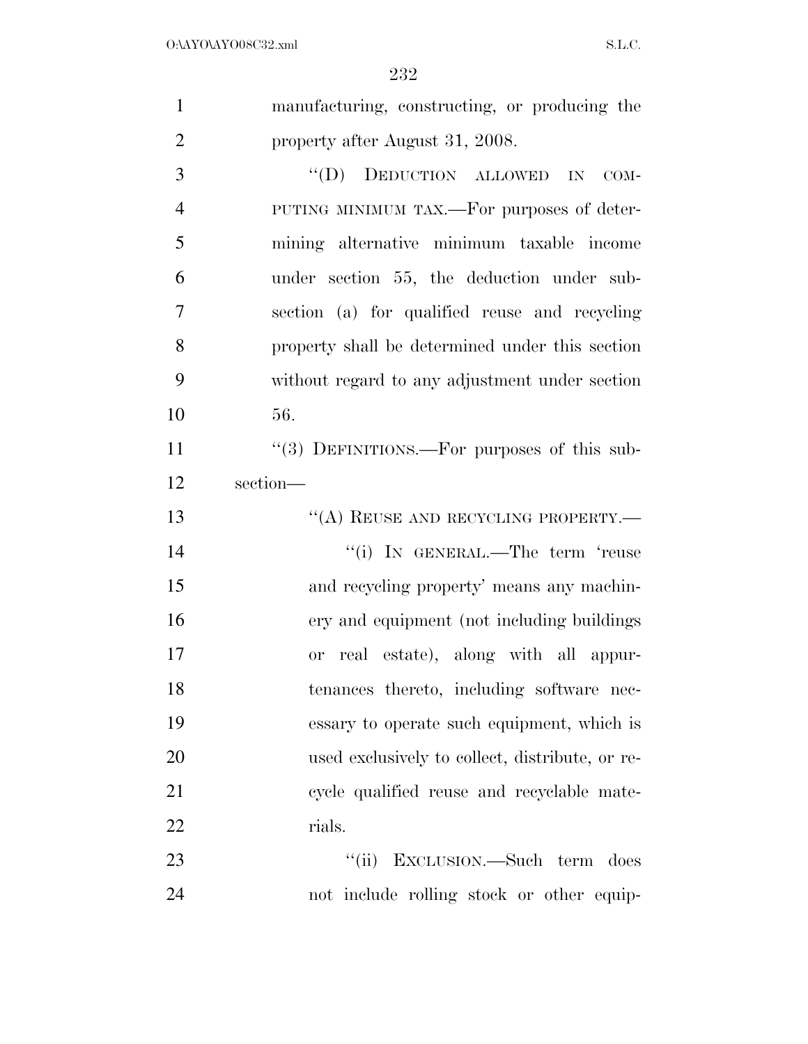manufacturing, constructing, or producing the property after August 31, 2008.

"(D) DEDUCTION ALLOWED IN COMPUTING MINIMUM TAX.—For purposes of determining alternative minimum taxable income under section 55, the deduction under subsection (a) for qualified reuse and recycling property shall be determined under this section without regard to any adjustment under section 56.

"(3) DEFINITIONS.—For purposes of this subsection—

"(A) REUSE AND RECYCLING PROPERTY.—

"(i) IN GENERAL.—The term 'reuse and recycling property' means any machinery and equipment (not including buildings or real estate), along with all appurtenances thereto, including software necessary to operate such equipment, which is used exclusively to collect, distribute, or recycle qualified reuse and recyclable materials.

"(ii) EXCLUSION.—Such term does not include rolling stock or other equip-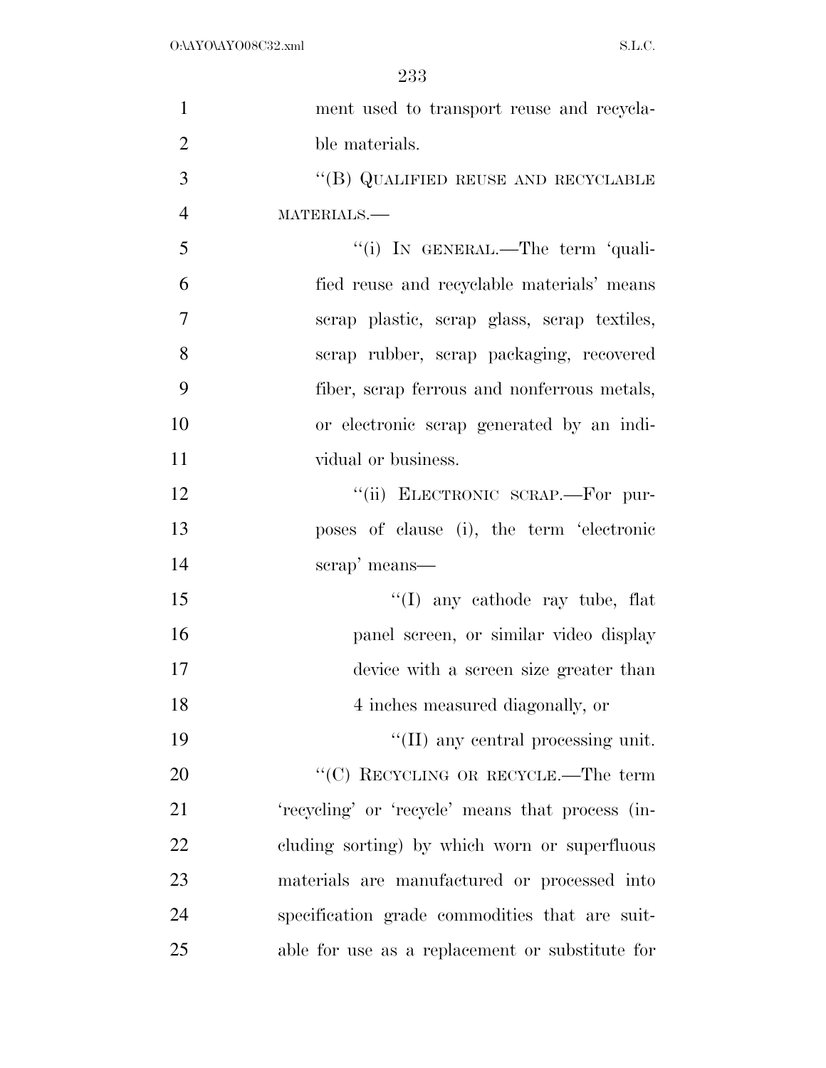ment used to transport reuse and recyclable materials.

"(B) QUALIFIED REUSE AND RECYCLABLE MATERIALS.—

"(i) IN GENERAL.—The term 'qualified reuse and recyclable materials' means scrap plastic, scrap glass, scrap textiles, scrap rubber, scrap packaging, recovered fiber, scrap ferrous and nonferrous metals, or electronic scrap generated by an individual or business.

"(ii) ELECTRONIC SCRAP.—For purposes of clause (i), the term 'electronic scrap' means—

"(I) any cathode ray tube, flat panel screen, or similar video display device with a screen size greater than 4 inches measured diagonally, or

"(II) any central processing unit.

"(C) RECYCLING OR RECYCLE.—The term 'recycling' or 'recycle' means that process (including sorting) by which worn or superfluous materials are manufactured or processed into specification grade commodities that are suitable for use as a replacement or substitute for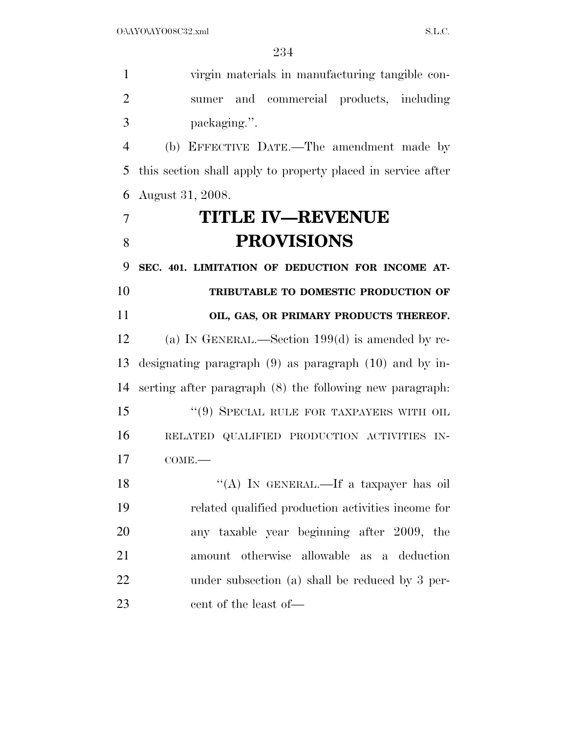virgin materials in manufacturing tangible consumer and commercial products, including packaging.''.

(b) EFFECTIVE DATE.—The amendment made by this section shall apply to property placed in service after August 31, 2008.

# TITLE IV—REVENUE PROVISIONS

## SEC. 401. LIMITATION OF DEDUCTION FOR INCOME ATTRIBUTABLE TO DOMESTIC PRODUCTION OF OIL, GAS, OR PRIMARY PRODUCTS THEREOF.

(a) IN GENERAL.—Section 199(d) is amended by redesignating paragraph (9) as paragraph (10) and by inserting after paragraph (8) the following new paragraph:

"(9) SPECIAL RULE FOR TAXPAYERS WITH OIL RELATED QUALIFIED PRODUCTION ACTIVITIES INCOME.—

"(A) IN GENERAL.—If a taxpayer has oil related qualified production activities income for any taxable year beginning after 2009, the amount otherwise allowable as a deduction under subsection (a) shall be reduced by 3 percent of the least of—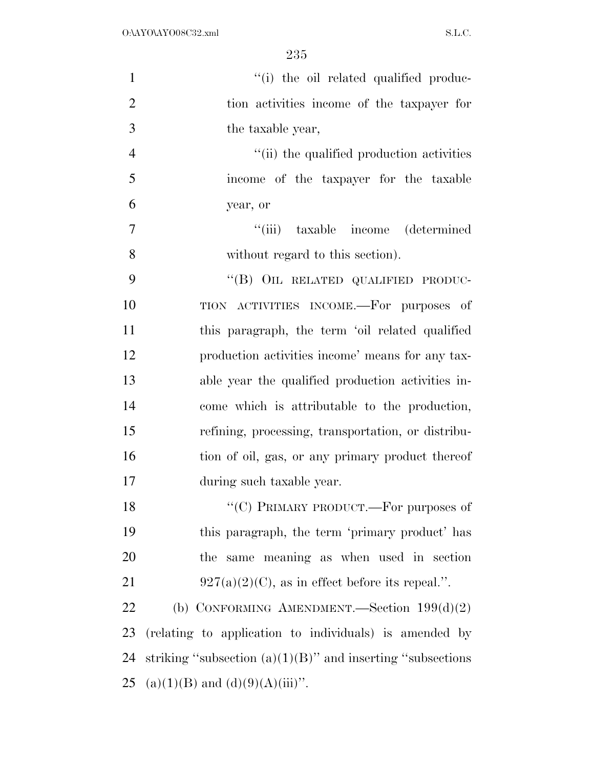"(i) the oil related qualified production activities income of the taxpayer for the taxable year,

"(ii) the qualified production activities income of the taxpayer for the taxable year, or

"(iii) taxable income (determined without regard to this section).

"(B) OIL RELATED QUALIFIED PRODUCTION ACTIVITIES INCOME.—For purposes of this paragraph, the term 'oil related qualified production activities income' means for any taxable year the qualified production activities income which is attributable to the production, refining, processing, transportation, or distribution of oil, gas, or any primary product thereof during such taxable year.

"(C) PRIMARY PRODUCT.—For purposes of this paragraph, the term 'primary product' has the same meaning as when used in section 927(a)(2)(C), as in effect before its repeal.".

(b) CONFORMING AMENDMENT.—Section 199(d)(2) (relating to application to individuals) is amended by striking "subsection (a)(1)(B)" and inserting "subsections (a)(1)(B) and (d)(9)(A)(iii)".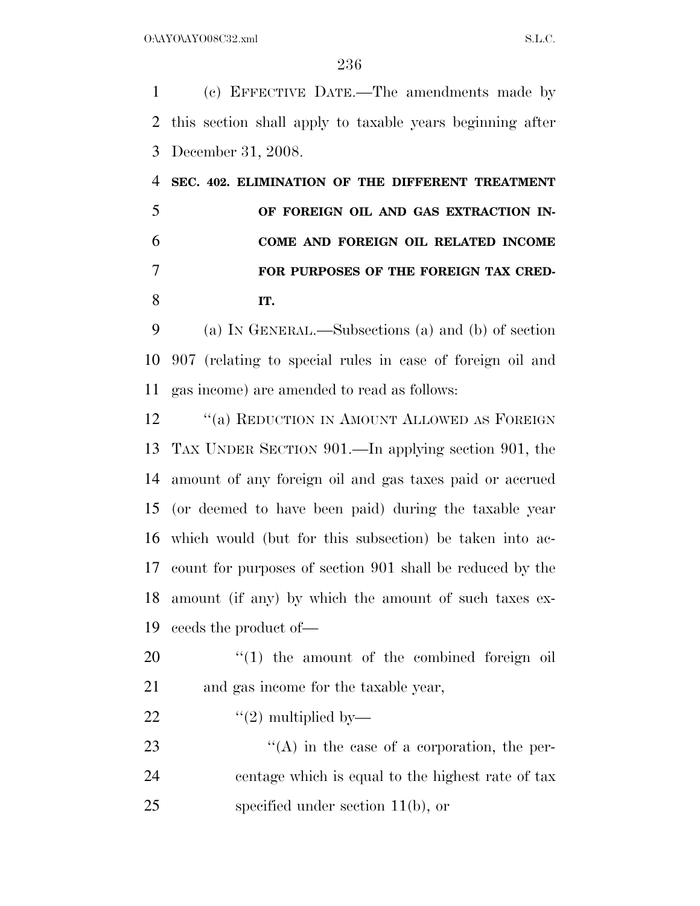(c) EFFECTIVE DATE.—The amendments made by this section shall apply to taxable years beginning after December 31, 2008.

**SEC. 402. ELIMINATION OF THE DIFFERENT TREATMENT OF FOREIGN OIL AND GAS EXTRACTION INCOME AND FOREIGN OIL RELATED INCOME FOR PURPOSES OF THE FOREIGN TAX CREDIT.**

(a) IN GENERAL.—Subsections (a) and (b) of section 907 (relating to special rules in case of foreign oil and gas income) are amended to read as follows:

"(a) REDUCTION IN AMOUNT ALLOWED AS FOREIGN TAX UNDER SECTION 901.—In applying section 901, the amount of any foreign oil and gas taxes paid or accrued (or deemed to have been paid) during the taxable year which would (but for this subsection) be taken into account for purposes of section 901 shall be reduced by the amount (if any) by which the amount of such taxes exceeds the product of—

"(1) the amount of the combined foreign oil and gas income for the taxable year,

"(2) multiplied by—

"(A) in the case of a corporation, the percentage which is equal to the highest rate of tax specified under section 11(b), or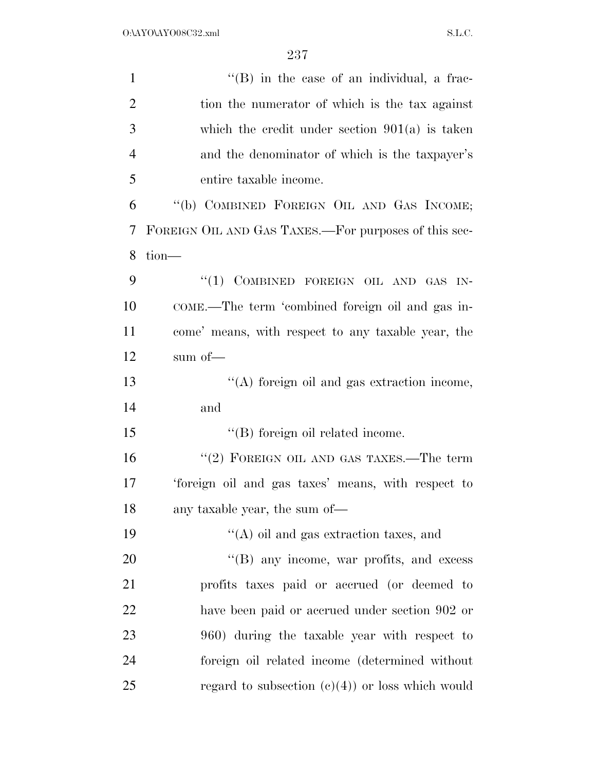"(B) in the case of an individual, a fraction the numerator of which is the tax against which the credit under section 901(a) is taken and the denominator of which is the taxpayer's entire taxable income.

"(b) COMBINED FOREIGN OIL AND GAS INCOME; FOREIGN OIL AND GAS TAXES.—For purposes of this section—

"(1) COMBINED FOREIGN OIL AND GAS INCOME.—The term 'combined foreign oil and gas income' means, with respect to any taxable year, the sum of—

"(A) foreign oil and gas extraction income, and

"(B) foreign oil related income.

"(2) FOREIGN OIL AND GAS TAXES.—The term 'foreign oil and gas taxes' means, with respect to any taxable year, the sum of—

"(A) oil and gas extraction taxes, and

"(B) any income, war profits, and excess profits taxes paid or accrued (or deemed to have been paid or accrued under section 902 or 960) during the taxable year with respect to foreign oil related income (determined without regard to subsection (c)(4)) or loss which would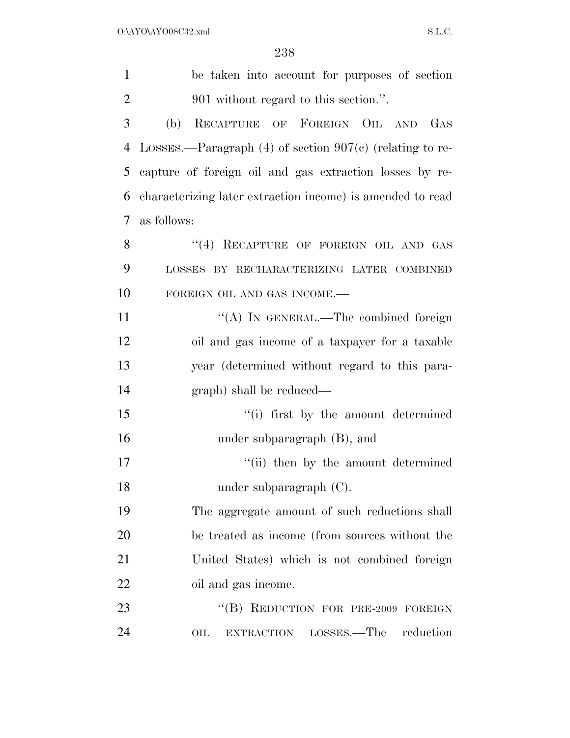be taken into account for purposes of section 901 without regard to this section.''.

(b) RECAPTURE OF FOREIGN OIL AND GAS LOSSES.—Paragraph (4) of section 907(c) (relating to recapture of foreign oil and gas extraction losses by recharacterizing later extraction income) is amended to read as follows:

"(4) RECAPTURE OF FOREIGN OIL AND GAS LOSSES BY RECHARACTERIZING LATER COMBINED FOREIGN OIL AND GAS INCOME.—

"(A) IN GENERAL.—The combined foreign oil and gas income of a taxpayer for a taxable year (determined without regard to this paragraph) shall be reduced—

"(i) first by the amount determined under subparagraph (B), and

"(ii) then by the amount determined under subparagraph (C).

The aggregate amount of such reductions shall be treated as income (from sources without the United States) which is not combined foreign oil and gas income.

"(B) REDUCTION FOR PRE-2009 FOREIGN OIL EXTRACTION LOSSES.—The reduction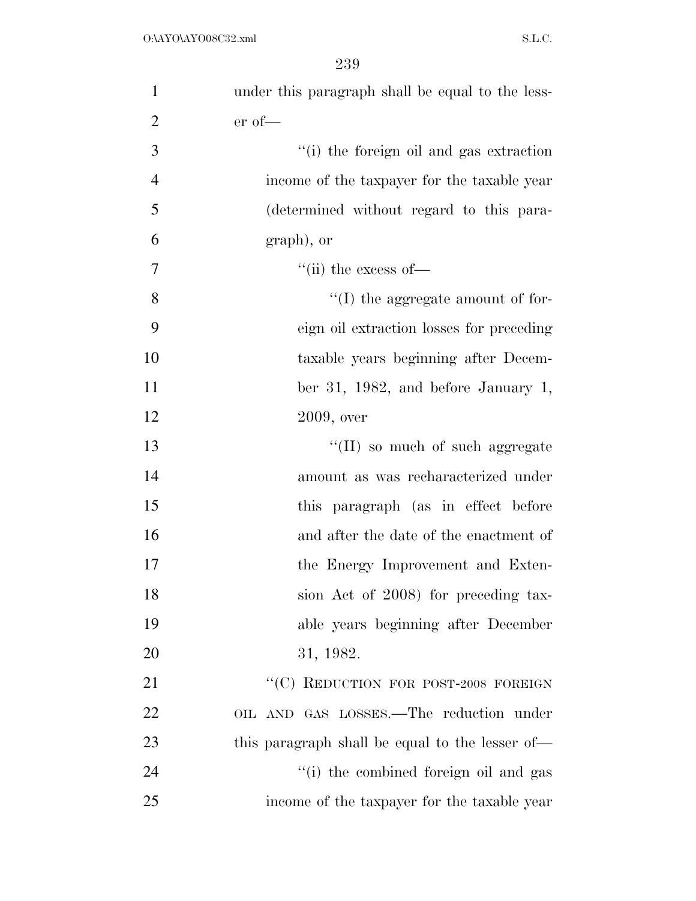under this paragraph shall be equal to the lesser of—

''(i) the foreign oil and gas extraction income of the taxpayer for the taxable year (determined without regard to this paragraph), or

''(ii) the excess of—

''(I) the aggregate amount of foreign oil extraction losses for preceding taxable years beginning after December 31, 1982, and before January 1, 2009, over

''(II) so much of such aggregate amount as was recharacterized under this paragraph (as in effect before and after the date of the enactment of the Energy Improvement and Extension Act of 2008) for preceding taxable years beginning after December 31, 1982.

''(C) REDUCTION FOR POST-2008 FOREIGN OIL AND GAS LOSSES.—The reduction under this paragraph shall be equal to the lesser of—

''(i) the combined foreign oil and gas income of the taxpayer for the taxable year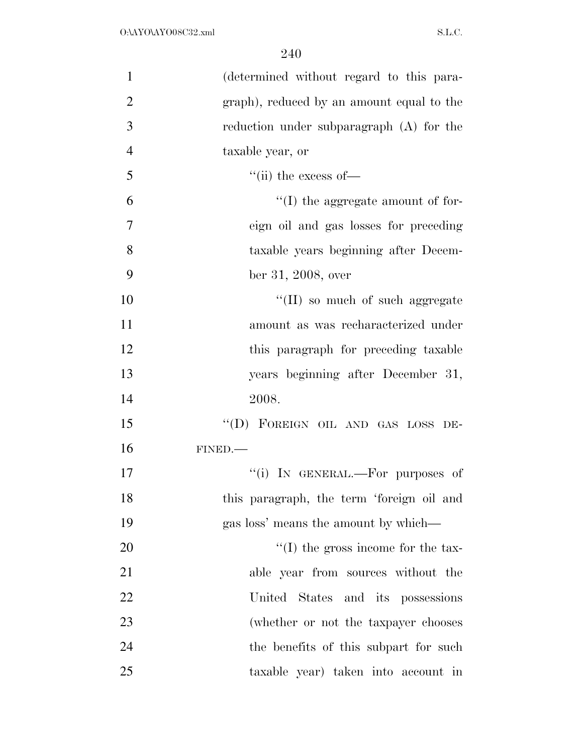(determined without regard to this paragraph), reduced by an amount equal to the reduction under subparagraph (A) for the taxable year, or

''(ii) the excess of—

''(I) the aggregate amount of foreign oil and gas losses for preceding taxable years beginning after December 31, 2008, over

''(II) so much of such aggregate amount as was recharacterized under this paragraph for preceding taxable years beginning after December 31, 2008.

''(D) FOREIGN OIL AND GAS LOSS DEFINED.—

''(i) IN GENERAL.—For purposes of this paragraph, the term 'foreign oil and gas loss' means the amount by which—

''(I) the gross income for the taxable year from sources without the United States and its possessions (whether or not the taxpayer chooses the benefits of this subpart for such taxable year) taken into account in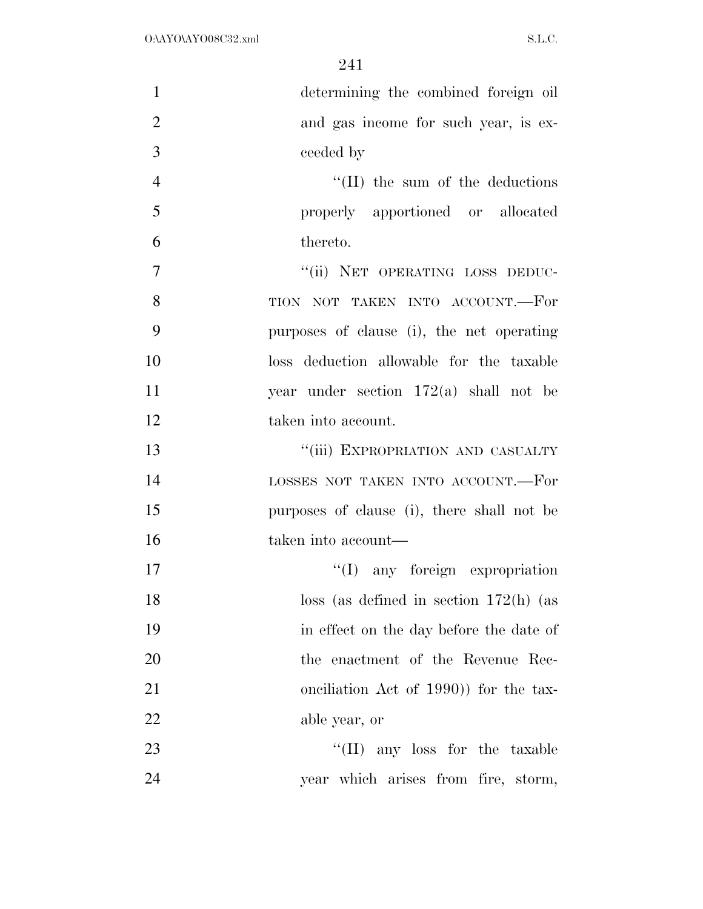determining the combined foreign oil and gas income for such year, is exceeded by

"(II) the sum of the deductions properly apportioned or allocated thereto.

"(ii) NET OPERATING LOSS DEDUCTION NOT TAKEN INTO ACCOUNT.—For purposes of clause (i), the net operating loss deduction allowable for the taxable year under section 172(a) shall not be taken into account.

"(iii) EXPROPRIATION AND CASUALTY LOSSES NOT TAKEN INTO ACCOUNT.—For purposes of clause (i), there shall not be taken into account—

"(I) any foreign expropriation loss (as defined in section 172(h) (as in effect on the day before the date of the enactment of the Revenue Reconciliation Act of 1990)) for the taxable year, or

"(II) any loss for the taxable year which arises from fire, storm,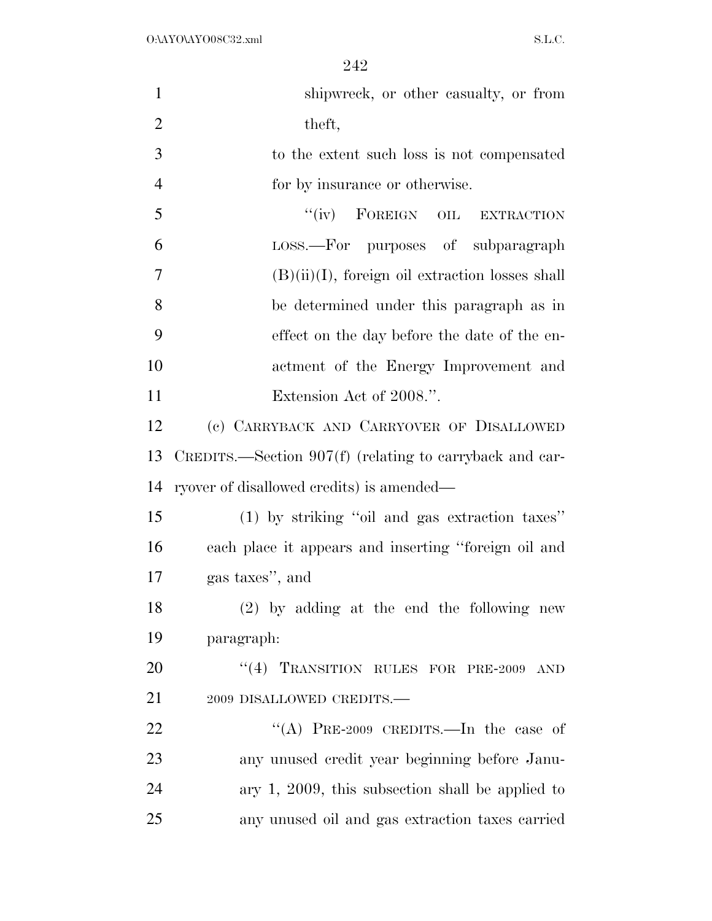shipwreck, or other casualty, or from theft,

to the extent such loss is not compensated for by insurance or otherwise.

"(iv) FOREIGN OIL EXTRACTION LOSS.—For purposes of subparagraph (B)(ii)(I), foreign oil extraction losses shall be determined under this paragraph as in effect on the day before the date of the enactment of the Energy Improvement and Extension Act of 2008.".

(c) CARRYBACK AND CARRYOVER OF DISALLOWED CREDITS.—Section 907(f) (relating to carryback and carryover of disallowed credits) is amended—

(1) by striking "oil and gas extraction taxes" each place it appears and inserting "foreign oil and gas taxes", and

(2) by adding at the end the following new paragraph:

"(4) TRANSITION RULES FOR PRE-2009 AND 2009 DISALLOWED CREDITS.—

"(A) PRE-2009 CREDITS.—In the case of any unused credit year beginning before January 1, 2009, this subsection shall be applied to any unused oil and gas extraction taxes carried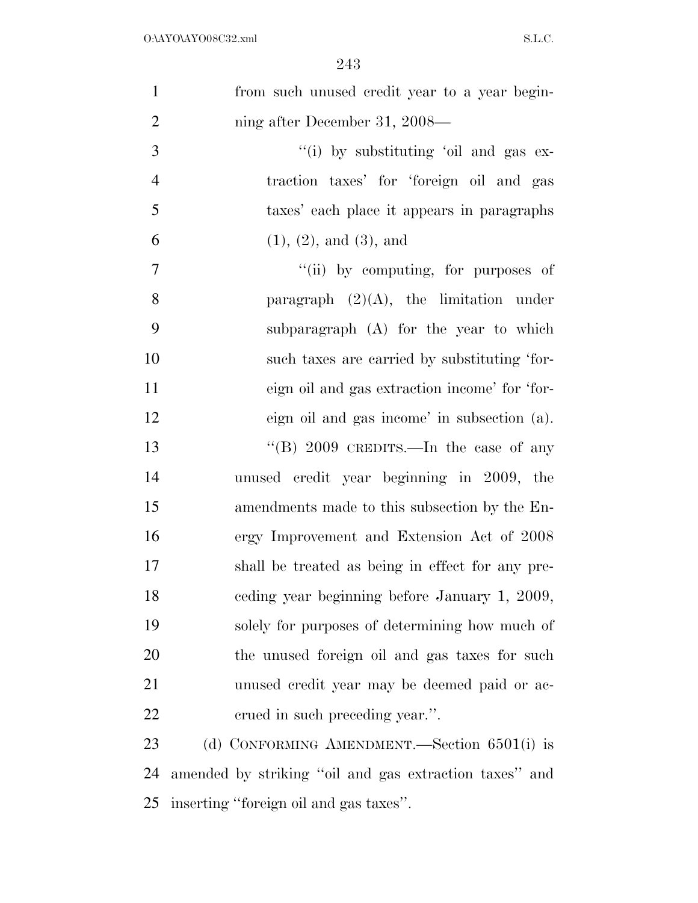from such unused credit year to a year beginning after December 31, 2008—

"(i) by substituting 'oil and gas extraction taxes' for 'foreign oil and gas taxes' each place it appears in paragraphs (1), (2), and (3), and

"(ii) by computing, for purposes of paragraph (2)(A), the limitation under subparagraph (A) for the year to which such taxes are carried by substituting 'foreign oil and gas extraction income' for 'foreign oil and gas income' in subsection (a).

"(B) 2009 CREDITS.—In the case of any unused credit year beginning in 2009, the amendments made to this subsection by the Energy Improvement and Extension Act of 2008 shall be treated as being in effect for any preceding year beginning before January 1, 2009, solely for purposes of determining how much of the unused foreign oil and gas taxes for such unused credit year may be deemed paid or accrued in such preceding year.".

(d) CONFORMING AMENDMENT.—Section 6501(i) is amended by striking "oil and gas extraction taxes" and inserting "foreign oil and gas taxes".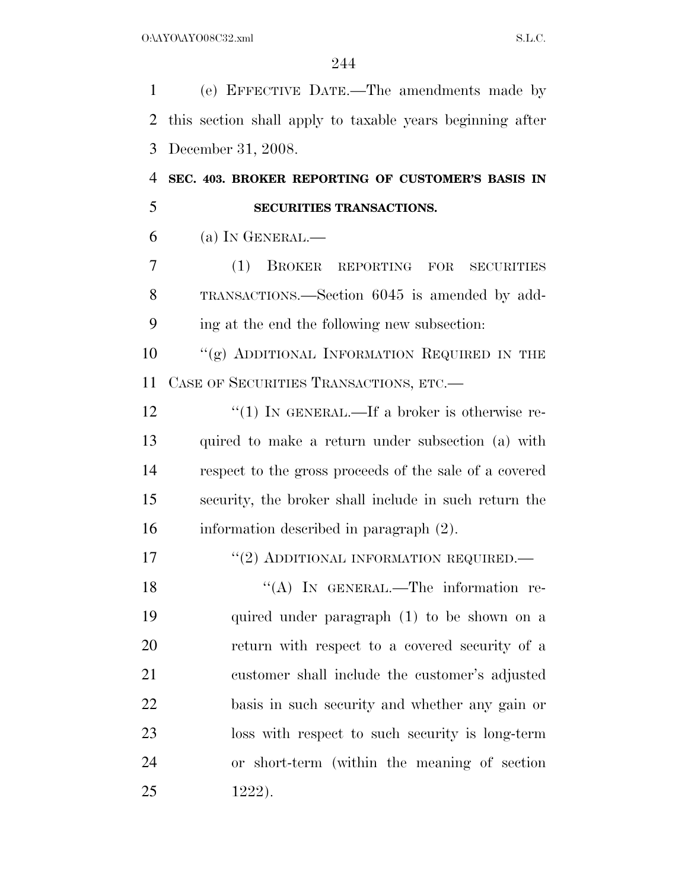(e) EFFECTIVE DATE.—The amendments made by this section shall apply to taxable years beginning after December 31, 2008.

**SEC. 403. BROKER REPORTING OF CUSTOMER'S BASIS IN SECURITIES TRANSACTIONS.**

(a) IN GENERAL.—

(1) BROKER REPORTING FOR SECURITIES TRANSACTIONS.—Section 6045 is amended by adding at the end the following new subsection:

"(g) ADDITIONAL INFORMATION REQUIRED IN THE CASE OF SECURITIES TRANSACTIONS, ETC.—

"(1) IN GENERAL.—If a broker is otherwise required to make a return under subsection (a) with respect to the gross proceeds of the sale of a covered security, the broker shall include in such return the information described in paragraph (2).

"(2) ADDITIONAL INFORMATION REQUIRED.—

"(A) IN GENERAL.—The information required under paragraph (1) to be shown on a return with respect to a covered security of a customer shall include the customer's adjusted basis in such security and whether any gain or loss with respect to such security is long-term or short-term (within the meaning of section 1222).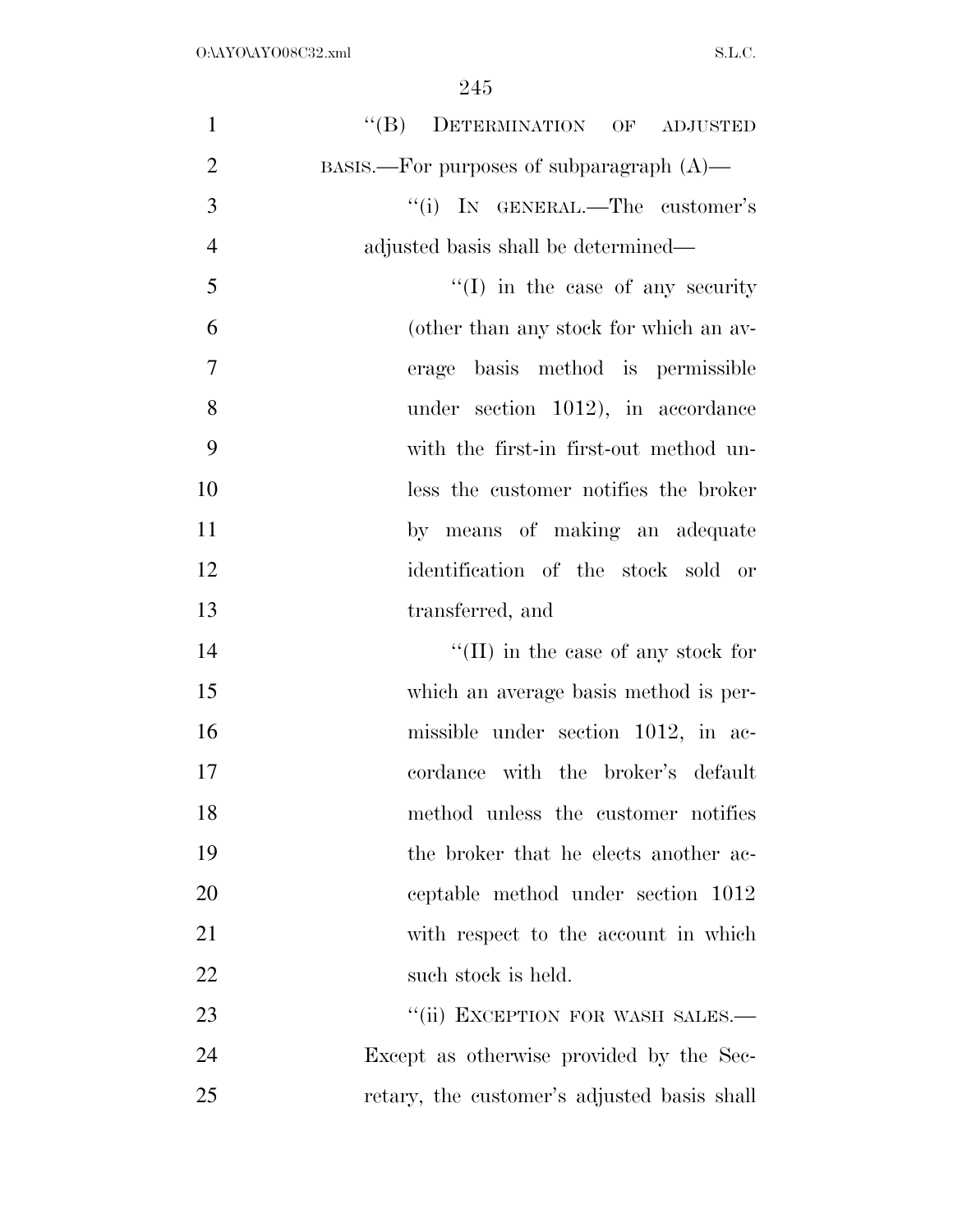"(B) DETERMINATION OF ADJUSTED BASIS.—For purposes of subparagraph (A)—

"(i) IN GENERAL.—The customer's adjusted basis shall be determined—

"(I) in the case of any security (other than any stock for which an average basis method is permissible under section 1012), in accordance with the first-in first-out method unless the customer notifies the broker by means of making an adequate identification of the stock sold or transferred, and

"(II) in the case of any stock for which an average basis method is permissible under section 1012, in accordance with the broker's default method unless the customer notifies the broker that he elects another acceptable method under section 1012 with respect to the account in which such stock is held.

"(ii) EXCEPTION FOR WASH SALES.—Except as otherwise provided by the Secretary, the customer's adjusted basis shall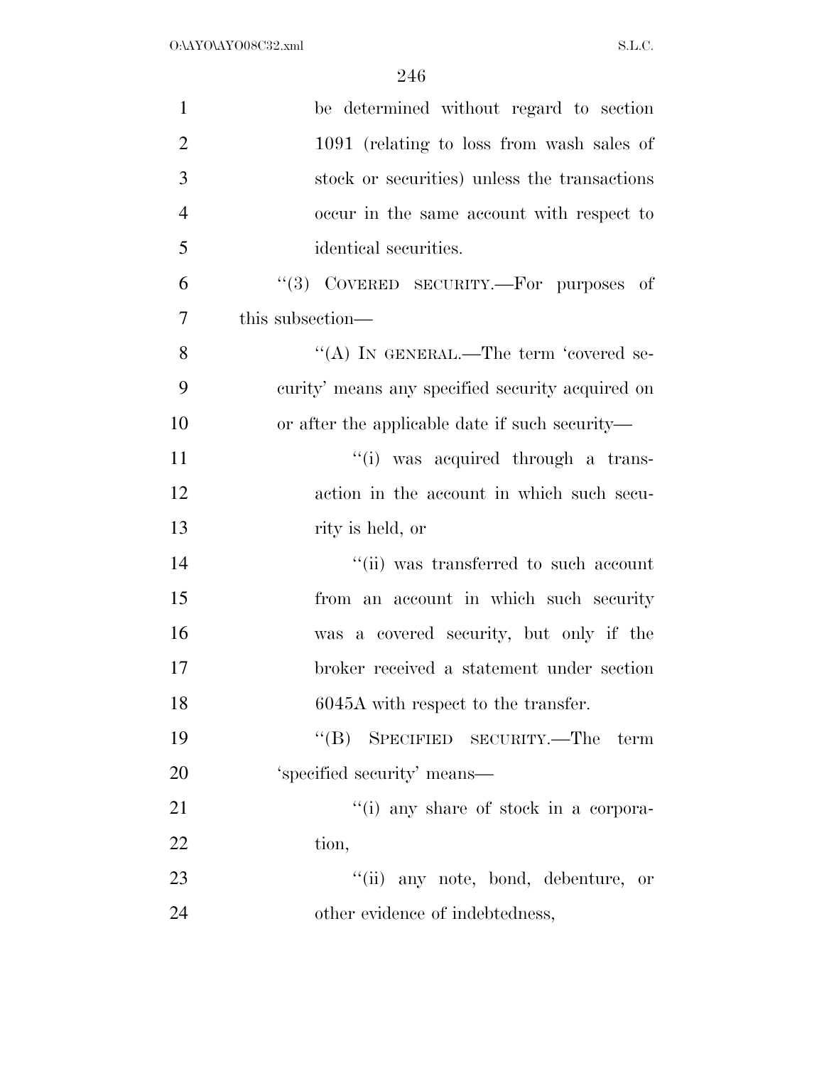be determined without regard to section 1091 (relating to loss from wash sales of stock or securities) unless the transactions occur in the same account with respect to identical securities.

''(3) COVERED SECURITY.—For purposes of this subsection—

''(A) IN GENERAL.—The term 'covered security' means any specified security acquired on or after the applicable date if such security—

''(i) was acquired through a transaction in the account in which such security is held, or

''(ii) was transferred to such account from an account in which such security was a covered security, but only if the broker received a statement under section 6045A with respect to the transfer.

''(B) SPECIFIED SECURITY.—The term 'specified security' means—

''(i) any share of stock in a corporation,

''(ii) any note, bond, debenture, or other evidence of indebtedness,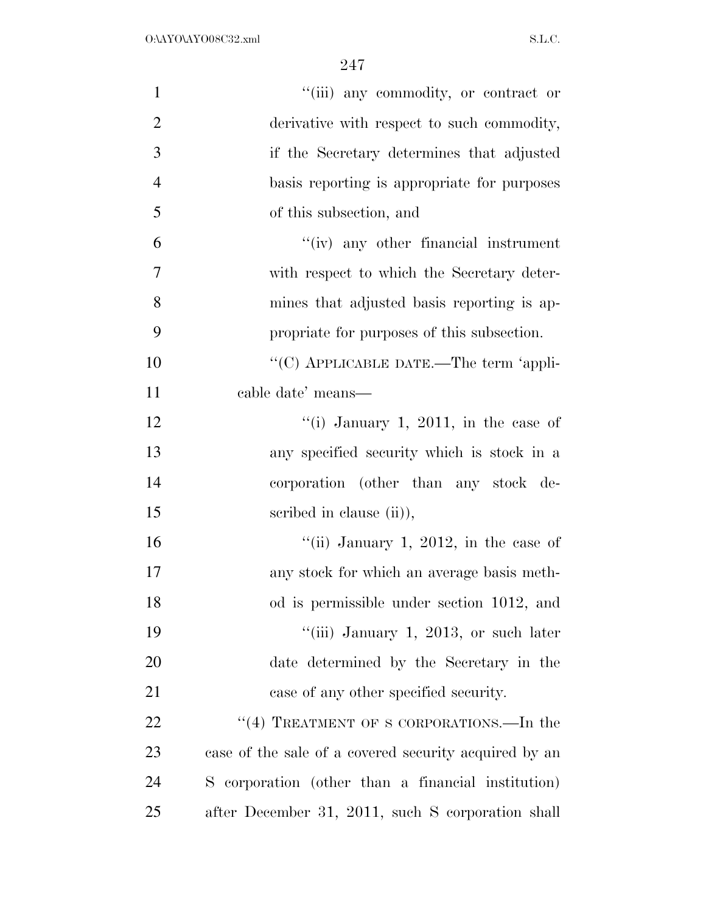"(iii) any commodity, or contract or derivative with respect to such commodity, if the Secretary determines that adjusted basis reporting is appropriate for purposes of this subsection, and

"(iv) any other financial instrument with respect to which the Secretary determines that adjusted basis reporting is appropriate for purposes of this subsection.

"(C) APPLICABLE DATE.—The term 'applicable date' means—

"(i) January 1, 2011, in the case of any specified security which is stock in a corporation (other than any stock described in clause (ii)),

"(ii) January 1, 2012, in the case of any stock for which an average basis method is permissible under section 1012, and

"(iii) January 1, 2013, or such later date determined by the Secretary in the case of any other specified security.

"(4) TREATMENT OF S CORPORATIONS.—In the case of the sale of a covered security acquired by an S corporation (other than a financial institution) after December 31, 2011, such S corporation shall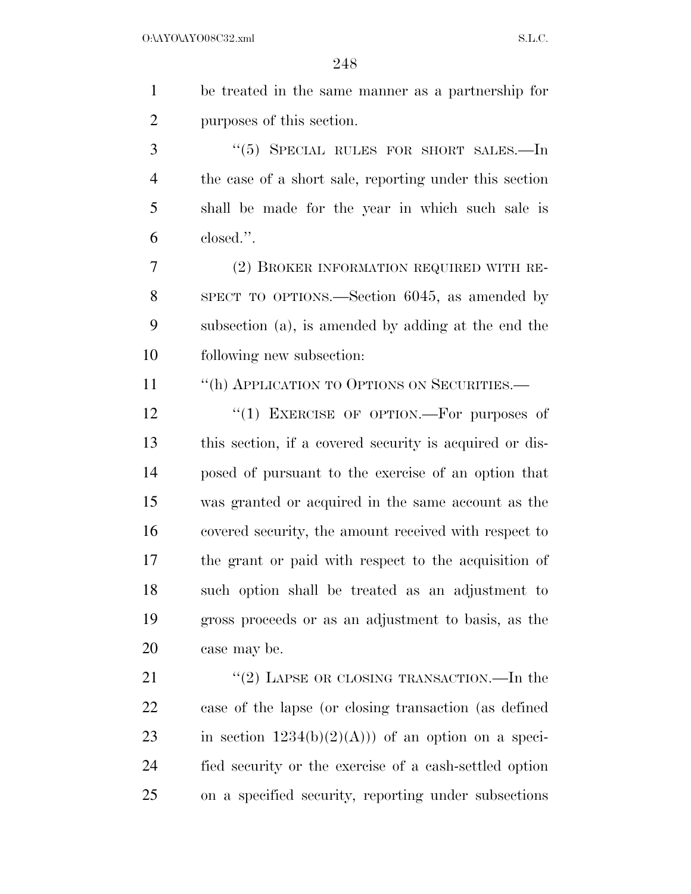be treated in the same manner as a partnership for purposes of this section.

"(5) SPECIAL RULES FOR SHORT SALES.—In the case of a short sale, reporting under this section shall be made for the year in which such sale is closed.".

(2) BROKER INFORMATION REQUIRED WITH RESPECT TO OPTIONS.—Section 6045, as amended by subsection (a), is amended by adding at the end the following new subsection:

"(h) APPLICATION TO OPTIONS ON SECURITIES.—

"(1) EXERCISE OF OPTION.—For purposes of this section, if a covered security is acquired or disposed of pursuant to the exercise of an option that was granted or acquired in the same account as the covered security, the amount received with respect to the grant or paid with respect to the acquisition of such option shall be treated as an adjustment to gross proceeds or as an adjustment to basis, as the case may be.

"(2) LAPSE OR CLOSING TRANSACTION.—In the case of the lapse (or closing transaction (as defined in section 1234(b)(2)(A))) of an option on a specified security or the exercise of a cash-settled option on a specified security, reporting under subsections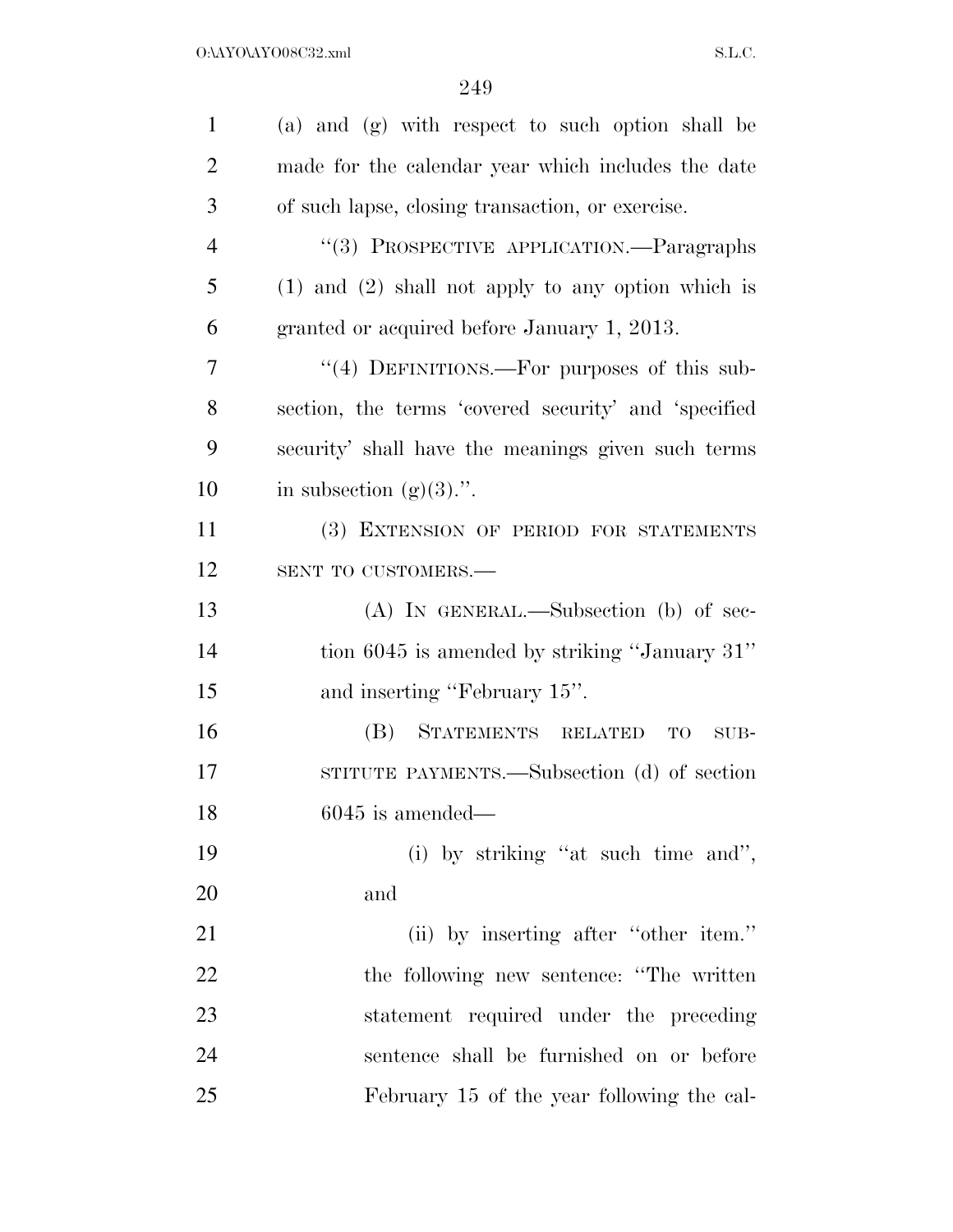(a) and (g) with respect to such option shall be made for the calendar year which includes the date of such lapse, closing transaction, or exercise.

"(3) PROSPECTIVE APPLICATION.—Paragraphs (1) and (2) shall not apply to any option which is granted or acquired before January 1, 2013.

"(4) DEFINITIONS.—For purposes of this subsection, the terms 'covered security' and 'specified security' shall have the meanings given such terms in subsection (g)(3).".

(3) EXTENSION OF PERIOD FOR STATEMENTS SENT TO CUSTOMERS.—

(A) IN GENERAL.—Subsection (b) of section 6045 is amended by striking "January 31" and inserting "February 15".

(B) STATEMENTS RELATED TO SUBSTITUTE PAYMENTS.—Subsection (d) of section 6045 is amended—

(i) by striking "at such time and", and

(ii) by inserting after "other item." the following new sentence: "The written statement required under the preceding sentence shall be furnished on or before February 15 of the year following the cal-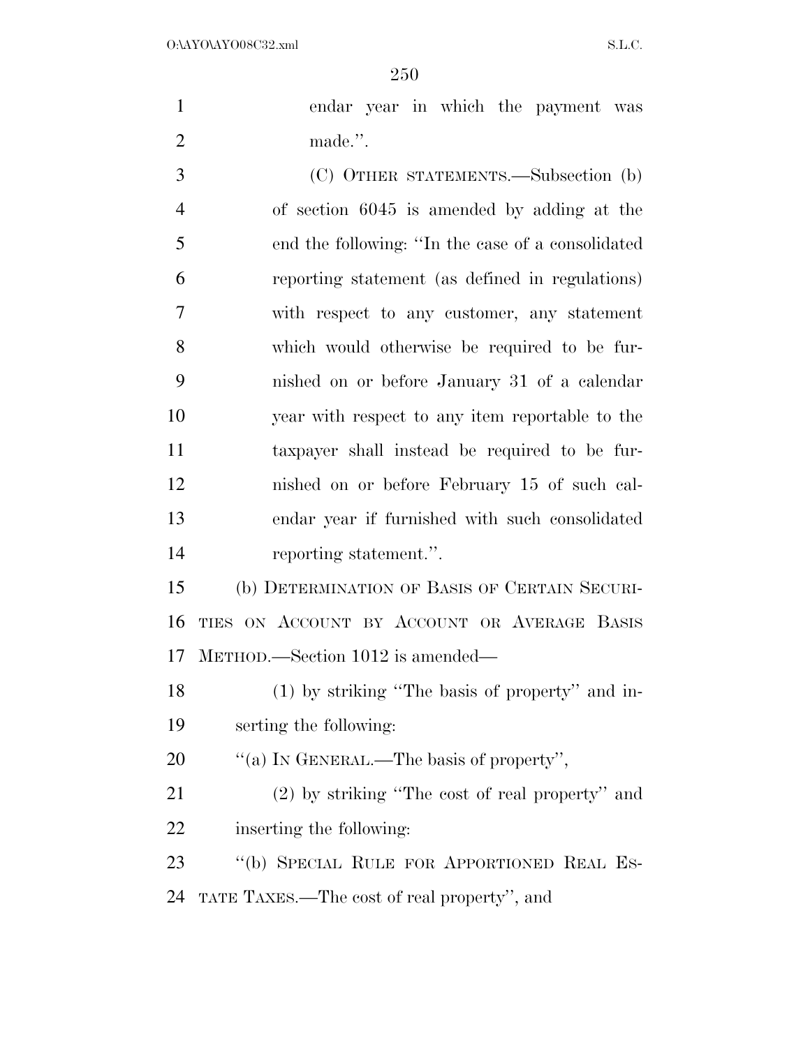endar year in which the payment was made.''.

(C) OTHER STATEMENTS.—Subsection (b) of section 6045 is amended by adding at the end the following: ''In the case of a consolidated reporting statement (as defined in regulations) with respect to any customer, any statement which would otherwise be required to be furnished on or before January 31 of a calendar year with respect to any item reportable to the taxpayer shall instead be required to be furnished on or before February 15 of such calendar year if furnished with such consolidated reporting statement.''.

(b) DETERMINATION OF BASIS OF CERTAIN SECURITIES ON ACCOUNT BY ACCOUNT OR AVERAGE BASIS METHOD.—Section 1012 is amended—

(1) by striking ''The basis of property'' and inserting the following:

''(a) IN GENERAL.—The basis of property'',

(2) by striking ''The cost of real property'' and inserting the following:

''(b) SPECIAL RULE FOR APPORTIONED REAL ESTATE TAXES.—The cost of real property'', and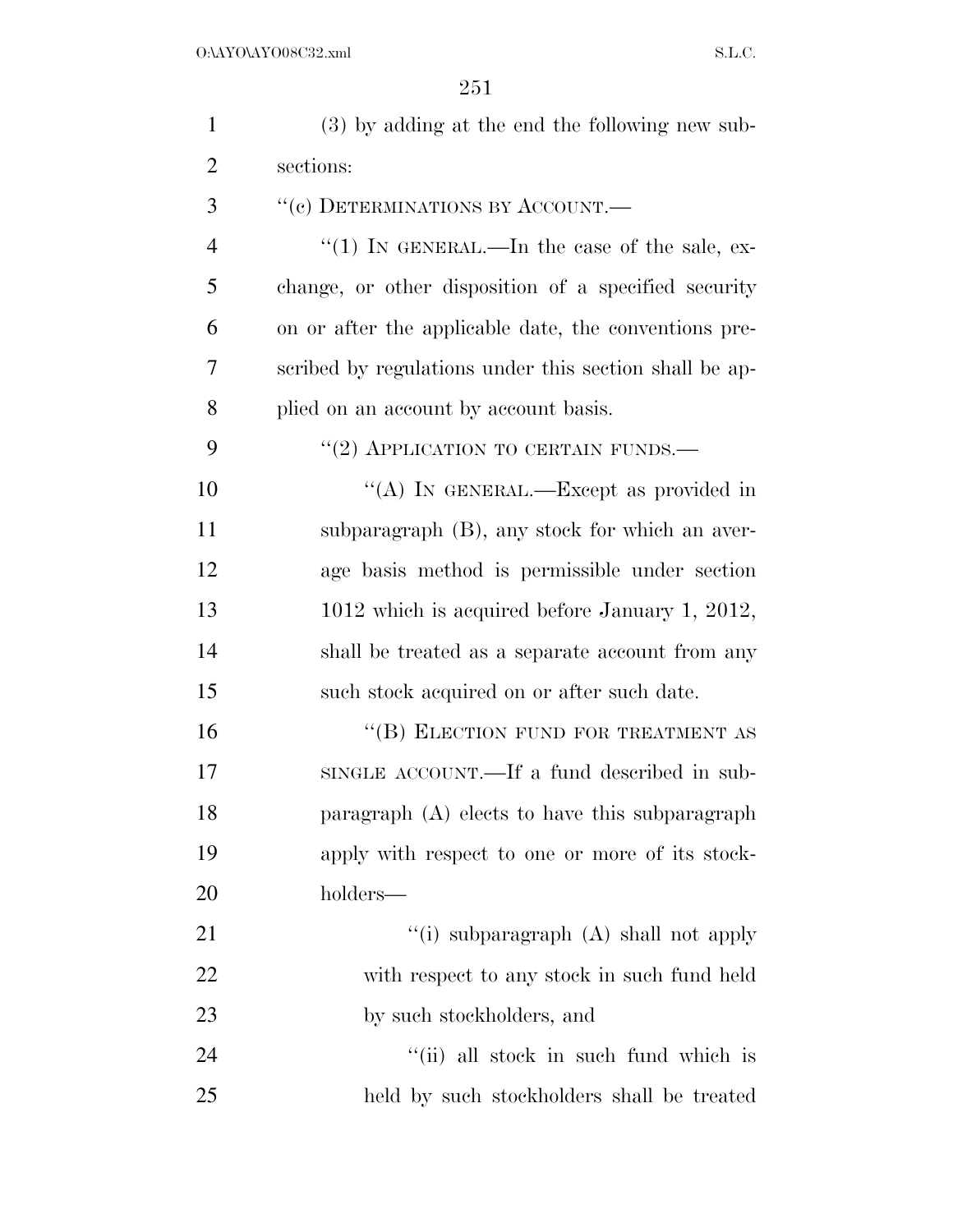(3) by adding at the end the following new subsections:

"(c) DETERMINATIONS BY ACCOUNT.—

"(1) IN GENERAL.—In the case of the sale, exchange, or other disposition of a specified security on or after the applicable date, the conventions prescribed by regulations under this section shall be applied on an account by account basis.

"(2) APPLICATION TO CERTAIN FUNDS.—

"(A) IN GENERAL.—Except as provided in subparagraph (B), any stock for which an average basis method is permissible under section 1012 which is acquired before January 1, 2012, shall be treated as a separate account from any such stock acquired on or after such date.

"(B) ELECTION FUND FOR TREATMENT AS SINGLE ACCOUNT.—If a fund described in subparagraph (A) elects to have this subparagraph apply with respect to one or more of its stockholders—

"(i) subparagraph (A) shall not apply with respect to any stock in such fund held by such stockholders, and

"(ii) all stock in such fund which is held by such stockholders shall be treated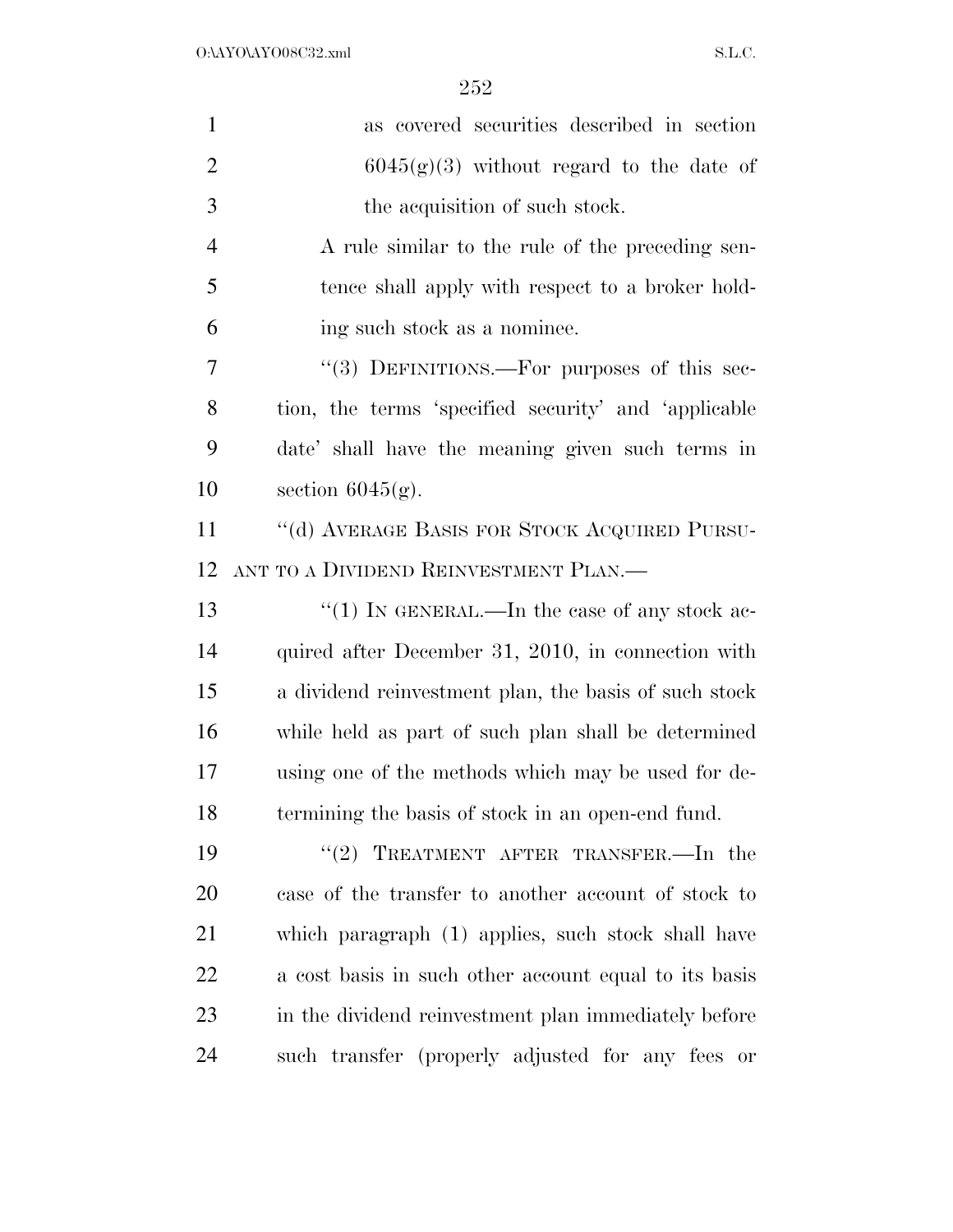as covered securities described in section 6045(g)(3) without regard to the date of the acquisition of such stock.

A rule similar to the rule of the preceding sentence shall apply with respect to a broker holding such stock as a nominee.

"(3) DEFINITIONS.—For purposes of this section, the terms 'specified security' and 'applicable date' shall have the meaning given such terms in section 6045(g).

"(d) AVERAGE BASIS FOR STOCK ACQUIRED PURSUANT TO A DIVIDEND REINVESTMENT PLAN.—

"(1) IN GENERAL.—In the case of any stock acquired after December 31, 2010, in connection with a dividend reinvestment plan, the basis of such stock while held as part of such plan shall be determined using one of the methods which may be used for determining the basis of stock in an open-end fund.

"(2) TREATMENT AFTER TRANSFER.—In the case of the transfer to another account of stock to which paragraph (1) applies, such stock shall have a cost basis in such other account equal to its basis in the dividend reinvestment plan immediately before such transfer (properly adjusted for any fees or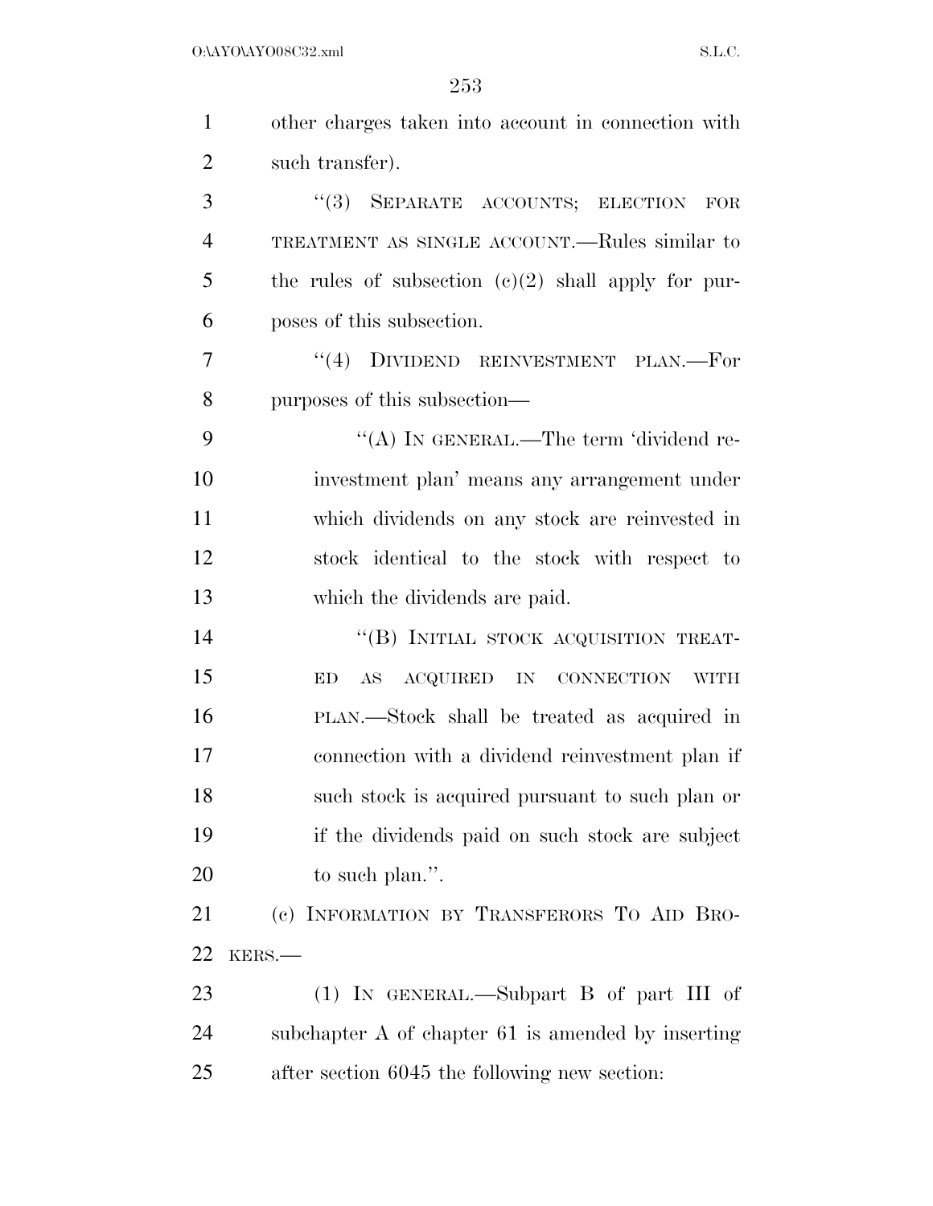other charges taken into account in connection with such transfer).

"(3) SEPARATE ACCOUNTS; ELECTION FOR TREATMENT AS SINGLE ACCOUNT.—Rules similar to the rules of subsection (c)(2) shall apply for purposes of this subsection.

"(4) DIVIDEND REINVESTMENT PLAN.—For purposes of this subsection—

"(A) IN GENERAL.—The term 'dividend reinvestment plan' means any arrangement under which dividends on any stock are reinvested in stock identical to the stock with respect to which the dividends are paid.

"(B) INITIAL STOCK ACQUISITION TREATED AS ACQUIRED IN CONNECTION WITH PLAN.—Stock shall be treated as acquired in connection with a dividend reinvestment plan if such stock is acquired pursuant to such plan or if the dividends paid on such stock are subject to such plan.".

(c) INFORMATION BY TRANSFERORS TO AID BROKERS.—

(1) IN GENERAL.—Subpart B of part III of subchapter A of chapter 61 is amended by inserting after section 6045 the following new section: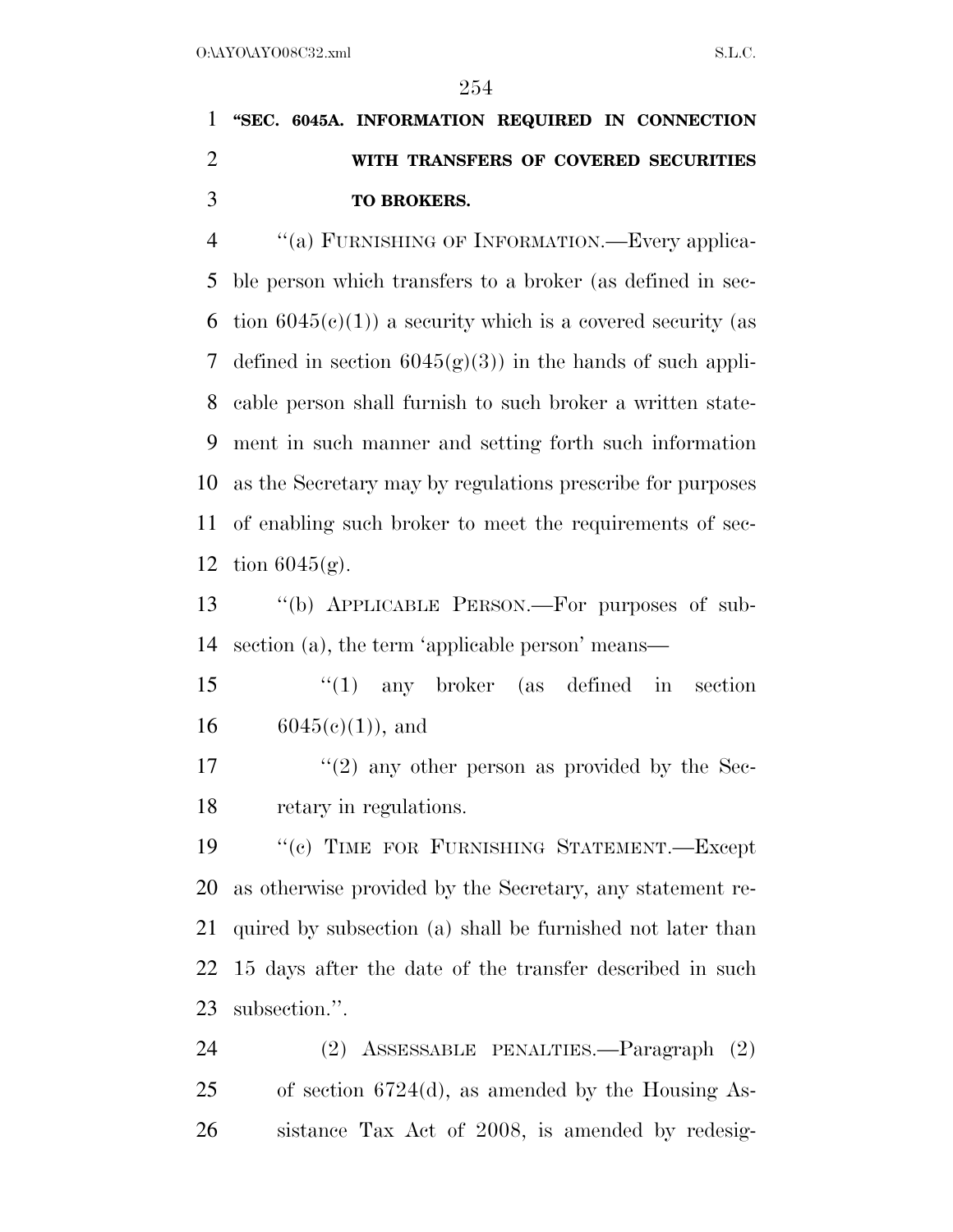**"SEC. 6045A. INFORMATION REQUIRED IN CONNECTION WITH TRANSFERS OF COVERED SECURITIES TO BROKERS.**

"(a) FURNISHING OF INFORMATION.—Every applicable person which transfers to a broker (as defined in section 6045(c)(1)) a security which is a covered security (as defined in section 6045(g)(3)) in the hands of such applicable person shall furnish to such broker a written statement in such manner and setting forth such information as the Secretary may by regulations prescribe for purposes of enabling such broker to meet the requirements of section 6045(g).

"(b) APPLICABLE PERSON.—For purposes of subsection (a), the term 'applicable person' means—

"(1) any broker (as defined in section 6045(c)(1)), and

"(2) any other person as provided by the Secretary in regulations.

"(c) TIME FOR FURNISHING STATEMENT.—Except as otherwise provided by the Secretary, any statement required by subsection (a) shall be furnished not later than 15 days after the date of the transfer described in such subsection.".

(2) ASSESSABLE PENALTIES.—Paragraph (2) of section 6724(d), as amended by the Housing Assistance Tax Act of 2008, is amended by redesig-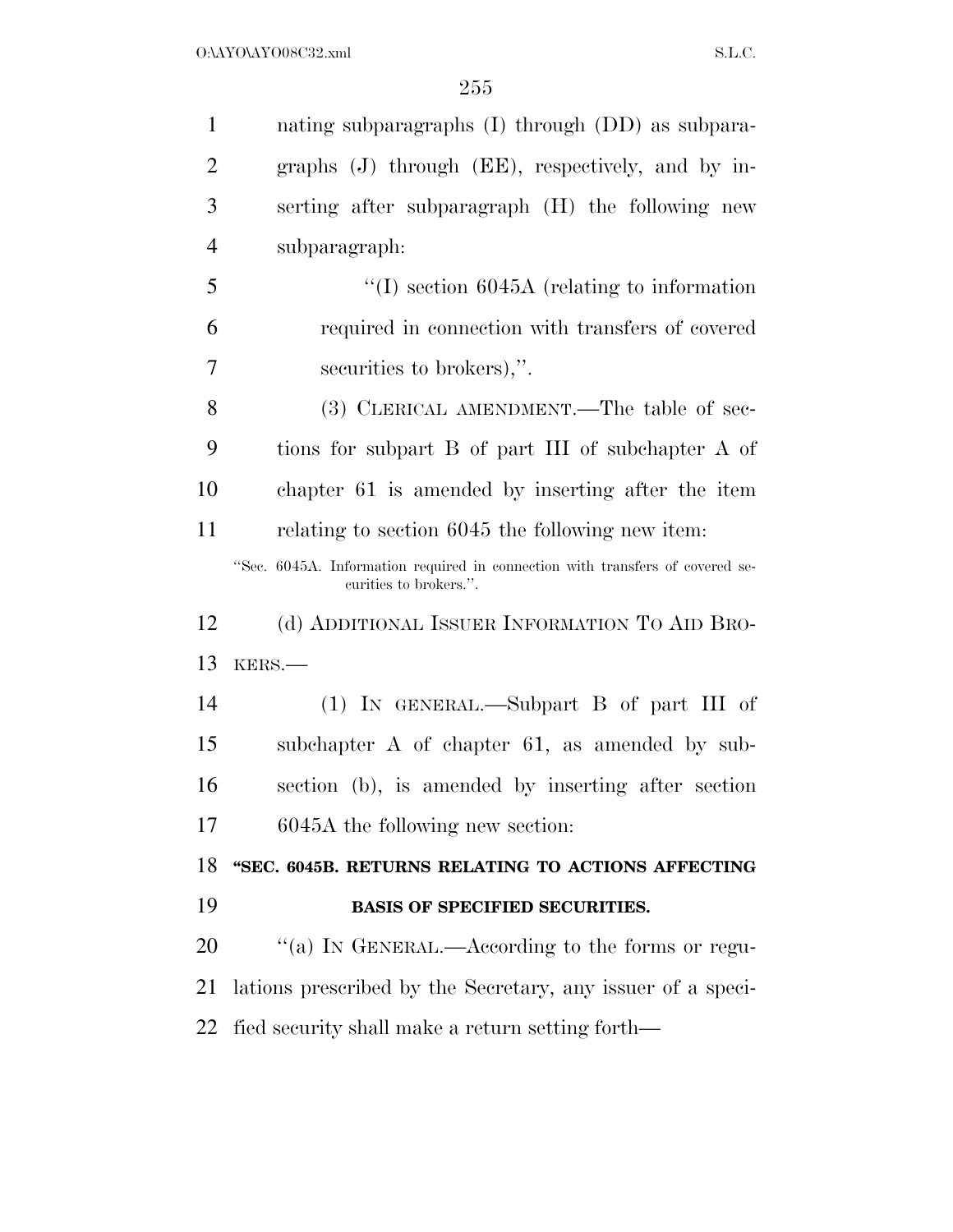nating subparagraphs (I) through (DD) as subparagraphs (J) through (EE), respectively, and by inserting after subparagraph (H) the following new subparagraph:

"(I) section 6045A (relating to information required in connection with transfers of covered securities to brokers),".

(3) CLERICAL AMENDMENT.—The table of sections for subpart B of part III of subchapter A of chapter 61 is amended by inserting after the item relating to section 6045 the following new item:

"Sec. 6045A. Information required in connection with transfers of covered securities to brokers.".

(d) ADDITIONAL ISSUER INFORMATION TO AID BROKERS.—

(1) IN GENERAL.—Subpart B of part III of subchapter A of chapter 61, as amended by subsection (b), is amended by inserting after section 6045A the following new section:

**"SEC. 6045B. RETURNS RELATING TO ACTIONS AFFECTING BASIS OF SPECIFIED SECURITIES.**

"(a) IN GENERAL.—According to the forms or regulations prescribed by the Secretary, any issuer of a specified security shall make a return setting forth—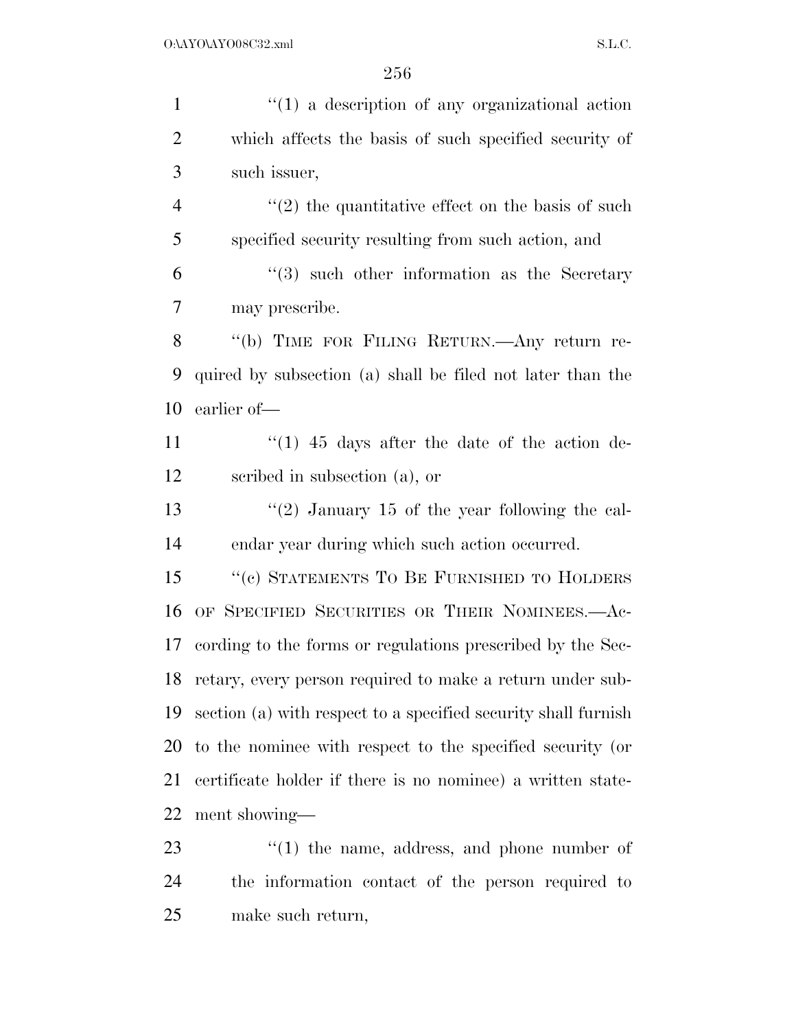''(1) a description of any organizational action which affects the basis of such specified security of such issuer,

''(2) the quantitative effect on the basis of such specified security resulting from such action, and

''(3) such other information as the Secretary may prescribe.

''(b) TIME FOR FILING RETURN.—Any return required by subsection (a) shall be filed not later than the earlier of—

''(1) 45 days after the date of the action described in subsection (a), or

''(2) January 15 of the year following the calendar year during which such action occurred.

''(c) STATEMENTS TO BE FURNISHED TO HOLDERS OF SPECIFIED SECURITIES OR THEIR NOMINEES.—According to the forms or regulations prescribed by the Secretary, every person required to make a return under subsection (a) with respect to a specified security shall furnish to the nominee with respect to the specified security (or certificate holder if there is no nominee) a written statement showing—

''(1) the name, address, and phone number of the information contact of the person required to make such return,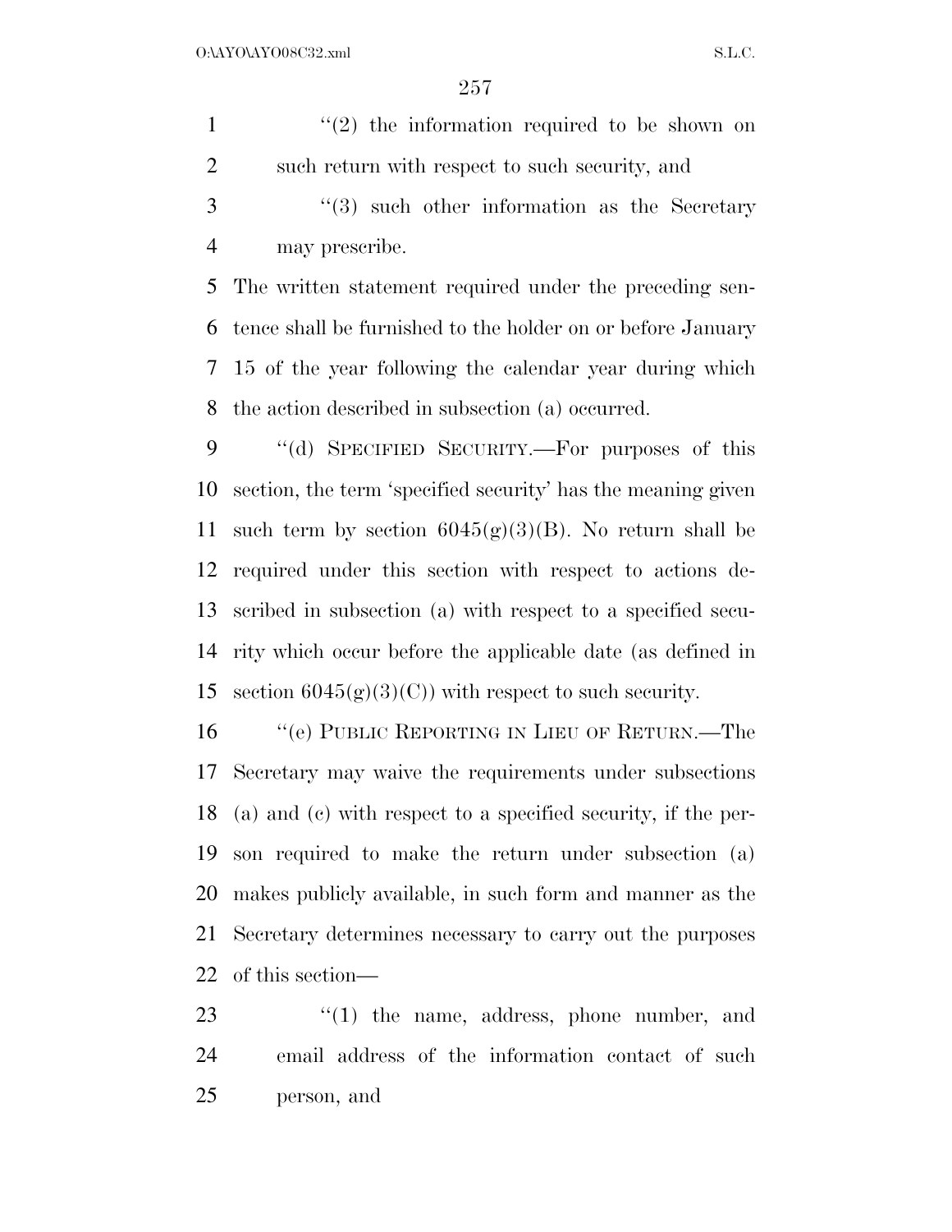''(2) the information required to be shown on such return with respect to such security, and

''(3) such other information as the Secretary may prescribe.

The written statement required under the preceding sentence shall be furnished to the holder on or before January 15 of the year following the calendar year during which the action described in subsection (a) occurred.

''(d) SPECIFIED SECURITY.—For purposes of this section, the term 'specified security' has the meaning given such term by section 6045(g)(3)(B). No return shall be required under this section with respect to actions described in subsection (a) with respect to a specified security which occur before the applicable date (as defined in section 6045(g)(3)(C)) with respect to such security.

''(e) PUBLIC REPORTING IN LIEU OF RETURN.—The Secretary may waive the requirements under subsections (a) and (c) with respect to a specified security, if the person required to make the return under subsection (a) makes publicly available, in such form and manner as the Secretary determines necessary to carry out the purposes of this section—

''(1) the name, address, phone number, and email address of the information contact of such person, and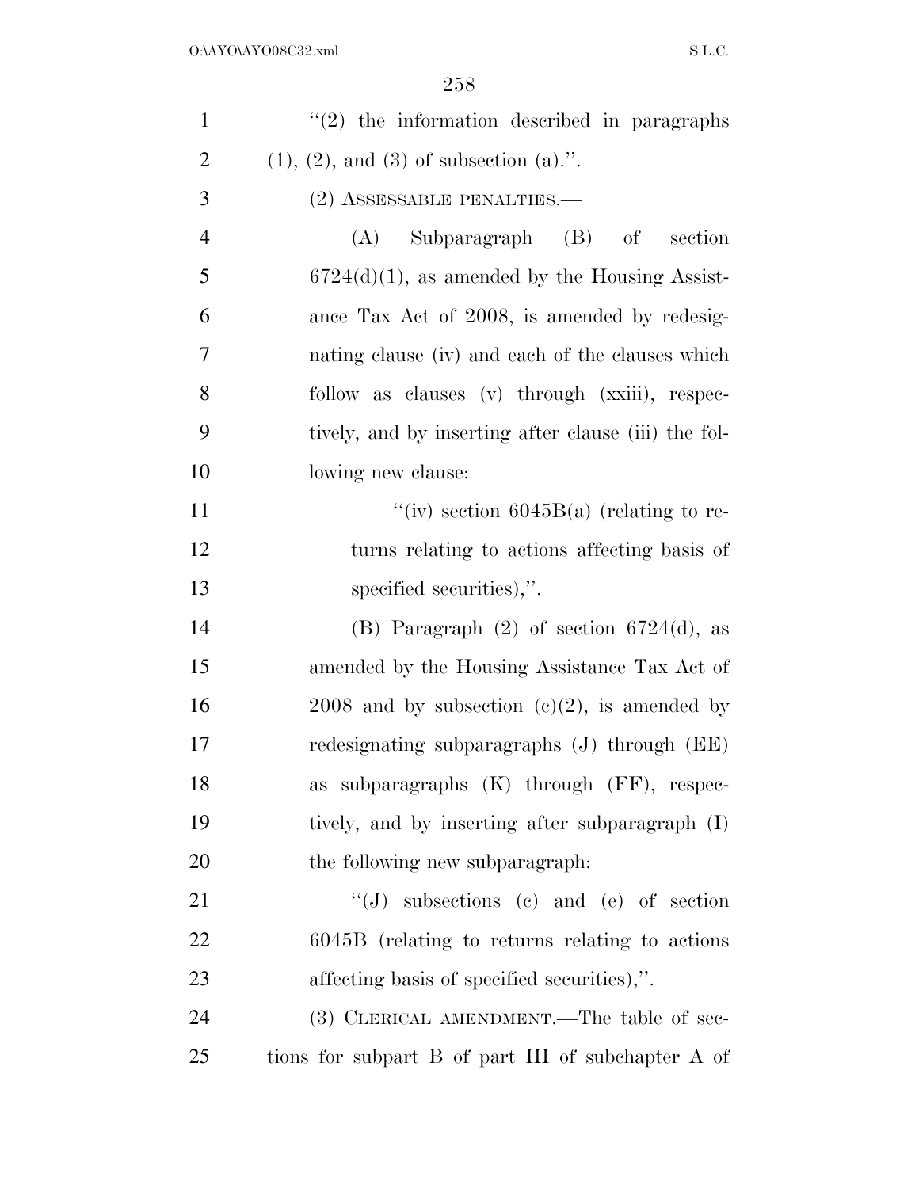"(2) the information described in paragraphs (1), (2), and (3) of subsection (a).".

(2) ASSESSABLE PENALTIES.—

(A) Subparagraph (B) of section 6724(d)(1), as amended by the Housing Assistance Tax Act of 2008, is amended by redesignating clause (iv) and each of the clauses which follow as clauses (v) through (xxiii), respectively, and by inserting after clause (iii) the following new clause:

"(iv) section 6045B(a) (relating to returns relating to actions affecting basis of specified securities),".

(B) Paragraph (2) of section 6724(d), as amended by the Housing Assistance Tax Act of 2008 and by subsection (c)(2), is amended by redesignating subparagraphs (J) through (EE) as subparagraphs (K) through (FF), respectively, and by inserting after subparagraph (I) the following new subparagraph:

"(J) subsections (c) and (e) of section 6045B (relating to returns relating to actions affecting basis of specified securities),".

(3) CLERICAL AMENDMENT.—The table of sections for subpart B of part III of subchapter A of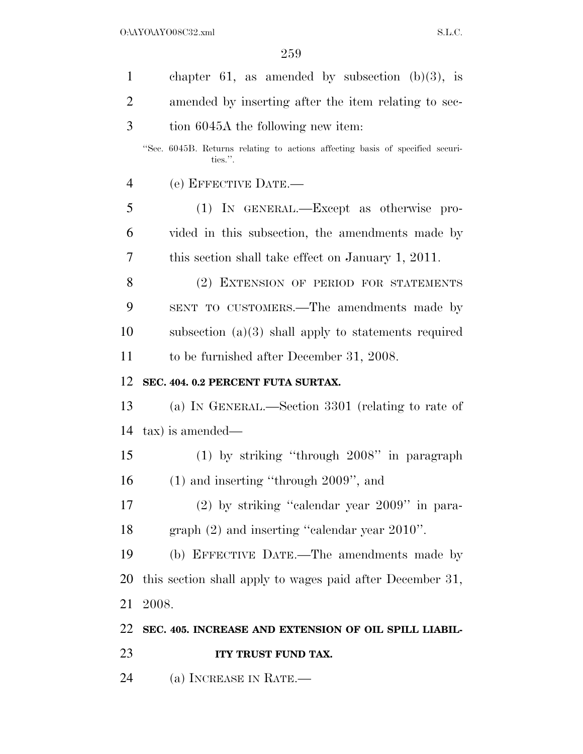chapter 61, as amended by subsection (b)(3), is amended by inserting after the item relating to section 6045A the following new item:

"Sec. 6045B. Returns relating to actions affecting basis of specified securities.".

(e) EFFECTIVE DATE.—

(1) IN GENERAL.—Except as otherwise provided in this subsection, the amendments made by this section shall take effect on January 1, 2011.

(2) EXTENSION OF PERIOD FOR STATEMENTS SENT TO CUSTOMERS.—The amendments made by subsection (a)(3) shall apply to statements required to be furnished after December 31, 2008.

**SEC. 404. 0.2 PERCENT FUTA SURTAX.**

(a) IN GENERAL.—Section 3301 (relating to rate of tax) is amended—

(1) by striking "through 2008" in paragraph (1) and inserting "through 2009", and

(2) by striking "calendar year 2009" in paragraph (2) and inserting "calendar year 2010".

(b) EFFECTIVE DATE.—The amendments made by this section shall apply to wages paid after December 31, 2008.

**SEC. 405. INCREASE AND EXTENSION OF OIL SPILL LIABILITY TRUST FUND TAX.**

(a) INCREASE IN RATE.—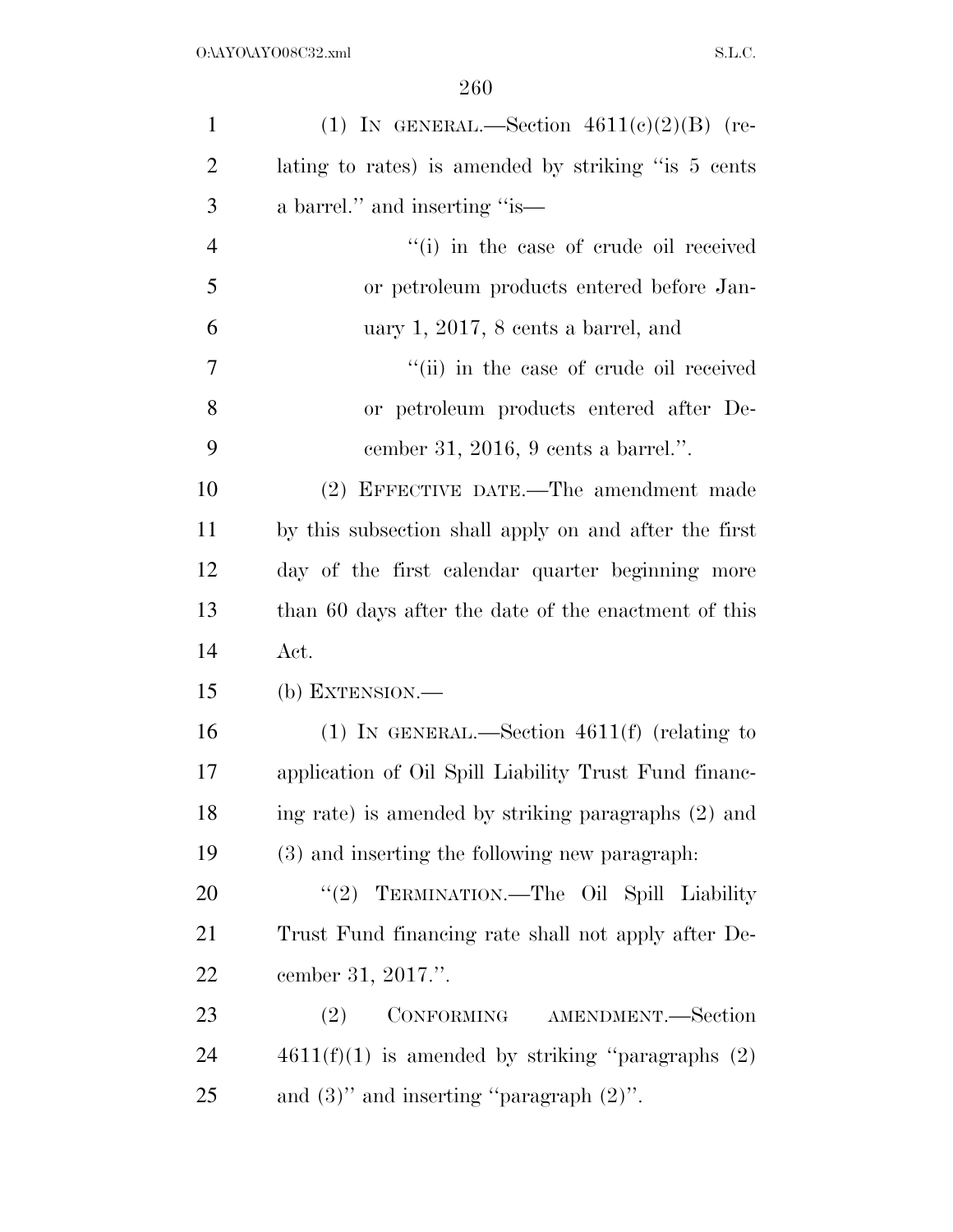(1) IN GENERAL.—Section 4611(c)(2)(B) (relating to rates) is amended by striking "is 5 cents a barrel." and inserting "is—

"(i) in the case of crude oil received or petroleum products entered before January 1, 2017, 8 cents a barrel, and

"(ii) in the case of crude oil received or petroleum products entered after December 31, 2016, 9 cents a barrel.".

(2) EFFECTIVE DATE.—The amendment made by this subsection shall apply on and after the first day of the first calendar quarter beginning more than 60 days after the date of the enactment of this Act.

(b) EXTENSION.—

(1) IN GENERAL.—Section 4611(f) (relating to application of Oil Spill Liability Trust Fund financing rate) is amended by striking paragraphs (2) and (3) and inserting the following new paragraph:

"(2) TERMINATION.—The Oil Spill Liability Trust Fund financing rate shall not apply after December 31, 2017.".

(2) CONFORMING AMENDMENT.—Section 4611(f)(1) is amended by striking "paragraphs (2) and (3)" and inserting "paragraph (2)".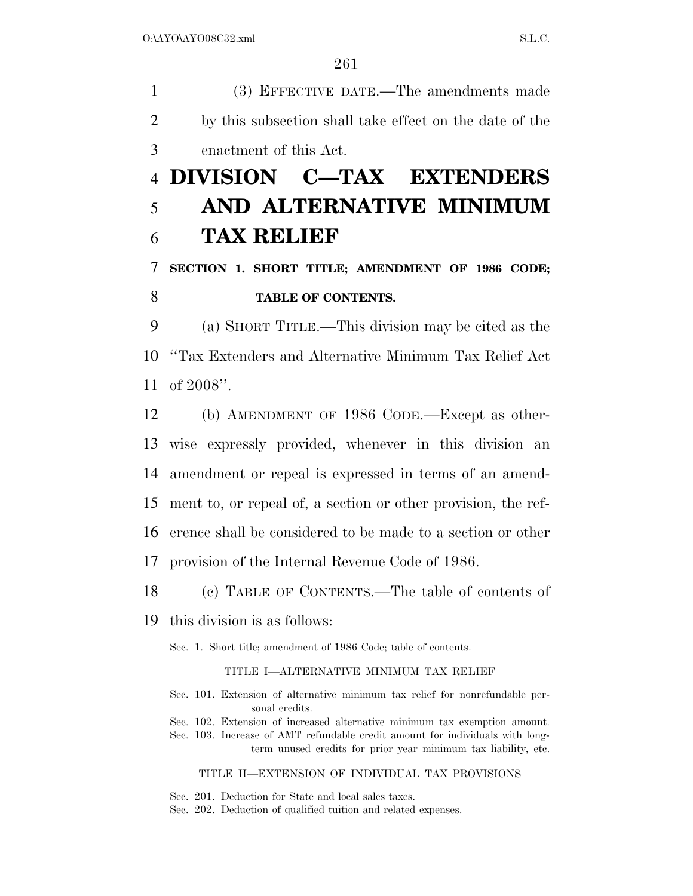(3) EFFECTIVE DATE.—The amendments made by this subsection shall take effect on the date of the enactment of this Act.

# DIVISION C—TAX EXTENDERS AND ALTERNATIVE MINIMUM TAX RELIEF

## SECTION 1. SHORT TITLE; AMENDMENT OF 1986 CODE; TABLE OF CONTENTS.

(a) SHORT TITLE.—This division may be cited as the "Tax Extenders and Alternative Minimum Tax Relief Act of 2008".

(b) AMENDMENT OF 1986 CODE.—Except as otherwise expressly provided, whenever in this division an amendment or repeal is expressed in terms of an amendment to, or repeal of, a section or other provision, the reference shall be considered to be made to a section or other provision of the Internal Revenue Code of 1986.

(c) TABLE OF CONTENTS.—The table of contents of this division is as follows:

Sec. 1. Short title; amendment of 1986 Code; table of contents.

TITLE I—ALTERNATIVE MINIMUM TAX RELIEF

Sec. 101. Extension of alternative minimum tax relief for nonrefundable personal credits.
Sec. 102. Extension of increased alternative minimum tax exemption amount.
Sec. 103. Increase of AMT refundable credit amount for individuals with long-term unused credits for prior year minimum tax liability, etc.

TITLE II—EXTENSION OF INDIVIDUAL TAX PROVISIONS

Sec. 201. Deduction for State and local sales taxes.
Sec. 202. Deduction of qualified tuition and related expenses.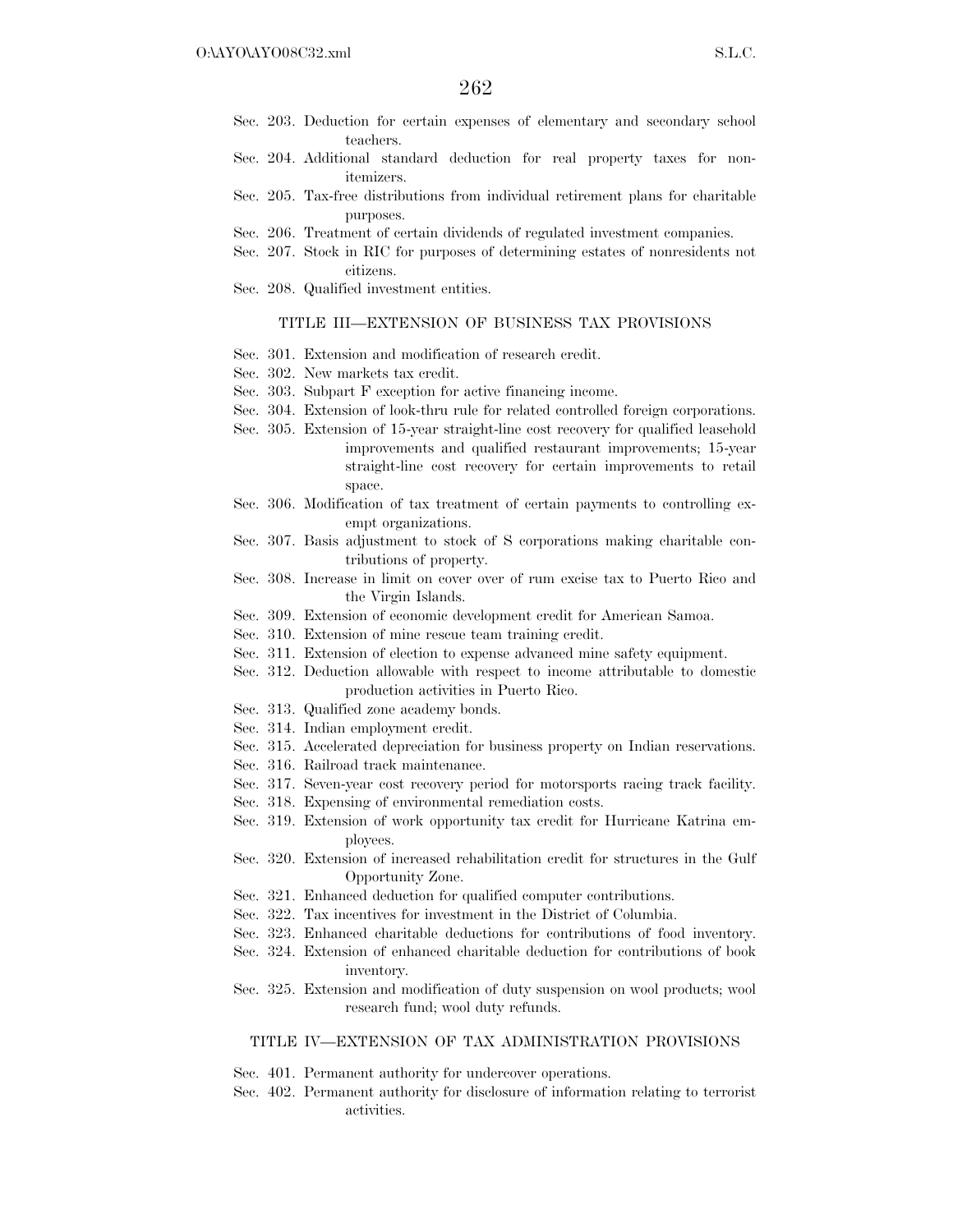Sec. 203. Deduction for certain expenses of elementary and secondary school teachers.
Sec. 204. Additional standard deduction for real property taxes for nonitemizers.
Sec. 205. Tax-free distributions from individual retirement plans for charitable purposes.
Sec. 206. Treatment of certain dividends of regulated investment companies.
Sec. 207. Stock in RIC for purposes of determining estates of nonresidents not citizens.
Sec. 208. Qualified investment entities.

### TITLE III—EXTENSION OF BUSINESS TAX PROVISIONS

Sec. 301. Extension and modification of research credit.
Sec. 302. New markets tax credit.
Sec. 303. Subpart F exception for active financing income.
Sec. 304. Extension of look-thru rule for related controlled foreign corporations.
Sec. 305. Extension of 15-year straight-line cost recovery for qualified leasehold improvements and qualified restaurant improvements; 15-year straight-line cost recovery for certain improvements to retail space.
Sec. 306. Modification of tax treatment of certain payments to controlling exempt organizations.
Sec. 307. Basis adjustment to stock of S corporations making charitable contributions of property.
Sec. 308. Increase in limit on cover over of rum excise tax to Puerto Rico and the Virgin Islands.
Sec. 309. Extension of economic development credit for American Samoa.
Sec. 310. Extension of mine rescue team training credit.
Sec. 311. Extension of election to expense advanced mine safety equipment.
Sec. 312. Deduction allowable with respect to income attributable to domestic production activities in Puerto Rico.
Sec. 313. Qualified zone academy bonds.
Sec. 314. Indian employment credit.
Sec. 315. Accelerated depreciation for business property on Indian reservations.
Sec. 316. Railroad track maintenance.
Sec. 317. Seven-year cost recovery period for motorsports racing track facility.
Sec. 318. Expensing of environmental remediation costs.
Sec. 319. Extension of work opportunity tax credit for Hurricane Katrina employees.
Sec. 320. Extension of increased rehabilitation credit for structures in the Gulf Opportunity Zone.
Sec. 321. Enhanced deduction for qualified computer contributions.
Sec. 322. Tax incentives for investment in the District of Columbia.
Sec. 323. Enhanced charitable deductions for contributions of food inventory.
Sec. 324. Extension of enhanced charitable deduction for contributions of book inventory.
Sec. 325. Extension and modification of duty suspension on wool products; wool research fund; wool duty refunds.

### TITLE IV—EXTENSION OF TAX ADMINISTRATION PROVISIONS

Sec. 401. Permanent authority for undercover operations.
Sec. 402. Permanent authority for disclosure of information relating to terrorist activities.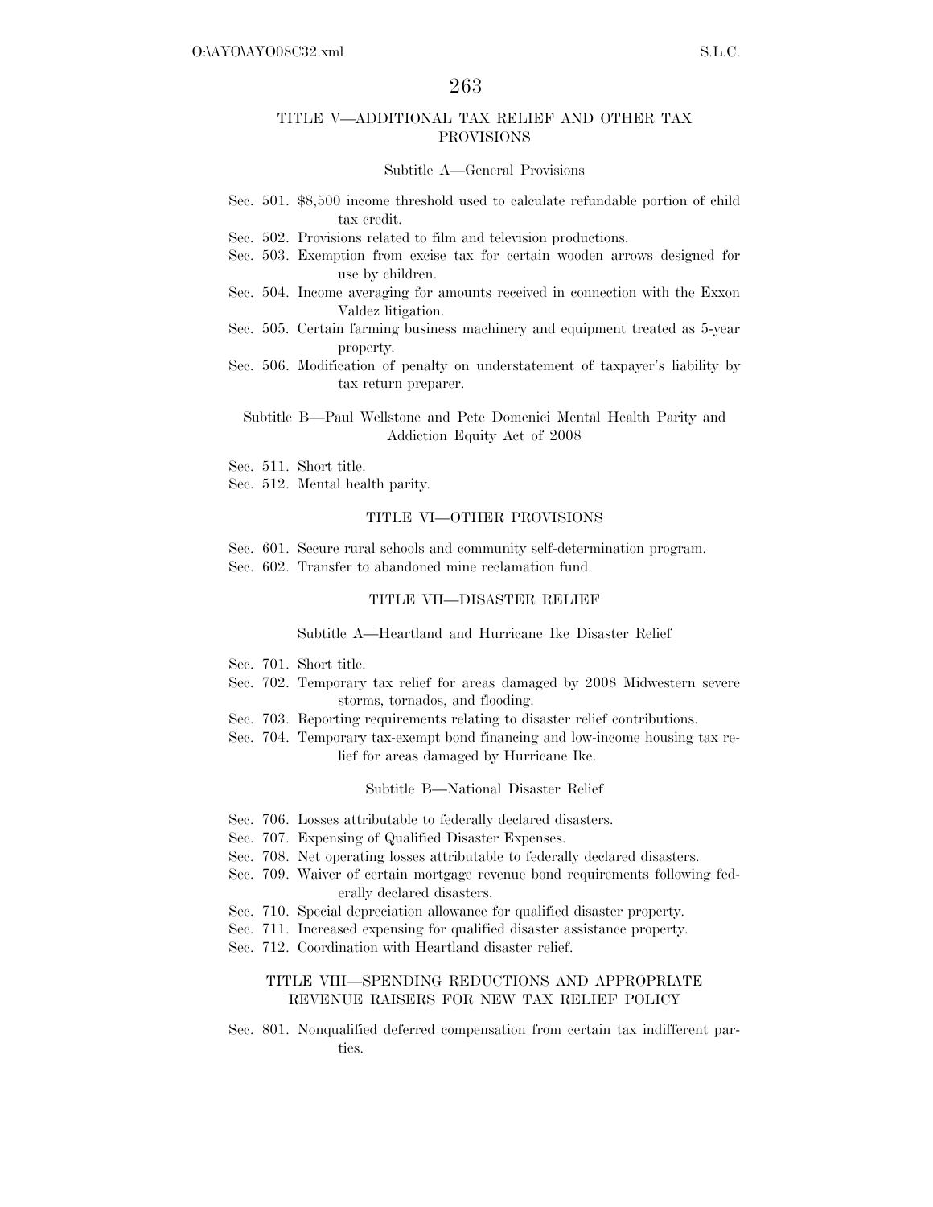## TITLE V—ADDITIONAL TAX RELIEF AND OTHER TAX PROVISIONS

### Subtitle A—General Provisions

Sec. 501. $8,500 income threshold used to calculate refundable portion of child tax credit.
Sec. 502. Provisions related to film and television productions.
Sec. 503. Exemption from excise tax for certain wooden arrows designed for use by children.
Sec. 504. Income averaging for amounts received in connection with the Exxon Valdez litigation.
Sec. 505. Certain farming business machinery and equipment treated as 5-year property.
Sec. 506. Modification of penalty on understatement of taxpayer's liability by tax return preparer.

### Subtitle B—Paul Wellstone and Pete Domenici Mental Health Parity and Addiction Equity Act of 2008

Sec. 511. Short title.
Sec. 512. Mental health parity.

## TITLE VI—OTHER PROVISIONS

Sec. 601. Secure rural schools and community self-determination program.
Sec. 602. Transfer to abandoned mine reclamation fund.

## TITLE VII—DISASTER RELIEF

### Subtitle A—Heartland and Hurricane Ike Disaster Relief

Sec. 701. Short title.
Sec. 702. Temporary tax relief for areas damaged by 2008 Midwestern severe storms, tornados, and flooding.
Sec. 703. Reporting requirements relating to disaster relief contributions.
Sec. 704. Temporary tax-exempt bond financing and low-income housing tax relief for areas damaged by Hurricane Ike.

### Subtitle B—National Disaster Relief

Sec. 706. Losses attributable to federally declared disasters.
Sec. 707. Expensing of Qualified Disaster Expenses.
Sec. 708. Net operating losses attributable to federally declared disasters.
Sec. 709. Waiver of certain mortgage revenue bond requirements following federally declared disasters.
Sec. 710. Special depreciation allowance for qualified disaster property.
Sec. 711. Increased expensing for qualified disaster assistance property.
Sec. 712. Coordination with Heartland disaster relief.

## TITLE VIII—SPENDING REDUCTIONS AND APPROPRIATE REVENUE RAISERS FOR NEW TAX RELIEF POLICY

Sec. 801. Nonqualified deferred compensation from certain tax indifferent parties.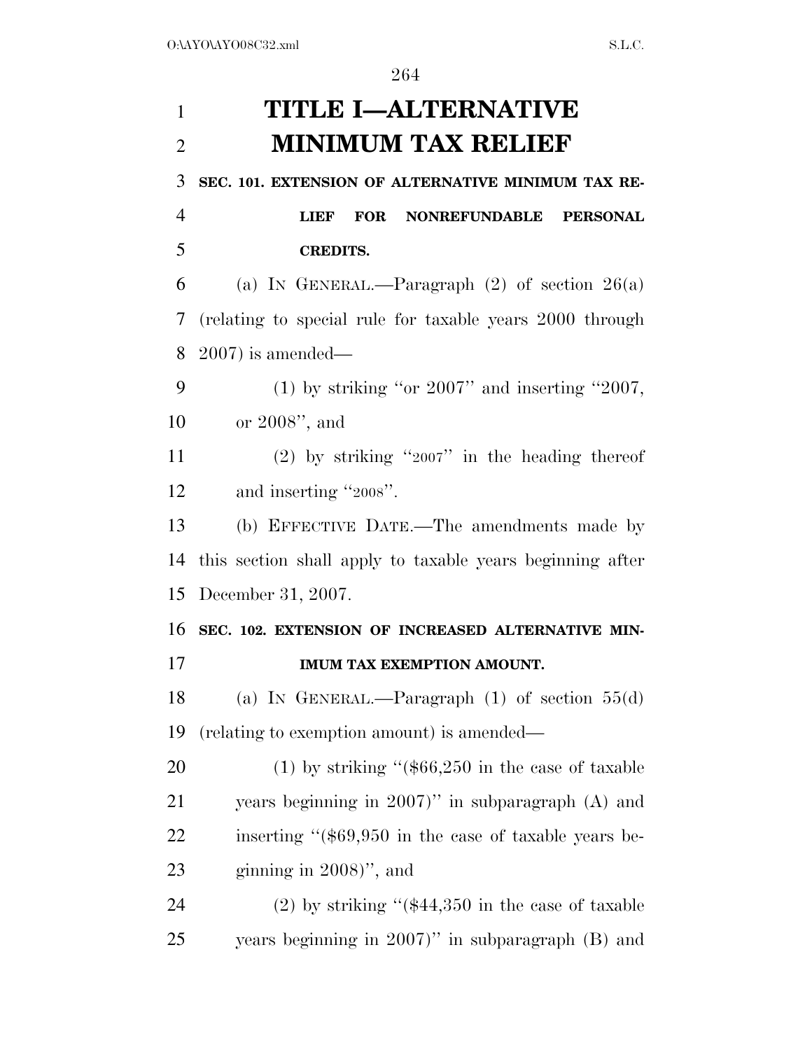# TITLE I—ALTERNATIVE MINIMUM TAX RELIEF

### SEC. 101. EXTENSION OF ALTERNATIVE MINIMUM TAX RELIEF FOR NONREFUNDABLE PERSONAL CREDITS.

(a) IN GENERAL.—Paragraph (2) of section 26(a) (relating to special rule for taxable years 2000 through 2007) is amended—

(1) by striking "or 2007" and inserting "2007, or 2008", and

(2) by striking "2007" in the heading thereof and inserting "2008".

(b) EFFECTIVE DATE.—The amendments made by this section shall apply to taxable years beginning after December 31, 2007.

### SEC. 102. EXTENSION OF INCREASED ALTERNATIVE MINIMUM TAX EXEMPTION AMOUNT.

(a) IN GENERAL.—Paragraph (1) of section 55(d) (relating to exemption amount) is amended—

(1) by striking "($66,250 in the case of taxable years beginning in 2007)" in subparagraph (A) and inserting "($69,950 in the case of taxable years beginning in 2008)", and

(2) by striking "($44,350 in the case of taxable years beginning in 2007)" in subparagraph (B) and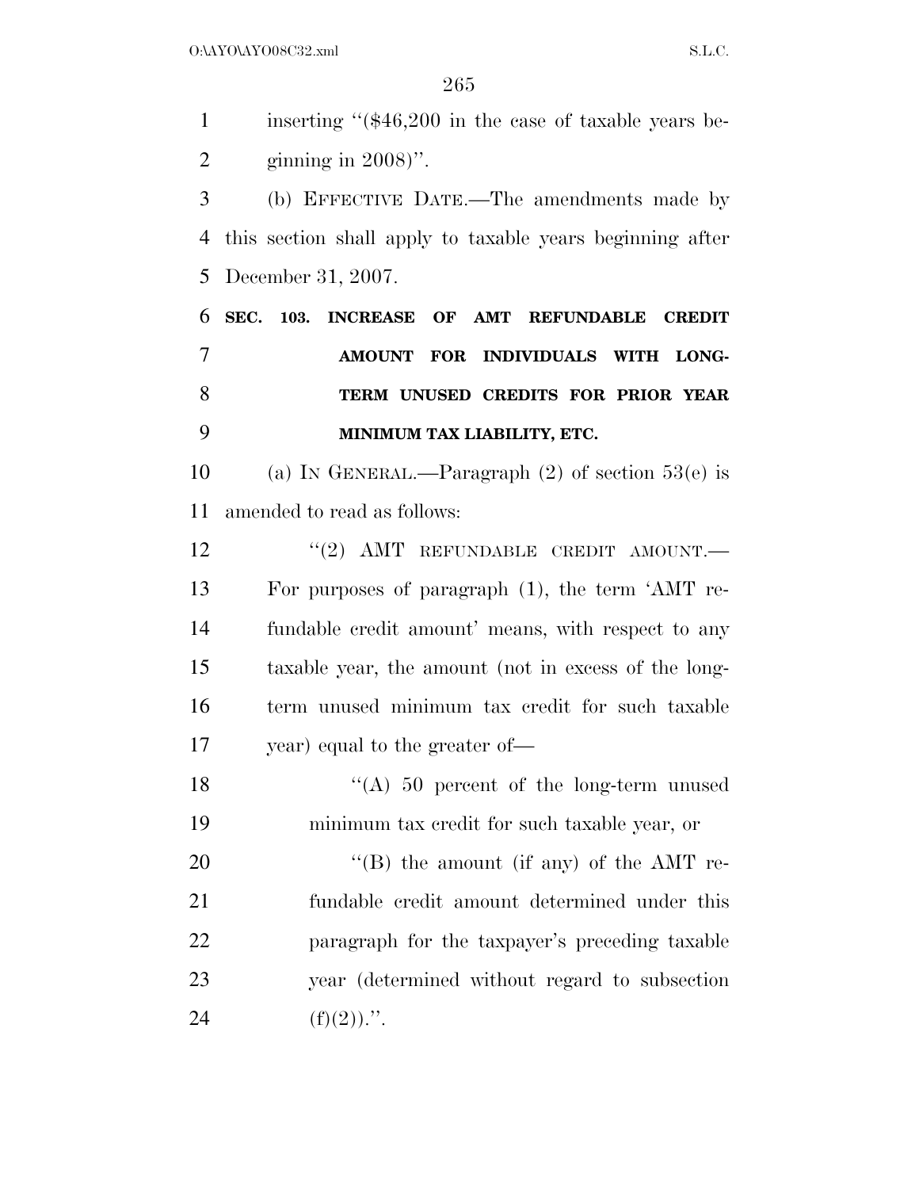inserting "($46,200 in the case of taxable years beginning in 2008)".

(b) EFFECTIVE DATE.—The amendments made by this section shall apply to taxable years beginning after December 31, 2007.

**SEC. 103. INCREASE OF AMT REFUNDABLE CREDIT AMOUNT FOR INDIVIDUALS WITH LONG-TERM UNUSED CREDITS FOR PRIOR YEAR MINIMUM TAX LIABILITY, ETC.**

(a) IN GENERAL.—Paragraph (2) of section 53(e) is amended to read as follows:

"(2) AMT REFUNDABLE CREDIT AMOUNT.—For purposes of paragraph (1), the term 'AMT refundable credit amount' means, with respect to any taxable year, the amount (not in excess of the long-term unused minimum tax credit for such taxable year) equal to the greater of—

"(A) 50 percent of the long-term unused minimum tax credit for such taxable year, or

"(B) the amount (if any) of the AMT refundable credit amount determined under this paragraph for the taxpayer's preceding taxable year (determined without regard to subsection (f)(2)).".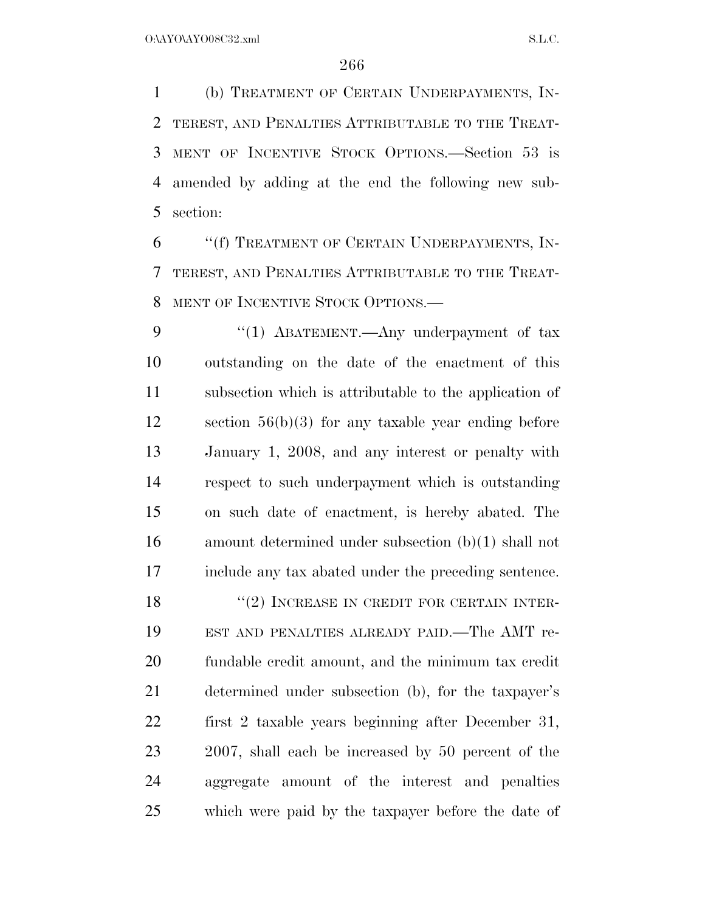(b) TREATMENT OF CERTAIN UNDERPAYMENTS, INTEREST, AND PENALTIES ATTRIBUTABLE TO THE TREATMENT OF INCENTIVE STOCK OPTIONS.—Section 53 is amended by adding at the end the following new subsection:

"(f) TREATMENT OF CERTAIN UNDERPAYMENTS, INTEREST, AND PENALTIES ATTRIBUTABLE TO THE TREATMENT OF INCENTIVE STOCK OPTIONS.—

"(1) ABATEMENT.—Any underpayment of tax outstanding on the date of the enactment of this subsection which is attributable to the application of section 56(b)(3) for any taxable year ending before January 1, 2008, and any interest or penalty with respect to such underpayment which is outstanding on such date of enactment, is hereby abated. The amount determined under subsection (b)(1) shall not include any tax abated under the preceding sentence.

"(2) INCREASE IN CREDIT FOR CERTAIN INTEREST AND PENALTIES ALREADY PAID.—The AMT refundable credit amount, and the minimum tax credit determined under subsection (b), for the taxpayer's first 2 taxable years beginning after December 31, 2007, shall each be increased by 50 percent of the aggregate amount of the interest and penalties which were paid by the taxpayer before the date of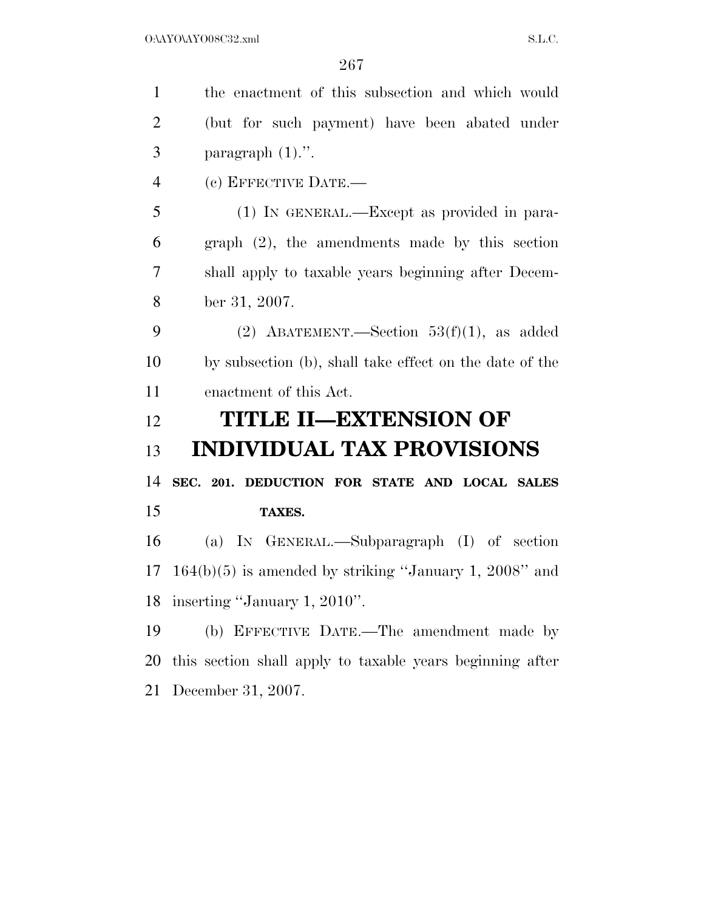the enactment of this subsection and which would (but for such payment) have been abated under paragraph (1).''.

(c) EFFECTIVE DATE.—

(1) IN GENERAL.—Except as provided in paragraph (2), the amendments made by this section shall apply to taxable years beginning after December 31, 2007.

(2) ABATEMENT.—Section 53(f)(1), as added by subsection (b), shall take effect on the date of the enactment of this Act.

# TITLE II—EXTENSION OF INDIVIDUAL TAX PROVISIONS

**SEC. 201. DEDUCTION FOR STATE AND LOCAL SALES TAXES.**

(a) IN GENERAL.—Subparagraph (I) of section 164(b)(5) is amended by striking ''January 1, 2008'' and inserting ''January 1, 2010''.

(b) EFFECTIVE DATE.—The amendment made by this section shall apply to taxable years beginning after December 31, 2007.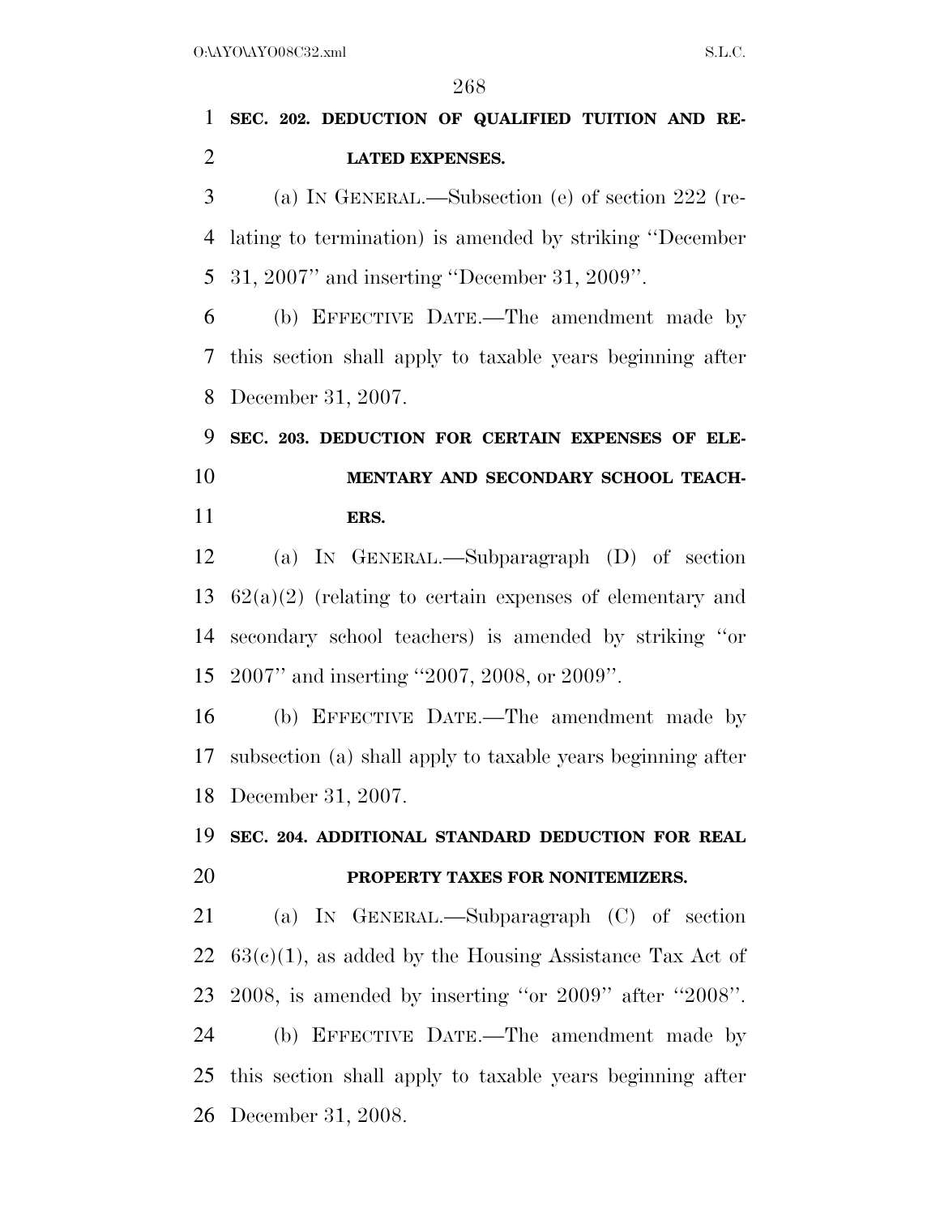**SEC. 202. DEDUCTION OF QUALIFIED TUITION AND RELATED EXPENSES.**

(a) IN GENERAL.—Subsection (e) of section 222 (relating to termination) is amended by striking "December 31, 2007" and inserting "December 31, 2009".

(b) EFFECTIVE DATE.—The amendment made by this section shall apply to taxable years beginning after December 31, 2007.

**SEC. 203. DEDUCTION FOR CERTAIN EXPENSES OF ELEMENTARY AND SECONDARY SCHOOL TEACHERS.**

(a) IN GENERAL.—Subparagraph (D) of section 62(a)(2) (relating to certain expenses of elementary and secondary school teachers) is amended by striking "or 2007" and inserting "2007, 2008, or 2009".

(b) EFFECTIVE DATE.—The amendment made by subsection (a) shall apply to taxable years beginning after December 31, 2007.

**SEC. 204. ADDITIONAL STANDARD DEDUCTION FOR REAL PROPERTY TAXES FOR NONITEMIZERS.**

(a) IN GENERAL.—Subparagraph (C) of section 63(c)(1), as added by the Housing Assistance Tax Act of 2008, is amended by inserting "or 2009" after "2008".

(b) EFFECTIVE DATE.—The amendment made by this section shall apply to taxable years beginning after December 31, 2008.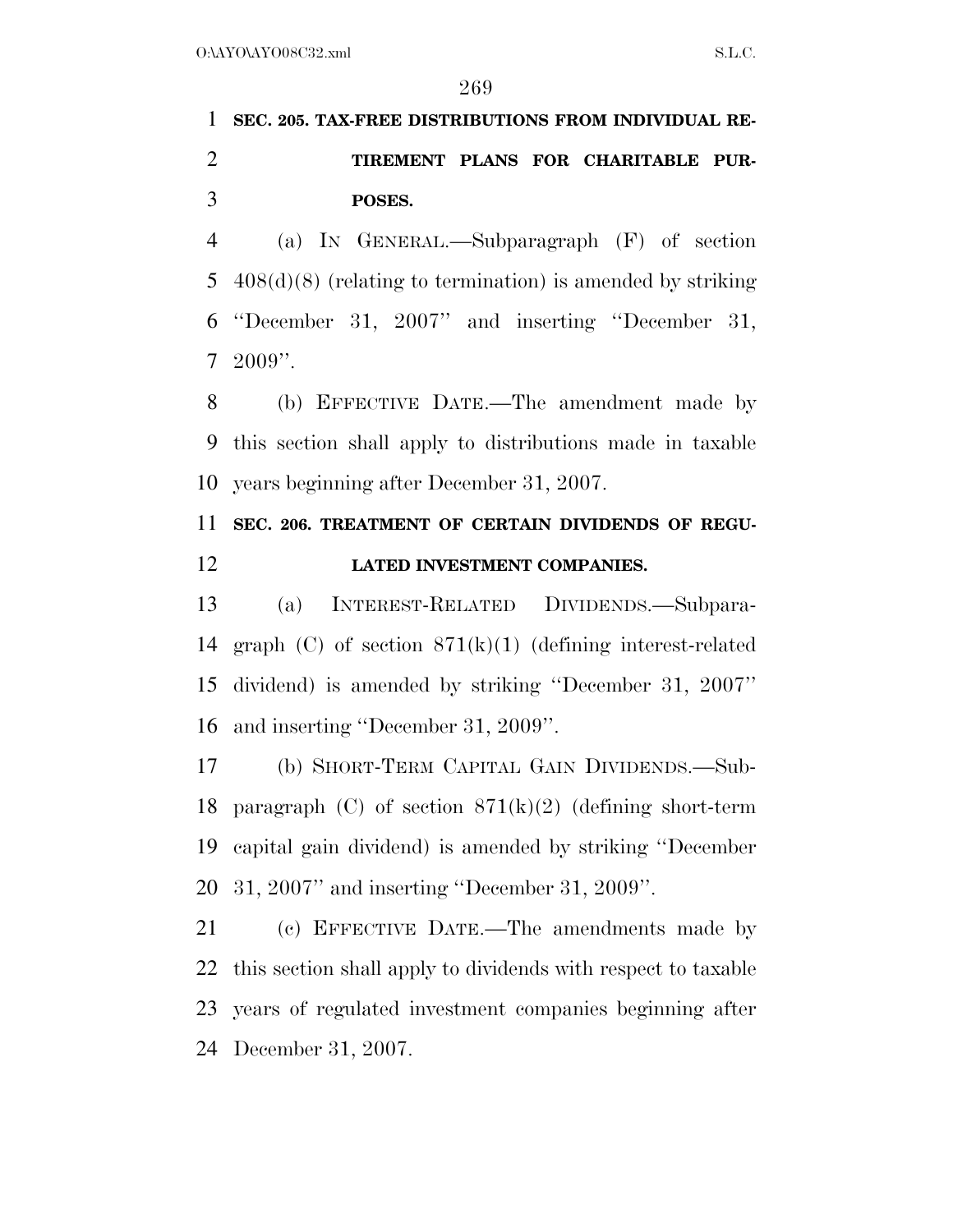**SEC. 205. TAX-FREE DISTRIBUTIONS FROM INDIVIDUAL RETIREMENT PLANS FOR CHARITABLE PURPOSES.**

(a) IN GENERAL.—Subparagraph (F) of section 408(d)(8) (relating to termination) is amended by striking "December 31, 2007" and inserting "December 31, 2009".

(b) EFFECTIVE DATE.—The amendment made by this section shall apply to distributions made in taxable years beginning after December 31, 2007.

**SEC. 206. TREATMENT OF CERTAIN DIVIDENDS OF REGULATED INVESTMENT COMPANIES.**

(a) INTEREST-RELATED DIVIDENDS.—Subparagraph (C) of section 871(k)(1) (defining interest-related dividend) is amended by striking "December 31, 2007" and inserting "December 31, 2009".

(b) SHORT-TERM CAPITAL GAIN DIVIDENDS.—Subparagraph (C) of section 871(k)(2) (defining short-term capital gain dividend) is amended by striking "December 31, 2007" and inserting "December 31, 2009".

(c) EFFECTIVE DATE.—The amendments made by this section shall apply to dividends with respect to taxable years of regulated investment companies beginning after December 31, 2007.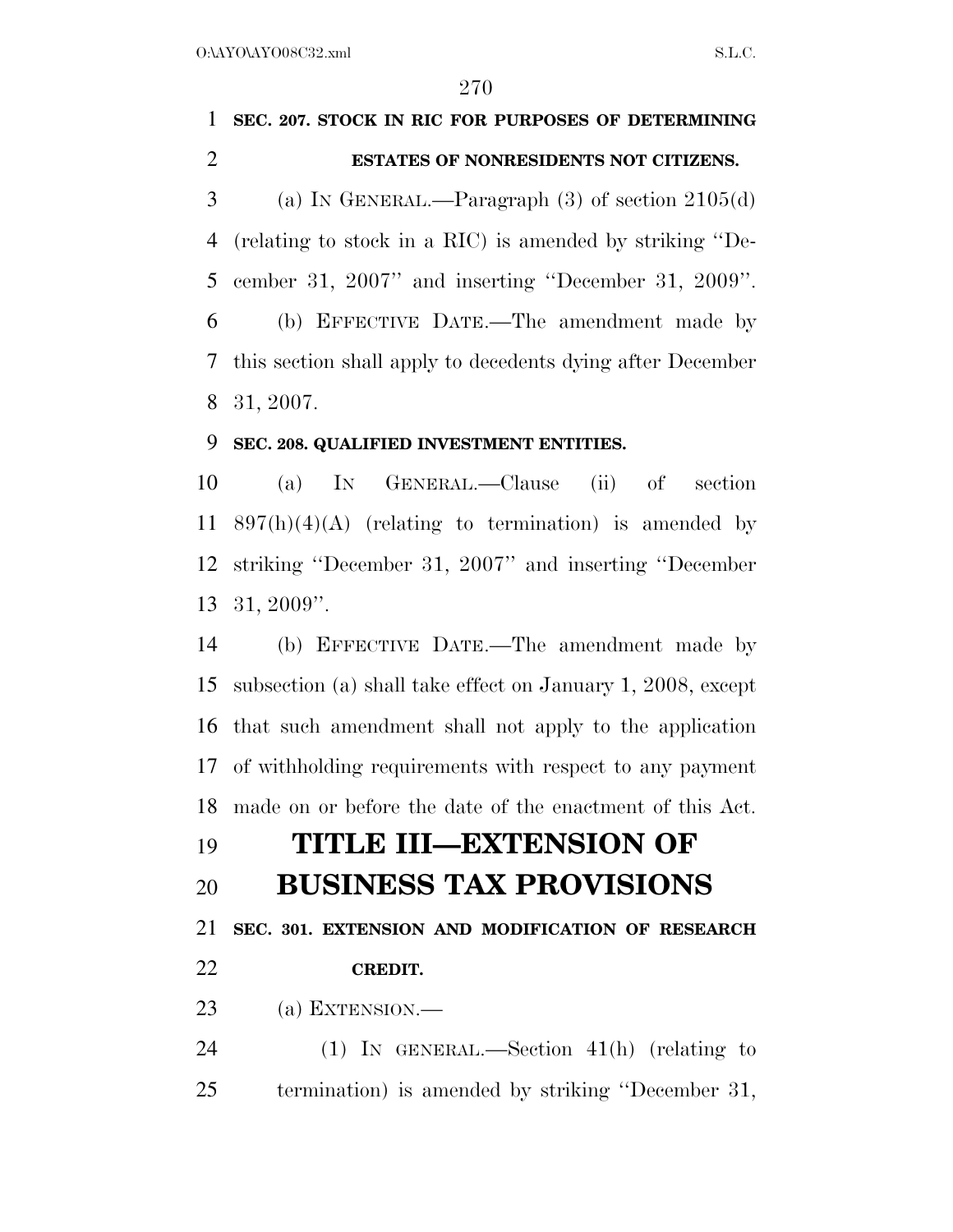**SEC. 207. STOCK IN RIC FOR PURPOSES OF DETERMINING ESTATES OF NONRESIDENTS NOT CITIZENS.**

(a) IN GENERAL.—Paragraph (3) of section 2105(d) (relating to stock in a RIC) is amended by striking ''December 31, 2007'' and inserting ''December 31, 2009''.

(b) EFFECTIVE DATE.—The amendment made by this section shall apply to decedents dying after December 31, 2007.

**SEC. 208. QUALIFIED INVESTMENT ENTITIES.**

(a) IN GENERAL.—Clause (ii) of section 897(h)(4)(A) (relating to termination) is amended by striking ''December 31, 2007'' and inserting ''December 31, 2009''.

(b) EFFECTIVE DATE.—The amendment made by subsection (a) shall take effect on January 1, 2008, except that such amendment shall not apply to the application of withholding requirements with respect to any payment made on or before the date of the enactment of this Act.

# TITLE III—EXTENSION OF BUSINESS TAX PROVISIONS

**SEC. 301. EXTENSION AND MODIFICATION OF RESEARCH CREDIT.**

(a) EXTENSION.—

(1) IN GENERAL.—Section 41(h) (relating to termination) is amended by striking ''December 31,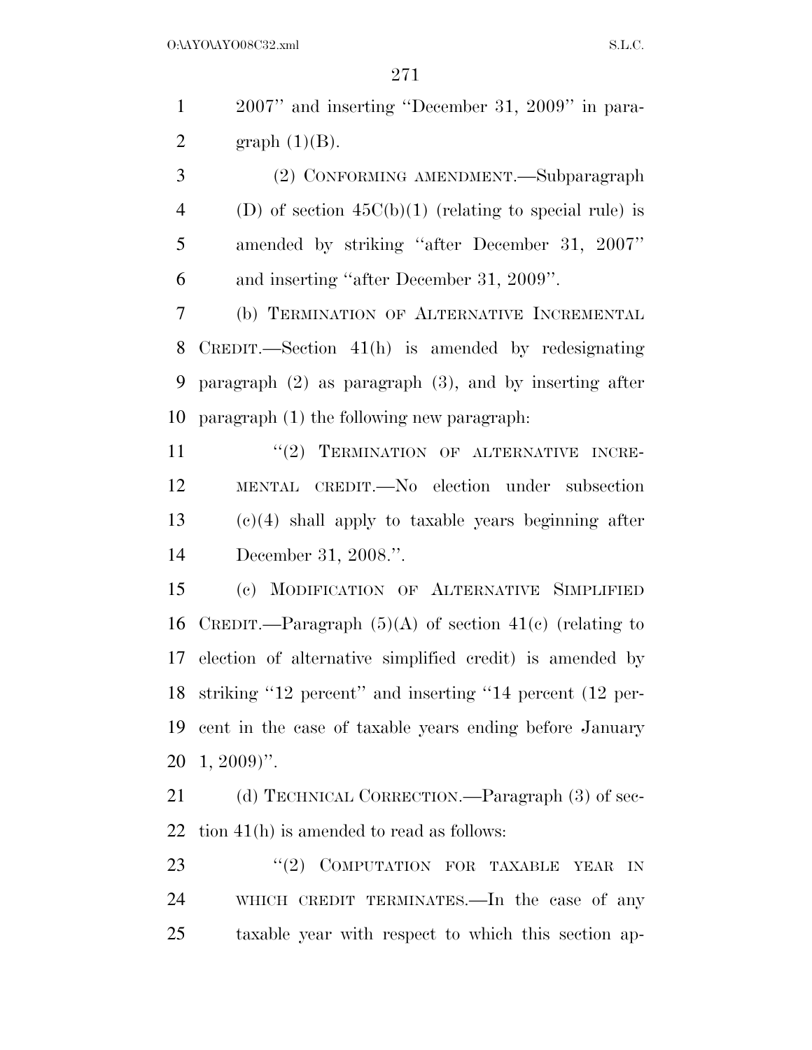2007'' and inserting ''December 31, 2009'' in paragraph (1)(B).

(2) CONFORMING AMENDMENT.—Subparagraph (D) of section 45C(b)(1) (relating to special rule) is amended by striking ''after December 31, 2007'' and inserting ''after December 31, 2009''.

(b) TERMINATION OF ALTERNATIVE INCREMENTAL CREDIT.—Section 41(h) is amended by redesignating paragraph (2) as paragraph (3), and by inserting after paragraph (1) the following new paragraph:

''(2) TERMINATION OF ALTERNATIVE INCREMENTAL CREDIT.—No election under subsection (c)(4) shall apply to taxable years beginning after December 31, 2008.''.

(c) MODIFICATION OF ALTERNATIVE SIMPLIFIED CREDIT.—Paragraph (5)(A) of section 41(c) (relating to election of alternative simplified credit) is amended by striking ''12 percent'' and inserting ''14 percent (12 percent in the case of taxable years ending before January 1, 2009)''.

(d) TECHNICAL CORRECTION.—Paragraph (3) of section 41(h) is amended to read as follows:

''(2) COMPUTATION FOR TAXABLE YEAR IN WHICH CREDIT TERMINATES.—In the case of any taxable year with respect to which this section ap-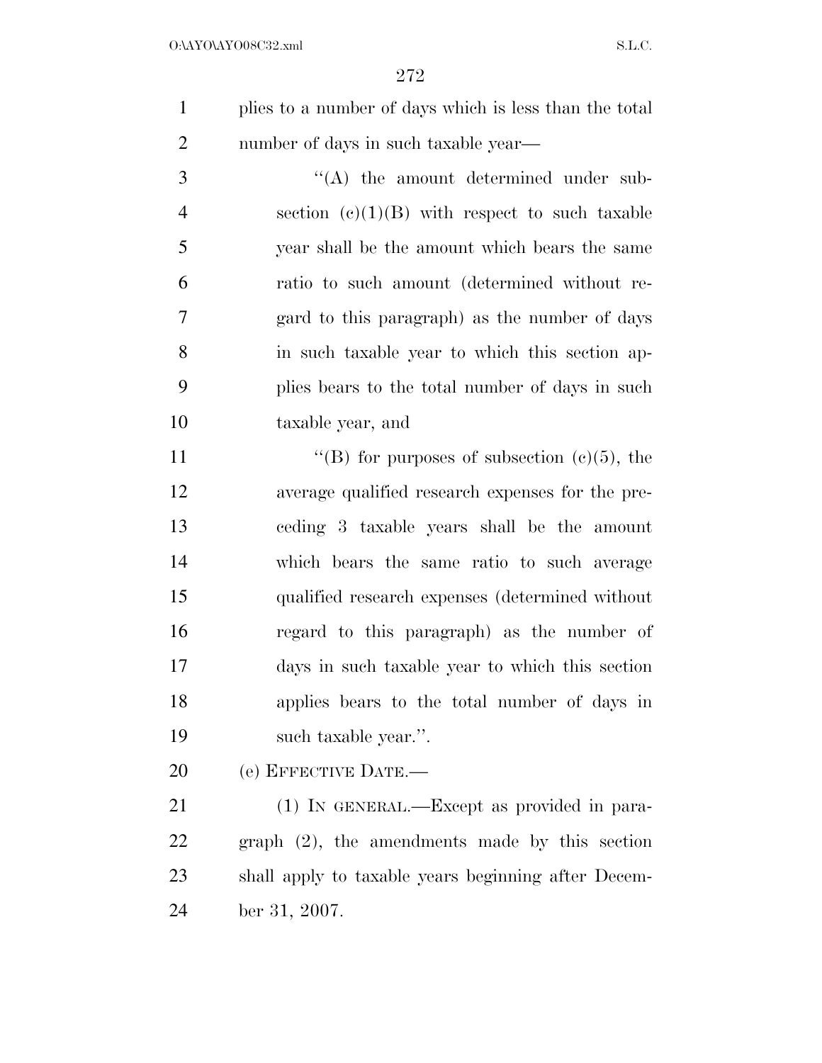plies to a number of days which is less than the total number of days in such taxable year—

''(A) the amount determined under subsection (c)(1)(B) with respect to such taxable year shall be the amount which bears the same ratio to such amount (determined without regard to this paragraph) as the number of days in such taxable year to which this section applies bears to the total number of days in such taxable year, and

''(B) for purposes of subsection (c)(5), the average qualified research expenses for the preceding 3 taxable years shall be the amount which bears the same ratio to such average qualified research expenses (determined without regard to this paragraph) as the number of days in such taxable year to which this section applies bears to the total number of days in such taxable year.''.

(e) EFFECTIVE DATE.—

(1) IN GENERAL.—Except as provided in paragraph (2), the amendments made by this section shall apply to taxable years beginning after December 31, 2007.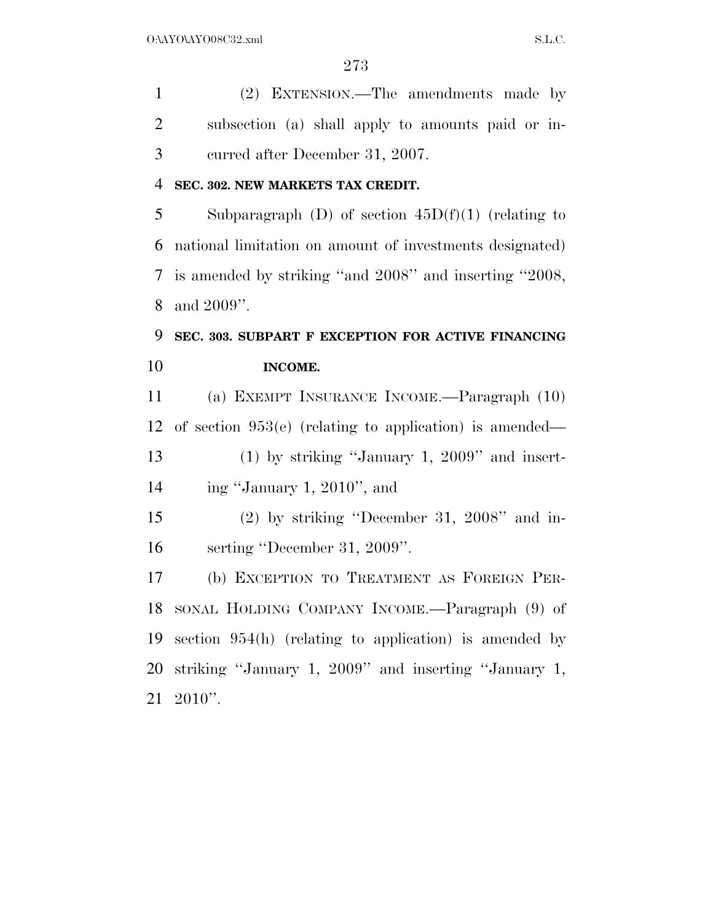(2) EXTENSION.—The amendments made by subsection (a) shall apply to amounts paid or incurred after December 31, 2007.

**SEC. 302. NEW MARKETS TAX CREDIT.**

Subparagraph (D) of section 45D(f)(1) (relating to national limitation on amount of investments designated) is amended by striking ''and 2008'' and inserting ''2008, and 2009''.

**SEC. 303. SUBPART F EXCEPTION FOR ACTIVE FINANCING INCOME.**

(a) EXEMPT INSURANCE INCOME.—Paragraph (10) of section 953(e) (relating to application) is amended—

(1) by striking ''January 1, 2009'' and inserting ''January 1, 2010'', and

(2) by striking ''December 31, 2008'' and inserting ''December 31, 2009''.

(b) EXCEPTION TO TREATMENT AS FOREIGN PERSONAL HOLDING COMPANY INCOME.—Paragraph (9) of section 954(h) (relating to application) is amended by striking ''January 1, 2009'' and inserting ''January 1, 2010''.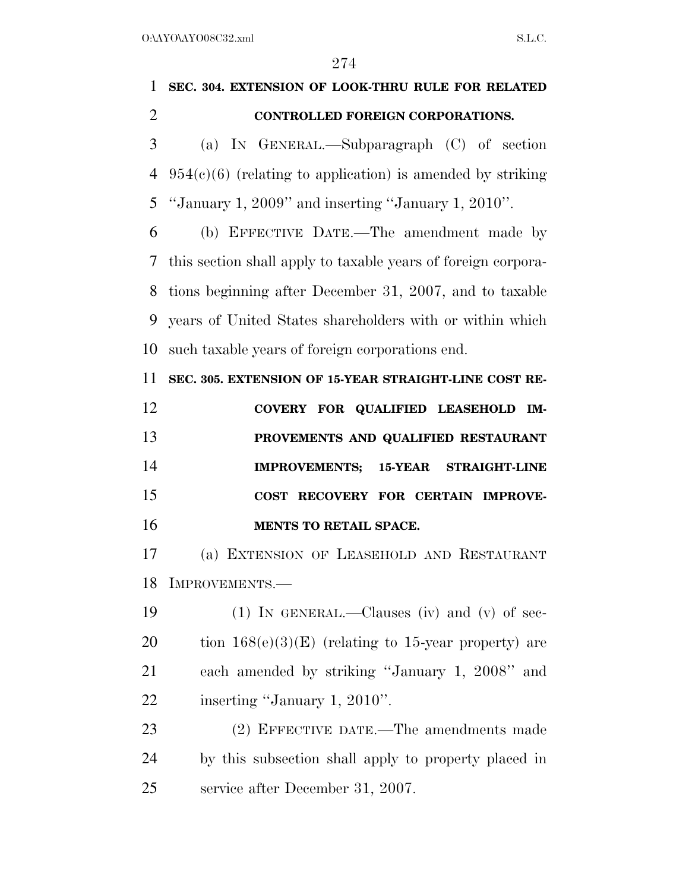**SEC. 304. EXTENSION OF LOOK-THRU RULE FOR RELATED CONTROLLED FOREIGN CORPORATIONS.**

(a) IN GENERAL.—Subparagraph (C) of section 954(c)(6) (relating to application) is amended by striking ''January 1, 2009'' and inserting ''January 1, 2010''.

(b) EFFECTIVE DATE.—The amendment made by this section shall apply to taxable years of foreign corporations beginning after December 31, 2007, and to taxable years of United States shareholders with or within which such taxable years of foreign corporations end.

**SEC. 305. EXTENSION OF 15-YEAR STRAIGHT-LINE COST RECOVERY FOR QUALIFIED LEASEHOLD IMPROVEMENTS AND QUALIFIED RESTAURANT IMPROVEMENTS; 15-YEAR STRAIGHT-LINE COST RECOVERY FOR CERTAIN IMPROVEMENTS TO RETAIL SPACE.**

(a) EXTENSION OF LEASEHOLD AND RESTAURANT IMPROVEMENTS.—

(1) IN GENERAL.—Clauses (iv) and (v) of section 168(e)(3)(E) (relating to 15-year property) are each amended by striking ''January 1, 2008'' and inserting ''January 1, 2010''.

(2) EFFECTIVE DATE.—The amendments made by this subsection shall apply to property placed in service after December 31, 2007.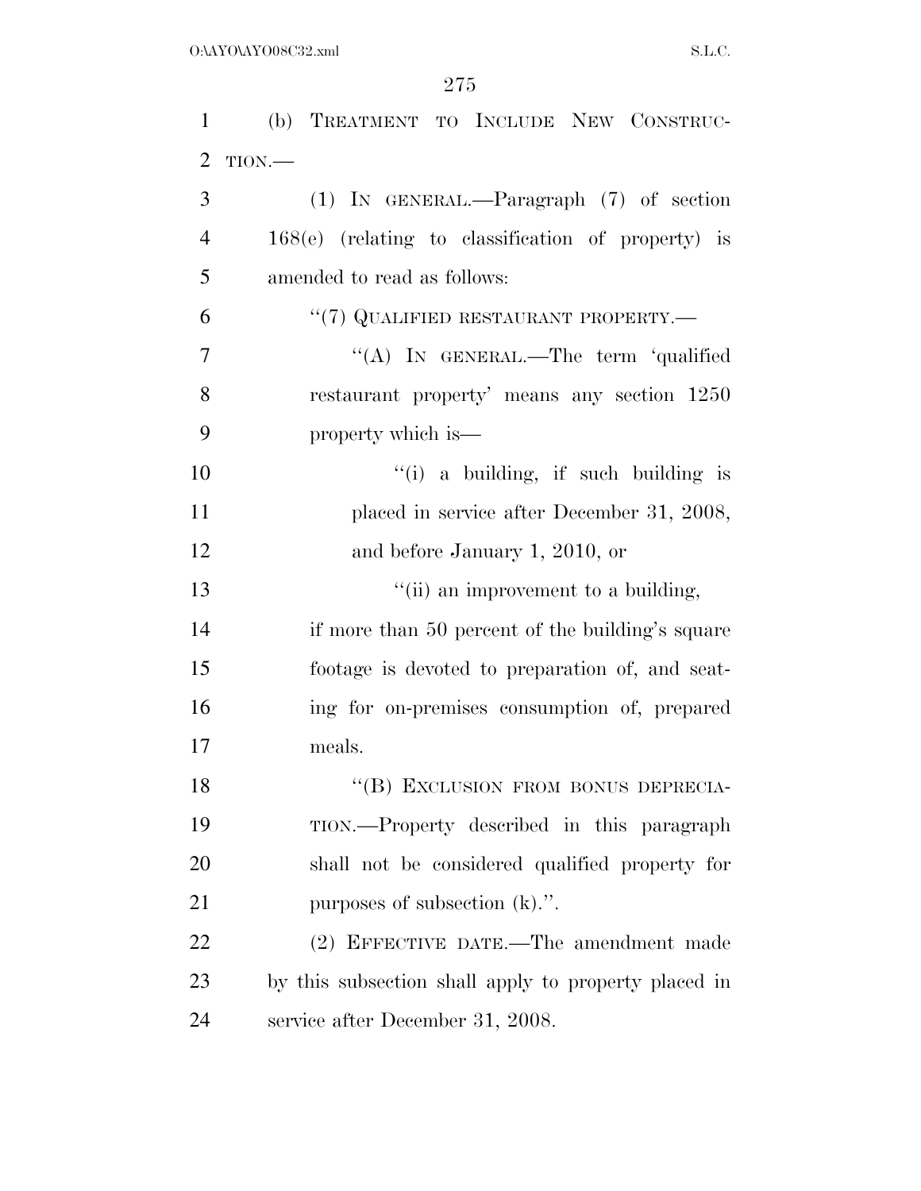(b) TREATMENT TO INCLUDE NEW CONSTRUCTION.—

(1) IN GENERAL.—Paragraph (7) of section 168(e) (relating to classification of property) is amended to read as follows:

"(7) QUALIFIED RESTAURANT PROPERTY.—

"(A) IN GENERAL.—The term 'qualified restaurant property' means any section 1250 property which is—

"(i) a building, if such building is placed in service after December 31, 2008, and before January 1, 2010, or

"(ii) an improvement to a building, if more than 50 percent of the building's square footage is devoted to preparation of, and seating for on-premises consumption of, prepared meals.

"(B) EXCLUSION FROM BONUS DEPRECIATION.—Property described in this paragraph shall not be considered qualified property for purposes of subsection (k).".

(2) EFFECTIVE DATE.—The amendment made by this subsection shall apply to property placed in service after December 31, 2008.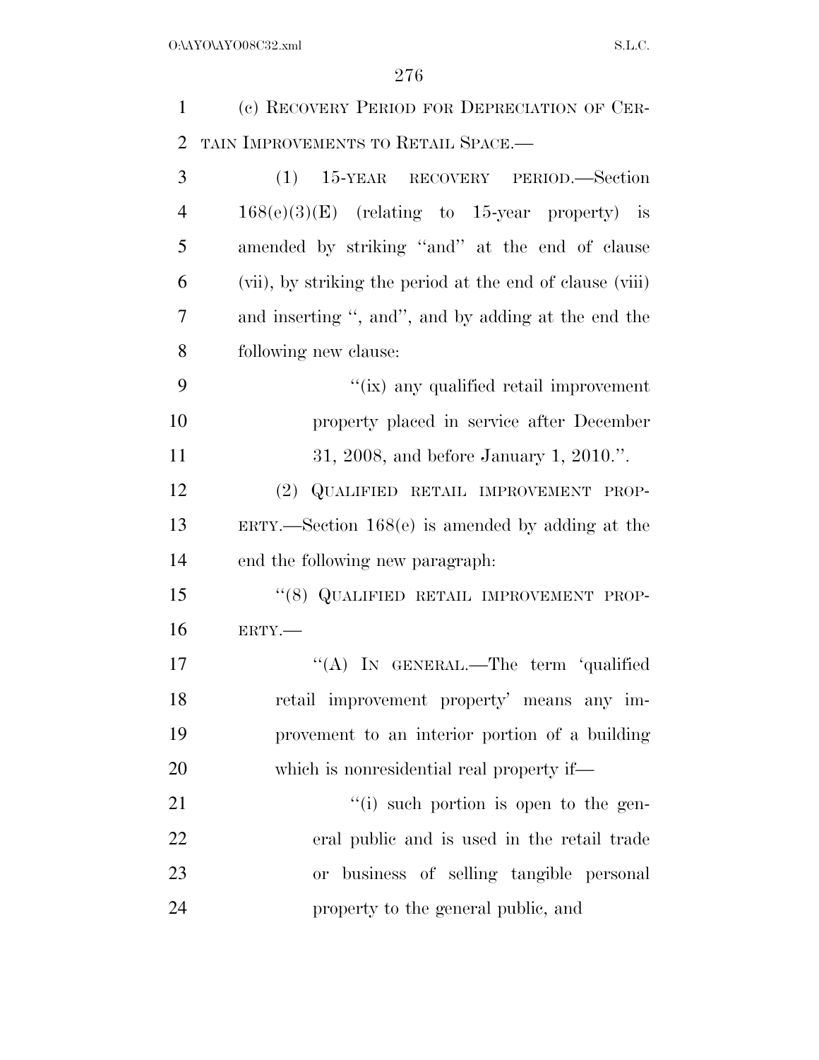(c) RECOVERY PERIOD FOR DEPRECIATION OF CERTAIN IMPROVEMENTS TO RETAIL SPACE.—

(1) 15-YEAR RECOVERY PERIOD.—Section 168(e)(3)(E) (relating to 15-year property) is amended by striking "and" at the end of clause (vii), by striking the period at the end of clause (viii) and inserting ", and", and by adding at the end the following new clause:

"(ix) any qualified retail improvement property placed in service after December 31, 2008, and before January 1, 2010.".

(2) QUALIFIED RETAIL IMPROVEMENT PROPERTY.—Section 168(e) is amended by adding at the end the following new paragraph:

"(8) QUALIFIED RETAIL IMPROVEMENT PROPERTY.—

"(A) IN GENERAL.—The term 'qualified retail improvement property' means any improvement to an interior portion of a building which is nonresidential real property if—

"(i) such portion is open to the general public and is used in the retail trade or business of selling tangible personal property to the general public, and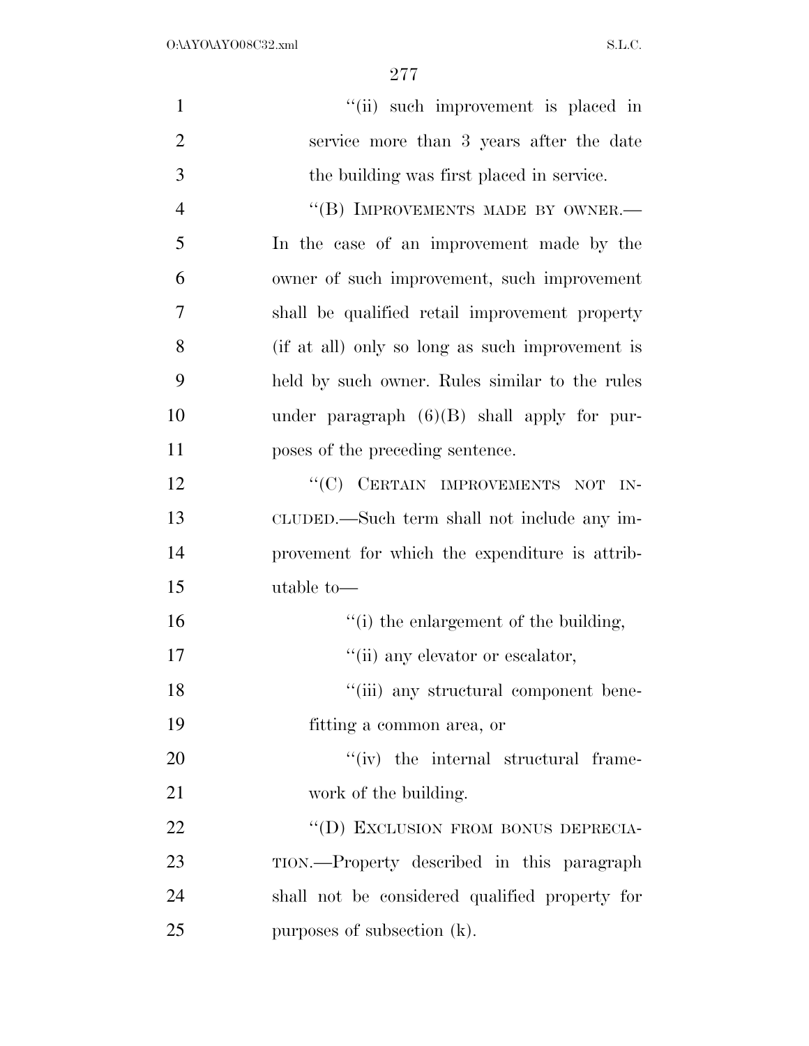"(ii) such improvement is placed in service more than 3 years after the date the building was first placed in service.

"(B) IMPROVEMENTS MADE BY OWNER.—In the case of an improvement made by the owner of such improvement, such improvement shall be qualified retail improvement property (if at all) only so long as such improvement is held by such owner. Rules similar to the rules under paragraph (6)(B) shall apply for purposes of the preceding sentence.

"(C) CERTAIN IMPROVEMENTS NOT INCLUDED.—Such term shall not include any improvement for which the expenditure is attributable to—

"(i) the enlargement of the building,

"(ii) any elevator or escalator,

"(iii) any structural component benefitting a common area, or

"(iv) the internal structural framework of the building.

"(D) EXCLUSION FROM BONUS DEPRECIATION.—Property described in this paragraph shall not be considered qualified property for purposes of subsection (k).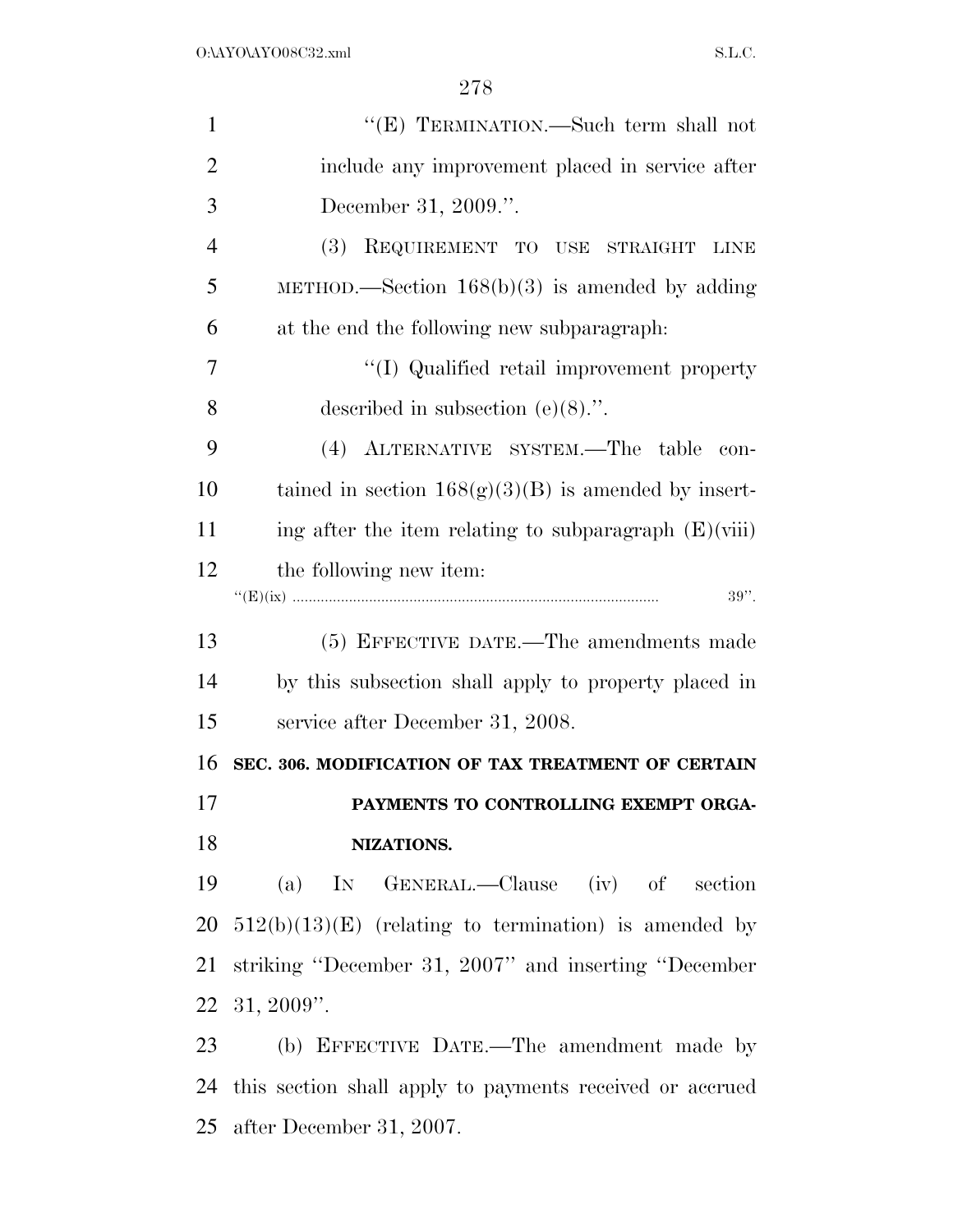"(E) TERMINATION.—Such term shall not include any improvement placed in service after December 31, 2009.".

(3) REQUIREMENT TO USE STRAIGHT LINE METHOD.—Section 168(b)(3) is amended by adding at the end the following new subparagraph:

"(I) Qualified retail improvement property described in subsection (e)(8).".

(4) ALTERNATIVE SYSTEM.—The table contained in section 168(g)(3)(B) is amended by inserting after the item relating to subparagraph (E)(viii) the following new item:

"(E)(ix) .......... 39".

(5) EFFECTIVE DATE.—The amendments made by this subsection shall apply to property placed in service after December 31, 2008.

**SEC. 306. MODIFICATION OF TAX TREATMENT OF CERTAIN PAYMENTS TO CONTROLLING EXEMPT ORGANIZATIONS.**

(a) IN GENERAL.—Clause (iv) of section 512(b)(13)(E) (relating to termination) is amended by striking "December 31, 2007" and inserting "December 31, 2009".

(b) EFFECTIVE DATE.—The amendment made by this section shall apply to payments received or accrued after December 31, 2007.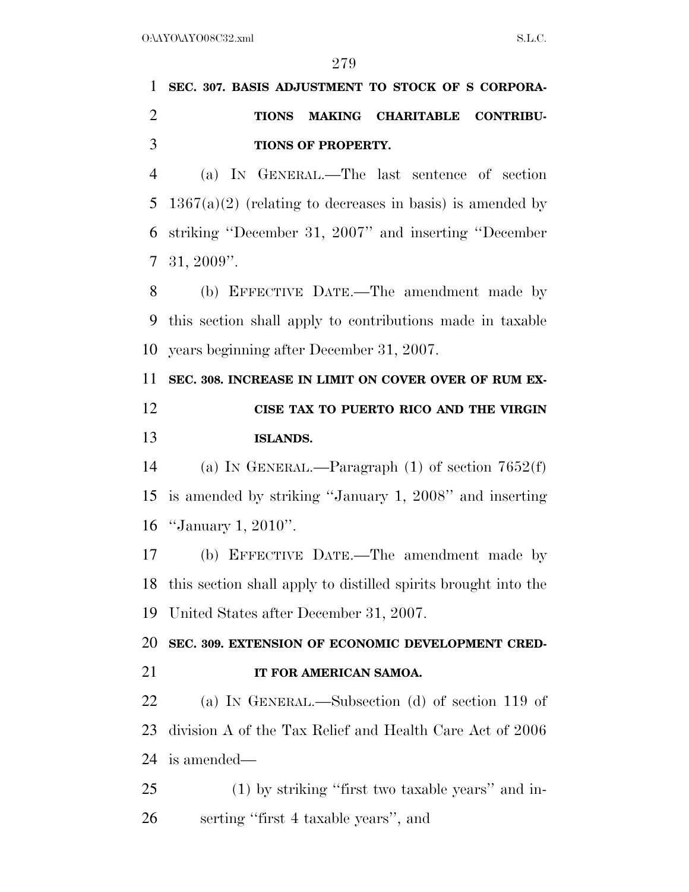**SEC. 307. BASIS ADJUSTMENT TO STOCK OF S CORPORATIONS MAKING CHARITABLE CONTRIBUTIONS OF PROPERTY.**

(a) IN GENERAL.—The last sentence of section 1367(a)(2) (relating to decreases in basis) is amended by striking ''December 31, 2007'' and inserting ''December 31, 2009''.

(b) EFFECTIVE DATE.—The amendment made by this section shall apply to contributions made in taxable years beginning after December 31, 2007.

**SEC. 308. INCREASE IN LIMIT ON COVER OVER OF RUM EXCISE TAX TO PUERTO RICO AND THE VIRGIN ISLANDS.**

(a) IN GENERAL.—Paragraph (1) of section 7652(f) is amended by striking ''January 1, 2008'' and inserting ''January 1, 2010''.

(b) EFFECTIVE DATE.—The amendment made by this section shall apply to distilled spirits brought into the United States after December 31, 2007.

**SEC. 309. EXTENSION OF ECONOMIC DEVELOPMENT CREDIT FOR AMERICAN SAMOA.**

(a) IN GENERAL.—Subsection (d) of section 119 of division A of the Tax Relief and Health Care Act of 2006 is amended—

(1) by striking ''first two taxable years'' and inserting ''first 4 taxable years'', and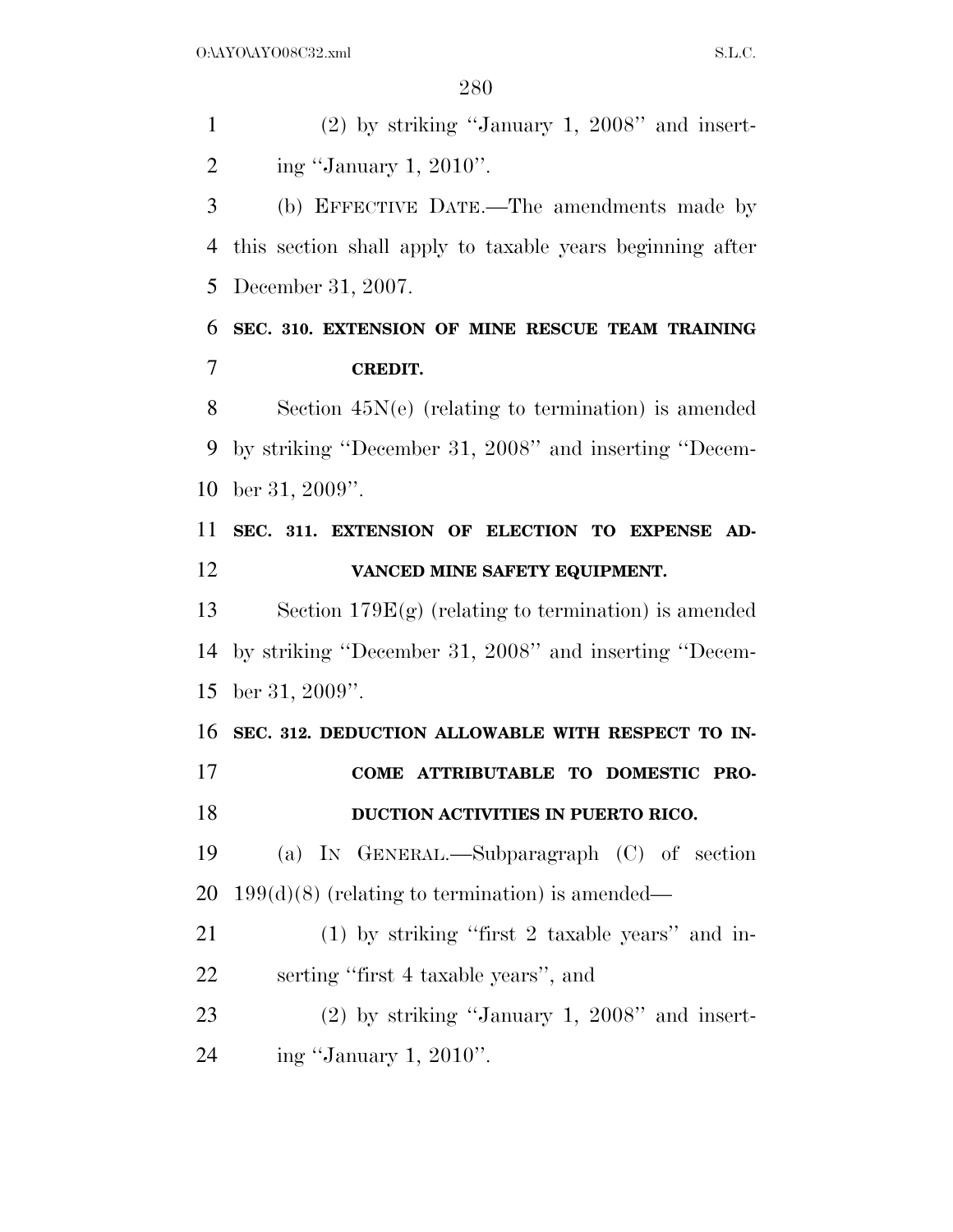(2) by striking "January 1, 2008" and inserting "January 1, 2010".

(b) EFFECTIVE DATE.—The amendments made by this section shall apply to taxable years beginning after December 31, 2007.

**SEC. 310. EXTENSION OF MINE RESCUE TEAM TRAINING CREDIT.**

Section 45N(e) (relating to termination) is amended by striking "December 31, 2008" and inserting "December 31, 2009".

**SEC. 311. EXTENSION OF ELECTION TO EXPENSE ADVANCED MINE SAFETY EQUIPMENT.**

Section 179E(g) (relating to termination) is amended by striking "December 31, 2008" and inserting "December 31, 2009".

**SEC. 312. DEDUCTION ALLOWABLE WITH RESPECT TO INCOME ATTRIBUTABLE TO DOMESTIC PRODUCTION ACTIVITIES IN PUERTO RICO.**

(a) IN GENERAL.—Subparagraph (C) of section 199(d)(8) (relating to termination) is amended—

(1) by striking "first 2 taxable years" and inserting "first 4 taxable years", and

(2) by striking "January 1, 2008" and inserting "January 1, 2010".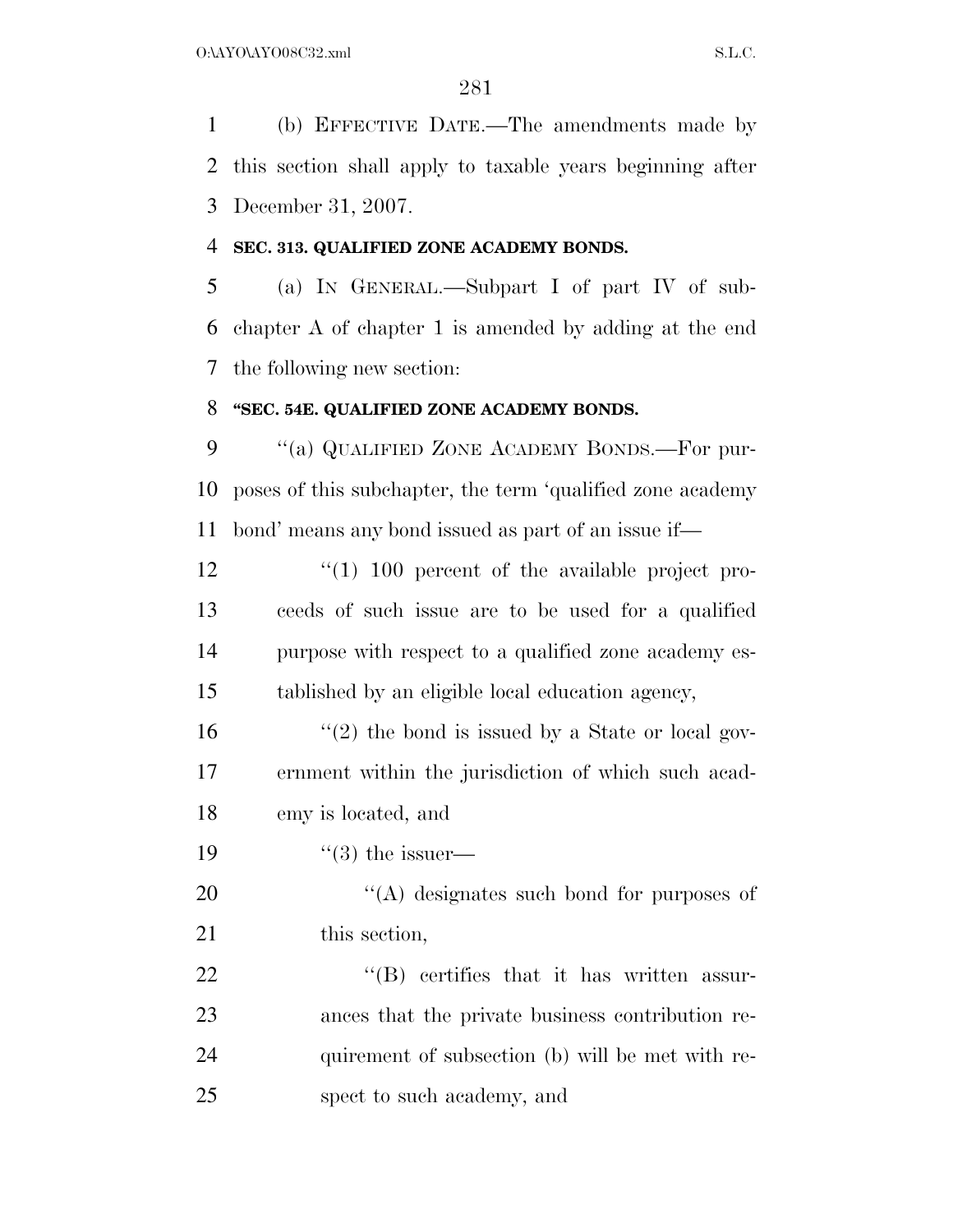(b) EFFECTIVE DATE.—The amendments made by this section shall apply to taxable years beginning after December 31, 2007.

**SEC. 313. QUALIFIED ZONE ACADEMY BONDS.**

(a) IN GENERAL.—Subpart I of part IV of subchapter A of chapter 1 is amended by adding at the end the following new section:

**"SEC. 54E. QUALIFIED ZONE ACADEMY BONDS.**

"(a) QUALIFIED ZONE ACADEMY BONDS.—For purposes of this subchapter, the term 'qualified zone academy bond' means any bond issued as part of an issue if—

"(1) 100 percent of the available project proceeds of such issue are to be used for a qualified purpose with respect to a qualified zone academy established by an eligible local education agency,

"(2) the bond is issued by a State or local government within the jurisdiction of which such academy is located, and

"(3) the issuer—

"(A) designates such bond for purposes of this section,

"(B) certifies that it has written assurances that the private business contribution requirement of subsection (b) will be met with respect to such academy, and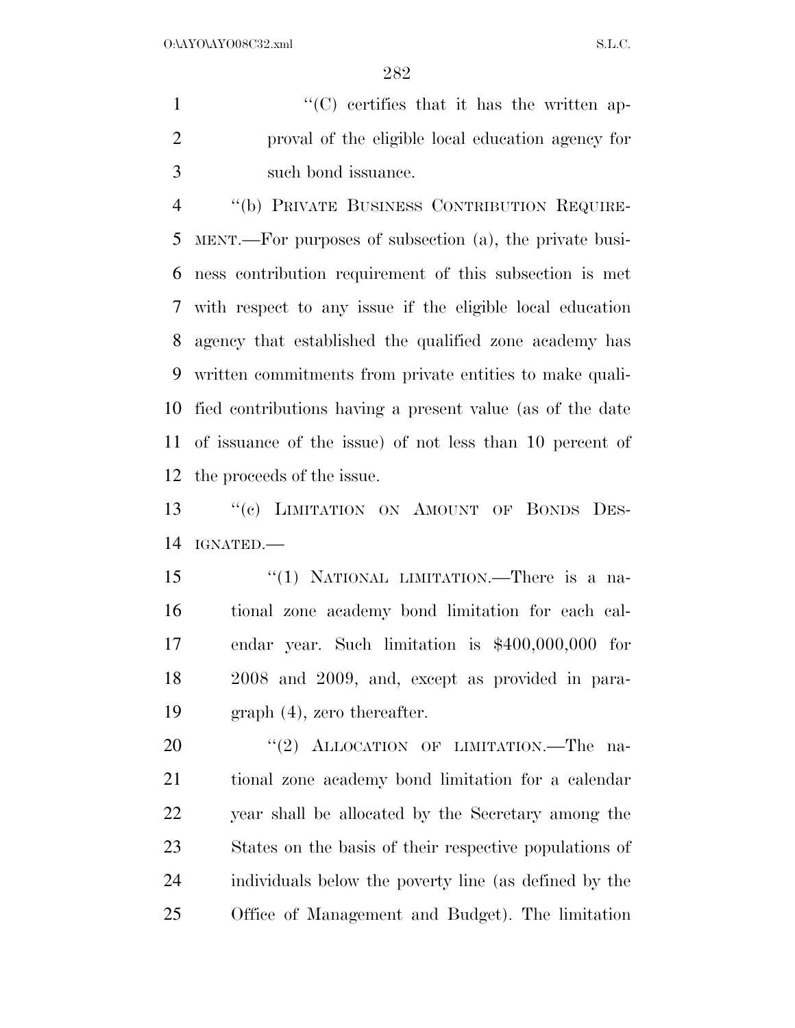"(C) certifies that it has the written approval of the eligible local education agency for such bond issuance.

"(b) PRIVATE BUSINESS CONTRIBUTION REQUIREMENT.—For purposes of subsection (a), the private business contribution requirement of this subsection is met with respect to any issue if the eligible local education agency that established the qualified zone academy has written commitments from private entities to make qualified contributions having a present value (as of the date of issuance of the issue) of not less than 10 percent of the proceeds of the issue.

"(c) LIMITATION ON AMOUNT OF BONDS DESIGNATED.—

"(1) NATIONAL LIMITATION.—There is a national zone academy bond limitation for each calendar year. Such limitation is $400,000,000 for 2008 and 2009, and, except as provided in paragraph (4), zero thereafter.

"(2) ALLOCATION OF LIMITATION.—The national zone academy bond limitation for a calendar year shall be allocated by the Secretary among the States on the basis of their respective populations of individuals below the poverty line (as defined by the Office of Management and Budget). The limitation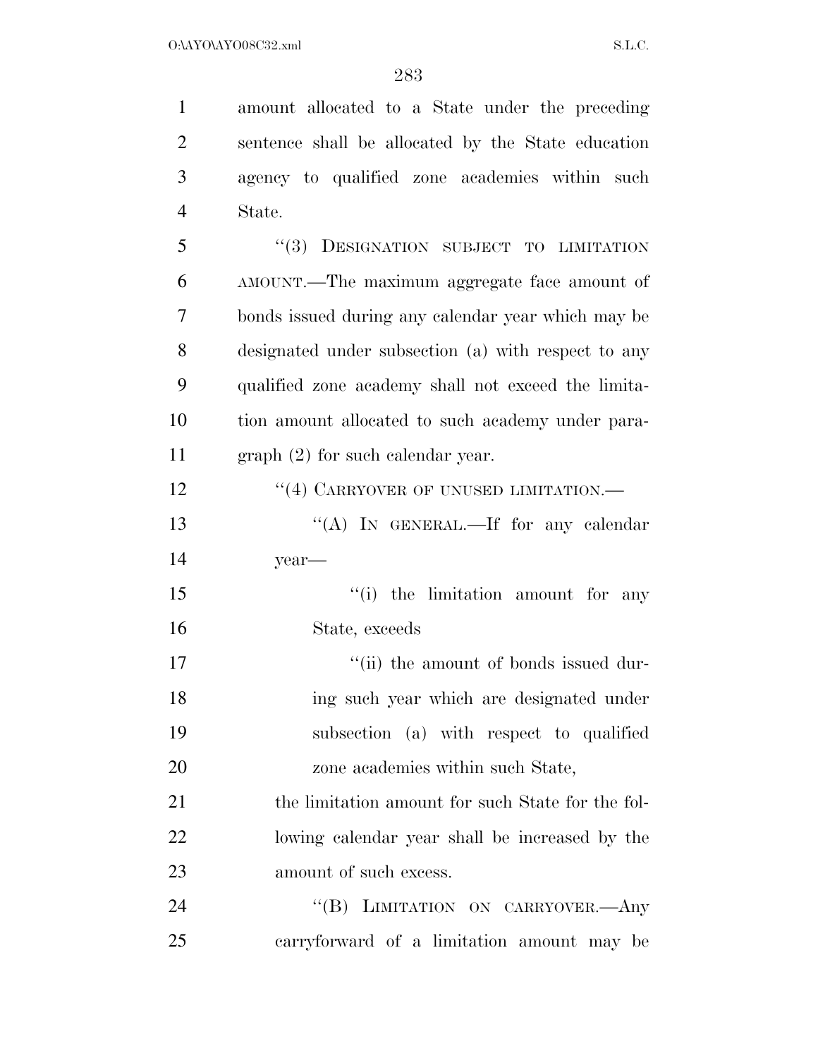amount allocated to a State under the preceding sentence shall be allocated by the State education agency to qualified zone academies within such State.

"(3) DESIGNATION SUBJECT TO LIMITATION AMOUNT.—The maximum aggregate face amount of bonds issued during any calendar year which may be designated under subsection (a) with respect to any qualified zone academy shall not exceed the limitation amount allocated to such academy under paragraph (2) for such calendar year.

"(4) CARRYOVER OF UNUSED LIMITATION.—

"(A) IN GENERAL.—If for any calendar year—

"(i) the limitation amount for any State, exceeds

"(ii) the amount of bonds issued during such year which are designated under subsection (a) with respect to qualified zone academies within such State,

the limitation amount for such State for the following calendar year shall be increased by the amount of such excess.

"(B) LIMITATION ON CARRYOVER.—Any carryforward of a limitation amount may be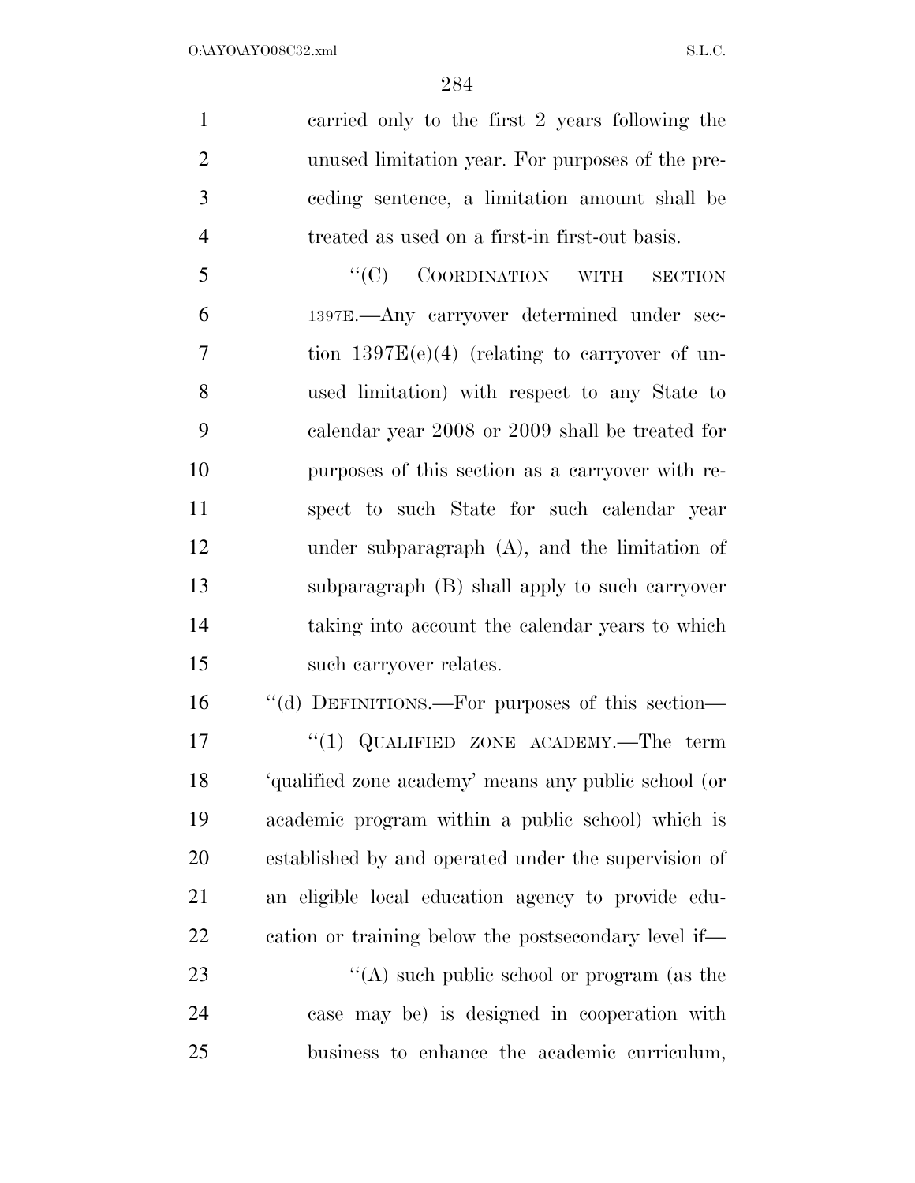carried only to the first 2 years following the unused limitation year. For purposes of the preceding sentence, a limitation amount shall be treated as used on a first-in first-out basis.

"(C) COORDINATION WITH SECTION 1397E.—Any carryover determined under section 1397E(e)(4) (relating to carryover of unused limitation) with respect to any State to calendar year 2008 or 2009 shall be treated for purposes of this section as a carryover with respect to such State for such calendar year under subparagraph (A), and the limitation of subparagraph (B) shall apply to such carryover taking into account the calendar years to which such carryover relates.

"(d) DEFINITIONS.—For purposes of this section—

"(1) QUALIFIED ZONE ACADEMY.—The term 'qualified zone academy' means any public school (or academic program within a public school) which is established by and operated under the supervision of an eligible local education agency to provide education or training below the postsecondary level if—

"(A) such public school or program (as the case may be) is designed in cooperation with business to enhance the academic curriculum,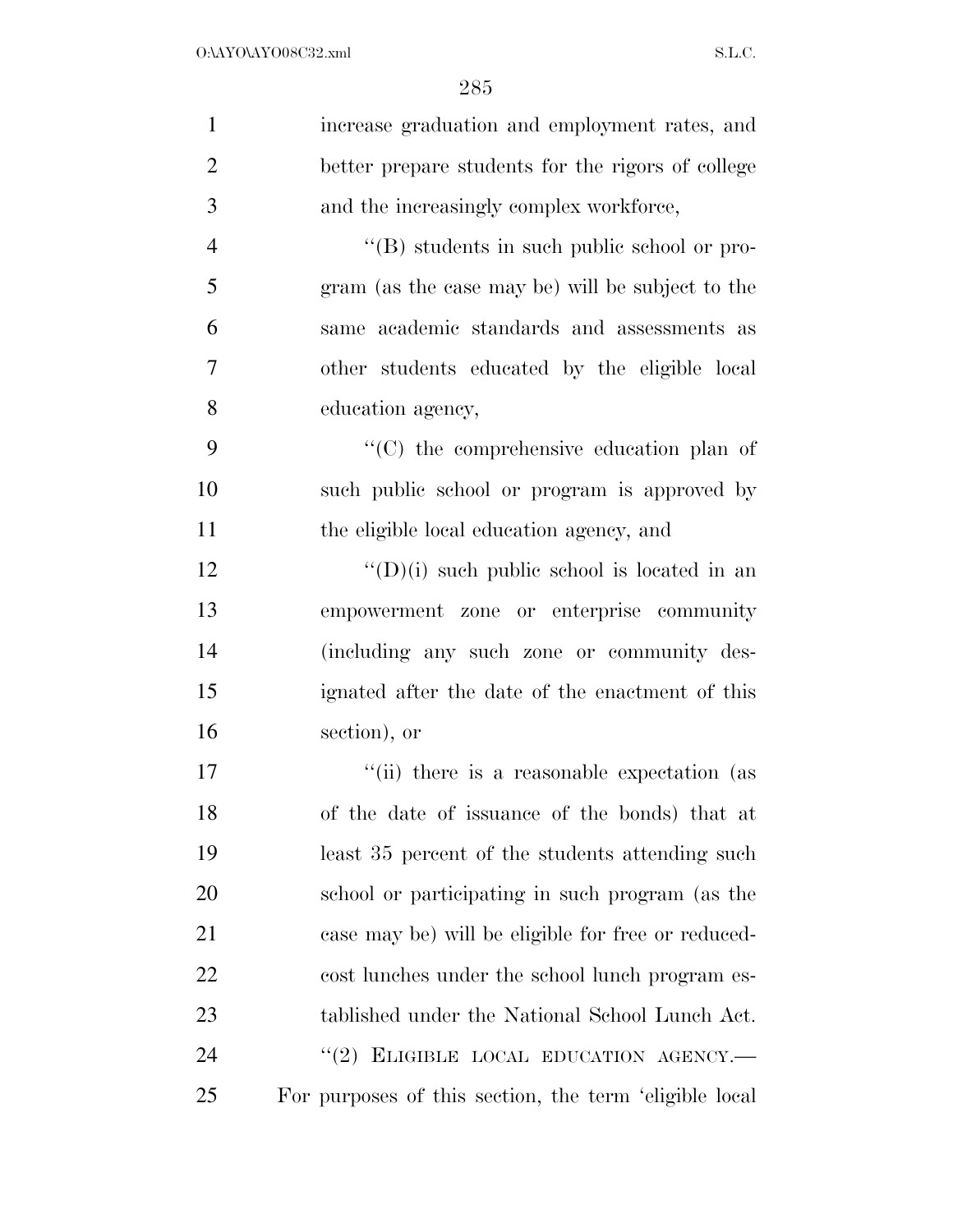increase graduation and employment rates, and better prepare students for the rigors of college and the increasingly complex workforce,

''(B) students in such public school or program (as the case may be) will be subject to the same academic standards and assessments as other students educated by the eligible local education agency,

''(C) the comprehensive education plan of such public school or program is approved by the eligible local education agency, and

''(D)(i) such public school is located in an empowerment zone or enterprise community (including any such zone or community designated after the date of the enactment of this section), or

''(ii) there is a reasonable expectation (as of the date of issuance of the bonds) that at least 35 percent of the students attending such school or participating in such program (as the case may be) will be eligible for free or reduced-cost lunches under the school lunch program established under the National School Lunch Act.

''(2) ELIGIBLE LOCAL EDUCATION AGENCY.—For purposes of this section, the term 'eligible local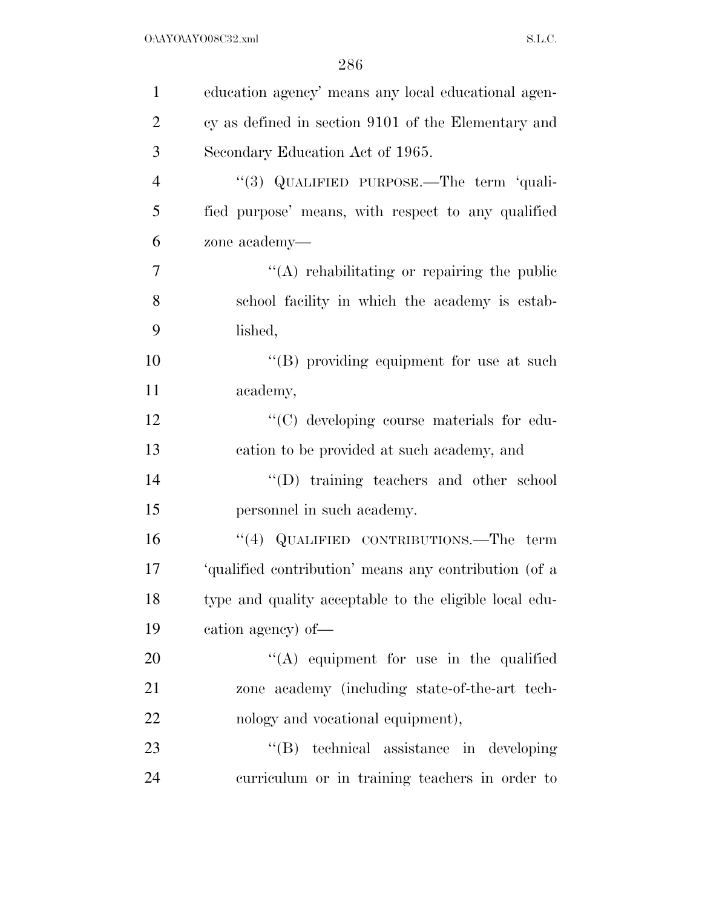education agency' means any local educational agency as defined in section 9101 of the Elementary and Secondary Education Act of 1965.

''(3) QUALIFIED PURPOSE.—The term 'qualified purpose' means, with respect to any qualified zone academy—

''(A) rehabilitating or repairing the public school facility in which the academy is established,

''(B) providing equipment for use at such academy,

''(C) developing course materials for education to be provided at such academy, and

''(D) training teachers and other school personnel in such academy.

''(4) QUALIFIED CONTRIBUTIONS.—The term 'qualified contribution' means any contribution (of a type and quality acceptable to the eligible local education agency) of—

''(A) equipment for use in the qualified zone academy (including state-of-the-art technology and vocational equipment),

''(B) technical assistance in developing curriculum or in training teachers in order to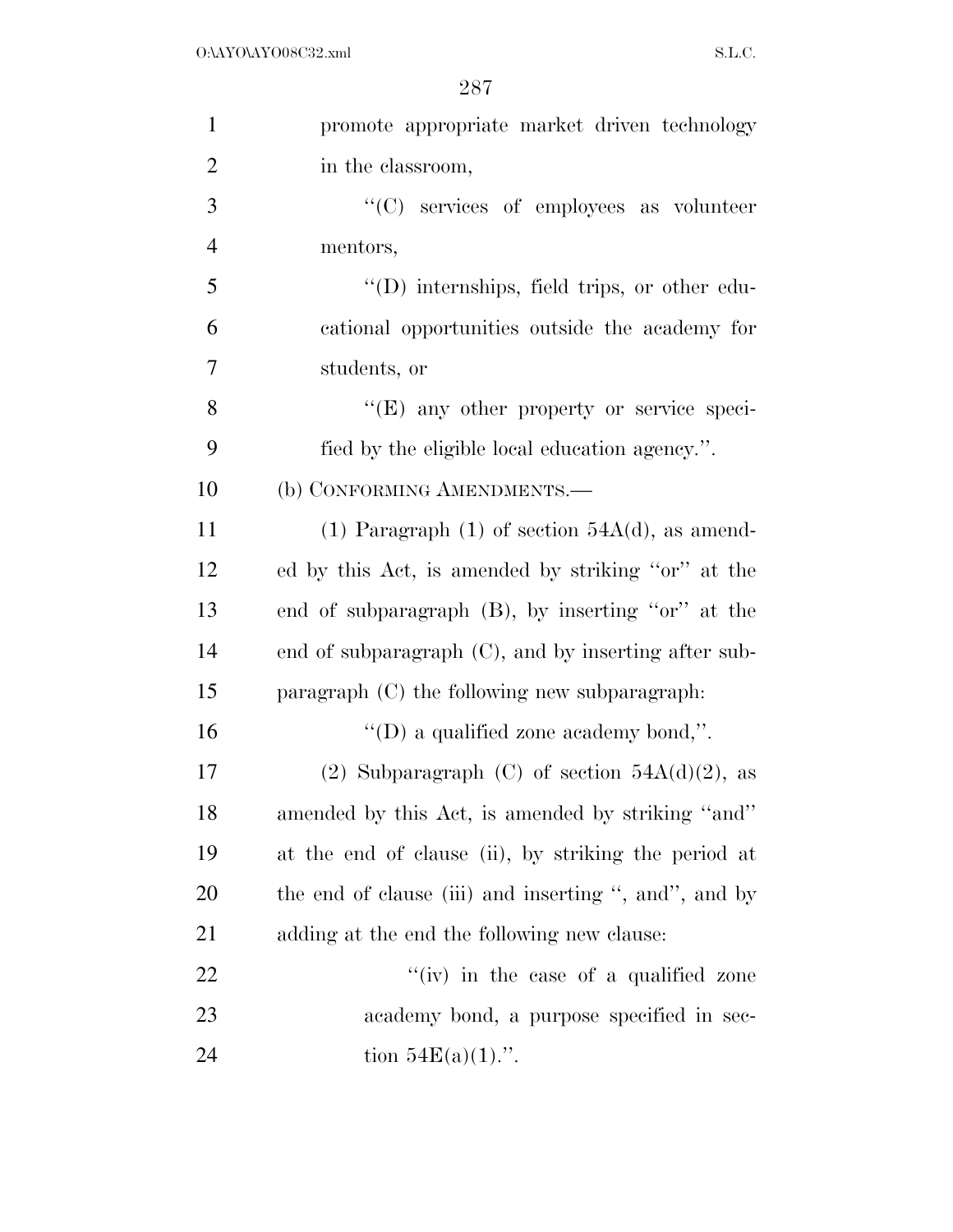promote appropriate market driven technology in the classroom,

''(C) services of employees as volunteer mentors,

''(D) internships, field trips, or other educational opportunities outside the academy for students, or

''(E) any other property or service specified by the eligible local education agency.''.

(b) CONFORMING AMENDMENTS.—

(1) Paragraph (1) of section 54A(d), as amended by this Act, is amended by striking ''or'' at the end of subparagraph (B), by inserting ''or'' at the end of subparagraph (C), and by inserting after subparagraph (C) the following new subparagraph:

''(D) a qualified zone academy bond,''.

(2) Subparagraph (C) of section 54A(d)(2), as amended by this Act, is amended by striking ''and'' at the end of clause (ii), by striking the period at the end of clause (iii) and inserting '', and'', and by adding at the end the following new clause:

''(iv) in the case of a qualified zone academy bond, a purpose specified in section 54E(a)(1).''.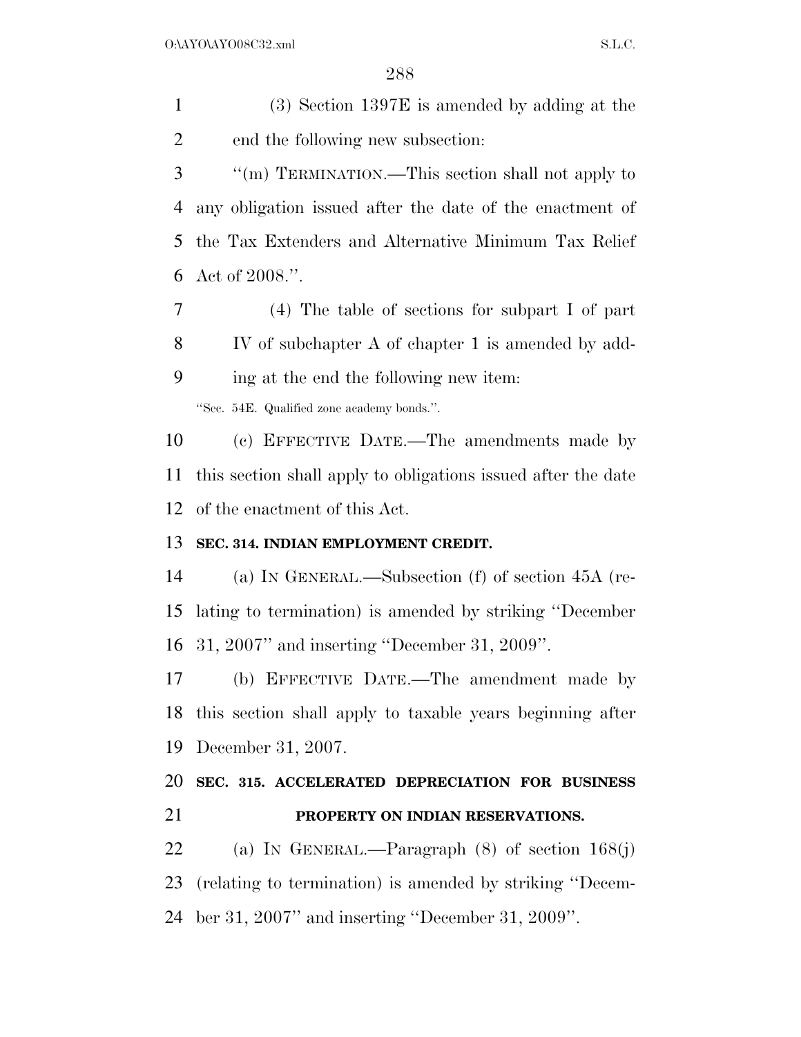(3) Section 1397E is amended by adding at the end the following new subsection:

"(m) TERMINATION.—This section shall not apply to any obligation issued after the date of the enactment of the Tax Extenders and Alternative Minimum Tax Relief Act of 2008.".

(4) The table of sections for subpart I of part IV of subchapter A of chapter 1 is amended by adding at the end the following new item:

"Sec. 54E. Qualified zone academy bonds.".

(c) EFFECTIVE DATE.—The amendments made by this section shall apply to obligations issued after the date of the enactment of this Act.

**SEC. 314. INDIAN EMPLOYMENT CREDIT.**

(a) IN GENERAL.—Subsection (f) of section 45A (relating to termination) is amended by striking "December 31, 2007" and inserting "December 31, 2009".

(b) EFFECTIVE DATE.—The amendment made by this section shall apply to taxable years beginning after December 31, 2007.

**SEC. 315. ACCELERATED DEPRECIATION FOR BUSINESS PROPERTY ON INDIAN RESERVATIONS.**

(a) IN GENERAL.—Paragraph (8) of section 168(j) (relating to termination) is amended by striking "December 31, 2007" and inserting "December 31, 2009".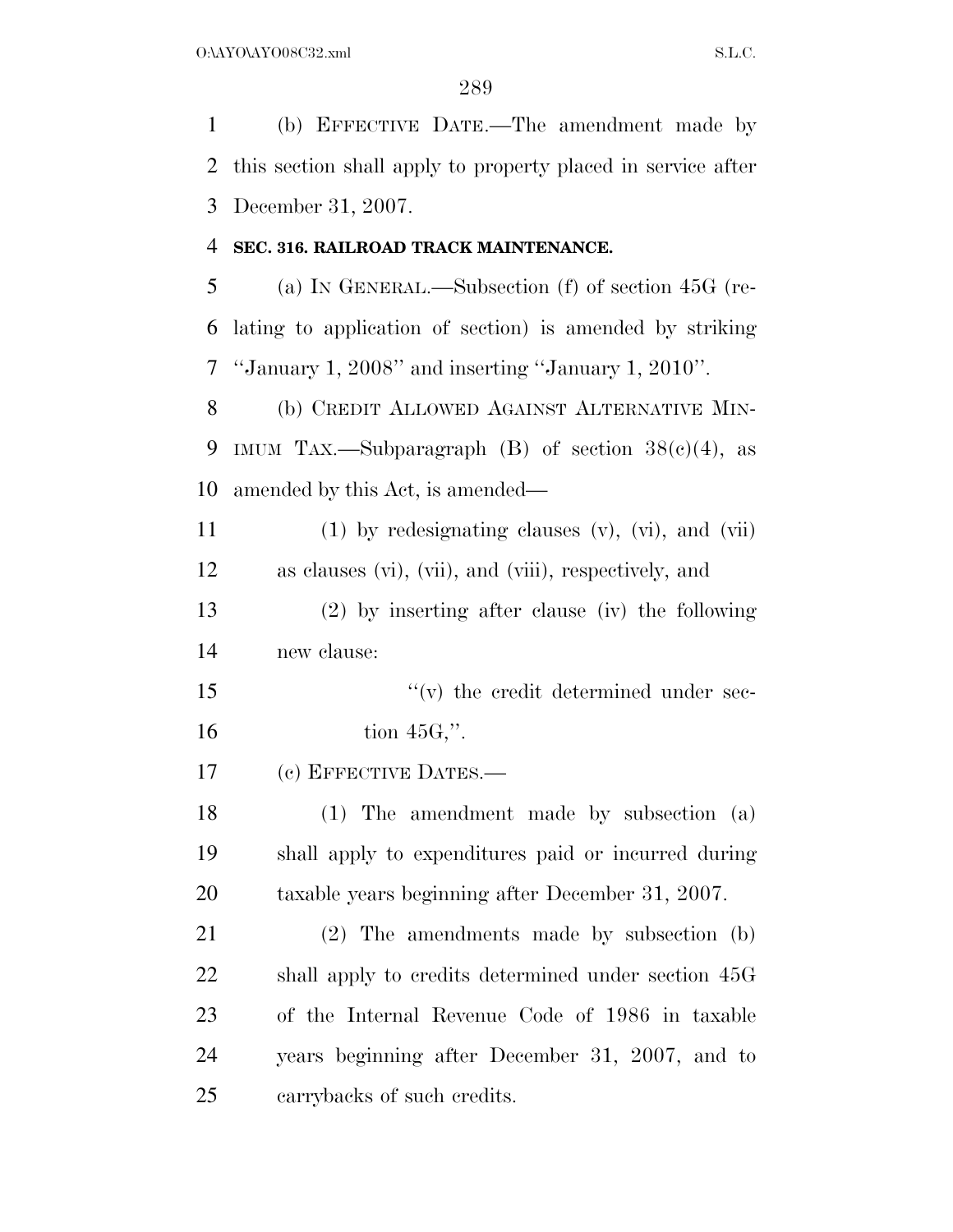(b) EFFECTIVE DATE.—The amendment made by this section shall apply to property placed in service after December 31, 2007.

**SEC. 316. RAILROAD TRACK MAINTENANCE.**

(a) IN GENERAL.—Subsection (f) of section 45G (relating to application of section) is amended by striking "January 1, 2008" and inserting "January 1, 2010".

(b) CREDIT ALLOWED AGAINST ALTERNATIVE MINIMUM TAX.—Subparagraph (B) of section 38(c)(4), as amended by this Act, is amended—

(1) by redesignating clauses (v), (vi), and (vii) as clauses (vi), (vii), and (viii), respectively, and

(2) by inserting after clause (iv) the following new clause:

"(v) the credit determined under section 45G,".

(c) EFFECTIVE DATES.—

(1) The amendment made by subsection (a) shall apply to expenditures paid or incurred during taxable years beginning after December 31, 2007.

(2) The amendments made by subsection (b) shall apply to credits determined under section 45G of the Internal Revenue Code of 1986 in taxable years beginning after December 31, 2007, and to carrybacks of such credits.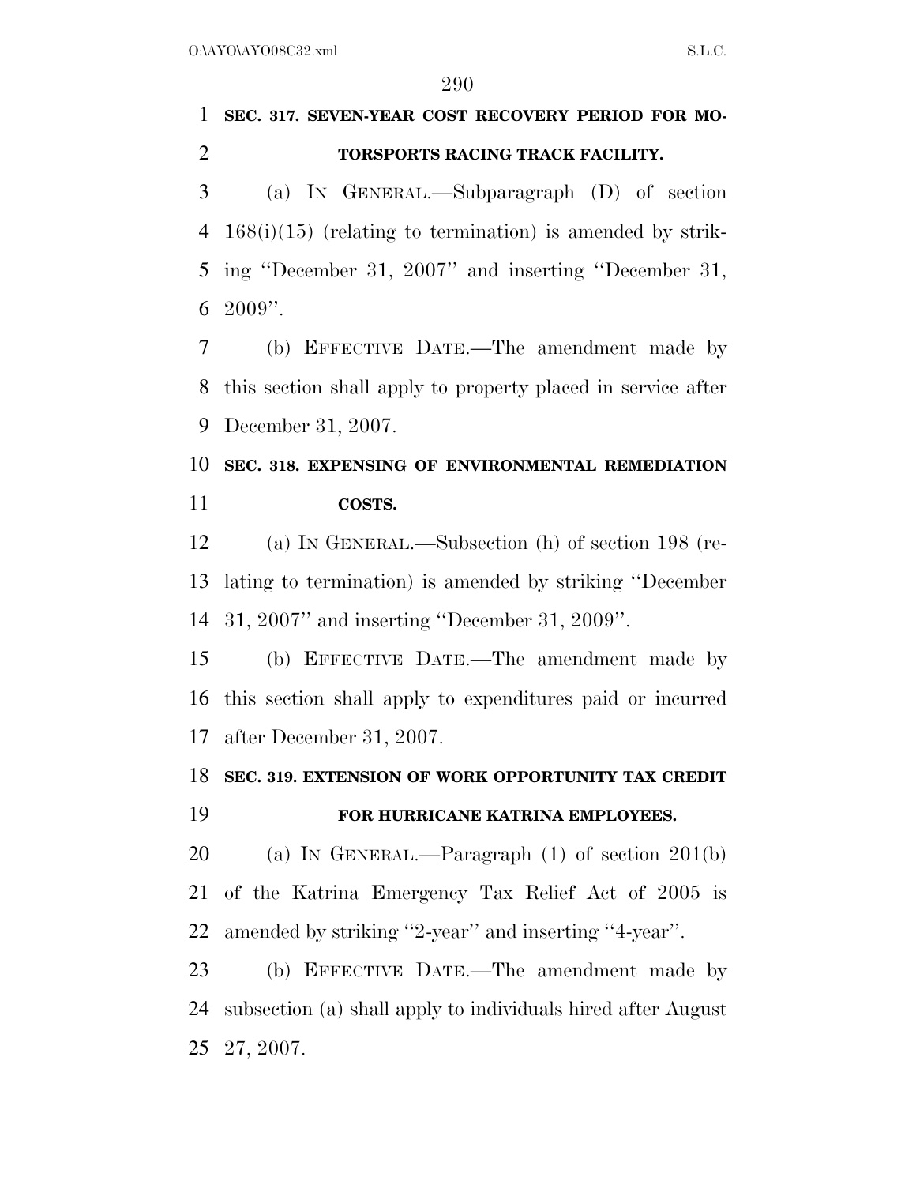**SEC. 317. SEVEN-YEAR COST RECOVERY PERIOD FOR MOTORSPORTS RACING TRACK FACILITY.**

(a) IN GENERAL.—Subparagraph (D) of section 168(i)(15) (relating to termination) is amended by striking ''December 31, 2007'' and inserting ''December 31, 2009''.

(b) EFFECTIVE DATE.—The amendment made by this section shall apply to property placed in service after December 31, 2007.

**SEC. 318. EXPENSING OF ENVIRONMENTAL REMEDIATION COSTS.**

(a) IN GENERAL.—Subsection (h) of section 198 (relating to termination) is amended by striking ''December 31, 2007'' and inserting ''December 31, 2009''.

(b) EFFECTIVE DATE.—The amendment made by this section shall apply to expenditures paid or incurred after December 31, 2007.

**SEC. 319. EXTENSION OF WORK OPPORTUNITY TAX CREDIT FOR HURRICANE KATRINA EMPLOYEES.**

(a) IN GENERAL.—Paragraph (1) of section 201(b) of the Katrina Emergency Tax Relief Act of 2005 is amended by striking ''2-year'' and inserting ''4-year''.

(b) EFFECTIVE DATE.—The amendment made by subsection (a) shall apply to individuals hired after August 27, 2007.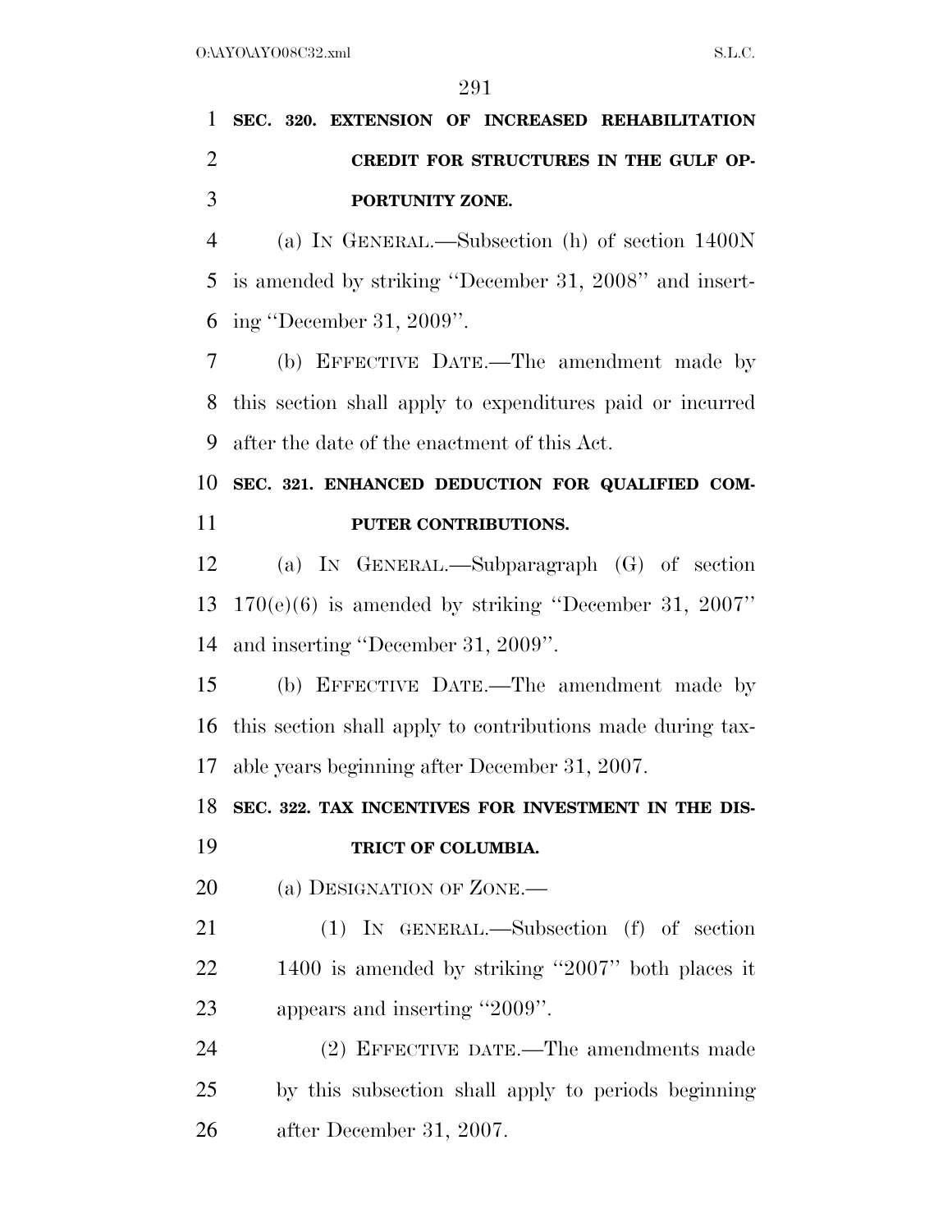**SEC. 320. EXTENSION OF INCREASED REHABILITATION CREDIT FOR STRUCTURES IN THE GULF OPPORTUNITY ZONE.**

(a) IN GENERAL.—Subsection (h) of section 1400N is amended by striking ''December 31, 2008'' and inserting ''December 31, 2009''.

(b) EFFECTIVE DATE.—The amendment made by this section shall apply to expenditures paid or incurred after the date of the enactment of this Act.

**SEC. 321. ENHANCED DEDUCTION FOR QUALIFIED COMPUTER CONTRIBUTIONS.**

(a) IN GENERAL.—Subparagraph (G) of section 170(e)(6) is amended by striking ''December 31, 2007'' and inserting ''December 31, 2009''.

(b) EFFECTIVE DATE.—The amendment made by this section shall apply to contributions made during taxable years beginning after December 31, 2007.

**SEC. 322. TAX INCENTIVES FOR INVESTMENT IN THE DISTRICT OF COLUMBIA.**

(a) DESIGNATION OF ZONE.—

(1) IN GENERAL.—Subsection (f) of section 1400 is amended by striking ''2007'' both places it appears and inserting ''2009''.

(2) EFFECTIVE DATE.—The amendments made by this subsection shall apply to periods beginning after December 31, 2007.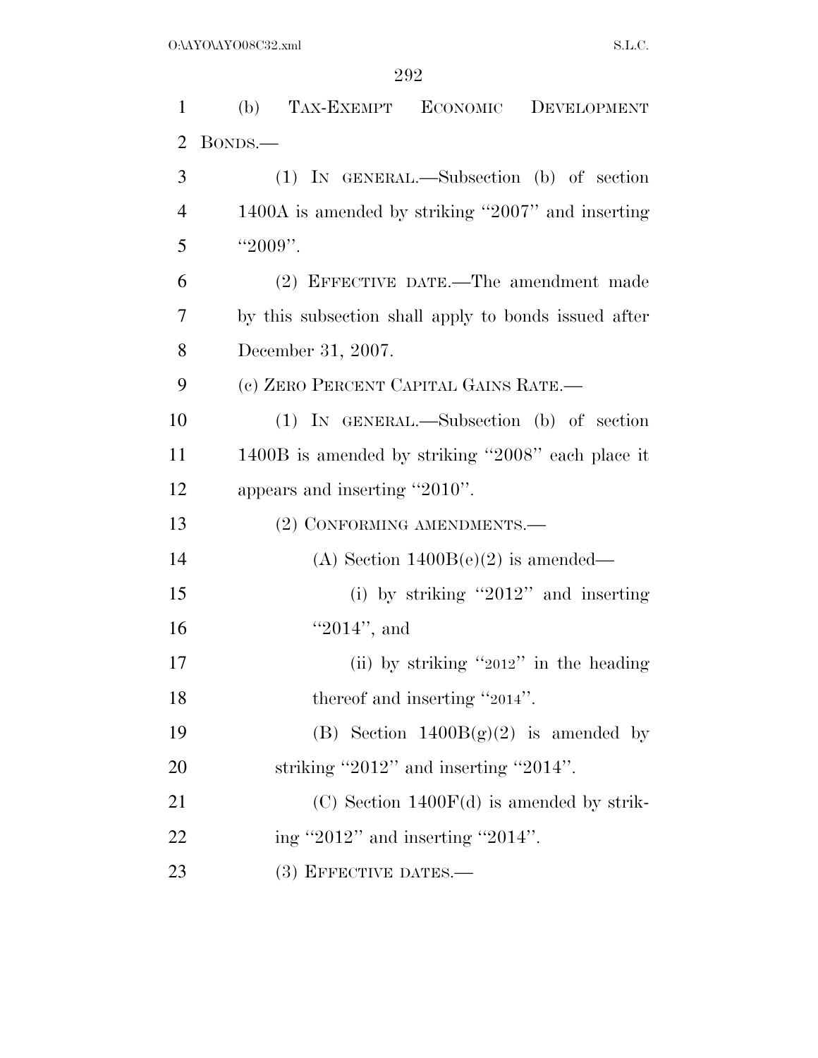(b) TAX-EXEMPT ECONOMIC DEVELOPMENT BONDS.—

(1) IN GENERAL.—Subsection (b) of section 1400A is amended by striking ''2007'' and inserting ''2009''.

(2) EFFECTIVE DATE.—The amendment made by this subsection shall apply to bonds issued after December 31, 2007.

(c) ZERO PERCENT CAPITAL GAINS RATE.—

(1) IN GENERAL.—Subsection (b) of section 1400B is amended by striking ''2008'' each place it appears and inserting ''2010''.

(2) CONFORMING AMENDMENTS.—

(A) Section 1400B(e)(2) is amended—

(i) by striking ''2012'' and inserting ''2014'', and

(ii) by striking ''2012'' in the heading thereof and inserting ''2014''.

(B) Section 1400B(g)(2) is amended by striking ''2012'' and inserting ''2014''.

(C) Section 1400F(d) is amended by striking ''2012'' and inserting ''2014''.

(3) EFFECTIVE DATES.—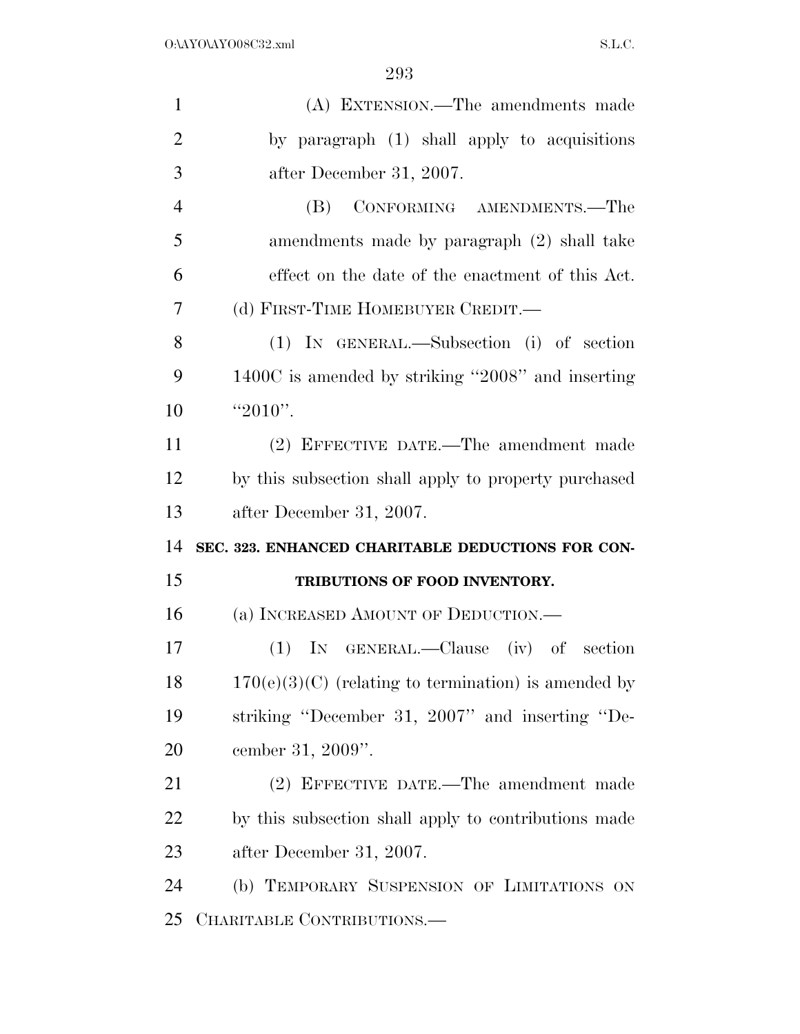(A) Extension.—The amendments made by paragraph (1) shall apply to acquisitions after December 31, 2007.

(B) Conforming amendments.—The amendments made by paragraph (2) shall take effect on the date of the enactment of this Act.

(d) First-Time Homebuyer Credit.—

(1) In general.—Subsection (i) of section 1400C is amended by striking "2008" and inserting "2010".

(2) Effective date.—The amendment made by this subsection shall apply to property purchased after December 31, 2007.

**SEC. 323. ENHANCED CHARITABLE DEDUCTIONS FOR CONTRIBUTIONS OF FOOD INVENTORY.**

(a) Increased Amount of Deduction.—

(1) In general.—Clause (iv) of section 170(e)(3)(C) (relating to termination) is amended by striking "December 31, 2007" and inserting "December 31, 2009".

(2) Effective date.—The amendment made by this subsection shall apply to contributions made after December 31, 2007.

(b) Temporary Suspension of Limitations on Charitable Contributions.—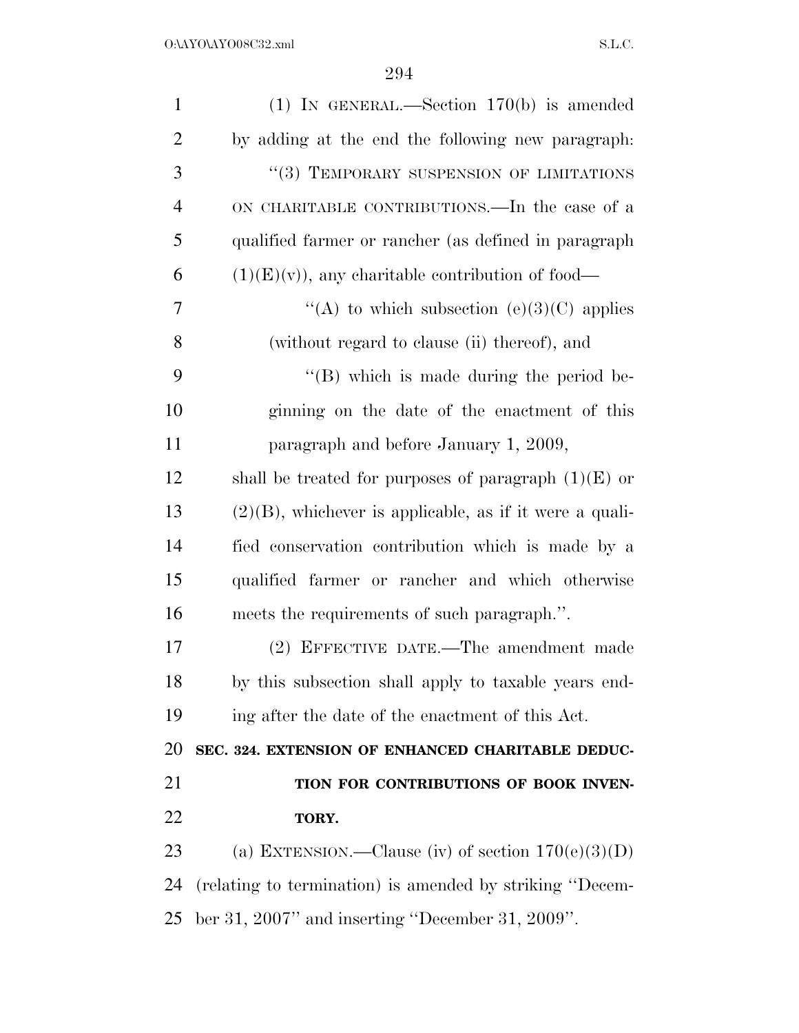(1) IN GENERAL.—Section 170(b) is amended by adding at the end the following new paragraph:

"(3) TEMPORARY SUSPENSION OF LIMITATIONS ON CHARITABLE CONTRIBUTIONS.—In the case of a qualified farmer or rancher (as defined in paragraph (1)(E)(v)), any charitable contribution of food—

"(A) to which subsection (e)(3)(C) applies (without regard to clause (ii) thereof), and

"(B) which is made during the period beginning on the date of the enactment of this paragraph and before January 1, 2009,

shall be treated for purposes of paragraph (1)(E) or (2)(B), whichever is applicable, as if it were a qualified conservation contribution which is made by a qualified farmer or rancher and which otherwise meets the requirements of such paragraph.".

(2) EFFECTIVE DATE.—The amendment made by this subsection shall apply to taxable years ending after the date of the enactment of this Act.

**SEC. 324. EXTENSION OF ENHANCED CHARITABLE DEDUCTION FOR CONTRIBUTIONS OF BOOK INVENTORY.**

(a) EXTENSION.—Clause (iv) of section 170(e)(3)(D) (relating to termination) is amended by striking "December 31, 2007" and inserting "December 31, 2009".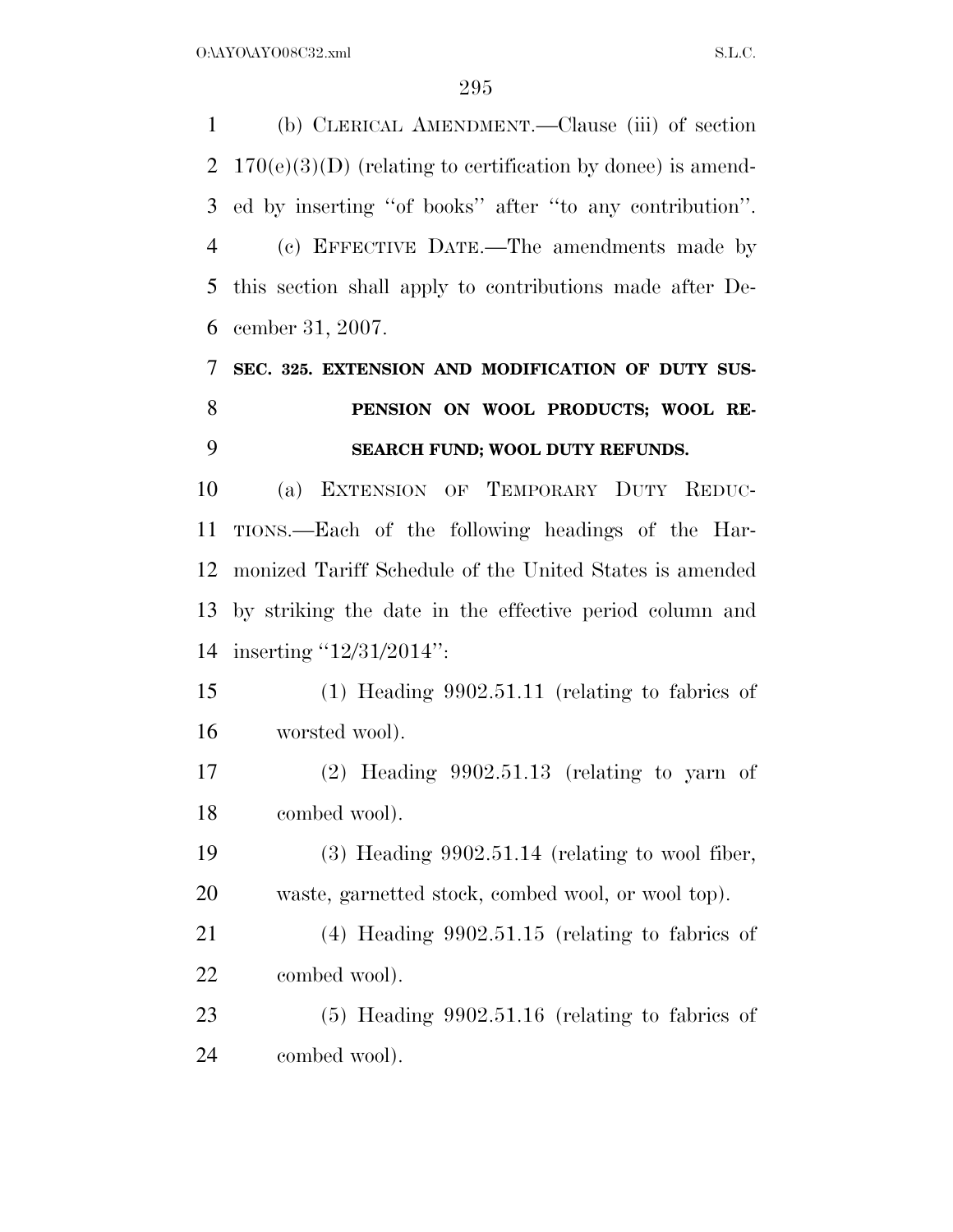(b) CLERICAL AMENDMENT.—Clause (iii) of section 170(e)(3)(D) (relating to certification by donee) is amended by inserting ''of books'' after ''to any contribution''.

(c) EFFECTIVE DATE.—The amendments made by this section shall apply to contributions made after December 31, 2007.

**SEC. 325. EXTENSION AND MODIFICATION OF DUTY SUSPENSION ON WOOL PRODUCTS; WOOL RESEARCH FUND; WOOL DUTY REFUNDS.**

(a) EXTENSION OF TEMPORARY DUTY REDUCTIONS.—Each of the following headings of the Harmonized Tariff Schedule of the United States is amended by striking the date in the effective period column and inserting ''12/31/2014'':

(1) Heading 9902.51.11 (relating to fabrics of worsted wool).

(2) Heading 9902.51.13 (relating to yarn of combed wool).

(3) Heading 9902.51.14 (relating to wool fiber, waste, garnetted stock, combed wool, or wool top).

(4) Heading 9902.51.15 (relating to fabrics of combed wool).

(5) Heading 9902.51.16 (relating to fabrics of combed wool).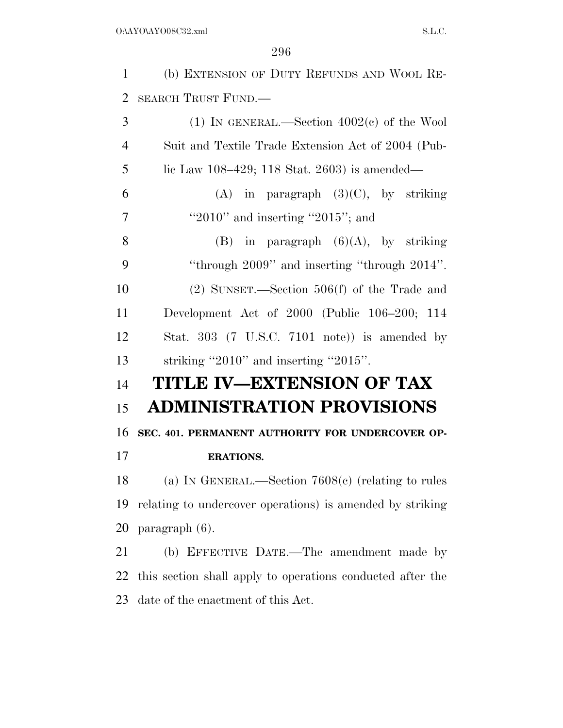(b) EXTENSION OF DUTY REFUNDS AND WOOL RESEARCH TRUST FUND.—

(1) IN GENERAL.—Section 4002(c) of the Wool Suit and Textile Trade Extension Act of 2004 (Public Law 108–429; 118 Stat. 2603) is amended—

(A) in paragraph (3)(C), by striking ''2010'' and inserting ''2015''; and

(B) in paragraph (6)(A), by striking ''through 2009'' and inserting ''through 2014''.

(2) SUNSET.—Section 506(f) of the Trade and Development Act of 2000 (Public 106–200; 114 Stat. 303 (7 U.S.C. 7101 note)) is amended by striking ''2010'' and inserting ''2015''.

# TITLE IV—EXTENSION OF TAX ADMINISTRATION PROVISIONS

**SEC. 401. PERMANENT AUTHORITY FOR UNDERCOVER OPERATIONS.**

(a) IN GENERAL.—Section 7608(c) (relating to rules relating to undercover operations) is amended by striking paragraph (6).

(b) EFFECTIVE DATE.—The amendment made by this section shall apply to operations conducted after the date of the enactment of this Act.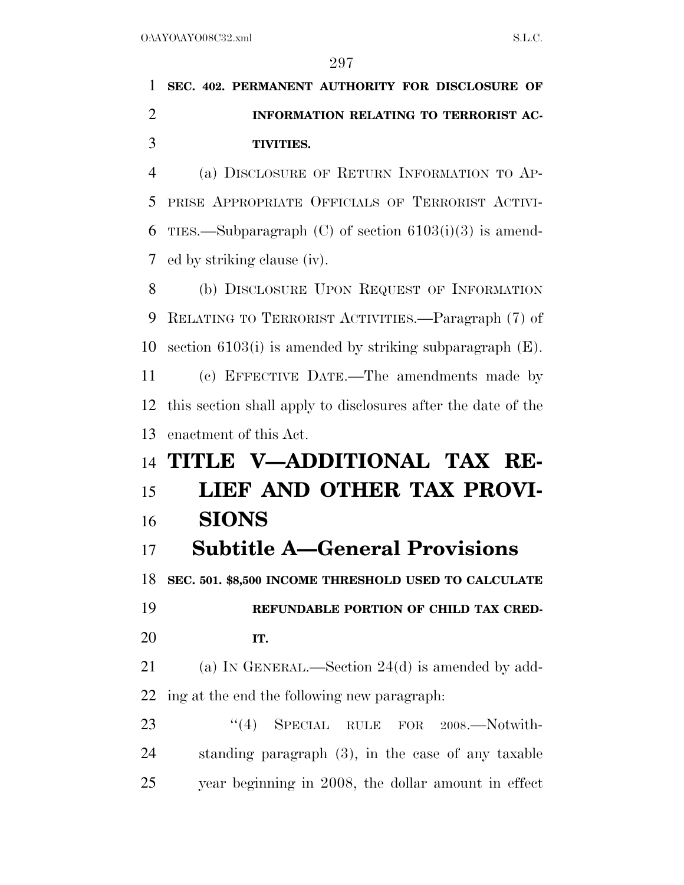**SEC. 402. PERMANENT AUTHORITY FOR DISCLOSURE OF INFORMATION RELATING TO TERRORIST ACTIVITIES.**

(a) DISCLOSURE OF RETURN INFORMATION TO APPRISE APPROPRIATE OFFICIALS OF TERRORIST ACTIVITIES.—Subparagraph (C) of section 6103(i)(3) is amended by striking clause (iv).

(b) DISCLOSURE UPON REQUEST OF INFORMATION RELATING TO TERRORIST ACTIVITIES.—Paragraph (7) of section 6103(i) is amended by striking subparagraph (E).

(c) EFFECTIVE DATE.—The amendments made by this section shall apply to disclosures after the date of the enactment of this Act.

# TITLE V—ADDITIONAL TAX RELIEF AND OTHER TAX PROVISIONS

## Subtitle A—General Provisions

**SEC. 501. $8,500 INCOME THRESHOLD USED TO CALCULATE REFUNDABLE PORTION OF CHILD TAX CREDIT.**

(a) IN GENERAL.—Section 24(d) is amended by adding at the end the following new paragraph:

"(4) SPECIAL RULE FOR 2008.—Notwithstanding paragraph (3), in the case of any taxable year beginning in 2008, the dollar amount in effect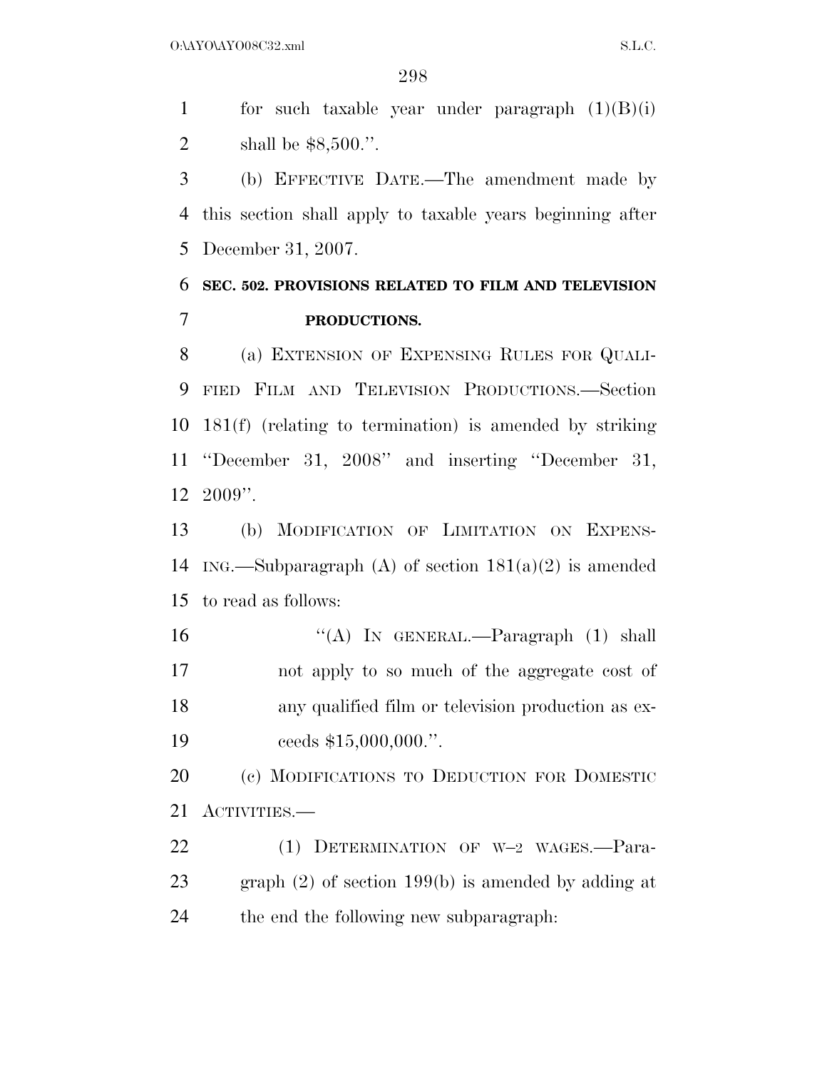for such taxable year under paragraph (1)(B)(i) shall be $8,500.''.

(b) EFFECTIVE DATE.—The amendment made by this section shall apply to taxable years beginning after December 31, 2007.

### SEC. 502. PROVISIONS RELATED TO FILM AND TELEVISION PRODUCTIONS.

(a) EXTENSION OF EXPENSING RULES FOR QUALIFIED FILM AND TELEVISION PRODUCTIONS.—Section 181(f) (relating to termination) is amended by striking ''December 31, 2008'' and inserting ''December 31, 2009''.

(b) MODIFICATION OF LIMITATION ON EXPENSING.—Subparagraph (A) of section 181(a)(2) is amended to read as follows:

''(A) IN GENERAL.—Paragraph (1) shall not apply to so much of the aggregate cost of any qualified film or television production as exceeds $15,000,000.''.

(c) MODIFICATIONS TO DEDUCTION FOR DOMESTIC ACTIVITIES.—

(1) DETERMINATION OF W–2 WAGES.—Paragraph (2) of section 199(b) is amended by adding at the end the following new subparagraph: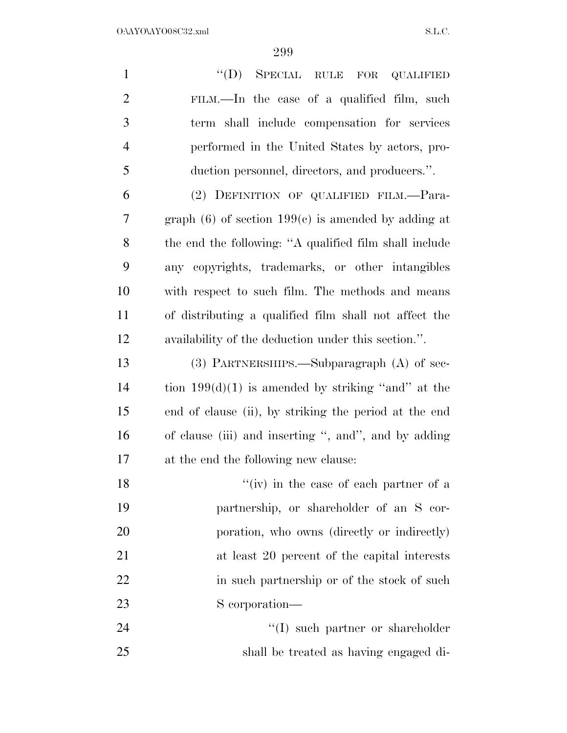"(D) SPECIAL RULE FOR QUALIFIED FILM.—In the case of a qualified film, such term shall include compensation for services performed in the United States by actors, production personnel, directors, and producers.".

(2) DEFINITION OF QUALIFIED FILM.—Paragraph (6) of section 199(c) is amended by adding at the end the following: "A qualified film shall include any copyrights, trademarks, or other intangibles with respect to such film. The methods and means of distributing a qualified film shall not affect the availability of the deduction under this section.".

(3) PARTNERSHIPS.—Subparagraph (A) of section 199(d)(1) is amended by striking "and" at the end of clause (ii), by striking the period at the end of clause (iii) and inserting ", and", and by adding at the end the following new clause:

"(iv) in the case of each partner of a partnership, or shareholder of an S corporation, who owns (directly or indirectly) at least 20 percent of the capital interests in such partnership or of the stock of such S corporation—

"(I) such partner or shareholder shall be treated as having engaged di-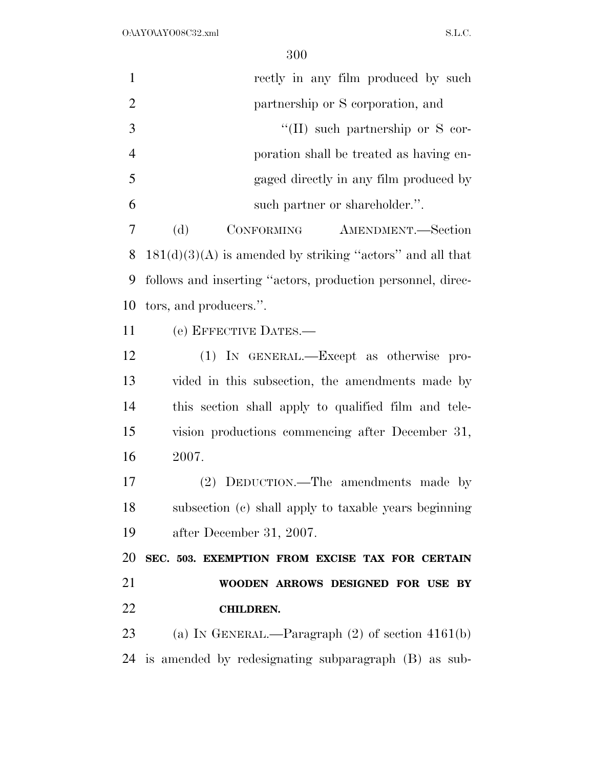rectly in any film produced by such partnership or S corporation, and

''(II) such partnership or S corporation shall be treated as having engaged directly in any film produced by such partner or shareholder.''.

(d) CONFORMING AMENDMENT.—Section 181(d)(3)(A) is amended by striking ''actors'' and all that follows and inserting ''actors, production personnel, directors, and producers.''.

(e) EFFECTIVE DATES.—

(1) IN GENERAL.—Except as otherwise provided in this subsection, the amendments made by this section shall apply to qualified film and television productions commencing after December 31, 2007.

(2) DEDUCTION.—The amendments made by subsection (c) shall apply to taxable years beginning after December 31, 2007.

**SEC. 503. EXEMPTION FROM EXCISE TAX FOR CERTAIN WOODEN ARROWS DESIGNED FOR USE BY CHILDREN.**

(a) IN GENERAL.—Paragraph (2) of section 4161(b) is amended by redesignating subparagraph (B) as sub-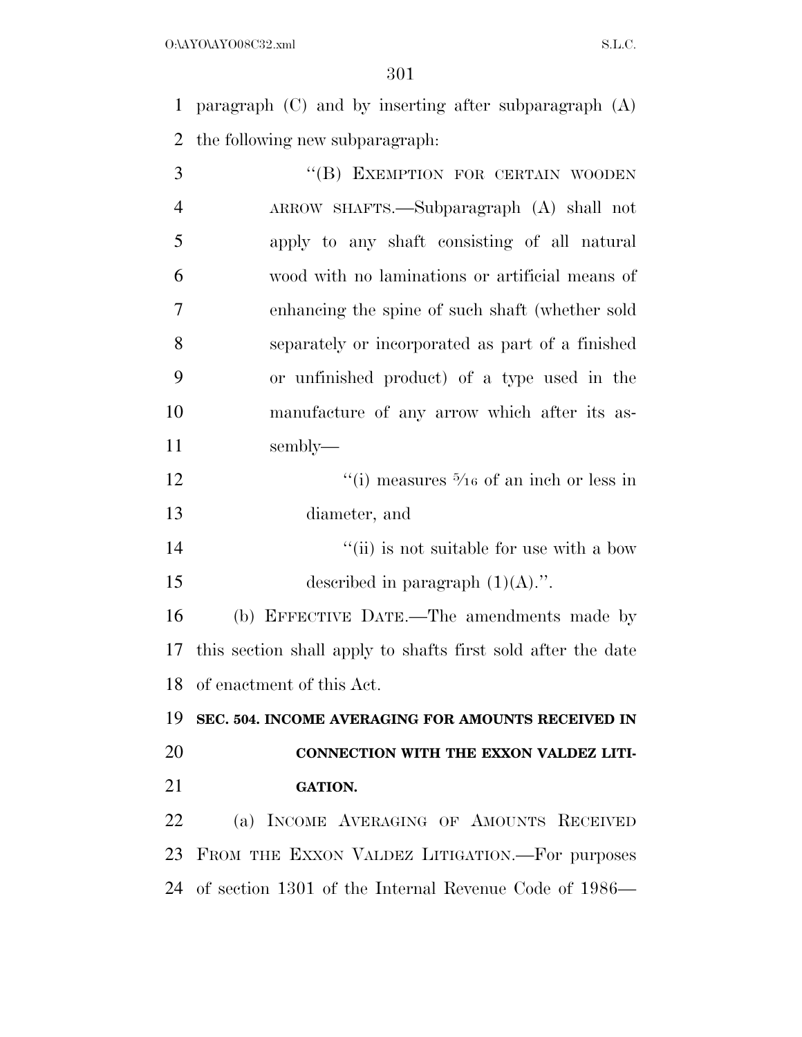paragraph (C) and by inserting after subparagraph (A) the following new subparagraph:

"(B) EXEMPTION FOR CERTAIN WOODEN ARROW SHAFTS.—Subparagraph (A) shall not apply to any shaft consisting of all natural wood with no laminations or artificial means of enhancing the spine of such shaft (whether sold separately or incorporated as part of a finished or unfinished product) of a type used in the manufacture of any arrow which after its assembly—

"(i) measures $5/16$ of an inch or less in diameter, and

"(ii) is not suitable for use with a bow described in paragraph (1)(A).".

(b) EFFECTIVE DATE.—The amendments made by this section shall apply to shafts first sold after the date of enactment of this Act.

**SEC. 504. INCOME AVERAGING FOR AMOUNTS RECEIVED IN CONNECTION WITH THE EXXON VALDEZ LITIGATION.**

(a) INCOME AVERAGING OF AMOUNTS RECEIVED FROM THE EXXON VALDEZ LITIGATION.—For purposes of section 1301 of the Internal Revenue Code of 1986—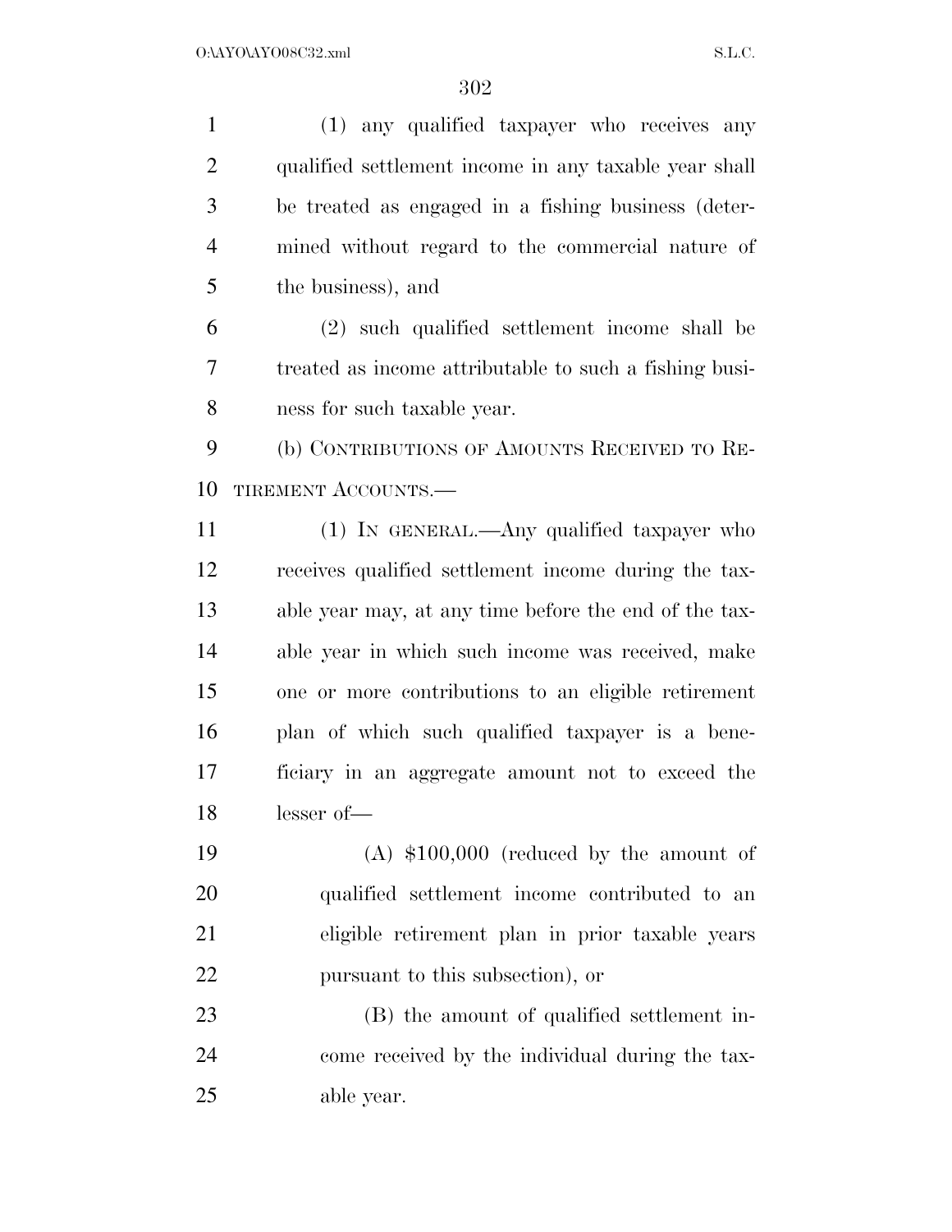(1) any qualified taxpayer who receives any qualified settlement income in any taxable year shall be treated as engaged in a fishing business (determined without regard to the commercial nature of the business), and

(2) such qualified settlement income shall be treated as income attributable to such a fishing business for such taxable year.

(b) CONTRIBUTIONS OF AMOUNTS RECEIVED TO RETIREMENT ACCOUNTS.—

(1) IN GENERAL.—Any qualified taxpayer who receives qualified settlement income during the taxable year may, at any time before the end of the taxable year in which such income was received, make one or more contributions to an eligible retirement plan of which such qualified taxpayer is a beneficiary in an aggregate amount not to exceed the lesser of—

(A) $100,000 (reduced by the amount of qualified settlement income contributed to an eligible retirement plan in prior taxable years pursuant to this subsection), or

(B) the amount of qualified settlement income received by the individual during the taxable year.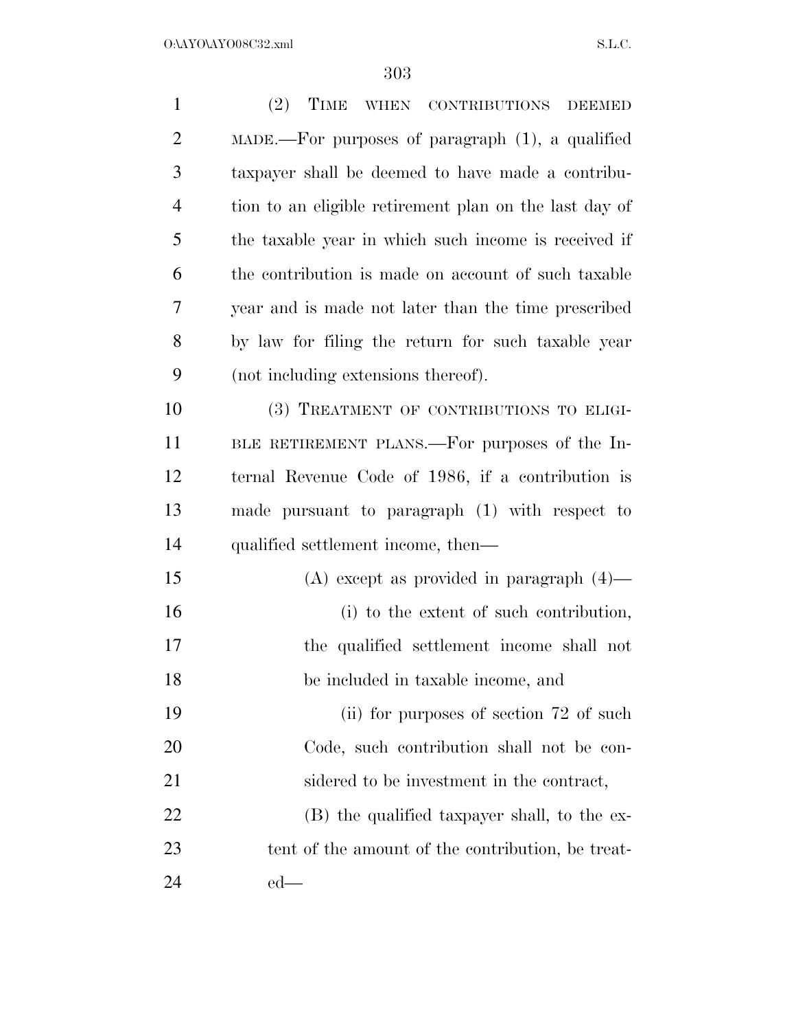(2) TIME WHEN CONTRIBUTIONS DEEMED MADE.—For purposes of paragraph (1), a qualified taxpayer shall be deemed to have made a contribution to an eligible retirement plan on the last day of the taxable year in which such income is received if the contribution is made on account of such taxable year and is made not later than the time prescribed by law for filing the return for such taxable year (not including extensions thereof).

(3) TREATMENT OF CONTRIBUTIONS TO ELIGIBLE RETIREMENT PLANS.—For purposes of the Internal Revenue Code of 1986, if a contribution is made pursuant to paragraph (1) with respect to qualified settlement income, then—

(A) except as provided in paragraph (4)—

(i) to the extent of such contribution, the qualified settlement income shall not be included in taxable income, and

(ii) for purposes of section 72 of such Code, such contribution shall not be considered to be investment in the contract,

(B) the qualified taxpayer shall, to the extent of the amount of the contribution, be treated—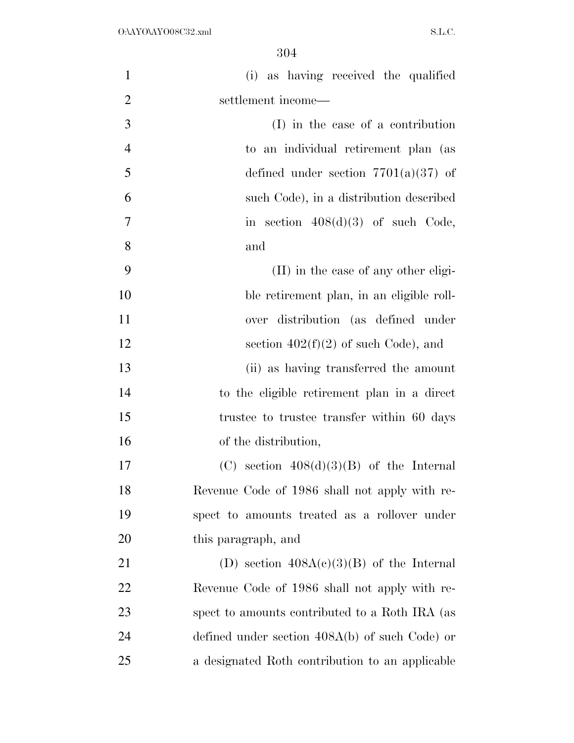(i) as having received the qualified settlement income—

(I) in the case of a contribution to an individual retirement plan (as defined under section 7701(a)(37) of such Code), in a distribution described in section 408(d)(3) of such Code, and

(II) in the case of any other eligible retirement plan, in an eligible rollover distribution (as defined under section 402(f)(2) of such Code), and

(ii) as having transferred the amount to the eligible retirement plan in a direct trustee to trustee transfer within 60 days of the distribution,

(C) section 408(d)(3)(B) of the Internal Revenue Code of 1986 shall not apply with respect to amounts treated as a rollover under this paragraph, and

(D) section 408A(c)(3)(B) of the Internal Revenue Code of 1986 shall not apply with respect to amounts contributed to a Roth IRA (as defined under section 408A(b) of such Code) or a designated Roth contribution to an applicable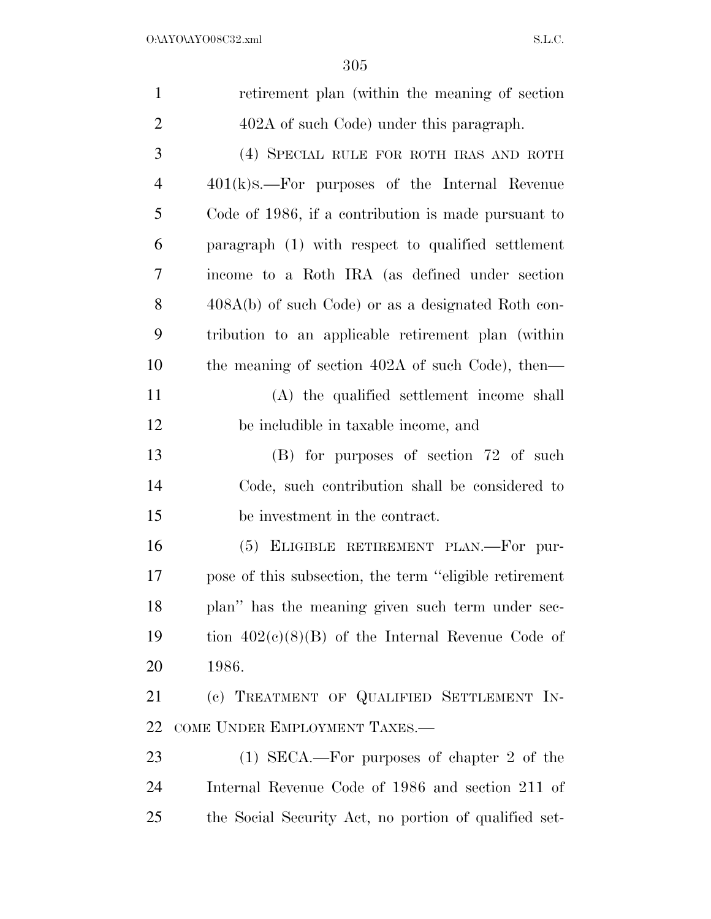retirement plan (within the meaning of section 402A of such Code) under this paragraph.

(4) SPECIAL RULE FOR ROTH IRAS AND ROTH 401(k)S.—For purposes of the Internal Revenue Code of 1986, if a contribution is made pursuant to paragraph (1) with respect to qualified settlement income to a Roth IRA (as defined under section 408A(b) of such Code) or as a designated Roth contribution to an applicable retirement plan (within the meaning of section 402A of such Code), then—

(A) the qualified settlement income shall be includible in taxable income, and

(B) for purposes of section 72 of such Code, such contribution shall be considered to be investment in the contract.

(5) ELIGIBLE RETIREMENT PLAN.—For purpose of this subsection, the term ''eligible retirement plan'' has the meaning given such term under section 402(c)(8)(B) of the Internal Revenue Code of 1986.

(c) TREATMENT OF QUALIFIED SETTLEMENT INCOME UNDER EMPLOYMENT TAXES.—

(1) SECA.—For purposes of chapter 2 of the Internal Revenue Code of 1986 and section 211 of the Social Security Act, no portion of qualified set-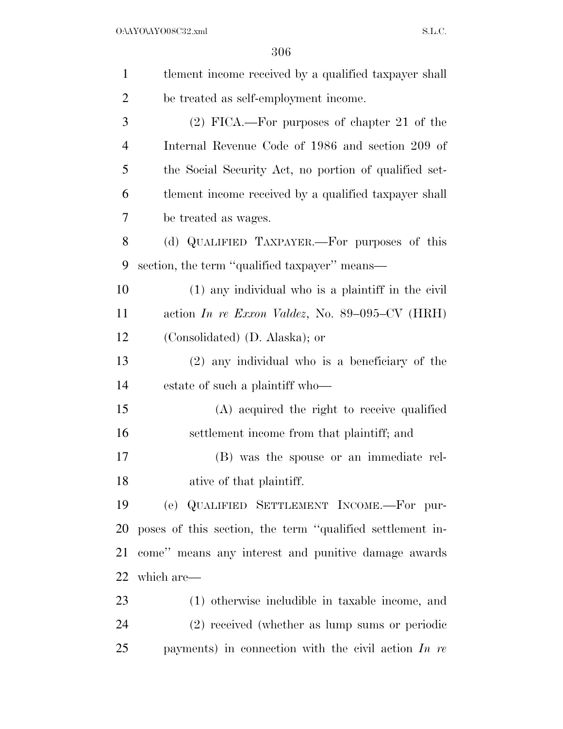tlement income received by a qualified taxpayer shall be treated as self-employment income.

(2) FICA.—For purposes of chapter 21 of the Internal Revenue Code of 1986 and section 209 of the Social Security Act, no portion of qualified settlement income received by a qualified taxpayer shall be treated as wages.

(d) QUALIFIED TAXPAYER.—For purposes of this section, the term ''qualified taxpayer'' means—

(1) any individual who is a plaintiff in the civil action *In re Exxon Valdez*, No. 89–095–CV (HRH) (Consolidated) (D. Alaska); or

(2) any individual who is a beneficiary of the estate of such a plaintiff who—

(A) acquired the right to receive qualified settlement income from that plaintiff; and

(B) was the spouse or an immediate relative of that plaintiff.

(e) QUALIFIED SETTLEMENT INCOME.—For purposes of this section, the term ''qualified settlement income'' means any interest and punitive damage awards which are—

(1) otherwise includible in taxable income, and

(2) received (whether as lump sums or periodic payments) in connection with the civil action *In re*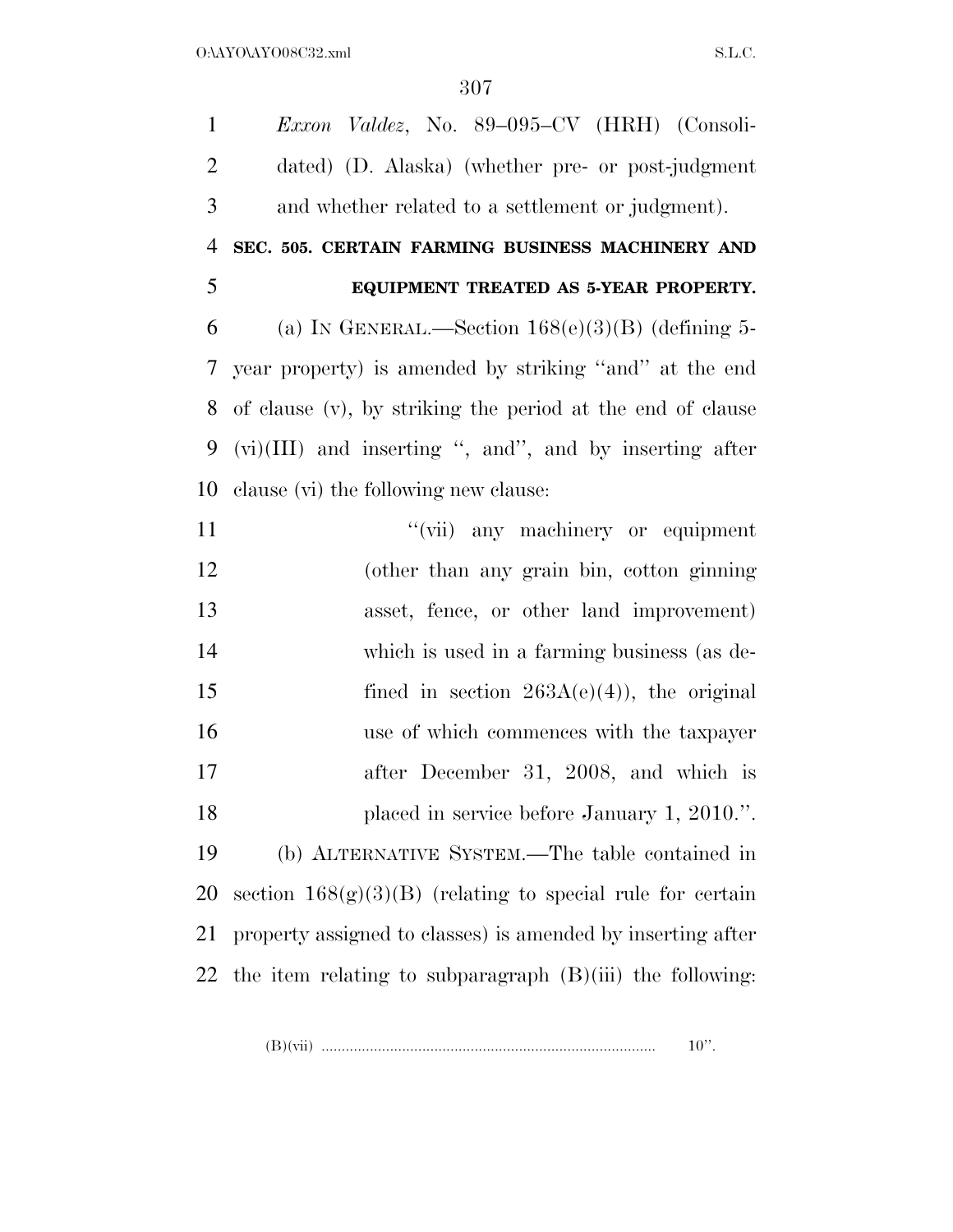*Exxon Valdez*, No. 89–095–CV (HRH) (Consolidated) (D. Alaska) (whether pre- or post-judgment and whether related to a settlement or judgment).

**SEC. 505. CERTAIN FARMING BUSINESS MACHINERY AND EQUIPMENT TREATED AS 5-YEAR PROPERTY.**

(a) IN GENERAL.—Section 168(e)(3)(B) (defining 5-year property) is amended by striking ''and'' at the end of clause (v), by striking the period at the end of clause (vi)(III) and inserting '', and'', and by inserting after clause (vi) the following new clause:

''(vii) any machinery or equipment (other than any grain bin, cotton ginning asset, fence, or other land improvement) which is used in a farming business (as defined in section 263A(e)(4)), the original use of which commences with the taxpayer after December 31, 2008, and which is placed in service before January 1, 2010.''.

(b) ALTERNATIVE SYSTEM.—The table contained in section 168(g)(3)(B) (relating to special rule for certain property assigned to classes) is amended by inserting after the item relating to subparagraph (B)(iii) the following:

''(B)(vii) .................................................................................. 10''.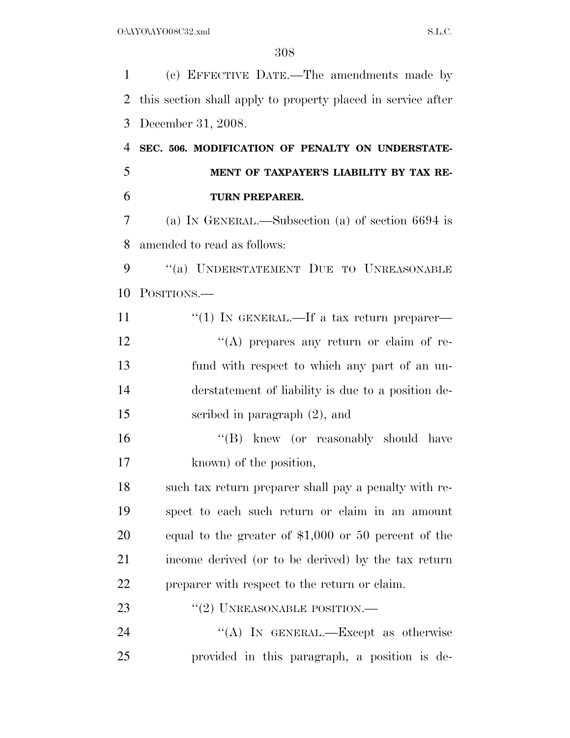(c) EFFECTIVE DATE.—The amendments made by this section shall apply to property placed in service after December 31, 2008.

**SEC. 506. MODIFICATION OF PENALTY ON UNDERSTATEMENT OF TAXPAYER'S LIABILITY BY TAX RETURN PREPARER.**

(a) IN GENERAL.—Subsection (a) of section 6694 is amended to read as follows:

"(a) UNDERSTATEMENT DUE TO UNREASONABLE POSITIONS.—

"(1) IN GENERAL.—If a tax return preparer—

"(A) prepares any return or claim of refund with respect to which any part of an understatement of liability is due to a position described in paragraph (2), and

"(B) knew (or reasonably should have known) of the position,

such tax return preparer shall pay a penalty with respect to each such return or claim in an amount equal to the greater of $1,000 or 50 percent of the income derived (or to be derived) by the tax return preparer with respect to the return or claim.

"(2) UNREASONABLE POSITION.—

"(A) IN GENERAL.—Except as otherwise provided in this paragraph, a position is de-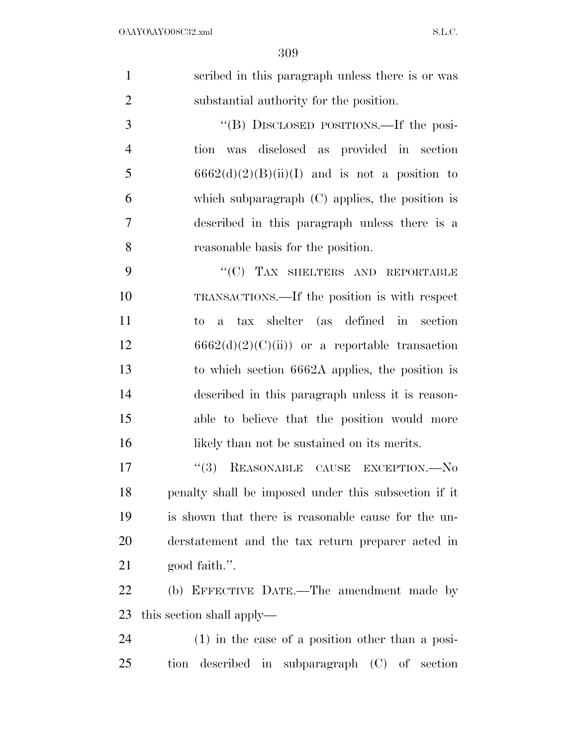scribed in this paragraph unless there is or was substantial authority for the position.

''(B) DISCLOSED POSITIONS.—If the position was disclosed as provided in section 6662(d)(2)(B)(ii)(I) and is not a position to which subparagraph (C) applies, the position is described in this paragraph unless there is a reasonable basis for the position.

''(C) TAX SHELTERS AND REPORTABLE TRANSACTIONS.—If the position is with respect to a tax shelter (as defined in section 6662(d)(2)(C)(ii)) or a reportable transaction to which section 6662A applies, the position is described in this paragraph unless it is reasonable to believe that the position would more likely than not be sustained on its merits.

''(3) REASONABLE CAUSE EXCEPTION.—No penalty shall be imposed under this subsection if it is shown that there is reasonable cause for the understatement and the tax return preparer acted in good faith.''.

(b) EFFECTIVE DATE.—The amendment made by this section shall apply—

(1) in the case of a position other than a position described in subparagraph (C) of section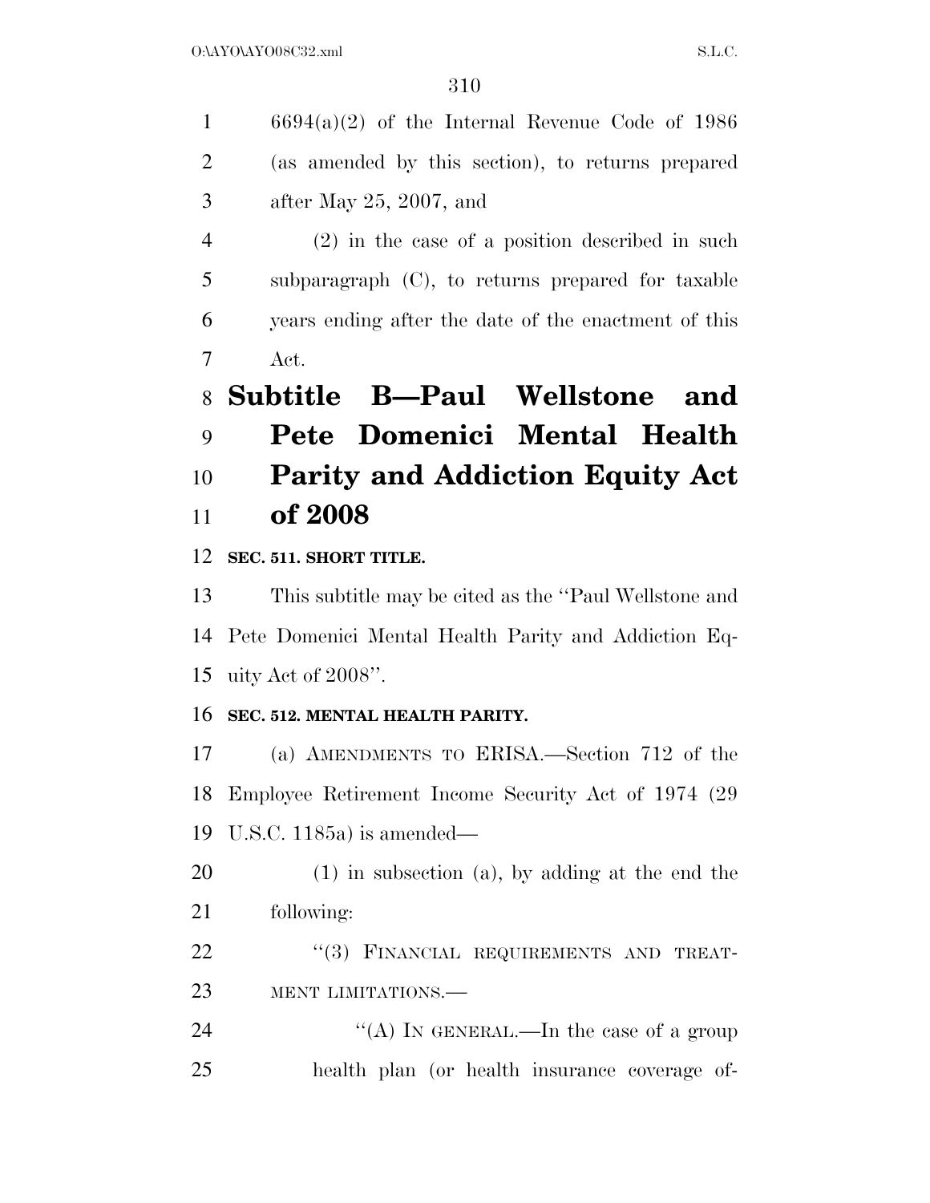6694(a)(2) of the Internal Revenue Code of 1986 (as amended by this section), to returns prepared after May 25, 2007, and

(2) in the case of a position described in such subparagraph (C), to returns prepared for taxable years ending after the date of the enactment of this Act.

# Subtitle B—Paul Wellstone and Pete Domenici Mental Health Parity and Addiction Equity Act of 2008

**SEC. 511. SHORT TITLE.**

This subtitle may be cited as the ''Paul Wellstone and Pete Domenici Mental Health Parity and Addiction Equity Act of 2008''.

**SEC. 512. MENTAL HEALTH PARITY.**

(a) AMENDMENTS TO ERISA.—Section 712 of the Employee Retirement Income Security Act of 1974 (29 U.S.C. 1185a) is amended—

(1) in subsection (a), by adding at the end the following:

''(3) FINANCIAL REQUIREMENTS AND TREATMENT LIMITATIONS.—

''(A) IN GENERAL.—In the case of a group health plan (or health insurance coverage of-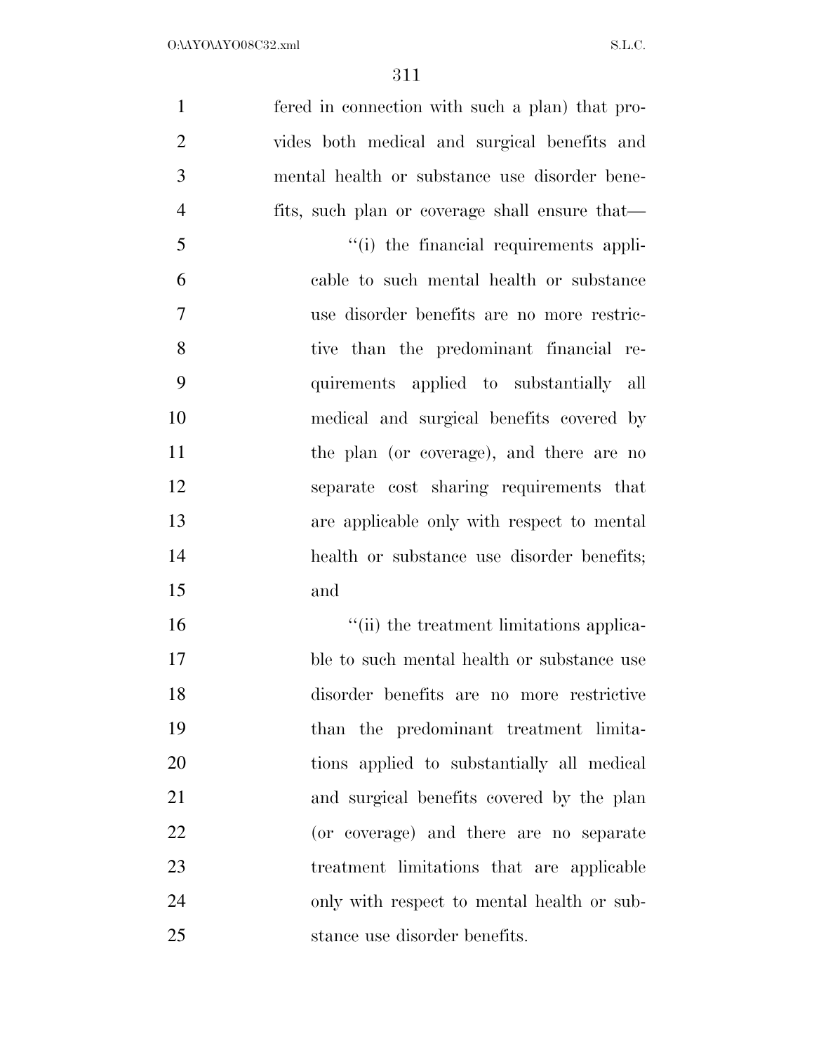fered in connection with such a plan) that provides both medical and surgical benefits and mental health or substance use disorder benefits, such plan or coverage shall ensure that—

"(i) the financial requirements applicable to such mental health or substance use disorder benefits are no more restrictive than the predominant financial requirements applied to substantially all medical and surgical benefits covered by the plan (or coverage), and there are no separate cost sharing requirements that are applicable only with respect to mental health or substance use disorder benefits; and

"(ii) the treatment limitations applicable to such mental health or substance use disorder benefits are no more restrictive than the predominant treatment limitations applied to substantially all medical and surgical benefits covered by the plan (or coverage) and there are no separate treatment limitations that are applicable only with respect to mental health or substance use disorder benefits.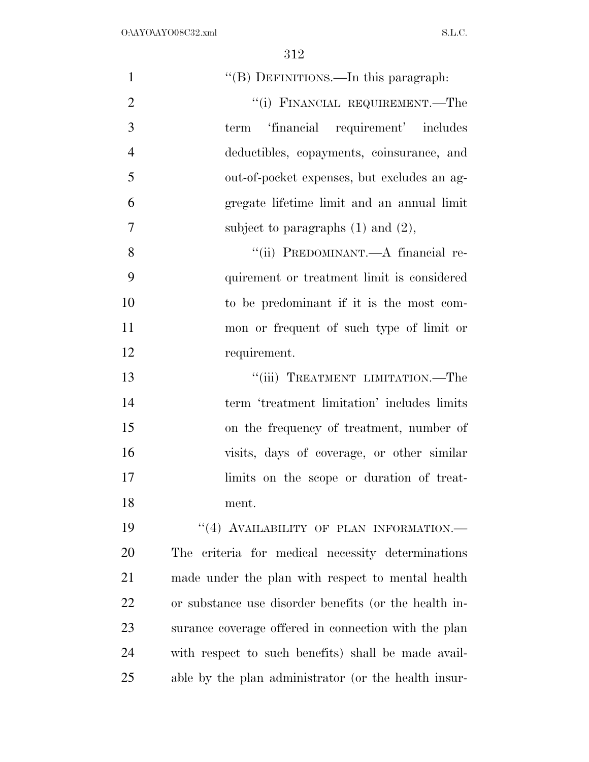''(B) DEFINITIONS.—In this paragraph:

''(i) FINANCIAL REQUIREMENT.—The term 'financial requirement' includes deductibles, copayments, coinsurance, and out-of-pocket expenses, but excludes an aggregate lifetime limit and an annual limit subject to paragraphs (1) and (2),

''(ii) PREDOMINANT.—A financial requirement or treatment limit is considered to be predominant if it is the most common or frequent of such type of limit or requirement.

''(iii) TREATMENT LIMITATION.—The term 'treatment limitation' includes limits on the frequency of treatment, number of visits, days of coverage, or other similar limits on the scope or duration of treatment.

''(4) AVAILABILITY OF PLAN INFORMATION.—The criteria for medical necessity determinations made under the plan with respect to mental health or substance use disorder benefits (or the health insurance coverage offered in connection with the plan with respect to such benefits) shall be made available by the plan administrator (or the health insur-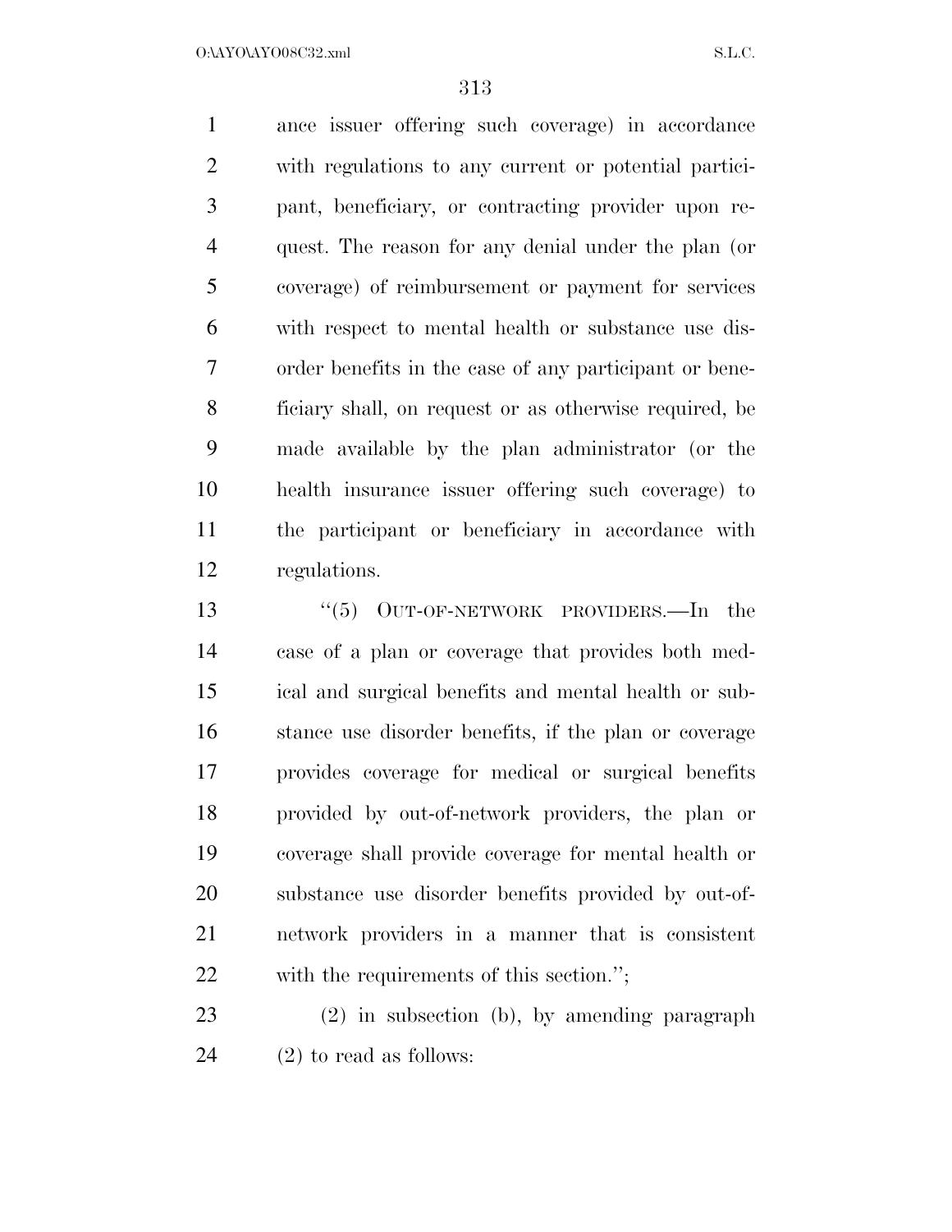ance issuer offering such coverage) in accordance with regulations to any current or potential participant, beneficiary, or contracting provider upon request. The reason for any denial under the plan (or coverage) of reimbursement or payment for services with respect to mental health or substance use disorder benefits in the case of any participant or beneficiary shall, on request or as otherwise required, be made available by the plan administrator (or the health insurance issuer offering such coverage) to the participant or beneficiary in accordance with regulations.

"(5) OUT-OF-NETWORK PROVIDERS.—In the case of a plan or coverage that provides both medical and surgical benefits and mental health or substance use disorder benefits, if the plan or coverage provides coverage for medical or surgical benefits provided by out-of-network providers, the plan or coverage shall provide coverage for mental health or substance use disorder benefits provided by out-of-network providers in a manner that is consistent with the requirements of this section.";

(2) in subsection (b), by amending paragraph (2) to read as follows: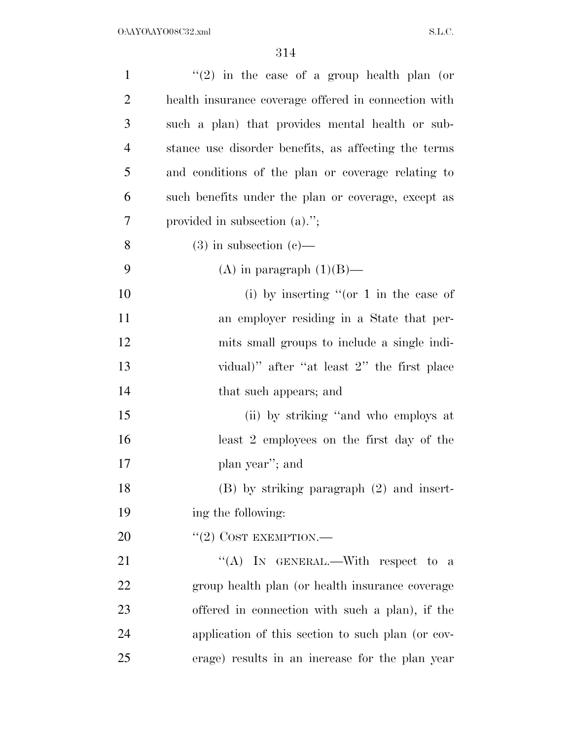"(2) in the case of a group health plan (or health insurance coverage offered in connection with such a plan) that provides mental health or substance use disorder benefits, as affecting the terms and conditions of the plan or coverage relating to such benefits under the plan or coverage, except as provided in subsection (a).";

(3) in subsection (c)—

(A) in paragraph (1)(B)—

(i) by inserting "(or 1 in the case of an employer residing in a State that permits small groups to include a single individual)" after "at least 2" the first place that such appears; and

(ii) by striking "and who employs at least 2 employees on the first day of the plan year"; and

(B) by striking paragraph (2) and inserting the following:

"(2) COST EXEMPTION.—

"(A) IN GENERAL.—With respect to a group health plan (or health insurance coverage offered in connection with such a plan), if the application of this section to such plan (or coverage) results in an increase for the plan year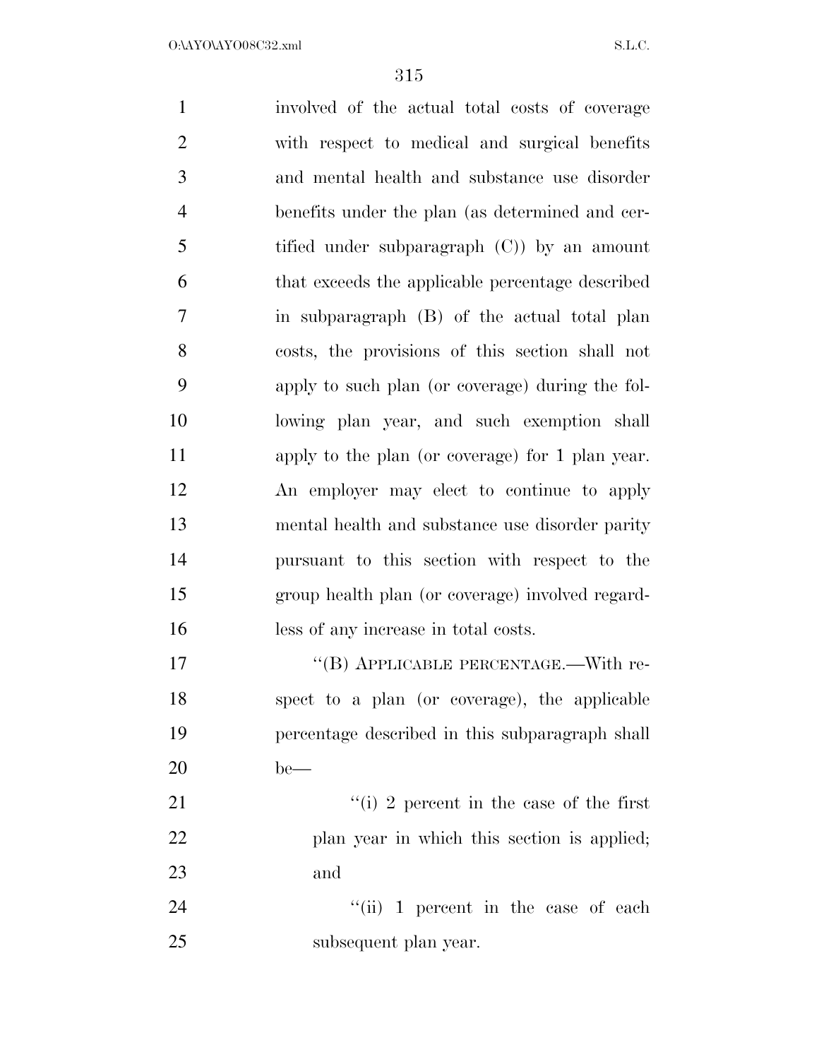involved of the actual total costs of coverage with respect to medical and surgical benefits and mental health and substance use disorder benefits under the plan (as determined and certified under subparagraph (C)) by an amount that exceeds the applicable percentage described in subparagraph (B) of the actual total plan costs, the provisions of this section shall not apply to such plan (or coverage) during the following plan year, and such exemption shall apply to the plan (or coverage) for 1 plan year. An employer may elect to continue to apply mental health and substance use disorder parity pursuant to this section with respect to the group health plan (or coverage) involved regardless of any increase in total costs.

"(B) APPLICABLE PERCENTAGE.—With respect to a plan (or coverage), the applicable percentage described in this subparagraph shall be—

"(i) 2 percent in the case of the first plan year in which this section is applied; and

"(ii) 1 percent in the case of each subsequent plan year.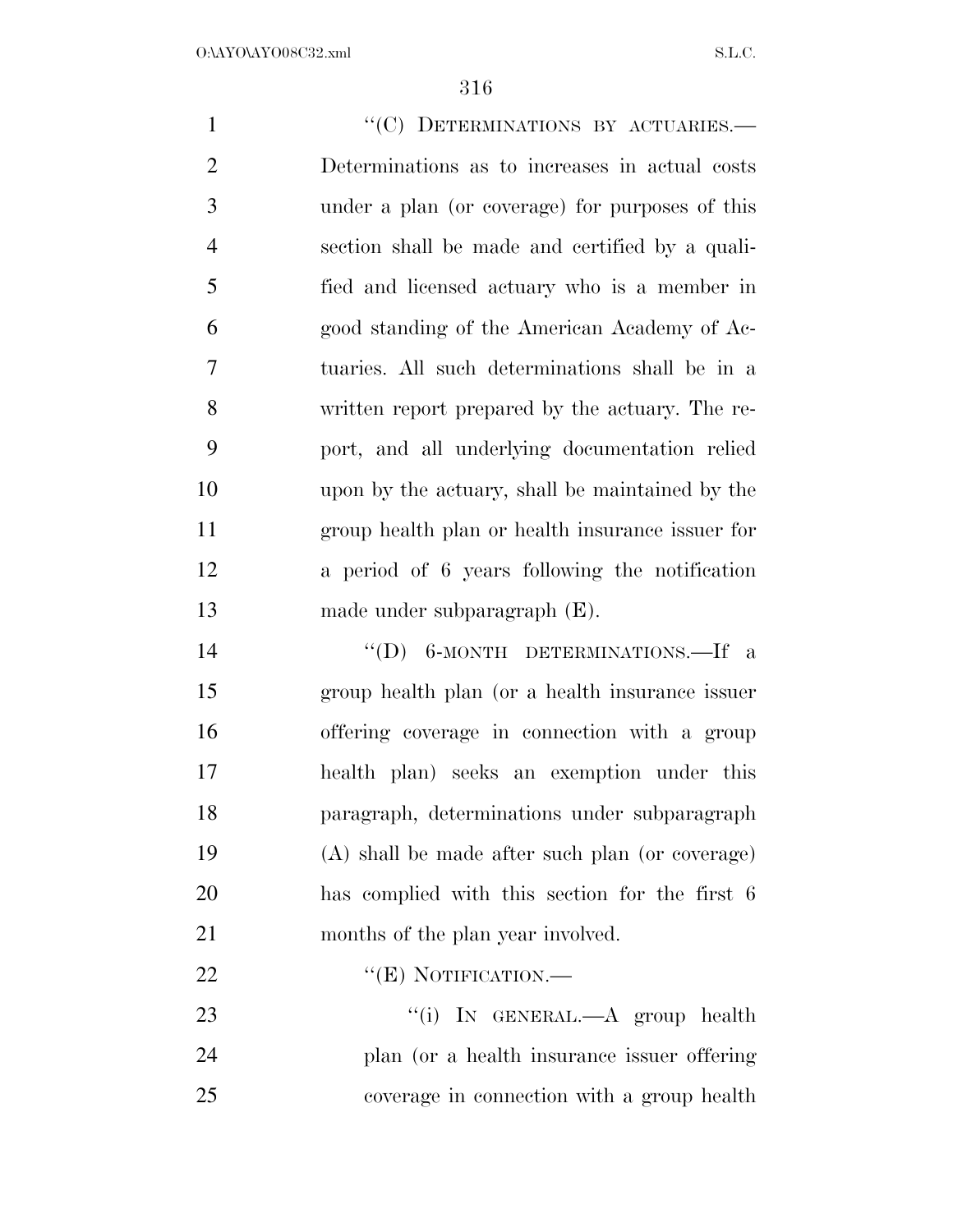"(C) DETERMINATIONS BY ACTUARIES.—Determinations as to increases in actual costs under a plan (or coverage) for purposes of this section shall be made and certified by a qualified and licensed actuary who is a member in good standing of the American Academy of Actuaries. All such determinations shall be in a written report prepared by the actuary. The report, and all underlying documentation relied upon by the actuary, shall be maintained by the group health plan or health insurance issuer for a period of 6 years following the notification made under subparagraph (E).

"(D) 6-MONTH DETERMINATIONS.—If a group health plan (or a health insurance issuer offering coverage in connection with a group health plan) seeks an exemption under this paragraph, determinations under subparagraph (A) shall be made after such plan (or coverage) has complied with this section for the first 6 months of the plan year involved.

"(E) NOTIFICATION.—

"(i) IN GENERAL.—A group health plan (or a health insurance issuer offering coverage in connection with a group health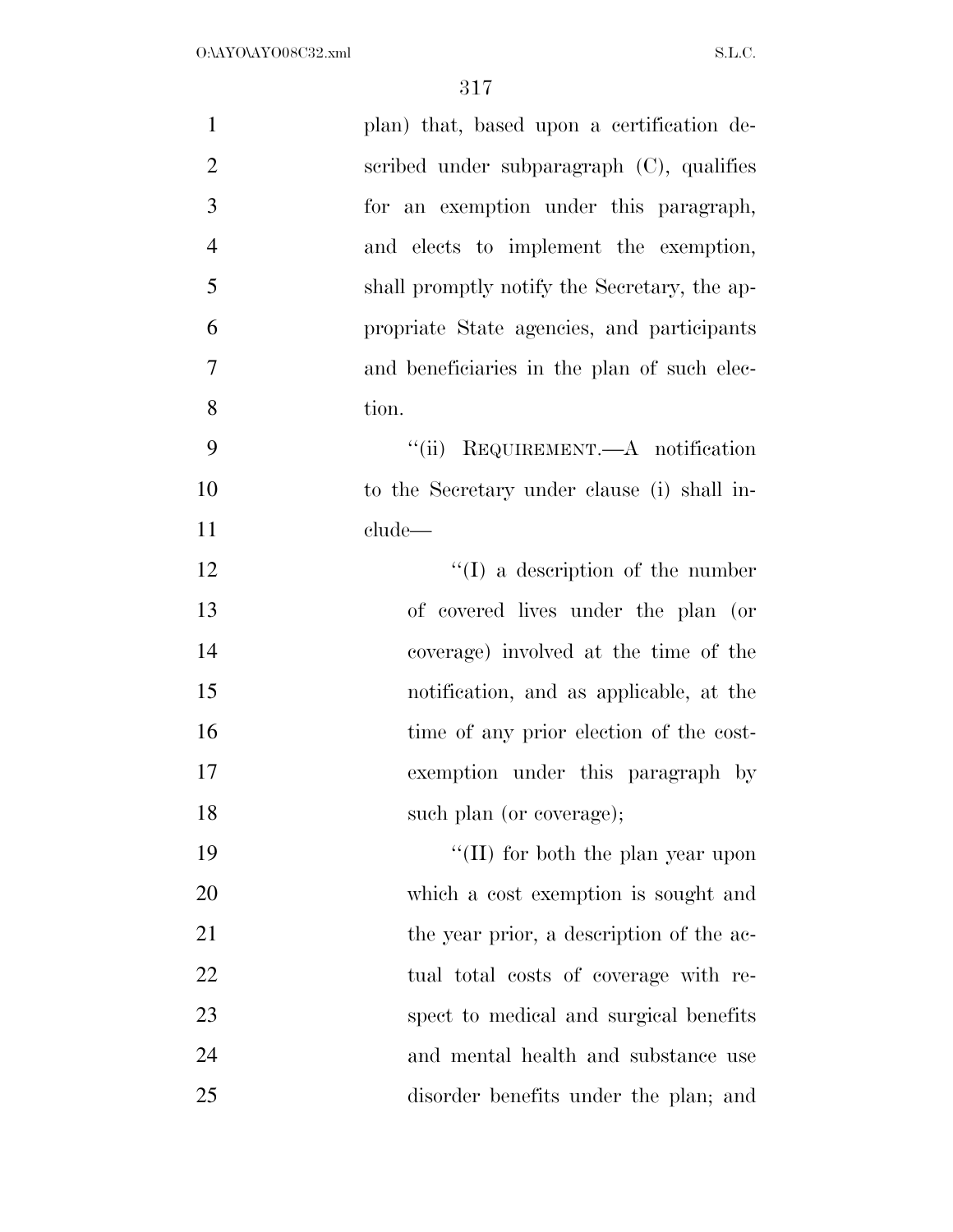plan) that, based upon a certification described under subparagraph (C), qualifies for an exemption under this paragraph, and elects to implement the exemption, shall promptly notify the Secretary, the appropriate State agencies, and participants and beneficiaries in the plan of such election.

''(ii) REQUIREMENT.—A notification to the Secretary under clause (i) shall include—

''(I) a description of the number of covered lives under the plan (or coverage) involved at the time of the notification, and as applicable, at the time of any prior election of the cost-exemption under this paragraph by such plan (or coverage);

''(II) for both the plan year upon which a cost exemption is sought and the year prior, a description of the actual total costs of coverage with respect to medical and surgical benefits and mental health and substance use disorder benefits under the plan; and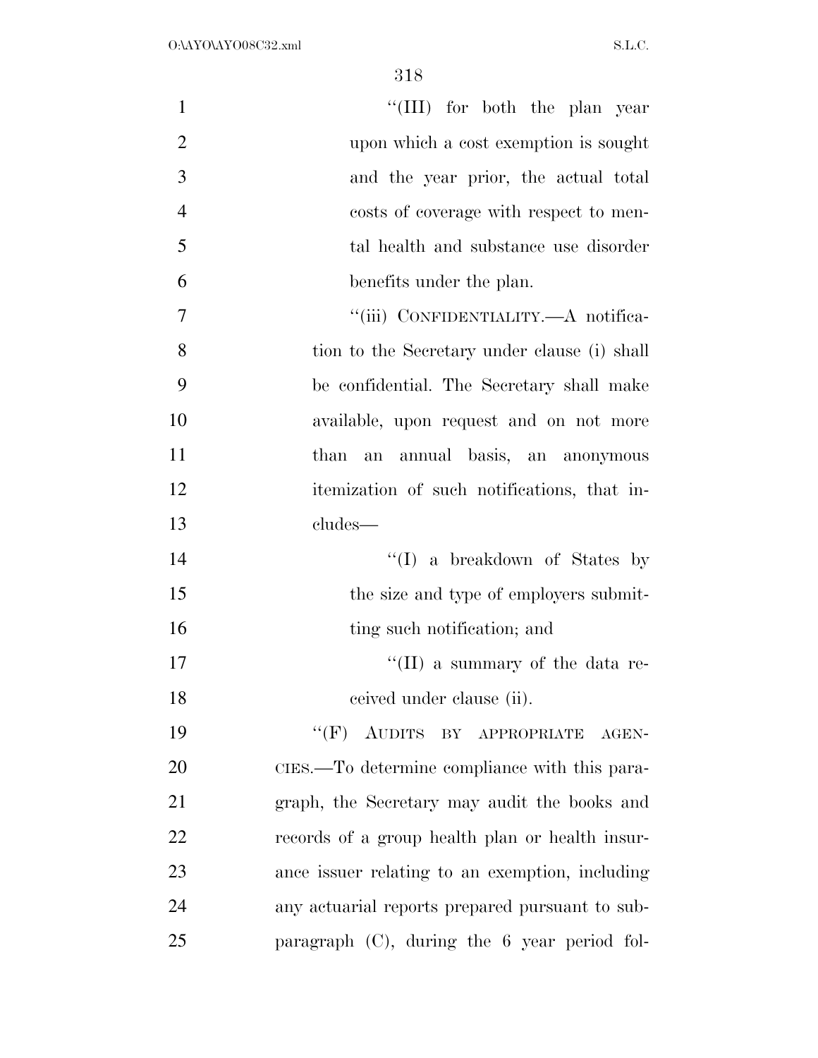"(III) for both the plan year upon which a cost exemption is sought and the year prior, the actual total costs of coverage with respect to mental health and substance use disorder benefits under the plan.

"(iii) CONFIDENTIALITY.—A notification to the Secretary under clause (i) shall be confidential. The Secretary shall make available, upon request and on not more than an annual basis, an anonymous itemization of such notifications, that includes—

"(I) a breakdown of States by the size and type of employers submitting such notification; and

"(II) a summary of the data received under clause (ii).

"(F) AUDITS BY APPROPRIATE AGENCIES.—To determine compliance with this paragraph, the Secretary may audit the books and records of a group health plan or health insurance issuer relating to an exemption, including any actuarial reports prepared pursuant to subparagraph (C), during the 6 year period fol-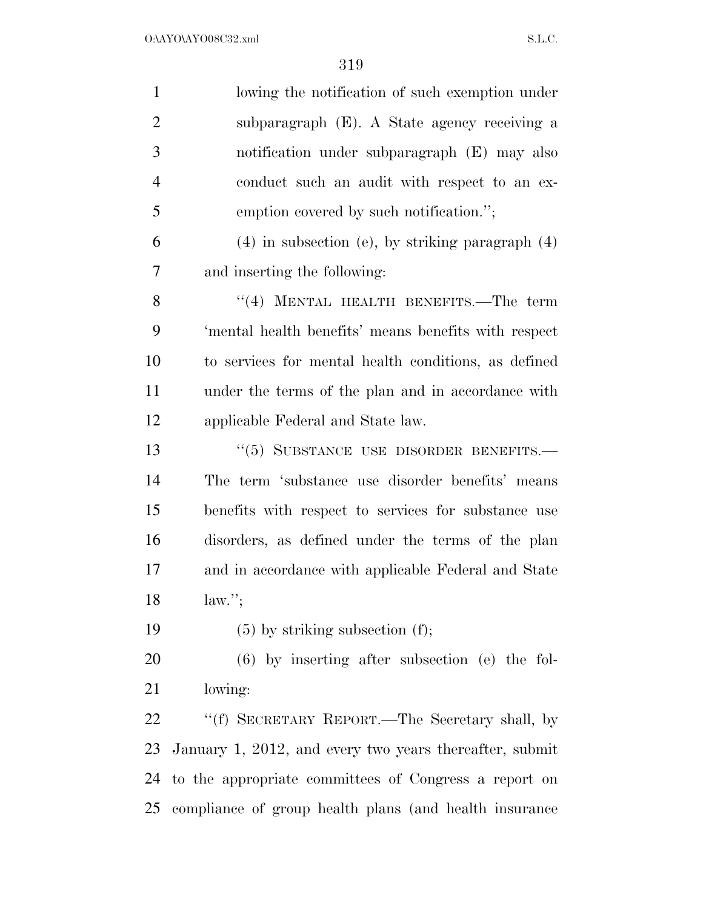lowing the notification of such exemption under subparagraph (E). A State agency receiving a notification under subparagraph (E) may also conduct such an audit with respect to an exemption covered by such notification.'';

(4) in subsection (e), by striking paragraph (4) and inserting the following:

''(4) MENTAL HEALTH BENEFITS.—The term 'mental health benefits' means benefits with respect to services for mental health conditions, as defined under the terms of the plan and in accordance with applicable Federal and State law.

''(5) SUBSTANCE USE DISORDER BENEFITS.—The term 'substance use disorder benefits' means benefits with respect to services for substance use disorders, as defined under the terms of the plan and in accordance with applicable Federal and State law.'';

(5) by striking subsection (f);

(6) by inserting after subsection (e) the following:

''(f) SECRETARY REPORT.—The Secretary shall, by January 1, 2012, and every two years thereafter, submit to the appropriate committees of Congress a report on compliance of group health plans (and health insurance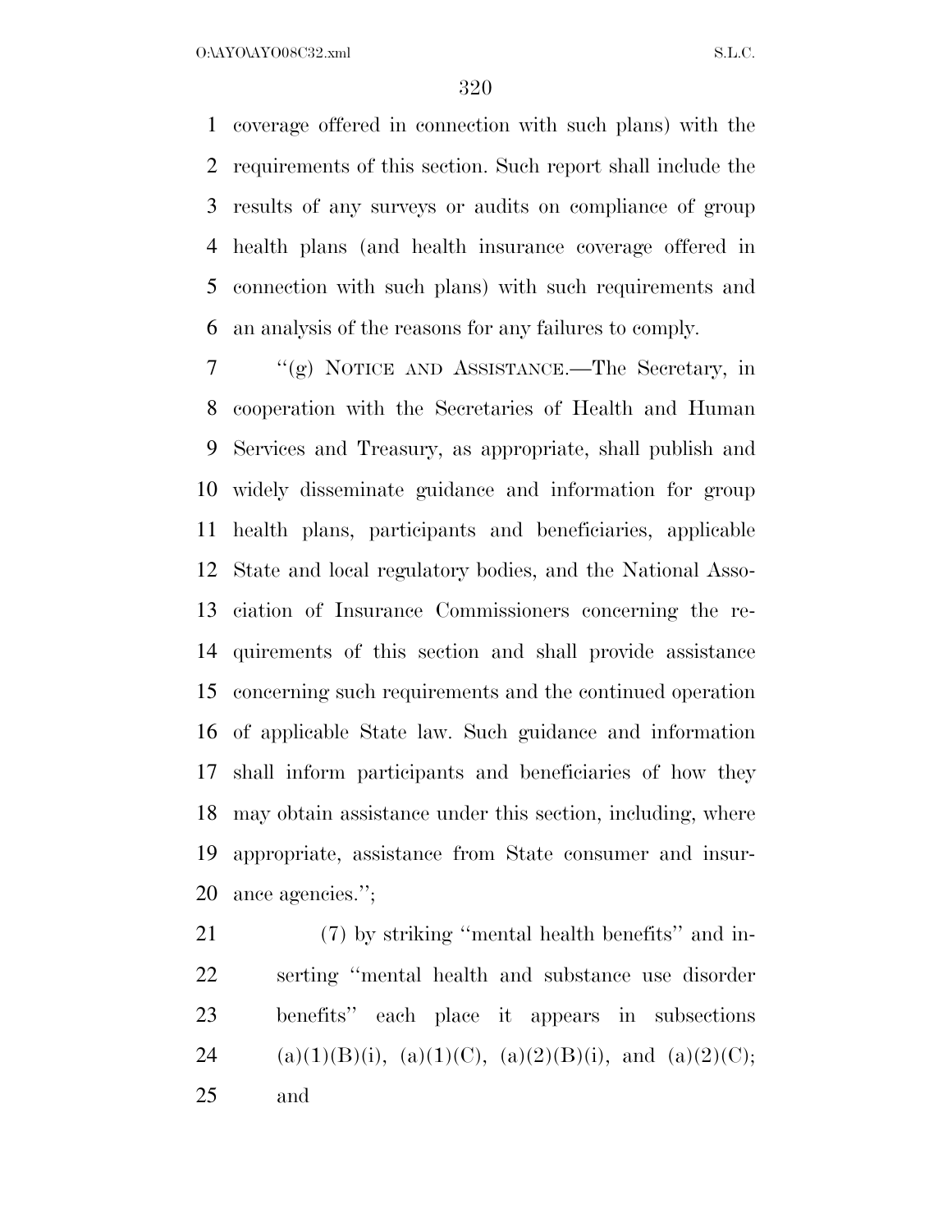coverage offered in connection with such plans) with the requirements of this section. Such report shall include the results of any surveys or audits on compliance of group health plans (and health insurance coverage offered in connection with such plans) with such requirements and an analysis of the reasons for any failures to comply.

''(g) NOTICE AND ASSISTANCE.—The Secretary, in cooperation with the Secretaries of Health and Human Services and Treasury, as appropriate, shall publish and widely disseminate guidance and information for group health plans, participants and beneficiaries, applicable State and local regulatory bodies, and the National Association of Insurance Commissioners concerning the requirements of this section and shall provide assistance concerning such requirements and the continued operation of applicable State law. Such guidance and information shall inform participants and beneficiaries of how they may obtain assistance under this section, including, where appropriate, assistance from State consumer and insurance agencies.'';

(7) by striking ''mental health benefits'' and inserting ''mental health and substance use disorder benefits'' each place it appears in subsections (a)(1)(B)(i), (a)(1)(C), (a)(2)(B)(i), and (a)(2)(C); and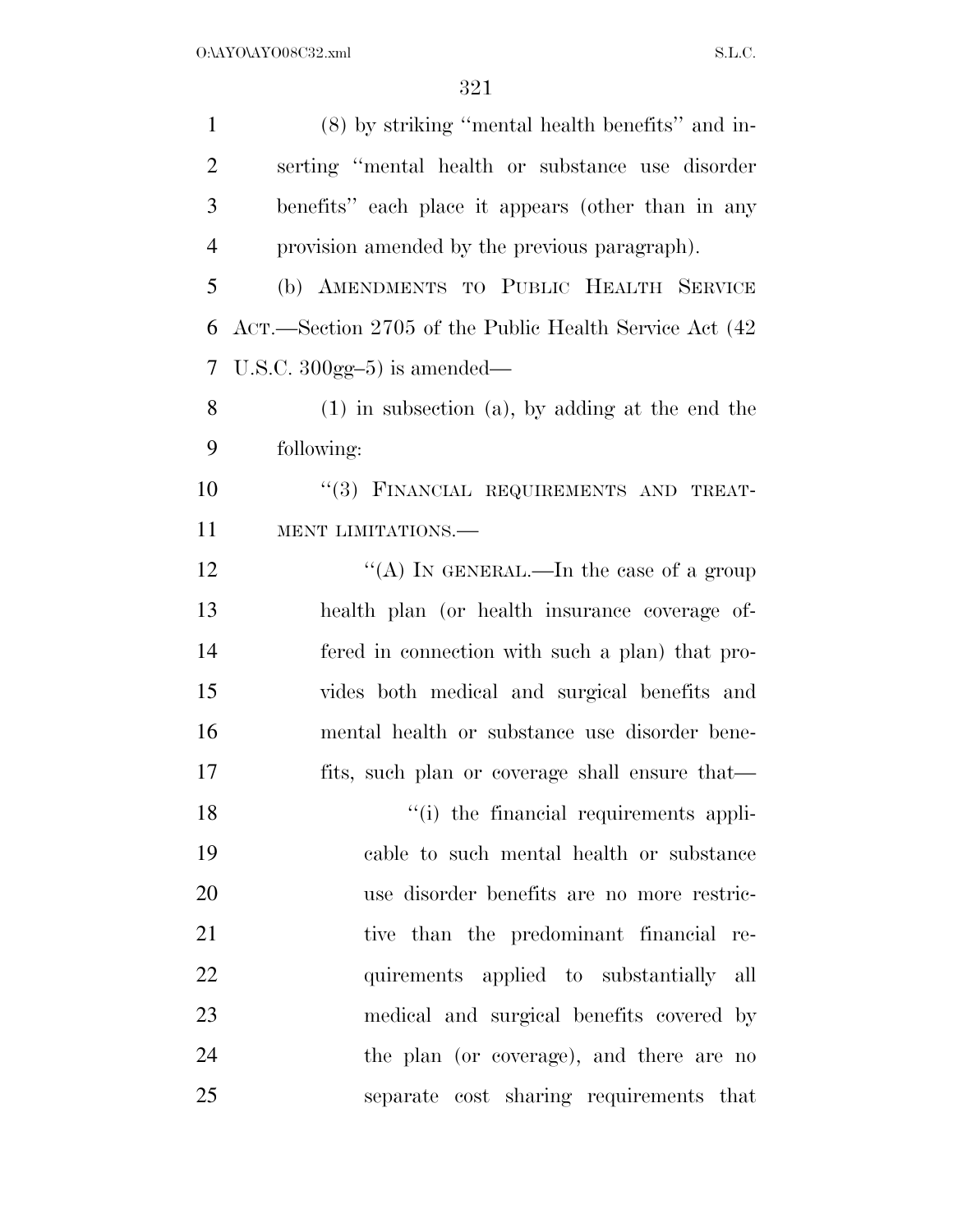(8) by striking ''mental health benefits'' and inserting ''mental health or substance use disorder benefits'' each place it appears (other than in any provision amended by the previous paragraph).

(b) AMENDMENTS TO PUBLIC HEALTH SERVICE ACT.—Section 2705 of the Public Health Service Act (42 U.S.C. 300gg–5) is amended—

(1) in subsection (a), by adding at the end the following:

''(3) FINANCIAL REQUIREMENTS AND TREATMENT LIMITATIONS.—

''(A) IN GENERAL.—In the case of a group health plan (or health insurance coverage offered in connection with such a plan) that provides both medical and surgical benefits and mental health or substance use disorder benefits, such plan or coverage shall ensure that—

''(i) the financial requirements applicable to such mental health or substance use disorder benefits are no more restrictive than the predominant financial requirements applied to substantially all medical and surgical benefits covered by the plan (or coverage), and there are no separate cost sharing requirements that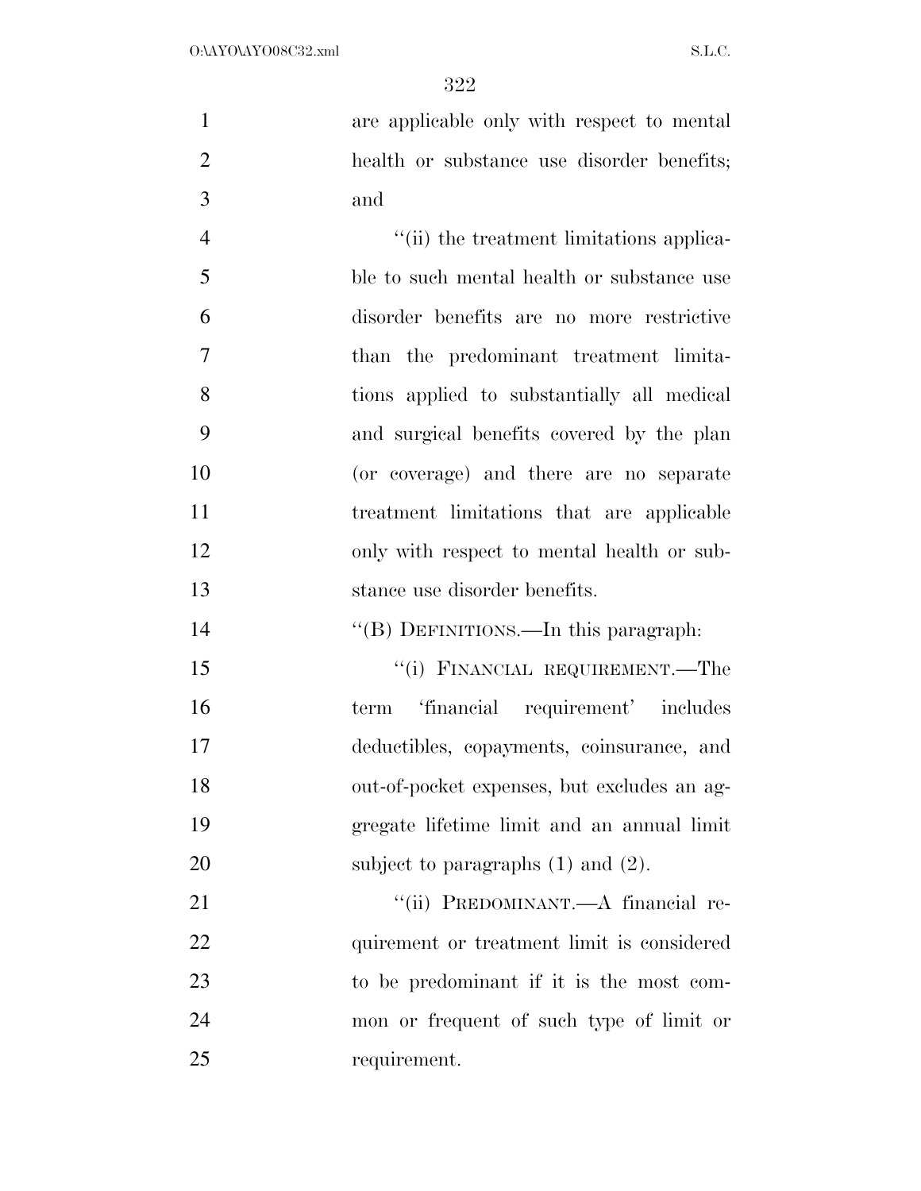are applicable only with respect to mental health or substance use disorder benefits; and

"(ii) the treatment limitations applicable to such mental health or substance use disorder benefits are no more restrictive than the predominant treatment limitations applied to substantially all medical and surgical benefits covered by the plan (or coverage) and there are no separate treatment limitations that are applicable only with respect to mental health or substance use disorder benefits.

"(B) DEFINITIONS.—In this paragraph:

"(i) FINANCIAL REQUIREMENT.—The term 'financial requirement' includes deductibles, copayments, coinsurance, and out-of-pocket expenses, but excludes an aggregate lifetime limit and an annual limit subject to paragraphs (1) and (2).

"(ii) PREDOMINANT.—A financial requirement or treatment limit is considered to be predominant if it is the most common or frequent of such type of limit or requirement.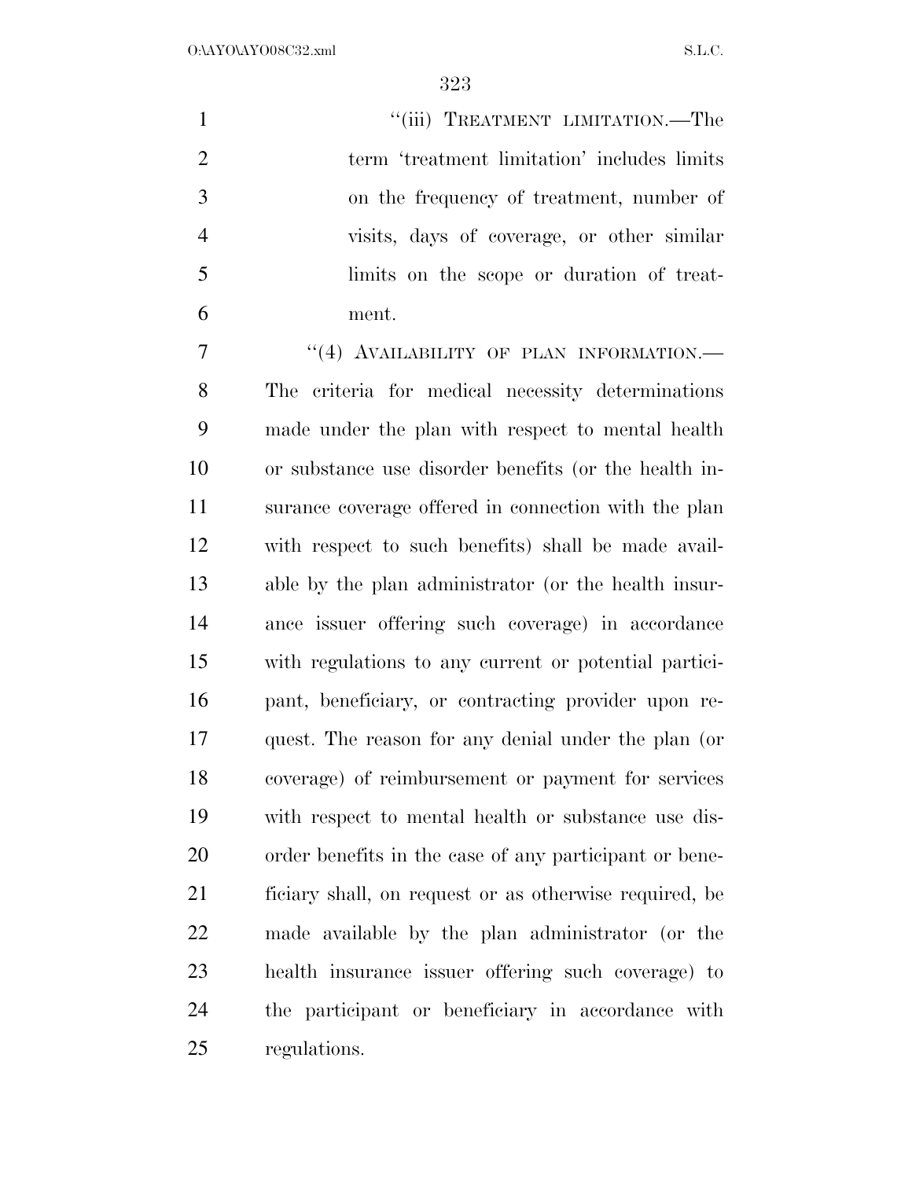"(iii) TREATMENT LIMITATION.—The term 'treatment limitation' includes limits on the frequency of treatment, number of visits, days of coverage, or other similar limits on the scope or duration of treatment.

"(4) AVAILABILITY OF PLAN INFORMATION.— The criteria for medical necessity determinations made under the plan with respect to mental health or substance use disorder benefits (or the health insurance coverage offered in connection with the plan with respect to such benefits) shall be made available by the plan administrator (or the health insurance issuer offering such coverage) in accordance with regulations to any current or potential participant, beneficiary, or contracting provider upon request. The reason for any denial under the plan (or coverage) of reimbursement or payment for services with respect to mental health or substance use disorder benefits in the case of any participant or beneficiary shall, on request or as otherwise required, be made available by the plan administrator (or the health insurance issuer offering such coverage) to the participant or beneficiary in accordance with regulations.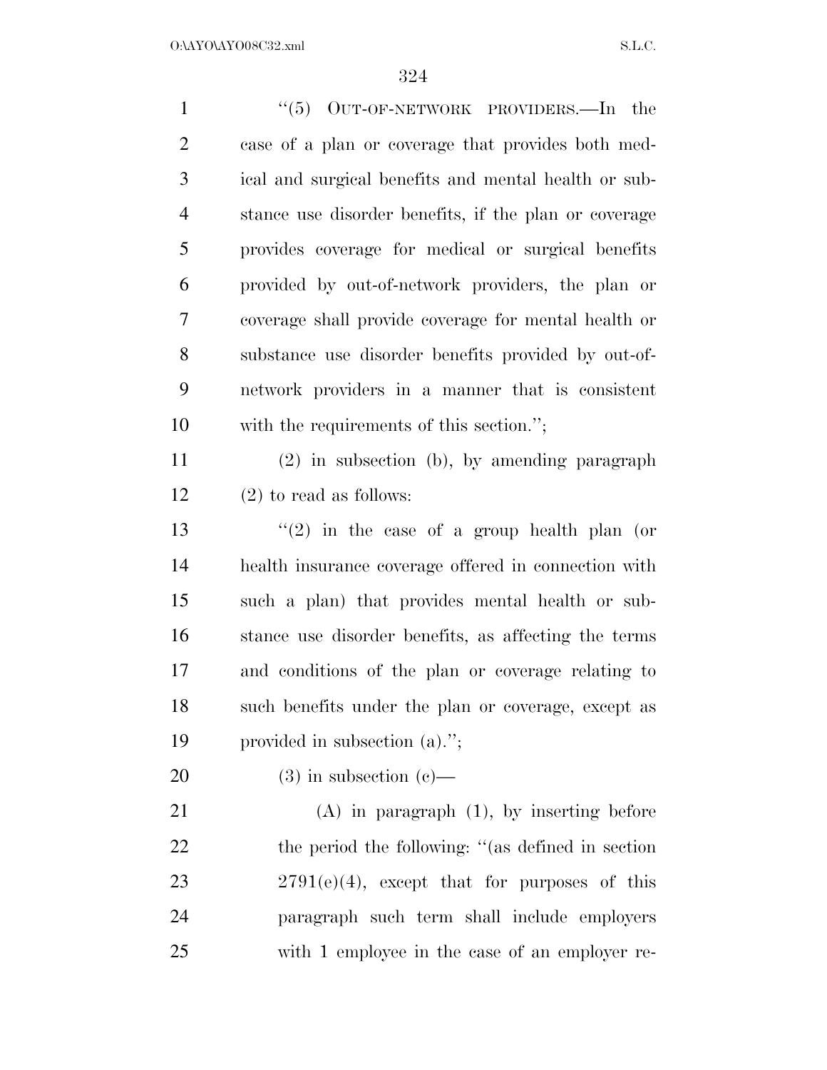''(5) OUT-OF-NETWORK PROVIDERS.—In the case of a plan or coverage that provides both medical and surgical benefits and mental health or substance use disorder benefits, if the plan or coverage provides coverage for medical or surgical benefits provided by out-of-network providers, the plan or coverage shall provide coverage for mental health or substance use disorder benefits provided by out-of-network providers in a manner that is consistent with the requirements of this section.'';

(2) in subsection (b), by amending paragraph (2) to read as follows:

''(2) in the case of a group health plan (or health insurance coverage offered in connection with such a plan) that provides mental health or substance use disorder benefits, as affecting the terms and conditions of the plan or coverage relating to such benefits under the plan or coverage, except as provided in subsection (a).'';

(3) in subsection (c)—

(A) in paragraph (1), by inserting before the period the following: ''(as defined in section 2791(e)(4), except that for purposes of this paragraph such term shall include employers with 1 employee in the case of an employer re-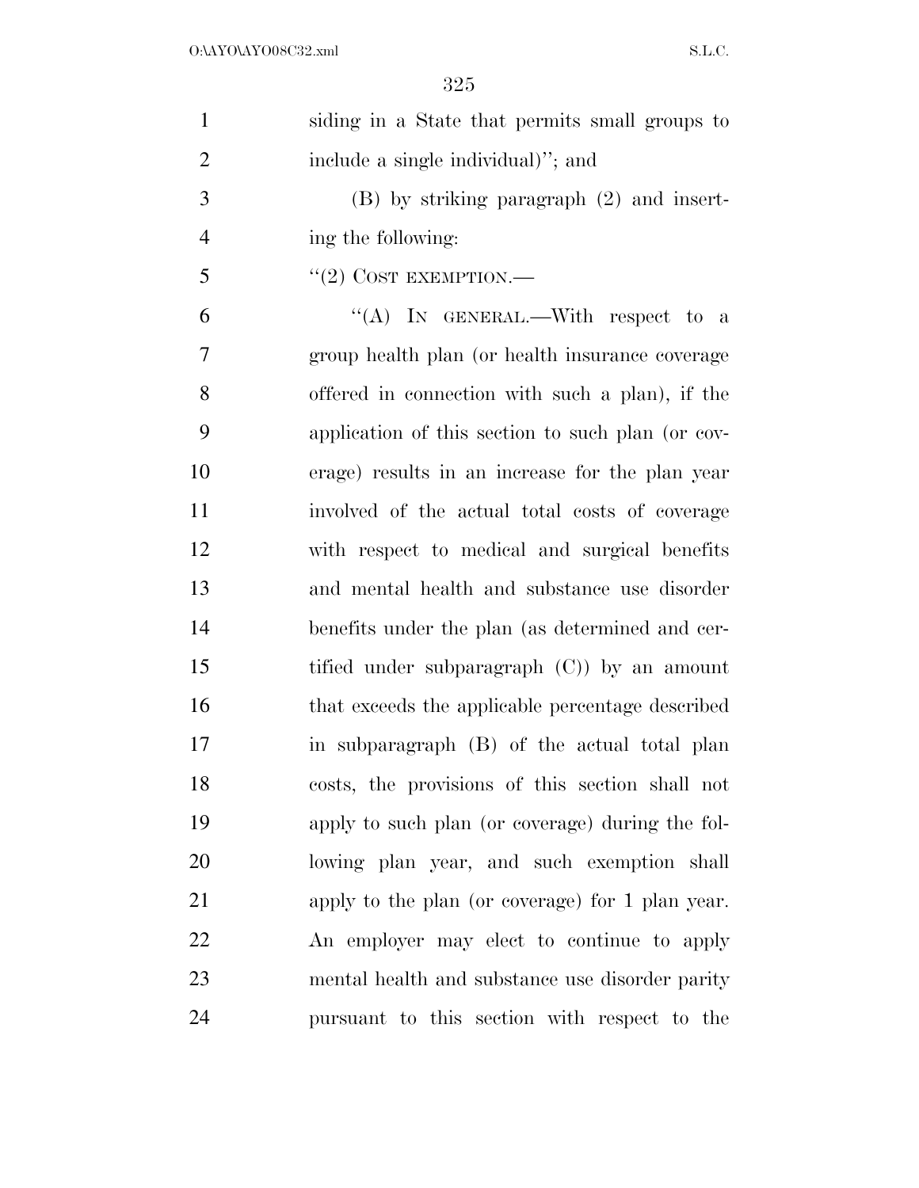siding in a State that permits small groups to include a single individual)''; and

(B) by striking paragraph (2) and inserting the following:

''(2) COST EXEMPTION.—

''(A) IN GENERAL.—With respect to a group health plan (or health insurance coverage offered in connection with such a plan), if the application of this section to such plan (or coverage) results in an increase for the plan year involved of the actual total costs of coverage with respect to medical and surgical benefits and mental health and substance use disorder benefits under the plan (as determined and certified under subparagraph (C)) by an amount that exceeds the applicable percentage described in subparagraph (B) of the actual total plan costs, the provisions of this section shall not apply to such plan (or coverage) during the following plan year, and such exemption shall apply to the plan (or coverage) for 1 plan year. An employer may elect to continue to apply mental health and substance use disorder parity pursuant to this section with respect to the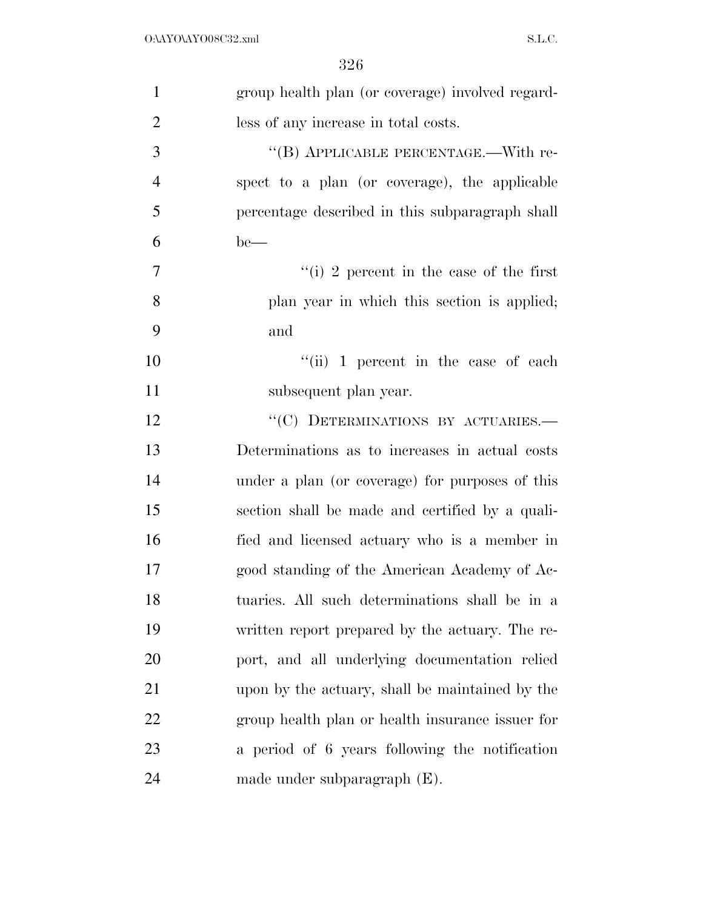group health plan (or coverage) involved regardless of any increase in total costs.

"(B) APPLICABLE PERCENTAGE.—With respect to a plan (or coverage), the applicable percentage described in this subparagraph shall be—

"(i) 2 percent in the case of the first plan year in which this section is applied; and

"(ii) 1 percent in the case of each subsequent plan year.

"(C) DETERMINATIONS BY ACTUARIES.—Determinations as to increases in actual costs under a plan (or coverage) for purposes of this section shall be made and certified by a qualified and licensed actuary who is a member in good standing of the American Academy of Actuaries. All such determinations shall be in a written report prepared by the actuary. The report, and all underlying documentation relied upon by the actuary, shall be maintained by the group health plan or health insurance issuer for a period of 6 years following the notification made under subparagraph (E).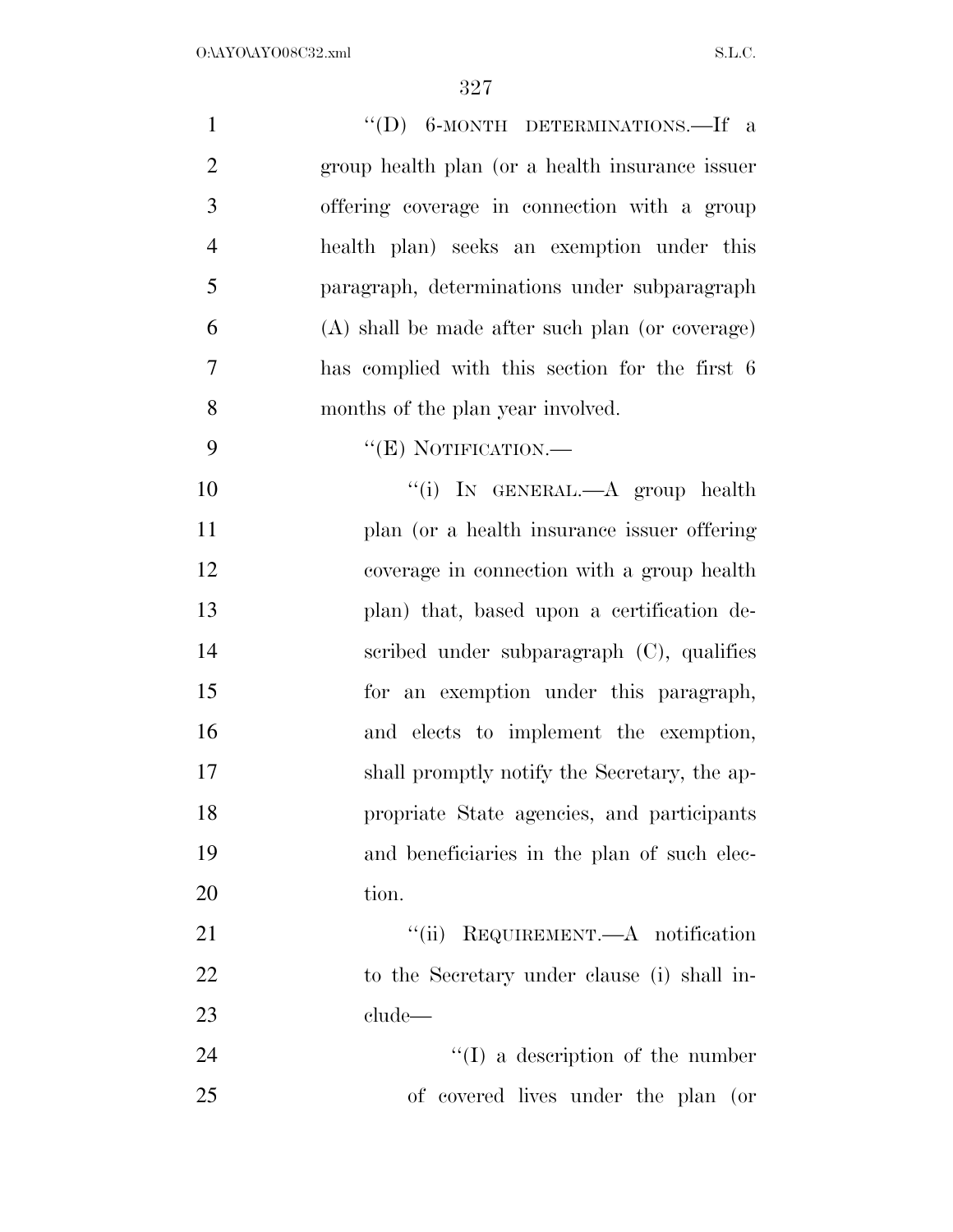''(D) 6-MONTH DETERMINATIONS.—If a group health plan (or a health insurance issuer offering coverage in connection with a group health plan) seeks an exemption under this paragraph, determinations under subparagraph (A) shall be made after such plan (or coverage) has complied with this section for the first 6 months of the plan year involved.

''(E) NOTIFICATION.—

''(i) IN GENERAL.—A group health plan (or a health insurance issuer offering coverage in connection with a group health plan) that, based upon a certification described under subparagraph (C), qualifies for an exemption under this paragraph, and elects to implement the exemption, shall promptly notify the Secretary, the appropriate State agencies, and participants and beneficiaries in the plan of such election.

''(ii) REQUIREMENT.—A notification to the Secretary under clause (i) shall include—

''(I) a description of the number of covered lives under the plan (or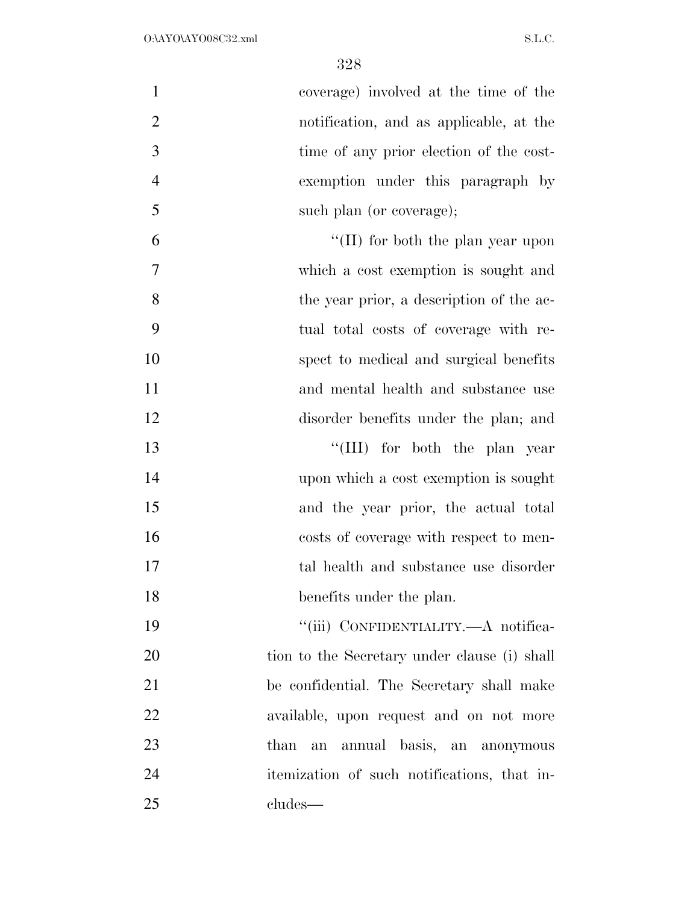coverage) involved at the time of the notification, and as applicable, at the time of any prior election of the cost-exemption under this paragraph by such plan (or coverage);

''(II) for both the plan year upon which a cost exemption is sought and the year prior, a description of the actual total costs of coverage with respect to medical and surgical benefits and mental health and substance use disorder benefits under the plan; and

''(III) for both the plan year upon which a cost exemption is sought and the year prior, the actual total costs of coverage with respect to mental health and substance use disorder benefits under the plan.

''(iii) CONFIDENTIALITY.—A notification to the Secretary under clause (i) shall be confidential. The Secretary shall make available, upon request and on not more than an annual basis, an anonymous itemization of such notifications, that includes—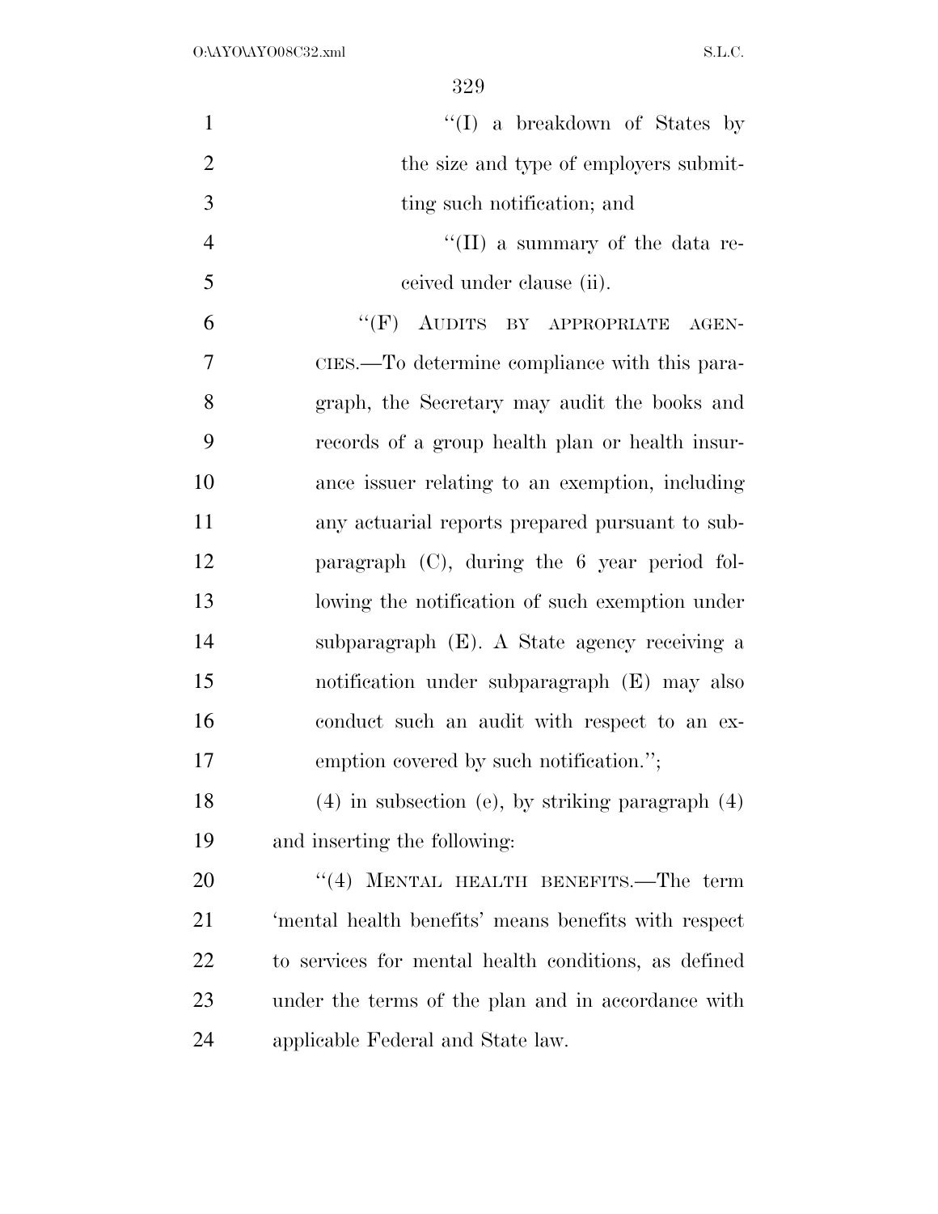"(I) a breakdown of States by the size and type of employers submitting such notification; and

"(II) a summary of the data received under clause (ii).

"(F) AUDITS BY APPROPRIATE AGENCIES.—To determine compliance with this paragraph, the Secretary may audit the books and records of a group health plan or health insurance issuer relating to an exemption, including any actuarial reports prepared pursuant to subparagraph (C), during the 6 year period following the notification of such exemption under subparagraph (E). A State agency receiving a notification under subparagraph (E) may also conduct such an audit with respect to an exemption covered by such notification.";

(4) in subsection (e), by striking paragraph (4) and inserting the following:

"(4) MENTAL HEALTH BENEFITS.—The term 'mental health benefits' means benefits with respect to services for mental health conditions, as defined under the terms of the plan and in accordance with applicable Federal and State law.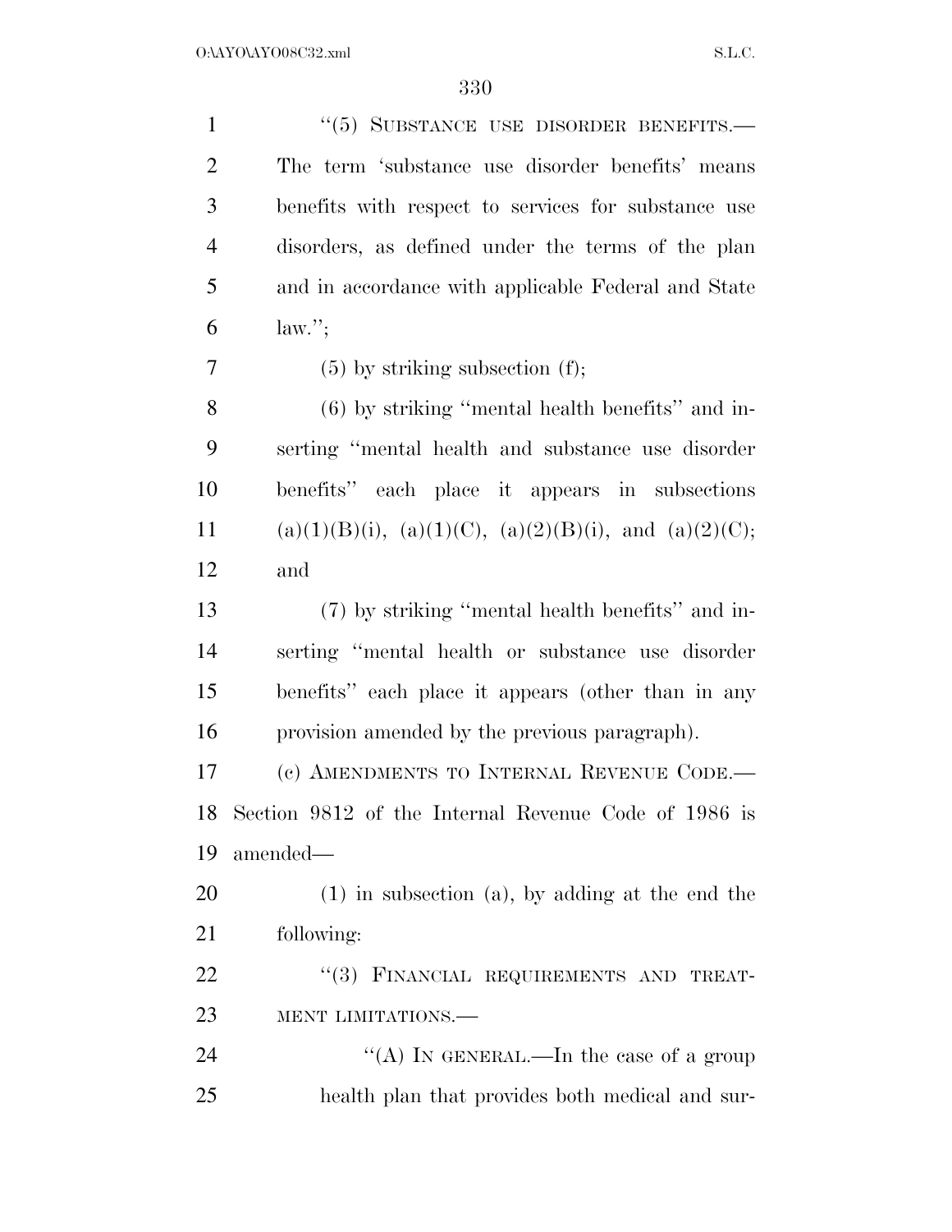"(5) SUBSTANCE USE DISORDER BENEFITS.—The term 'substance use disorder benefits' means benefits with respect to services for substance use disorders, as defined under the terms of the plan and in accordance with applicable Federal and State law.";

(5) by striking subsection (f);

(6) by striking "mental health benefits" and inserting "mental health and substance use disorder benefits" each place it appears in subsections (a)(1)(B)(i), (a)(1)(C), (a)(2)(B)(i), and (a)(2)(C); and

(7) by striking "mental health benefits" and inserting "mental health or substance use disorder benefits" each place it appears (other than in any provision amended by the previous paragraph).

(c) AMENDMENTS TO INTERNAL REVENUE CODE.—Section 9812 of the Internal Revenue Code of 1986 is amended—

(1) in subsection (a), by adding at the end the following:

"(3) FINANCIAL REQUIREMENTS AND TREATMENT LIMITATIONS.—

"(A) IN GENERAL.—In the case of a group health plan that provides both medical and sur-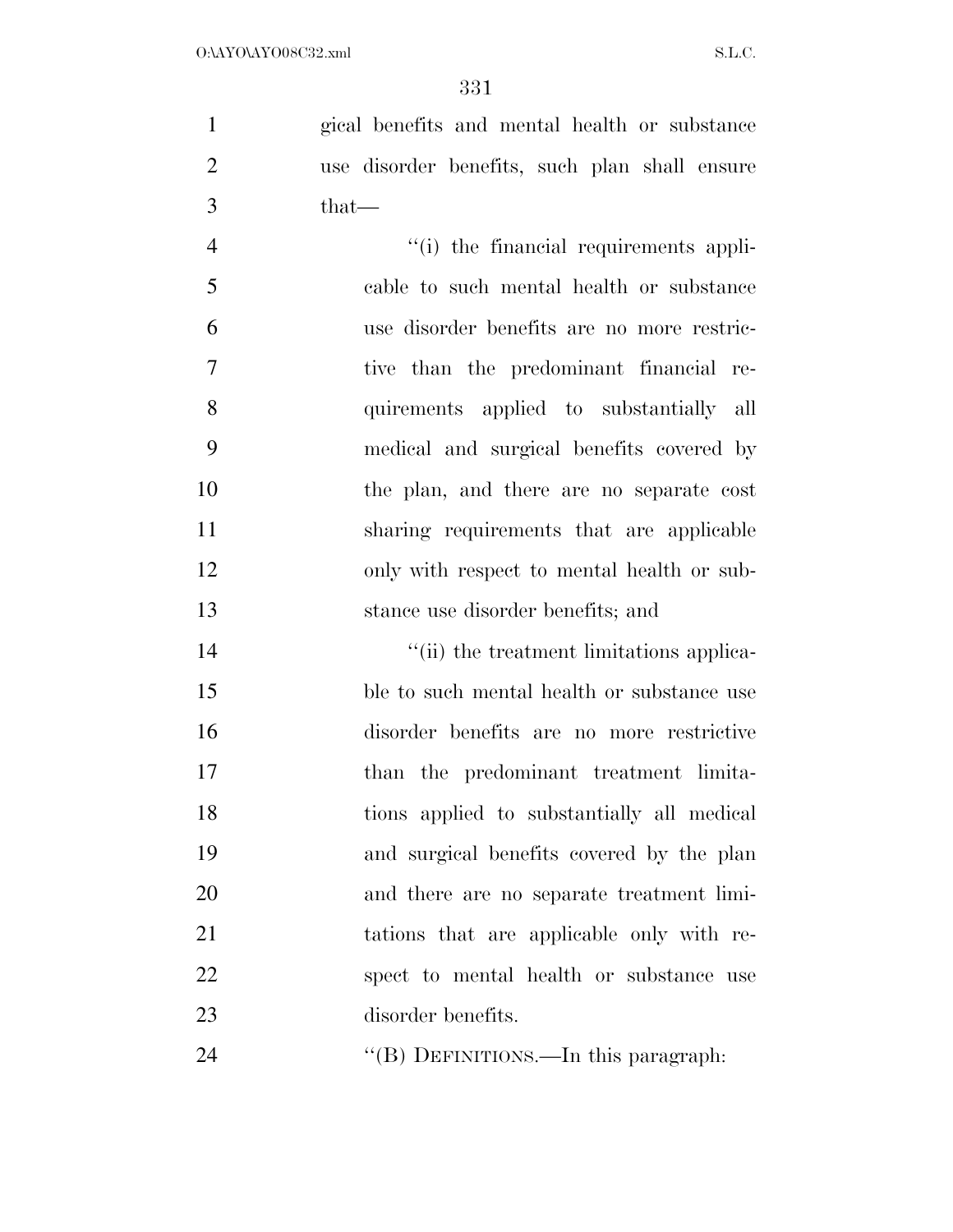gical benefits and mental health or substance use disorder benefits, such plan shall ensure that—

"(i) the financial requirements applicable to such mental health or substance use disorder benefits are no more restrictive than the predominant financial requirements applied to substantially all medical and surgical benefits covered by the plan, and there are no separate cost sharing requirements that are applicable only with respect to mental health or substance use disorder benefits; and

"(ii) the treatment limitations applicable to such mental health or substance use disorder benefits are no more restrictive than the predominant treatment limitations applied to substantially all medical and surgical benefits covered by the plan and there are no separate treatment limitations that are applicable only with respect to mental health or substance use disorder benefits.

"(B) DEFINITIONS.—In this paragraph: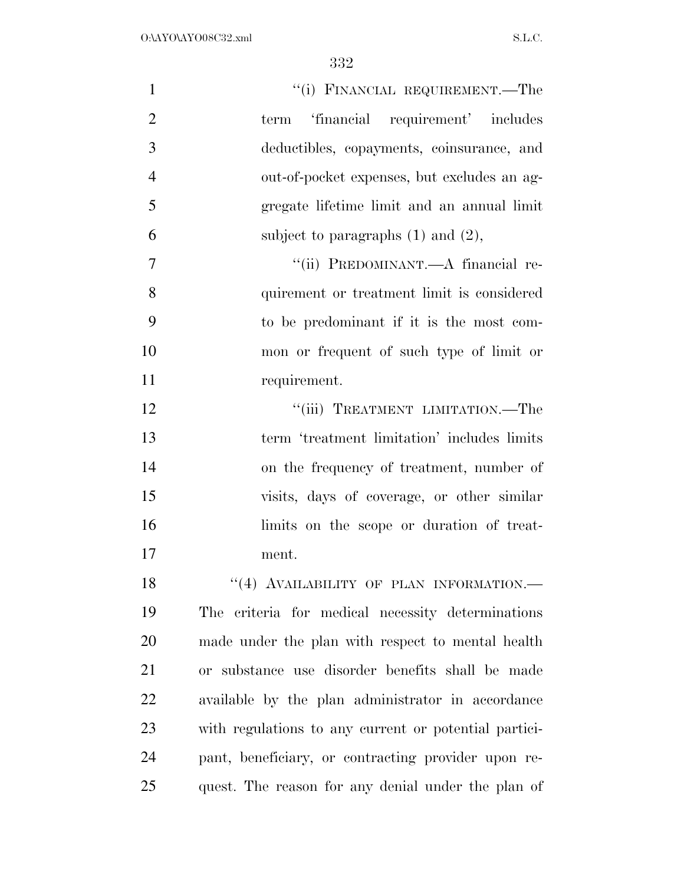"(i) FINANCIAL REQUIREMENT.—The term 'financial requirement' includes deductibles, copayments, coinsurance, and out-of-pocket expenses, but excludes an aggregate lifetime limit and an annual limit subject to paragraphs (1) and (2),

"(ii) PREDOMINANT.—A financial requirement or treatment limit is considered to be predominant if it is the most common or frequent of such type of limit or requirement.

"(iii) TREATMENT LIMITATION.—The term 'treatment limitation' includes limits on the frequency of treatment, number of visits, days of coverage, or other similar limits on the scope or duration of treatment.

"(4) AVAILABILITY OF PLAN INFORMATION.—The criteria for medical necessity determinations made under the plan with respect to mental health or substance use disorder benefits shall be made available by the plan administrator in accordance with regulations to any current or potential participant, beneficiary, or contracting provider upon request. The reason for any denial under the plan of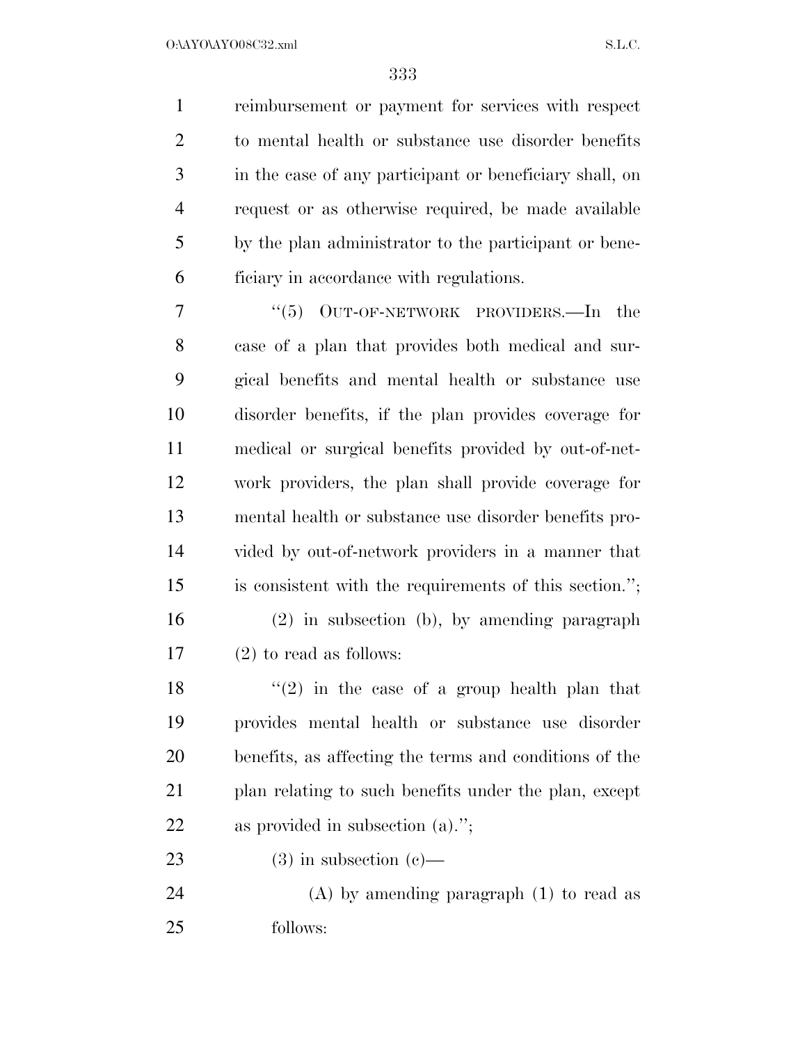reimbursement or payment for services with respect to mental health or substance use disorder benefits in the case of any participant or beneficiary shall, on request or as otherwise required, be made available by the plan administrator to the participant or beneficiary in accordance with regulations.

"(5) OUT-OF-NETWORK PROVIDERS.—In the case of a plan that provides both medical and surgical benefits and mental health or substance use disorder benefits, if the plan provides coverage for medical or surgical benefits provided by out-of-network providers, the plan shall provide coverage for mental health or substance use disorder benefits provided by out-of-network providers in a manner that is consistent with the requirements of this section.";

(2) in subsection (b), by amending paragraph (2) to read as follows:

"(2) in the case of a group health plan that provides mental health or substance use disorder benefits, as affecting the terms and conditions of the plan relating to such benefits under the plan, except as provided in subsection (a).";

(3) in subsection (c)—

(A) by amending paragraph (1) to read as follows: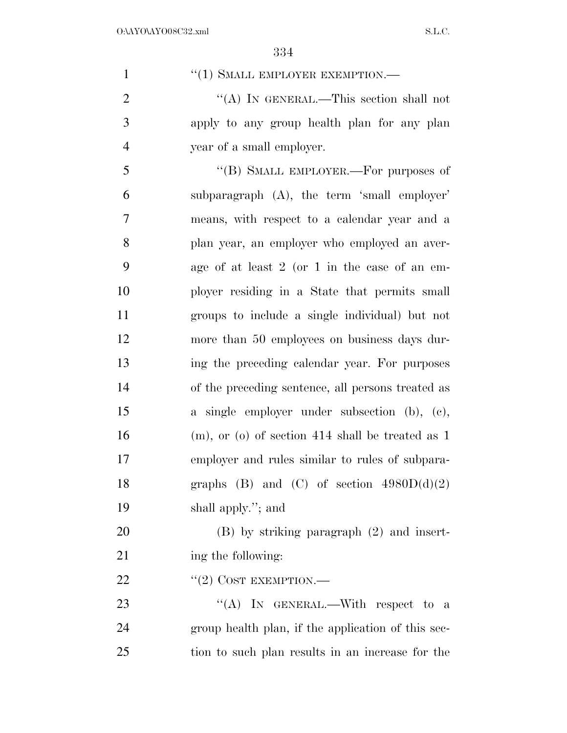"(1) SMALL EMPLOYER EXEMPTION.—

"(A) IN GENERAL.—This section shall not apply to any group health plan for any plan year of a small employer.

"(B) SMALL EMPLOYER.—For purposes of subparagraph (A), the term 'small employer' means, with respect to a calendar year and a plan year, an employer who employed an average of at least 2 (or 1 in the case of an employer residing in a State that permits small groups to include a single individual) but not more than 50 employees on business days during the preceding calendar year. For purposes of the preceding sentence, all persons treated as a single employer under subsection (b), (c), (m), or (o) of section 414 shall be treated as 1 employer and rules similar to rules of subparagraphs (B) and (C) of section 4980D(d)(2) shall apply."; and

(B) by striking paragraph (2) and inserting the following:

"(2) COST EXEMPTION.—

"(A) IN GENERAL.—With respect to a group health plan, if the application of this section to such plan results in an increase for the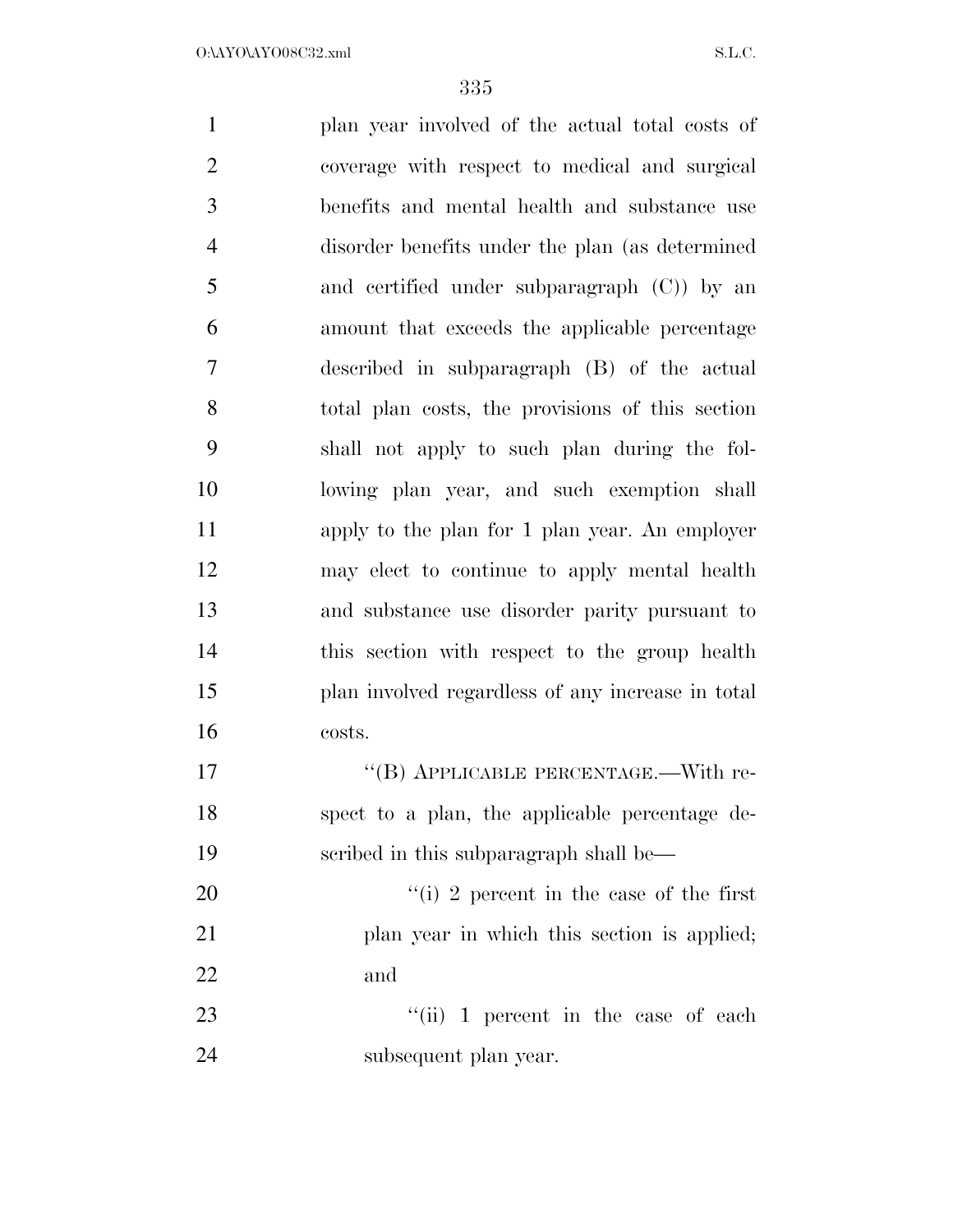plan year involved of the actual total costs of coverage with respect to medical and surgical benefits and mental health and substance use disorder benefits under the plan (as determined and certified under subparagraph (C)) by an amount that exceeds the applicable percentage described in subparagraph (B) of the actual total plan costs, the provisions of this section shall not apply to such plan during the following plan year, and such exemption shall apply to the plan for 1 plan year. An employer may elect to continue to apply mental health and substance use disorder parity pursuant to this section with respect to the group health plan involved regardless of any increase in total costs.

''(B) APPLICABLE PERCENTAGE.—With respect to a plan, the applicable percentage described in this subparagraph shall be—

''(i) 2 percent in the case of the first plan year in which this section is applied; and

''(ii) 1 percent in the case of each subsequent plan year.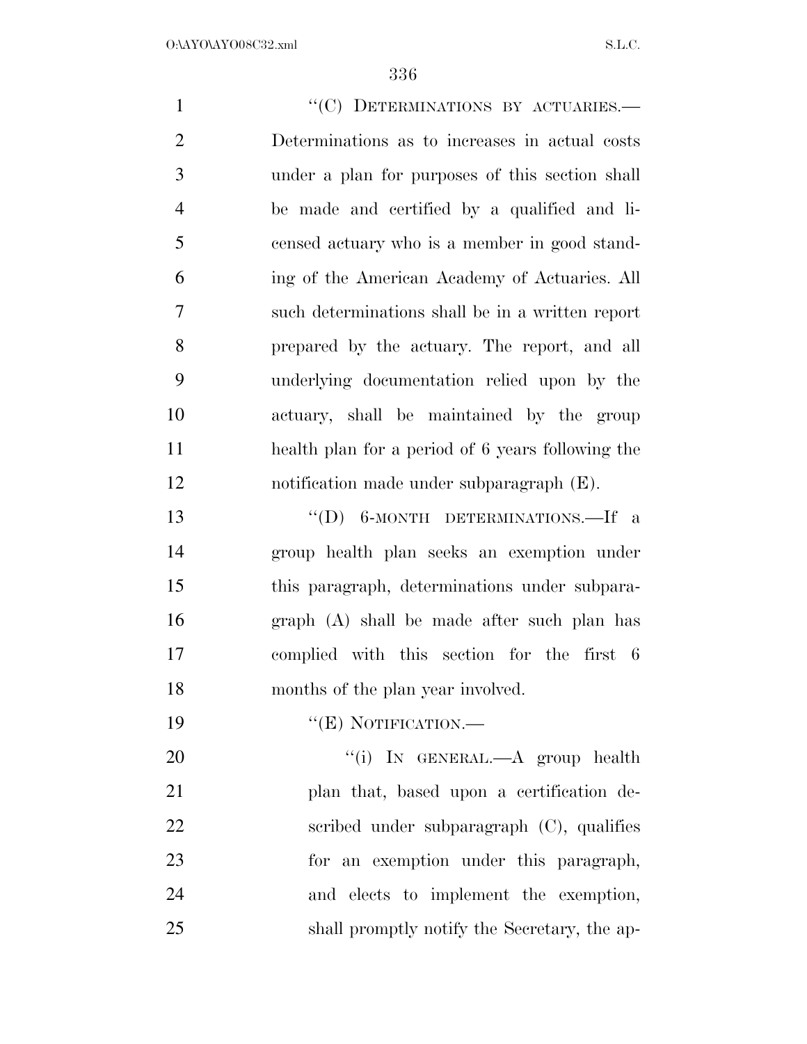"(C) DETERMINATIONS BY ACTUARIES.— Determinations as to increases in actual costs under a plan for purposes of this section shall be made and certified by a qualified and licensed actuary who is a member in good standing of the American Academy of Actuaries. All such determinations shall be in a written report prepared by the actuary. The report, and all underlying documentation relied upon by the actuary, shall be maintained by the group health plan for a period of 6 years following the notification made under subparagraph (E).

"(D) 6-MONTH DETERMINATIONS.—If a group health plan seeks an exemption under this paragraph, determinations under subparagraph (A) shall be made after such plan has complied with this section for the first 6 months of the plan year involved.

"(E) NOTIFICATION.—

"(i) IN GENERAL.—A group health plan that, based upon a certification described under subparagraph (C), qualifies for an exemption under this paragraph, and elects to implement the exemption, shall promptly notify the Secretary, the ap-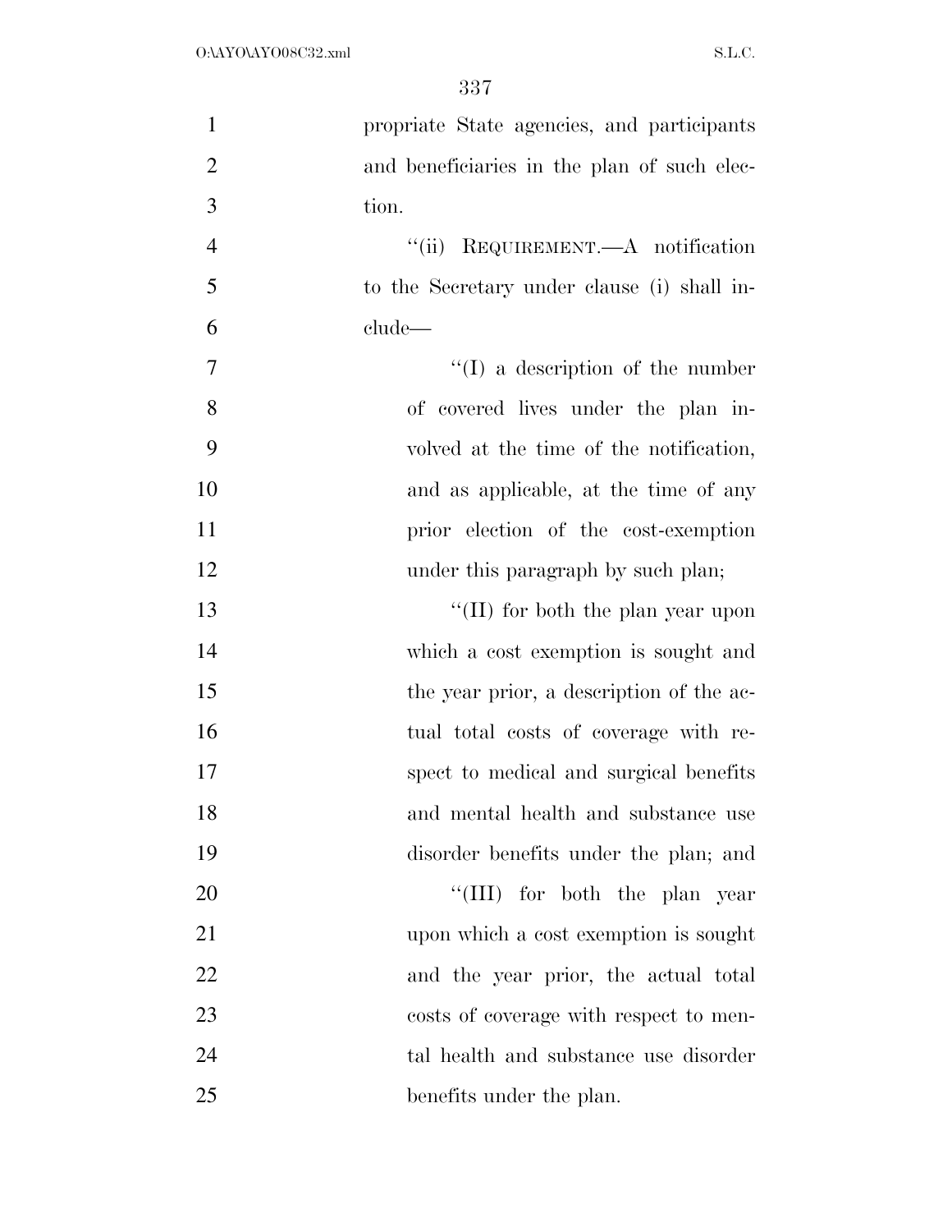propriate State agencies, and participants and beneficiaries in the plan of such election.

"(ii) REQUIREMENT.—A notification to the Secretary under clause (i) shall include—

"(I) a description of the number of covered lives under the plan involved at the time of the notification, and as applicable, at the time of any prior election of the cost-exemption under this paragraph by such plan;

"(II) for both the plan year upon which a cost exemption is sought and the year prior, a description of the actual total costs of coverage with respect to medical and surgical benefits and mental health and substance use disorder benefits under the plan; and

"(III) for both the plan year upon which a cost exemption is sought and the year prior, the actual total costs of coverage with respect to mental health and substance use disorder benefits under the plan.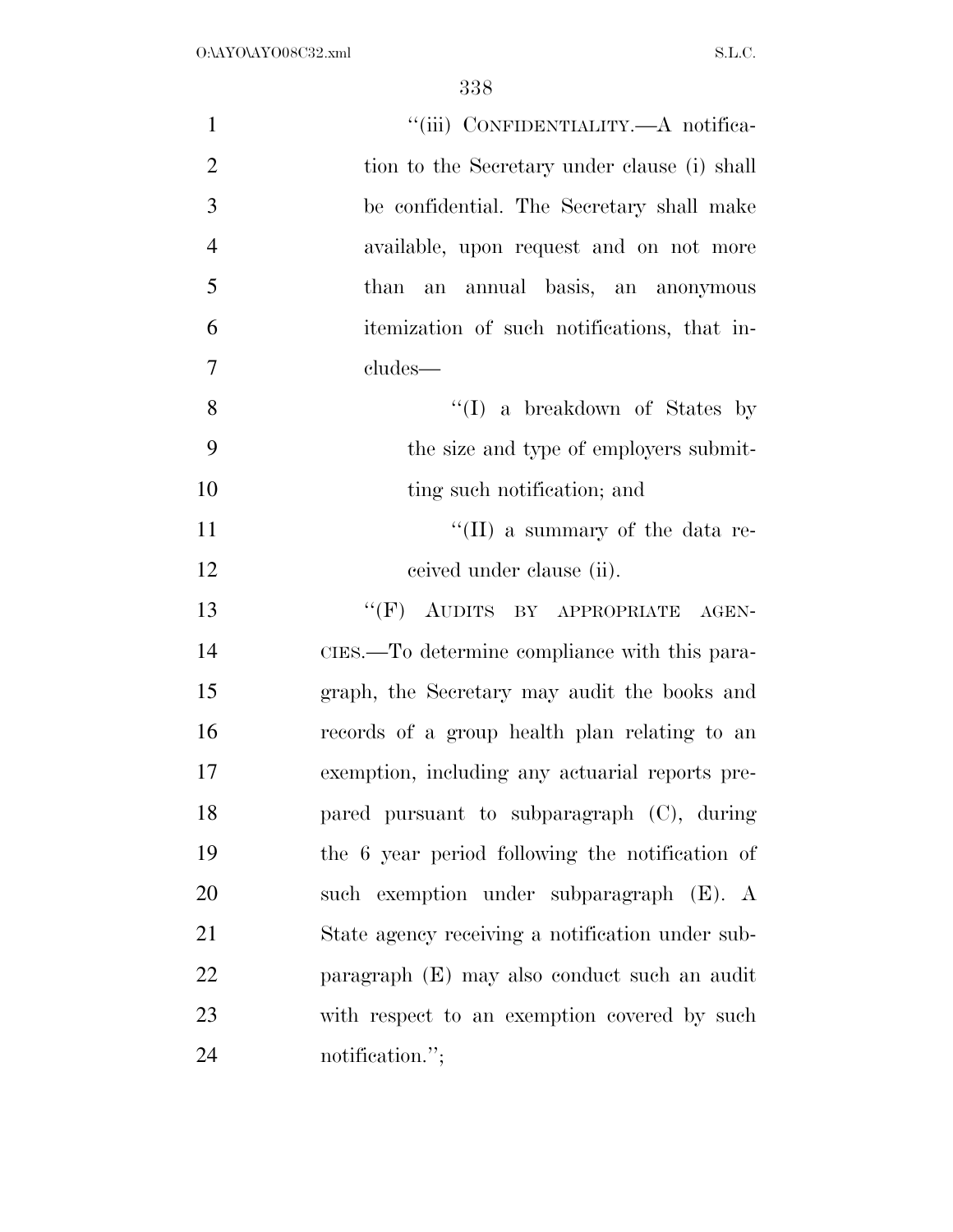"(iii) CONFIDENTIALITY.—A notification to the Secretary under clause (i) shall be confidential. The Secretary shall make available, upon request and on not more than an annual basis, an anonymous itemization of such notifications, that includes—

"(I) a breakdown of States by the size and type of employers submitting such notification; and

"(II) a summary of the data received under clause (ii).

"(F) AUDITS BY APPROPRIATE AGENCIES.—To determine compliance with this paragraph, the Secretary may audit the books and records of a group health plan relating to an exemption, including any actuarial reports prepared pursuant to subparagraph (C), during the 6 year period following the notification of such exemption under subparagraph (E). A State agency receiving a notification under subparagraph (E) may also conduct such an audit with respect to an exemption covered by such notification.";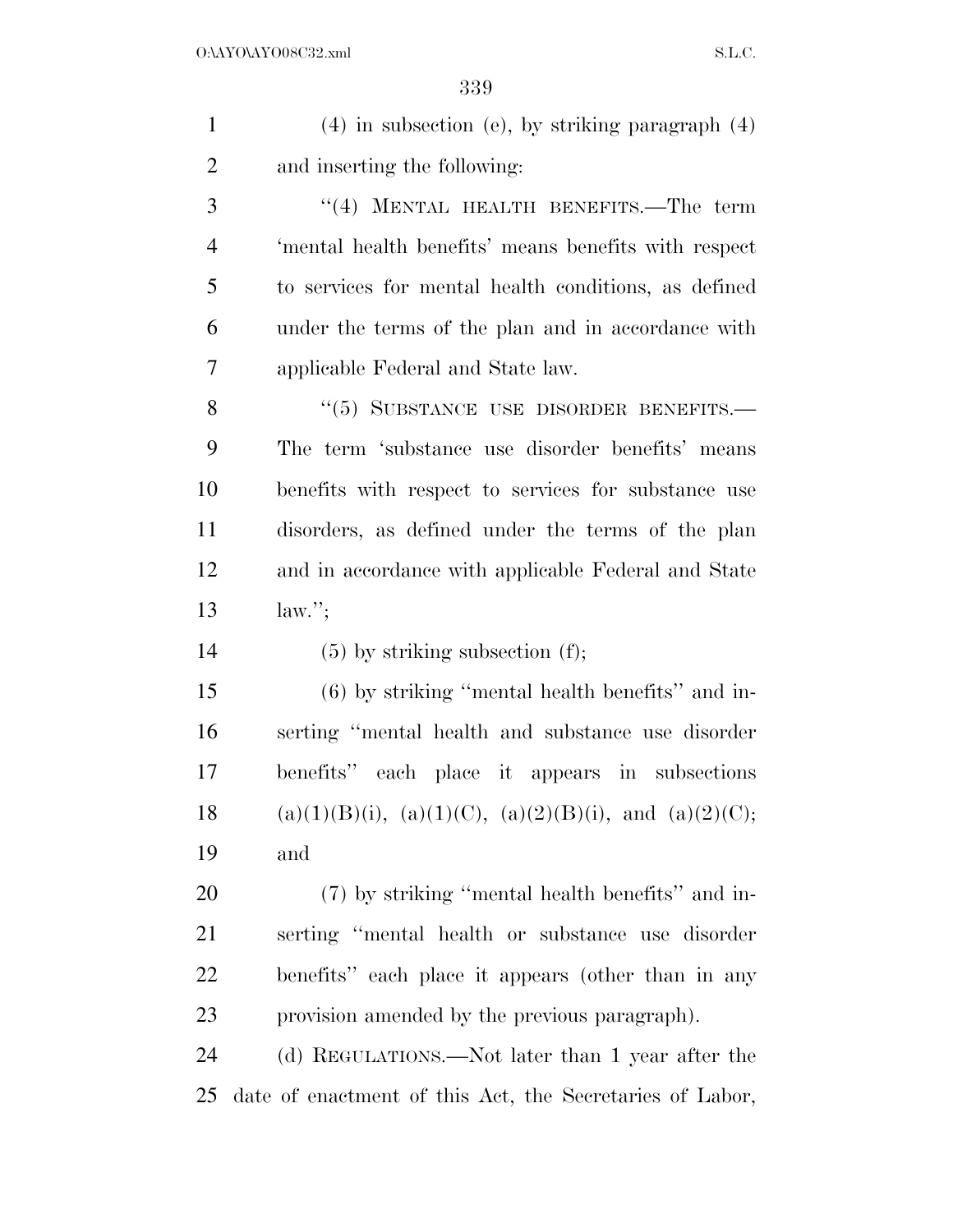(4) in subsection (e), by striking paragraph (4) and inserting the following:

"(4) MENTAL HEALTH BENEFITS.—The term 'mental health benefits' means benefits with respect to services for mental health conditions, as defined under the terms of the plan and in accordance with applicable Federal and State law.

"(5) SUBSTANCE USE DISORDER BENEFITS.—The term 'substance use disorder benefits' means benefits with respect to services for substance use disorders, as defined under the terms of the plan and in accordance with applicable Federal and State law.";

(5) by striking subsection (f);

(6) by striking "mental health benefits" and inserting "mental health and substance use disorder benefits" each place it appears in subsections (a)(1)(B)(i), (a)(1)(C), (a)(2)(B)(i), and (a)(2)(C); and

(7) by striking "mental health benefits" and inserting "mental health or substance use disorder benefits" each place it appears (other than in any provision amended by the previous paragraph).

(d) REGULATIONS.—Not later than 1 year after the date of enactment of this Act, the Secretaries of Labor,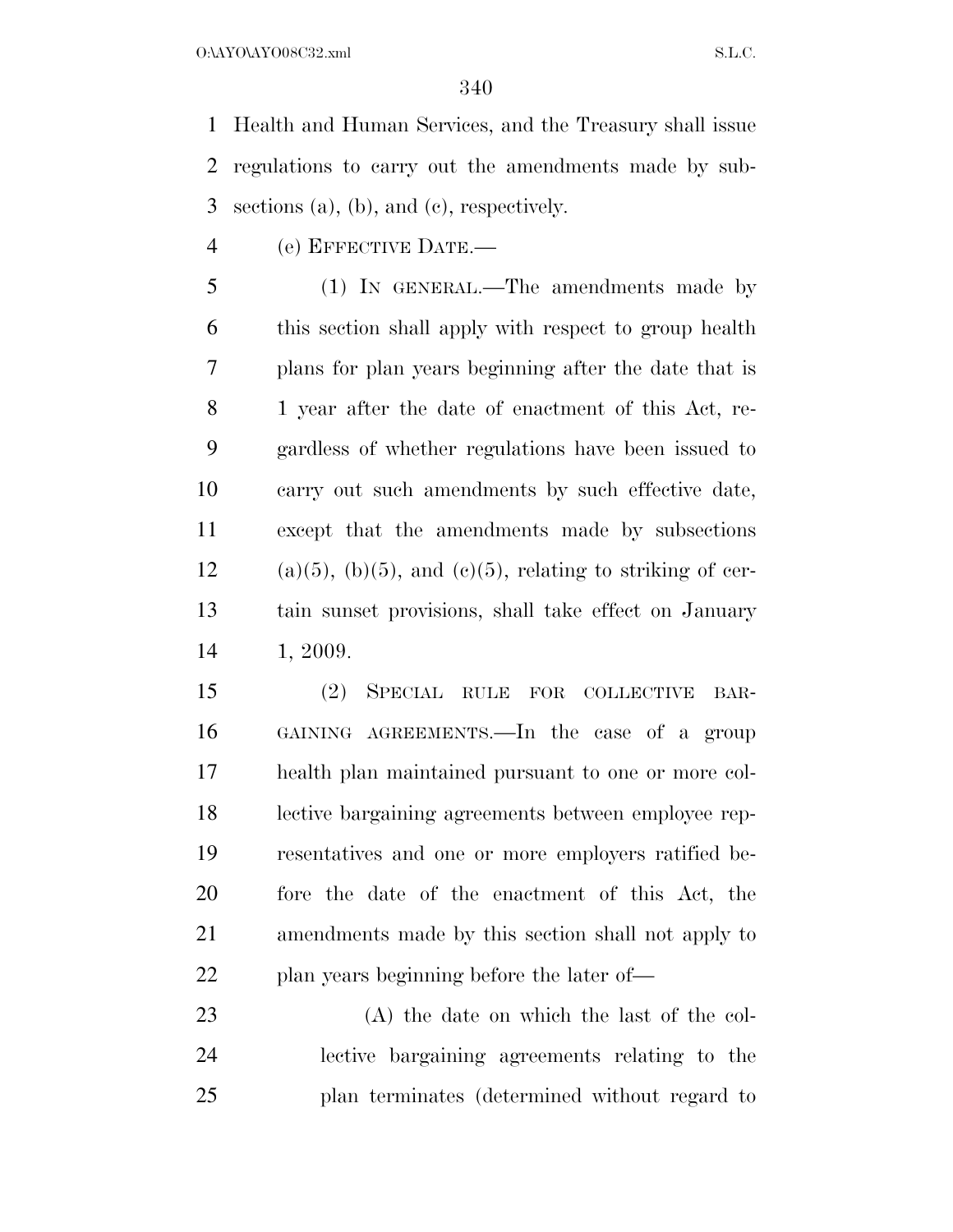Health and Human Services, and the Treasury shall issue regulations to carry out the amendments made by subsections (a), (b), and (c), respectively.

(e) EFFECTIVE DATE.—

(1) IN GENERAL.—The amendments made by this section shall apply with respect to group health plans for plan years beginning after the date that is 1 year after the date of enactment of this Act, regardless of whether regulations have been issued to carry out such amendments by such effective date, except that the amendments made by subsections (a)(5), (b)(5), and (c)(5), relating to striking of certain sunset provisions, shall take effect on January 1, 2009.

(2) SPECIAL RULE FOR COLLECTIVE BARGAINING AGREEMENTS.—In the case of a group health plan maintained pursuant to one or more collective bargaining agreements between employee representatives and one or more employers ratified before the date of the enactment of this Act, the amendments made by this section shall not apply to plan years beginning before the later of—

(A) the date on which the last of the collective bargaining agreements relating to the plan terminates (determined without regard to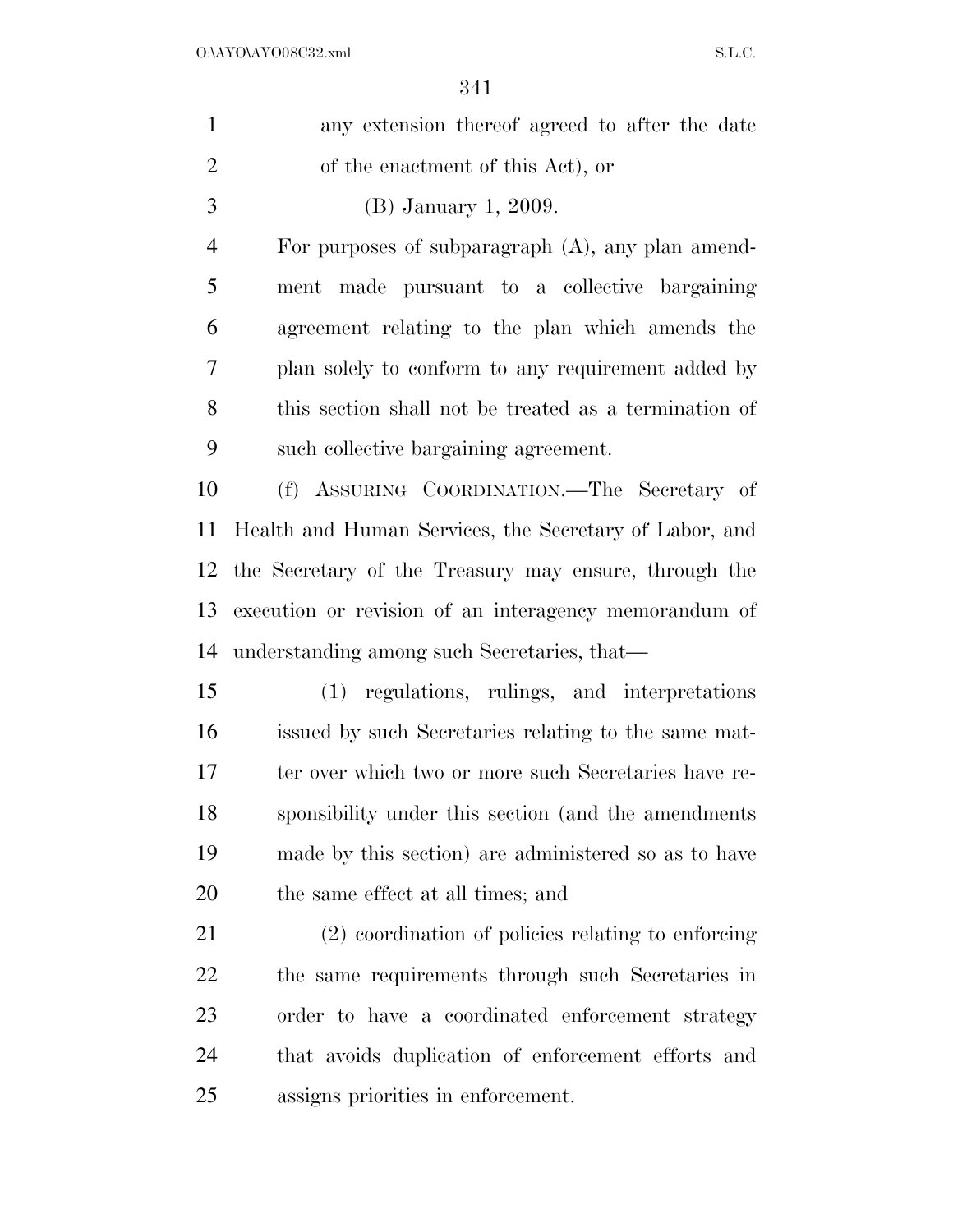any extension thereof agreed to after the date of the enactment of this Act), or

(B) January 1, 2009.

For purposes of subparagraph (A), any plan amendment made pursuant to a collective bargaining agreement relating to the plan which amends the plan solely to conform to any requirement added by this section shall not be treated as a termination of such collective bargaining agreement.

(f) ASSURING COORDINATION.—The Secretary of Health and Human Services, the Secretary of Labor, and the Secretary of the Treasury may ensure, through the execution or revision of an interagency memorandum of understanding among such Secretaries, that—

(1) regulations, rulings, and interpretations issued by such Secretaries relating to the same matter over which two or more such Secretaries have responsibility under this section (and the amendments made by this section) are administered so as to have the same effect at all times; and

(2) coordination of policies relating to enforcing the same requirements through such Secretaries in order to have a coordinated enforcement strategy that avoids duplication of enforcement efforts and assigns priorities in enforcement.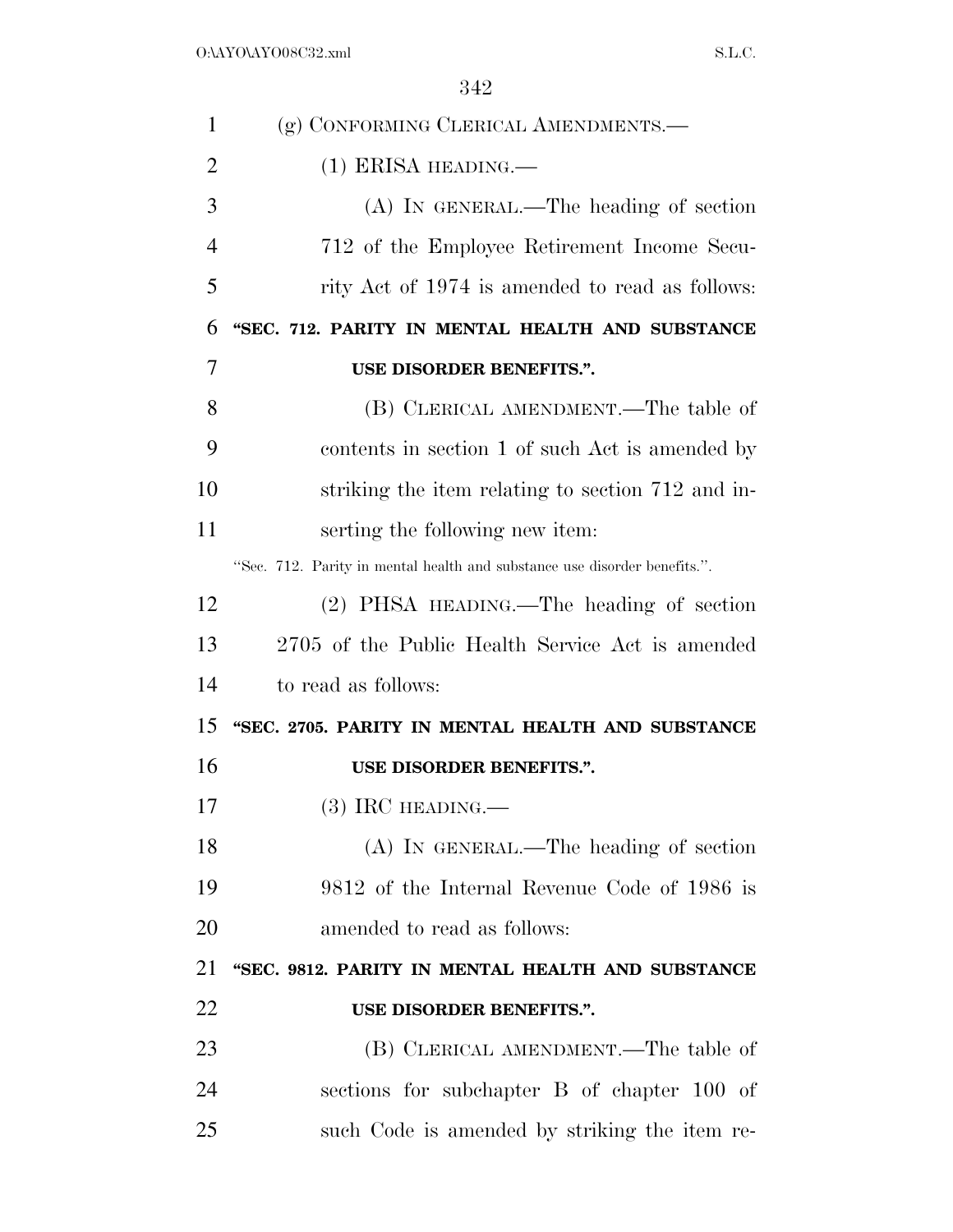(g) CONFORMING CLERICAL AMENDMENTS.—

(1) ERISA HEADING.—

(A) IN GENERAL.—The heading of section 712 of the Employee Retirement Income Security Act of 1974 is amended to read as follows:

**"SEC. 712. PARITY IN MENTAL HEALTH AND SUBSTANCE USE DISORDER BENEFITS.".**

(B) CLERICAL AMENDMENT.—The table of contents in section 1 of such Act is amended by striking the item relating to section 712 and inserting the following new item:

"Sec. 712. Parity in mental health and substance use disorder benefits.".

(2) PHSA HEADING.—The heading of section 2705 of the Public Health Service Act is amended to read as follows:

**"SEC. 2705. PARITY IN MENTAL HEALTH AND SUBSTANCE USE DISORDER BENEFITS.".**

(3) IRC HEADING.—

(A) IN GENERAL.—The heading of section 9812 of the Internal Revenue Code of 1986 is amended to read as follows:

**"SEC. 9812. PARITY IN MENTAL HEALTH AND SUBSTANCE USE DISORDER BENEFITS.".**

(B) CLERICAL AMENDMENT.—The table of sections for subchapter B of chapter 100 of such Code is amended by striking the item re-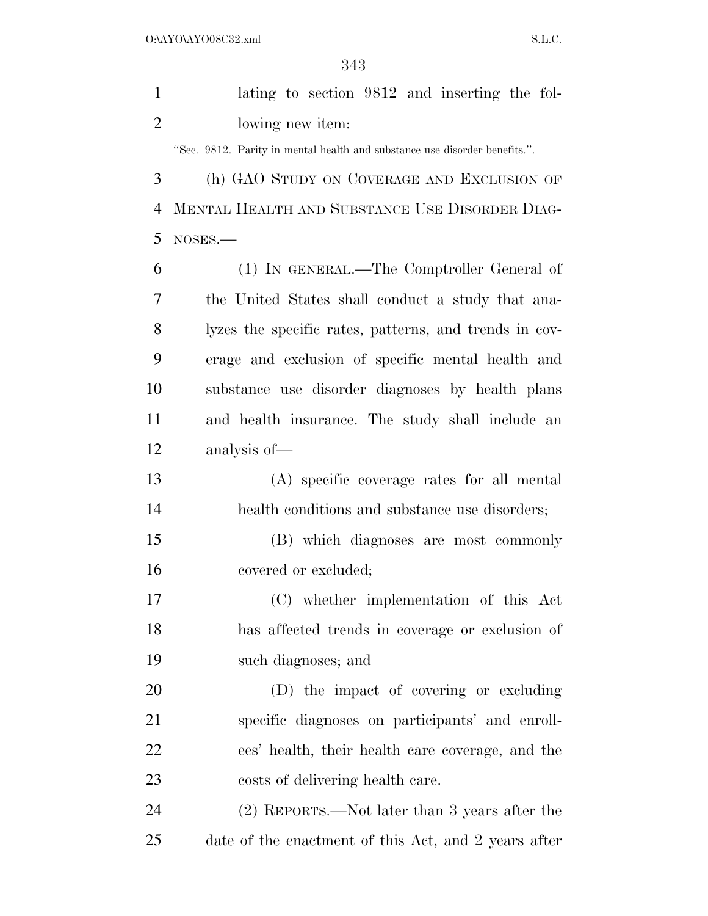lating to section 9812 and inserting the following new item:

"Sec. 9812. Parity in mental health and substance use disorder benefits.".

(h) GAO STUDY ON COVERAGE AND EXCLUSION OF MENTAL HEALTH AND SUBSTANCE USE DISORDER DIAGNOSES.—

(1) IN GENERAL.—The Comptroller General of the United States shall conduct a study that analyzes the specific rates, patterns, and trends in coverage and exclusion of specific mental health and substance use disorder diagnoses by health plans and health insurance. The study shall include an analysis of—

(A) specific coverage rates for all mental health conditions and substance use disorders;

(B) which diagnoses are most commonly covered or excluded;

(C) whether implementation of this Act has affected trends in coverage or exclusion of such diagnoses; and

(D) the impact of covering or excluding specific diagnoses on participants' and enrollees' health, their health care coverage, and the costs of delivering health care.

(2) REPORTS.—Not later than 3 years after the date of the enactment of this Act, and 2 years after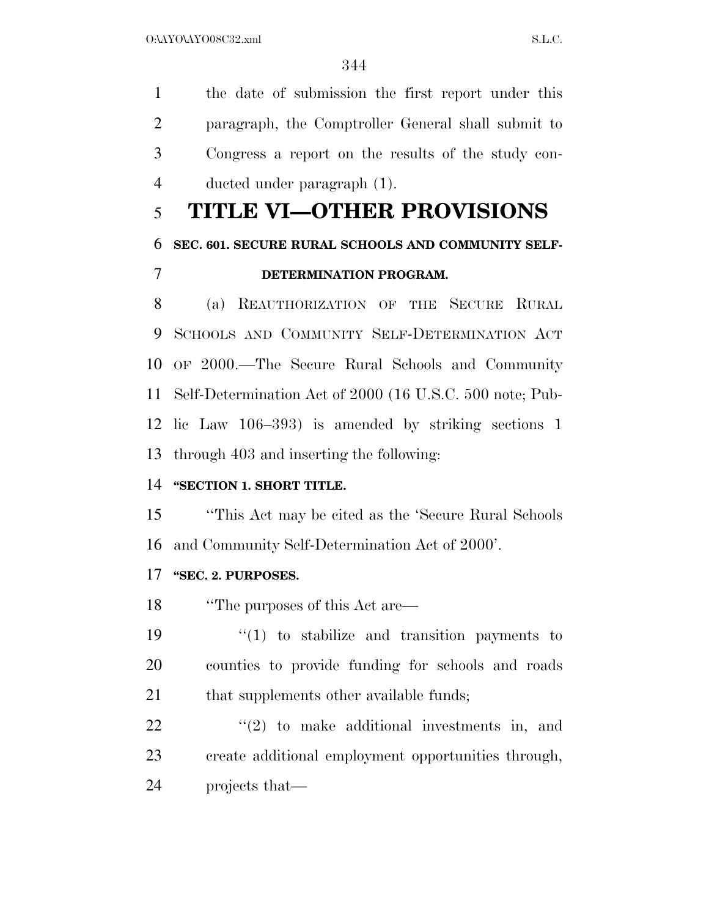the date of submission the first report under this paragraph, the Comptroller General shall submit to Congress a report on the results of the study conducted under paragraph (1).

# TITLE VI—OTHER PROVISIONS

## SEC. 601. SECURE RURAL SCHOOLS AND COMMUNITY SELF-DETERMINATION PROGRAM.

(a) REAUTHORIZATION OF THE SECURE RURAL SCHOOLS AND COMMUNITY SELF-DETERMINATION ACT OF 2000.—The Secure Rural Schools and Community Self-Determination Act of 2000 (16 U.S.C. 500 note; Public Law 106–393) is amended by striking sections 1 through 403 and inserting the following:

**"SECTION 1. SHORT TITLE.**

"This Act may be cited as the 'Secure Rural Schools and Community Self-Determination Act of 2000'.

**"SEC. 2. PURPOSES.**

"The purposes of this Act are—

"(1) to stabilize and transition payments to counties to provide funding for schools and roads that supplements other available funds;

"(2) to make additional investments in, and create additional employment opportunities through, projects that—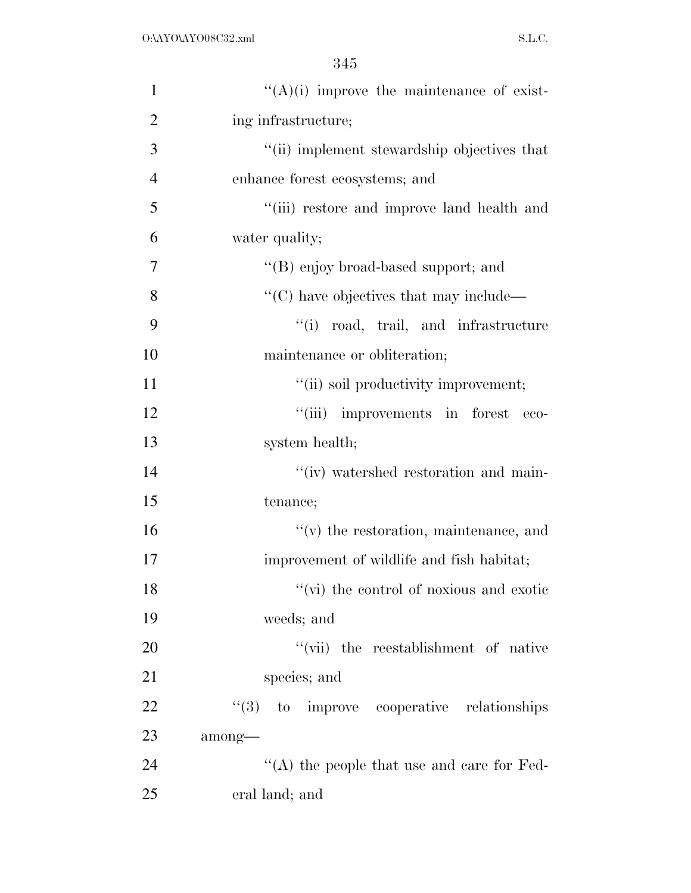''(A)(i) improve the maintenance of existing infrastructure;

''(ii) implement stewardship objectives that enhance forest ecosystems; and

''(iii) restore and improve land health and water quality;

''(B) enjoy broad-based support; and

''(C) have objectives that may include—

''(i) road, trail, and infrastructure maintenance or obliteration;

''(ii) soil productivity improvement;

''(iii) improvements in forest ecosystem health;

''(iv) watershed restoration and maintenance;

''(v) the restoration, maintenance, and improvement of wildlife and fish habitat;

''(vi) the control of noxious and exotic weeds; and

''(vii) the reestablishment of native species; and

''(3) to improve cooperative relationships among—

''(A) the people that use and care for Federal land; and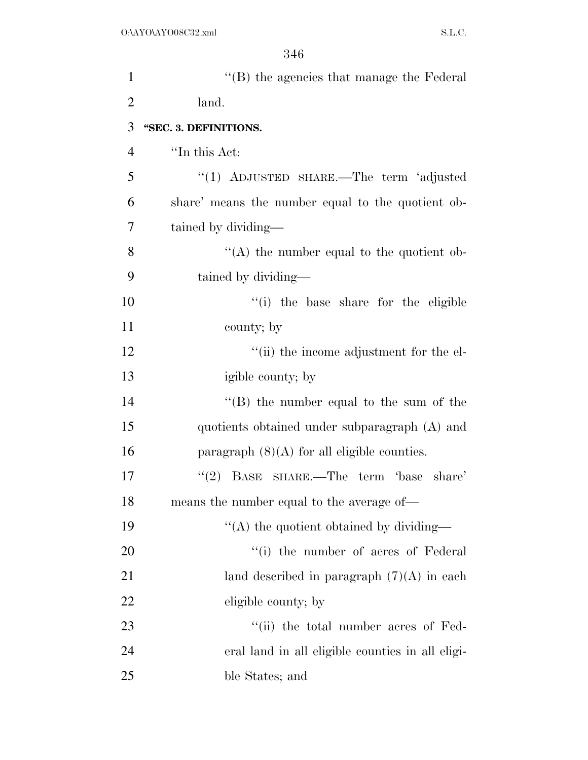"(B) the agencies that manage the Federal land.

**"SEC. 3. DEFINITIONS.**

"In this Act:

"(1) ADJUSTED SHARE.—The term 'adjusted share' means the number equal to the quotient obtained by dividing—

"(A) the number equal to the quotient obtained by dividing—

"(i) the base share for the eligible county; by

"(ii) the income adjustment for the eligible county; by

"(B) the number equal to the sum of the quotients obtained under subparagraph (A) and paragraph (8)(A) for all eligible counties.

"(2) BASE SHARE.—The term 'base share' means the number equal to the average of—

"(A) the quotient obtained by dividing—

"(i) the number of acres of Federal land described in paragraph (7)(A) in each eligible county; by

"(ii) the total number acres of Federal land in all eligible counties in all eligible States; and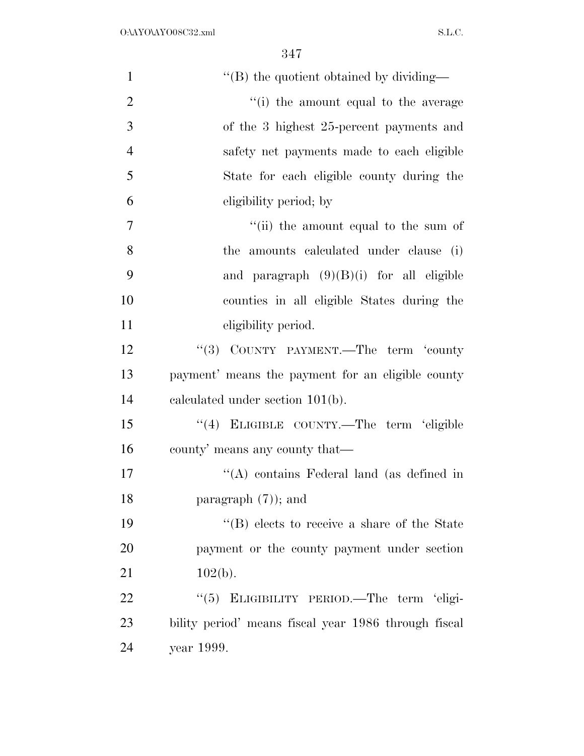"(B) the quotient obtained by dividing—

"(i) the amount equal to the average of the 3 highest 25-percent payments and safety net payments made to each eligible State for each eligible county during the eligibility period; by

"(ii) the amount equal to the sum of the amounts calculated under clause (i) and paragraph (9)(B)(i) for all eligible counties in all eligible States during the eligibility period.

"(3) COUNTY PAYMENT.—The term 'county payment' means the payment for an eligible county calculated under section 101(b).

"(4) ELIGIBLE COUNTY.—The term 'eligible county' means any county that—

"(A) contains Federal land (as defined in paragraph (7)); and

"(B) elects to receive a share of the State payment or the county payment under section 102(b).

"(5) ELIGIBILITY PERIOD.—The term 'eligibility period' means fiscal year 1986 through fiscal year 1999.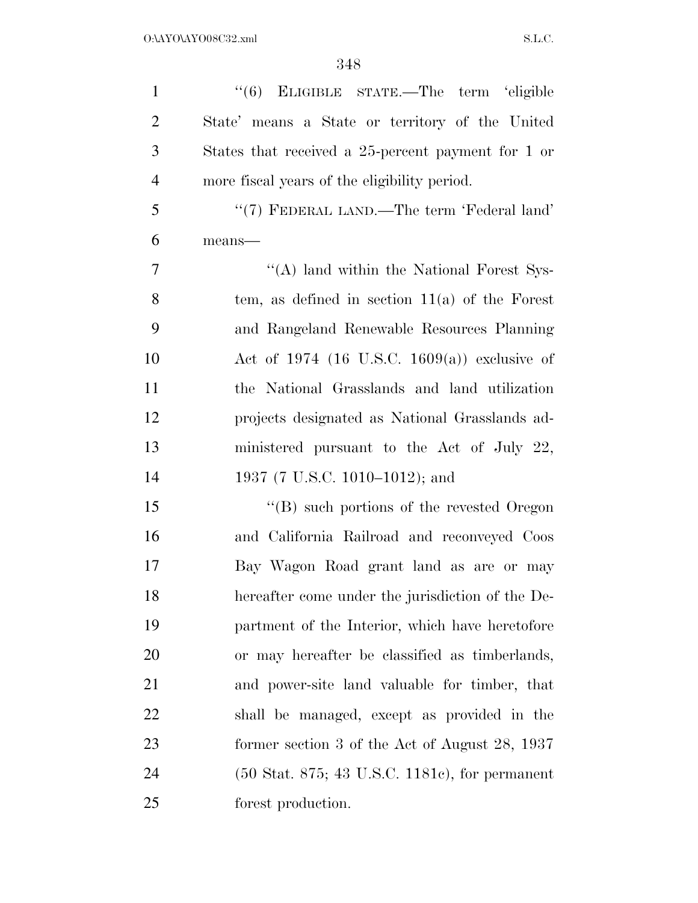"(6) ELIGIBLE STATE.—The term 'eligible State' means a State or territory of the United States that received a 25-percent payment for 1 or more fiscal years of the eligibility period.

"(7) FEDERAL LAND.—The term 'Federal land' means—

"(A) land within the National Forest System, as defined in section 11(a) of the Forest and Rangeland Renewable Resources Planning Act of 1974 (16 U.S.C. 1609(a)) exclusive of the National Grasslands and land utilization projects designated as National Grasslands administered pursuant to the Act of July 22, 1937 (7 U.S.C. 1010–1012); and

"(B) such portions of the revested Oregon and California Railroad and reconveyed Coos Bay Wagon Road grant land as are or may hereafter come under the jurisdiction of the Department of the Interior, which have heretofore or may hereafter be classified as timberlands, and power-site land valuable for timber, that shall be managed, except as provided in the former section 3 of the Act of August 28, 1937 (50 Stat. 875; 43 U.S.C. 1181c), for permanent forest production.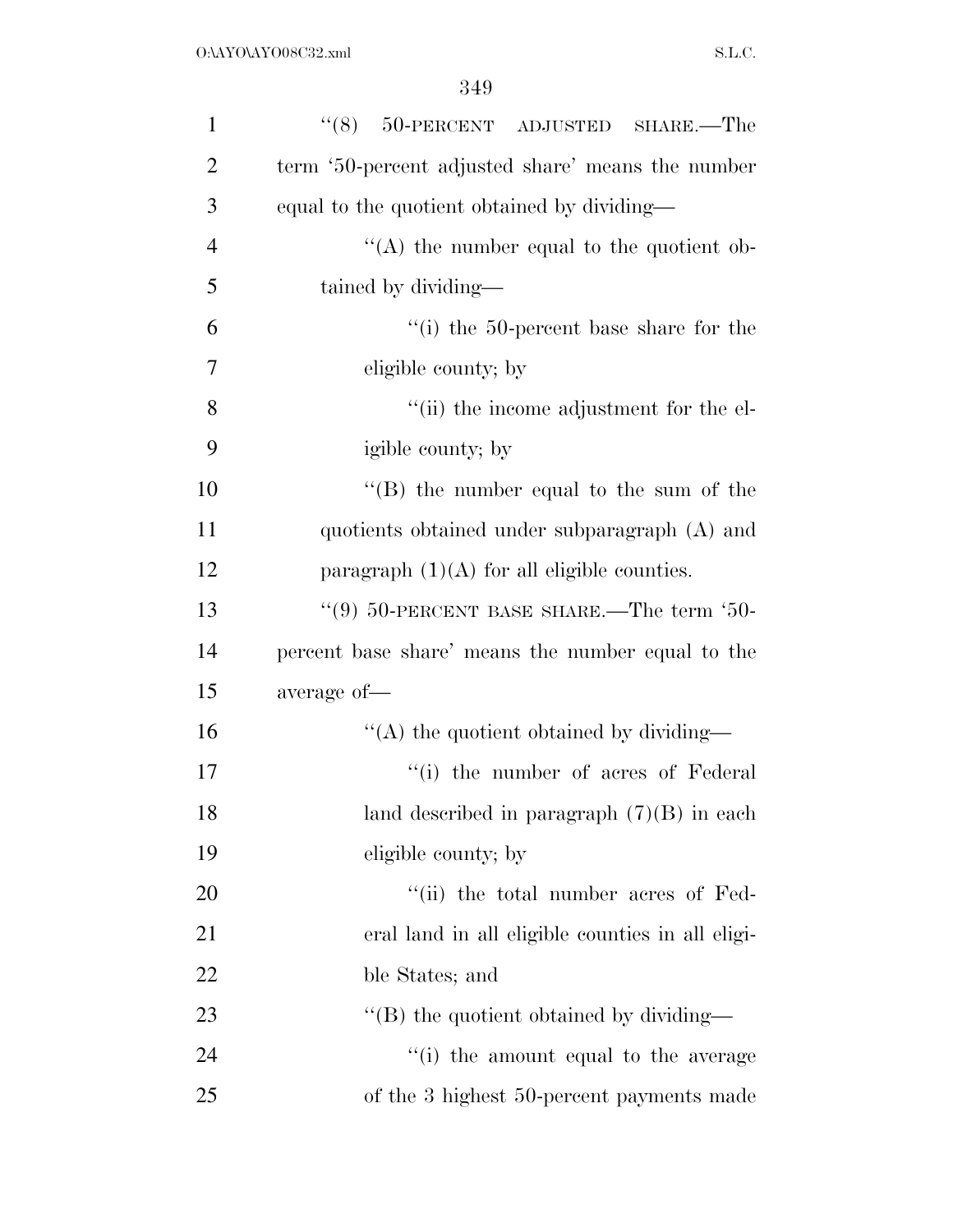"(8) 50-PERCENT ADJUSTED SHARE.—The term '50-percent adjusted share' means the number equal to the quotient obtained by dividing—

"(A) the number equal to the quotient obtained by dividing—

"(i) the 50-percent base share for the eligible county; by

"(ii) the income adjustment for the eligible county; by

"(B) the number equal to the sum of the quotients obtained under subparagraph (A) and paragraph (1)(A) for all eligible counties.

"(9) 50-PERCENT BASE SHARE.—The term '50-percent base share' means the number equal to the average of—

"(A) the quotient obtained by dividing—

"(i) the number of acres of Federal land described in paragraph (7)(B) in each eligible county; by

"(ii) the total number acres of Federal land in all eligible counties in all eligible States; and

"(B) the quotient obtained by dividing—

"(i) the amount equal to the average of the 3 highest 50-percent payments made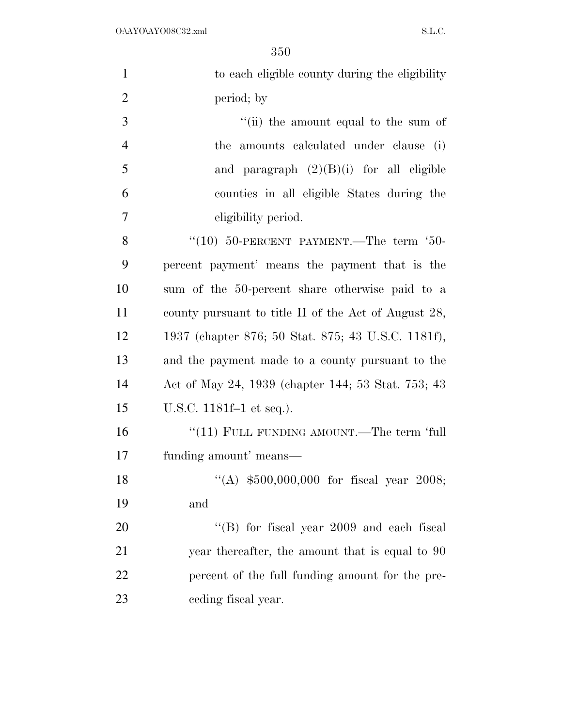to each eligible county during the eligibility period; by

"(ii) the amount equal to the sum of the amounts calculated under clause (i) and paragraph (2)(B)(i) for all eligible counties in all eligible States during the eligibility period.

"(10) 50-PERCENT PAYMENT.—The term '50-percent payment' means the payment that is the sum of the 50-percent share otherwise paid to a county pursuant to title II of the Act of August 28, 1937 (chapter 876; 50 Stat. 875; 43 U.S.C. 1181f), and the payment made to a county pursuant to the Act of May 24, 1939 (chapter 144; 53 Stat. 753; 43 U.S.C. 1181f–1 et seq.).

"(11) FULL FUNDING AMOUNT.—The term 'full funding amount' means—

"(A) $500,000,000 for fiscal year 2008; and

"(B) for fiscal year 2009 and each fiscal year thereafter, the amount that is equal to 90 percent of the full funding amount for the preceding fiscal year.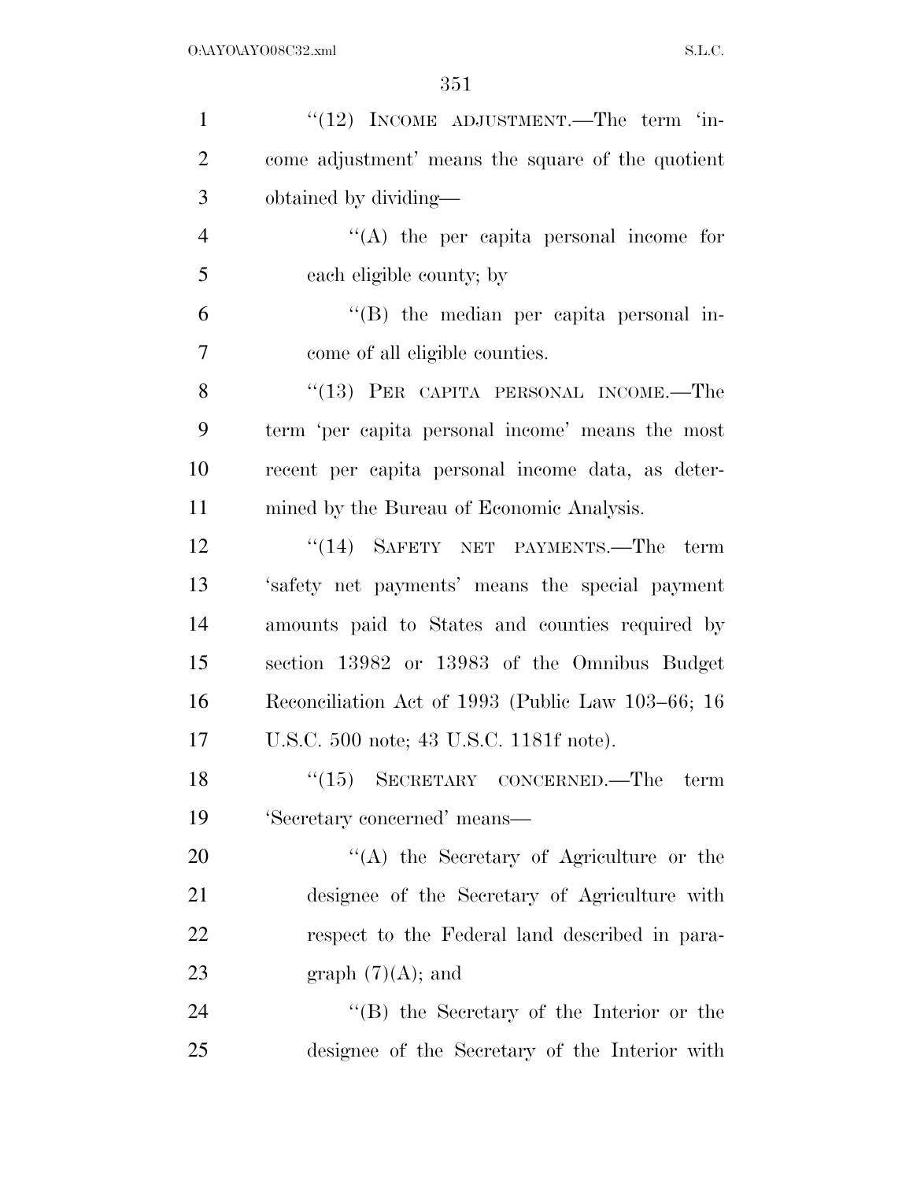"(12) INCOME ADJUSTMENT.—The term 'income adjustment' means the square of the quotient obtained by dividing—

"(A) the per capita personal income for each eligible county; by

"(B) the median per capita personal income of all eligible counties.

"(13) PER CAPITA PERSONAL INCOME.—The term 'per capita personal income' means the most recent per capita personal income data, as determined by the Bureau of Economic Analysis.

"(14) SAFETY NET PAYMENTS.—The term 'safety net payments' means the special payment amounts paid to States and counties required by section 13982 or 13983 of the Omnibus Budget Reconciliation Act of 1993 (Public Law 103–66; 16 U.S.C. 500 note; 43 U.S.C. 1181f note).

"(15) SECRETARY CONCERNED.—The term 'Secretary concerned' means—

"(A) the Secretary of Agriculture or the designee of the Secretary of Agriculture with respect to the Federal land described in paragraph (7)(A); and

"(B) the Secretary of the Interior or the designee of the Secretary of the Interior with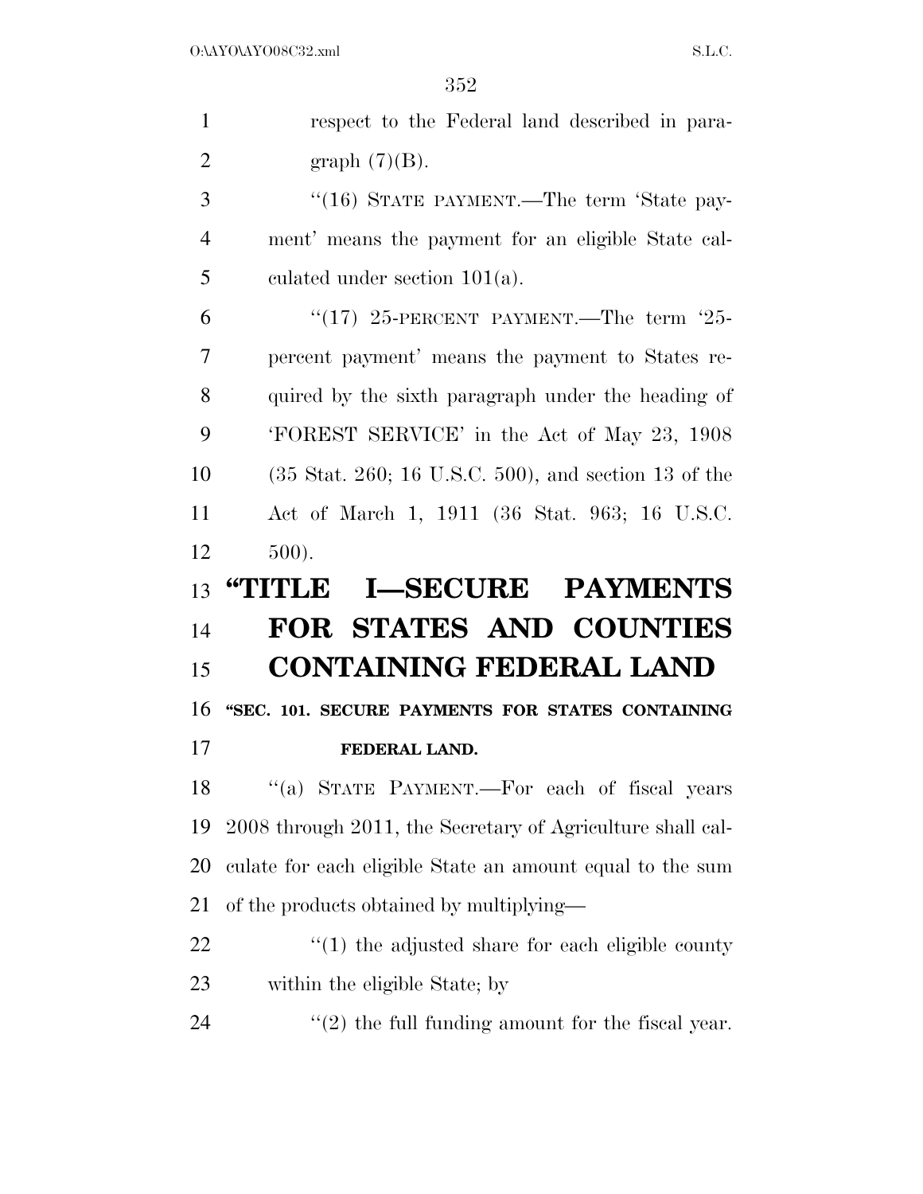respect to the Federal land described in paragraph (7)(B).

"(16) STATE PAYMENT.—The term 'State payment' means the payment for an eligible State calculated under section 101(a).

"(17) 25-PERCENT PAYMENT.—The term '25-percent payment' means the payment to States required by the sixth paragraph under the heading of 'FOREST SERVICE' in the Act of May 23, 1908 (35 Stat. 260; 16 U.S.C. 500), and section 13 of the Act of March 1, 1911 (36 Stat. 963; 16 U.S.C. 500).

# "TITLE I—SECURE PAYMENTS FOR STATES AND COUNTIES CONTAINING FEDERAL LAND

### "SEC. 101. SECURE PAYMENTS FOR STATES CONTAINING FEDERAL LAND.

"(a) STATE PAYMENT.—For each of fiscal years 2008 through 2011, the Secretary of Agriculture shall calculate for each eligible State an amount equal to the sum of the products obtained by multiplying—

"(1) the adjusted share for each eligible county within the eligible State; by

"(2) the full funding amount for the fiscal year.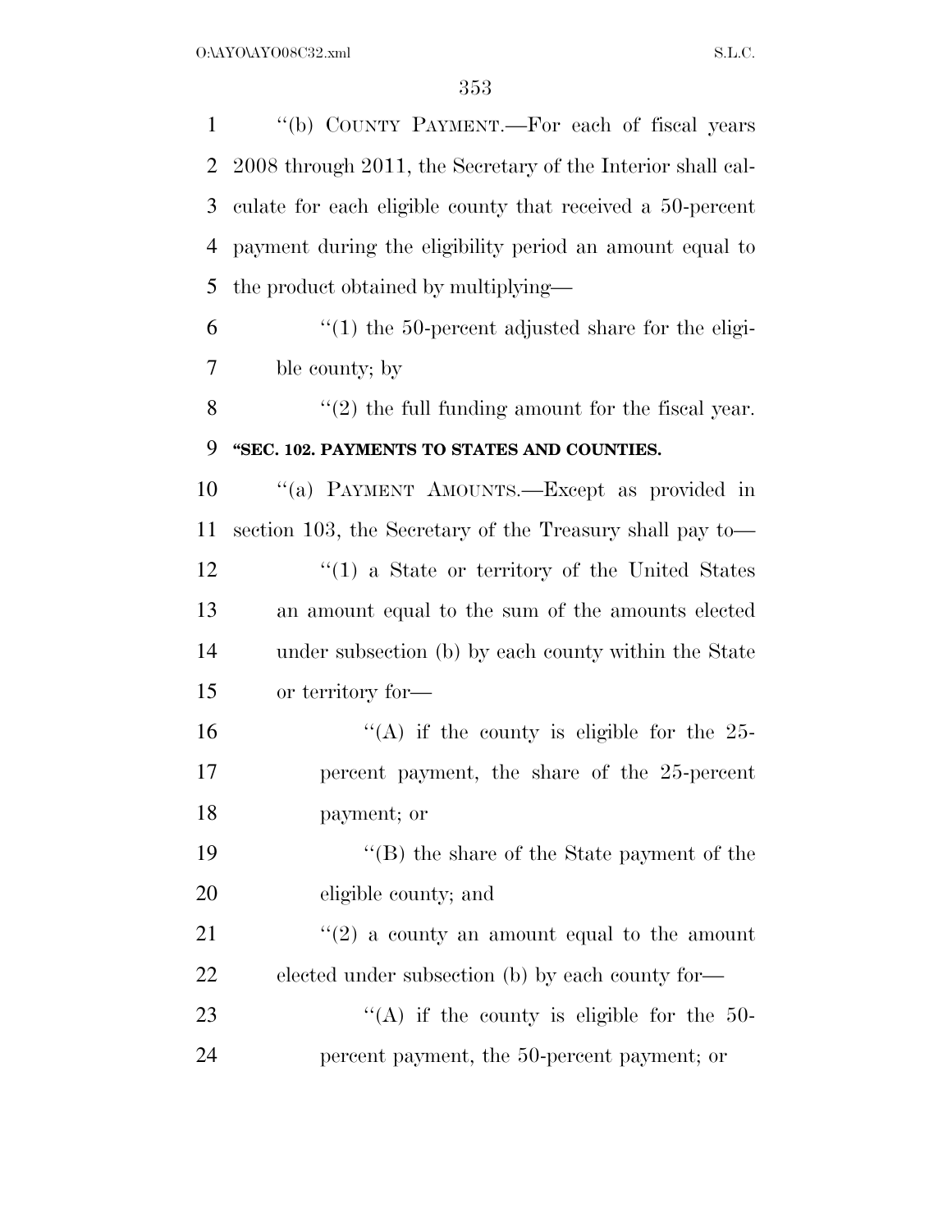''(b) COUNTY PAYMENT.—For each of fiscal years 2008 through 2011, the Secretary of the Interior shall calculate for each eligible county that received a 50-percent payment during the eligibility period an amount equal to the product obtained by multiplying—

''(1) the 50-percent adjusted share for the eligible county; by

''(2) the full funding amount for the fiscal year.

**''SEC. 102. PAYMENTS TO STATES AND COUNTIES.**

''(a) PAYMENT AMOUNTS.—Except as provided in section 103, the Secretary of the Treasury shall pay to—

''(1) a State or territory of the United States an amount equal to the sum of the amounts elected under subsection (b) by each county within the State or territory for—

''(A) if the county is eligible for the 25-percent payment, the share of the 25-percent payment; or

''(B) the share of the State payment of the eligible county; and

''(2) a county an amount equal to the amount elected under subsection (b) by each county for—

''(A) if the county is eligible for the 50-percent payment, the 50-percent payment; or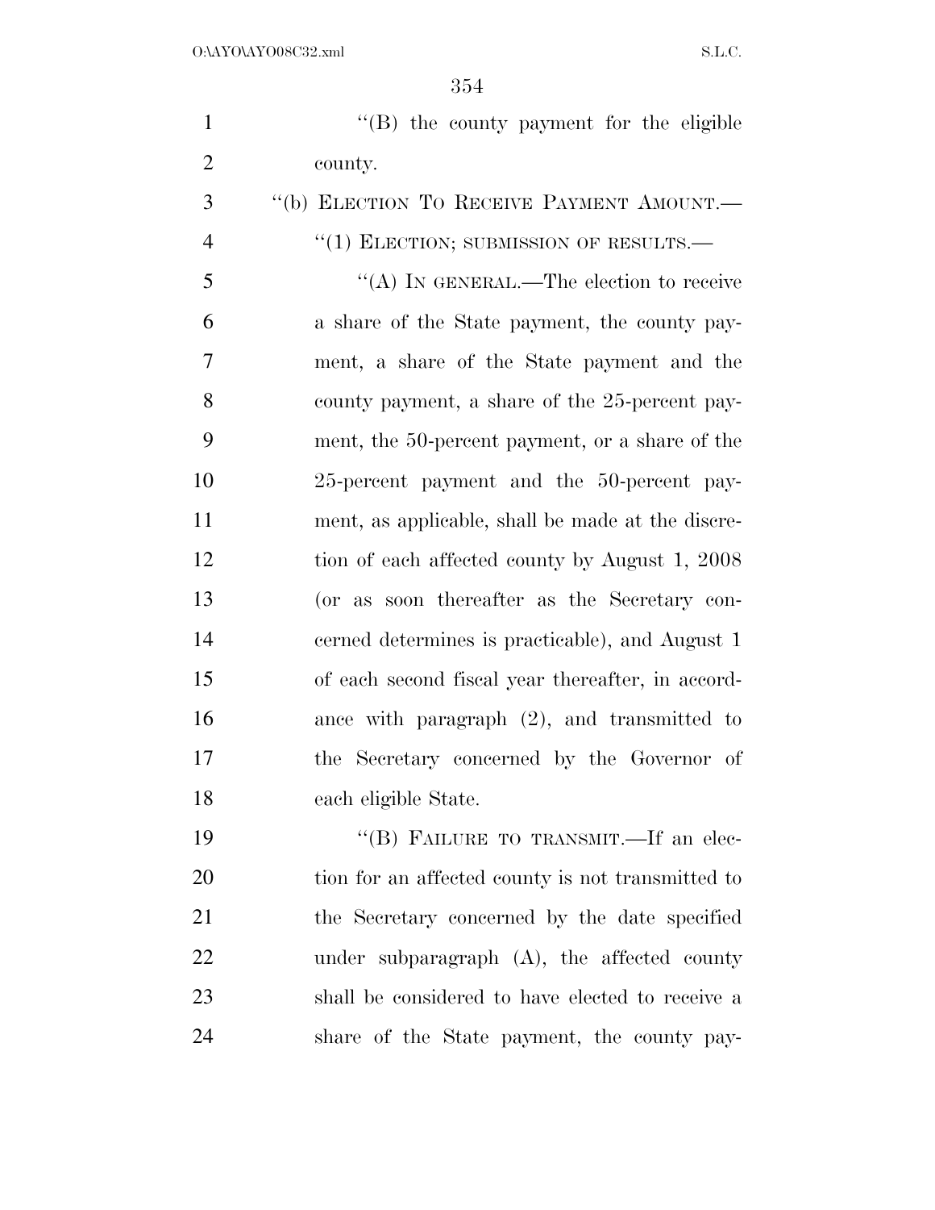''(B) the county payment for the eligible county.

''(b) ELECTION TO RECEIVE PAYMENT AMOUNT.—

''(1) ELECTION; SUBMISSION OF RESULTS.—

''(A) IN GENERAL.—The election to receive a share of the State payment, the county payment, a share of the State payment and the county payment, a share of the 25-percent payment, the 50-percent payment, or a share of the 25-percent payment and the 50-percent payment, as applicable, shall be made at the discretion of each affected county by August 1, 2008 (or as soon thereafter as the Secretary concerned determines is practicable), and August 1 of each second fiscal year thereafter, in accordance with paragraph (2), and transmitted to the Secretary concerned by the Governor of each eligible State.

''(B) FAILURE TO TRANSMIT.—If an election for an affected county is not transmitted to the Secretary concerned by the date specified under subparagraph (A), the affected county shall be considered to have elected to receive a share of the State payment, the county pay-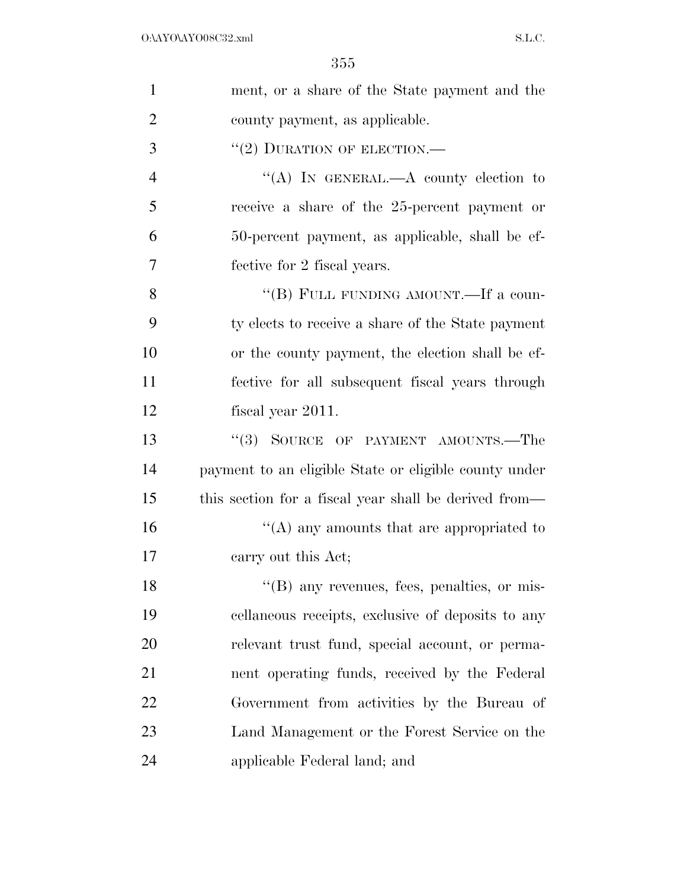ment, or a share of the State payment and the county payment, as applicable.

"(2) DURATION OF ELECTION.—

"(A) IN GENERAL.—A county election to receive a share of the 25-percent payment or 50-percent payment, as applicable, shall be effective for 2 fiscal years.

"(B) FULL FUNDING AMOUNT.—If a county elects to receive a share of the State payment or the county payment, the election shall be effective for all subsequent fiscal years through fiscal year 2011.

"(3) SOURCE OF PAYMENT AMOUNTS.—The payment to an eligible State or eligible county under this section for a fiscal year shall be derived from—

"(A) any amounts that are appropriated to carry out this Act;

"(B) any revenues, fees, penalties, or miscellaneous receipts, exclusive of deposits to any relevant trust fund, special account, or permanent operating funds, received by the Federal Government from activities by the Bureau of Land Management or the Forest Service on the applicable Federal land; and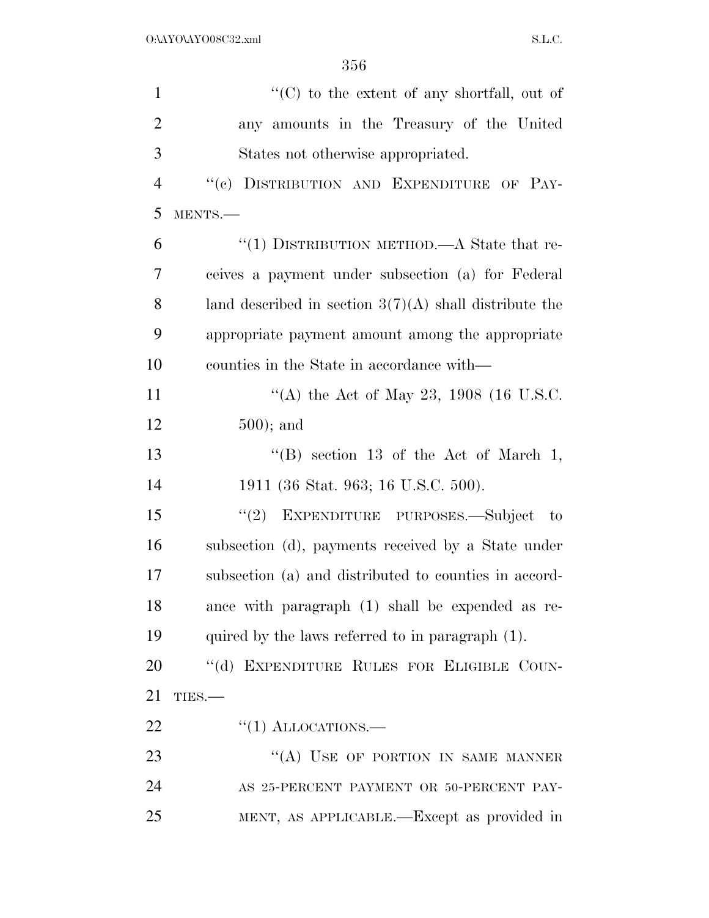"(C) to the extent of any shortfall, out of any amounts in the Treasury of the United States not otherwise appropriated.

"(c) DISTRIBUTION AND EXPENDITURE OF PAYMENTS.—

"(1) DISTRIBUTION METHOD.—A State that receives a payment under subsection (a) for Federal land described in section 3(7)(A) shall distribute the appropriate payment amount among the appropriate counties in the State in accordance with—

"(A) the Act of May 23, 1908 (16 U.S.C. 500); and

"(B) section 13 of the Act of March 1, 1911 (36 Stat. 963; 16 U.S.C. 500).

"(2) EXPENDITURE PURPOSES.—Subject to subsection (d), payments received by a State under subsection (a) and distributed to counties in accordance with paragraph (1) shall be expended as required by the laws referred to in paragraph (1).

"(d) EXPENDITURE RULES FOR ELIGIBLE COUNTIES.—

"(1) ALLOCATIONS.—

"(A) USE OF PORTION IN SAME MANNER AS 25-PERCENT PAYMENT OR 50-PERCENT PAYMENT, AS APPLICABLE.—Except as provided in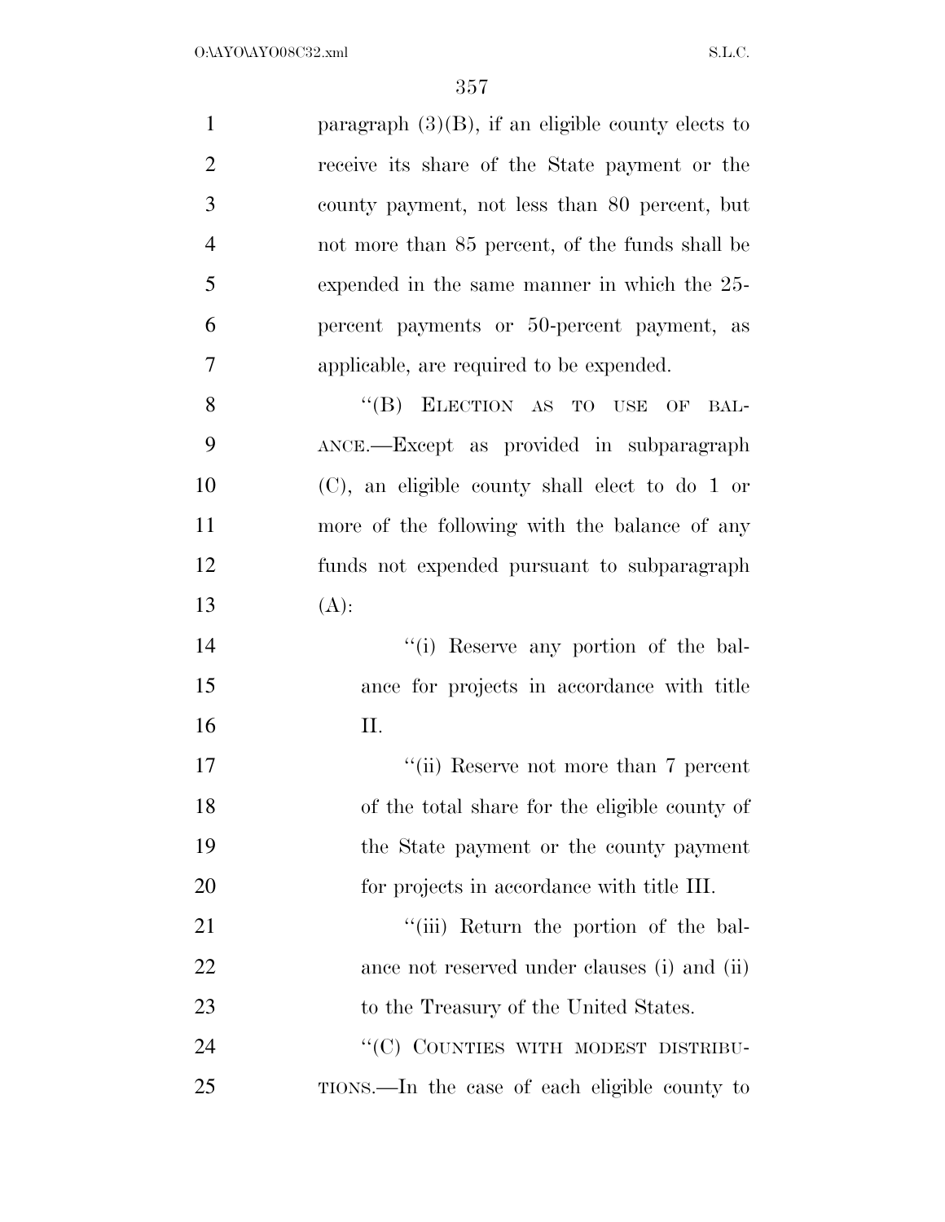paragraph (3)(B), if an eligible county elects to receive its share of the State payment or the county payment, not less than 80 percent, but not more than 85 percent, of the funds shall be expended in the same manner in which the 25-percent payments or 50-percent payment, as applicable, are required to be expended.

"(B) ELECTION AS TO USE OF BALANCE.—Except as provided in subparagraph (C), an eligible county shall elect to do 1 or more of the following with the balance of any funds not expended pursuant to subparagraph (A):

"(i) Reserve any portion of the balance for projects in accordance with title II.

"(ii) Reserve not more than 7 percent of the total share for the eligible county of the State payment or the county payment for projects in accordance with title III.

"(iii) Return the portion of the balance not reserved under clauses (i) and (ii) to the Treasury of the United States.

"(C) COUNTIES WITH MODEST DISTRIBUTIONS.—In the case of each eligible county to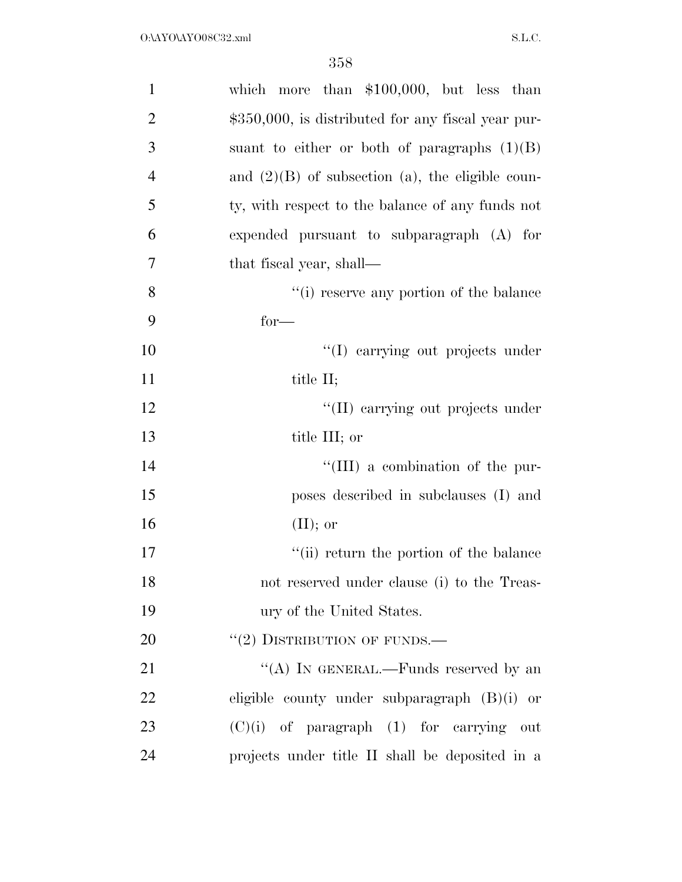which more than $100,000, but less than $350,000, is distributed for any fiscal year pursuant to either or both of paragraphs (1)(B) and (2)(B) of subsection (a), the eligible county, with respect to the balance of any funds not expended pursuant to subparagraph (A) for that fiscal year, shall—

''(i) reserve any portion of the balance for—

''(I) carrying out projects under title II;

''(II) carrying out projects under title III; or

''(III) a combination of the purposes described in subclauses (I) and (II); or

''(ii) return the portion of the balance not reserved under clause (i) to the Treasury of the United States.

''(2) DISTRIBUTION OF FUNDS.—

''(A) IN GENERAL.—Funds reserved by an eligible county under subparagraph (B)(i) or (C)(i) of paragraph (1) for carrying out projects under title II shall be deposited in a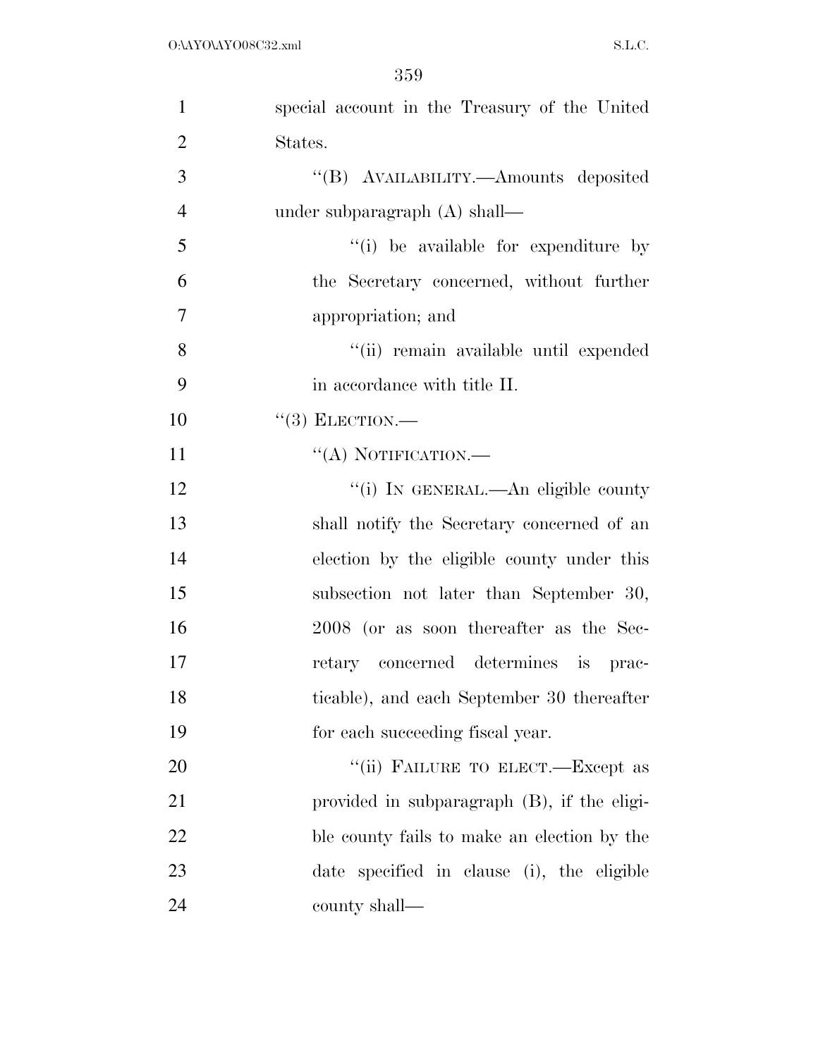special account in the Treasury of the United States.

''(B) AVAILABILITY.—Amounts deposited under subparagraph (A) shall—

''(i) be available for expenditure by the Secretary concerned, without further appropriation; and

''(ii) remain available until expended in accordance with title II.

''(3) ELECTION.—

''(A) NOTIFICATION.—

''(i) IN GENERAL.—An eligible county shall notify the Secretary concerned of an election by the eligible county under this subsection not later than September 30, 2008 (or as soon thereafter as the Secretary concerned determines is practicable), and each September 30 thereafter for each succeeding fiscal year.

''(ii) FAILURE TO ELECT.—Except as provided in subparagraph (B), if the eligible county fails to make an election by the date specified in clause (i), the eligible county shall—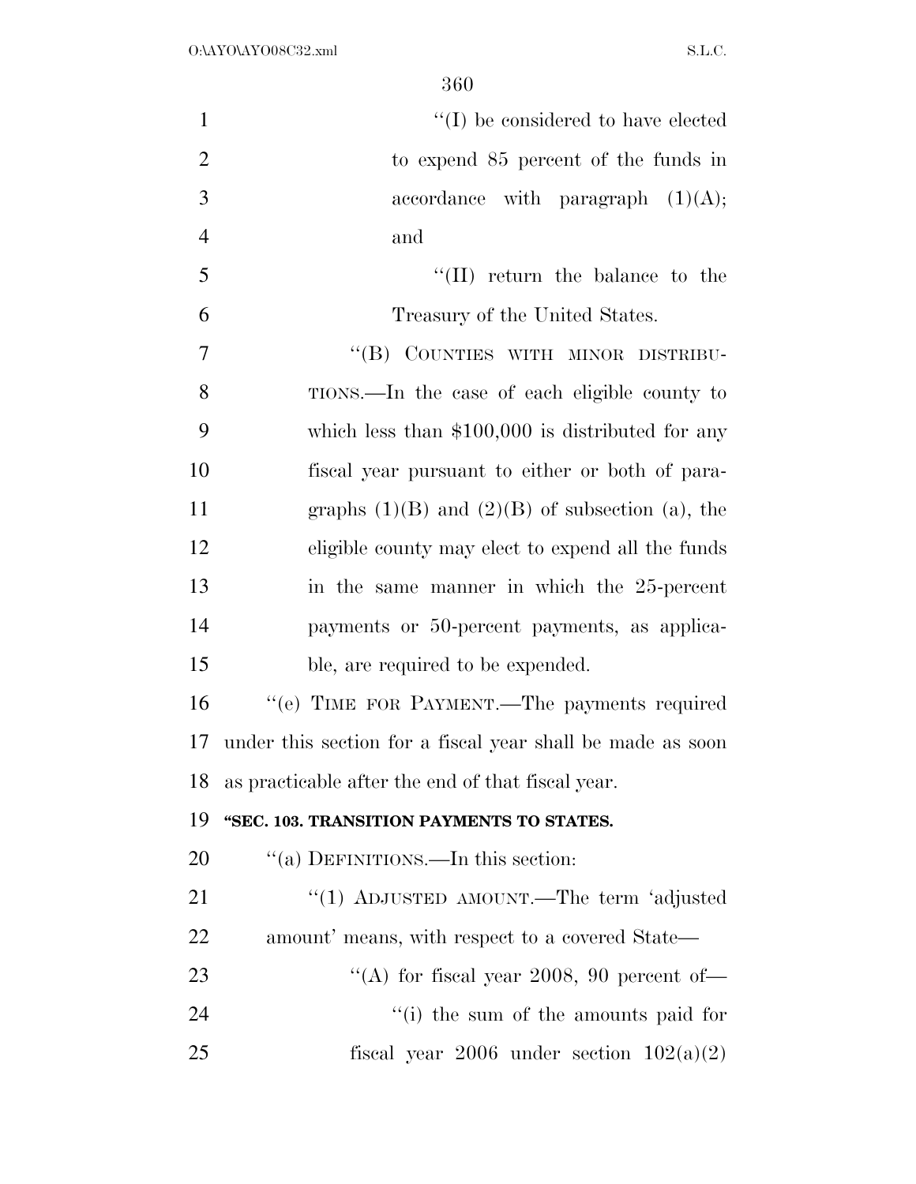"(I) be considered to have elected to expend 85 percent of the funds in accordance with paragraph (1)(A); and

"(II) return the balance to the Treasury of the United States.

"(B) COUNTIES WITH MINOR DISTRIBUTIONS.—In the case of each eligible county to which less than $100,000 is distributed for any fiscal year pursuant to either or both of paragraphs (1)(B) and (2)(B) of subsection (a), the eligible county may elect to expend all the funds in the same manner in which the 25-percent payments or 50-percent payments, as applicable, are required to be expended.

"(e) TIME FOR PAYMENT.—The payments required under this section for a fiscal year shall be made as soon as practicable after the end of that fiscal year.

**"SEC. 103. TRANSITION PAYMENTS TO STATES.**

"(a) DEFINITIONS.—In this section:

"(1) ADJUSTED AMOUNT.—The term 'adjusted amount' means, with respect to a covered State—

"(A) for fiscal year 2008, 90 percent of—

"(i) the sum of the amounts paid for fiscal year 2006 under section 102(a)(2)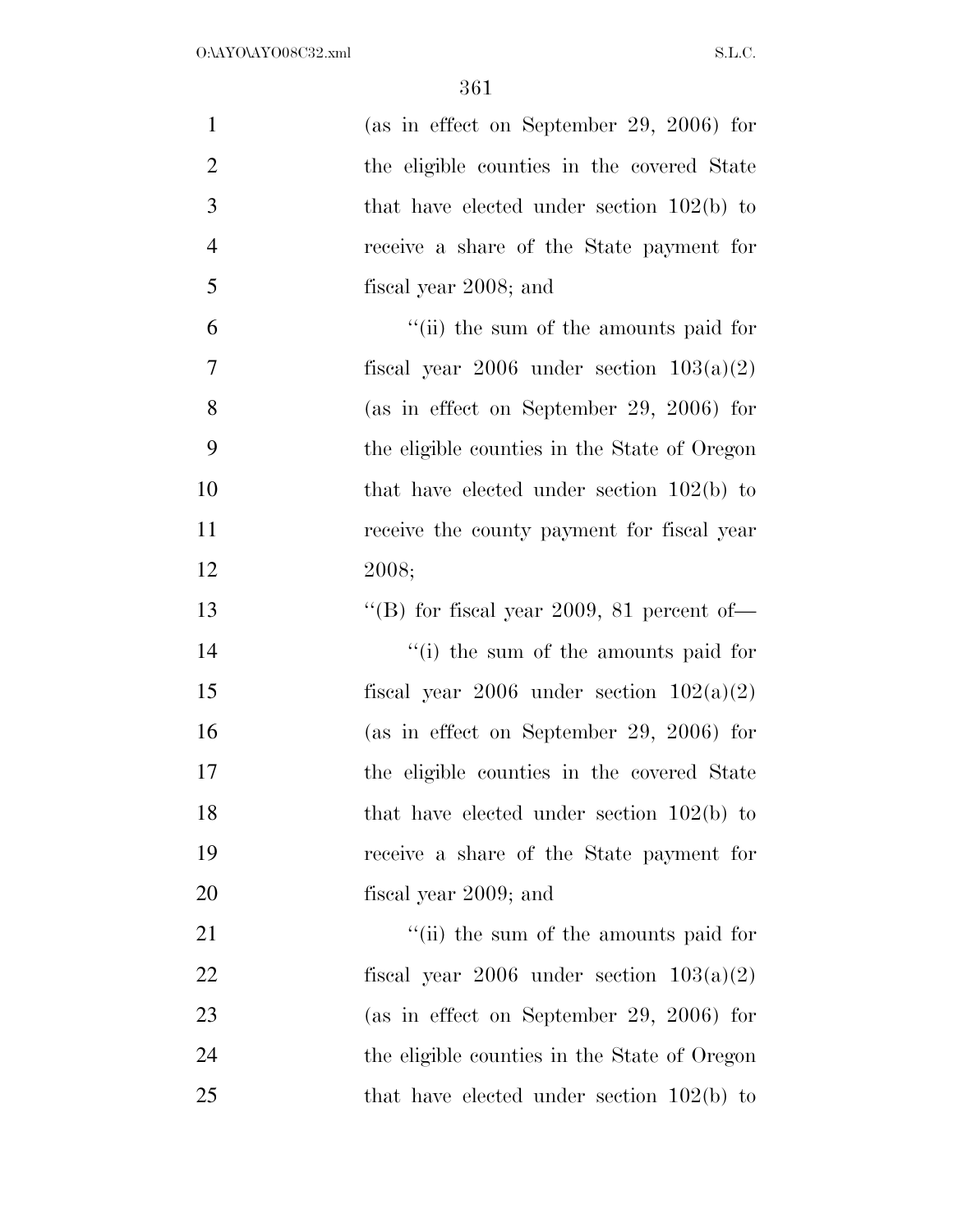(as in effect on September 29, 2006) for the eligible counties in the covered State that have elected under section 102(b) to receive a share of the State payment for fiscal year 2008; and

''(ii) the sum of the amounts paid for fiscal year 2006 under section 103(a)(2) (as in effect on September 29, 2006) for the eligible counties in the State of Oregon that have elected under section 102(b) to receive the county payment for fiscal year 2008;

''(B) for fiscal year 2009, 81 percent of—

''(i) the sum of the amounts paid for fiscal year 2006 under section 102(a)(2) (as in effect on September 29, 2006) for the eligible counties in the covered State that have elected under section 102(b) to receive a share of the State payment for fiscal year 2009; and

''(ii) the sum of the amounts paid for fiscal year 2006 under section 103(a)(2) (as in effect on September 29, 2006) for the eligible counties in the State of Oregon that have elected under section 102(b) to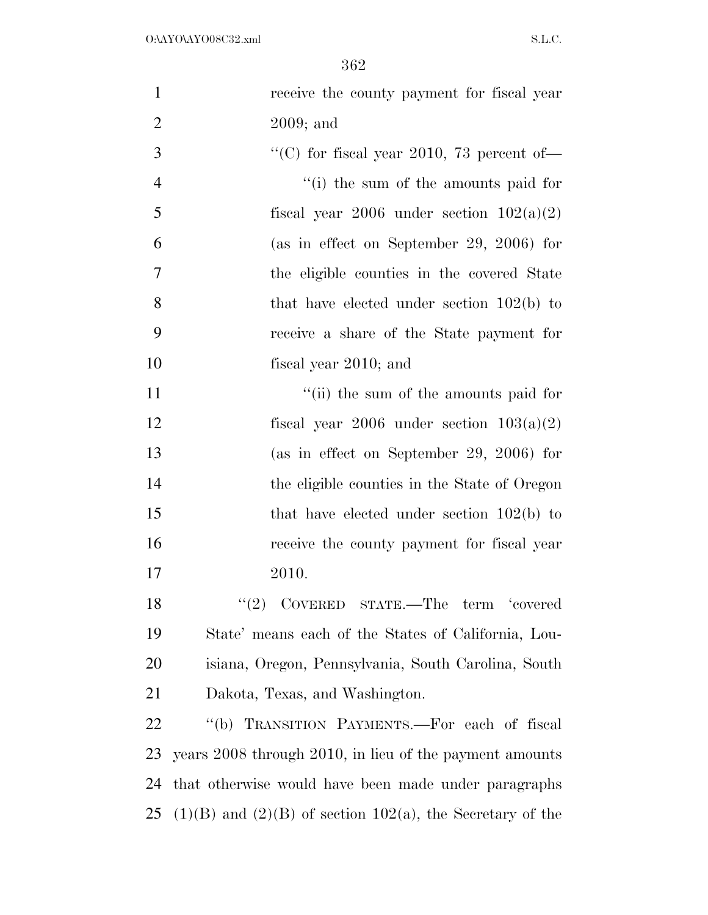receive the county payment for fiscal year 2009; and

"(C) for fiscal year 2010, 73 percent of—

"(i) the sum of the amounts paid for fiscal year 2006 under section 102(a)(2) (as in effect on September 29, 2006) for the eligible counties in the covered State that have elected under section 102(b) to receive a share of the State payment for fiscal year 2010; and

"(ii) the sum of the amounts paid for fiscal year 2006 under section 103(a)(2) (as in effect on September 29, 2006) for the eligible counties in the State of Oregon that have elected under section 102(b) to receive the county payment for fiscal year 2010.

"(2) COVERED STATE.—The term 'covered State' means each of the States of California, Louisiana, Oregon, Pennsylvania, South Carolina, South Dakota, Texas, and Washington.

"(b) TRANSITION PAYMENTS.—For each of fiscal years 2008 through 2010, in lieu of the payment amounts that otherwise would have been made under paragraphs (1)(B) and (2)(B) of section 102(a), the Secretary of the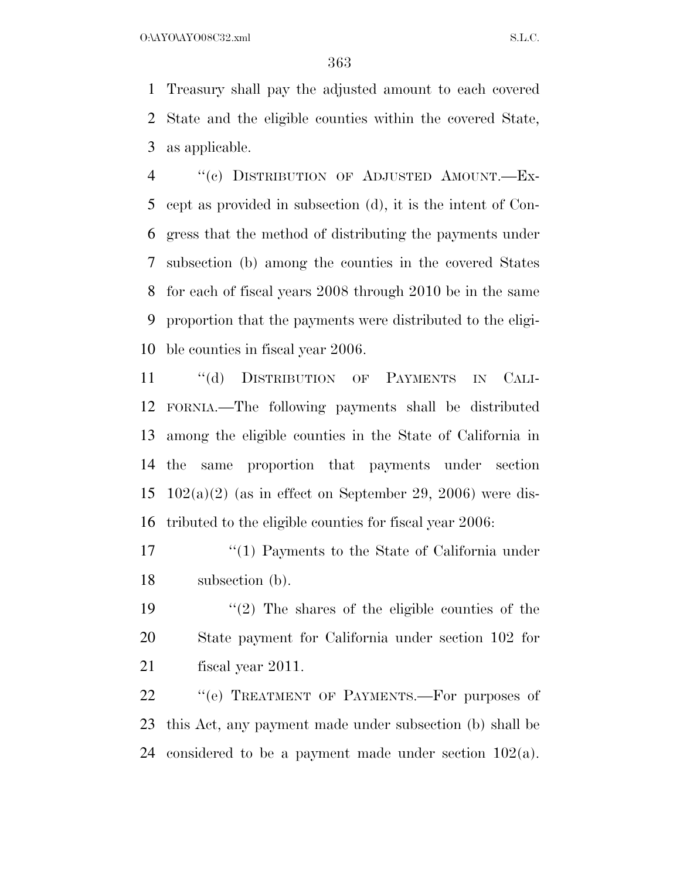Treasury shall pay the adjusted amount to each covered State and the eligible counties within the covered State, as applicable.

"(c) DISTRIBUTION OF ADJUSTED AMOUNT.—Except as provided in subsection (d), it is the intent of Congress that the method of distributing the payments under subsection (b) among the counties in the covered States for each of fiscal years 2008 through 2010 be in the same proportion that the payments were distributed to the eligible counties in fiscal year 2006.

"(d) DISTRIBUTION OF PAYMENTS IN CALIFORNIA.—The following payments shall be distributed among the eligible counties in the State of California in the same proportion that payments under section 102(a)(2) (as in effect on September 29, 2006) were distributed to the eligible counties for fiscal year 2006:

"(1) Payments to the State of California under subsection (b).

"(2) The shares of the eligible counties of the State payment for California under section 102 for fiscal year 2011.

"(e) TREATMENT OF PAYMENTS.—For purposes of this Act, any payment made under subsection (b) shall be considered to be a payment made under section 102(a).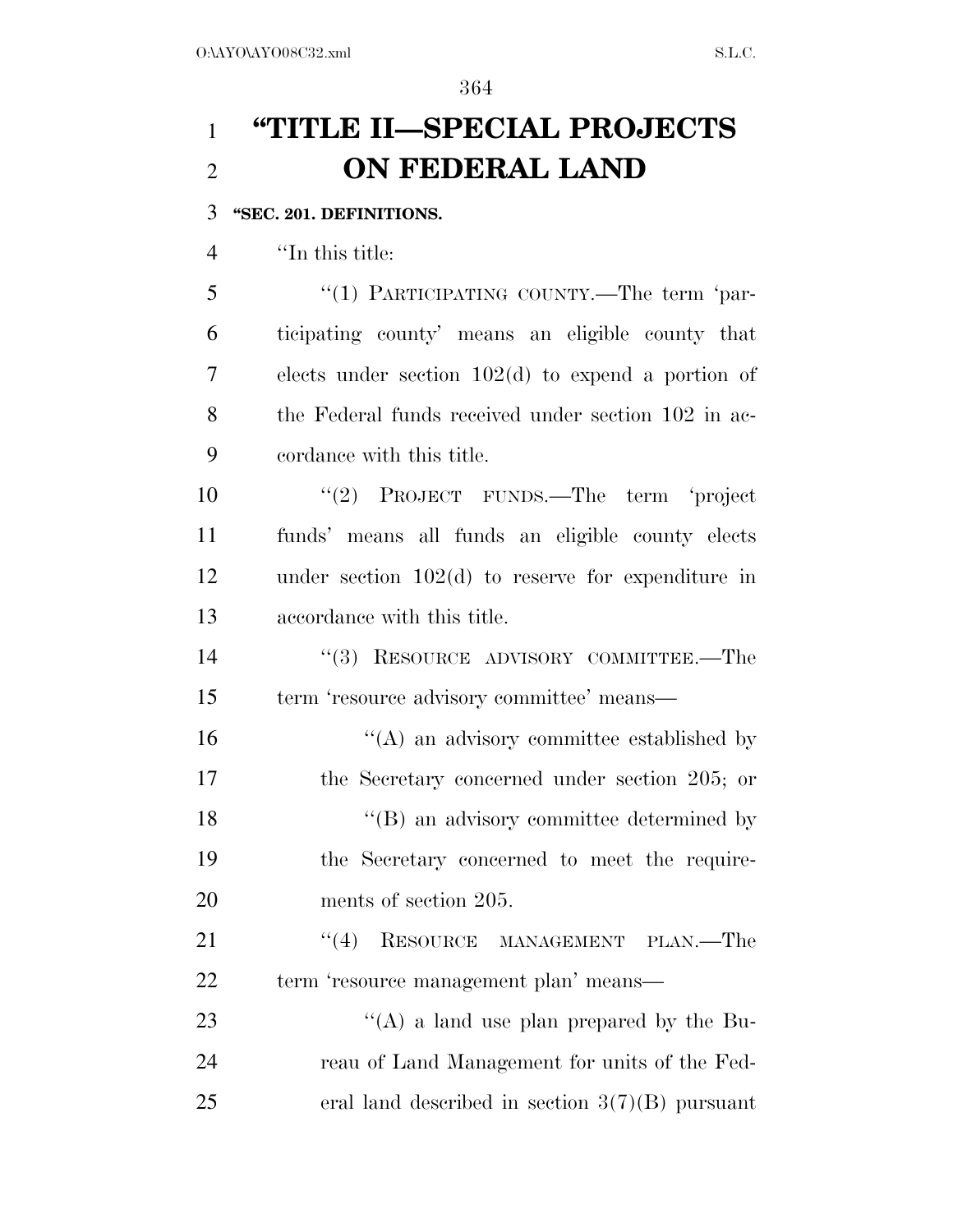# "TITLE II—SPECIAL PROJECTS ON FEDERAL LAND

**"SEC. 201. DEFINITIONS.**

"In this title:

"(1) PARTICIPATING COUNTY.—The term 'participating county' means an eligible county that elects under section 102(d) to expend a portion of the Federal funds received under section 102 in accordance with this title.

"(2) PROJECT FUNDS.—The term 'project funds' means all funds an eligible county elects under section 102(d) to reserve for expenditure in accordance with this title.

"(3) RESOURCE ADVISORY COMMITTEE.—The term 'resource advisory committee' means—

"(A) an advisory committee established by the Secretary concerned under section 205; or

"(B) an advisory committee determined by the Secretary concerned to meet the requirements of section 205.

"(4) RESOURCE MANAGEMENT PLAN.—The term 'resource management plan' means—

"(A) a land use plan prepared by the Bureau of Land Management for units of the Federal land described in section 3(7)(B) pursuant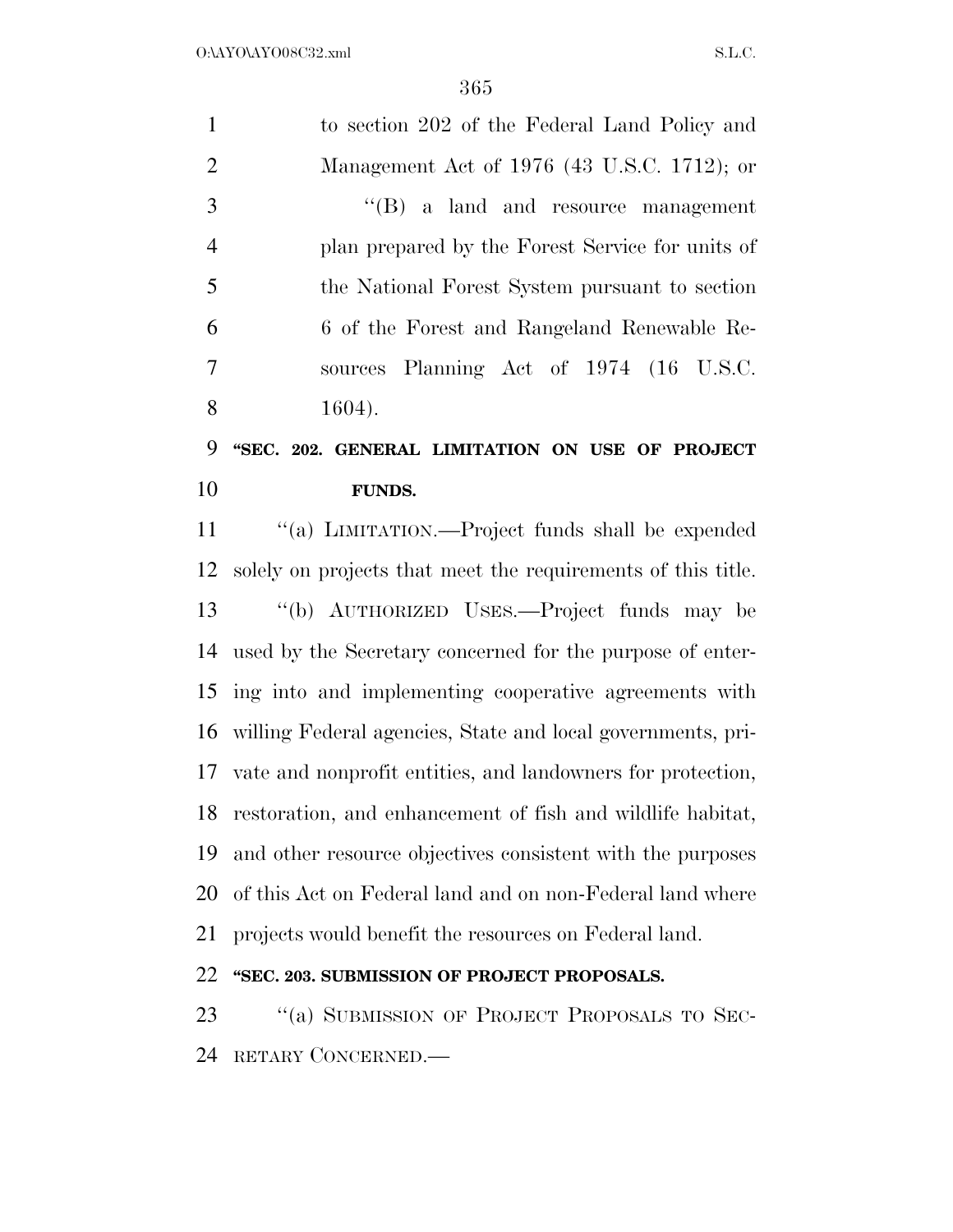to section 202 of the Federal Land Policy and Management Act of 1976 (43 U.S.C. 1712); or

''(B) a land and resource management plan prepared by the Forest Service for units of the National Forest System pursuant to section 6 of the Forest and Rangeland Renewable Resources Planning Act of 1974 (16 U.S.C. 1604).

**''SEC. 202. GENERAL LIMITATION ON USE OF PROJECT FUNDS.**

''(a) LIMITATION.—Project funds shall be expended solely on projects that meet the requirements of this title.

''(b) AUTHORIZED USES.—Project funds may be used by the Secretary concerned for the purpose of entering into and implementing cooperative agreements with willing Federal agencies, State and local governments, private and nonprofit entities, and landowners for protection, restoration, and enhancement of fish and wildlife habitat, and other resource objectives consistent with the purposes of this Act on Federal land and on non-Federal land where projects would benefit the resources on Federal land.

**''SEC. 203. SUBMISSION OF PROJECT PROPOSALS.**

''(a) SUBMISSION OF PROJECT PROPOSALS TO SECRETARY CONCERNED.—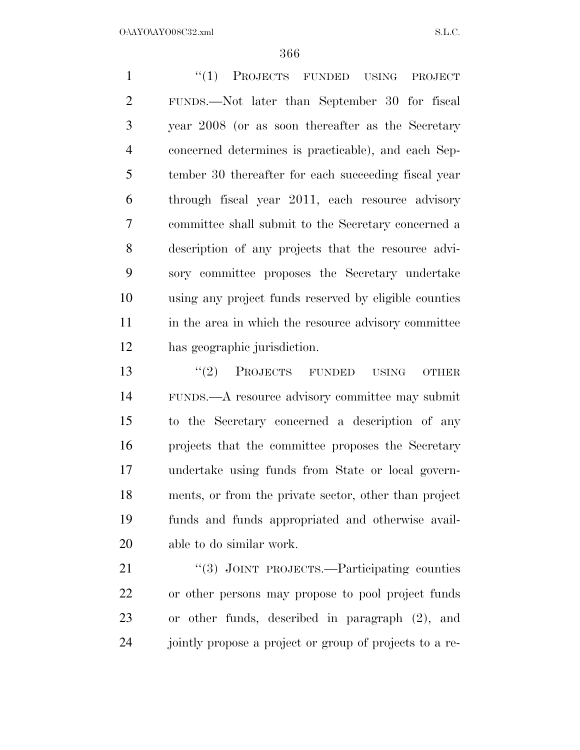"(1) PROJECTS FUNDED USING PROJECT FUNDS.—Not later than September 30 for fiscal year 2008 (or as soon thereafter as the Secretary concerned determines is practicable), and each September 30 thereafter for each succeeding fiscal year through fiscal year 2011, each resource advisory committee shall submit to the Secretary concerned a description of any projects that the resource advisory committee proposes the Secretary undertake using any project funds reserved by eligible counties in the area in which the resource advisory committee has geographic jurisdiction.

"(2) PROJECTS FUNDED USING OTHER FUNDS.—A resource advisory committee may submit to the Secretary concerned a description of any projects that the committee proposes the Secretary undertake using funds from State or local governments, or from the private sector, other than project funds and funds appropriated and otherwise available to do similar work.

"(3) JOINT PROJECTS.—Participating counties or other persons may propose to pool project funds or other funds, described in paragraph (2), and jointly propose a project or group of projects to a re-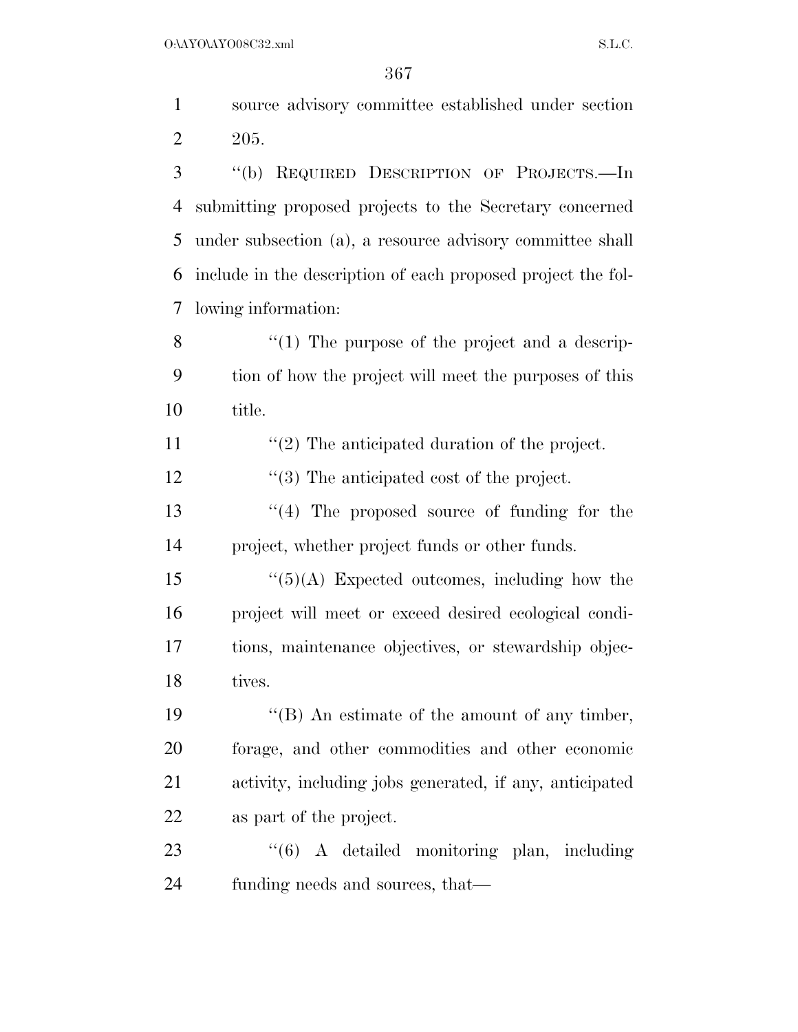source advisory committee established under section 205.

''(b) REQUIRED DESCRIPTION OF PROJECTS.—In submitting proposed projects to the Secretary concerned under subsection (a), a resource advisory committee shall include in the description of each proposed project the following information:

''(1) The purpose of the project and a description of how the project will meet the purposes of this title.

''(2) The anticipated duration of the project.

''(3) The anticipated cost of the project.

''(4) The proposed source of funding for the project, whether project funds or other funds.

''(5)(A) Expected outcomes, including how the project will meet or exceed desired ecological conditions, maintenance objectives, or stewardship objectives.

''(B) An estimate of the amount of any timber, forage, and other commodities and other economic activity, including jobs generated, if any, anticipated as part of the project.

''(6) A detailed monitoring plan, including funding needs and sources, that—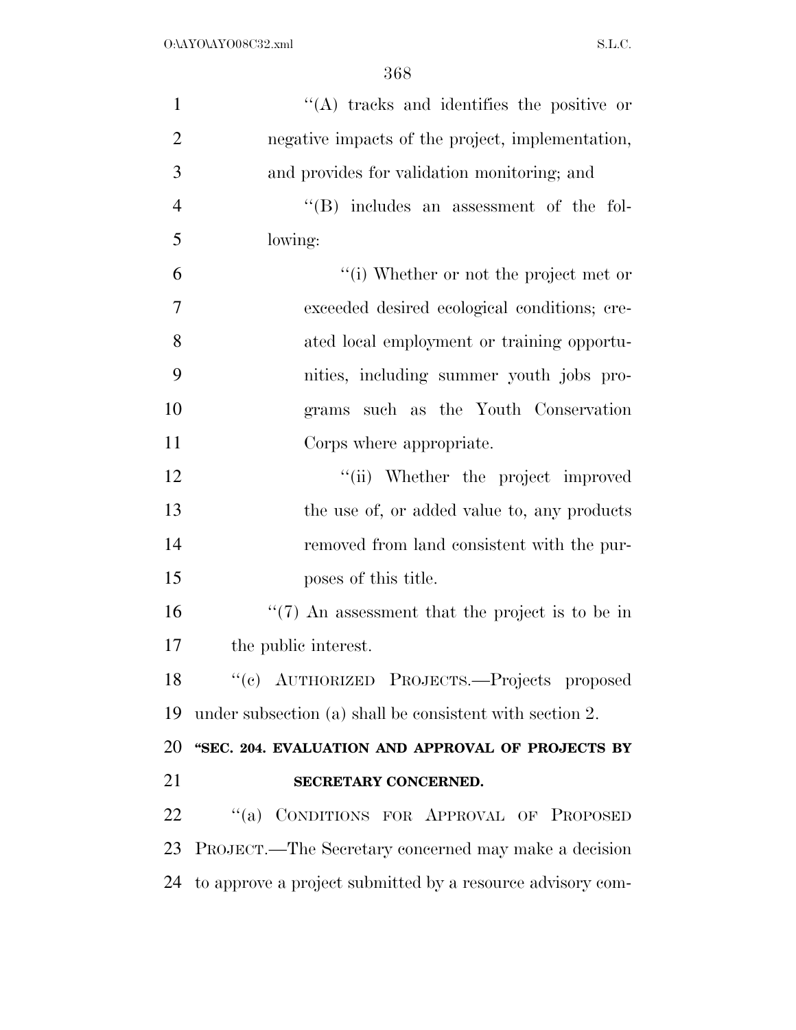''(A) tracks and identifies the positive or negative impacts of the project, implementation, and provides for validation monitoring; and

''(B) includes an assessment of the following:

''(i) Whether or not the project met or exceeded desired ecological conditions; created local employment or training opportunities, including summer youth jobs programs such as the Youth Conservation Corps where appropriate.

''(ii) Whether the project improved the use of, or added value to, any products removed from land consistent with the purposes of this title.

''(7) An assessment that the project is to be in the public interest.

''(c) AUTHORIZED PROJECTS.—Projects proposed under subsection (a) shall be consistent with section 2.

**''SEC. 204. EVALUATION AND APPROVAL OF PROJECTS BY SECRETARY CONCERNED.**

''(a) CONDITIONS FOR APPROVAL OF PROPOSED PROJECT.—The Secretary concerned may make a decision to approve a project submitted by a resource advisory com-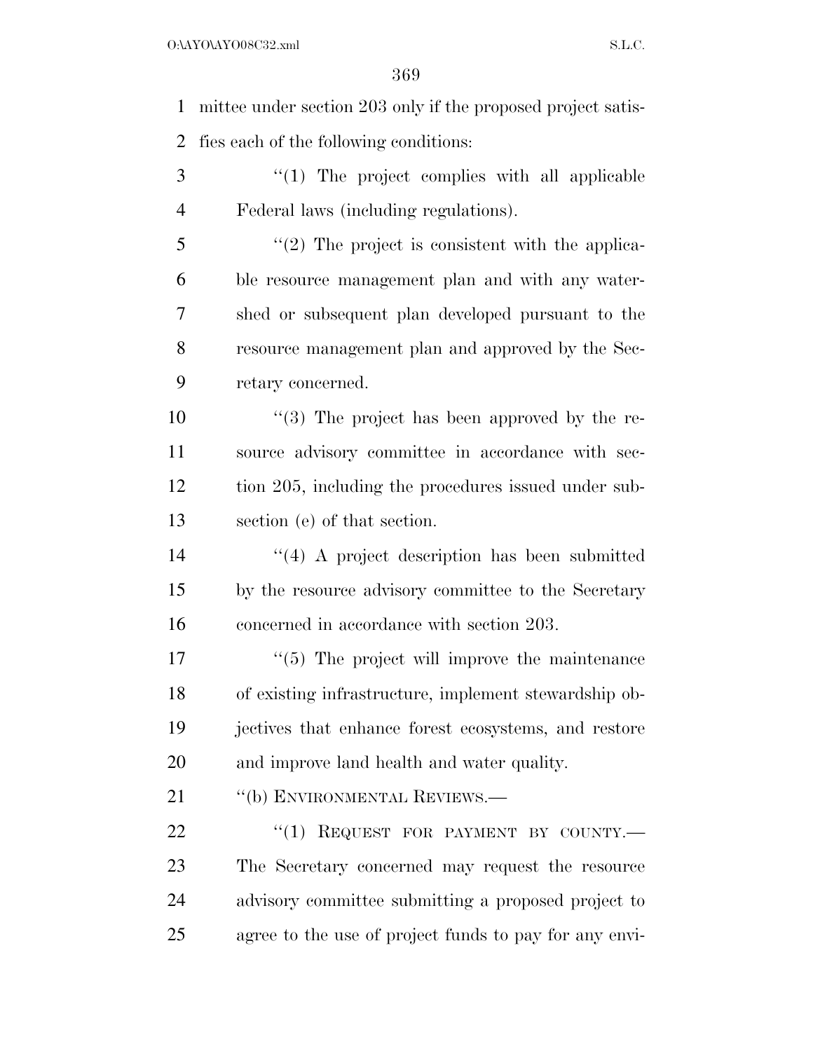mittee under section 203 only if the proposed project satisfies each of the following conditions:

''(1) The project complies with all applicable Federal laws (including regulations).

''(2) The project is consistent with the applicable resource management plan and with any watershed or subsequent plan developed pursuant to the resource management plan and approved by the Secretary concerned.

''(3) The project has been approved by the resource advisory committee in accordance with section 205, including the procedures issued under subsection (e) of that section.

''(4) A project description has been submitted by the resource advisory committee to the Secretary concerned in accordance with section 203.

''(5) The project will improve the maintenance of existing infrastructure, implement stewardship objectives that enhance forest ecosystems, and restore and improve land health and water quality.

''(b) ENVIRONMENTAL REVIEWS.—

''(1) REQUEST FOR PAYMENT BY COUNTY.— The Secretary concerned may request the resource advisory committee submitting a proposed project to agree to the use of project funds to pay for any envi-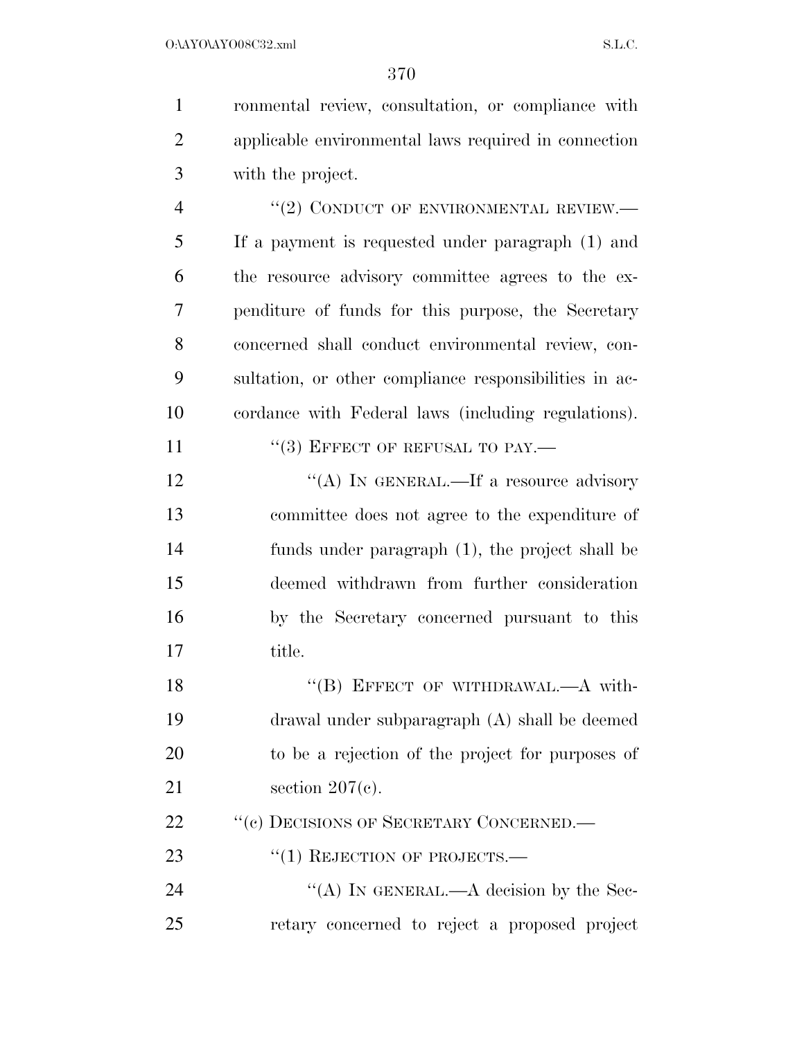ronmental review, consultation, or compliance with applicable environmental laws required in connection with the project.

"(2) CONDUCT OF ENVIRONMENTAL REVIEW.—If a payment is requested under paragraph (1) and the resource advisory committee agrees to the expenditure of funds for this purpose, the Secretary concerned shall conduct environmental review, consultation, or other compliance responsibilities in accordance with Federal laws (including regulations).

"(3) EFFECT OF REFUSAL TO PAY.—

"(A) IN GENERAL.—If a resource advisory committee does not agree to the expenditure of funds under paragraph (1), the project shall be deemed withdrawn from further consideration by the Secretary concerned pursuant to this title.

"(B) EFFECT OF WITHDRAWAL.—A withdrawal under subparagraph (A) shall be deemed to be a rejection of the project for purposes of section 207(c).

"(c) DECISIONS OF SECRETARY CONCERNED.—

"(1) REJECTION OF PROJECTS.—

"(A) IN GENERAL.—A decision by the Secretary concerned to reject a proposed project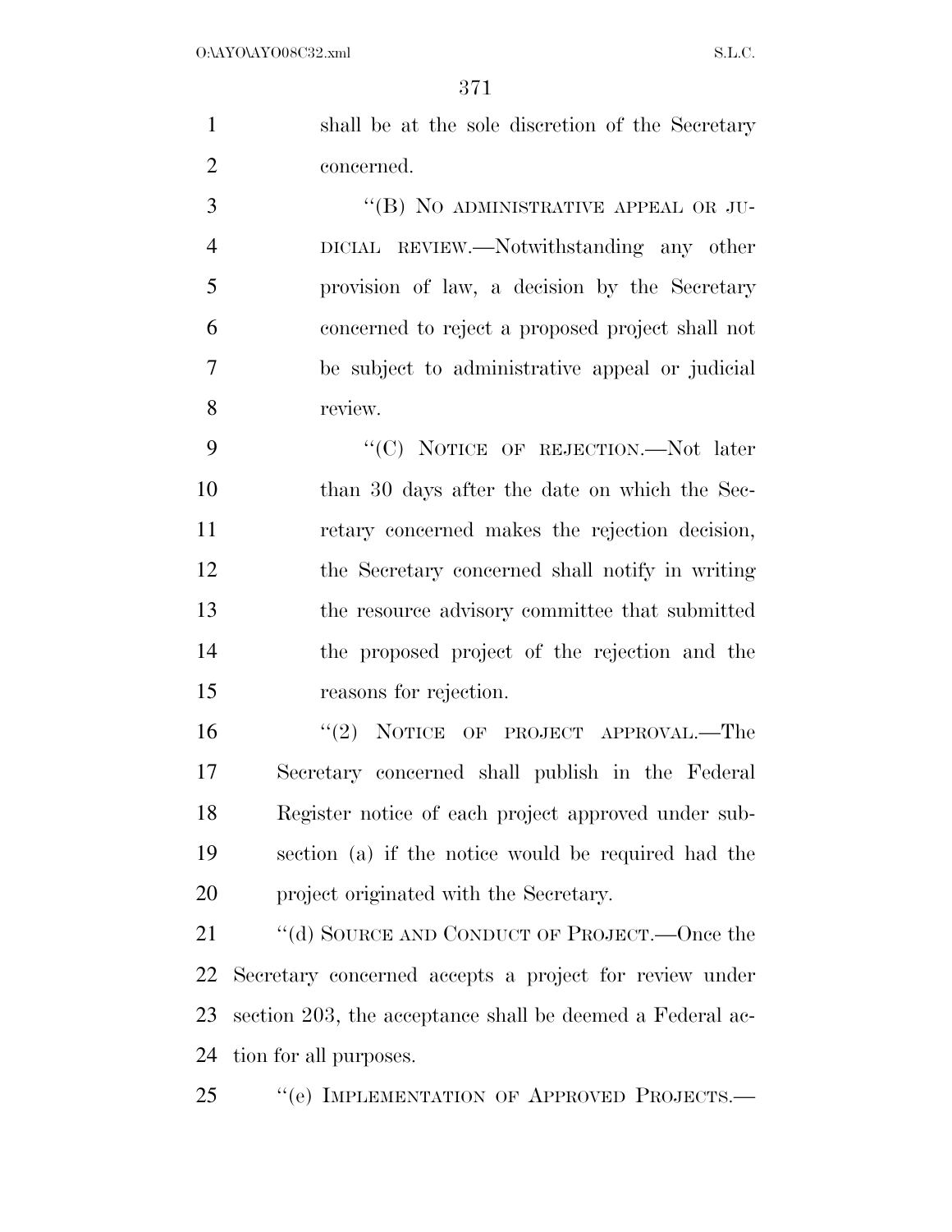shall be at the sole discretion of the Secretary concerned.

"(B) NO ADMINISTRATIVE APPEAL OR JUDICIAL REVIEW.—Notwithstanding any other provision of law, a decision by the Secretary concerned to reject a proposed project shall not be subject to administrative appeal or judicial review.

"(C) NOTICE OF REJECTION.—Not later than 30 days after the date on which the Secretary concerned makes the rejection decision, the Secretary concerned shall notify in writing the resource advisory committee that submitted the proposed project of the rejection and the reasons for rejection.

"(2) NOTICE OF PROJECT APPROVAL.—The Secretary concerned shall publish in the Federal Register notice of each project approved under subsection (a) if the notice would be required had the project originated with the Secretary.

"(d) SOURCE AND CONDUCT OF PROJECT.—Once the Secretary concerned accepts a project for review under section 203, the acceptance shall be deemed a Federal action for all purposes.

"(e) IMPLEMENTATION OF APPROVED PROJECTS.—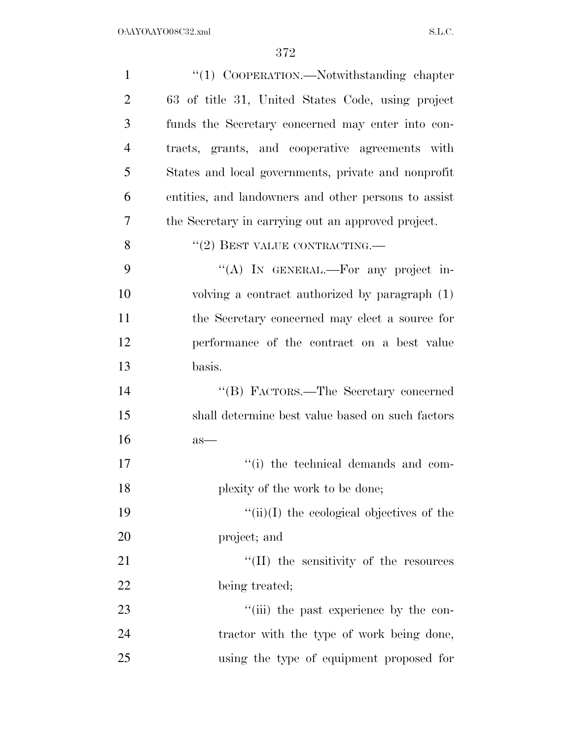''(1) COOPERATION.—Notwithstanding chapter 63 of title 31, United States Code, using project funds the Secretary concerned may enter into contracts, grants, and cooperative agreements with States and local governments, private and nonprofit entities, and landowners and other persons to assist the Secretary in carrying out an approved project.

''(2) BEST VALUE CONTRACTING.—

''(A) IN GENERAL.—For any project involving a contract authorized by paragraph (1) the Secretary concerned may elect a source for performance of the contract on a best value basis.

''(B) FACTORS.—The Secretary concerned shall determine best value based on such factors as—

''(i) the technical demands and complexity of the work to be done;

''(ii)(I) the ecological objectives of the project; and

''(II) the sensitivity of the resources being treated;

''(iii) the past experience by the contractor with the type of work being done, using the type of equipment proposed for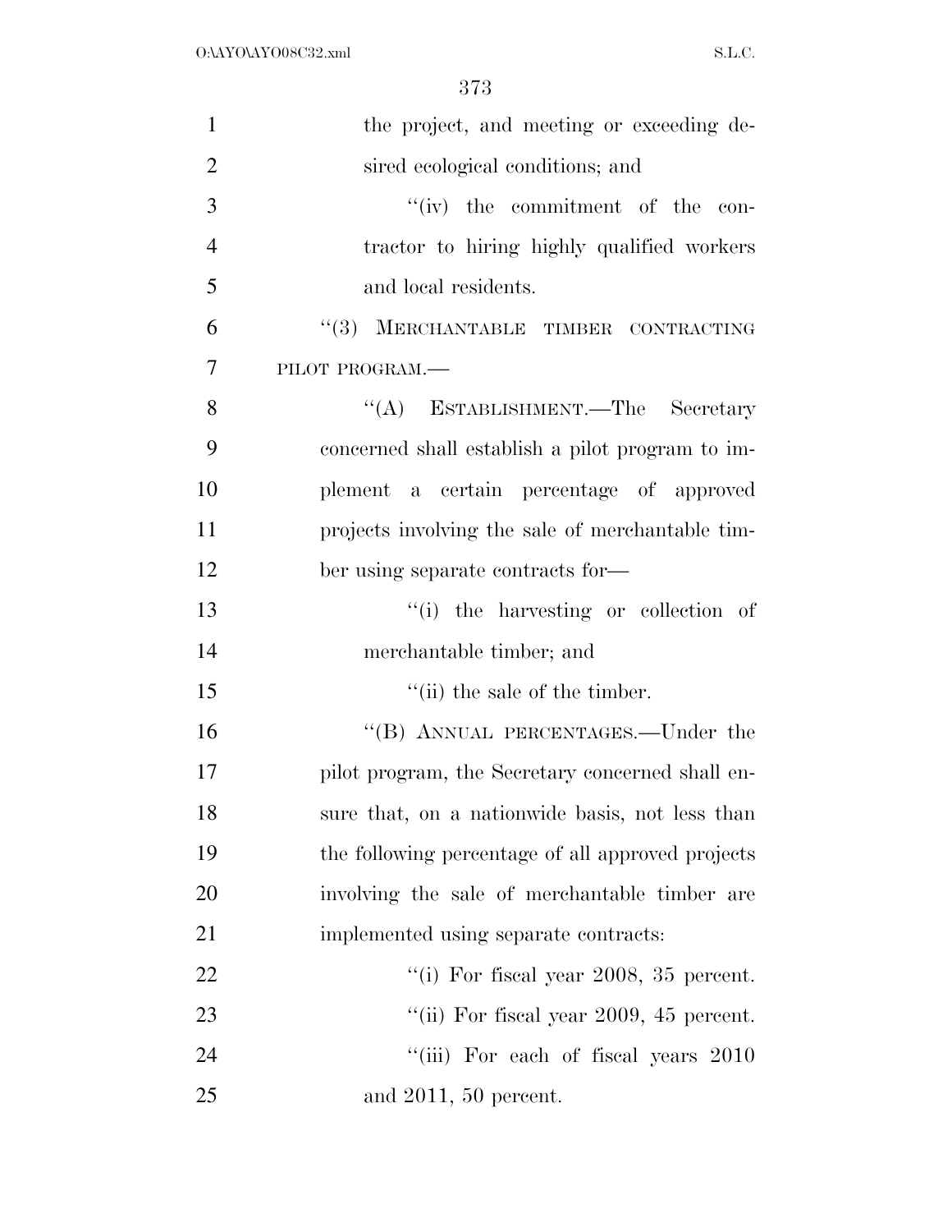the project, and meeting or exceeding desired ecological conditions; and

"(iv) the commitment of the contractor to hiring highly qualified workers and local residents.

"(3) MERCHANTABLE TIMBER CONTRACTING PILOT PROGRAM.—

"(A) ESTABLISHMENT.—The Secretary concerned shall establish a pilot program to implement a certain percentage of approved projects involving the sale of merchantable timber using separate contracts for—

"(i) the harvesting or collection of merchantable timber; and

"(ii) the sale of the timber.

"(B) ANNUAL PERCENTAGES.—Under the pilot program, the Secretary concerned shall ensure that, on a nationwide basis, not less than the following percentage of all approved projects involving the sale of merchantable timber are implemented using separate contracts:

"(i) For fiscal year 2008, 35 percent.

"(ii) For fiscal year 2009, 45 percent.

"(iii) For each of fiscal years 2010 and 2011, 50 percent.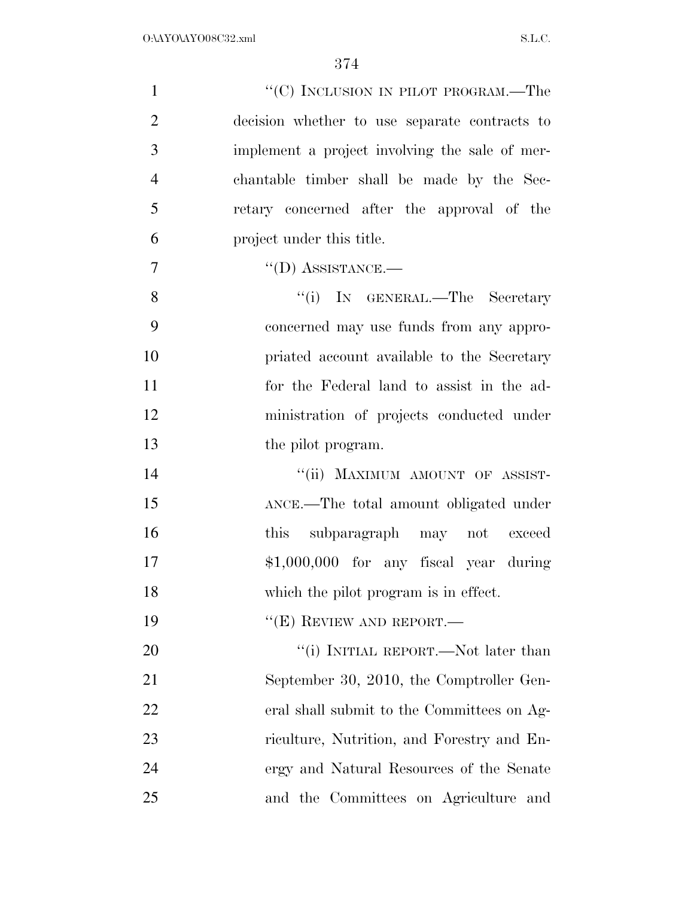"(C) INCLUSION IN PILOT PROGRAM.—The decision whether to use separate contracts to implement a project involving the sale of merchantable timber shall be made by the Secretary concerned after the approval of the project under this title.

"(D) ASSISTANCE.—

"(i) IN GENERAL.—The Secretary concerned may use funds from any appropriated account available to the Secretary for the Federal land to assist in the administration of projects conducted under the pilot program.

"(ii) MAXIMUM AMOUNT OF ASSISTANCE.—The total amount obligated under this subparagraph may not exceed $1,000,000 for any fiscal year during which the pilot program is in effect.

"(E) REVIEW AND REPORT.—

"(i) INITIAL REPORT.—Not later than September 30, 2010, the Comptroller General shall submit to the Committees on Agriculture, Nutrition, and Forestry and Energy and Natural Resources of the Senate and the Committees on Agriculture and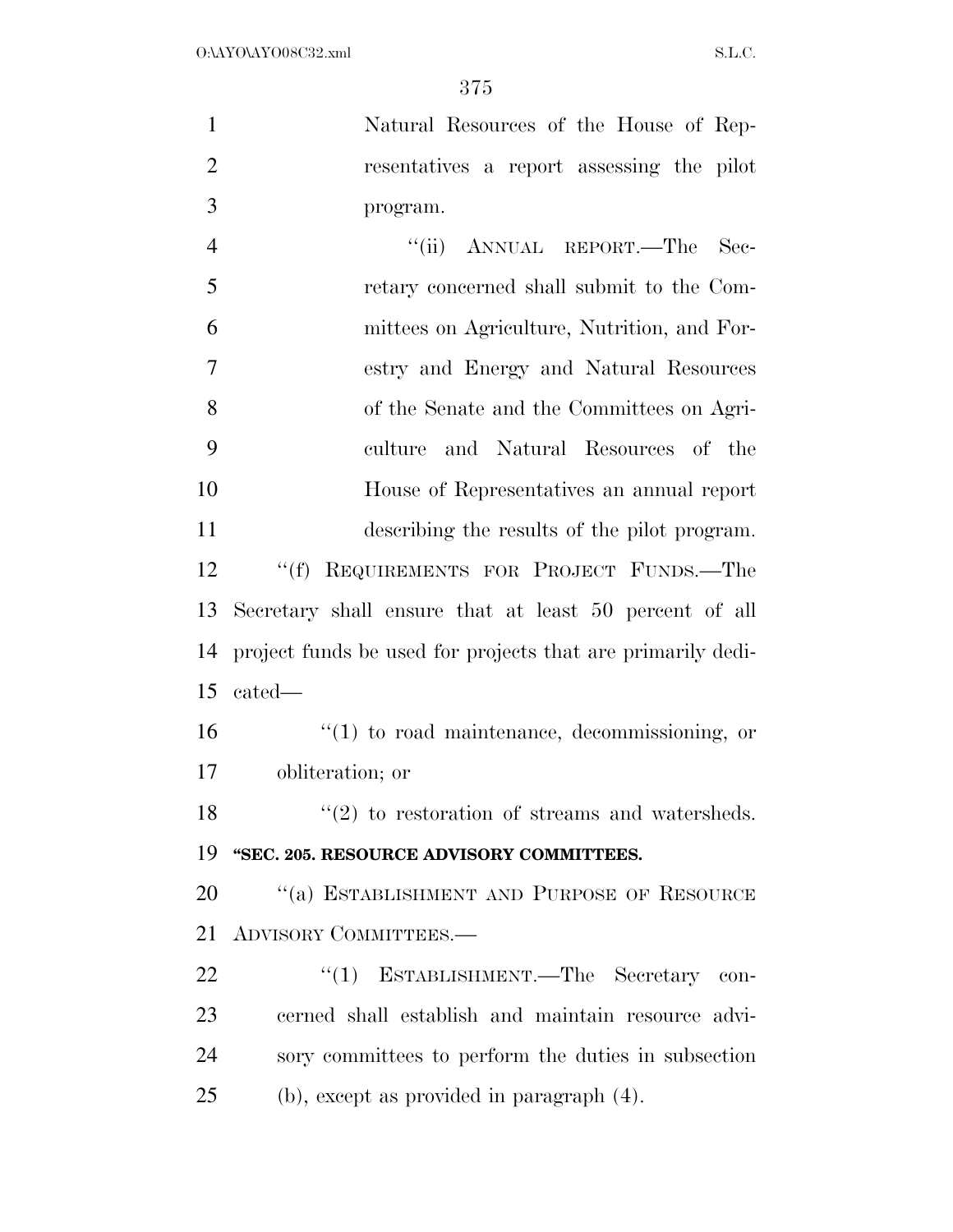Natural Resources of the House of Representatives a report assessing the pilot program.

"(ii) ANNUAL REPORT.—The Secretary concerned shall submit to the Committees on Agriculture, Nutrition, and Forestry and Energy and Natural Resources of the Senate and the Committees on Agriculture and Natural Resources of the House of Representatives an annual report describing the results of the pilot program.

"(f) REQUIREMENTS FOR PROJECT FUNDS.—The Secretary shall ensure that at least 50 percent of all project funds be used for projects that are primarily dedicated—

"(1) to road maintenance, decommissioning, or obliteration; or

"(2) to restoration of streams and watersheds.

**"SEC. 205. RESOURCE ADVISORY COMMITTEES.**

"(a) ESTABLISHMENT AND PURPOSE OF RESOURCE ADVISORY COMMITTEES.—

"(1) ESTABLISHMENT.—The Secretary concerned shall establish and maintain resource advisory committees to perform the duties in subsection (b), except as provided in paragraph (4).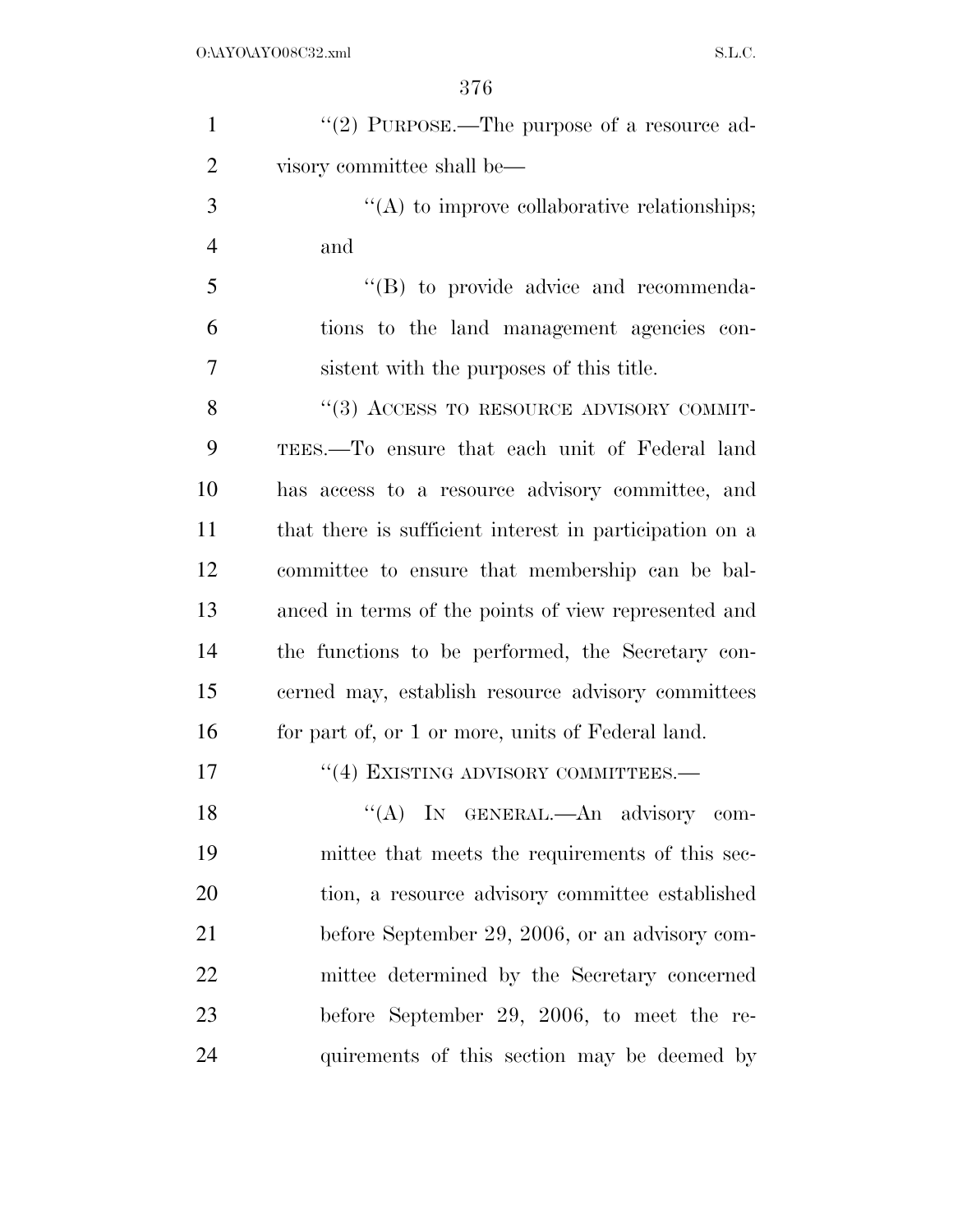''(2) PURPOSE.—The purpose of a resource advisory committee shall be—

''(A) to improve collaborative relationships; and

''(B) to provide advice and recommendations to the land management agencies consistent with the purposes of this title.

''(3) ACCESS TO RESOURCE ADVISORY COMMITTEES.—To ensure that each unit of Federal land has access to a resource advisory committee, and that there is sufficient interest in participation on a committee to ensure that membership can be balanced in terms of the points of view represented and the functions to be performed, the Secretary concerned may, establish resource advisory committees for part of, or 1 or more, units of Federal land.

''(4) EXISTING ADVISORY COMMITTEES.—

''(A) IN GENERAL.—An advisory committee that meets the requirements of this section, a resource advisory committee established before September 29, 2006, or an advisory committee determined by the Secretary concerned before September 29, 2006, to meet the requirements of this section may be deemed by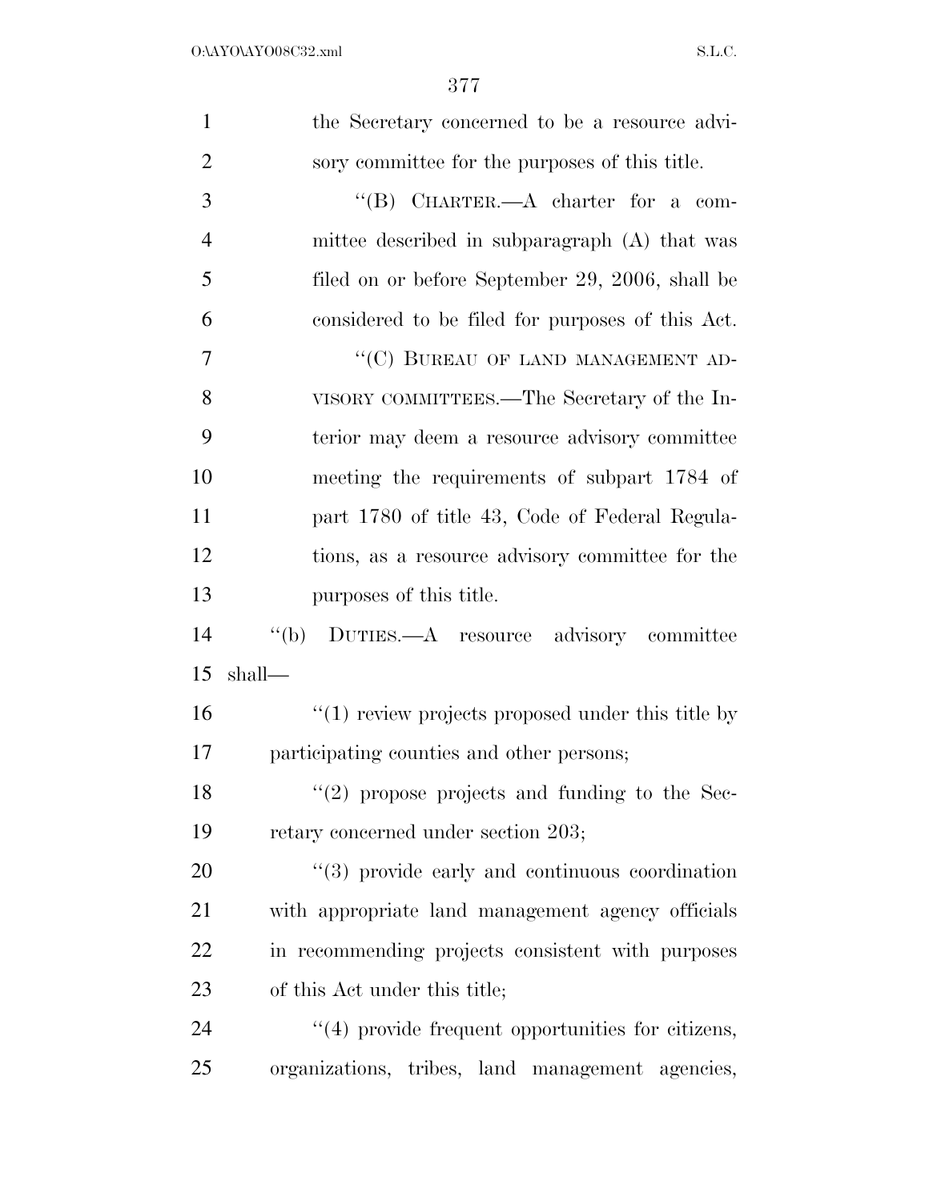the Secretary concerned to be a resource advisory committee for the purposes of this title.

''(B) CHARTER.—A charter for a committee described in subparagraph (A) that was filed on or before September 29, 2006, shall be considered to be filed for purposes of this Act.

''(C) BUREAU OF LAND MANAGEMENT ADVISORY COMMITTEES.—The Secretary of the Interior may deem a resource advisory committee meeting the requirements of subpart 1784 of part 1780 of title 43, Code of Federal Regulations, as a resource advisory committee for the purposes of this title.

''(b) DUTIES.—A resource advisory committee shall—

''(1) review projects proposed under this title by participating counties and other persons;

''(2) propose projects and funding to the Secretary concerned under section 203;

''(3) provide early and continuous coordination with appropriate land management agency officials in recommending projects consistent with purposes of this Act under this title;

''(4) provide frequent opportunities for citizens, organizations, tribes, land management agencies,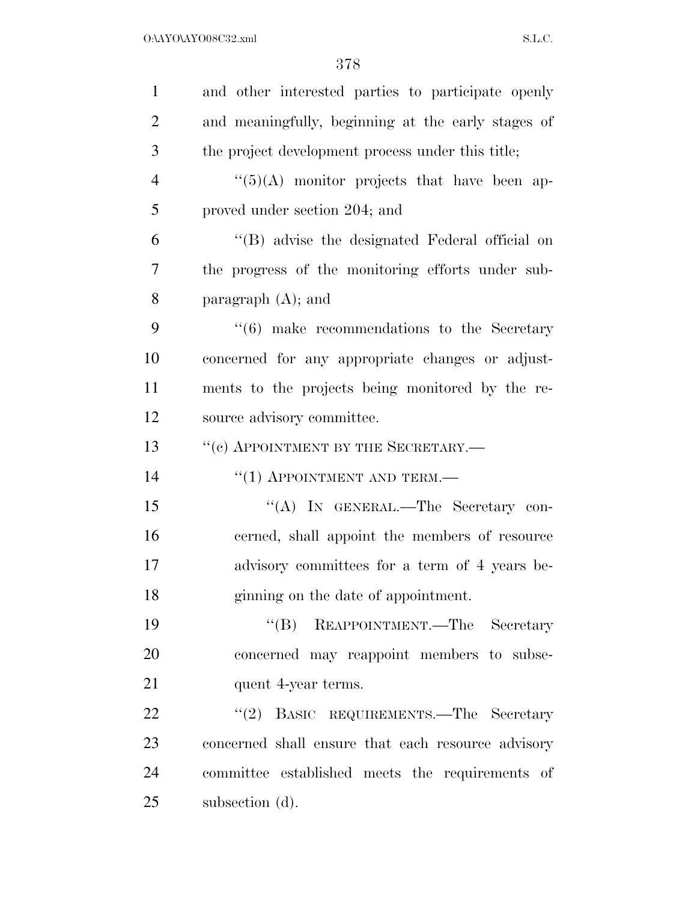and other interested parties to participate openly and meaningfully, beginning at the early stages of the project development process under this title;

''(5)(A) monitor projects that have been approved under section 204; and

''(B) advise the designated Federal official on the progress of the monitoring efforts under subparagraph (A); and

''(6) make recommendations to the Secretary concerned for any appropriate changes or adjustments to the projects being monitored by the resource advisory committee.

''(c) APPOINTMENT BY THE SECRETARY.—

''(1) APPOINTMENT AND TERM.—

''(A) IN GENERAL.—The Secretary concerned, shall appoint the members of resource advisory committees for a term of 4 years beginning on the date of appointment.

''(B) REAPPOINTMENT.—The Secretary concerned may reappoint members to subsequent 4-year terms.

''(2) BASIC REQUIREMENTS.—The Secretary concerned shall ensure that each resource advisory committee established meets the requirements of subsection (d).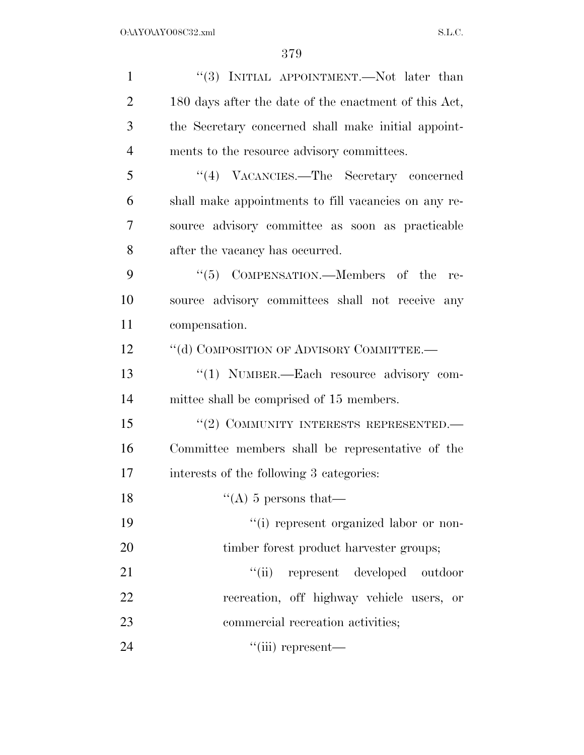''(3) INITIAL APPOINTMENT.—Not later than 180 days after the date of the enactment of this Act, the Secretary concerned shall make initial appointments to the resource advisory committees.

''(4) VACANCIES.—The Secretary concerned shall make appointments to fill vacancies on any resource advisory committee as soon as practicable after the vacancy has occurred.

''(5) COMPENSATION.—Members of the resource advisory committees shall not receive any compensation.

''(d) COMPOSITION OF ADVISORY COMMITTEE.—

''(1) NUMBER.—Each resource advisory committee shall be comprised of 15 members.

''(2) COMMUNITY INTERESTS REPRESENTED.—Committee members shall be representative of the interests of the following 3 categories:

''(A) 5 persons that—

''(i) represent organized labor or non-timber forest product harvester groups;

''(ii) represent developed outdoor recreation, off highway vehicle users, or commercial recreation activities;

''(iii) represent—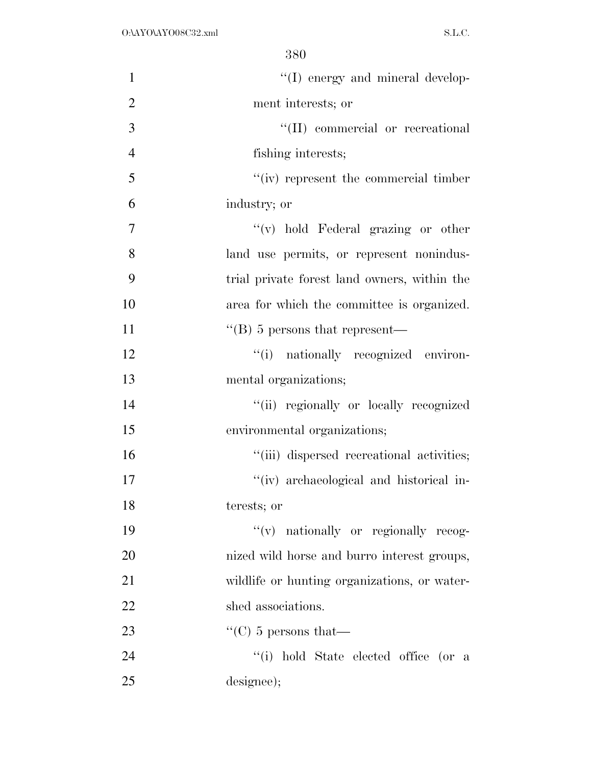"(I) energy and mineral development interests; or

"(II) commercial or recreational fishing interests;

"(iv) represent the commercial timber industry; or

"(v) hold Federal grazing or other land use permits, or represent nonindustrial private forest land owners, within the area for which the committee is organized.

"(B) 5 persons that represent—

"(i) nationally recognized environmental organizations;

"(ii) regionally or locally recognized environmental organizations;

"(iii) dispersed recreational activities;

"(iv) archaeological and historical interests; or

"(v) nationally or regionally recognized wild horse and burro interest groups, wildlife or hunting organizations, or watershed associations.

"(C) 5 persons that—

"(i) hold State elected office (or a designee);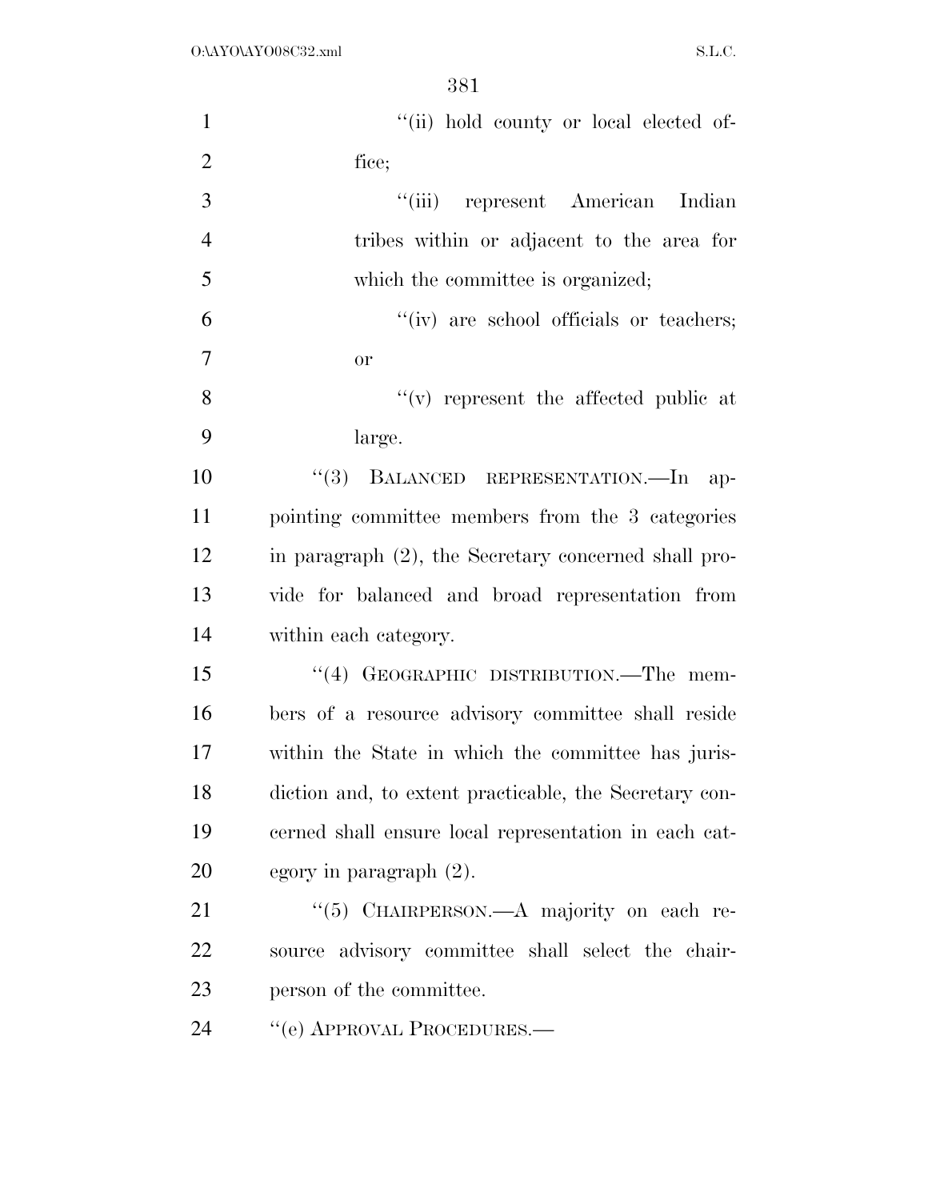''(ii) hold county or local elected office;

''(iii) represent American Indian tribes within or adjacent to the area for which the committee is organized;

''(iv) are school officials or teachers; or

''(v) represent the affected public at large.

''(3) BALANCED REPRESENTATION.—In appointing committee members from the 3 categories in paragraph (2), the Secretary concerned shall provide for balanced and broad representation from within each category.

''(4) GEOGRAPHIC DISTRIBUTION.—The members of a resource advisory committee shall reside within the State in which the committee has jurisdiction and, to extent practicable, the Secretary concerned shall ensure local representation in each category in paragraph (2).

''(5) CHAIRPERSON.—A majority on each resource advisory committee shall select the chairperson of the committee.

''(e) APPROVAL PROCEDURES.—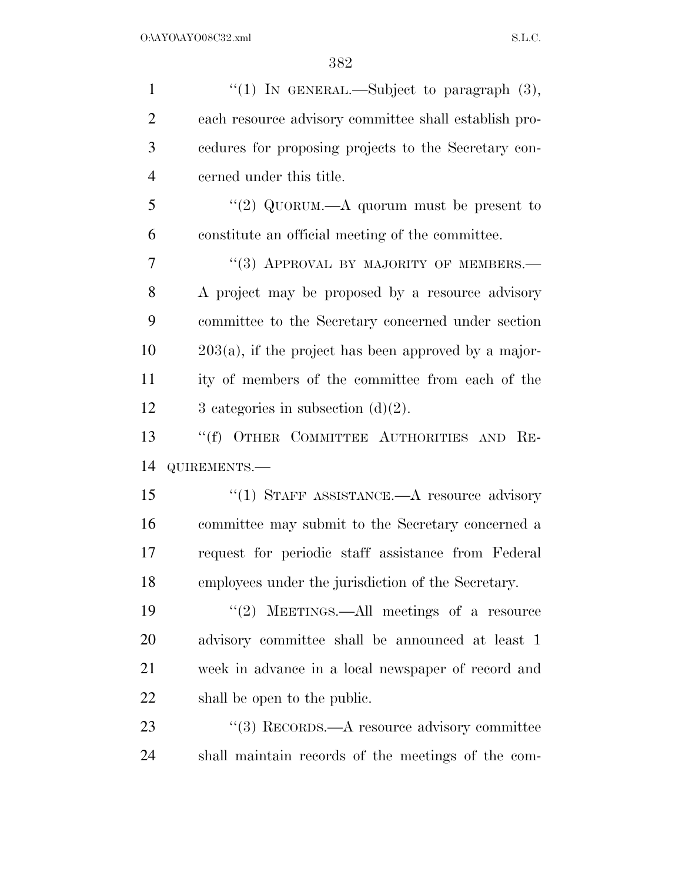"(1) IN GENERAL.—Subject to paragraph (3), each resource advisory committee shall establish procedures for proposing projects to the Secretary concerned under this title.

"(2) QUORUM.—A quorum must be present to constitute an official meeting of the committee.

"(3) APPROVAL BY MAJORITY OF MEMBERS.—A project may be proposed by a resource advisory committee to the Secretary concerned under section 203(a), if the project has been approved by a majority of members of the committee from each of the 3 categories in subsection (d)(2).

"(f) OTHER COMMITTEE AUTHORITIES AND REQUIREMENTS.—

"(1) STAFF ASSISTANCE.—A resource advisory committee may submit to the Secretary concerned a request for periodic staff assistance from Federal employees under the jurisdiction of the Secretary.

"(2) MEETINGS.—All meetings of a resource advisory committee shall be announced at least 1 week in advance in a local newspaper of record and shall be open to the public.

"(3) RECORDS.—A resource advisory committee shall maintain records of the meetings of the com-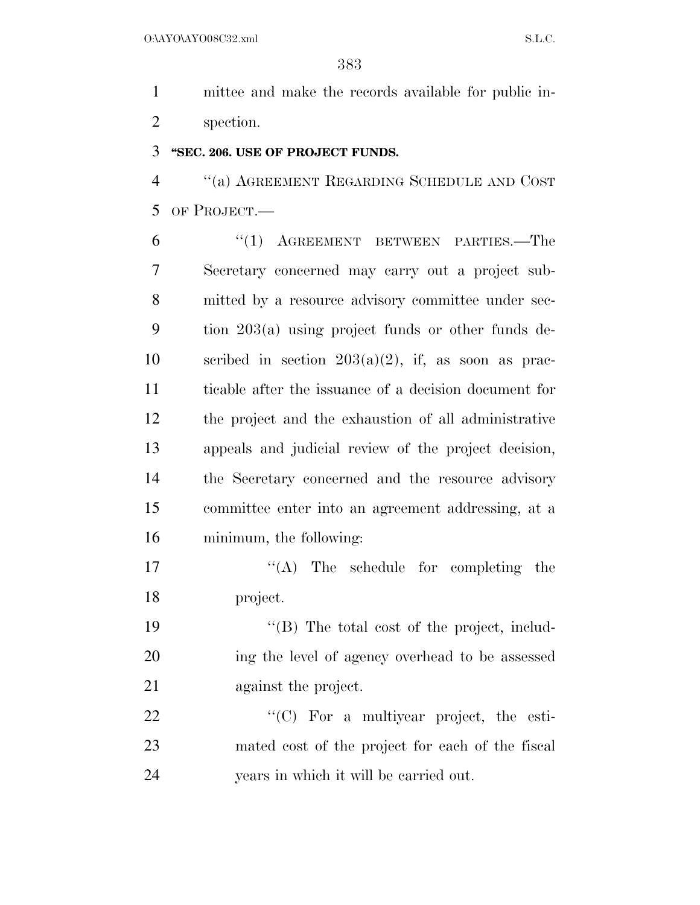mittee and make the records available for public inspection.

**"SEC. 206. USE OF PROJECT FUNDS.**

"(a) AGREEMENT REGARDING SCHEDULE AND COST OF PROJECT.—

"(1) AGREEMENT BETWEEN PARTIES.—The Secretary concerned may carry out a project submitted by a resource advisory committee under section 203(a) using project funds or other funds described in section 203(a)(2), if, as soon as practicable after the issuance of a decision document for the project and the exhaustion of all administrative appeals and judicial review of the project decision, the Secretary concerned and the resource advisory committee enter into an agreement addressing, at a minimum, the following:

"(A) The schedule for completing the project.

"(B) The total cost of the project, including the level of agency overhead to be assessed against the project.

"(C) For a multiyear project, the estimated cost of the project for each of the fiscal years in which it will be carried out.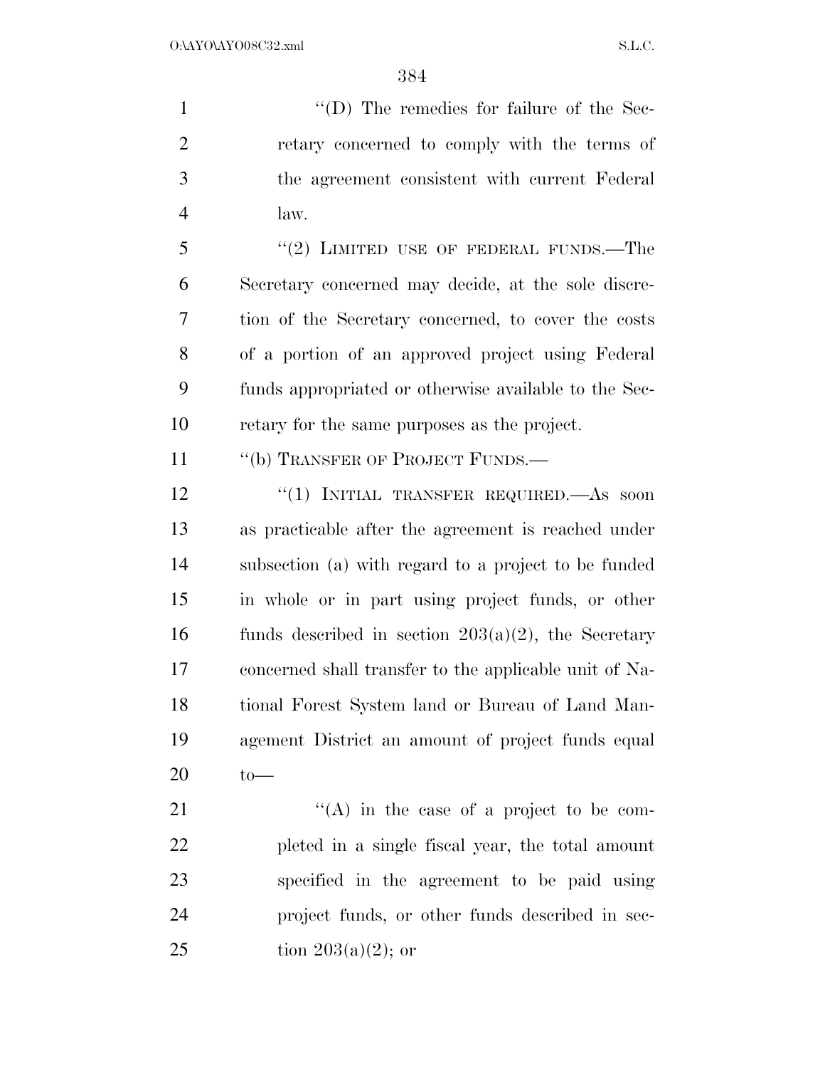"(D) The remedies for failure of the Secretary concerned to comply with the terms of the agreement consistent with current Federal law.

"(2) LIMITED USE OF FEDERAL FUNDS.—The Secretary concerned may decide, at the sole discretion of the Secretary concerned, to cover the costs of a portion of an approved project using Federal funds appropriated or otherwise available to the Secretary for the same purposes as the project.

"(b) TRANSFER OF PROJECT FUNDS.—

"(1) INITIAL TRANSFER REQUIRED.—As soon as practicable after the agreement is reached under subsection (a) with regard to a project to be funded in whole or in part using project funds, or other funds described in section 203(a)(2), the Secretary concerned shall transfer to the applicable unit of National Forest System land or Bureau of Land Management District an amount of project funds equal to—

"(A) in the case of a project to be completed in a single fiscal year, the total amount specified in the agreement to be paid using project funds, or other funds described in section 203(a)(2); or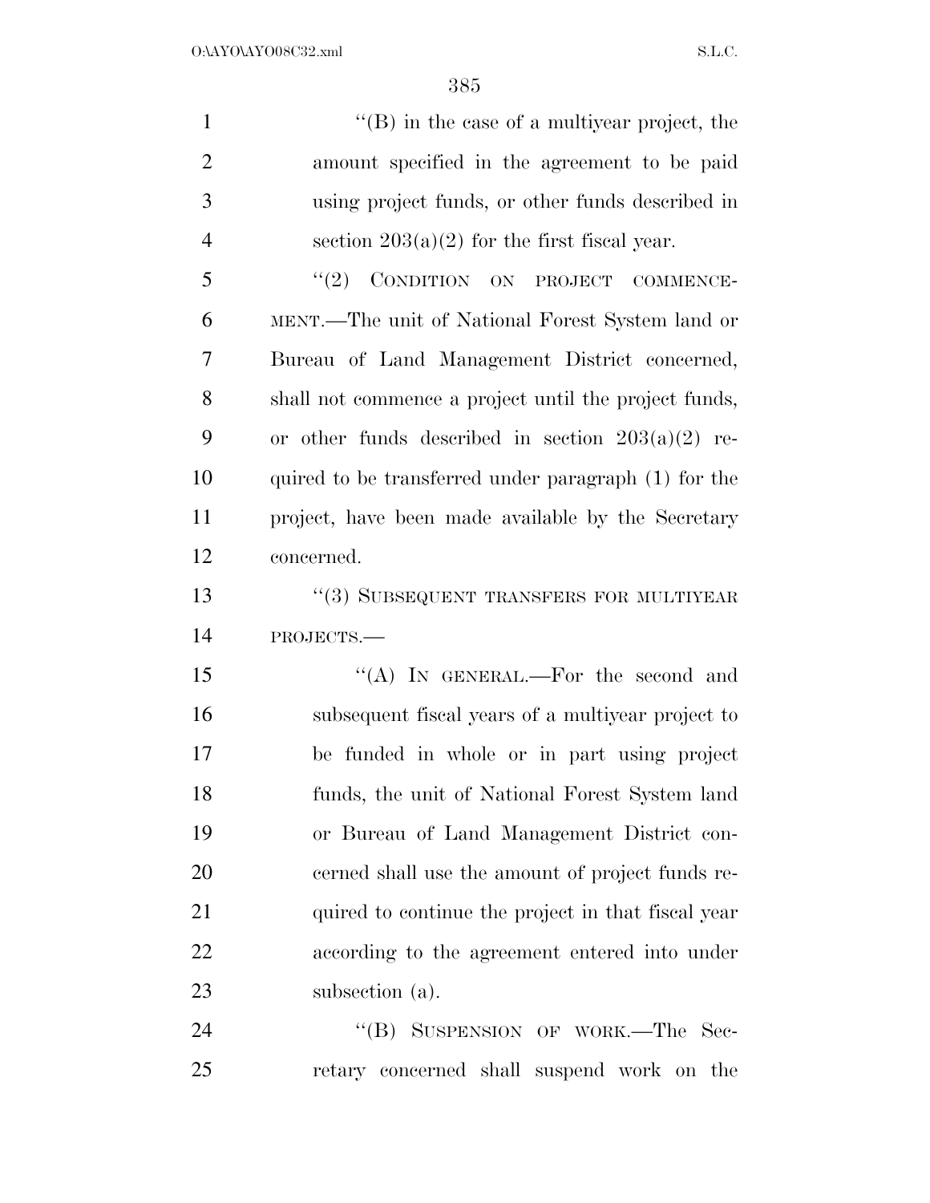"(B) in the case of a multiyear project, the amount specified in the agreement to be paid using project funds, or other funds described in section 203(a)(2) for the first fiscal year.

"(2) CONDITION ON PROJECT COMMENCEMENT.—The unit of National Forest System land or Bureau of Land Management District concerned, shall not commence a project until the project funds, or other funds described in section 203(a)(2) required to be transferred under paragraph (1) for the project, have been made available by the Secretary concerned.

"(3) SUBSEQUENT TRANSFERS FOR MULTIYEAR PROJECTS.—

"(A) IN GENERAL.—For the second and subsequent fiscal years of a multiyear project to be funded in whole or in part using project funds, the unit of National Forest System land or Bureau of Land Management District concerned shall use the amount of project funds required to continue the project in that fiscal year according to the agreement entered into under subsection (a).

"(B) SUSPENSION OF WORK.—The Secretary concerned shall suspend work on the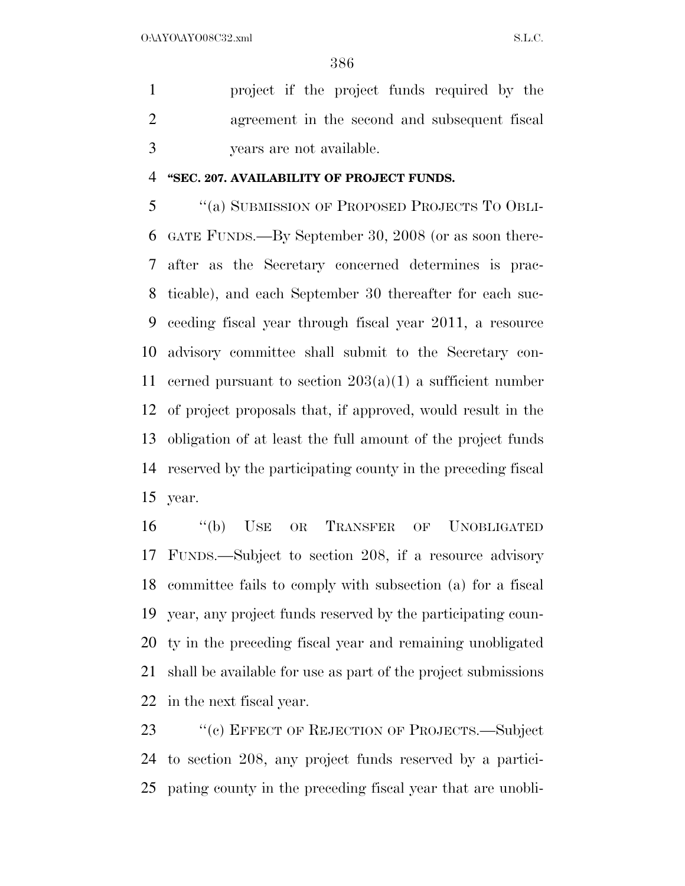project if the project funds required by the agreement in the second and subsequent fiscal years are not available.

**"SEC. 207. AVAILABILITY OF PROJECT FUNDS.**

"(a) SUBMISSION OF PROPOSED PROJECTS TO OBLIGATE FUNDS.—By September 30, 2008 (or as soon thereafter as the Secretary concerned determines is practicable), and each September 30 thereafter for each succeeding fiscal year through fiscal year 2011, a resource advisory committee shall submit to the Secretary concerned pursuant to section 203(a)(1) a sufficient number of project proposals that, if approved, would result in the obligation of at least the full amount of the project funds reserved by the participating county in the preceding fiscal year.

"(b) USE OR TRANSFER OF UNOBLIGATED FUNDS.—Subject to section 208, if a resource advisory committee fails to comply with subsection (a) for a fiscal year, any project funds reserved by the participating county in the preceding fiscal year and remaining unobligated shall be available for use as part of the project submissions in the next fiscal year.

"(c) EFFECT OF REJECTION OF PROJECTS.—Subject to section 208, any project funds reserved by a participating county in the preceding fiscal year that are unobli-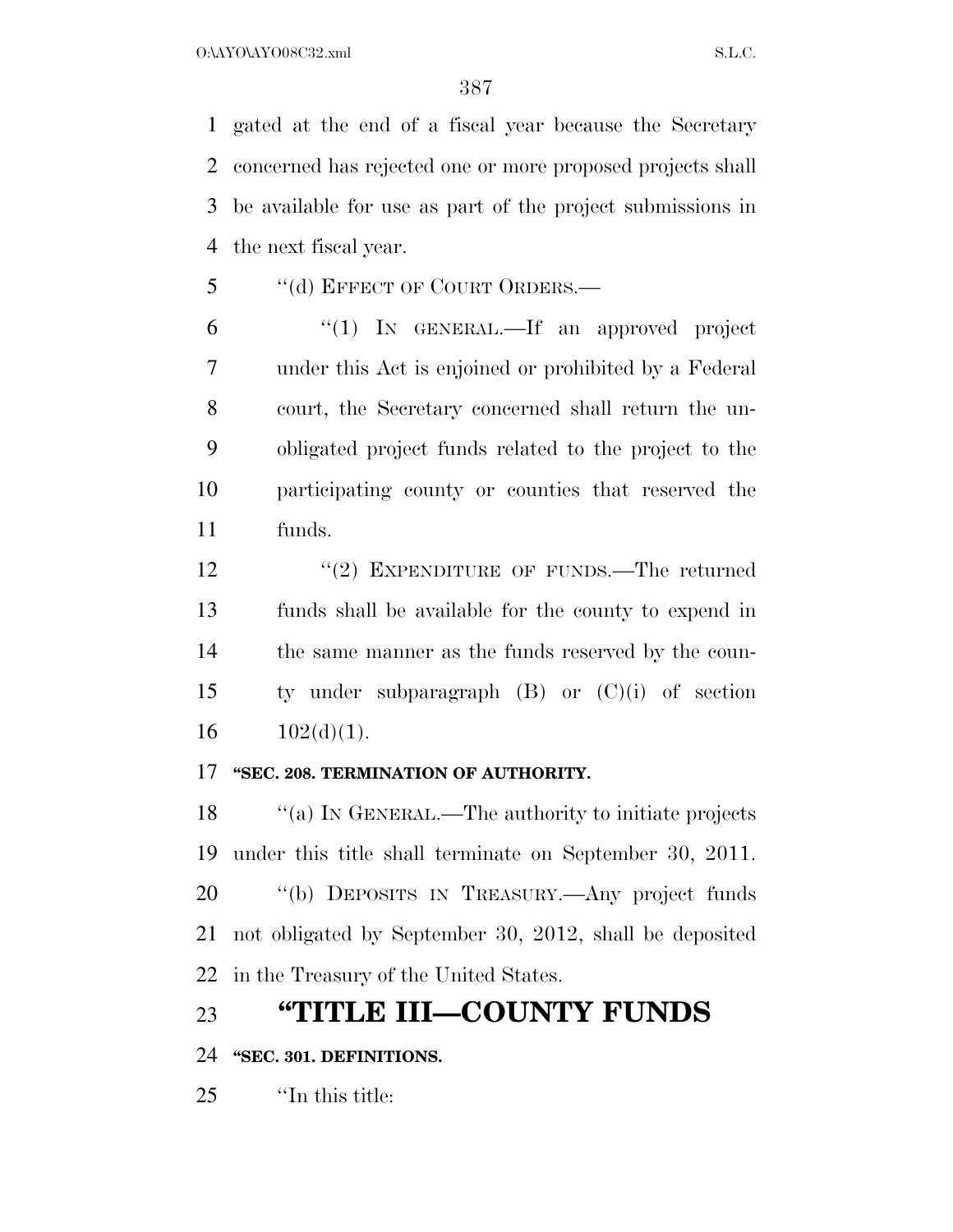gated at the end of a fiscal year because the Secretary concerned has rejected one or more proposed projects shall be available for use as part of the project submissions in the next fiscal year.

''(d) EFFECT OF COURT ORDERS.—

''(1) IN GENERAL.—If an approved project under this Act is enjoined or prohibited by a Federal court, the Secretary concerned shall return the unobligated project funds related to the project to the participating county or counties that reserved the funds.

''(2) EXPENDITURE OF FUNDS.—The returned funds shall be available for the county to expend in the same manner as the funds reserved by the county under subparagraph (B) or (C)(i) of section 102(d)(1).

**''SEC. 208. TERMINATION OF AUTHORITY.**

''(a) IN GENERAL.—The authority to initiate projects under this title shall terminate on September 30, 2011.

''(b) DEPOSITS IN TREASURY.—Any project funds not obligated by September 30, 2012, shall be deposited in the Treasury of the United States.

# ''TITLE III—COUNTY FUNDS

**''SEC. 301. DEFINITIONS.**

''In this title: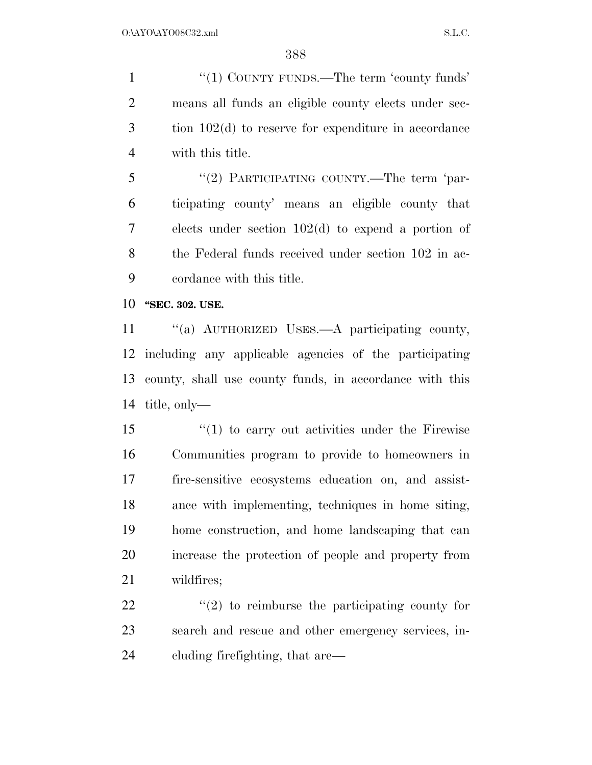"(1) COUNTY FUNDS.—The term 'county funds' means all funds an eligible county elects under section 102(d) to reserve for expenditure in accordance with this title.

"(2) PARTICIPATING COUNTY.—The term 'participating county' means an eligible county that elects under section 102(d) to expend a portion of the Federal funds received under section 102 in accordance with this title.

**"SEC. 302. USE.**

"(a) AUTHORIZED USES.—A participating county, including any applicable agencies of the participating county, shall use county funds, in accordance with this title, only—

"(1) to carry out activities under the Firewise Communities program to provide to homeowners in fire-sensitive ecosystems education on, and assistance with implementing, techniques in home siting, home construction, and home landscaping that can increase the protection of people and property from wildfires;

"(2) to reimburse the participating county for search and rescue and other emergency services, including firefighting, that are—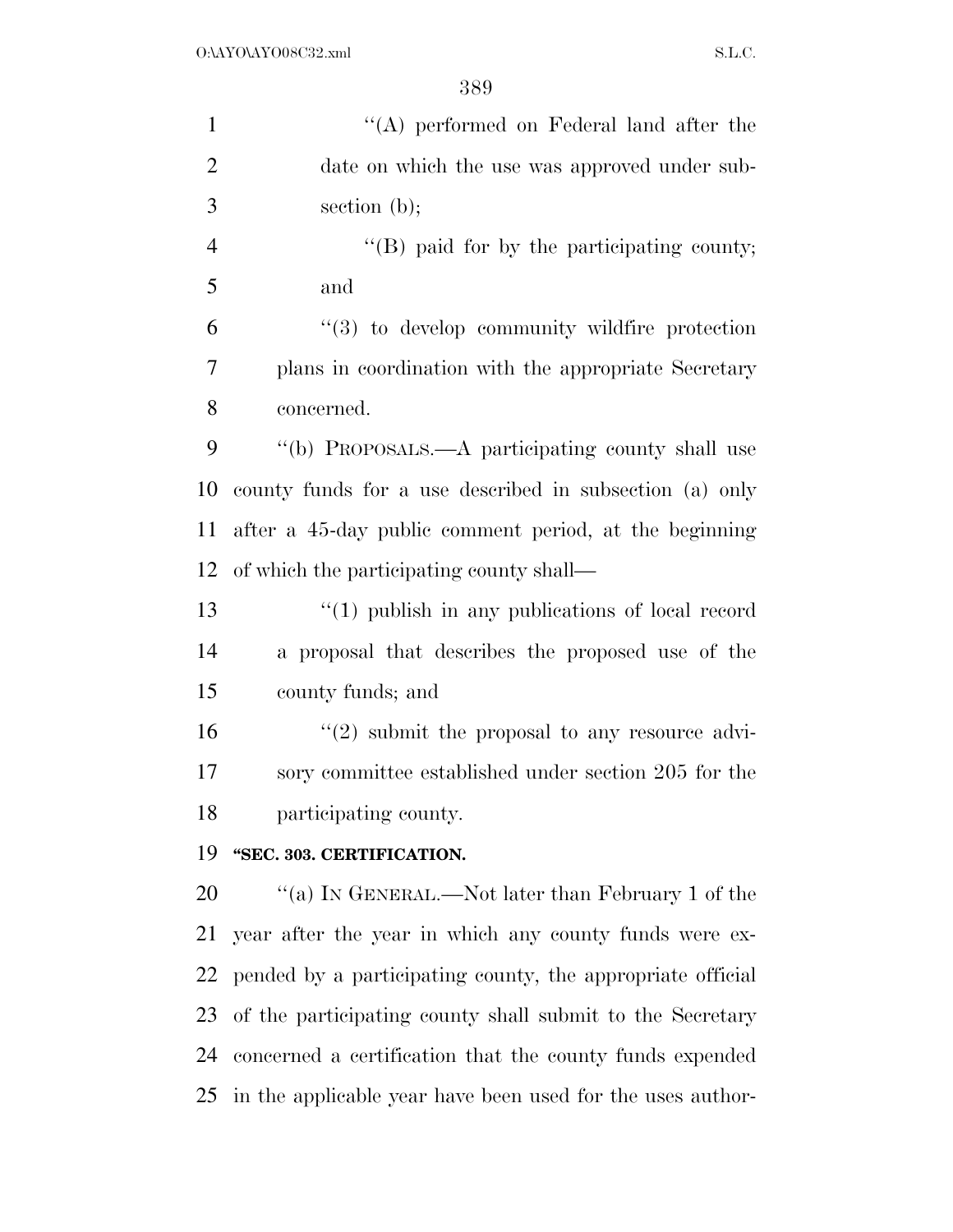''(A) performed on Federal land after the date on which the use was approved under subsection (b);

''(B) paid for by the participating county; and

''(3) to develop community wildfire protection plans in coordination with the appropriate Secretary concerned.

''(b) PROPOSALS.—A participating county shall use county funds for a use described in subsection (a) only after a 45-day public comment period, at the beginning of which the participating county shall—

''(1) publish in any publications of local record a proposal that describes the proposed use of the county funds; and

''(2) submit the proposal to any resource advisory committee established under section 205 for the participating county.

**''SEC. 303. CERTIFICATION.**

''(a) IN GENERAL.—Not later than February 1 of the year after the year in which any county funds were expended by a participating county, the appropriate official of the participating county shall submit to the Secretary concerned a certification that the county funds expended in the applicable year have been used for the uses author-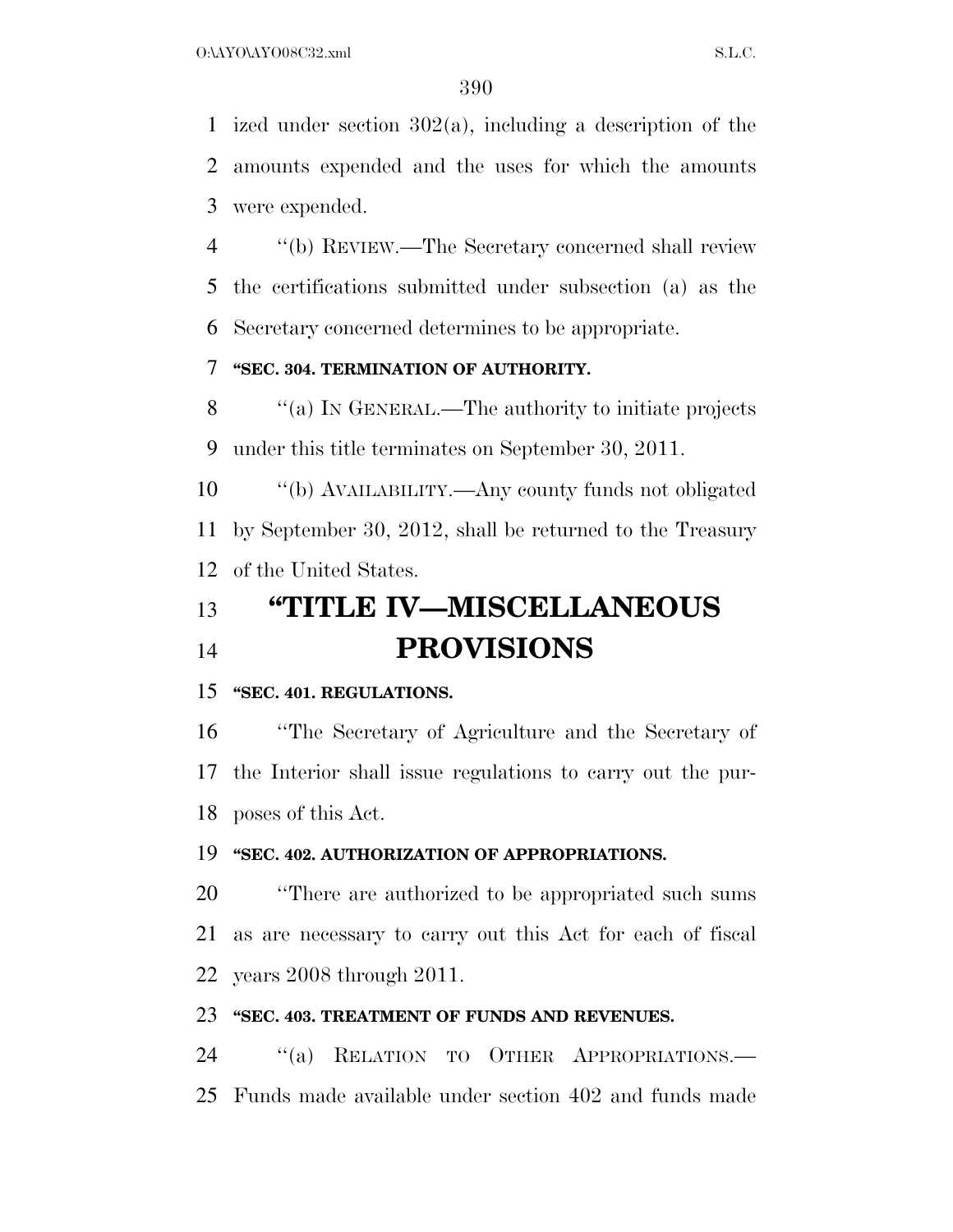ized under section 302(a), including a description of the amounts expended and the uses for which the amounts were expended.

''(b) REVIEW.—The Secretary concerned shall review the certifications submitted under subsection (a) as the Secretary concerned determines to be appropriate.

**''SEC. 304. TERMINATION OF AUTHORITY.**

''(a) IN GENERAL.—The authority to initiate projects under this title terminates on September 30, 2011.

''(b) AVAILABILITY.—Any county funds not obligated by September 30, 2012, shall be returned to the Treasury of the United States.

# ''TITLE IV—MISCELLANEOUS PROVISIONS

**''SEC. 401. REGULATIONS.**

''The Secretary of Agriculture and the Secretary of the Interior shall issue regulations to carry out the purposes of this Act.

**''SEC. 402. AUTHORIZATION OF APPROPRIATIONS.**

''There are authorized to be appropriated such sums as are necessary to carry out this Act for each of fiscal years 2008 through 2011.

**''SEC. 403. TREATMENT OF FUNDS AND REVENUES.**

''(a) RELATION TO OTHER APPROPRIATIONS.—Funds made available under section 402 and funds made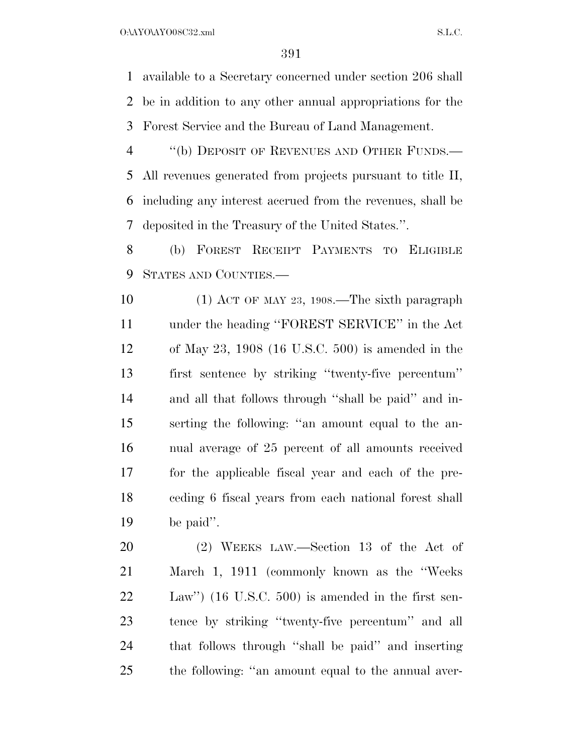available to a Secretary concerned under section 206 shall be in addition to any other annual appropriations for the Forest Service and the Bureau of Land Management.

"(b) DEPOSIT OF REVENUES AND OTHER FUNDS.—All revenues generated from projects pursuant to title II, including any interest accrued from the revenues, shall be deposited in the Treasury of the United States.".

(b) FOREST RECEIPT PAYMENTS TO ELIGIBLE STATES AND COUNTIES.—

(1) ACT OF MAY 23, 1908.—The sixth paragraph under the heading "FOREST SERVICE" in the Act of May 23, 1908 (16 U.S.C. 500) is amended in the first sentence by striking "twenty-five percentum" and all that follows through "shall be paid" and inserting the following: "an amount equal to the annual average of 25 percent of all amounts received for the applicable fiscal year and each of the preceding 6 fiscal years from each national forest shall be paid".

(2) WEEKS LAW.—Section 13 of the Act of March 1, 1911 (commonly known as the "Weeks Law") (16 U.S.C. 500) is amended in the first sentence by striking "twenty-five percentum" and all that follows through "shall be paid" and inserting the following: "an amount equal to the annual aver-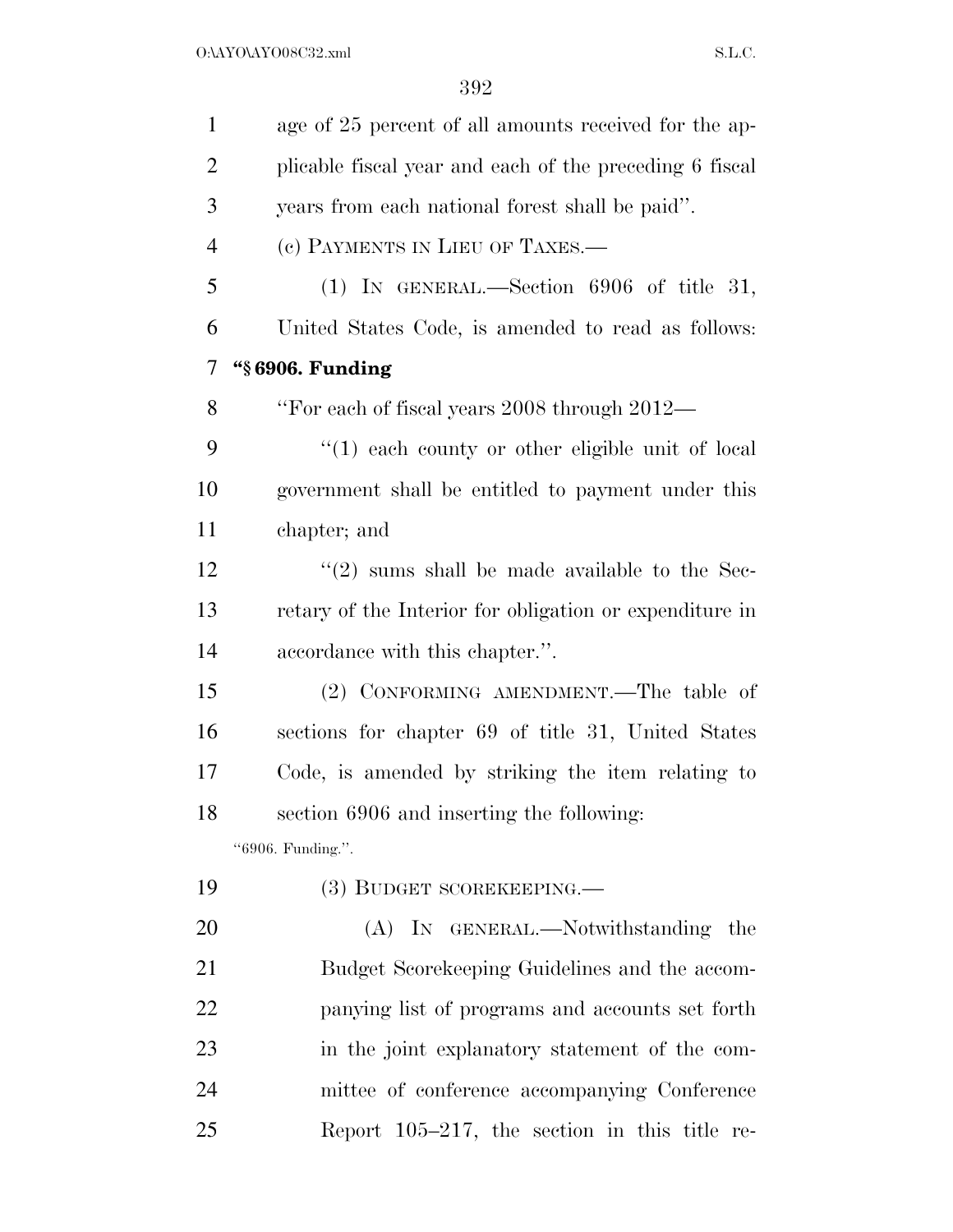age of 25 percent of all amounts received for the applicable fiscal year and each of the preceding 6 fiscal years from each national forest shall be paid''.

(c) PAYMENTS IN LIEU OF TAXES.—

(1) IN GENERAL.—Section 6906 of title 31, United States Code, is amended to read as follows:

**''§ 6906. Funding**

''For each of fiscal years 2008 through 2012—

''(1) each county or other eligible unit of local government shall be entitled to payment under this chapter; and

''(2) sums shall be made available to the Secretary of the Interior for obligation or expenditure in accordance with this chapter.''.

(2) CONFORMING AMENDMENT.—The table of sections for chapter 69 of title 31, United States Code, is amended by striking the item relating to section 6906 and inserting the following:

''6906. Funding.''.

(3) BUDGET SCOREKEEPING.—

(A) IN GENERAL.—Notwithstanding the Budget Scorekeeping Guidelines and the accompanying list of programs and accounts set forth in the joint explanatory statement of the committee of conference accompanying Conference Report 105–217, the section in this title re-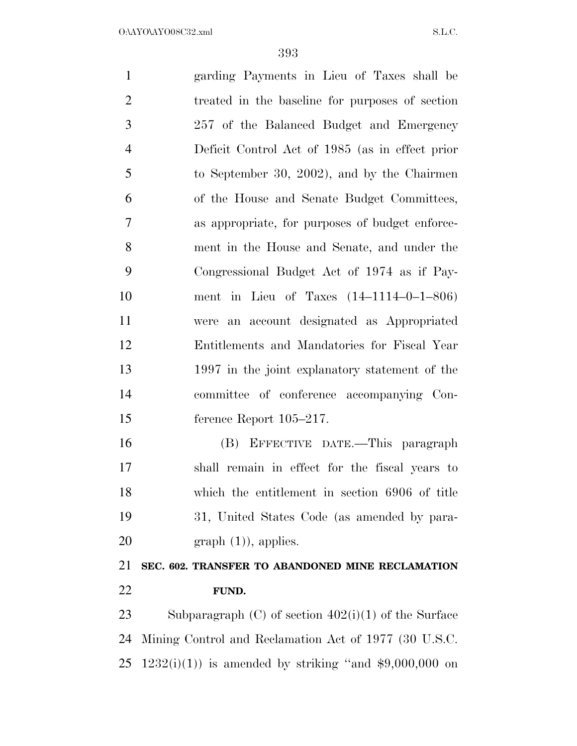garding Payments in Lieu of Taxes shall be treated in the baseline for purposes of section 257 of the Balanced Budget and Emergency Deficit Control Act of 1985 (as in effect prior to September 30, 2002), and by the Chairmen of the House and Senate Budget Committees, as appropriate, for purposes of budget enforcement in the House and Senate, and under the Congressional Budget Act of 1974 as if Payment in Lieu of Taxes (14–1114–0–1–806) were an account designated as Appropriated Entitlements and Mandatories for Fiscal Year 1997 in the joint explanatory statement of the committee of conference accompanying Conference Report 105–217.

(B) EFFECTIVE DATE.—This paragraph shall remain in effect for the fiscal years to which the entitlement in section 6906 of title 31, United States Code (as amended by paragraph (1)), applies.

**SEC. 602. TRANSFER TO ABANDONED MINE RECLAMATION FUND.**

Subparagraph (C) of section 402(i)(1) of the Surface Mining Control and Reclamation Act of 1977 (30 U.S.C. 1232(i)(1)) is amended by striking "and $9,000,000 on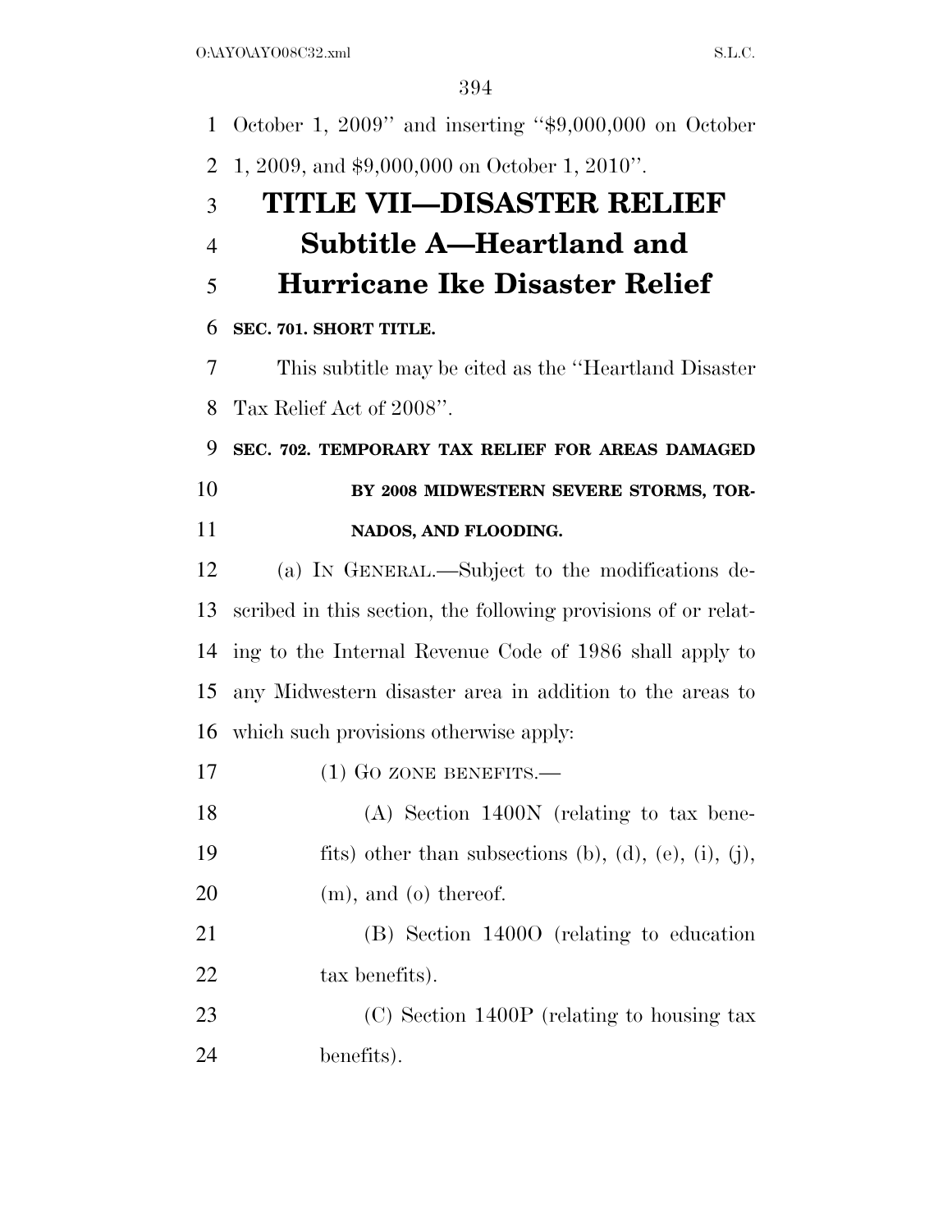October 1, 2009'' and inserting ''$9,000,000 on October 1, 2009, and $9,000,000 on October 1, 2010''.

# TITLE VII—DISASTER RELIEF

## Subtitle A—Heartland and Hurricane Ike Disaster Relief

**SEC. 701. SHORT TITLE.**

This subtitle may be cited as the ''Heartland Disaster Tax Relief Act of 2008''.

**SEC. 702. TEMPORARY TAX RELIEF FOR AREAS DAMAGED BY 2008 MIDWESTERN SEVERE STORMS, TORNADOS, AND FLOODING.**

(a) IN GENERAL.—Subject to the modifications described in this section, the following provisions of or relating to the Internal Revenue Code of 1986 shall apply to any Midwestern disaster area in addition to the areas to which such provisions otherwise apply:

(1) GO ZONE BENEFITS.—

(A) Section 1400N (relating to tax benefits) other than subsections (b), (d), (e), (i), (j), (m), and (o) thereof.

(B) Section 1400O (relating to education tax benefits).

(C) Section 1400P (relating to housing tax benefits).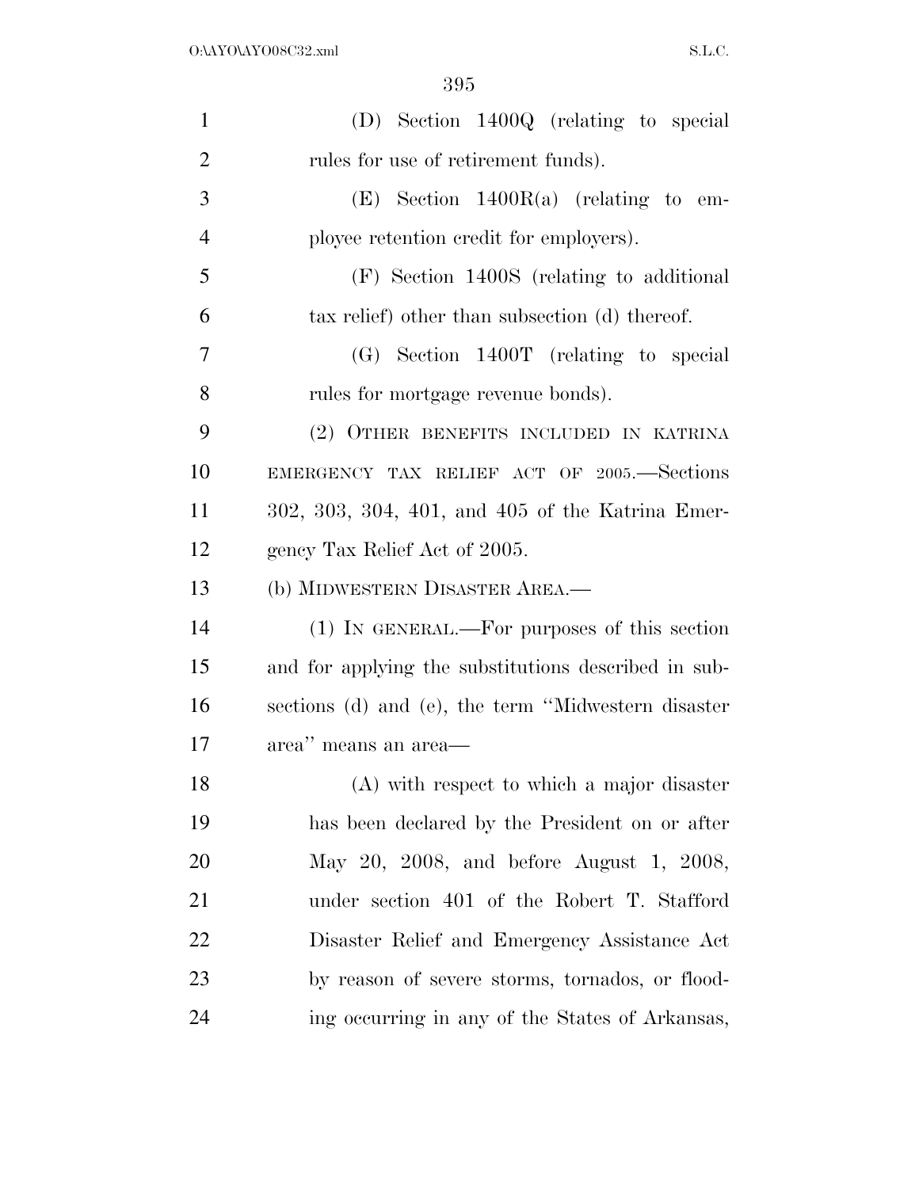(D) Section 1400Q (relating to special rules for use of retirement funds).

(E) Section 1400R(a) (relating to employee retention credit for employers).

(F) Section 1400S (relating to additional tax relief) other than subsection (d) thereof.

(G) Section 1400T (relating to special rules for mortgage revenue bonds).

(2) OTHER BENEFITS INCLUDED IN KATRINA EMERGENCY TAX RELIEF ACT OF 2005.—Sections 302, 303, 304, 401, and 405 of the Katrina Emergency Tax Relief Act of 2005.

(b) MIDWESTERN DISASTER AREA.—

(1) IN GENERAL.—For purposes of this section and for applying the substitutions described in subsections (d) and (e), the term ''Midwestern disaster area'' means an area—

(A) with respect to which a major disaster has been declared by the President on or after May 20, 2008, and before August 1, 2008, under section 401 of the Robert T. Stafford Disaster Relief and Emergency Assistance Act by reason of severe storms, tornados, or flooding occurring in any of the States of Arkansas,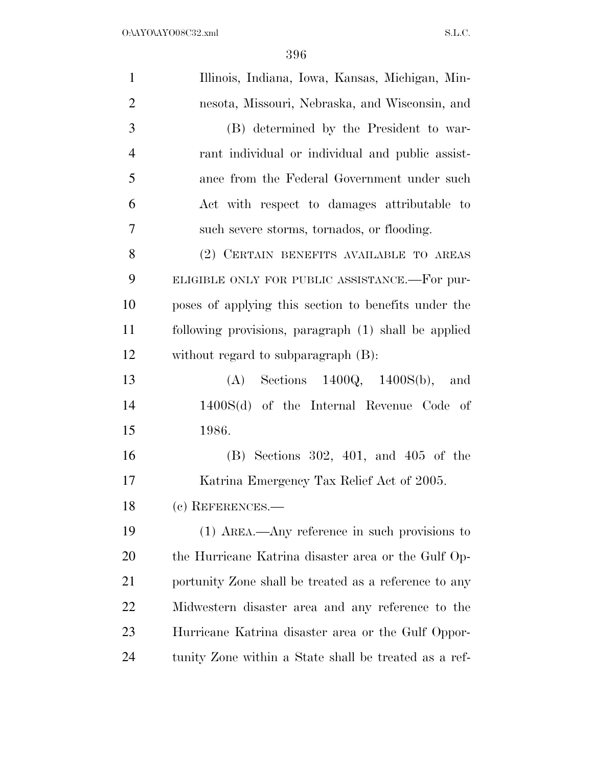Illinois, Indiana, Iowa, Kansas, Michigan, Minnesota, Missouri, Nebraska, and Wisconsin, and

(B) determined by the President to warrant individual or individual and public assistance from the Federal Government under such Act with respect to damages attributable to such severe storms, tornados, or flooding.

(2) CERTAIN BENEFITS AVAILABLE TO AREAS ELIGIBLE ONLY FOR PUBLIC ASSISTANCE.—For purposes of applying this section to benefits under the following provisions, paragraph (1) shall be applied without regard to subparagraph (B):

(A) Sections 1400Q, 1400S(b), and 1400S(d) of the Internal Revenue Code of 1986.

(B) Sections 302, 401, and 405 of the Katrina Emergency Tax Relief Act of 2005.

(c) REFERENCES.—

(1) AREA.—Any reference in such provisions to the Hurricane Katrina disaster area or the Gulf Opportunity Zone shall be treated as a reference to any Midwestern disaster area and any reference to the Hurricane Katrina disaster area or the Gulf Opportunity Zone within a State shall be treated as a ref-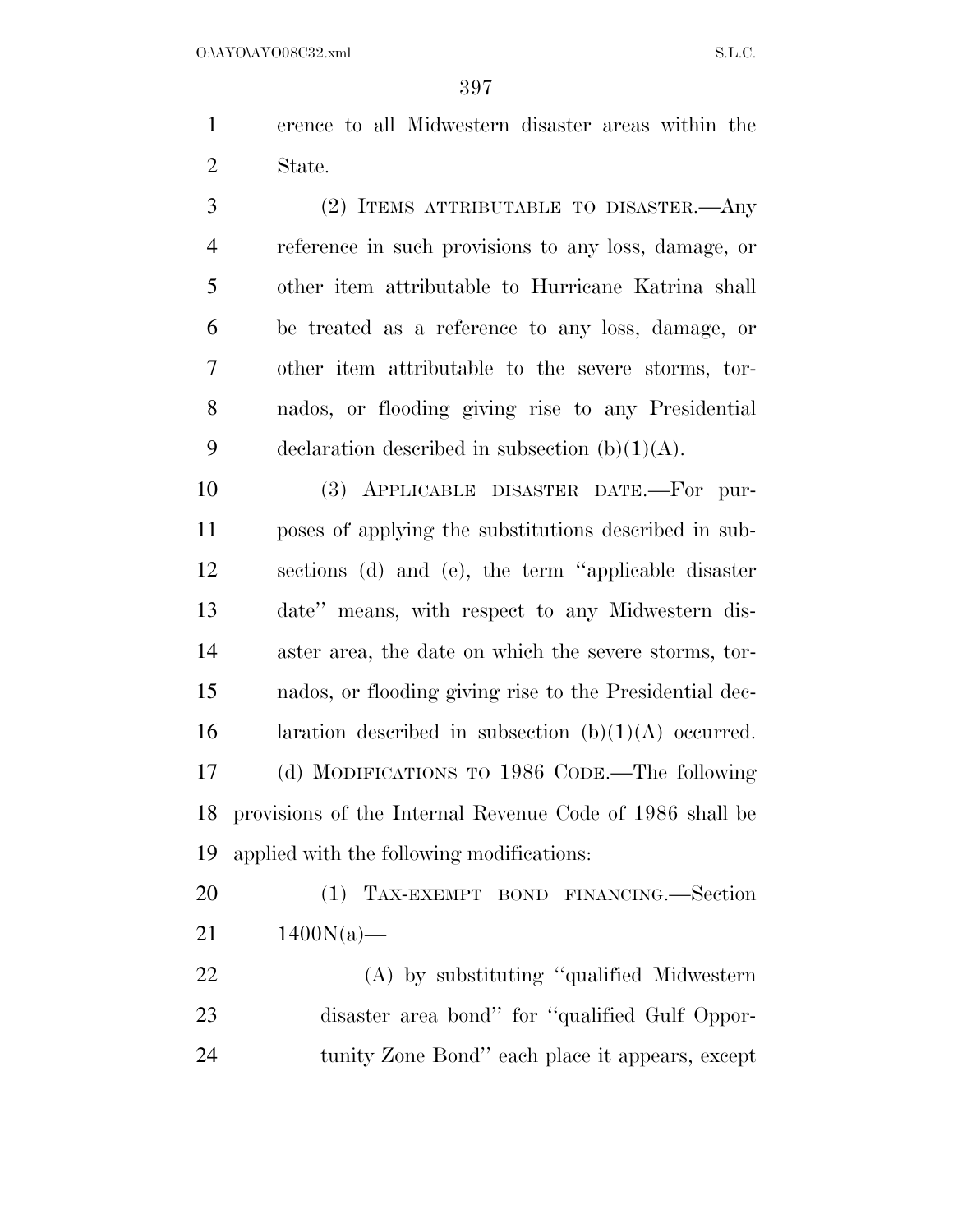erence to all Midwestern disaster areas within the State.

(2) ITEMS ATTRIBUTABLE TO DISASTER.—Any reference in such provisions to any loss, damage, or other item attributable to Hurricane Katrina shall be treated as a reference to any loss, damage, or other item attributable to the severe storms, tornados, or flooding giving rise to any Presidential declaration described in subsection (b)(1)(A).

(3) APPLICABLE DISASTER DATE.—For purposes of applying the substitutions described in subsections (d) and (e), the term ''applicable disaster date'' means, with respect to any Midwestern disaster area, the date on which the severe storms, tornados, or flooding giving rise to the Presidential declaration described in subsection (b)(1)(A) occurred.

(d) MODIFICATIONS TO 1986 CODE.—The following provisions of the Internal Revenue Code of 1986 shall be applied with the following modifications:

(1) TAX-EXEMPT BOND FINANCING.—Section 1400N(a)—

(A) by substituting ''qualified Midwestern disaster area bond'' for ''qualified Gulf Opportunity Zone Bond'' each place it appears, except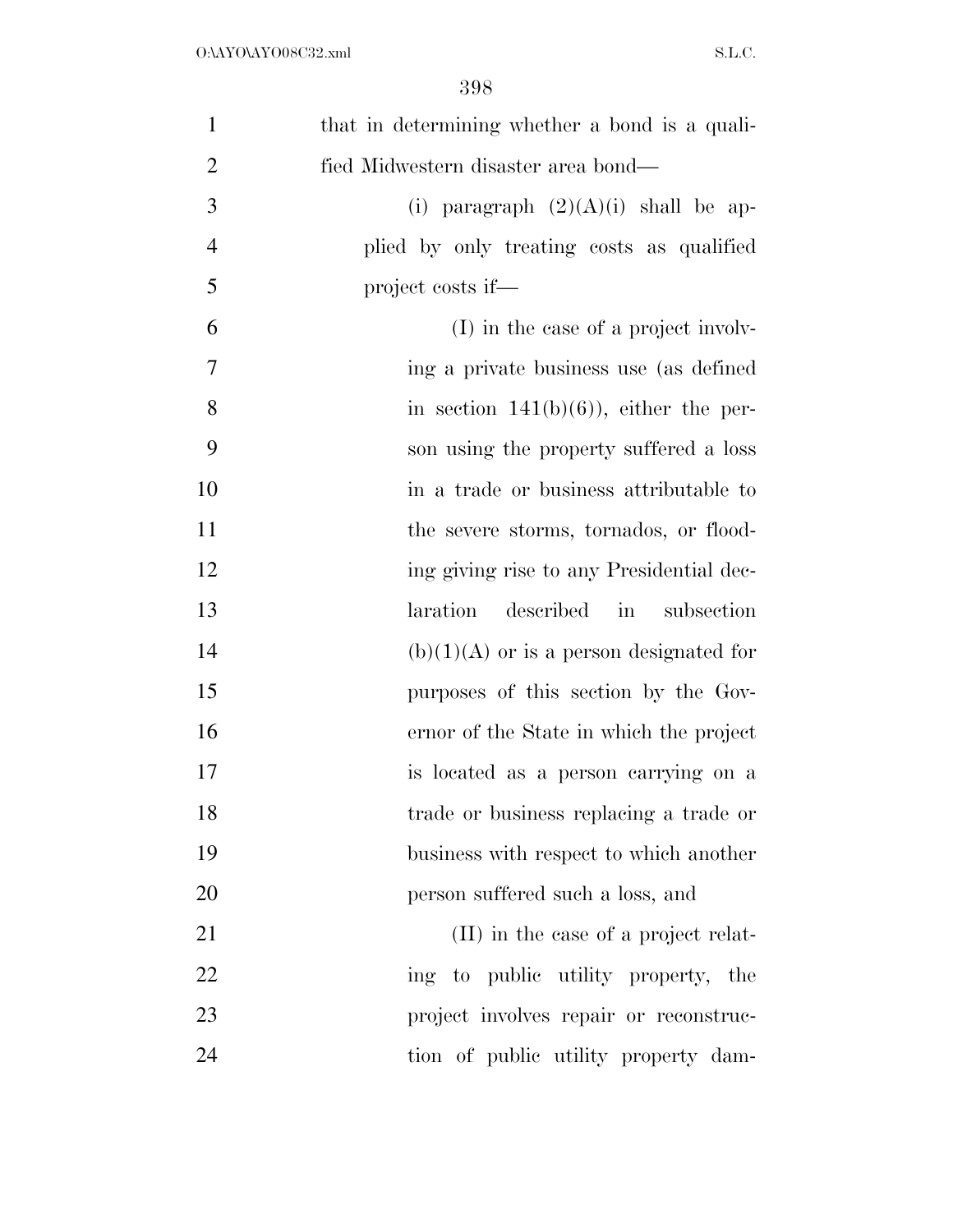that in determining whether a bond is a qualified Midwestern disaster area bond—

(i) paragraph (2)(A)(i) shall be applied by only treating costs as qualified project costs if—

(I) in the case of a project involving a private business use (as defined in section 141(b)(6)), either the person using the property suffered a loss in a trade or business attributable to the severe storms, tornados, or flooding giving rise to any Presidential declaration described in subsection (b)(1)(A) or is a person designated for purposes of this section by the Governor of the State in which the project is located as a person carrying on a trade or business replacing a trade or business with respect to which another person suffered such a loss, and

(II) in the case of a project relating to public utility property, the project involves repair or reconstruction of public utility property dam-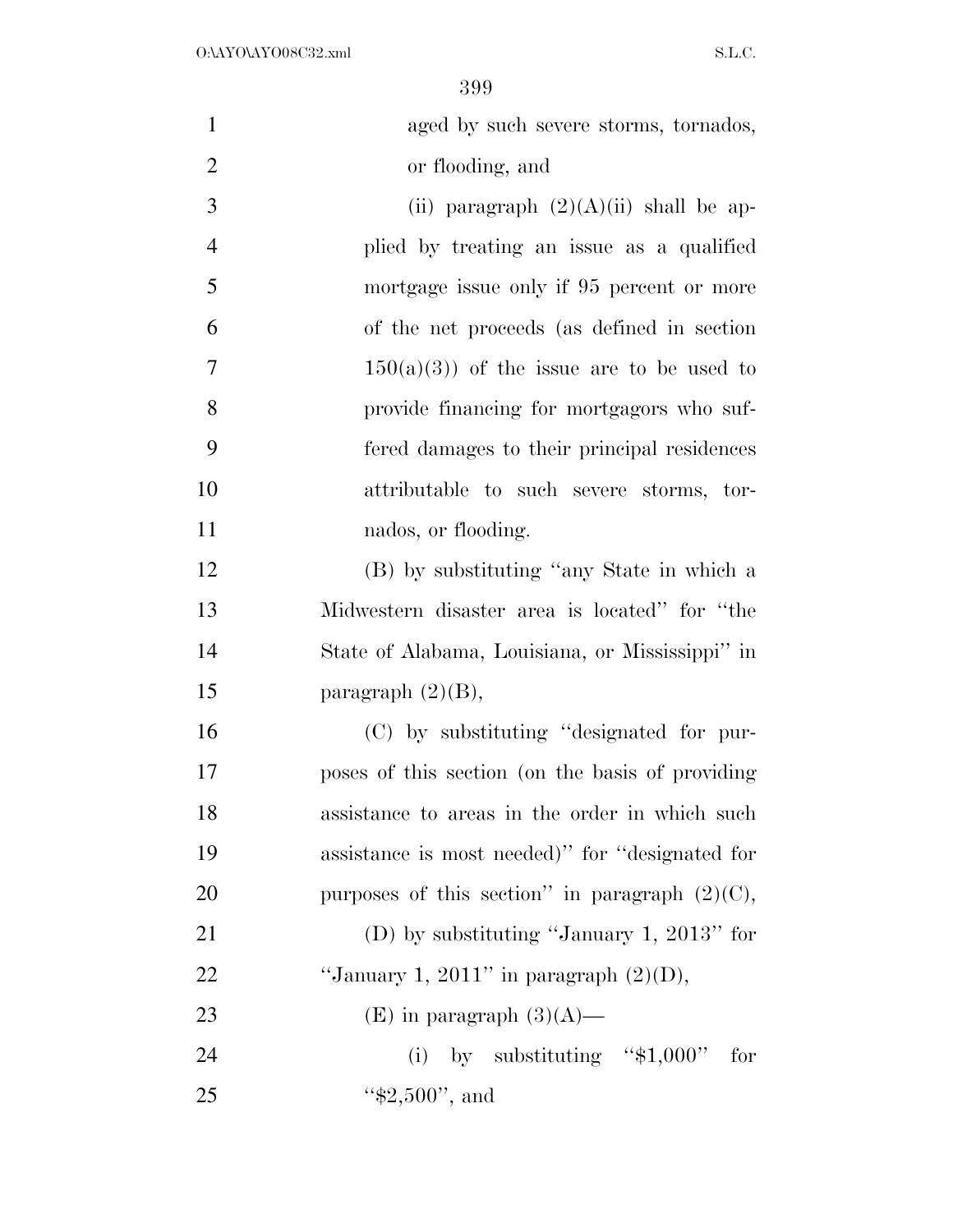aged by such severe storms, tornados, or flooding, and

(ii) paragraph (2)(A)(ii) shall be applied by treating an issue as a qualified mortgage issue only if 95 percent or more of the net proceeds (as defined in section 150(a)(3)) of the issue are to be used to provide financing for mortgagors who suffered damages to their principal residences attributable to such severe storms, tornados, or flooding.

(B) by substituting "any State in which a Midwestern disaster area is located" for "the State of Alabama, Louisiana, or Mississippi" in paragraph (2)(B),

(C) by substituting "designated for purposes of this section (on the basis of providing assistance to areas in the order in which such assistance is most needed)" for "designated for purposes of this section" in paragraph (2)(C),

(D) by substituting "January 1, 2013" for "January 1, 2011" in paragraph (2)(D),

(E) in paragraph (3)(A)—

(i) by substituting "$1,000" for "$2,500", and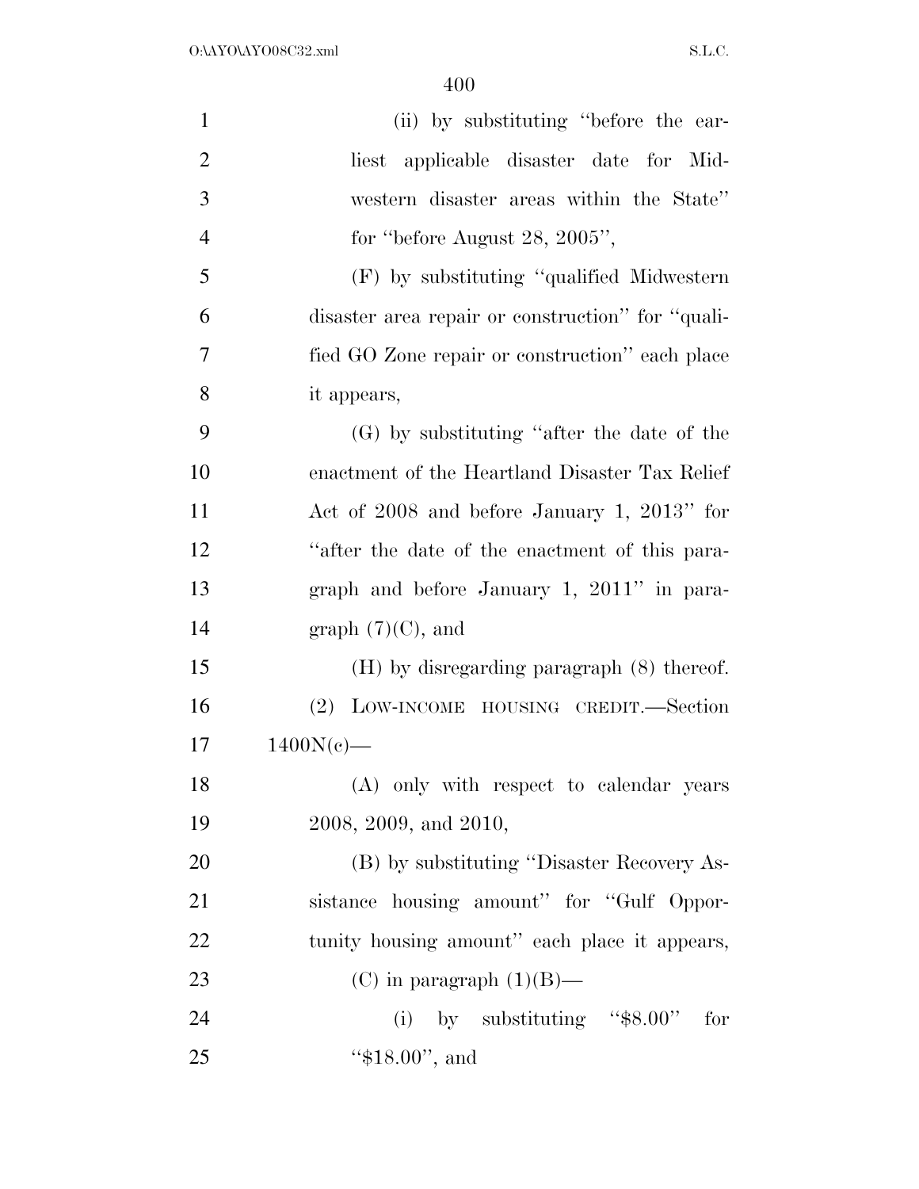(ii) by substituting ''before the earliest applicable disaster date for Midwestern disaster areas within the State'' for ''before August 28, 2005'',

(F) by substituting ''qualified Midwestern disaster area repair or construction'' for ''qualified GO Zone repair or construction'' each place it appears,

(G) by substituting ''after the date of the enactment of the Heartland Disaster Tax Relief Act of 2008 and before January 1, 2013'' for ''after the date of the enactment of this paragraph and before January 1, 2011'' in paragraph (7)(C), and

(H) by disregarding paragraph (8) thereof.

(2) LOW-INCOME HOUSING CREDIT.—Section 1400N(c)—

(A) only with respect to calendar years 2008, 2009, and 2010,

(B) by substituting ''Disaster Recovery Assistance housing amount'' for ''Gulf Opportunity housing amount'' each place it appears,

(C) in paragraph (1)(B)—

(i) by substituting ''$8.00'' for ''$18.00'', and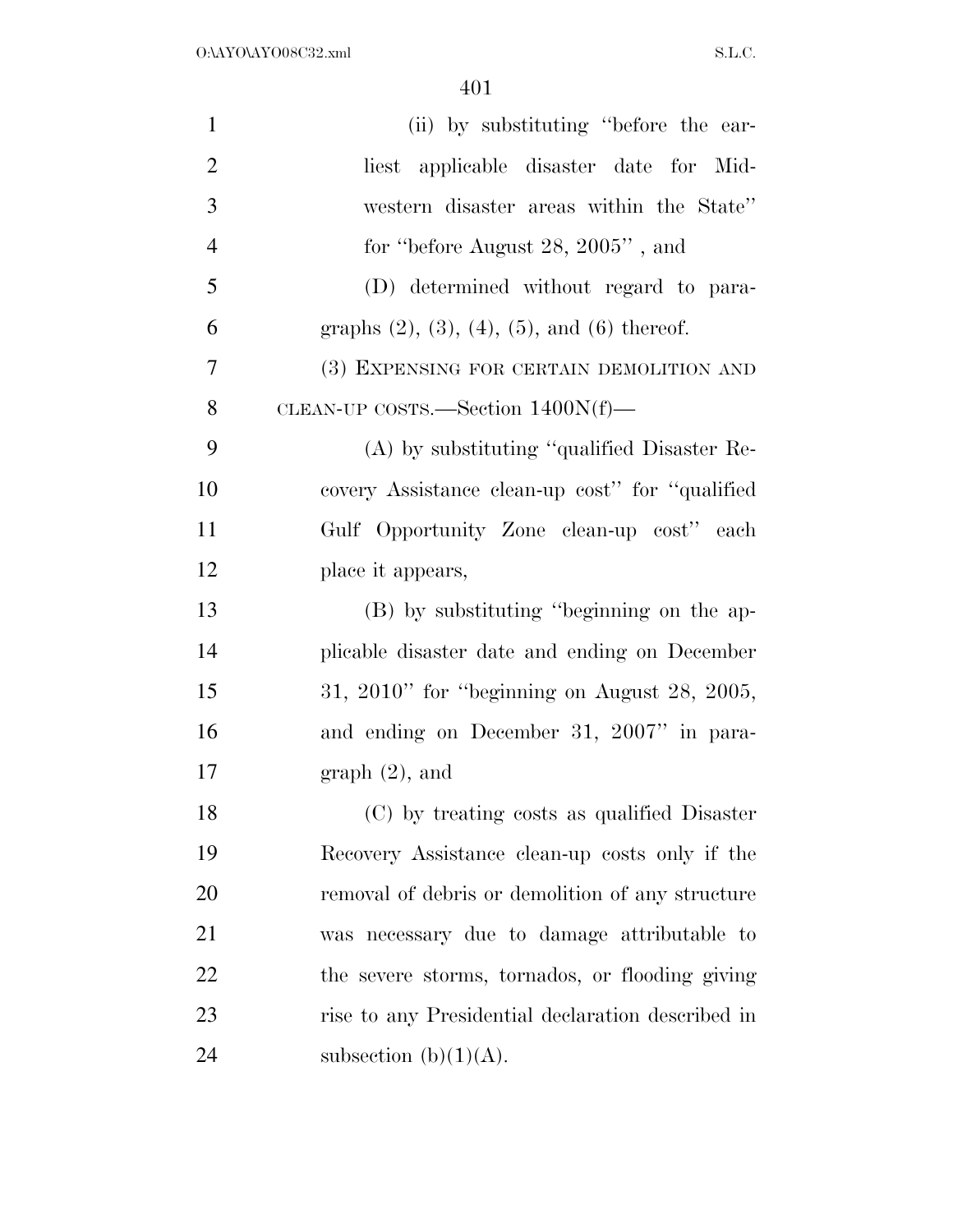(ii) by substituting "before the earliest applicable disaster date for Midwestern disaster areas within the State" for "before August 28, 2005" , and

(D) determined without regard to paragraphs (2), (3), (4), (5), and (6) thereof.

(3) EXPENSING FOR CERTAIN DEMOLITION AND CLEAN-UP COSTS.—Section 1400N(f)—

(A) by substituting "qualified Disaster Recovery Assistance clean-up cost" for "qualified Gulf Opportunity Zone clean-up cost" each place it appears,

(B) by substituting "beginning on the applicable disaster date and ending on December 31, 2010" for "beginning on August 28, 2005, and ending on December 31, 2007" in paragraph (2), and

(C) by treating costs as qualified Disaster Recovery Assistance clean-up costs only if the removal of debris or demolition of any structure was necessary due to damage attributable to the severe storms, tornados, or flooding giving rise to any Presidential declaration described in subsection (b)(1)(A).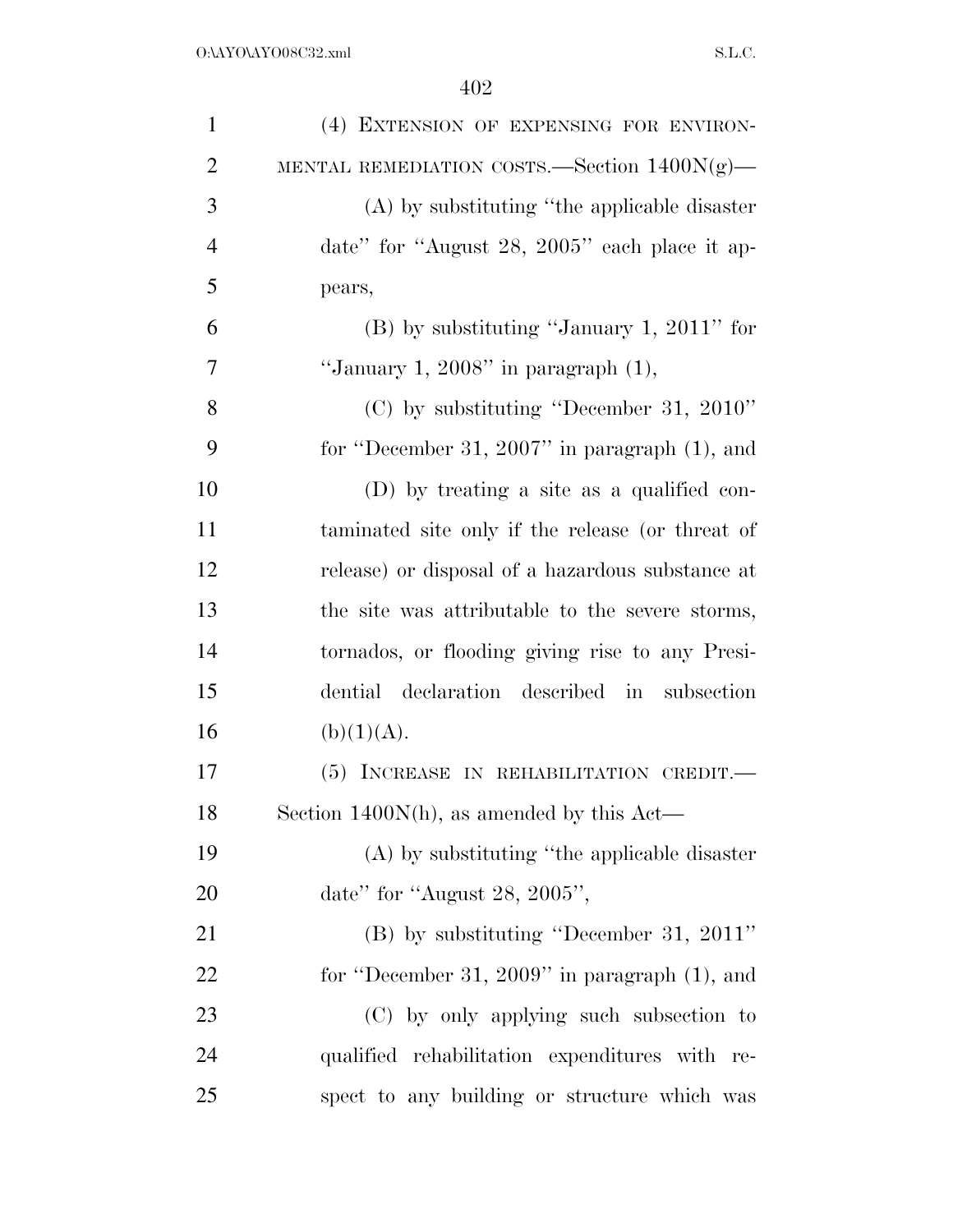(4) EXTENSION OF EXPENSING FOR ENVIRONMENTAL REMEDIATION COSTS.—Section 1400N(g)—

(A) by substituting "the applicable disaster date" for "August 28, 2005" each place it appears,

(B) by substituting "January 1, 2011" for "January 1, 2008" in paragraph (1),

(C) by substituting "December 31, 2010" for "December 31, 2007" in paragraph (1), and

(D) by treating a site as a qualified contaminated site only if the release (or threat of release) or disposal of a hazardous substance at the site was attributable to the severe storms, tornados, or flooding giving rise to any Presidential declaration described in subsection (b)(1)(A).

(5) INCREASE IN REHABILITATION CREDIT.—Section 1400N(h), as amended by this Act—

(A) by substituting "the applicable disaster date" for "August 28, 2005",

(B) by substituting "December 31, 2011" for "December 31, 2009" in paragraph (1), and

(C) by only applying such subsection to qualified rehabilitation expenditures with respect to any building or structure which was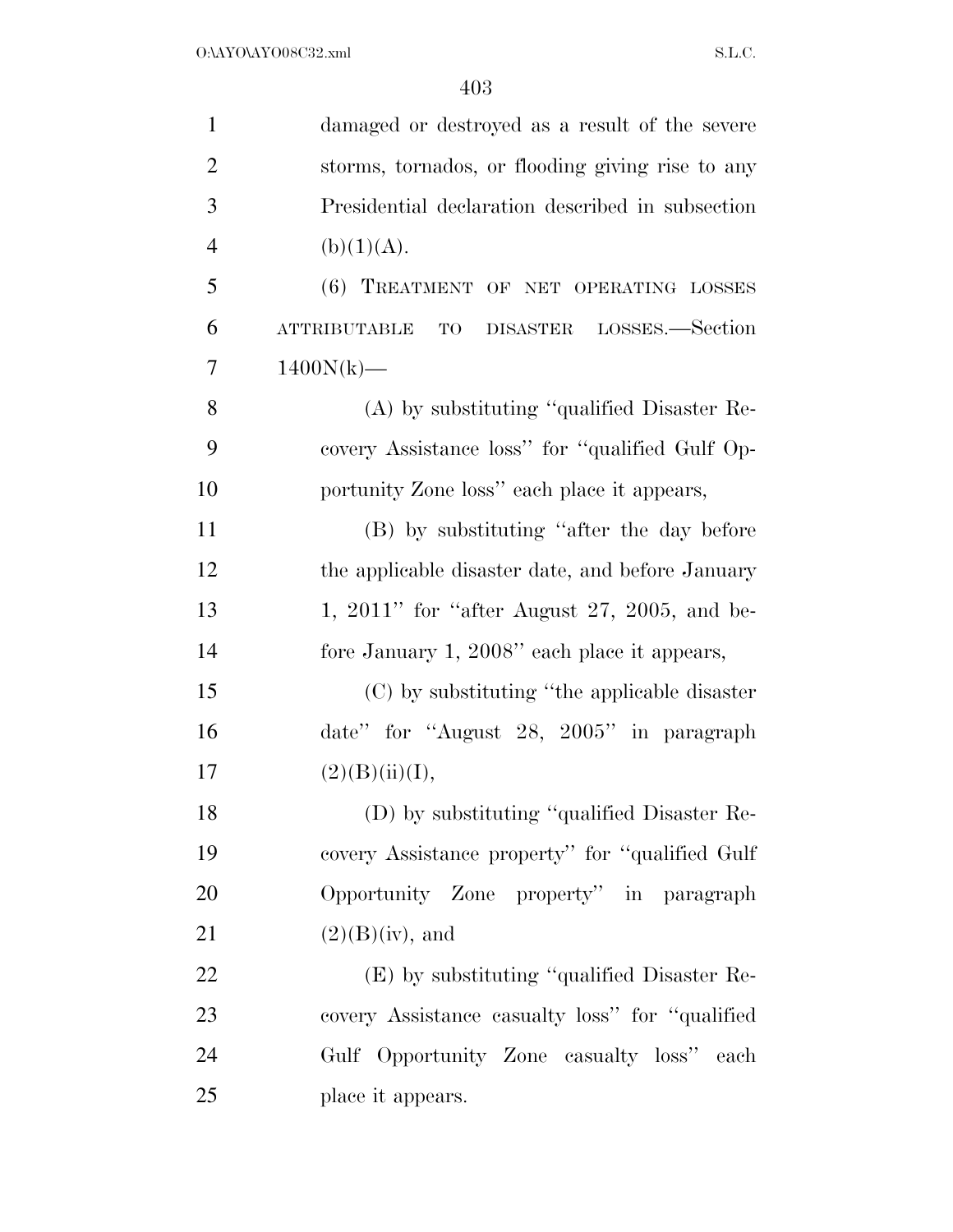damaged or destroyed as a result of the severe storms, tornados, or flooding giving rise to any Presidential declaration described in subsection (b)(1)(A).

(6) TREATMENT OF NET OPERATING LOSSES ATTRIBUTABLE TO DISASTER LOSSES.—Section 1400N(k)—

(A) by substituting ''qualified Disaster Recovery Assistance loss'' for ''qualified Gulf Opportunity Zone loss'' each place it appears,

(B) by substituting ''after the day before the applicable disaster date, and before January 1, 2011'' for ''after August 27, 2005, and before January 1, 2008'' each place it appears,

(C) by substituting ''the applicable disaster date'' for ''August 28, 2005'' in paragraph (2)(B)(ii)(I),

(D) by substituting ''qualified Disaster Recovery Assistance property'' for ''qualified Gulf Opportunity Zone property'' in paragraph (2)(B)(iv), and

(E) by substituting ''qualified Disaster Recovery Assistance casualty loss'' for ''qualified Gulf Opportunity Zone casualty loss'' each place it appears.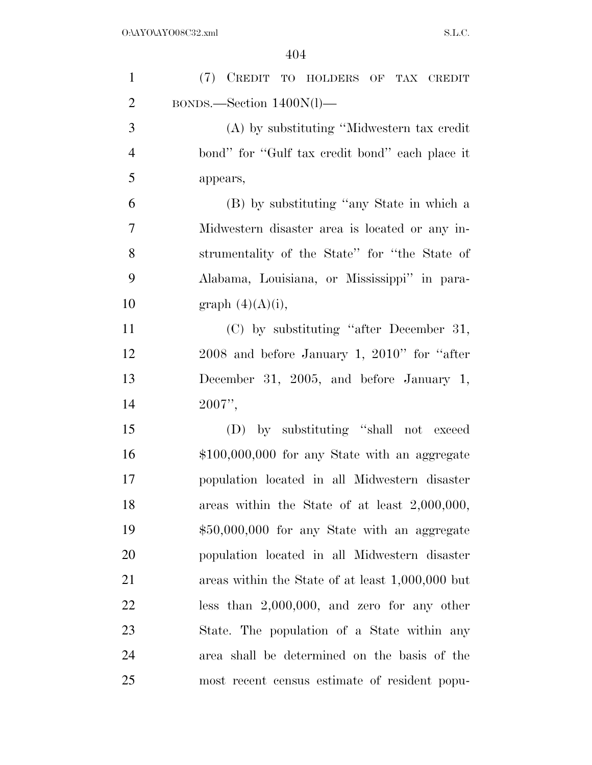(7) CREDIT TO HOLDERS OF TAX CREDIT BONDS.—Section 1400N(l)—

(A) by substituting "Midwestern tax credit bond" for "Gulf tax credit bond" each place it appears,

(B) by substituting "any State in which a Midwestern disaster area is located or any instrumentality of the State" for "the State of Alabama, Louisiana, or Mississippi" in paragraph (4)(A)(i),

(C) by substituting "after December 31, 2008 and before January 1, 2010" for "after December 31, 2005, and before January 1, 2007",

(D) by substituting "shall not exceed $100,000,000 for any State with an aggregate population located in all Midwestern disaster areas within the State of at least 2,000,000, $50,000,000 for any State with an aggregate population located in all Midwestern disaster areas within the State of at least 1,000,000 but less than 2,000,000, and zero for any other State. The population of a State within any area shall be determined on the basis of the most recent census estimate of resident popu-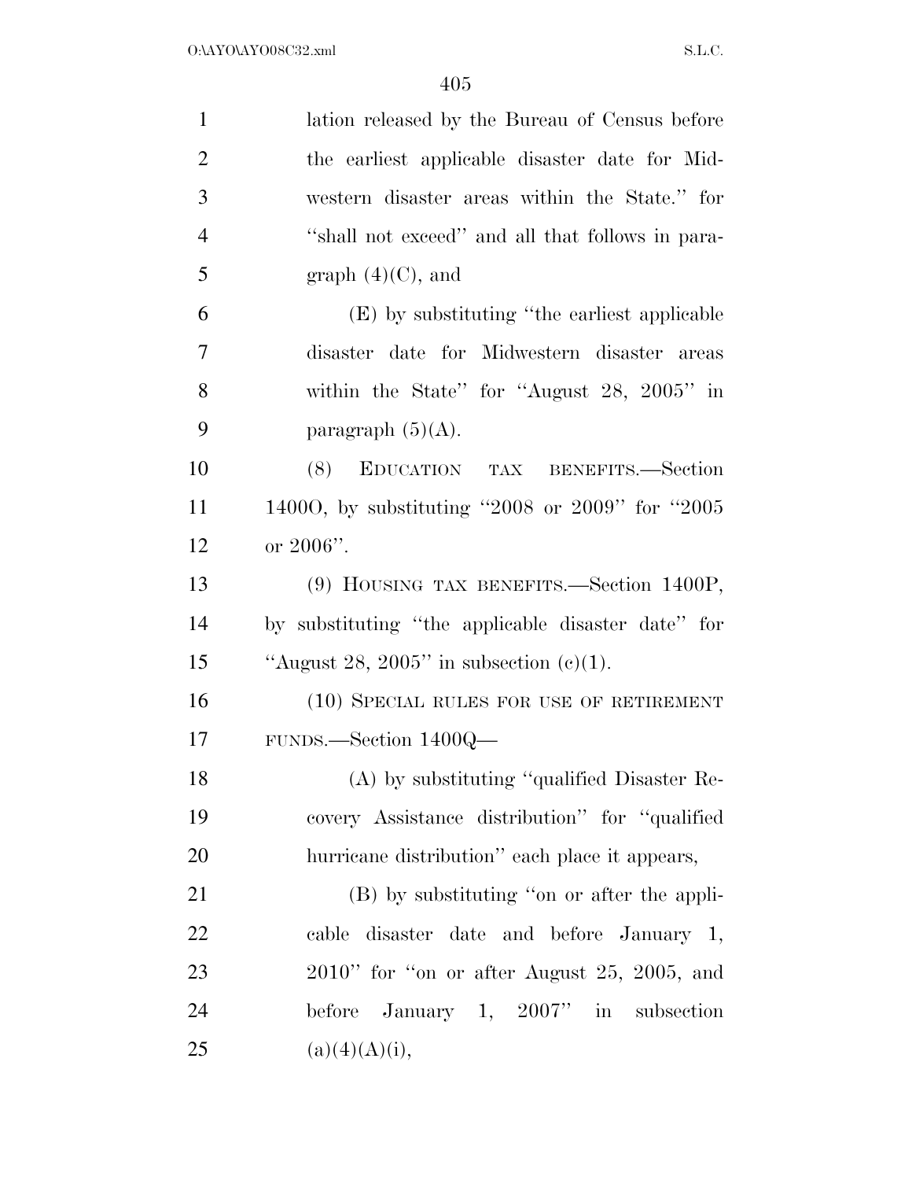lation released by the Bureau of Census before the earliest applicable disaster date for Midwestern disaster areas within the State." for "shall not exceed" and all that follows in paragraph (4)(C), and

(E) by substituting "the earliest applicable disaster date for Midwestern disaster areas within the State" for "August 28, 2005" in paragraph (5)(A).

(8) EDUCATION TAX BENEFITS.—Section 1400O, by substituting "2008 or 2009" for "2005 or 2006".

(9) HOUSING TAX BENEFITS.—Section 1400P, by substituting "the applicable disaster date" for "August 28, 2005" in subsection (c)(1).

(10) SPECIAL RULES FOR USE OF RETIREMENT FUNDS.—Section 1400Q—

(A) by substituting "qualified Disaster Recovery Assistance distribution" for "qualified hurricane distribution" each place it appears,

(B) by substituting "on or after the applicable disaster date and before January 1, 2010" for "on or after August 25, 2005, and before January 1, 2007" in subsection (a)(4)(A)(i),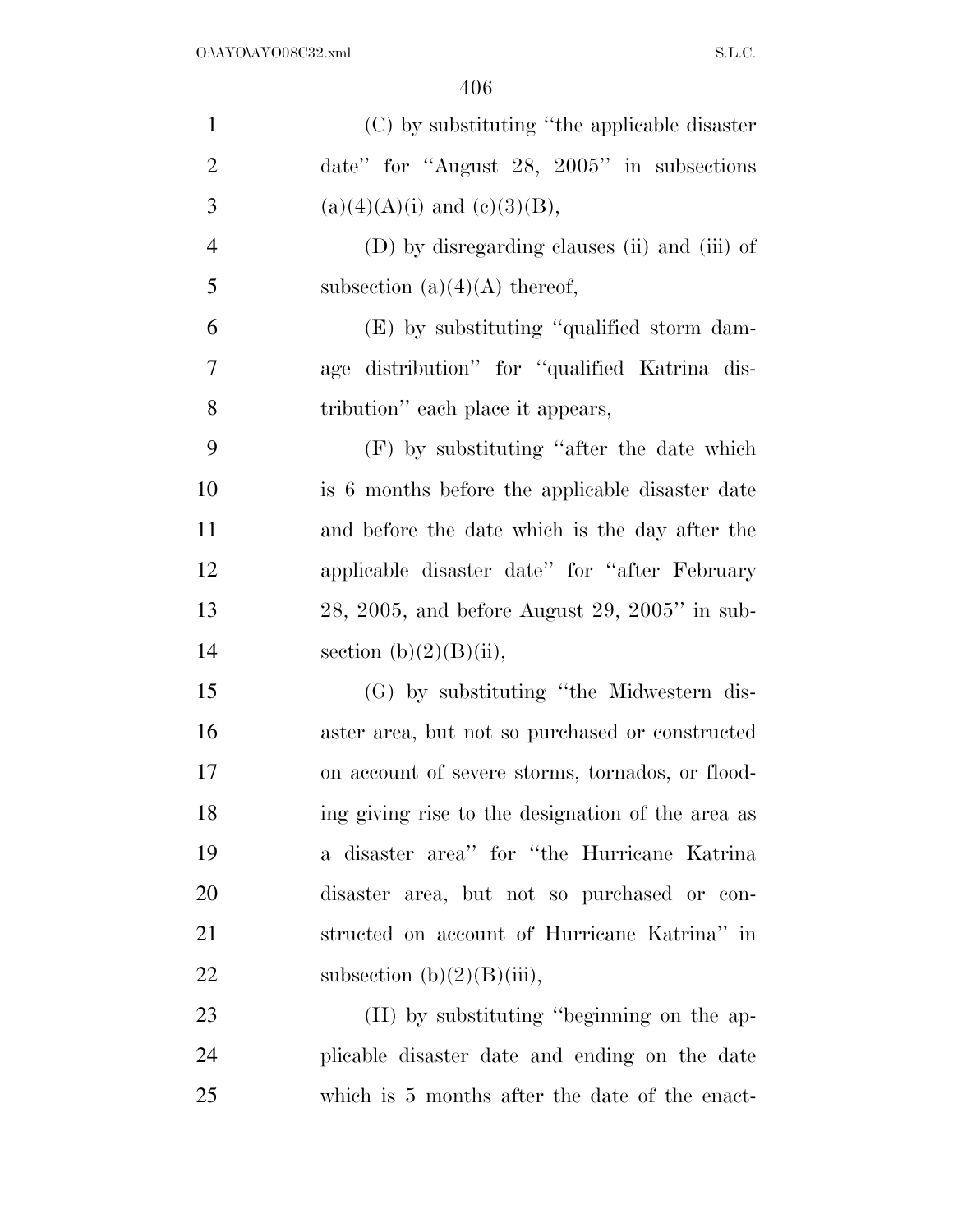(C) by substituting "the applicable disaster date" for "August 28, 2005" in subsections (a)(4)(A)(i) and (c)(3)(B),

(D) by disregarding clauses (ii) and (iii) of subsection (a)(4)(A) thereof,

(E) by substituting "qualified storm damage distribution" for "qualified Katrina distribution" each place it appears,

(F) by substituting "after the date which is 6 months before the applicable disaster date and before the date which is the day after the applicable disaster date" for "after February 28, 2005, and before August 29, 2005" in subsection (b)(2)(B)(ii),

(G) by substituting "the Midwestern disaster area, but not so purchased or constructed on account of severe storms, tornados, or flooding giving rise to the designation of the area as a disaster area" for "the Hurricane Katrina disaster area, but not so purchased or constructed on account of Hurricane Katrina" in subsection (b)(2)(B)(iii),

(H) by substituting "beginning on the applicable disaster date and ending on the date which is 5 months after the date of the enact-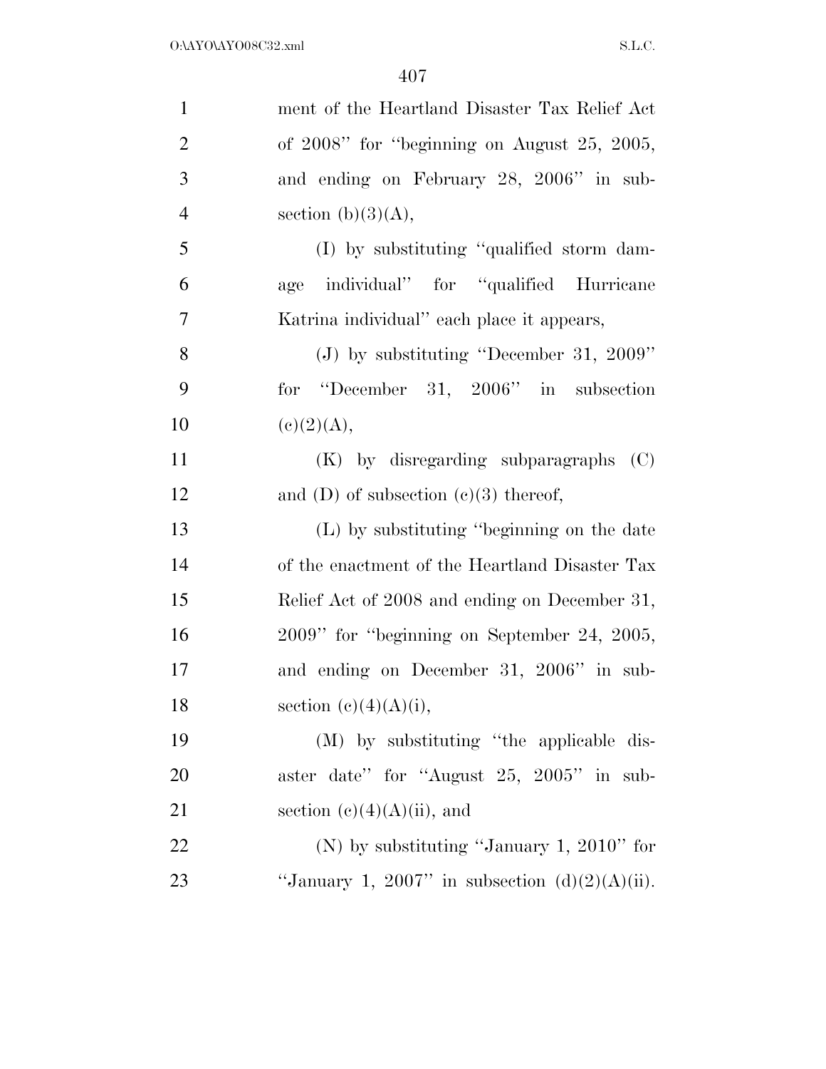ment of the Heartland Disaster Tax Relief Act of 2008'' for ''beginning on August 25, 2005, and ending on February 28, 2006'' in subsection (b)(3)(A),

(I) by substituting ''qualified storm damage individual'' for ''qualified Hurricane Katrina individual'' each place it appears,

(J) by substituting ''December 31, 2009'' for ''December 31, 2006'' in subsection (c)(2)(A),

(K) by disregarding subparagraphs (C) and (D) of subsection (c)(3) thereof,

(L) by substituting ''beginning on the date of the enactment of the Heartland Disaster Tax Relief Act of 2008 and ending on December 31, 2009'' for ''beginning on September 24, 2005, and ending on December 31, 2006'' in subsection (c)(4)(A)(i),

(M) by substituting ''the applicable disaster date'' for ''August 25, 2005'' in subsection (c)(4)(A)(ii), and

(N) by substituting ''January 1, 2010'' for ''January 1, 2007'' in subsection (d)(2)(A)(ii).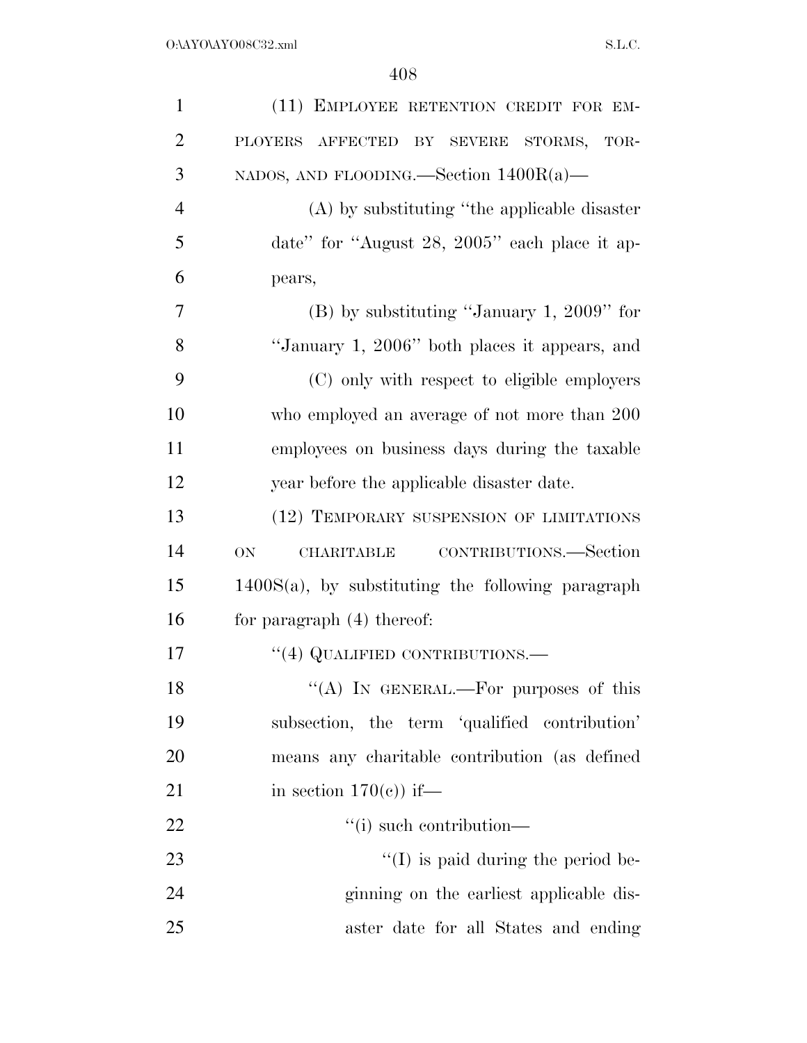(11) EMPLOYEE RETENTION CREDIT FOR EMPLOYERS AFFECTED BY SEVERE STORMS, TORNADOS, AND FLOODING.—Section 1400R(a)—

(A) by substituting "the applicable disaster date" for "August 28, 2005" each place it appears,

(B) by substituting "January 1, 2009" for "January 1, 2006" both places it appears, and

(C) only with respect to eligible employers who employed an average of not more than 200 employees on business days during the taxable year before the applicable disaster date.

(12) TEMPORARY SUSPENSION OF LIMITATIONS ON CHARITABLE CONTRIBUTIONS.—Section 1400S(a), by substituting the following paragraph for paragraph (4) thereof:

"(4) QUALIFIED CONTRIBUTIONS.—

"(A) IN GENERAL.—For purposes of this subsection, the term 'qualified contribution' means any charitable contribution (as defined in section 170(c)) if—

"(i) such contribution—

"(I) is paid during the period beginning on the earliest applicable disaster date for all States and ending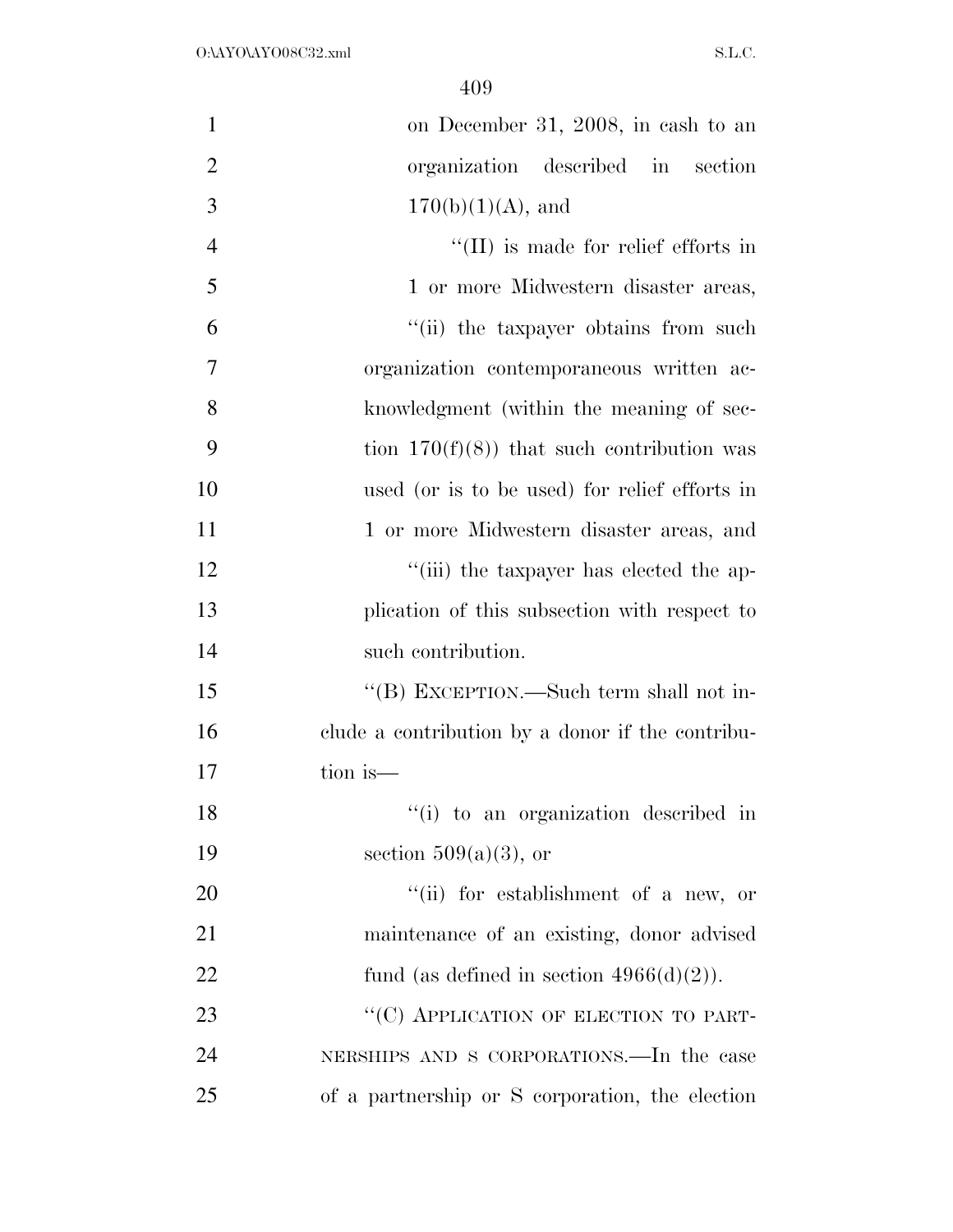on December 31, 2008, in cash to an organization described in section 170(b)(1)(A), and

"(II) is made for relief efforts in 1 or more Midwestern disaster areas,

"(ii) the taxpayer obtains from such organization contemporaneous written acknowledgment (within the meaning of section 170(f)(8)) that such contribution was used (or is to be used) for relief efforts in 1 or more Midwestern disaster areas, and

"(iii) the taxpayer has elected the application of this subsection with respect to such contribution.

"(B) EXCEPTION.—Such term shall not include a contribution by a donor if the contribution is—

"(i) to an organization described in section 509(a)(3), or

"(ii) for establishment of a new, or maintenance of an existing, donor advised fund (as defined in section 4966(d)(2)).

"(C) APPLICATION OF ELECTION TO PARTNERSHIPS AND S CORPORATIONS.—In the case of a partnership or S corporation, the election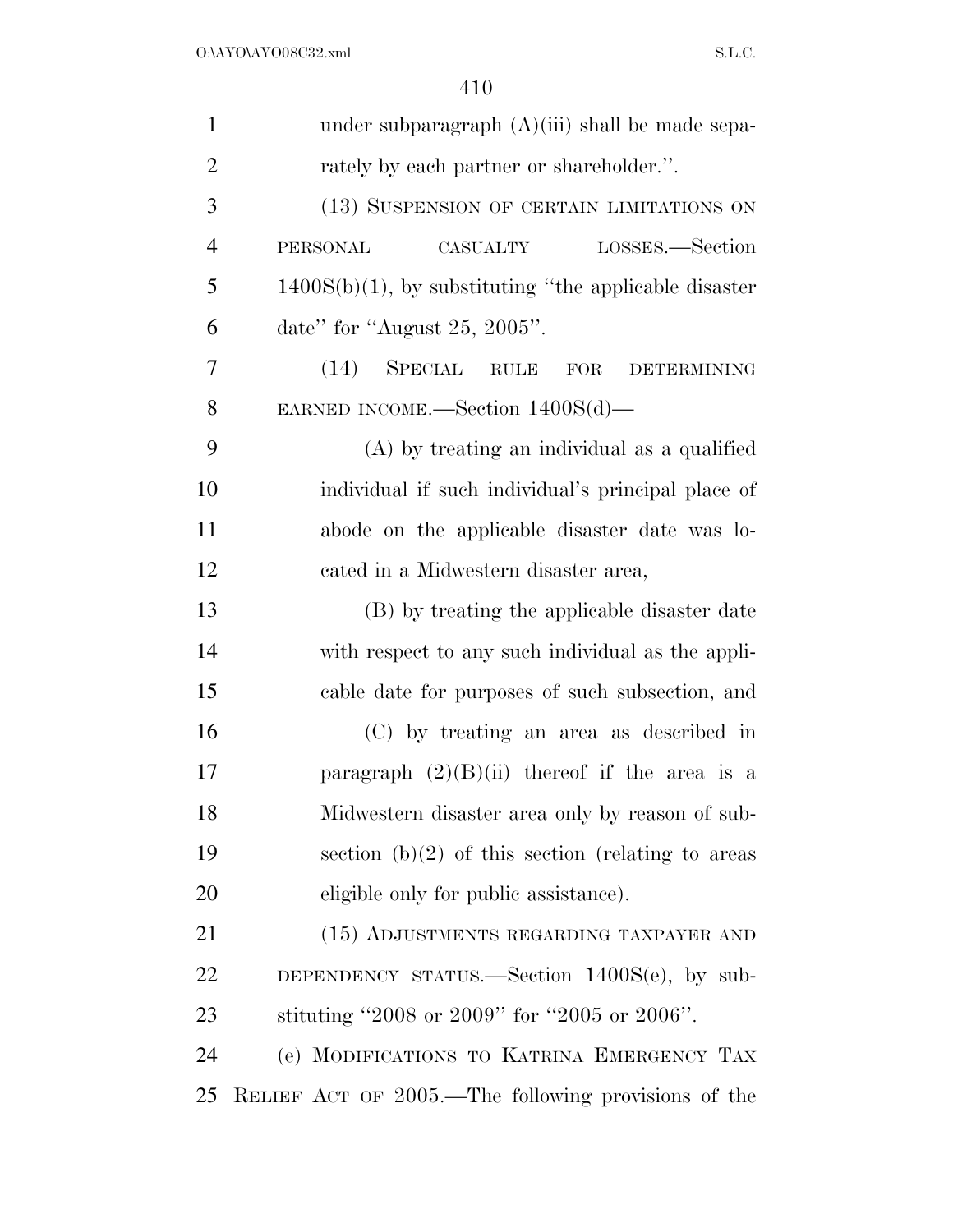under subparagraph (A)(iii) shall be made separately by each partner or shareholder.''.

(13) SUSPENSION OF CERTAIN LIMITATIONS ON PERSONAL CASUALTY LOSSES.—Section 1400S(b)(1), by substituting ''the applicable disaster date'' for ''August 25, 2005''.

(14) SPECIAL RULE FOR DETERMINING EARNED INCOME.—Section 1400S(d)—

(A) by treating an individual as a qualified individual if such individual's principal place of abode on the applicable disaster date was located in a Midwestern disaster area,

(B) by treating the applicable disaster date with respect to any such individual as the applicable date for purposes of such subsection, and

(C) by treating an area as described in paragraph (2)(B)(ii) thereof if the area is a Midwestern disaster area only by reason of subsection (b)(2) of this section (relating to areas eligible only for public assistance).

(15) ADJUSTMENTS REGARDING TAXPAYER AND DEPENDENCY STATUS.—Section 1400S(e), by substituting ''2008 or 2009'' for ''2005 or 2006''.

(e) MODIFICATIONS TO KATRINA EMERGENCY TAX RELIEF ACT OF 2005.—The following provisions of the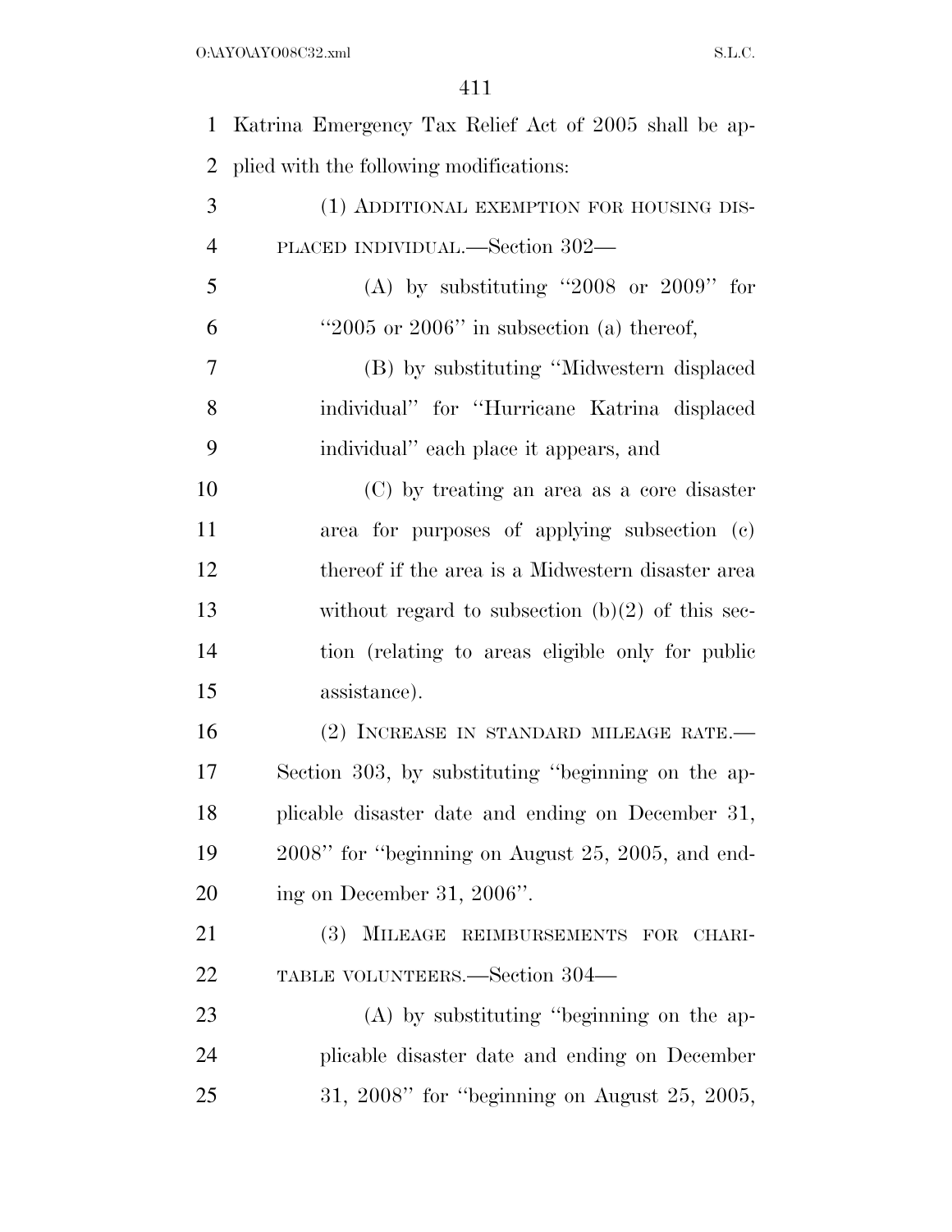Katrina Emergency Tax Relief Act of 2005 shall be applied with the following modifications:

(1) ADDITIONAL EXEMPTION FOR HOUSING DISPLACED INDIVIDUAL.—Section 302—

(A) by substituting ''2008 or 2009'' for ''2005 or 2006'' in subsection (a) thereof,

(B) by substituting ''Midwestern displaced individual'' for ''Hurricane Katrina displaced individual'' each place it appears, and

(C) by treating an area as a core disaster area for purposes of applying subsection (c) thereof if the area is a Midwestern disaster area without regard to subsection (b)(2) of this section (relating to areas eligible only for public assistance).

(2) INCREASE IN STANDARD MILEAGE RATE.—Section 303, by substituting ''beginning on the applicable disaster date and ending on December 31, 2008'' for ''beginning on August 25, 2005, and ending on December 31, 2006''.

(3) MILEAGE REIMBURSEMENTS FOR CHARITABLE VOLUNTEERS.—Section 304—

(A) by substituting ''beginning on the applicable disaster date and ending on December 31, 2008'' for ''beginning on August 25, 2005,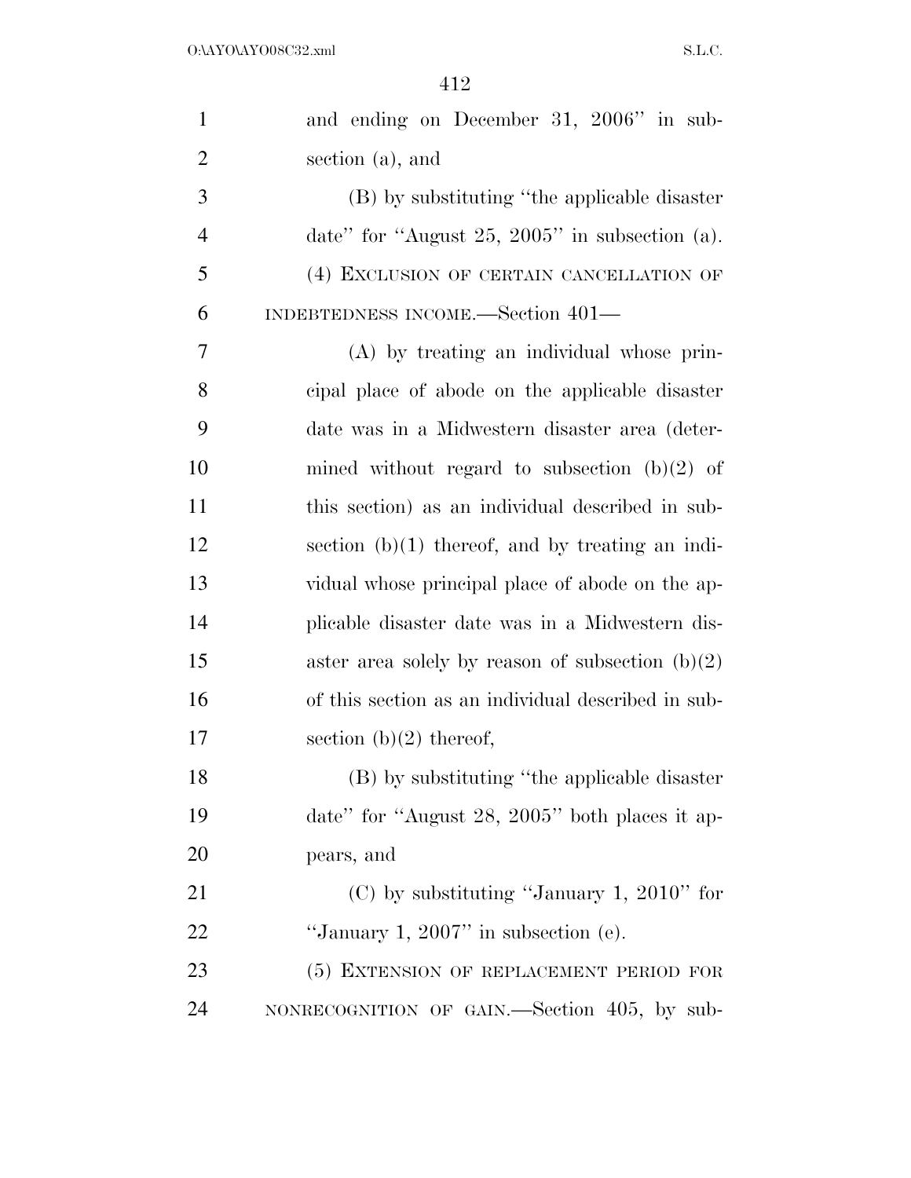and ending on December 31, 2006'' in subsection (a), and

(B) by substituting ''the applicable disaster date'' for ''August 25, 2005'' in subsection (a).

(4) EXCLUSION OF CERTAIN CANCELLATION OF INDEBTEDNESS INCOME.—Section 401—

(A) by treating an individual whose principal place of abode on the applicable disaster date was in a Midwestern disaster area (determined without regard to subsection (b)(2) of this section) as an individual described in subsection (b)(1) thereof, and by treating an individual whose principal place of abode on the applicable disaster date was in a Midwestern disaster area solely by reason of subsection (b)(2) of this section as an individual described in subsection (b)(2) thereof,

(B) by substituting ''the applicable disaster date'' for ''August 28, 2005'' both places it appears, and

(C) by substituting ''January 1, 2010'' for ''January 1, 2007'' in subsection (e).

(5) EXTENSION OF REPLACEMENT PERIOD FOR NONRECOGNITION OF GAIN.—Section 405, by sub-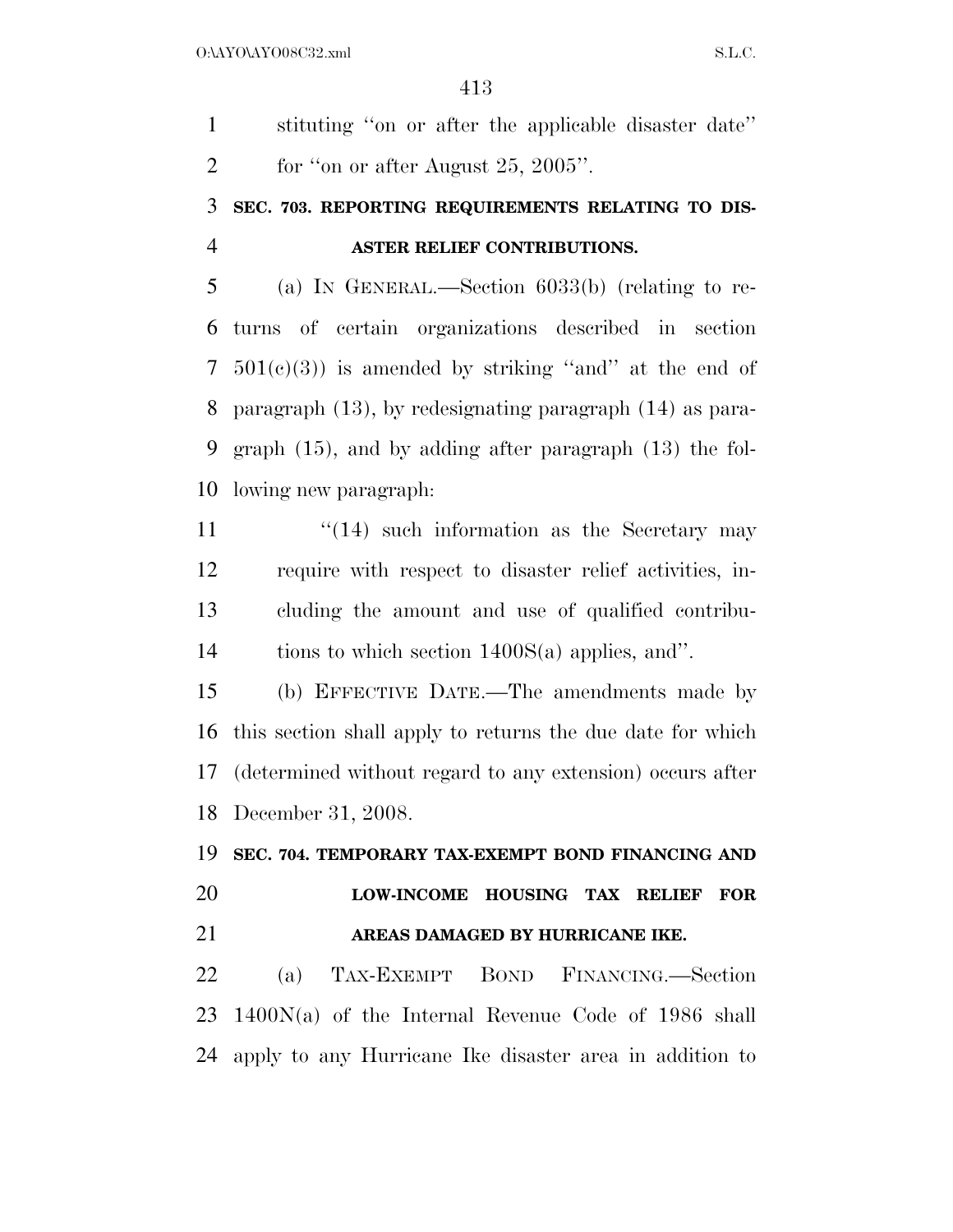stituting "on or after the applicable disaster date" for "on or after August 25, 2005".

**SEC. 703. REPORTING REQUIREMENTS RELATING TO DISASTER RELIEF CONTRIBUTIONS.**

(a) IN GENERAL.—Section 6033(b) (relating to returns of certain organizations described in section 501(c)(3)) is amended by striking "and" at the end of paragraph (13), by redesignating paragraph (14) as paragraph (15), and by adding after paragraph (13) the following new paragraph:

"(14) such information as the Secretary may require with respect to disaster relief activities, including the amount and use of qualified contributions to which section 1400S(a) applies, and".

(b) EFFECTIVE DATE.—The amendments made by this section shall apply to returns the due date for which (determined without regard to any extension) occurs after December 31, 2008.

**SEC. 704. TEMPORARY TAX-EXEMPT BOND FINANCING AND LOW-INCOME HOUSING TAX RELIEF FOR AREAS DAMAGED BY HURRICANE IKE.**

(a) TAX-EXEMPT BOND FINANCING.—Section 1400N(a) of the Internal Revenue Code of 1986 shall apply to any Hurricane Ike disaster area in addition to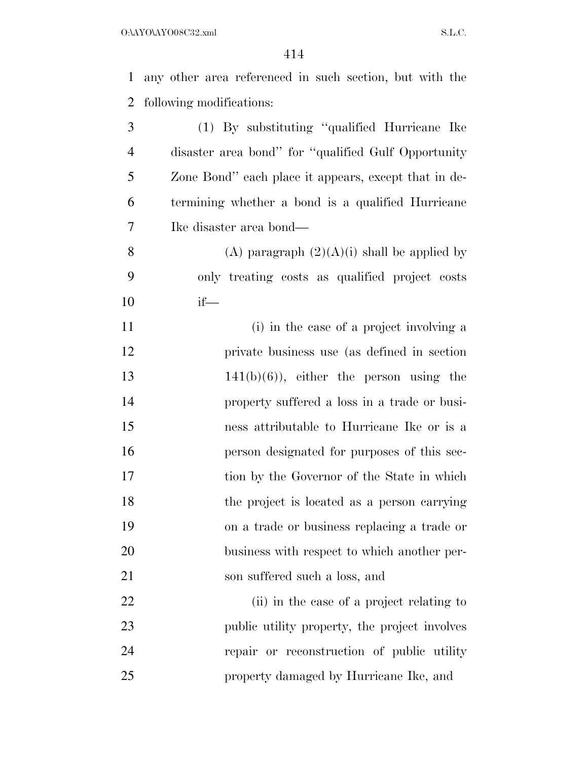any other area referenced in such section, but with the following modifications:

(1) By substituting "qualified Hurricane Ike disaster area bond" for "qualified Gulf Opportunity Zone Bond" each place it appears, except that in determining whether a bond is a qualified Hurricane Ike disaster area bond—

(A) paragraph (2)(A)(i) shall be applied by only treating costs as qualified project costs if—

(i) in the case of a project involving a private business use (as defined in section 141(b)(6)), either the person using the property suffered a loss in a trade or business attributable to Hurricane Ike or is a person designated for purposes of this section by the Governor of the State in which the project is located as a person carrying on a trade or business replacing a trade or business with respect to which another person suffered such a loss, and

(ii) in the case of a project relating to public utility property, the project involves repair or reconstruction of public utility property damaged by Hurricane Ike, and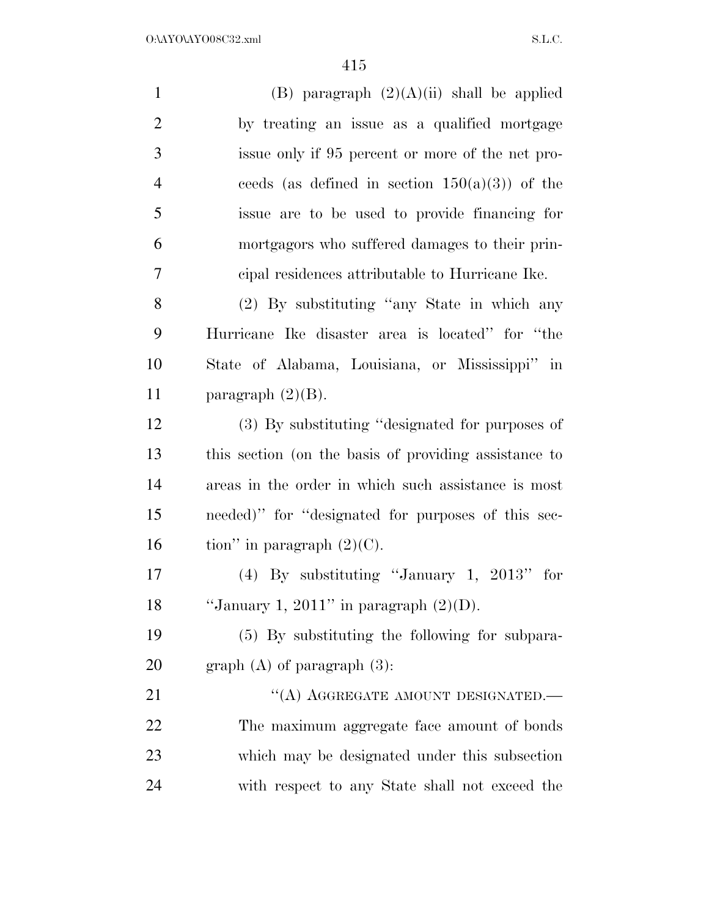(B) paragraph (2)(A)(ii) shall be applied by treating an issue as a qualified mortgage issue only if 95 percent or more of the net proceeds (as defined in section 150(a)(3)) of the issue are to be used to provide financing for mortgagors who suffered damages to their principal residences attributable to Hurricane Ike.

(2) By substituting "any State in which any Hurricane Ike disaster area is located" for "the State of Alabama, Louisiana, or Mississippi" in paragraph (2)(B).

(3) By substituting "designated for purposes of this section (on the basis of providing assistance to areas in the order in which such assistance is most needed)" for "designated for purposes of this section" in paragraph (2)(C).

(4) By substituting "January 1, 2013" for "January 1, 2011" in paragraph (2)(D).

(5) By substituting the following for subparagraph (A) of paragraph (3):

"(A) AGGREGATE AMOUNT DESIGNATED.—The maximum aggregate face amount of bonds which may be designated under this subsection with respect to any State shall not exceed the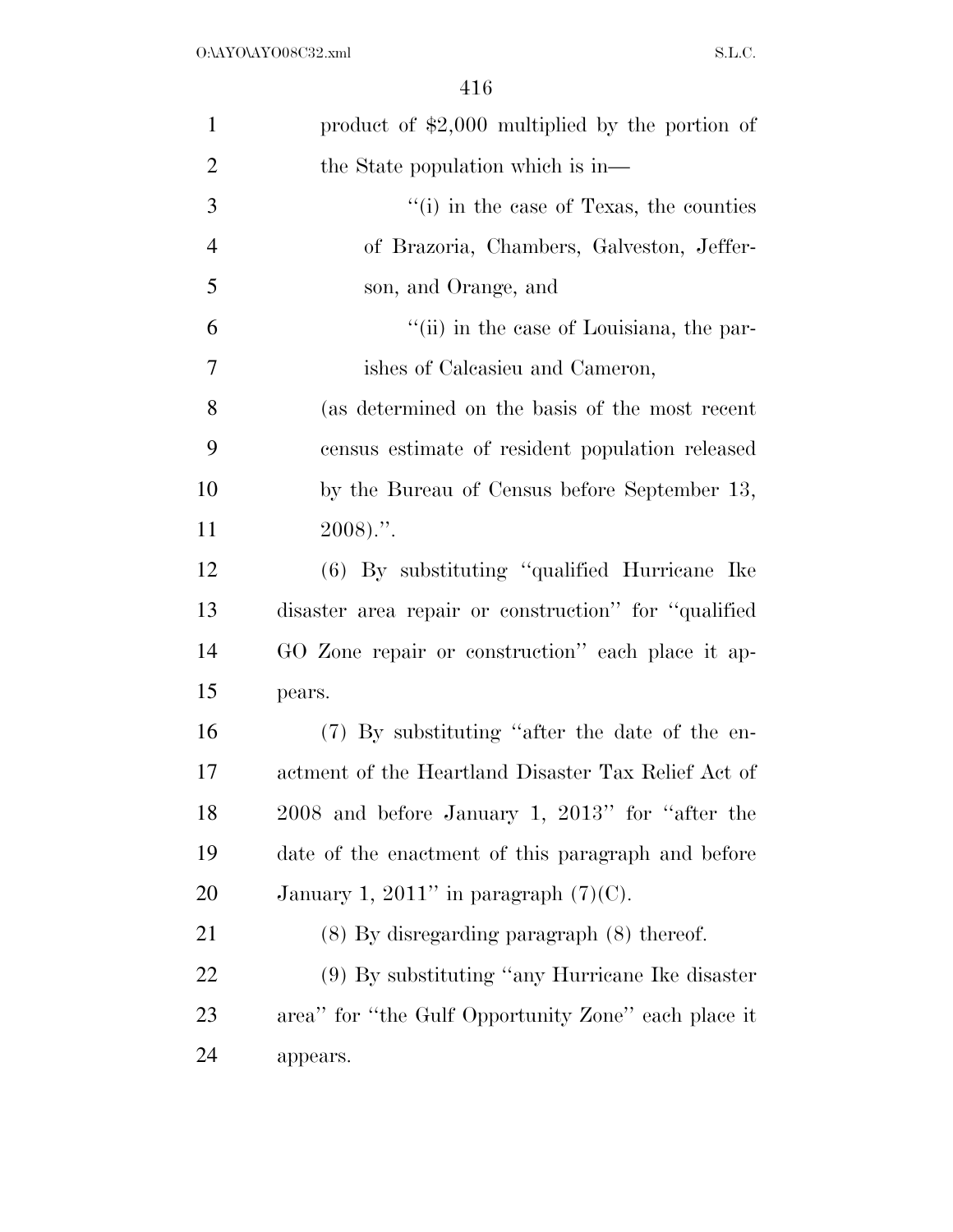product of $2,000 multiplied by the portion of the State population which is in—

''(i) in the case of Texas, the counties of Brazoria, Chambers, Galveston, Jefferson, and Orange, and

''(ii) in the case of Louisiana, the parishes of Calcasieu and Cameron,

(as determined on the basis of the most recent census estimate of resident population released by the Bureau of Census before September 13, 2008).''.

(6) By substituting ''qualified Hurricane Ike disaster area repair or construction'' for ''qualified GO Zone repair or construction'' each place it appears.

(7) By substituting ''after the date of the enactment of the Heartland Disaster Tax Relief Act of 2008 and before January 1, 2013'' for ''after the date of the enactment of this paragraph and before January 1, 2011'' in paragraph (7)(C).

(8) By disregarding paragraph (8) thereof.

(9) By substituting ''any Hurricane Ike disaster area'' for ''the Gulf Opportunity Zone'' each place it appears.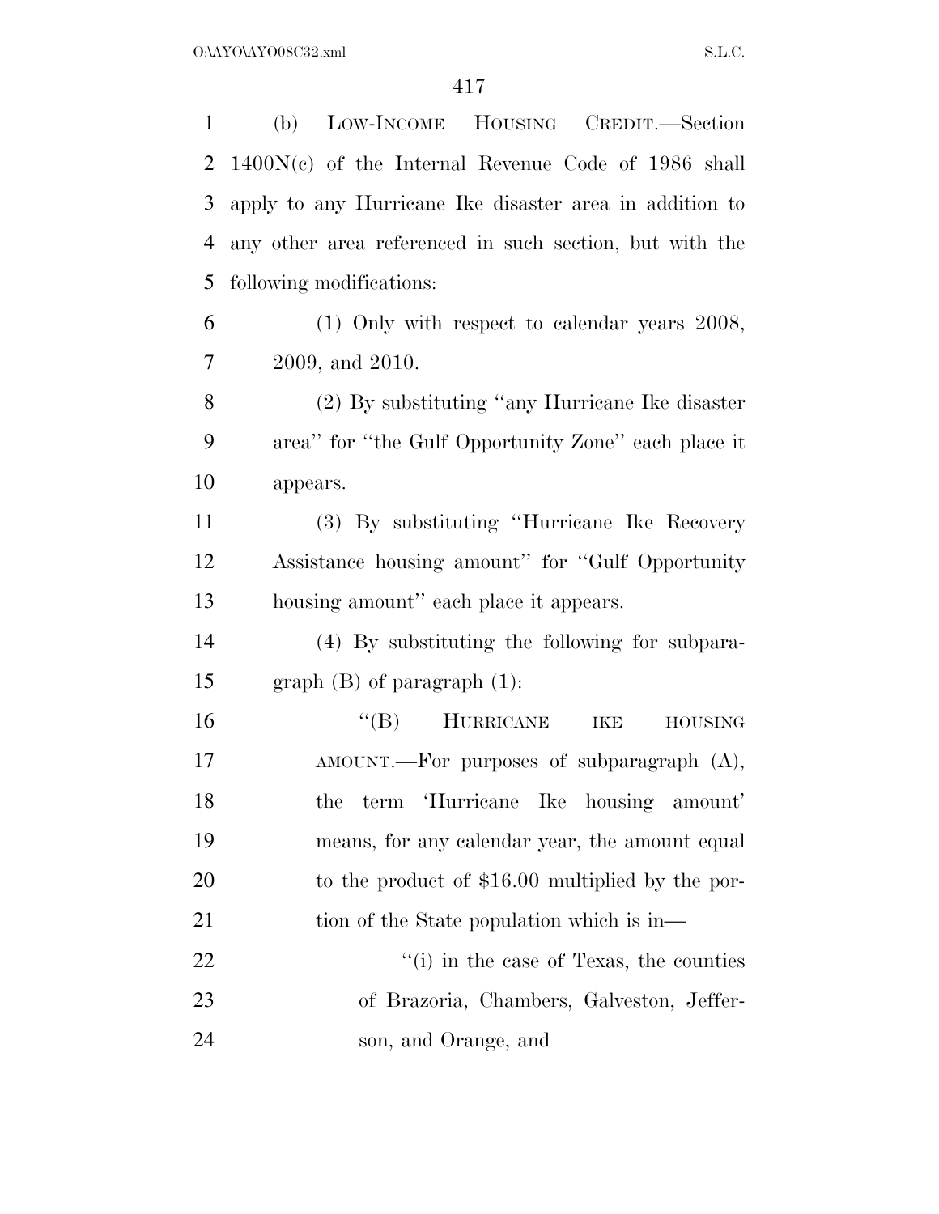(b) LOW-INCOME HOUSING CREDIT.—Section 1400N(c) of the Internal Revenue Code of 1986 shall apply to any Hurricane Ike disaster area in addition to any other area referenced in such section, but with the following modifications:

(1) Only with respect to calendar years 2008, 2009, and 2010.

(2) By substituting "any Hurricane Ike disaster area" for "the Gulf Opportunity Zone" each place it appears.

(3) By substituting "Hurricane Ike Recovery Assistance housing amount" for "Gulf Opportunity housing amount" each place it appears.

(4) By substituting the following for subparagraph (B) of paragraph (1):

"(B) HURRICANE IKE HOUSING AMOUNT.—For purposes of subparagraph (A), the term 'Hurricane Ike housing amount' means, for any calendar year, the amount equal to the product of $16.00 multiplied by the portion of the State population which is in—

"(i) in the case of Texas, the counties of Brazoria, Chambers, Galveston, Jefferson, and Orange, and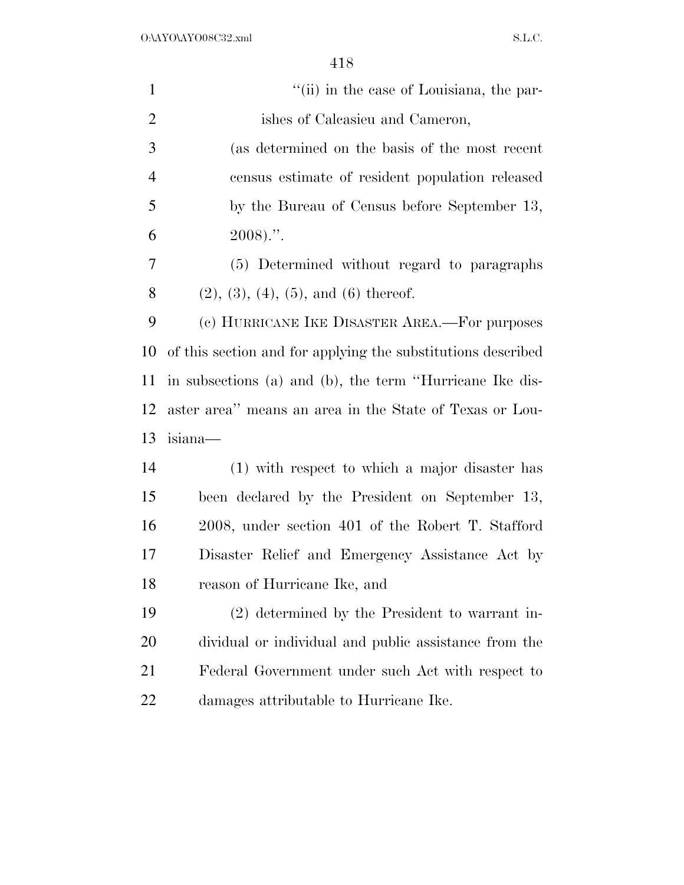"(ii) in the case of Louisiana, the parishes of Calcasieu and Cameron,

(as determined on the basis of the most recent census estimate of resident population released by the Bureau of Census before September 13, 2008).".

(5) Determined without regard to paragraphs (2), (3), (4), (5), and (6) thereof.

(c) HURRICANE IKE DISASTER AREA.—For purposes of this section and for applying the substitutions described in subsections (a) and (b), the term "Hurricane Ike disaster area" means an area in the State of Texas or Louisiana—

(1) with respect to which a major disaster has been declared by the President on September 13, 2008, under section 401 of the Robert T. Stafford Disaster Relief and Emergency Assistance Act by reason of Hurricane Ike, and

(2) determined by the President to warrant individual or individual and public assistance from the Federal Government under such Act with respect to damages attributable to Hurricane Ike.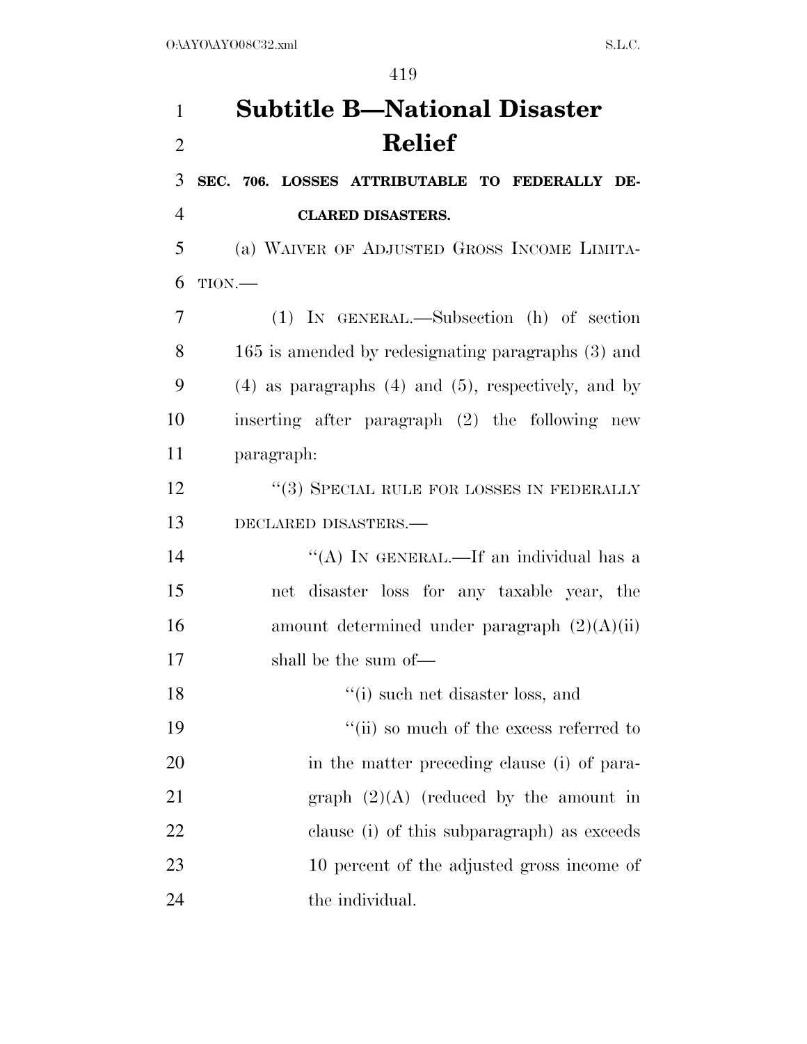# Subtitle B—National Disaster Relief

**SEC. 706. LOSSES ATTRIBUTABLE TO FEDERALLY DECLARED DISASTERS.**

(a) WAIVER OF ADJUSTED GROSS INCOME LIMITATION.—

(1) IN GENERAL.—Subsection (h) of section 165 is amended by redesignating paragraphs (3) and (4) as paragraphs (4) and (5), respectively, and by inserting after paragraph (2) the following new paragraph:

"(3) SPECIAL RULE FOR LOSSES IN FEDERALLY DECLARED DISASTERS.—

"(A) IN GENERAL.—If an individual has a net disaster loss for any taxable year, the amount determined under paragraph (2)(A)(ii) shall be the sum of—

"(i) such net disaster loss, and

"(ii) so much of the excess referred to in the matter preceding clause (i) of paragraph (2)(A) (reduced by the amount in clause (i) of this subparagraph) as exceeds 10 percent of the adjusted gross income of the individual.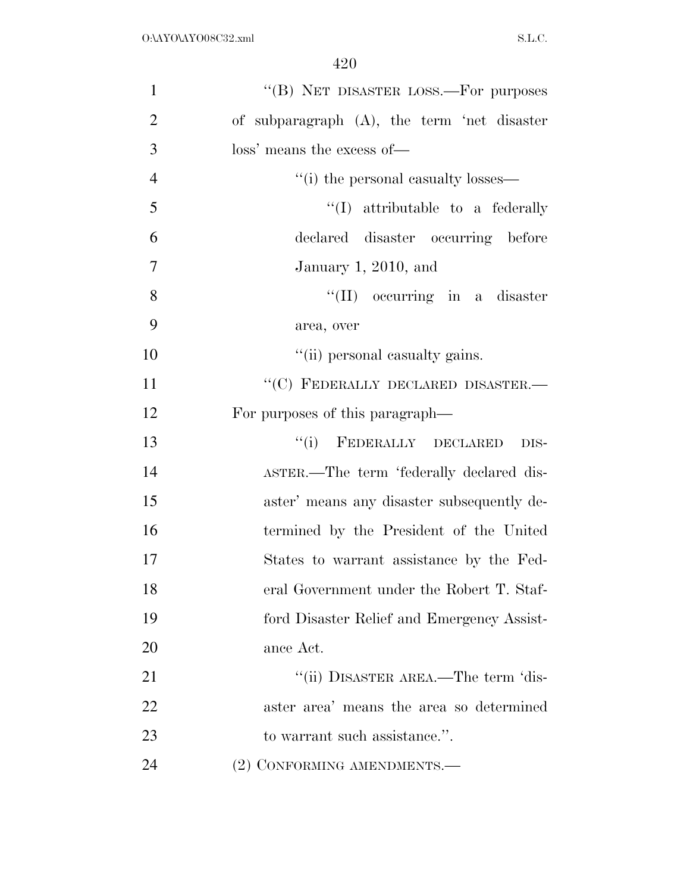''(B) NET DISASTER LOSS.—For purposes of subparagraph (A), the term 'net disaster loss' means the excess of—

''(i) the personal casualty losses—

''(I) attributable to a federally declared disaster occurring before January 1, 2010, and

''(II) occurring in a disaster area, over

''(ii) personal casualty gains.

''(C) FEDERALLY DECLARED DISASTER.— For purposes of this paragraph—

''(i) FEDERALLY DECLARED DISASTER.—The term 'federally declared disaster' means any disaster subsequently determined by the President of the United States to warrant assistance by the Federal Government under the Robert T. Stafford Disaster Relief and Emergency Assistance Act.

''(ii) DISASTER AREA.—The term 'disaster area' means the area so determined to warrant such assistance.''.

(2) CONFORMING AMENDMENTS.—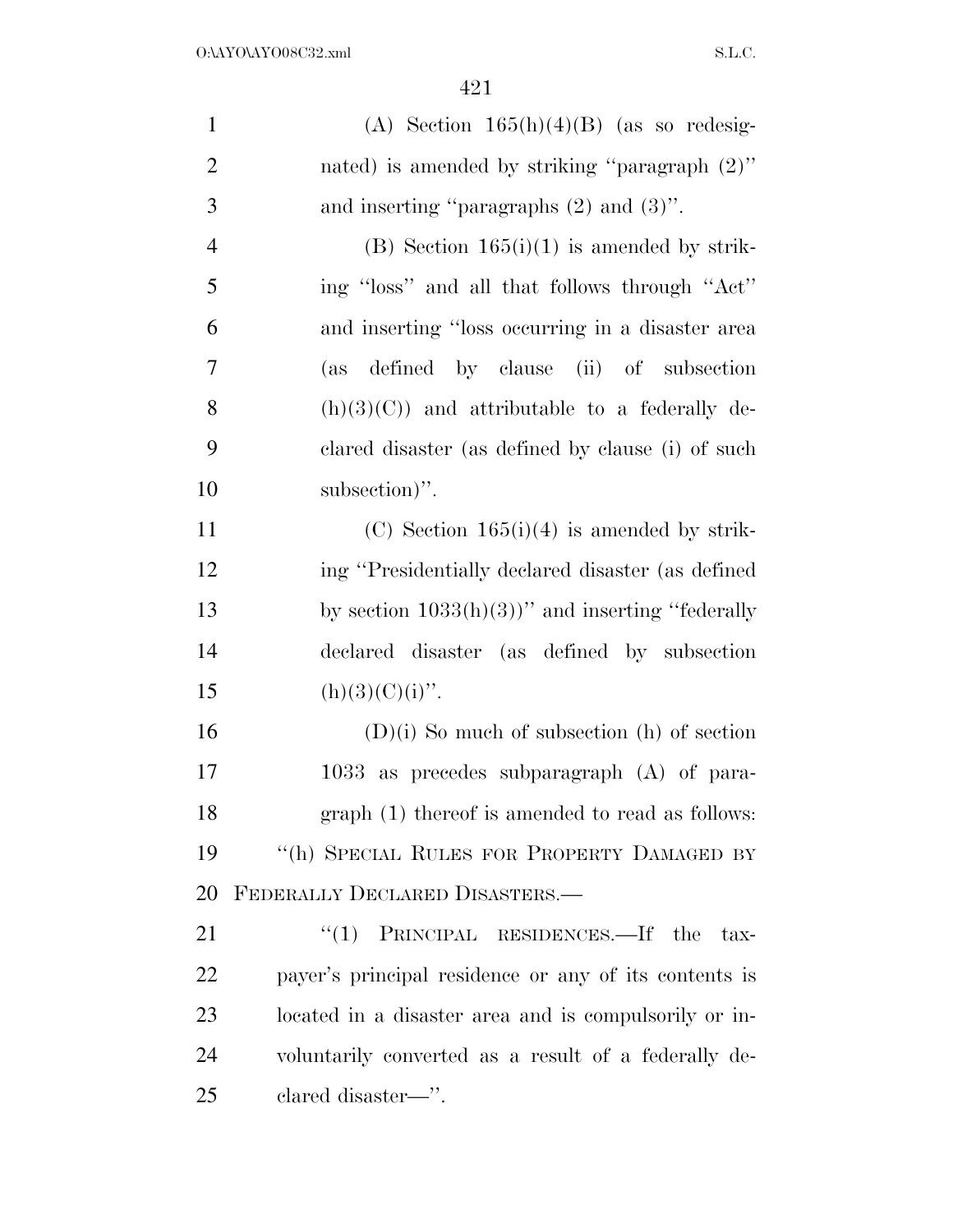(A) Section 165(h)(4)(B) (as so redesignated) is amended by striking ''paragraph (2)'' and inserting ''paragraphs (2) and (3)''.

(B) Section 165(i)(1) is amended by striking ''loss'' and all that follows through ''Act'' and inserting ''loss occurring in a disaster area (as defined by clause (ii) of subsection (h)(3)(C)) and attributable to a federally declared disaster (as defined by clause (i) of such subsection)''.

(C) Section 165(i)(4) is amended by striking ''Presidentially declared disaster (as defined by section 1033(h)(3))'' and inserting ''federally declared disaster (as defined by subsection (h)(3)(C)(i)''.

(D)(i) So much of subsection (h) of section 1033 as precedes subparagraph (A) of paragraph (1) thereof is amended to read as follows:

''(h) SPECIAL RULES FOR PROPERTY DAMAGED BY FEDERALLY DECLARED DISASTERS.—

''(1) PRINCIPAL RESIDENCES.—If the taxpayer's principal residence or any of its contents is located in a disaster area and is compulsorily or involuntarily converted as a result of a federally declared disaster—''.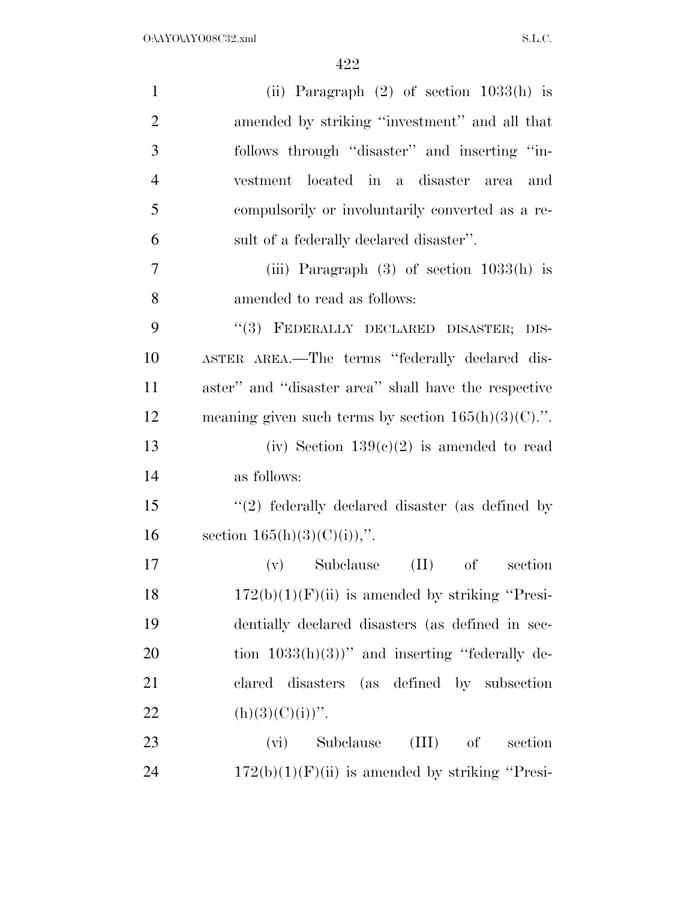(ii) Paragraph (2) of section 1033(h) is amended by striking "investment" and all that follows through "disaster" and inserting "investment located in a disaster area and compulsorily or involuntarily converted as a result of a federally declared disaster".

(iii) Paragraph (3) of section 1033(h) is amended to read as follows:

"(3) FEDERALLY DECLARED DISASTER; DISASTER AREA.—The terms "federally declared disaster" and "disaster area" shall have the respective meaning given such terms by section 165(h)(3)(C).".

(iv) Section 139(c)(2) is amended to read as follows:

"(2) federally declared disaster (as defined by section 165(h)(3)(C)(i)),".

(v) Subclause (II) of section 172(b)(1)(F)(ii) is amended by striking "Presidentially declared disasters (as defined in section 1033(h)(3))" and inserting "federally declared disasters (as defined by subsection (h)(3)(C)(i))".

(vi) Subclause (III) of section 172(b)(1)(F)(ii) is amended by striking "Presi-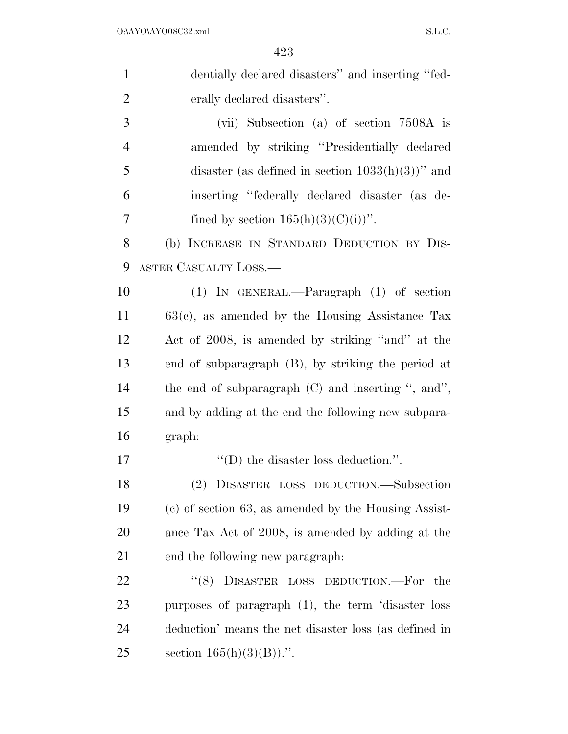dentially declared disasters'' and inserting ''federally declared disasters''.

(vii) Subsection (a) of section 7508A is amended by striking ''Presidentially declared disaster (as defined in section 1033(h)(3))'' and inserting ''federally declared disaster (as defined by section 165(h)(3)(C)(i))''.

(b) INCREASE IN STANDARD DEDUCTION BY DISASTER CASUALTY LOSS.—

(1) IN GENERAL.—Paragraph (1) of section 63(c), as amended by the Housing Assistance Tax Act of 2008, is amended by striking ''and'' at the end of subparagraph (B), by striking the period at the end of subparagraph (C) and inserting '', and'', and by adding at the end the following new subparagraph:

''(D) the disaster loss deduction.''.

(2) DISASTER LOSS DEDUCTION.—Subsection (c) of section 63, as amended by the Housing Assistance Tax Act of 2008, is amended by adding at the end the following new paragraph:

''(8) DISASTER LOSS DEDUCTION.—For the purposes of paragraph (1), the term 'disaster loss deduction' means the net disaster loss (as defined in section 165(h)(3)(B)).''.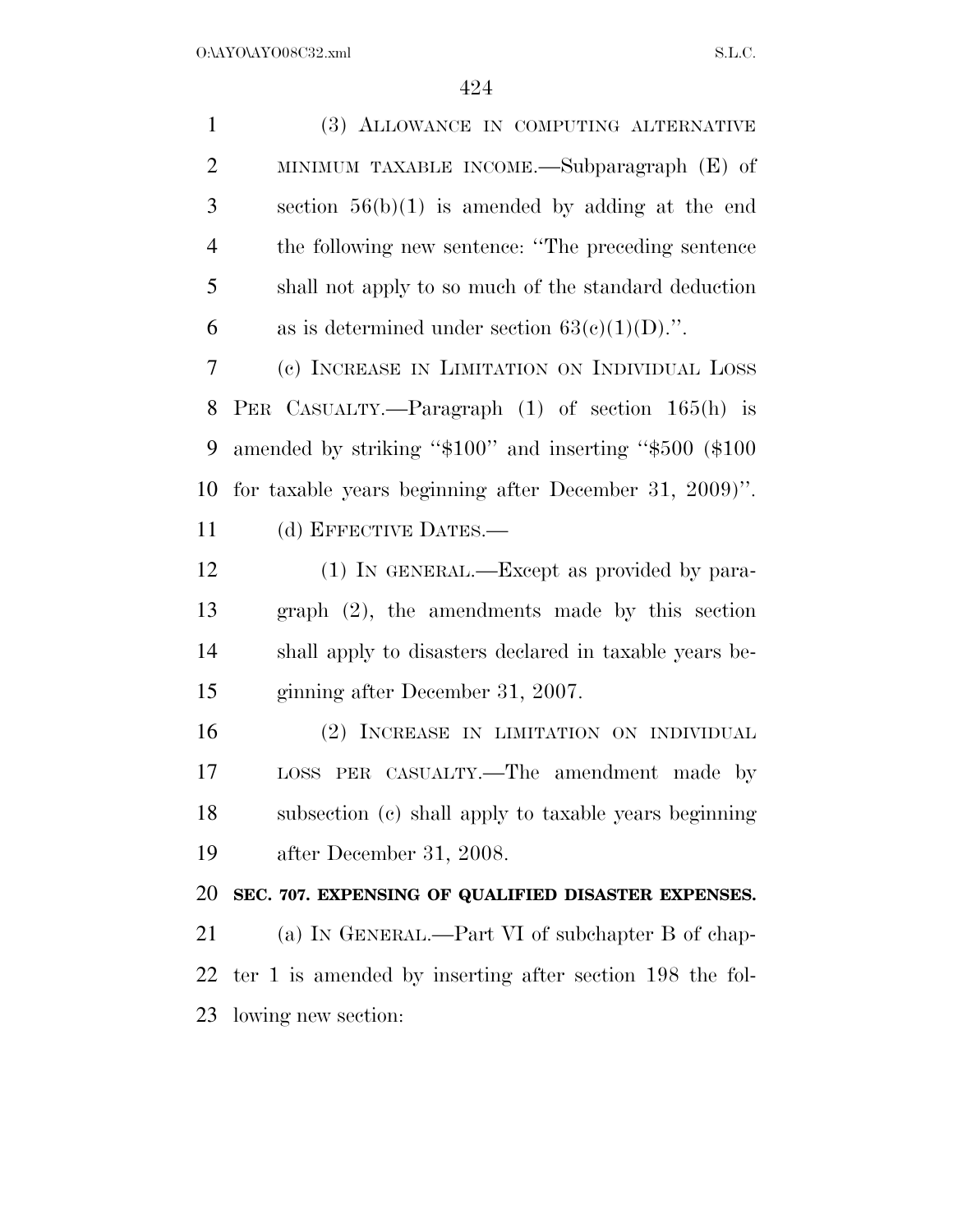(3) ALLOWANCE IN COMPUTING ALTERNATIVE MINIMUM TAXABLE INCOME.—Subparagraph (E) of section 56(b)(1) is amended by adding at the end the following new sentence: ''The preceding sentence shall not apply to so much of the standard deduction as is determined under section 63(c)(1)(D).''.

(c) INCREASE IN LIMITATION ON INDIVIDUAL LOSS PER CASUALTY.—Paragraph (1) of section 165(h) is amended by striking ''$100'' and inserting ''$500 ($100 for taxable years beginning after December 31, 2009)''.

(d) EFFECTIVE DATES.—

(1) IN GENERAL.—Except as provided by paragraph (2), the amendments made by this section shall apply to disasters declared in taxable years beginning after December 31, 2007.

(2) INCREASE IN LIMITATION ON INDIVIDUAL LOSS PER CASUALTY.—The amendment made by subsection (c) shall apply to taxable years beginning after December 31, 2008.

**SEC. 707. EXPENSING OF QUALIFIED DISASTER EXPENSES.**

(a) IN GENERAL.—Part VI of subchapter B of chapter 1 is amended by inserting after section 198 the following new section: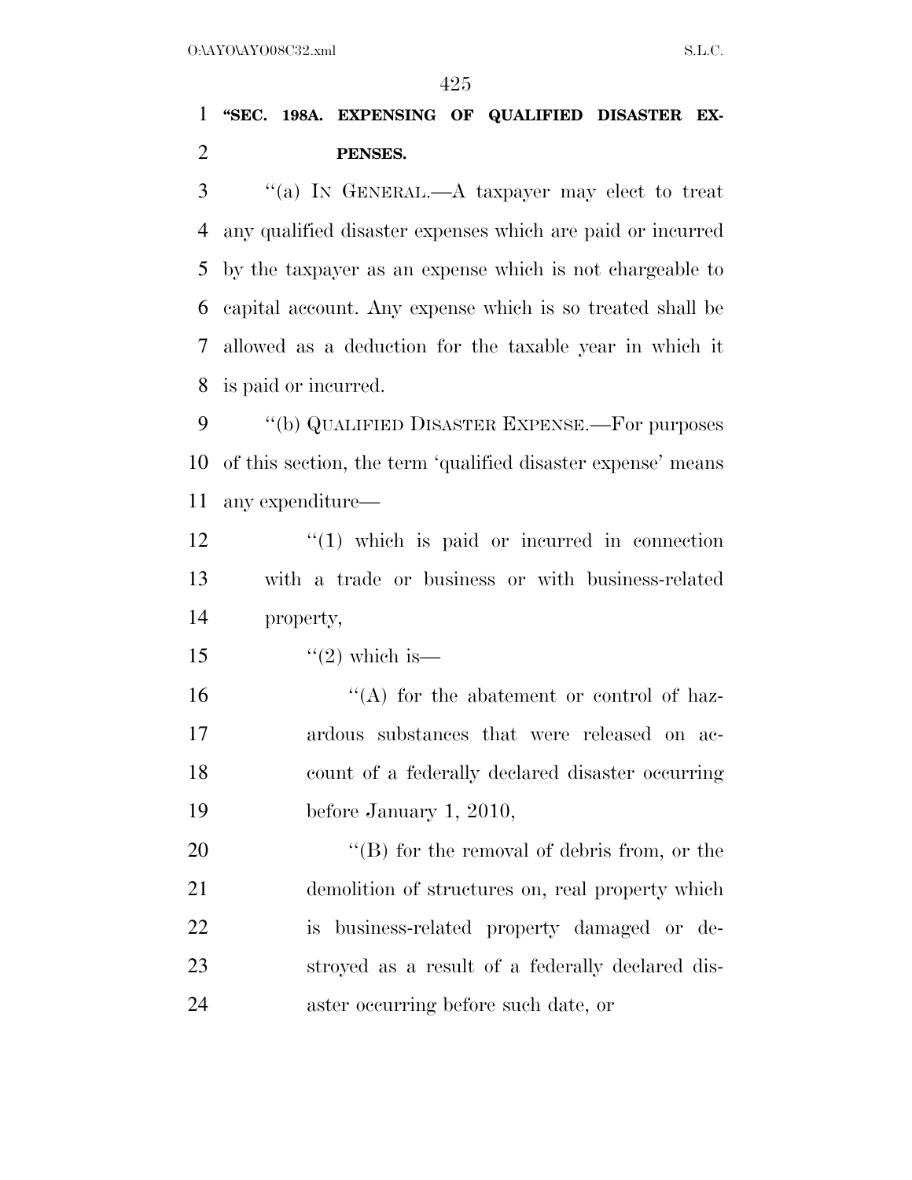**"SEC. 198A. EXPENSING OF QUALIFIED DISASTER EXPENSES.**

"(a) IN GENERAL.—A taxpayer may elect to treat any qualified disaster expenses which are paid or incurred by the taxpayer as an expense which is not chargeable to capital account. Any expense which is so treated shall be allowed as a deduction for the taxable year in which it is paid or incurred.

"(b) QUALIFIED DISASTER EXPENSE.—For purposes of this section, the term 'qualified disaster expense' means any expenditure—

"(1) which is paid or incurred in connection with a trade or business or with business-related property,

"(2) which is—

"(A) for the abatement or control of hazardous substances that were released on account of a federally declared disaster occurring before January 1, 2010,

"(B) for the removal of debris from, or the demolition of structures on, real property which is business-related property damaged or destroyed as a result of a federally declared disaster occurring before such date, or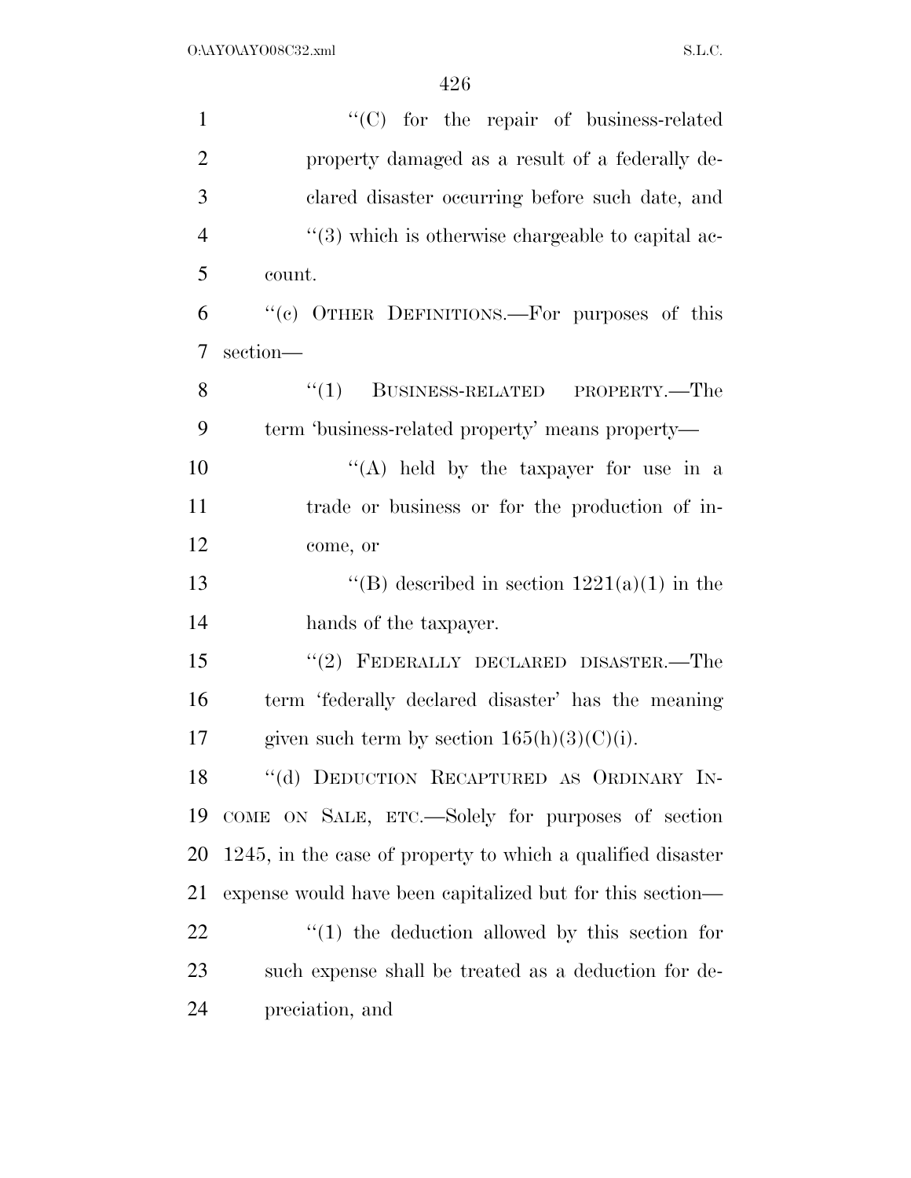"(C) for the repair of business-related property damaged as a result of a federally declared disaster occurring before such date, and

"(3) which is otherwise chargeable to capital account.

"(c) OTHER DEFINITIONS.—For purposes of this section—

"(1) BUSINESS-RELATED PROPERTY.—The term 'business-related property' means property—

"(A) held by the taxpayer for use in a trade or business or for the production of income, or

"(B) described in section 1221(a)(1) in the hands of the taxpayer.

"(2) FEDERALLY DECLARED DISASTER.—The term 'federally declared disaster' has the meaning given such term by section 165(h)(3)(C)(i).

"(d) DEDUCTION RECAPTURED AS ORDINARY INCOME ON SALE, ETC.—Solely for purposes of section 1245, in the case of property to which a qualified disaster expense would have been capitalized but for this section—

"(1) the deduction allowed by this section for such expense shall be treated as a deduction for depreciation, and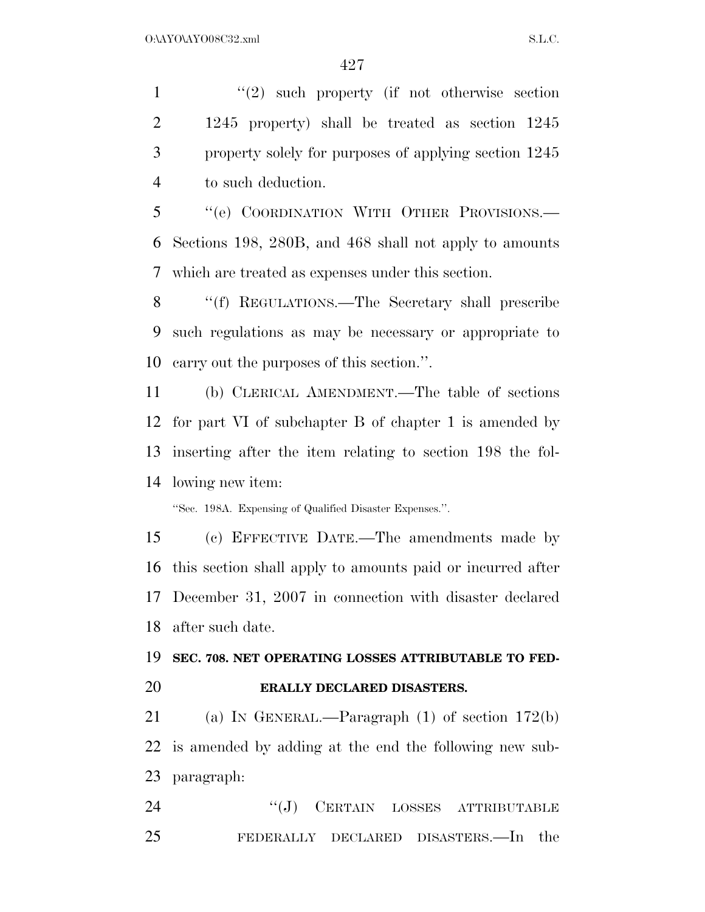"(2) such property (if not otherwise section 1245 property) shall be treated as section 1245 property solely for purposes of applying section 1245 to such deduction.

"(e) COORDINATION WITH OTHER PROVISIONS.—Sections 198, 280B, and 468 shall not apply to amounts which are treated as expenses under this section.

"(f) REGULATIONS.—The Secretary shall prescribe such regulations as may be necessary or appropriate to carry out the purposes of this section.".

(b) CLERICAL AMENDMENT.—The table of sections for part VI of subchapter B of chapter 1 is amended by inserting after the item relating to section 198 the following new item:

"Sec. 198A. Expensing of Qualified Disaster Expenses.".

(c) EFFECTIVE DATE.—The amendments made by this section shall apply to amounts paid or incurred after December 31, 2007 in connection with disaster declared after such date.

## SEC. 708. NET OPERATING LOSSES ATTRIBUTABLE TO FEDERALLY DECLARED DISASTERS.

(a) IN GENERAL.—Paragraph (1) of section 172(b) is amended by adding at the end the following new subparagraph:

"(J) CERTAIN LOSSES ATTRIBUTABLE FEDERALLY DECLARED DISASTERS.—In the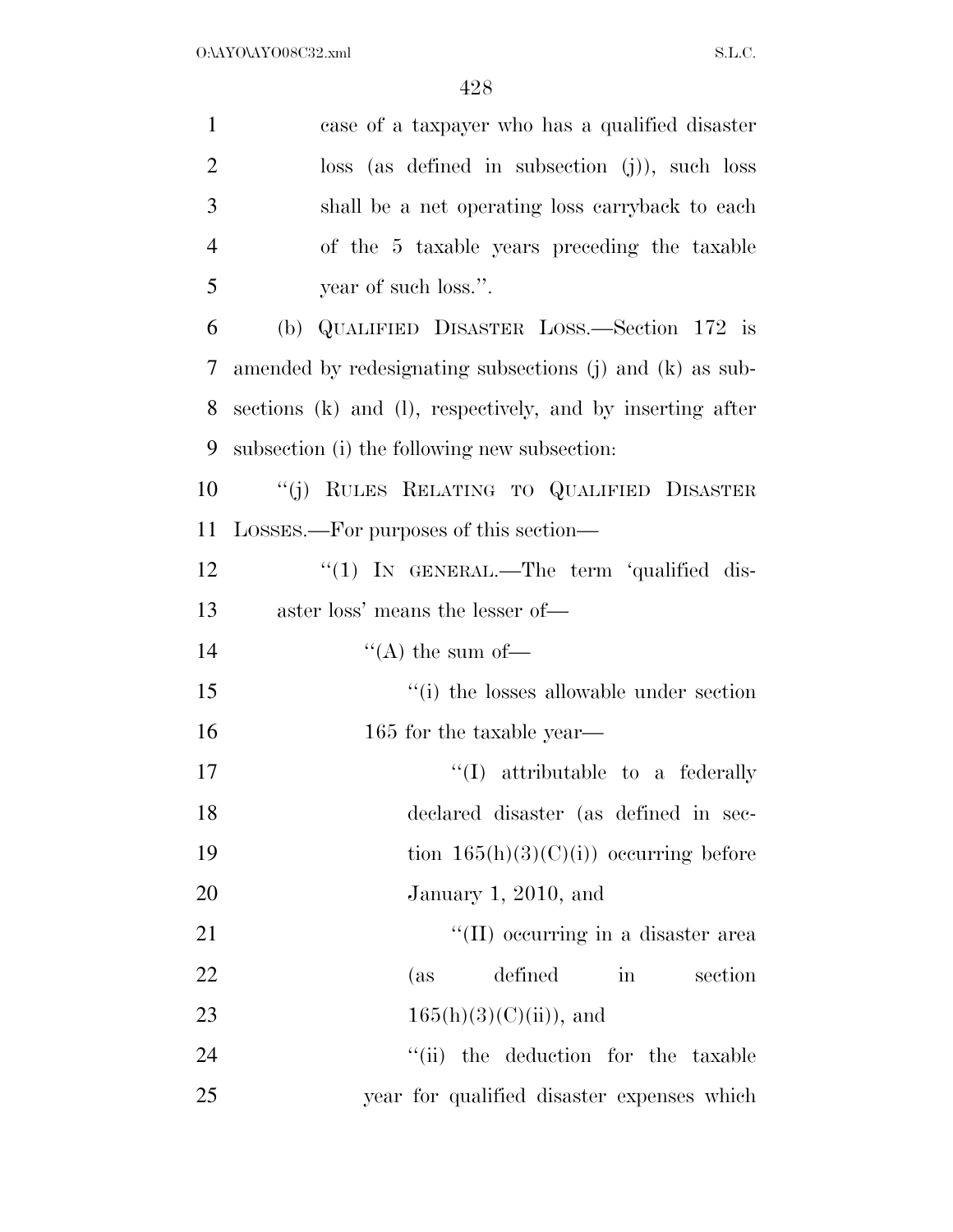case of a taxpayer who has a qualified disaster loss (as defined in subsection (j)), such loss shall be a net operating loss carryback to each of the 5 taxable years preceding the taxable year of such loss.''.

(b) QUALIFIED DISASTER LOSS.—Section 172 is amended by redesignating subsections (j) and (k) as subsections (k) and (l), respectively, and by inserting after subsection (i) the following new subsection:

''(j) RULES RELATING TO QUALIFIED DISASTER LOSSES.—For purposes of this section—

''(1) IN GENERAL.—The term 'qualified disaster loss' means the lesser of—

''(A) the sum of—

''(i) the losses allowable under section 165 for the taxable year—

''(I) attributable to a federally declared disaster (as defined in section 165(h)(3)(C)(i)) occurring before January 1, 2010, and

''(II) occurring in a disaster area (as defined in section 165(h)(3)(C)(ii)), and

''(ii) the deduction for the taxable year for qualified disaster expenses which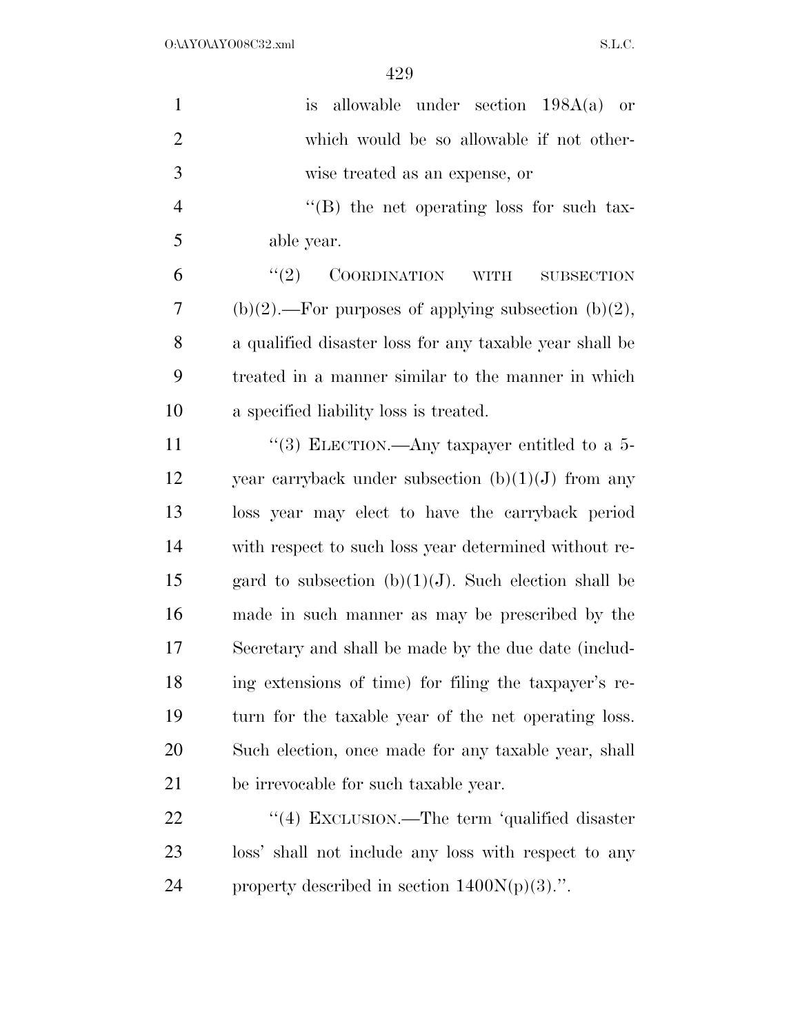is allowable under section 198A(a) or which would be so allowable if not otherwise treated as an expense, or

''(B) the net operating loss for such taxable year.

''(2) COORDINATION WITH SUBSECTION (b)(2).—For purposes of applying subsection (b)(2), a qualified disaster loss for any taxable year shall be treated in a manner similar to the manner in which a specified liability loss is treated.

''(3) ELECTION.—Any taxpayer entitled to a 5-year carryback under subsection (b)(1)(J) from any loss year may elect to have the carryback period with respect to such loss year determined without regard to subsection (b)(1)(J). Such election shall be made in such manner as may be prescribed by the Secretary and shall be made by the due date (including extensions of time) for filing the taxpayer's return for the taxable year of the net operating loss. Such election, once made for any taxable year, shall be irrevocable for such taxable year.

''(4) EXCLUSION.—The term 'qualified disaster loss' shall not include any loss with respect to any property described in section 1400N(p)(3).''.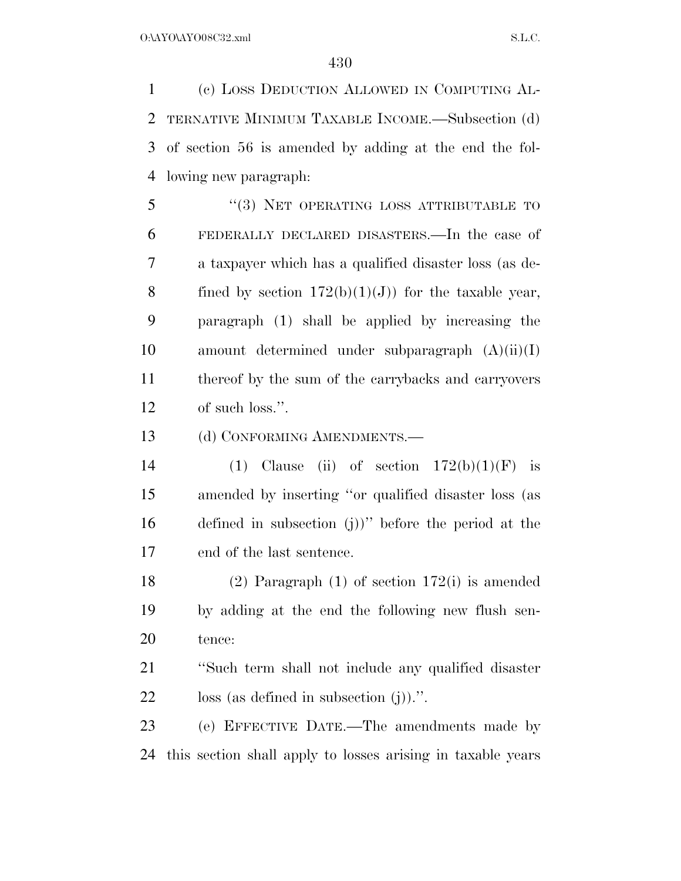(c) LOSS DEDUCTION ALLOWED IN COMPUTING ALTERNATIVE MINIMUM TAXABLE INCOME.—Subsection (d) of section 56 is amended by adding at the end the following new paragraph:

"(3) NET OPERATING LOSS ATTRIBUTABLE TO FEDERALLY DECLARED DISASTERS.—In the case of a taxpayer which has a qualified disaster loss (as defined by section 172(b)(1)(J)) for the taxable year, paragraph (1) shall be applied by increasing the amount determined under subparagraph (A)(ii)(I) thereof by the sum of the carrybacks and carryovers of such loss.".

(d) CONFORMING AMENDMENTS.—

(1) Clause (ii) of section 172(b)(1)(F) is amended by inserting "or qualified disaster loss (as defined in subsection (j))" before the period at the end of the last sentence.

(2) Paragraph (1) of section 172(i) is amended by adding at the end the following new flush sentence:

"Such term shall not include any qualified disaster loss (as defined in subsection (j)).".

(e) EFFECTIVE DATE.—The amendments made by this section shall apply to losses arising in taxable years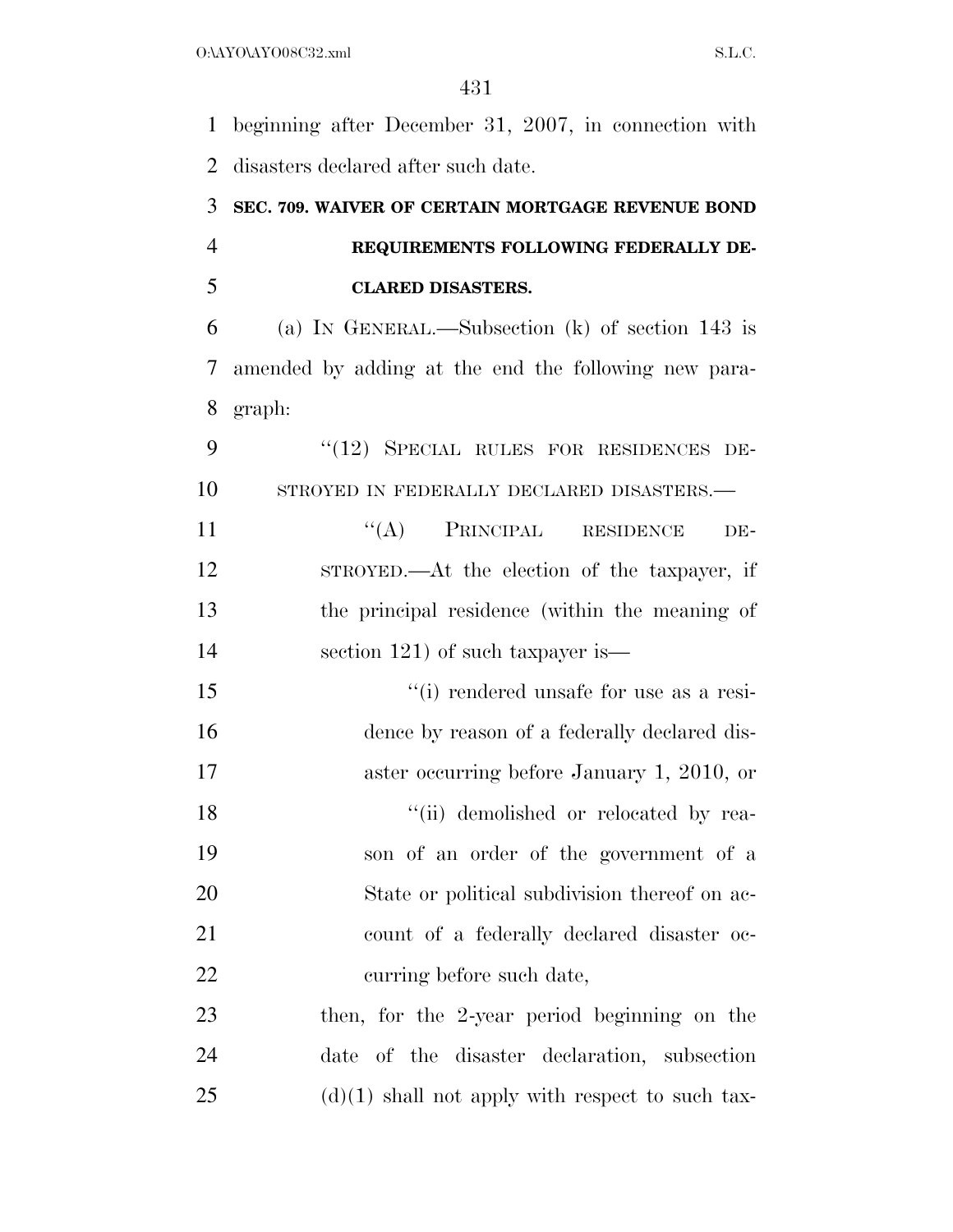beginning after December 31, 2007, in connection with disasters declared after such date.

### SEC. 709. WAIVER OF CERTAIN MORTGAGE REVENUE BOND REQUIREMENTS FOLLOWING FEDERALLY DECLARED DISASTERS.

(a) IN GENERAL.—Subsection (k) of section 143 is amended by adding at the end the following new paragraph:

"(12) SPECIAL RULES FOR RESIDENCES DESTROYED IN FEDERALLY DECLARED DISASTERS.—

"(A) PRINCIPAL RESIDENCE DESTROYED.—At the election of the taxpayer, if the principal residence (within the meaning of section 121) of such taxpayer is—

"(i) rendered unsafe for use as a residence by reason of a federally declared disaster occurring before January 1, 2010, or

"(ii) demolished or relocated by reason of an order of the government of a State or political subdivision thereof on account of a federally declared disaster occurring before such date,

then, for the 2-year period beginning on the date of the disaster declaration, subsection (d)(1) shall not apply with respect to such tax-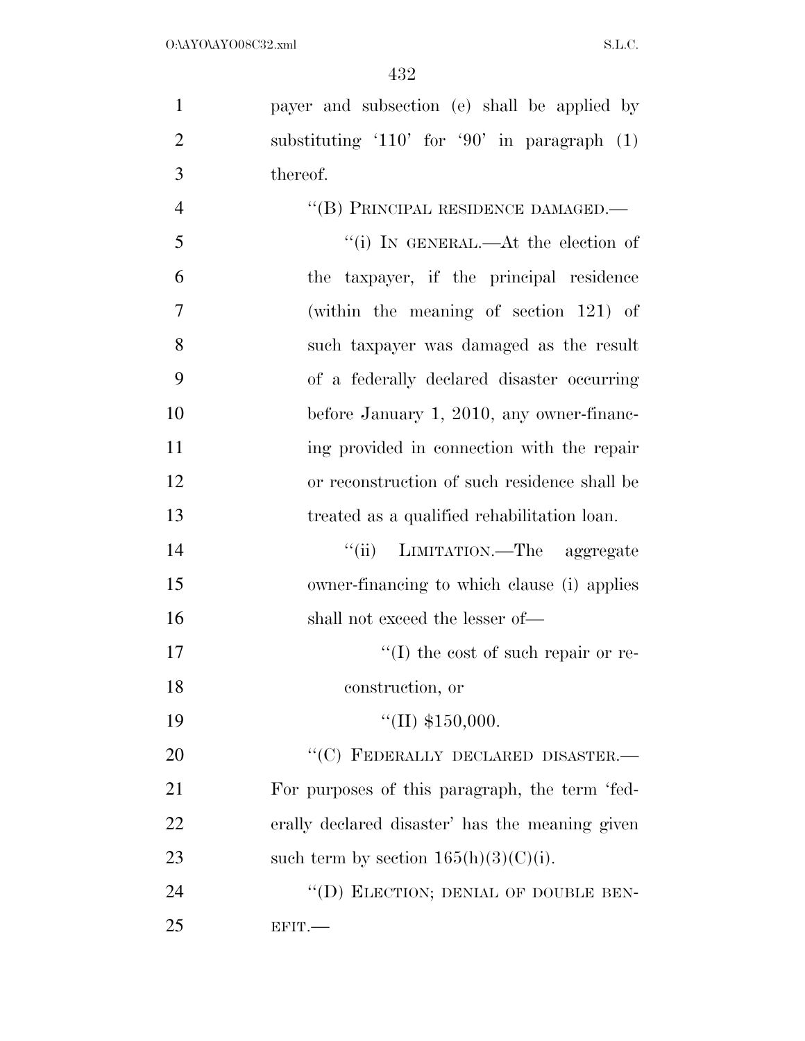payer and subsection (e) shall be applied by substituting '110' for '90' in paragraph (1) thereof.

"(B) PRINCIPAL RESIDENCE DAMAGED.—

"(i) IN GENERAL.—At the election of the taxpayer, if the principal residence (within the meaning of section 121) of such taxpayer was damaged as the result of a federally declared disaster occurring before January 1, 2010, any owner-financing provided in connection with the repair or reconstruction of such residence shall be treated as a qualified rehabilitation loan.

"(ii) LIMITATION.—The aggregate owner-financing to which clause (i) applies shall not exceed the lesser of—

"(I) the cost of such repair or reconstruction, or

"(II) $150,000.

"(C) FEDERALLY DECLARED DISASTER.—For purposes of this paragraph, the term 'federally declared disaster' has the meaning given such term by section 165(h)(3)(C)(i).

"(D) ELECTION; DENIAL OF DOUBLE BENEFIT.—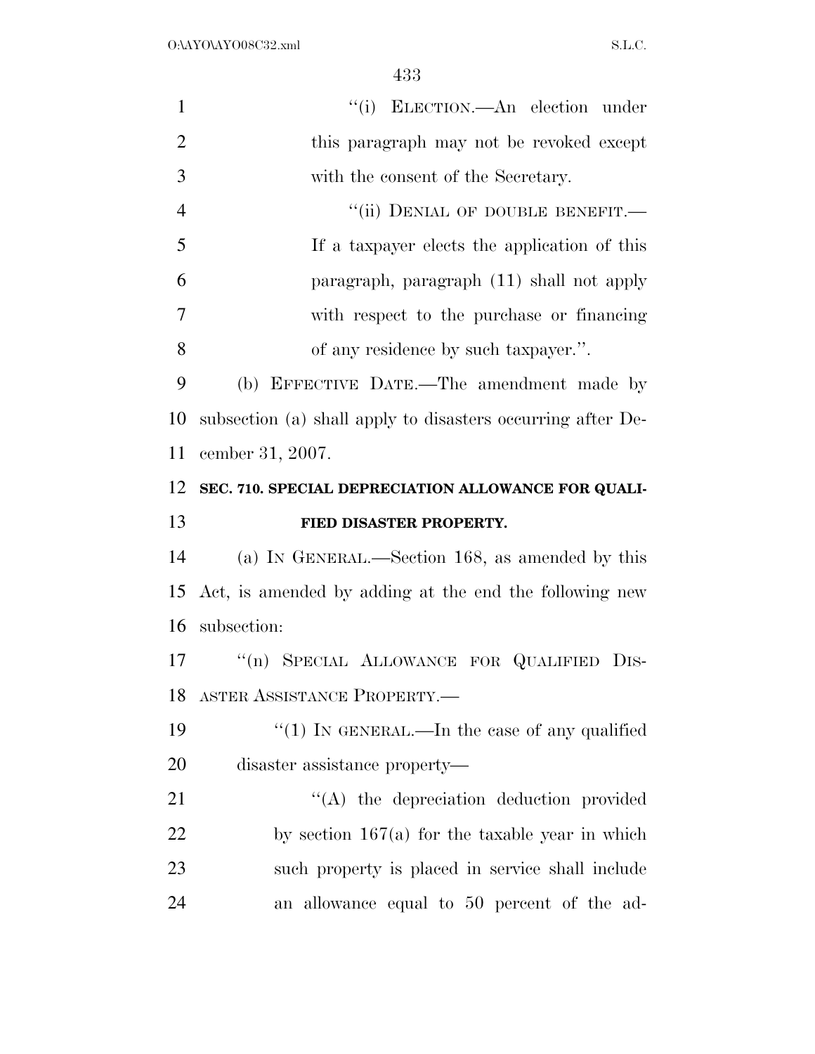"(i) ELECTION.—An election under this paragraph may not be revoked except with the consent of the Secretary.

"(ii) DENIAL OF DOUBLE BENEFIT.— If a taxpayer elects the application of this paragraph, paragraph (11) shall not apply with respect to the purchase or financing of any residence by such taxpayer.".

(b) EFFECTIVE DATE.—The amendment made by subsection (a) shall apply to disasters occurring after December 31, 2007.

**SEC. 710. SPECIAL DEPRECIATION ALLOWANCE FOR QUALIFIED DISASTER PROPERTY.**

(a) IN GENERAL.—Section 168, as amended by this Act, is amended by adding at the end the following new subsection:

"(n) SPECIAL ALLOWANCE FOR QUALIFIED DISASTER ASSISTANCE PROPERTY.—

"(1) IN GENERAL.—In the case of any qualified disaster assistance property—

"(A) the depreciation deduction provided by section 167(a) for the taxable year in which such property is placed in service shall include an allowance equal to 50 percent of the ad-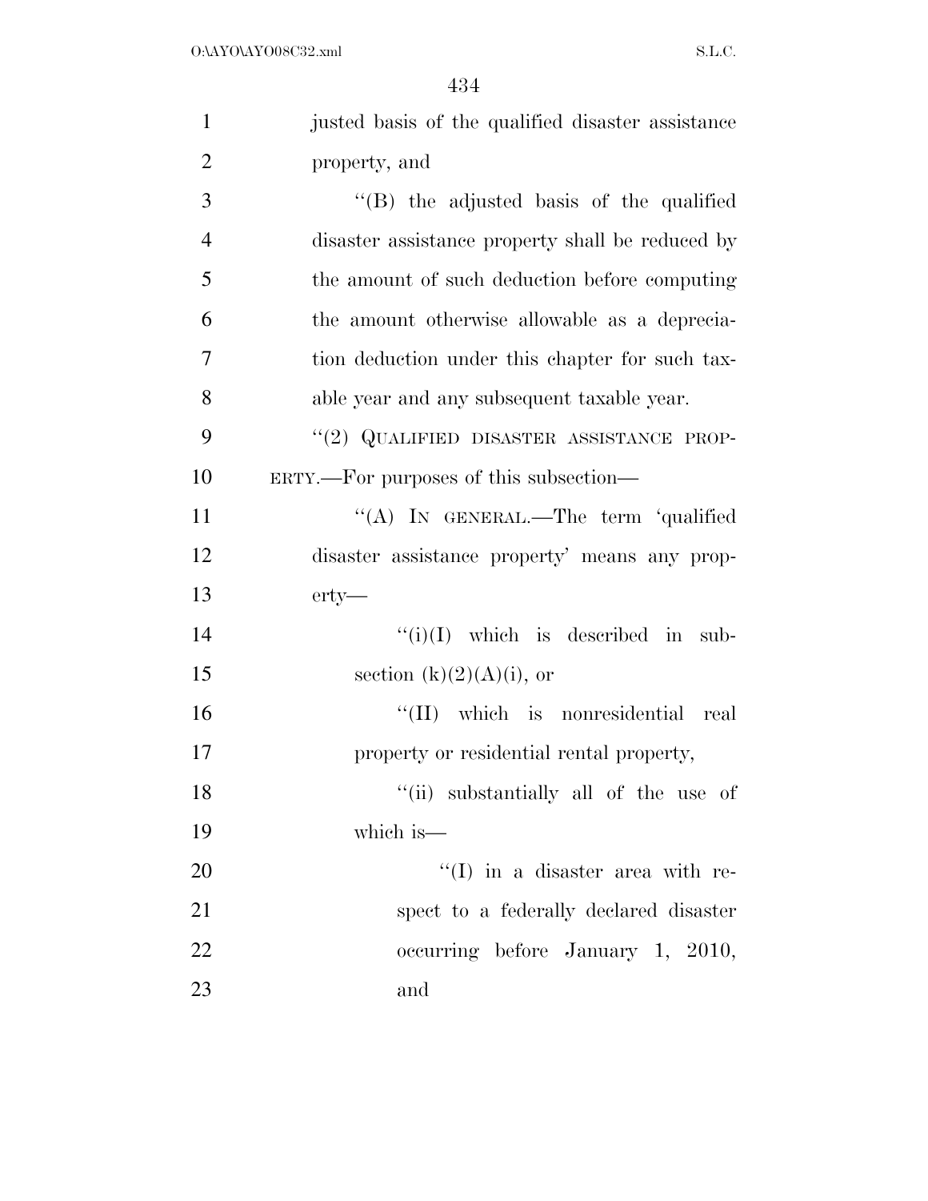justed basis of the qualified disaster assistance property, and

''(B) the adjusted basis of the qualified disaster assistance property shall be reduced by the amount of such deduction before computing the amount otherwise allowable as a depreciation deduction under this chapter for such taxable year and any subsequent taxable year.

''(2) QUALIFIED DISASTER ASSISTANCE PROPERTY.—For purposes of this subsection—

''(A) IN GENERAL.—The term 'qualified disaster assistance property' means any property—

''(i)(I) which is described in subsection (k)(2)(A)(i), or

''(II) which is nonresidential real property or residential rental property,

''(ii) substantially all of the use of which is—

''(I) in a disaster area with respect to a federally declared disaster occurring before January 1, 2010, and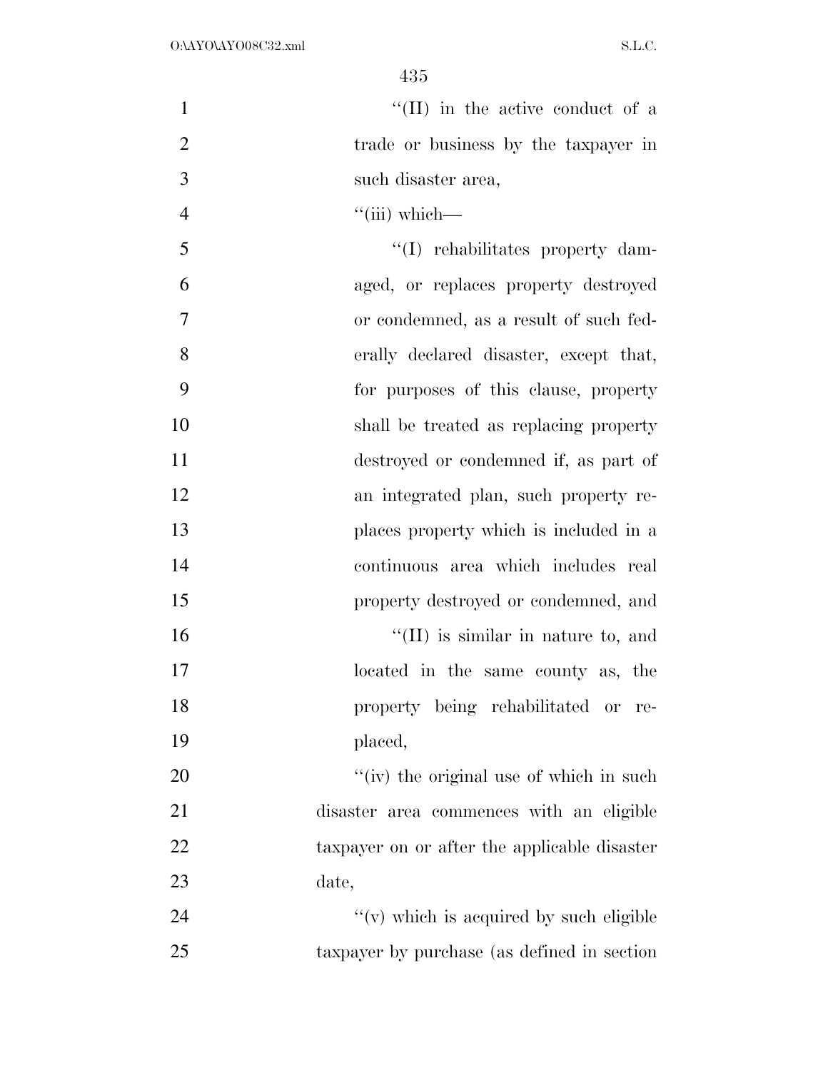"(II) in the active conduct of a trade or business by the taxpayer in such disaster area,

"(iii) which—

"(I) rehabilitates property damaged, or replaces property destroyed or condemned, as a result of such federally declared disaster, except that, for purposes of this clause, property shall be treated as replacing property destroyed or condemned if, as part of an integrated plan, such property replaces property which is included in a continuous area which includes real property destroyed or condemned, and

"(II) is similar in nature to, and located in the same county as, the property being rehabilitated or replaced,

"(iv) the original use of which in such disaster area commences with an eligible taxpayer on or after the applicable disaster date,

"(v) which is acquired by such eligible taxpayer by purchase (as defined in section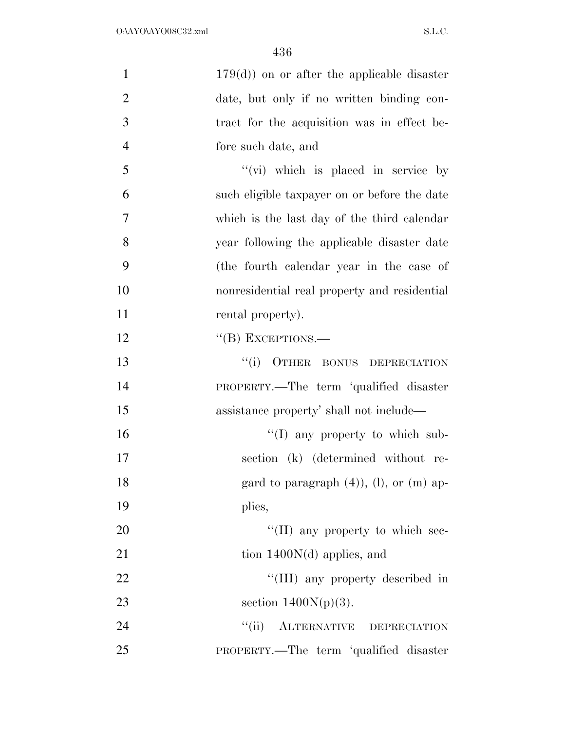179(d)) on or after the applicable disaster date, but only if no written binding contract for the acquisition was in effect before such date, and

''(vi) which is placed in service by such eligible taxpayer on or before the date which is the last day of the third calendar year following the applicable disaster date (the fourth calendar year in the case of nonresidential real property and residential rental property).

''(B) EXCEPTIONS.—

''(i) OTHER BONUS DEPRECIATION PROPERTY.—The term 'qualified disaster assistance property' shall not include—

''(I) any property to which subsection (k) (determined without regard to paragraph (4)), (l), or (m) applies,

''(II) any property to which section 1400N(d) applies, and

''(III) any property described in section 1400N(p)(3).

''(ii) ALTERNATIVE DEPRECIATION PROPERTY.—The term 'qualified disaster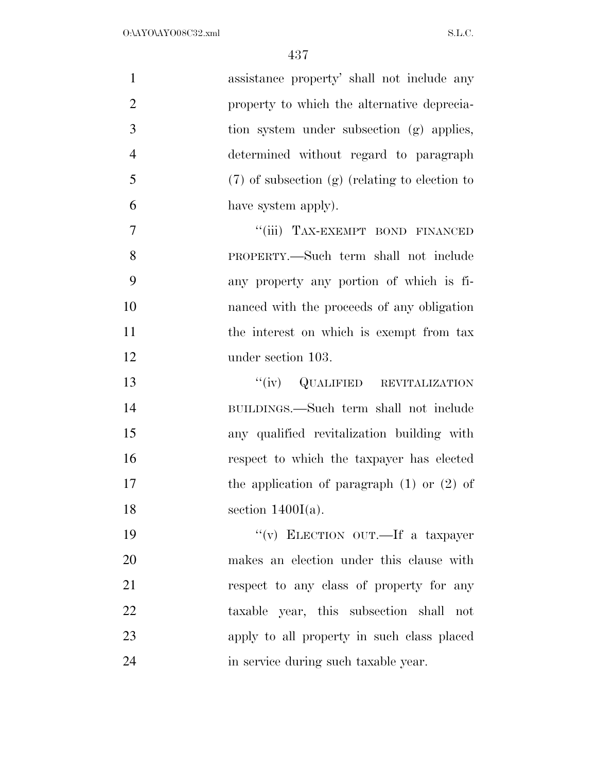assistance property' shall not include any property to which the alternative depreciation system under subsection (g) applies, determined without regard to paragraph (7) of subsection (g) (relating to election to have system apply).

"(iii) TAX-EXEMPT BOND FINANCED PROPERTY.—Such term shall not include any property any portion of which is financed with the proceeds of any obligation the interest on which is exempt from tax under section 103.

"(iv) QUALIFIED REVITALIZATION BUILDINGS.—Such term shall not include any qualified revitalization building with respect to which the taxpayer has elected the application of paragraph (1) or (2) of section 1400I(a).

"(v) ELECTION OUT.—If a taxpayer makes an election under this clause with respect to any class of property for any taxable year, this subsection shall not apply to all property in such class placed in service during such taxable year.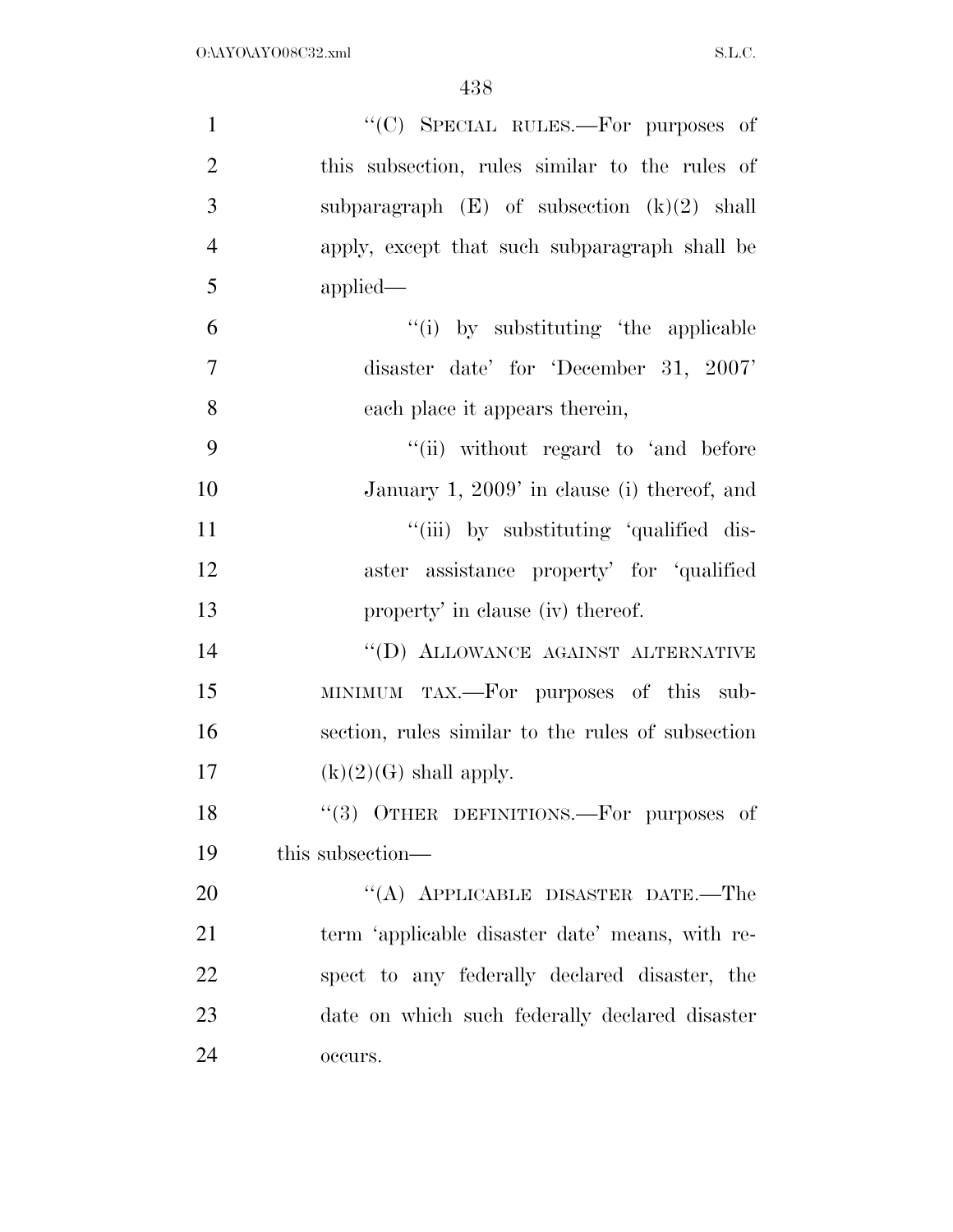"(C) SPECIAL RULES.—For purposes of this subsection, rules similar to the rules of subparagraph (E) of subsection (k)(2) shall apply, except that such subparagraph shall be applied—

"(i) by substituting 'the applicable disaster date' for 'December 31, 2007' each place it appears therein,

"(ii) without regard to 'and before January 1, 2009' in clause (i) thereof, and

"(iii) by substituting 'qualified disaster assistance property' for 'qualified property' in clause (iv) thereof.

"(D) ALLOWANCE AGAINST ALTERNATIVE MINIMUM TAX.—For purposes of this subsection, rules similar to the rules of subsection (k)(2)(G) shall apply.

"(3) OTHER DEFINITIONS.—For purposes of this subsection—

"(A) APPLICABLE DISASTER DATE.—The term 'applicable disaster date' means, with respect to any federally declared disaster, the date on which such federally declared disaster occurs.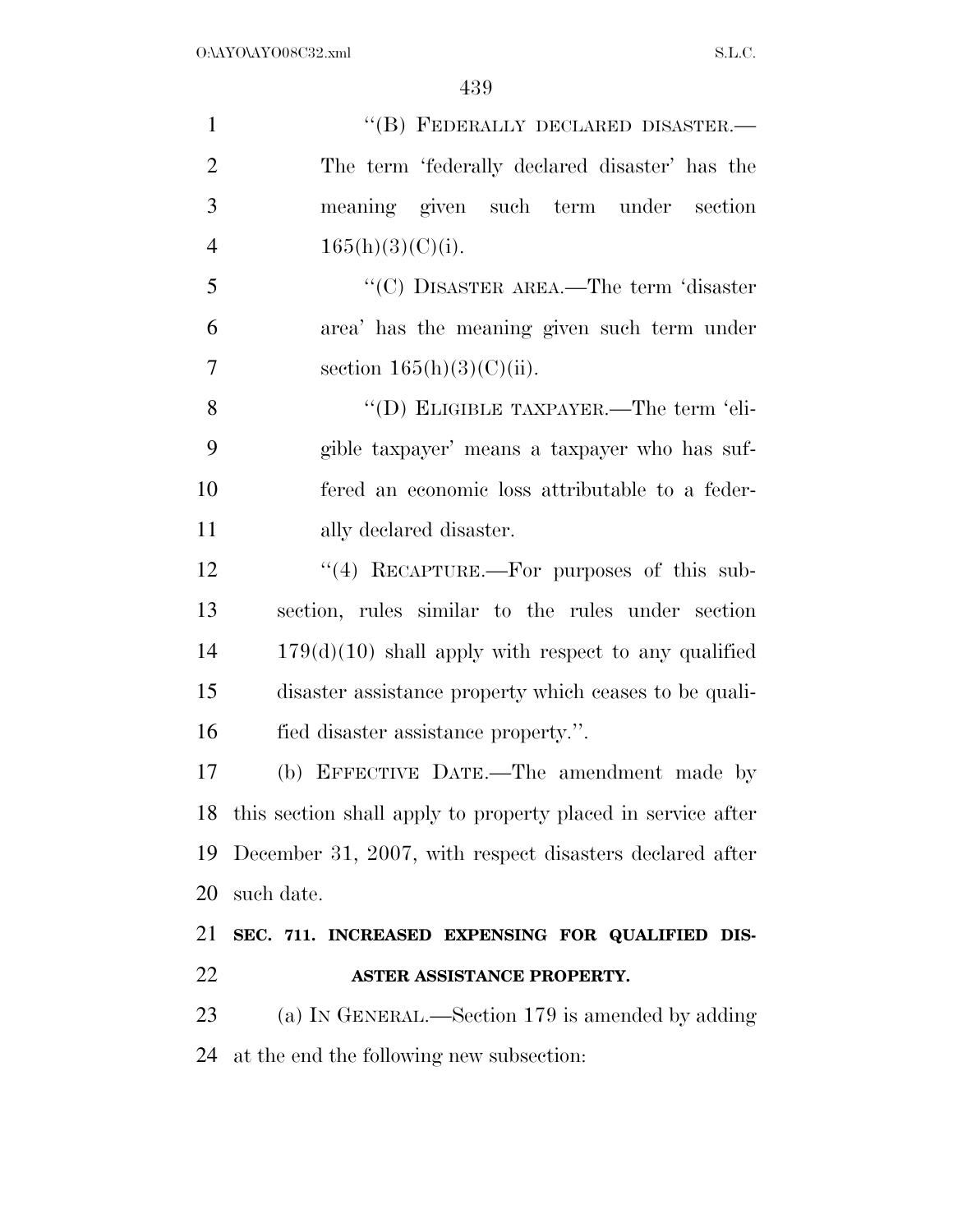"(B) FEDERALLY DECLARED DISASTER.— The term 'federally declared disaster' has the meaning given such term under section 165(h)(3)(C)(i).

"(C) DISASTER AREA.—The term 'disaster area' has the meaning given such term under section 165(h)(3)(C)(ii).

"(D) ELIGIBLE TAXPAYER.—The term 'eligible taxpayer' means a taxpayer who has suffered an economic loss attributable to a federally declared disaster.

"(4) RECAPTURE.—For purposes of this subsection, rules similar to the rules under section 179(d)(10) shall apply with respect to any qualified disaster assistance property which ceases to be qualified disaster assistance property.".

(b) EFFECTIVE DATE.—The amendment made by this section shall apply to property placed in service after December 31, 2007, with respect disasters declared after such date.

**SEC. 711. INCREASED EXPENSING FOR QUALIFIED DISASTER ASSISTANCE PROPERTY.**

(a) IN GENERAL.—Section 179 is amended by adding at the end the following new subsection: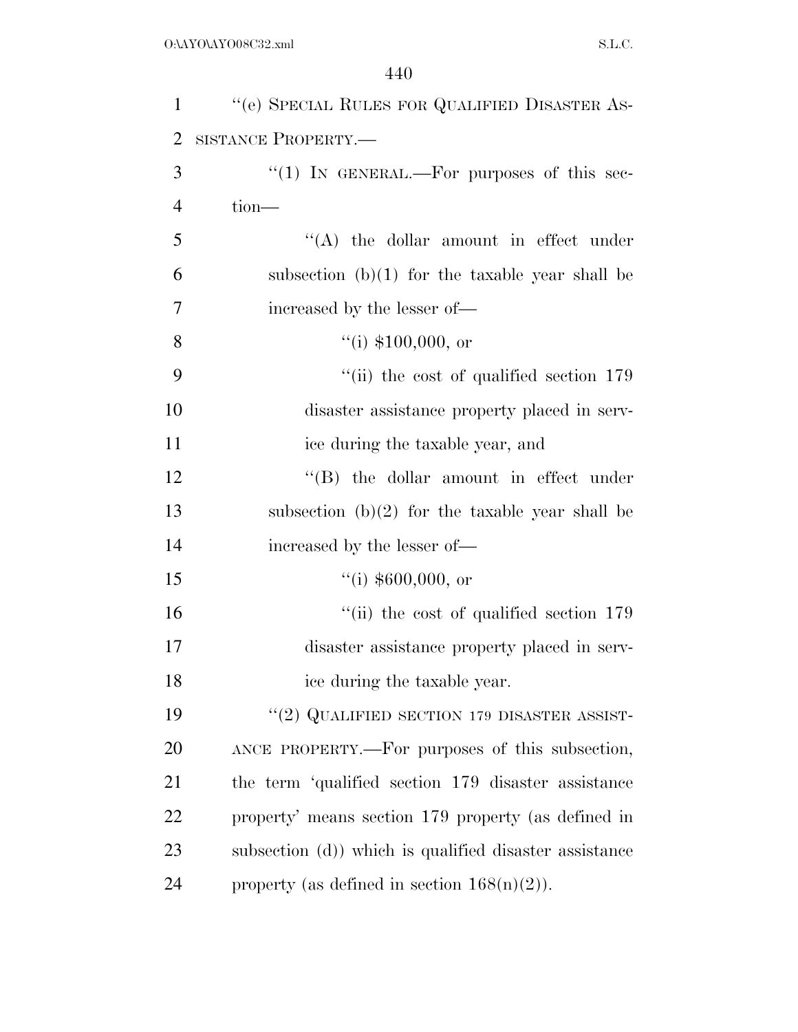"(e) SPECIAL RULES FOR QUALIFIED DISASTER ASSISTANCE PROPERTY.—

"(1) IN GENERAL.—For purposes of this section—

"(A) the dollar amount in effect under subsection (b)(1) for the taxable year shall be increased by the lesser of—

"(i) $100,000, or

"(ii) the cost of qualified section 179 disaster assistance property placed in service during the taxable year, and

"(B) the dollar amount in effect under subsection (b)(2) for the taxable year shall be increased by the lesser of—

"(i) $600,000, or

"(ii) the cost of qualified section 179 disaster assistance property placed in service during the taxable year.

"(2) QUALIFIED SECTION 179 DISASTER ASSISTANCE PROPERTY.—For purposes of this subsection, the term 'qualified section 179 disaster assistance property' means section 179 property (as defined in subsection (d)) which is qualified disaster assistance property (as defined in section 168(n)(2)).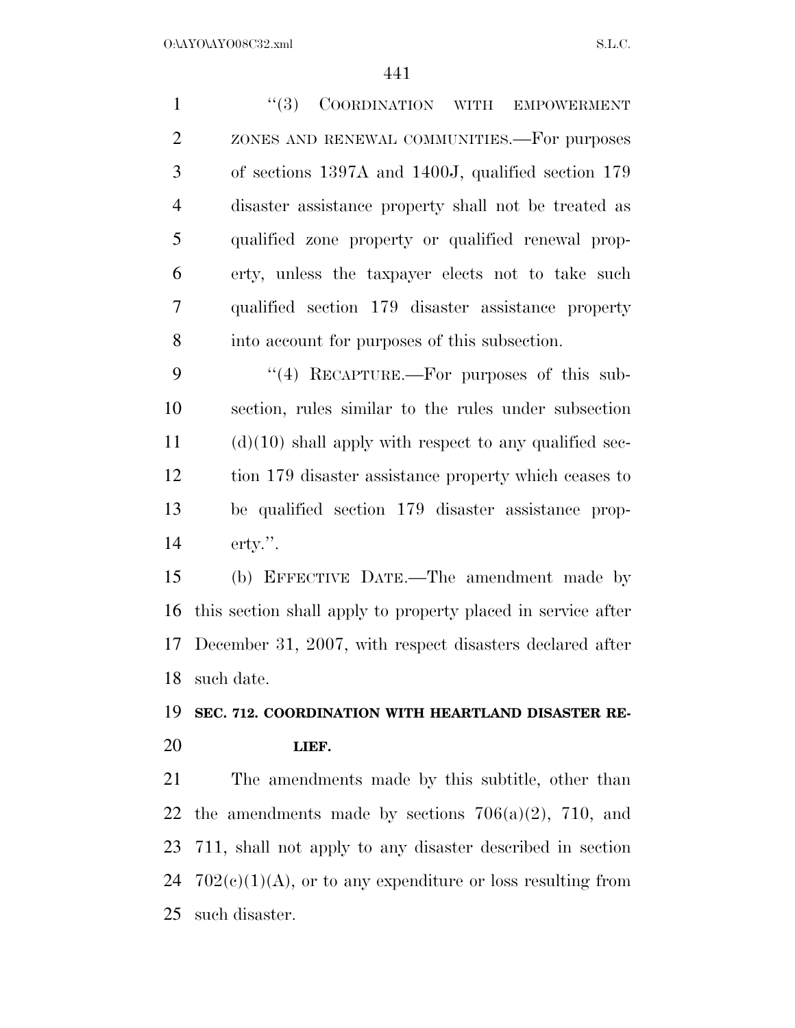"(3) COORDINATION WITH EMPOWERMENT ZONES AND RENEWAL COMMUNITIES.—For purposes of sections 1397A and 1400J, qualified section 179 disaster assistance property shall not be treated as qualified zone property or qualified renewal property, unless the taxpayer elects not to take such qualified section 179 disaster assistance property into account for purposes of this subsection.

"(4) RECAPTURE.—For purposes of this subsection, rules similar to the rules under subsection (d)(10) shall apply with respect to any qualified section 179 disaster assistance property which ceases to be qualified section 179 disaster assistance property.".

(b) EFFECTIVE DATE.—The amendment made by this section shall apply to property placed in service after December 31, 2007, with respect disasters declared after such date.

**SEC. 712. COORDINATION WITH HEARTLAND DISASTER RELIEF.**

The amendments made by this subtitle, other than the amendments made by sections 706(a)(2), 710, and 711, shall not apply to any disaster described in section 702(c)(1)(A), or to any expenditure or loss resulting from such disaster.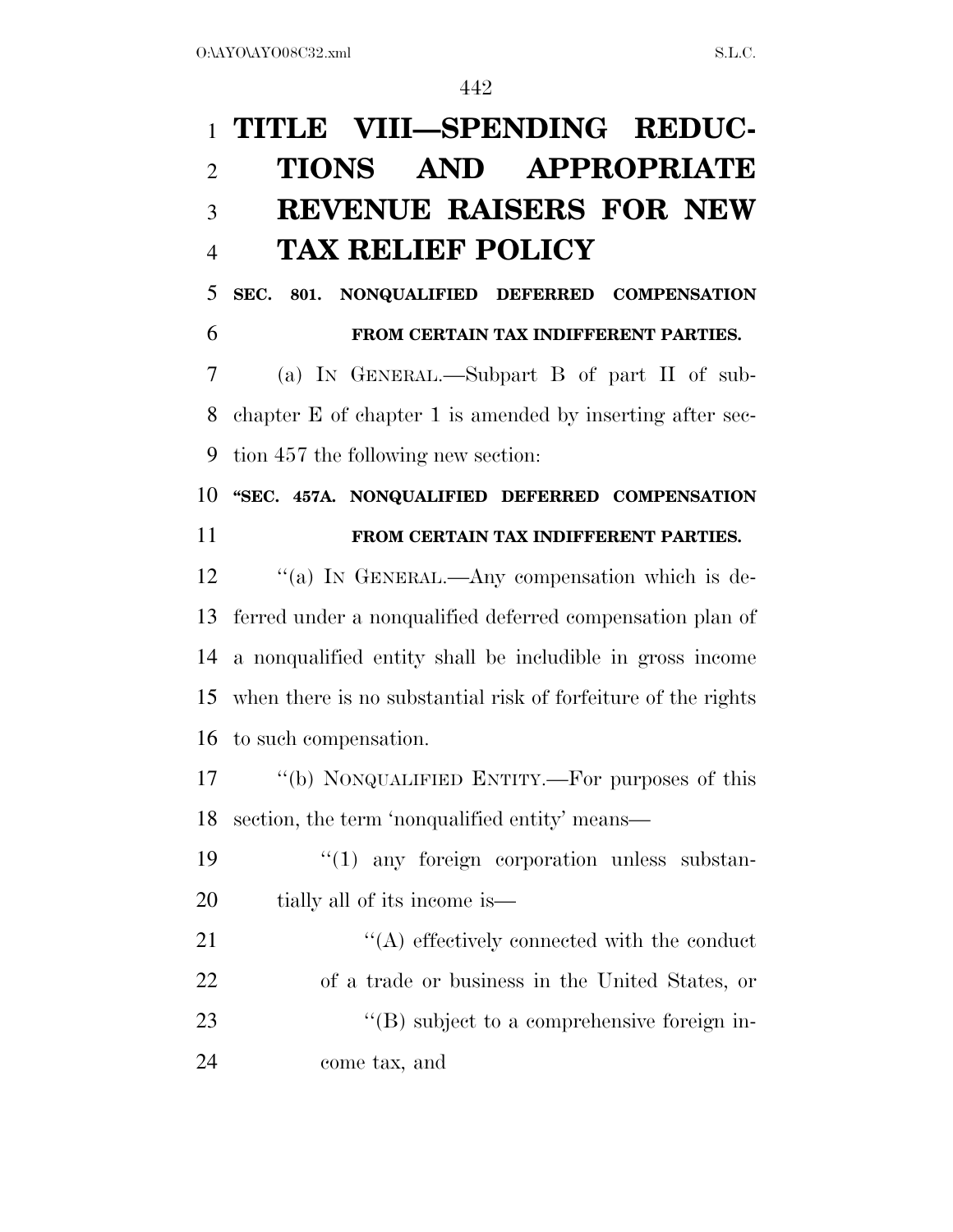# TITLE VIII—SPENDING REDUCTIONS AND APPROPRIATE REVENUE RAISERS FOR NEW TAX RELIEF POLICY

## SEC. 801. NONQUALIFIED DEFERRED COMPENSATION FROM CERTAIN TAX INDIFFERENT PARTIES.

(a) IN GENERAL.—Subpart B of part II of subchapter E of chapter 1 is amended by inserting after section 457 the following new section:

### "SEC. 457A. NONQUALIFIED DEFERRED COMPENSATION FROM CERTAIN TAX INDIFFERENT PARTIES.

"(a) IN GENERAL.—Any compensation which is deferred under a nonqualified deferred compensation plan of a nonqualified entity shall be includible in gross income when there is no substantial risk of forfeiture of the rights to such compensation.

"(b) NONQUALIFIED ENTITY.—For purposes of this section, the term 'nonqualified entity' means—

"(1) any foreign corporation unless substantially all of its income is—

"(A) effectively connected with the conduct of a trade or business in the United States, or

"(B) subject to a comprehensive foreign income tax, and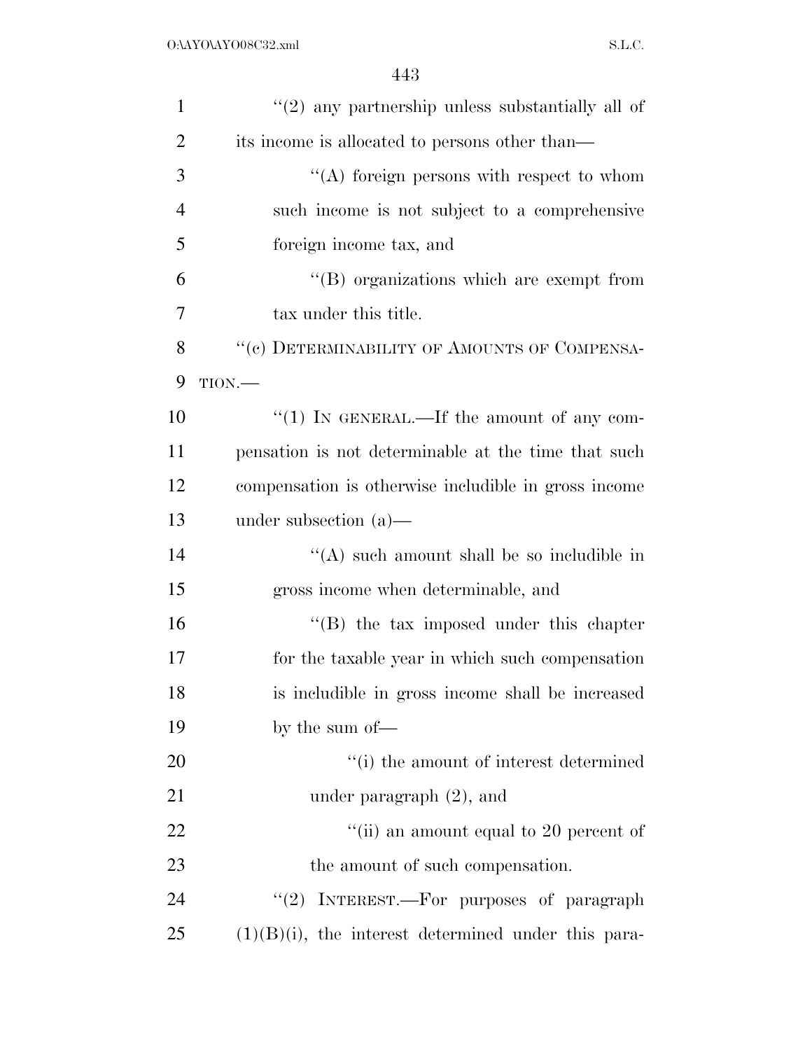''(2) any partnership unless substantially all of its income is allocated to persons other than—

''(A) foreign persons with respect to whom such income is not subject to a comprehensive foreign income tax, and

''(B) organizations which are exempt from tax under this title.

''(c) DETERMINABILITY OF AMOUNTS OF COMPENSATION.—

''(1) IN GENERAL.—If the amount of any compensation is not determinable at the time that such compensation is otherwise includible in gross income under subsection (a)—

''(A) such amount shall be so includible in gross income when determinable, and

''(B) the tax imposed under this chapter for the taxable year in which such compensation is includible in gross income shall be increased by the sum of—

''(i) the amount of interest determined under paragraph (2), and

''(ii) an amount equal to 20 percent of the amount of such compensation.

''(2) INTEREST.—For purposes of paragraph (1)(B)(i), the interest determined under this para-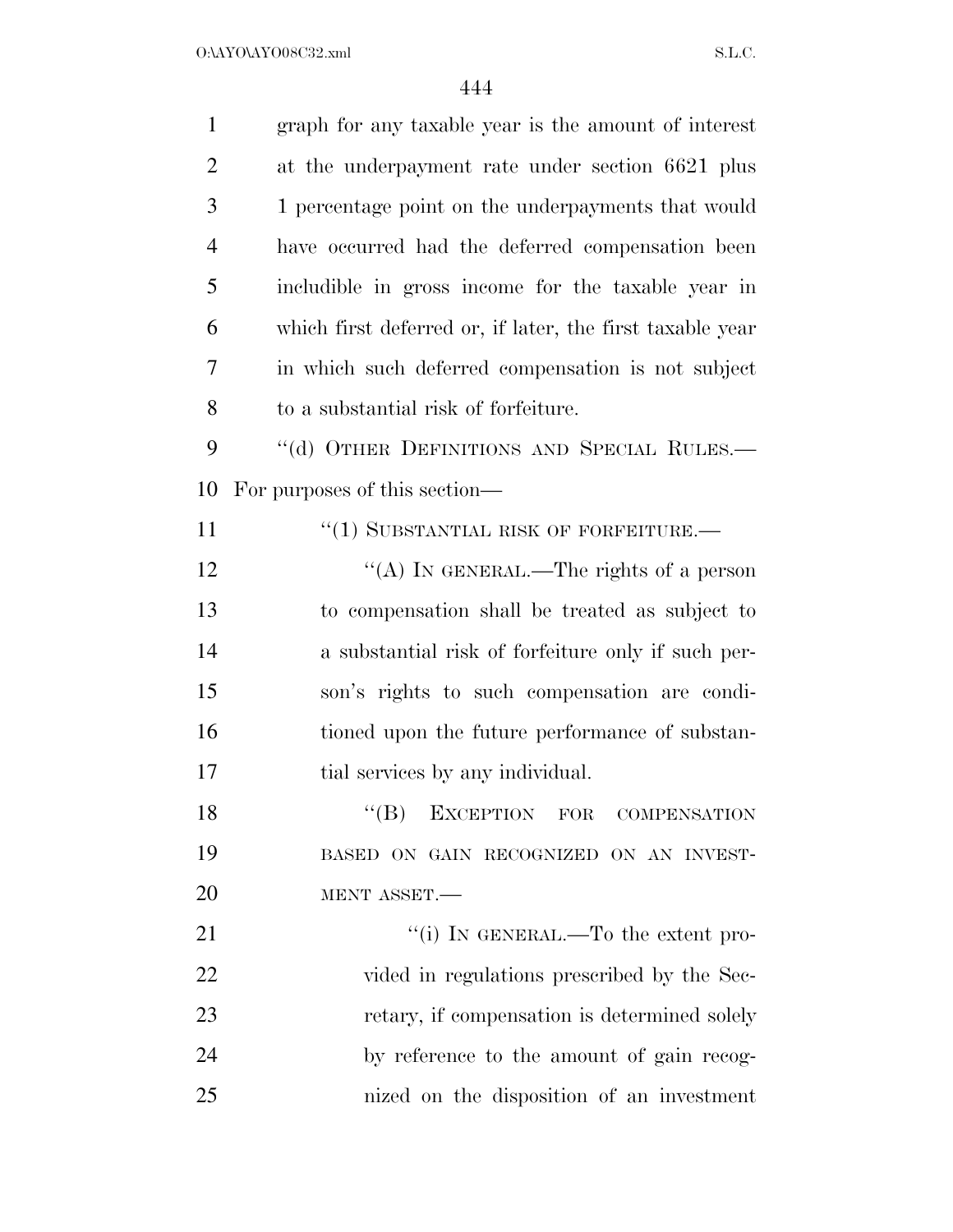graph for any taxable year is the amount of interest at the underpayment rate under section 6621 plus 1 percentage point on the underpayments that would have occurred had the deferred compensation been includible in gross income for the taxable year in which first deferred or, if later, the first taxable year in which such deferred compensation is not subject to a substantial risk of forfeiture.

"(d) OTHER DEFINITIONS AND SPECIAL RULES.—For purposes of this section—

"(1) SUBSTANTIAL RISK OF FORFEITURE.—

"(A) IN GENERAL.—The rights of a person to compensation shall be treated as subject to a substantial risk of forfeiture only if such person's rights to such compensation are conditioned upon the future performance of substantial services by any individual.

"(B) EXCEPTION FOR COMPENSATION BASED ON GAIN RECOGNIZED ON AN INVESTMENT ASSET.—

"(i) IN GENERAL.—To the extent provided in regulations prescribed by the Secretary, if compensation is determined solely by reference to the amount of gain recognized on the disposition of an investment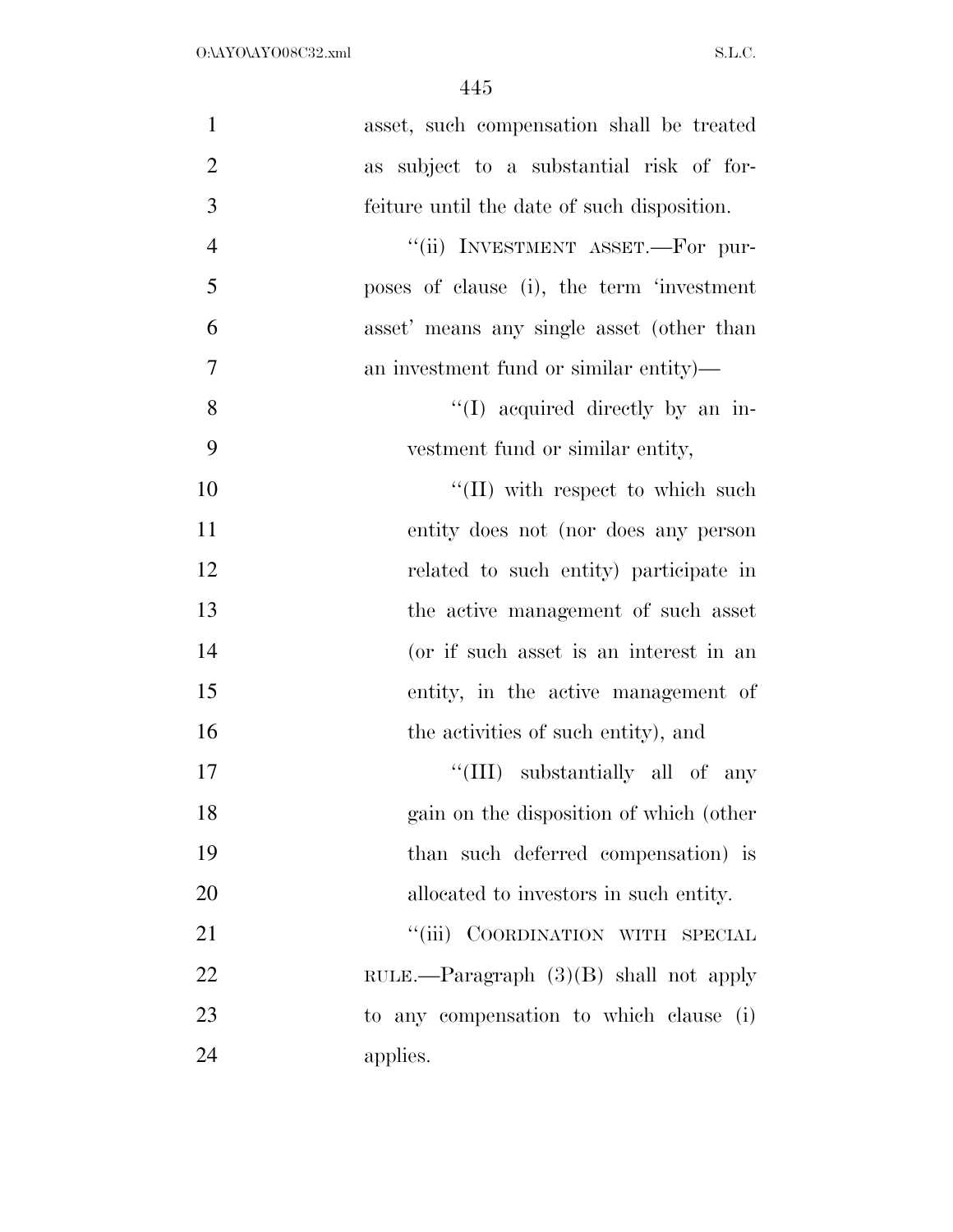asset, such compensation shall be treated as subject to a substantial risk of forfeiture until the date of such disposition.

''(ii) INVESTMENT ASSET.—For purposes of clause (i), the term 'investment asset' means any single asset (other than an investment fund or similar entity)—

''(I) acquired directly by an investment fund or similar entity,

''(II) with respect to which such entity does not (nor does any person related to such entity) participate in the active management of such asset (or if such asset is an interest in an entity, in the active management of the activities of such entity), and

''(III) substantially all of any gain on the disposition of which (other than such deferred compensation) is allocated to investors in such entity.

''(iii) COORDINATION WITH SPECIAL RULE.—Paragraph (3)(B) shall not apply to any compensation to which clause (i) applies.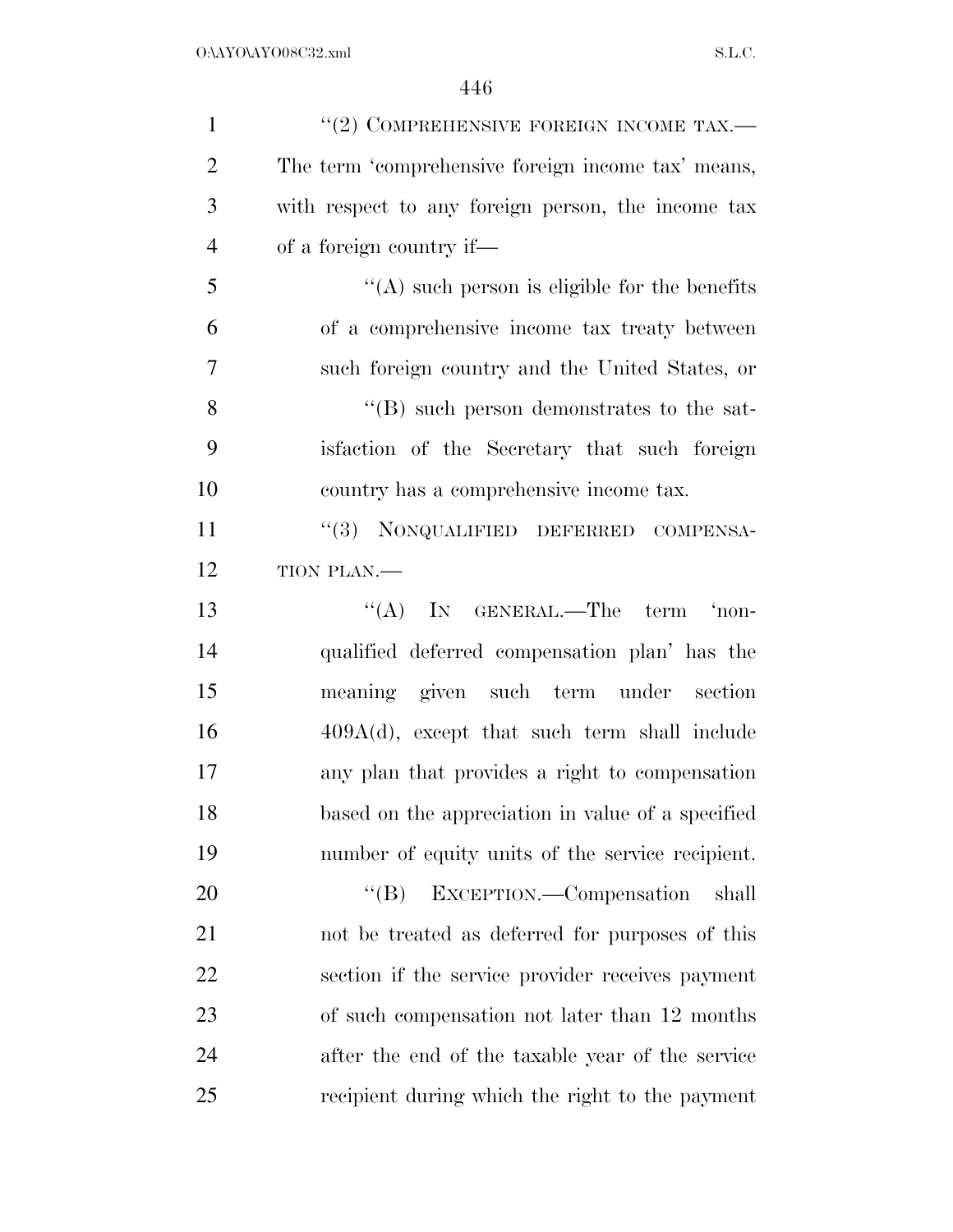"(2) COMPREHENSIVE FOREIGN INCOME TAX.— The term 'comprehensive foreign income tax' means, with respect to any foreign person, the income tax of a foreign country if—

"(A) such person is eligible for the benefits of a comprehensive income tax treaty between such foreign country and the United States, or

"(B) such person demonstrates to the satisfaction of the Secretary that such foreign country has a comprehensive income tax.

"(3) NONQUALIFIED DEFERRED COMPENSATION PLAN.—

"(A) IN GENERAL.—The term 'nonqualified deferred compensation plan' has the meaning given such term under section 409A(d), except that such term shall include any plan that provides a right to compensation based on the appreciation in value of a specified number of equity units of the service recipient.

"(B) EXCEPTION.—Compensation shall not be treated as deferred for purposes of this section if the service provider receives payment of such compensation not later than 12 months after the end of the taxable year of the service recipient during which the right to the payment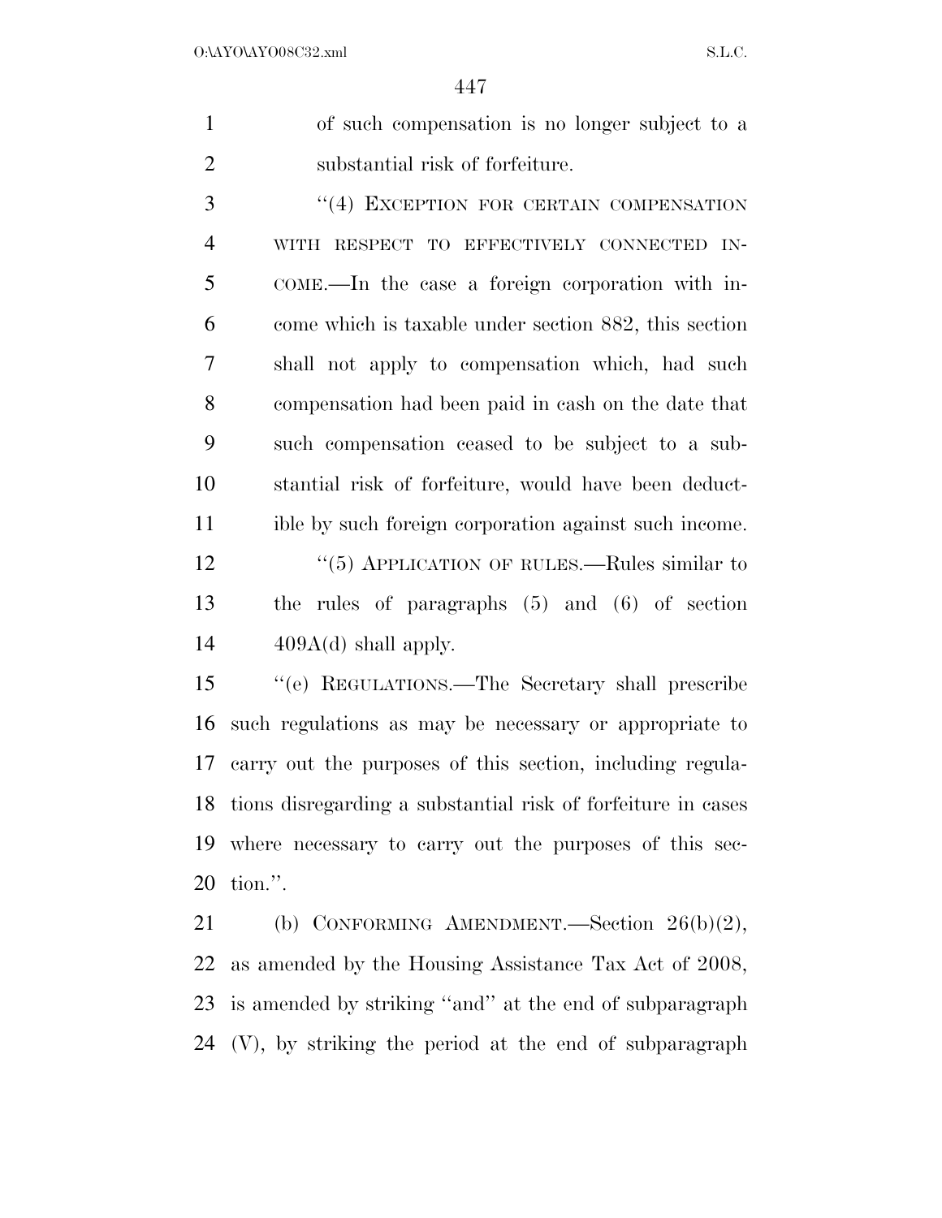of such compensation is no longer subject to a substantial risk of forfeiture.

"(4) EXCEPTION FOR CERTAIN COMPENSATION WITH RESPECT TO EFFECTIVELY CONNECTED INCOME.—In the case a foreign corporation with income which is taxable under section 882, this section shall not apply to compensation which, had such compensation had been paid in cash on the date that such compensation ceased to be subject to a substantial risk of forfeiture, would have been deductible by such foreign corporation against such income.

"(5) APPLICATION OF RULES.—Rules similar to the rules of paragraphs (5) and (6) of section 409A(d) shall apply.

"(e) REGULATIONS.—The Secretary shall prescribe such regulations as may be necessary or appropriate to carry out the purposes of this section, including regulations disregarding a substantial risk of forfeiture in cases where necessary to carry out the purposes of this section.".

(b) CONFORMING AMENDMENT.—Section 26(b)(2), as amended by the Housing Assistance Tax Act of 2008, is amended by striking "and" at the end of subparagraph (V), by striking the period at the end of subparagraph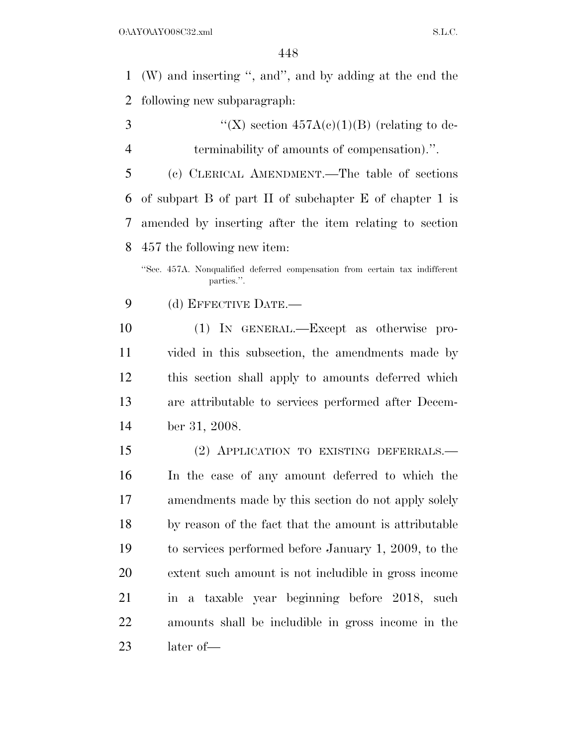(W) and inserting ", and", and by adding at the end the following new subparagraph:

"(X) section 457A(c)(1)(B) (relating to determinability of amounts of compensation).".

(c) CLERICAL AMENDMENT.—The table of sections of subpart B of part II of subchapter E of chapter 1 is amended by inserting after the item relating to section 457 the following new item:

"Sec. 457A. Nonqualified deferred compensation from certain tax indifferent parties.".

(d) EFFECTIVE DATE.—

(1) IN GENERAL.—Except as otherwise provided in this subsection, the amendments made by this section shall apply to amounts deferred which are attributable to services performed after December 31, 2008.

(2) APPLICATION TO EXISTING DEFERRALS.—In the case of any amount deferred to which the amendments made by this section do not apply solely by reason of the fact that the amount is attributable to services performed before January 1, 2009, to the extent such amount is not includible in gross income in a taxable year beginning before 2018, such amounts shall be includible in gross income in the later of—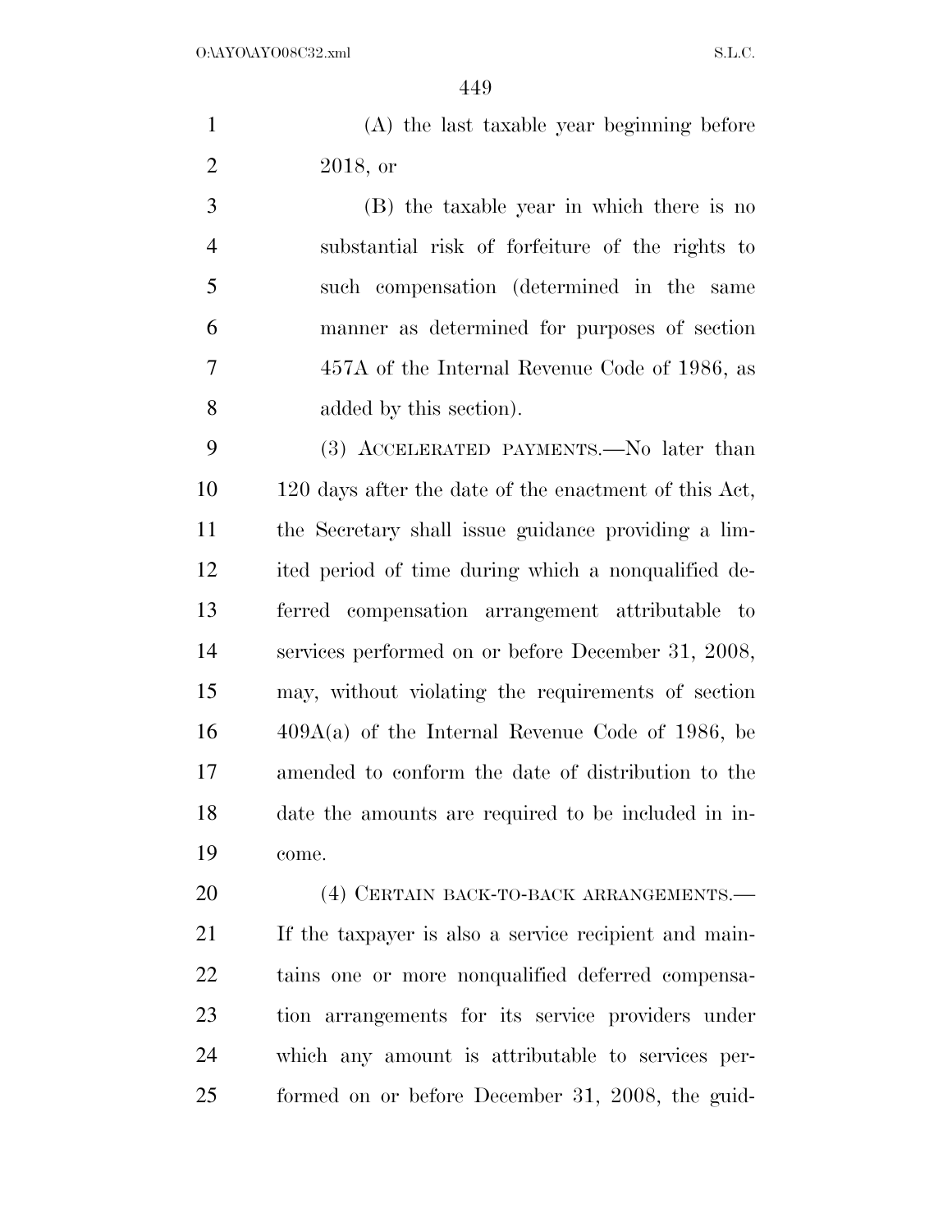(A) the last taxable year beginning before 2018, or

(B) the taxable year in which there is no substantial risk of forfeiture of the rights to such compensation (determined in the same manner as determined for purposes of section 457A of the Internal Revenue Code of 1986, as added by this section).

(3) ACCELERATED PAYMENTS.—No later than 120 days after the date of the enactment of this Act, the Secretary shall issue guidance providing a limited period of time during which a nonqualified deferred compensation arrangement attributable to services performed on or before December 31, 2008, may, without violating the requirements of section 409A(a) of the Internal Revenue Code of 1986, be amended to conform the date of distribution to the date the amounts are required to be included in income.

(4) CERTAIN BACK-TO-BACK ARRANGEMENTS.— If the taxpayer is also a service recipient and maintains one or more nonqualified deferred compensation arrangements for its service providers under which any amount is attributable to services performed on or before December 31, 2008, the guid-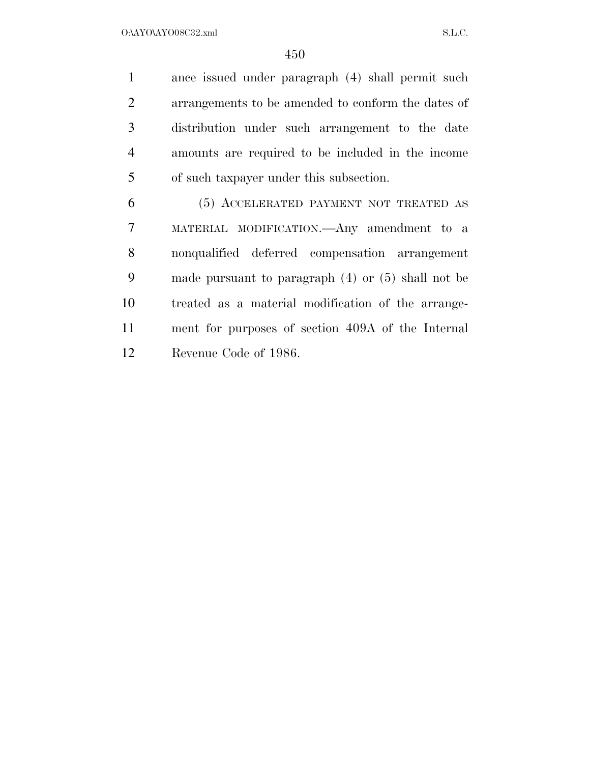ance issued under paragraph (4) shall permit such arrangements to be amended to conform the dates of distribution under such arrangement to the date amounts are required to be included in the income of such taxpayer under this subsection.

(5) ACCELERATED PAYMENT NOT TREATED AS MATERIAL MODIFICATION.—Any amendment to a nonqualified deferred compensation arrangement made pursuant to paragraph (4) or (5) shall not be treated as a material modification of the arrangement for purposes of section 409A of the Internal Revenue Code of 1986.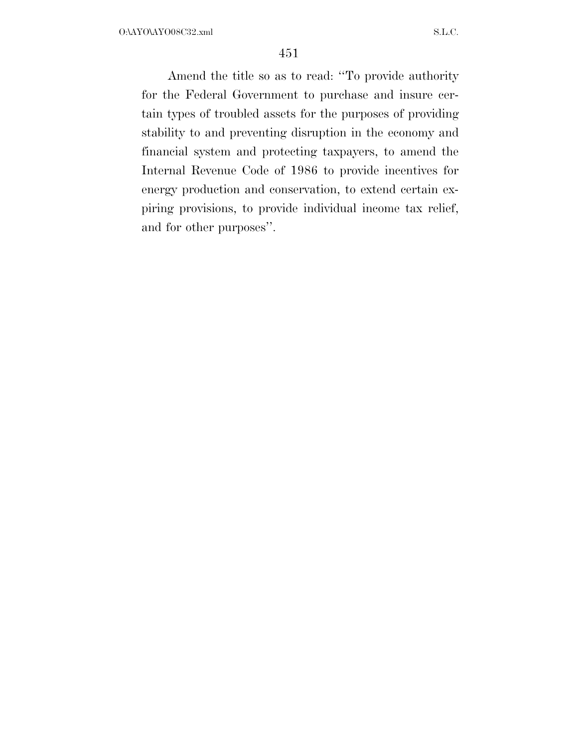Amend the title so as to read: ''To provide authority for the Federal Government to purchase and insure certain types of troubled assets for the purposes of providing stability to and preventing disruption in the economy and financial system and protecting taxpayers, to amend the Internal Revenue Code of 1986 to provide incentives for energy production and conservation, to extend certain expiring provisions, to provide individual income tax relief, and for other purposes''.